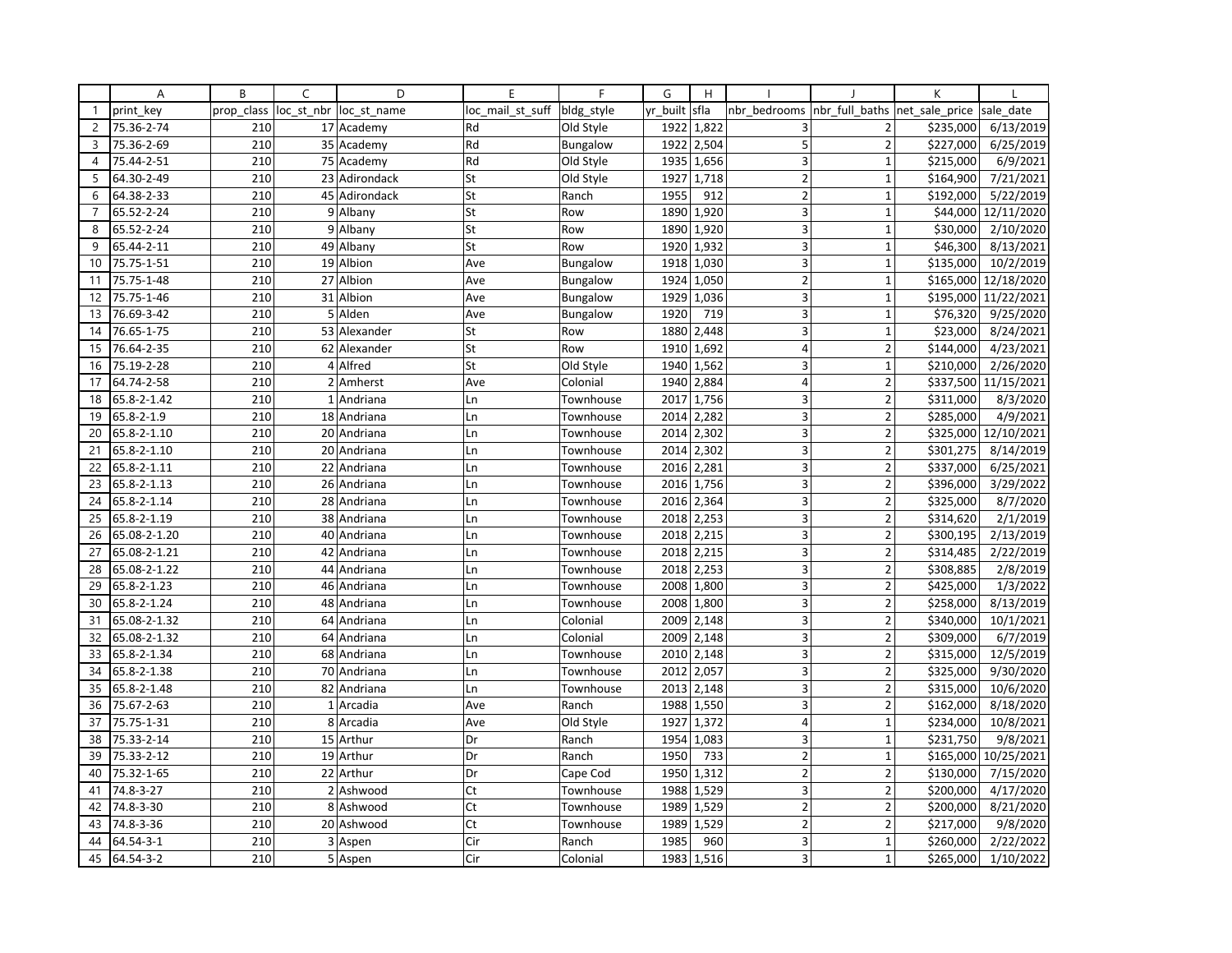| print_key | prop_class | loc_st_nbr | loc_st_name | loc_mail_st_suff | bldg_style | yr_built | sfla | nbr_bedrooms | nbr_full_baths | net_sale_price | sale_date |
|---|---|---|---|---|---|---|---|---|---|---|---|
| 75.36-2-74 | 210 | 17 | Academy | Rd | Old Style | 1922 | 1,822 | 3 | 2 | $235,000 | 6/13/2019 |
| 75.36-2-69 | 210 | 35 | Academy | Rd | Bungalow | 1922 | 2,504 | 5 | 2 | $227,000 | 6/25/2019 |
| 75.44-2-51 | 210 | 75 | Academy | Rd | Old Style | 1935 | 1,656 | 3 | 1 | $215,000 | 6/9/2021 |
| 64.30-2-49 | 210 | 23 | Adirondack | St | Old Style | 1927 | 1,718 | 2 | 1 | $164,900 | 7/21/2021 |
| 64.38-2-33 | 210 | 45 | Adirondack | St | Ranch | 1955 | 912 | 2 | 1 | $192,000 | 5/22/2019 |
| 65.52-2-24 | 210 | 9 | Albany | St | Row | 1890 | 1,920 | 3 | 1 | $44,000 | 12/11/2020 |
| 65.52-2-24 | 210 | 9 | Albany | St | Row | 1890 | 1,920 | 3 | 1 | $30,000 | 2/10/2020 |
| 65.44-2-11 | 210 | 49 | Albany | St | Row | 1920 | 1,932 | 3 | 1 | $46,300 | 8/13/2021 |
| 75.75-1-51 | 210 | 19 | Albion | Ave | Bungalow | 1918 | 1,030 | 3 | 1 | $135,000 | 10/2/2019 |
| 75.75-1-48 | 210 | 27 | Albion | Ave | Bungalow | 1924 | 1,050 | 2 | 1 | $165,000 | 12/18/2020 |
| 75.75-1-46 | 210 | 31 | Albion | Ave | Bungalow | 1929 | 1,036 | 3 | 1 | $195,000 | 11/22/2021 |
| 76.69-3-42 | 210 | 5 | Alden | Ave | Bungalow | 1920 | 719 | 3 | 1 | $76,320 | 9/25/2020 |
| 76.65-1-75 | 210 | 53 | Alexander | St | Row | 1880 | 2,448 | 3 | 1 | $23,000 | 8/24/2021 |
| 76.64-2-35 | 210 | 62 | Alexander | St | Row | 1910 | 1,692 | 4 | 2 | $144,000 | 4/23/2021 |
| 75.19-2-28 | 210 | 4 | Alfred | St | Old Style | 1940 | 1,562 | 3 | 1 | $210,000 | 2/26/2020 |
| 64.74-2-58 | 210 | 2 | Amherst | Ave | Colonial | 1940 | 2,884 | 4 | 2 | $337,500 | 11/15/2021 |
| 65.8-2-1.42 | 210 | 1 | Andriana | Ln | Townhouse | 2017 | 1,756 | 3 | 2 | $311,000 | 8/3/2020 |
| 65.8-2-1.9 | 210 | 18 | Andriana | Ln | Townhouse | 2014 | 2,282 | 3 | 2 | $285,000 | 4/9/2021 |
| 65.8-2-1.10 | 210 | 20 | Andriana | Ln | Townhouse | 2014 | 2,302 | 3 | 2 | $325,000 | 12/10/2021 |
| 65.8-2-1.10 | 210 | 20 | Andriana | Ln | Townhouse | 2014 | 2,302 | 3 | 2 | $301,275 | 8/14/2019 |
| 65.8-2-1.11 | 210 | 22 | Andriana | Ln | Townhouse | 2016 | 2,281 | 3 | 2 | $337,000 | 6/25/2021 |
| 65.8-2-1.13 | 210 | 26 | Andriana | Ln | Townhouse | 2016 | 1,756 | 3 | 2 | $396,000 | 3/29/2022 |
| 65.8-2-1.14 | 210 | 28 | Andriana | Ln | Townhouse | 2016 | 2,364 | 3 | 2 | $325,000 | 8/7/2020 |
| 65.8-2-1.19 | 210 | 38 | Andriana | Ln | Townhouse | 2018 | 2,253 | 3 | 2 | $314,620 | 2/1/2019 |
| 65.08-2-1.20 | 210 | 40 | Andriana | Ln | Townhouse | 2018 | 2,215 | 3 | 2 | $300,195 | 2/13/2019 |
| 65.08-2-1.21 | 210 | 42 | Andriana | Ln | Townhouse | 2018 | 2,215 | 3 | 2 | $314,485 | 2/22/2019 |
| 65.08-2-1.22 | 210 | 44 | Andriana | Ln | Townhouse | 2018 | 2,253 | 3 | 2 | $308,885 | 2/8/2019 |
| 65.8-2-1.23 | 210 | 46 | Andriana | Ln | Townhouse | 2008 | 1,800 | 3 | 2 | $425,000 | 1/3/2022 |
| 65.8-2-1.24 | 210 | 48 | Andriana | Ln | Townhouse | 2008 | 1,800 | 3 | 2 | $258,000 | 8/13/2019 |
| 65.08-2-1.32 | 210 | 64 | Andriana | Ln | Colonial | 2009 | 2,148 | 3 | 2 | $340,000 | 10/1/2021 |
| 65.08-2-1.32 | 210 | 64 | Andriana | Ln | Colonial | 2009 | 2,148 | 3 | 2 | $309,000 | 6/7/2019 |
| 65.8-2-1.34 | 210 | 68 | Andriana | Ln | Townhouse | 2010 | 2,148 | 3 | 2 | $315,000 | 12/5/2019 |
| 65.8-2-1.38 | 210 | 70 | Andriana | Ln | Townhouse | 2012 | 2,057 | 3 | 2 | $325,000 | 9/30/2020 |
| 65.8-2-1.48 | 210 | 82 | Andriana | Ln | Townhouse | 2013 | 2,148 | 3 | 2 | $315,000 | 10/6/2020 |
| 75.67-2-63 | 210 | 1 | Arcadia | Ave | Ranch | 1988 | 1,550 | 3 | 2 | $162,000 | 8/18/2020 |
| 75.75-1-31 | 210 | 8 | Arcadia | Ave | Old Style | 1927 | 1,372 | 4 | 1 | $234,000 | 10/8/2021 |
| 75.33-2-14 | 210 | 15 | Arthur | Dr | Ranch | 1954 | 1,083 | 3 | 1 | $231,750 | 9/8/2021 |
| 75.33-2-12 | 210 | 19 | Arthur | Dr | Ranch | 1950 | 733 | 2 | 1 | $165,000 | 10/25/2021 |
| 75.32-1-65 | 210 | 22 | Arthur | Dr | Cape Cod | 1950 | 1,312 | 2 | 2 | $130,000 | 7/15/2020 |
| 74.8-3-27 | 210 | 2 | Ashwood | Ct | Townhouse | 1988 | 1,529 | 3 | 2 | $200,000 | 4/17/2020 |
| 74.8-3-30 | 210 | 8 | Ashwood | Ct | Townhouse | 1989 | 1,529 | 2 | 2 | $200,000 | 8/21/2020 |
| 74.8-3-36 | 210 | 20 | Ashwood | Ct | Townhouse | 1989 | 1,529 | 2 | 2 | $217,000 | 9/8/2020 |
| 64.54-3-1 | 210 | 3 | Aspen | Cir | Ranch | 1985 | 960 | 3 | 1 | $260,000 | 2/22/2022 |
| 64.54-3-2 | 210 | 5 | Aspen | Cir | Colonial | 1983 | 1,516 | 3 | 1 | $265,000 | 1/10/2022 |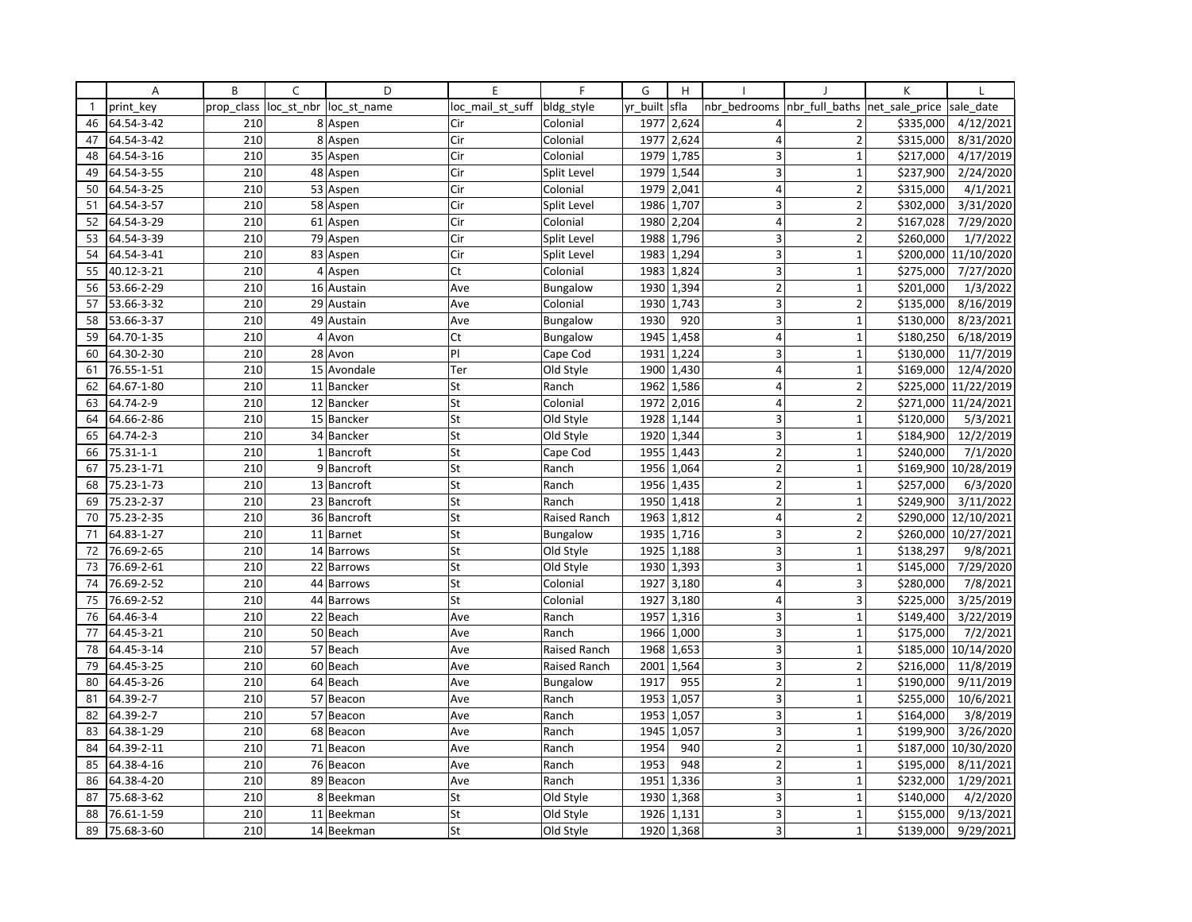| | A | B | C | D | E | F | G | H | I | J | K | L |
|---|---|---|---|---|---|---|---|---|---|---|---|---|
| 1 | print_key | prop_class | loc_st_nbr | loc_st_name | loc_mail_st_suff | bldg_style | yr_built | sfla | nbr_bedrooms | nbr_full_baths | net_sale_price | sale_date |
| 46 | 64.54-3-42 | 210 | 8 | Aspen | Cir | Colonial | 1977 | 2,624 | 4 | 2 | $335,000 | 4/12/2021 |
| 47 | 64.54-3-42 | 210 | 8 | Aspen | Cir | Colonial | 1977 | 2,624 | 4 | 2 | $315,000 | 8/31/2020 |
| 48 | 64.54-3-16 | 210 | 35 | Aspen | Cir | Colonial | 1979 | 1,785 | 3 | 1 | $217,000 | 4/17/2019 |
| 49 | 64.54-3-55 | 210 | 48 | Aspen | Cir | Split Level | 1979 | 1,544 | 3 | 1 | $237,900 | 2/24/2020 |
| 50 | 64.54-3-25 | 210 | 53 | Aspen | Cir | Colonial | 1979 | 2,041 | 4 | 2 | $315,000 | 4/1/2021 |
| 51 | 64.54-3-57 | 210 | 58 | Aspen | Cir | Split Level | 1986 | 1,707 | 3 | 2 | $302,000 | 3/31/2020 |
| 52 | 64.54-3-29 | 210 | 61 | Aspen | Cir | Colonial | 1980 | 2,204 | 4 | 2 | $167,028 | 7/29/2020 |
| 53 | 64.54-3-39 | 210 | 79 | Aspen | Cir | Split Level | 1988 | 1,796 | 3 | 2 | $260,000 | 1/7/2022 |
| 54 | 64.54-3-41 | 210 | 83 | Aspen | Cir | Split Level | 1983 | 1,294 | 3 | 1 | $200,000 | 11/10/2020 |
| 55 | 40.12-3-21 | 210 | 4 | Aspen | Ct | Colonial | 1983 | 1,824 | 3 | 1 | $275,000 | 7/27/2020 |
| 56 | 53.66-2-29 | 210 | 16 | Austain | Ave | Bungalow | 1930 | 1,394 | 2 | 1 | $201,000 | 1/3/2022 |
| 57 | 53.66-3-32 | 210 | 29 | Austain | Ave | Colonial | 1930 | 1,743 | 3 | 2 | $135,000 | 8/16/2019 |
| 58 | 53.66-3-37 | 210 | 49 | Austain | Ave | Bungalow | 1930 | 920 | 3 | 1 | $130,000 | 8/23/2021 |
| 59 | 64.70-1-35 | 210 | 4 | Avon | Ct | Bungalow | 1945 | 1,458 | 4 | 1 | $180,250 | 6/18/2019 |
| 60 | 64.30-2-30 | 210 | 28 | Avon | Pl | Cape Cod | 1931 | 1,224 | 3 | 1 | $130,000 | 11/7/2019 |
| 61 | 76.55-1-51 | 210 | 15 | Avondale | Ter | Old Style | 1900 | 1,430 | 4 | 1 | $169,000 | 12/4/2020 |
| 62 | 64.67-1-80 | 210 | 11 | Bancker | St | Ranch | 1962 | 1,586 | 4 | 2 | $225,000 | 11/22/2019 |
| 63 | 64.74-2-9 | 210 | 12 | Bancker | St | Colonial | 1972 | 2,016 | 4 | 2 | $271,000 | 11/24/2021 |
| 64 | 64.66-2-86 | 210 | 15 | Bancker | St | Old Style | 1928 | 1,144 | 3 | 1 | $120,000 | 5/3/2021 |
| 65 | 64.74-2-3 | 210 | 34 | Bancker | St | Old Style | 1920 | 1,344 | 3 | 1 | $184,900 | 12/2/2019 |
| 66 | 75.31-1-1 | 210 | 1 | Bancroft | St | Cape Cod | 1955 | 1,443 | 2 | 1 | $240,000 | 7/1/2020 |
| 67 | 75.23-1-71 | 210 | 9 | Bancroft | St | Ranch | 1956 | 1,064 | 2 | 1 | $169,900 | 10/28/2019 |
| 68 | 75.23-1-73 | 210 | 13 | Bancroft | St | Ranch | 1956 | 1,435 | 2 | 1 | $257,000 | 6/3/2020 |
| 69 | 75.23-2-37 | 210 | 23 | Bancroft | St | Ranch | 1950 | 1,418 | 2 | 1 | $249,900 | 3/11/2022 |
| 70 | 75.23-2-35 | 210 | 36 | Bancroft | St | Raised Ranch | 1963 | 1,812 | 4 | 2 | $290,000 | 12/10/2021 |
| 71 | 64.83-1-27 | 210 | 11 | Barnet | St | Bungalow | 1935 | 1,716 | 3 | 2 | $260,000 | 10/27/2021 |
| 72 | 76.69-2-65 | 210 | 14 | Barrows | St | Old Style | 1925 | 1,188 | 3 | 1 | $138,297 | 9/8/2021 |
| 73 | 76.69-2-61 | 210 | 22 | Barrows | St | Old Style | 1930 | 1,393 | 3 | 1 | $145,000 | 7/29/2020 |
| 74 | 76.69-2-52 | 210 | 44 | Barrows | St | Colonial | 1927 | 3,180 | 4 | 3 | $280,000 | 7/8/2021 |
| 75 | 76.69-2-52 | 210 | 44 | Barrows | St | Colonial | 1927 | 3,180 | 4 | 3 | $225,000 | 3/25/2019 |
| 76 | 64.46-3-4 | 210 | 22 | Beach | Ave | Ranch | 1957 | 1,316 | 3 | 1 | $149,400 | 3/22/2019 |
| 77 | 64.45-3-21 | 210 | 50 | Beach | Ave | Ranch | 1966 | 1,000 | 3 | 1 | $175,000 | 7/2/2021 |
| 78 | 64.45-3-14 | 210 | 57 | Beach | Ave | Raised Ranch | 1968 | 1,653 | 3 | 1 | $185,000 | 10/14/2020 |
| 79 | 64.45-3-25 | 210 | 60 | Beach | Ave | Raised Ranch | 2001 | 1,564 | 3 | 2 | $216,000 | 11/8/2019 |
| 80 | 64.45-3-26 | 210 | 64 | Beach | Ave | Bungalow | 1917 | 955 | 2 | 1 | $190,000 | 9/11/2019 |
| 81 | 64.39-2-7 | 210 | 57 | Beacon | Ave | Ranch | 1953 | 1,057 | 3 | 1 | $255,000 | 10/6/2021 |
| 82 | 64.39-2-7 | 210 | 57 | Beacon | Ave | Ranch | 1953 | 1,057 | 3 | 1 | $164,000 | 3/8/2019 |
| 83 | 64.38-1-29 | 210 | 68 | Beacon | Ave | Ranch | 1945 | 1,057 | 3 | 1 | $199,900 | 3/26/2020 |
| 84 | 64.39-2-11 | 210 | 71 | Beacon | Ave | Ranch | 1954 | 940 | 2 | 1 | $187,000 | 10/30/2020 |
| 85 | 64.38-4-16 | 210 | 76 | Beacon | Ave | Ranch | 1953 | 948 | 2 | 1 | $195,000 | 8/11/2021 |
| 86 | 64.38-4-20 | 210 | 89 | Beacon | Ave | Ranch | 1951 | 1,336 | 3 | 1 | $232,000 | 1/29/2021 |
| 87 | 75.68-3-62 | 210 | 8 | Beekman | St | Old Style | 1930 | 1,368 | 3 | 1 | $140,000 | 4/2/2020 |
| 88 | 76.61-1-59 | 210 | 11 | Beekman | St | Old Style | 1926 | 1,131 | 3 | 1 | $155,000 | 9/13/2021 |
| 89 | 75.68-3-60 | 210 | 14 | Beekman | St | Old Style | 1920 | 1,368 | 3 | 1 | $139,000 | 9/29/2021 |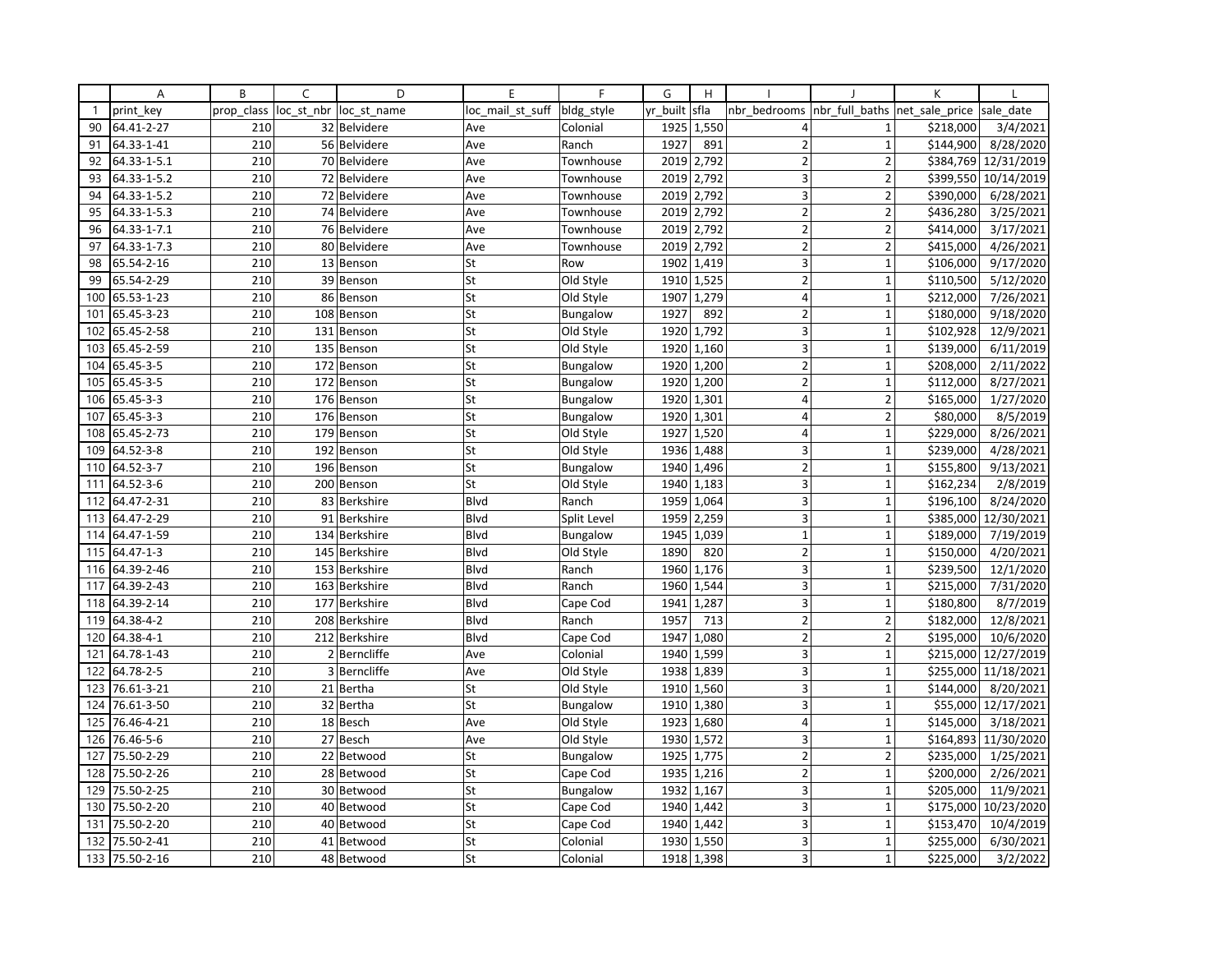| | A | B | C | D | E | F | G | H | I | J | K | L |
|---|---|---|---|---|---|---|---|---|---|---|---|---|
| 1 | print_key | prop_class | loc_st_nbr | loc_st_name | loc_mail_st_suff | bldg_style | yr_built | sfla | nbr_bedrooms | nbr_full_baths | net_sale_price | sale_date |
| 90 | 64.41-2-27 | 210 | 32 | Belvidere | Ave | Colonial | 1925 | 1,550 | 4 | 1 | $218,000 | 3/4/2021 |
| 91 | 64.33-1-41 | 210 | 56 | Belvidere | Ave | Ranch | 1927 | 891 | 2 | 1 | $144,900 | 8/28/2020 |
| 92 | 64.33-1-5.1 | 210 | 70 | Belvidere | Ave | Townhouse | 2019 | 2,792 | 2 | 2 | $384,769 | 12/31/2019 |
| 93 | 64.33-1-5.2 | 210 | 72 | Belvidere | Ave | Townhouse | 2019 | 2,792 | 3 | 2 | $399,550 | 10/14/2019 |
| 94 | 64.33-1-5.2 | 210 | 72 | Belvidere | Ave | Townhouse | 2019 | 2,792 | 3 | 2 | $390,000 | 6/28/2021 |
| 95 | 64.33-1-5.3 | 210 | 74 | Belvidere | Ave | Townhouse | 2019 | 2,792 | 2 | 2 | $436,280 | 3/25/2021 |
| 96 | 64.33-1-7.1 | 210 | 76 | Belvidere | Ave | Townhouse | 2019 | 2,792 | 2 | 2 | $414,000 | 3/17/2021 |
| 97 | 64.33-1-7.3 | 210 | 80 | Belvidere | Ave | Townhouse | 2019 | 2,792 | 2 | 2 | $415,000 | 4/26/2021 |
| 98 | 65.54-2-16 | 210 | 13 | Benson | St | Row | 1902 | 1,419 | 3 | 1 | $106,000 | 9/17/2020 |
| 99 | 65.54-2-29 | 210 | 39 | Benson | St | Old Style | 1910 | 1,525 | 2 | 1 | $110,500 | 5/12/2020 |
| 100 | 65.53-1-23 | 210 | 86 | Benson | St | Old Style | 1907 | 1,279 | 4 | 1 | $212,000 | 7/26/2021 |
| 101 | 65.45-3-23 | 210 | 108 | Benson | St | Bungalow | 1927 | 892 | 2 | 1 | $180,000 | 9/18/2020 |
| 102 | 65.45-2-58 | 210 | 131 | Benson | St | Old Style | 1920 | 1,792 | 3 | 1 | $102,928 | 12/9/2021 |
| 103 | 65.45-2-59 | 210 | 135 | Benson | St | Old Style | 1920 | 1,160 | 3 | 1 | $139,000 | 6/11/2019 |
| 104 | 65.45-3-5 | 210 | 172 | Benson | St | Bungalow | 1920 | 1,200 | 2 | 1 | $208,000 | 2/11/2022 |
| 105 | 65.45-3-5 | 210 | 172 | Benson | St | Bungalow | 1920 | 1,200 | 2 | 1 | $112,000 | 8/27/2021 |
| 106 | 65.45-3-3 | 210 | 176 | Benson | St | Bungalow | 1920 | 1,301 | 4 | 2 | $165,000 | 1/27/2020 |
| 107 | 65.45-3-3 | 210 | 176 | Benson | St | Bungalow | 1920 | 1,301 | 4 | 2 | $80,000 | 8/5/2019 |
| 108 | 65.45-2-73 | 210 | 179 | Benson | St | Old Style | 1927 | 1,520 | 4 | 1 | $229,000 | 8/26/2021 |
| 109 | 64.52-3-8 | 210 | 192 | Benson | St | Old Style | 1936 | 1,488 | 3 | 1 | $239,000 | 4/28/2021 |
| 110 | 64.52-3-7 | 210 | 196 | Benson | St | Bungalow | 1940 | 1,496 | 2 | 1 | $155,800 | 9/13/2021 |
| 111 | 64.52-3-6 | 210 | 200 | Benson | St | Old Style | 1940 | 1,183 | 3 | 1 | $162,234 | 2/8/2019 |
| 112 | 64.47-2-31 | 210 | 83 | Berkshire | Blvd | Ranch | 1959 | 1,064 | 3 | 1 | $196,100 | 8/24/2020 |
| 113 | 64.47-2-29 | 210 | 91 | Berkshire | Blvd | Split Level | 1959 | 2,259 | 3 | 1 | $385,000 | 12/30/2021 |
| 114 | 64.47-1-59 | 210 | 134 | Berkshire | Blvd | Bungalow | 1945 | 1,039 | 1 | 1 | $189,000 | 7/19/2019 |
| 115 | 64.47-1-3 | 210 | 145 | Berkshire | Blvd | Old Style | 1890 | 820 | 2 | 1 | $150,000 | 4/20/2021 |
| 116 | 64.39-2-46 | 210 | 153 | Berkshire | Blvd | Ranch | 1960 | 1,176 | 3 | 1 | $239,500 | 12/1/2020 |
| 117 | 64.39-2-43 | 210 | 163 | Berkshire | Blvd | Ranch | 1960 | 1,544 | 3 | 1 | $215,000 | 7/31/2020 |
| 118 | 64.39-2-14 | 210 | 177 | Berkshire | Blvd | Cape Cod | 1941 | 1,287 | 3 | 1 | $180,800 | 8/7/2019 |
| 119 | 64.38-4-2 | 210 | 208 | Berkshire | Blvd | Ranch | 1957 | 713 | 2 | 2 | $182,000 | 12/8/2021 |
| 120 | 64.38-4-1 | 210 | 212 | Berkshire | Blvd | Cape Cod | 1947 | 1,080 | 2 | 2 | $195,000 | 10/6/2020 |
| 121 | 64.78-1-43 | 210 | 2 | Berncliffe | Ave | Colonial | 1940 | 1,599 | 3 | 1 | $215,000 | 12/27/2019 |
| 122 | 64.78-2-5 | 210 | 3 | Berncliffe | Ave | Old Style | 1938 | 1,839 | 3 | 1 | $255,000 | 11/18/2021 |
| 123 | 76.61-3-21 | 210 | 21 | Bertha | St | Old Style | 1910 | 1,560 | 3 | 1 | $144,000 | 8/20/2021 |
| 124 | 76.61-3-50 | 210 | 32 | Bertha | St | Bungalow | 1910 | 1,380 | 3 | 1 | $55,000 | 12/17/2021 |
| 125 | 76.46-4-21 | 210 | 18 | Besch | Ave | Old Style | 1923 | 1,680 | 4 | 1 | $145,000 | 3/18/2021 |
| 126 | 76.46-5-6 | 210 | 27 | Besch | Ave | Old Style | 1930 | 1,572 | 3 | 1 | $164,893 | 11/30/2020 |
| 127 | 75.50-2-29 | 210 | 22 | Betwood | St | Bungalow | 1925 | 1,775 | 2 | 2 | $235,000 | 1/25/2021 |
| 128 | 75.50-2-26 | 210 | 28 | Betwood | St | Cape Cod | 1935 | 1,216 | 2 | 1 | $200,000 | 2/26/2021 |
| 129 | 75.50-2-25 | 210 | 30 | Betwood | St | Bungalow | 1932 | 1,167 | 3 | 1 | $205,000 | 11/9/2021 |
| 130 | 75.50-2-20 | 210 | 40 | Betwood | St | Cape Cod | 1940 | 1,442 | 3 | 1 | $175,000 | 10/23/2020 |
| 131 | 75.50-2-20 | 210 | 40 | Betwood | St | Cape Cod | 1940 | 1,442 | 3 | 1 | $153,470 | 10/4/2019 |
| 132 | 75.50-2-41 | 210 | 41 | Betwood | St | Colonial | 1930 | 1,550 | 3 | 1 | $255,000 | 6/30/2021 |
| 133 | 75.50-2-16 | 210 | 48 | Betwood | St | Colonial | 1918 | 1,398 | 3 | 1 | $225,000 | 3/2/2022 |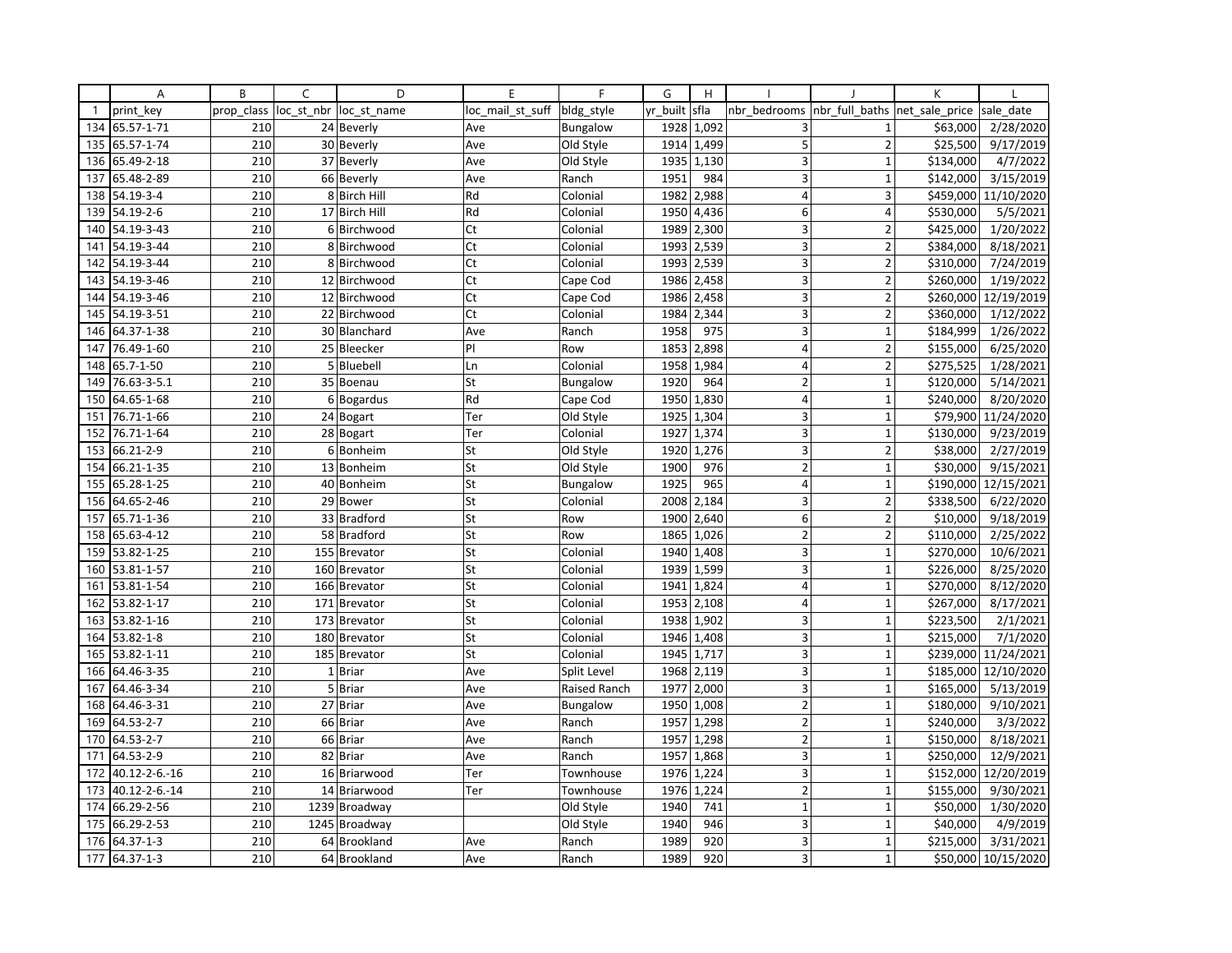| | A | B | C | D | E | F | G | H | I | J | K | L |
|---|---|---|---|---|---|---|---|---|---|---|---|---|
| 1 | print_key | prop_class | loc_st_nbr | loc_st_name | loc_mail_st_suff | bldg_style | yr_built | sfla | nbr_bedrooms | nbr_full_baths | net_sale_price | sale_date |
| 134 | 65.57-1-71 | 210 | 24 | Beverly | Ave | Bungalow | 1928 | 1,092 | 3 | 1 | $63,000 | 2/28/2020 |
| 135 | 65.57-1-74 | 210 | 30 | Beverly | Ave | Old Style | 1914 | 1,499 | 5 | 2 | $25,500 | 9/17/2019 |
| 136 | 65.49-2-18 | 210 | 37 | Beverly | Ave | Old Style | 1935 | 1,130 | 3 | 1 | $134,000 | 4/7/2022 |
| 137 | 65.48-2-89 | 210 | 66 | Beverly | Ave | Ranch | 1951 | 984 | 3 | 1 | $142,000 | 3/15/2019 |
| 138 | 54.19-3-4 | 210 | 8 | Birch Hill | Rd | Colonial | 1982 | 2,988 | 4 | 3 | $459,000 | 11/10/2020 |
| 139 | 54.19-2-6 | 210 | 17 | Birch Hill | Rd | Colonial | 1950 | 4,436 | 6 | 4 | $530,000 | 5/5/2021 |
| 140 | 54.19-3-43 | 210 | 6 | Birchwood | Ct | Colonial | 1989 | 2,300 | 3 | 2 | $425,000 | 1/20/2022 |
| 141 | 54.19-3-44 | 210 | 8 | Birchwood | Ct | Colonial | 1993 | 2,539 | 3 | 2 | $384,000 | 8/18/2021 |
| 142 | 54.19-3-44 | 210 | 8 | Birchwood | Ct | Colonial | 1993 | 2,539 | 3 | 2 | $310,000 | 7/24/2019 |
| 143 | 54.19-3-46 | 210 | 12 | Birchwood | Ct | Cape Cod | 1986 | 2,458 | 3 | 2 | $260,000 | 1/19/2022 |
| 144 | 54.19-3-46 | 210 | 12 | Birchwood | Ct | Cape Cod | 1986 | 2,458 | 3 | 2 | $260,000 | 12/19/2019 |
| 145 | 54.19-3-51 | 210 | 22 | Birchwood | Ct | Colonial | 1984 | 2,344 | 3 | 2 | $360,000 | 1/12/2022 |
| 146 | 64.37-1-38 | 210 | 30 | Blanchard | Ave | Ranch | 1958 | 975 | 3 | 1 | $184,999 | 1/26/2022 |
| 147 | 76.49-1-60 | 210 | 25 | Bleecker | Pl | Row | 1853 | 2,898 | 4 | 2 | $155,000 | 6/25/2020 |
| 148 | 65.7-1-50 | 210 | 5 | Bluebell | Ln | Colonial | 1958 | 1,984 | 4 | 2 | $275,525 | 1/28/2021 |
| 149 | 76.63-3-5.1 | 210 | 35 | Boenau | St | Bungalow | 1920 | 964 | 2 | 1 | $120,000 | 5/14/2021 |
| 150 | 64.65-1-68 | 210 | 6 | Bogardus | Rd | Cape Cod | 1950 | 1,830 | 4 | 1 | $240,000 | 8/20/2020 |
| 151 | 76.71-1-66 | 210 | 24 | Bogart | Ter | Old Style | 1925 | 1,304 | 3 | 1 | $79,900 | 11/24/2020 |
| 152 | 76.71-1-64 | 210 | 28 | Bogart | Ter | Colonial | 1927 | 1,374 | 3 | 1 | $130,000 | 9/23/2019 |
| 153 | 66.21-2-9 | 210 | 6 | Bonheim | St | Old Style | 1920 | 1,276 | 3 | 2 | $38,000 | 2/27/2019 |
| 154 | 66.21-1-35 | 210 | 13 | Bonheim | St | Old Style | 1900 | 976 | 2 | 1 | $30,000 | 9/15/2021 |
| 155 | 65.28-1-25 | 210 | 40 | Bonheim | St | Bungalow | 1925 | 965 | 4 | 1 | $190,000 | 12/15/2021 |
| 156 | 64.65-2-46 | 210 | 29 | Bower | St | Colonial | 2008 | 2,184 | 3 | 2 | $338,500 | 6/22/2020 |
| 157 | 65.71-1-36 | 210 | 33 | Bradford | St | Row | 1900 | 2,640 | 6 | 2 | $10,000 | 9/18/2019 |
| 158 | 65.63-4-12 | 210 | 58 | Bradford | St | Row | 1865 | 1,026 | 2 | 2 | $110,000 | 2/25/2022 |
| 159 | 53.82-1-25 | 210 | 155 | Brevator | St | Colonial | 1940 | 1,408 | 3 | 1 | $270,000 | 10/6/2021 |
| 160 | 53.81-1-57 | 210 | 160 | Brevator | St | Colonial | 1939 | 1,599 | 3 | 1 | $226,000 | 8/25/2020 |
| 161 | 53.81-1-54 | 210 | 166 | Brevator | St | Colonial | 1941 | 1,824 | 4 | 1 | $270,000 | 8/12/2020 |
| 162 | 53.82-1-17 | 210 | 171 | Brevator | St | Colonial | 1953 | 2,108 | 4 | 1 | $267,000 | 8/17/2021 |
| 163 | 53.82-1-16 | 210 | 173 | Brevator | St | Colonial | 1938 | 1,902 | 3 | 1 | $223,500 | 2/1/2021 |
| 164 | 53.82-1-8 | 210 | 180 | Brevator | St | Colonial | 1946 | 1,408 | 3 | 1 | $215,000 | 7/1/2020 |
| 165 | 53.82-1-11 | 210 | 185 | Brevator | St | Colonial | 1945 | 1,717 | 3 | 1 | $239,000 | 11/24/2021 |
| 166 | 64.46-3-35 | 210 | 1 | Briar | Ave | Split Level | 1968 | 2,119 | 3 | 1 | $185,000 | 12/10/2020 |
| 167 | 64.46-3-34 | 210 | 5 | Briar | Ave | Raised Ranch | 1977 | 2,000 | 3 | 1 | $165,000 | 5/13/2019 |
| 168 | 64.46-3-31 | 210 | 27 | Briar | Ave | Bungalow | 1950 | 1,008 | 2 | 1 | $180,000 | 9/10/2021 |
| 169 | 64.53-2-7 | 210 | 66 | Briar | Ave | Ranch | 1957 | 1,298 | 2 | 1 | $240,000 | 3/3/2022 |
| 170 | 64.53-2-7 | 210 | 66 | Briar | Ave | Ranch | 1957 | 1,298 | 2 | 1 | $150,000 | 8/18/2021 |
| 171 | 64.53-2-9 | 210 | 82 | Briar | Ave | Ranch | 1957 | 1,868 | 3 | 1 | $250,000 | 12/9/2021 |
| 172 | 40.12-2-6.-16 | 210 | 16 | Briarwood | Ter | Townhouse | 1976 | 1,224 | 3 | 1 | $152,000 | 12/20/2019 |
| 173 | 40.12-2-6.-14 | 210 | 14 | Briarwood | Ter | Townhouse | 1976 | 1,224 | 2 | 1 | $155,000 | 9/30/2021 |
| 174 | 66.29-2-56 | 210 | 1239 | Broadway | | Old Style | 1940 | 741 | 1 | 1 | $50,000 | 1/30/2020 |
| 175 | 66.29-2-53 | 210 | 1245 | Broadway | | Old Style | 1940 | 946 | 3 | 1 | $40,000 | 4/9/2019 |
| 176 | 64.37-1-3 | 210 | 64 | Brookland | Ave | Ranch | 1989 | 920 | 3 | 1 | $215,000 | 3/31/2021 |
| 177 | 64.37-1-3 | 210 | 64 | Brookland | Ave | Ranch | 1989 | 920 | 3 | 1 | $50,000 | 10/15/2020 |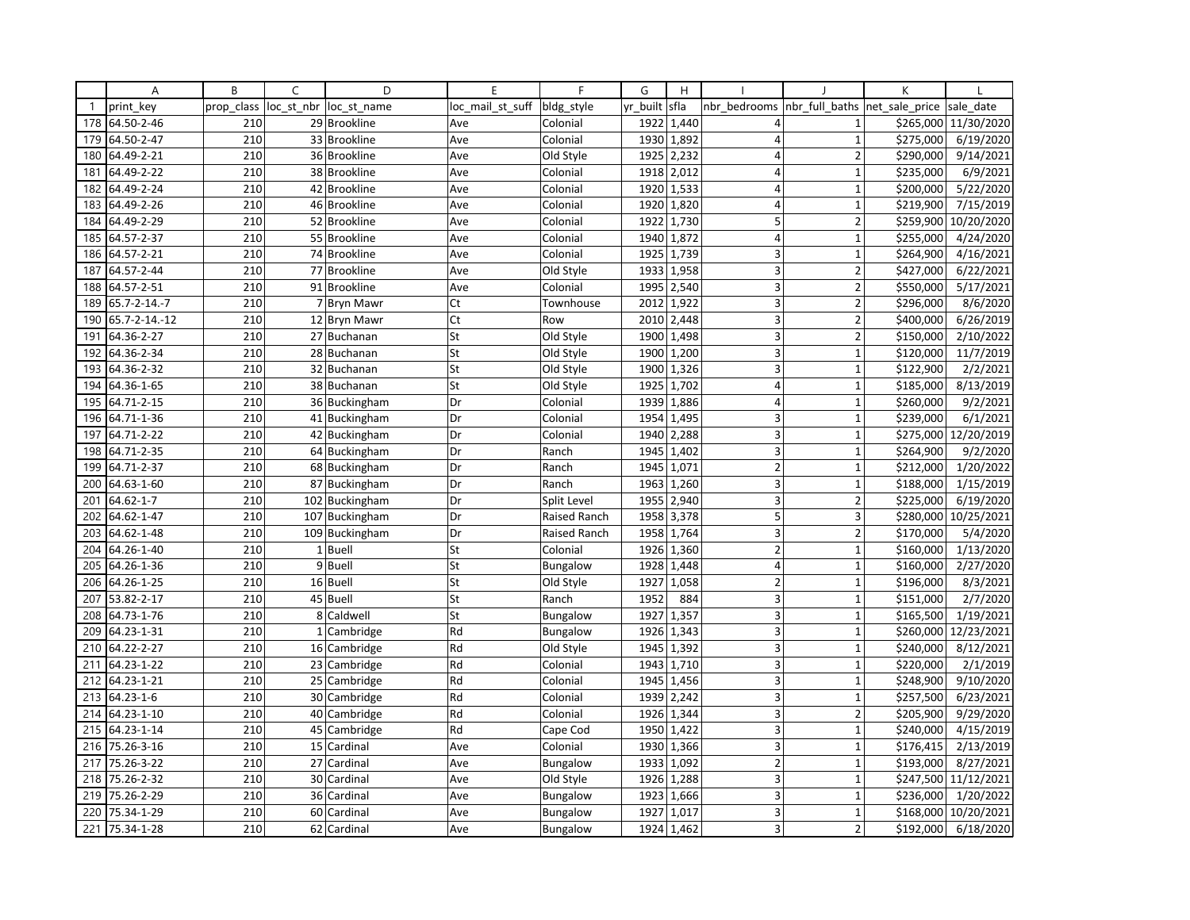| | A | B | C | D | E | F | G | H | I | J | K | L |
|---|---|---|---|---|---|---|---|---|---|---|---|---|
| 1 | print_key | prop_class | loc_st_nbr | loc_st_name | loc_mail_st_suff | bldg_style | yr_built | sfla | nbr_bedrooms | nbr_full_baths | net_sale_price | sale_date |
| 178 | 64.50-2-46 | 210 | 29 | Brookline | Ave | Colonial | 1922 | 1,440 | 4 | 1 | $265,000 | 11/30/2020 |
| 179 | 64.50-2-47 | 210 | 33 | Brookline | Ave | Colonial | 1930 | 1,892 | 4 | 1 | $275,000 | 6/19/2020 |
| 180 | 64.49-2-21 | 210 | 36 | Brookline | Ave | Old Style | 1925 | 2,232 | 4 | 2 | $290,000 | 9/14/2021 |
| 181 | 64.49-2-22 | 210 | 38 | Brookline | Ave | Colonial | 1918 | 2,012 | 4 | 1 | $235,000 | 6/9/2021 |
| 182 | 64.49-2-24 | 210 | 42 | Brookline | Ave | Colonial | 1920 | 1,533 | 4 | 1 | $200,000 | 5/22/2020 |
| 183 | 64.49-2-26 | 210 | 46 | Brookline | Ave | Colonial | 1920 | 1,820 | 4 | 1 | $219,900 | 7/15/2019 |
| 184 | 64.49-2-29 | 210 | 52 | Brookline | Ave | Colonial | 1922 | 1,730 | 5 | 2 | $259,900 | 10/20/2020 |
| 185 | 64.57-2-37 | 210 | 55 | Brookline | Ave | Colonial | 1940 | 1,872 | 4 | 1 | $255,000 | 4/24/2020 |
| 186 | 64.57-2-21 | 210 | 74 | Brookline | Ave | Colonial | 1925 | 1,739 | 3 | 1 | $264,900 | 4/16/2021 |
| 187 | 64.57-2-44 | 210 | 77 | Brookline | Ave | Old Style | 1933 | 1,958 | 3 | 2 | $427,000 | 6/22/2021 |
| 188 | 64.57-2-51 | 210 | 91 | Brookline | Ave | Colonial | 1995 | 2,540 | 3 | 2 | $550,000 | 5/17/2021 |
| 189 | 65.7-2-14.-7 | 210 | 7 | Bryn Mawr | Ct | Townhouse | 2012 | 1,922 | 3 | 2 | $296,000 | 8/6/2020 |
| 190 | 65.7-2-14.-12 | 210 | 12 | Bryn Mawr | Ct | Row | 2010 | 2,448 | 3 | 2 | $400,000 | 6/26/2019 |
| 191 | 64.36-2-27 | 210 | 27 | Buchanan | St | Old Style | 1900 | 1,498 | 3 | 2 | $150,000 | 2/10/2022 |
| 192 | 64.36-2-34 | 210 | 28 | Buchanan | St | Old Style | 1900 | 1,200 | 3 | 1 | $120,000 | 11/7/2019 |
| 193 | 64.36-2-32 | 210 | 32 | Buchanan | St | Old Style | 1900 | 1,326 | 3 | 1 | $122,900 | 2/2/2021 |
| 194 | 64.36-1-65 | 210 | 38 | Buchanan | St | Old Style | 1925 | 1,702 | 4 | 1 | $185,000 | 8/13/2019 |
| 195 | 64.71-2-15 | 210 | 36 | Buckingham | Dr | Colonial | 1939 | 1,886 | 4 | 1 | $260,000 | 9/2/2021 |
| 196 | 64.71-1-36 | 210 | 41 | Buckingham | Dr | Colonial | 1954 | 1,495 | 3 | 1 | $239,000 | 6/1/2021 |
| 197 | 64.71-2-22 | 210 | 42 | Buckingham | Dr | Colonial | 1940 | 2,288 | 3 | 1 | $275,000 | 12/20/2019 |
| 198 | 64.71-2-35 | 210 | 64 | Buckingham | Dr | Ranch | 1945 | 1,402 | 3 | 1 | $264,900 | 9/2/2020 |
| 199 | 64.71-2-37 | 210 | 68 | Buckingham | Dr | Ranch | 1945 | 1,071 | 2 | 1 | $212,000 | 1/20/2022 |
| 200 | 64.63-1-60 | 210 | 87 | Buckingham | Dr | Ranch | 1963 | 1,260 | 3 | 1 | $188,000 | 1/15/2019 |
| 201 | 64.62-1-7 | 210 | 102 | Buckingham | Dr | Split Level | 1955 | 2,940 | 3 | 2 | $225,000 | 6/19/2020 |
| 202 | 64.62-1-47 | 210 | 107 | Buckingham | Dr | Raised Ranch | 1958 | 3,378 | 5 | 3 | $280,000 | 10/25/2021 |
| 203 | 64.62-1-48 | 210 | 109 | Buckingham | Dr | Raised Ranch | 1958 | 1,764 | 3 | 2 | $170,000 | 5/4/2020 |
| 204 | 64.26-1-40 | 210 | 1 | Buell | St | Colonial | 1926 | 1,360 | 2 | 1 | $160,000 | 1/13/2020 |
| 205 | 64.26-1-36 | 210 | 9 | Buell | St | Bungalow | 1928 | 1,448 | 4 | 1 | $160,000 | 2/27/2020 |
| 206 | 64.26-1-25 | 210 | 16 | Buell | St | Old Style | 1927 | 1,058 | 2 | 1 | $196,000 | 8/3/2021 |
| 207 | 53.82-2-17 | 210 | 45 | Buell | St | Ranch | 1952 | 884 | 3 | 1 | $151,000 | 2/7/2020 |
| 208 | 64.73-1-76 | 210 | 8 | Caldwell | St | Bungalow | 1927 | 1,357 | 3 | 1 | $165,500 | 1/19/2021 |
| 209 | 64.23-1-31 | 210 | 1 | Cambridge | Rd | Bungalow | 1926 | 1,343 | 3 | 1 | $260,000 | 12/23/2021 |
| 210 | 64.22-2-27 | 210 | 16 | Cambridge | Rd | Old Style | 1945 | 1,392 | 3 | 1 | $240,000 | 8/12/2021 |
| 211 | 64.23-1-22 | 210 | 23 | Cambridge | Rd | Colonial | 1943 | 1,710 | 3 | 1 | $220,000 | 2/1/2019 |
| 212 | 64.23-1-21 | 210 | 25 | Cambridge | Rd | Colonial | 1945 | 1,456 | 3 | 1 | $248,900 | 9/10/2020 |
| 213 | 64.23-1-6 | 210 | 30 | Cambridge | Rd | Colonial | 1939 | 2,242 | 3 | 1 | $257,500 | 6/23/2021 |
| 214 | 64.23-1-10 | 210 | 40 | Cambridge | Rd | Colonial | 1926 | 1,344 | 3 | 2 | $205,900 | 9/29/2020 |
| 215 | 64.23-1-14 | 210 | 45 | Cambridge | Rd | Cape Cod | 1950 | 1,422 | 3 | 1 | $240,000 | 4/15/2019 |
| 216 | 75.26-3-16 | 210 | 15 | Cardinal | Ave | Colonial | 1930 | 1,366 | 3 | 1 | $176,415 | 2/13/2019 |
| 217 | 75.26-3-22 | 210 | 27 | Cardinal | Ave | Bungalow | 1933 | 1,092 | 2 | 1 | $193,000 | 8/27/2021 |
| 218 | 75.26-2-32 | 210 | 30 | Cardinal | Ave | Old Style | 1926 | 1,288 | 3 | 1 | $247,500 | 11/12/2021 |
| 219 | 75.26-2-29 | 210 | 36 | Cardinal | Ave | Bungalow | 1923 | 1,666 | 3 | 1 | $236,000 | 1/20/2022 |
| 220 | 75.34-1-29 | 210 | 60 | Cardinal | Ave | Bungalow | 1927 | 1,017 | 3 | 1 | $168,000 | 10/20/2021 |
| 221 | 75.34-1-28 | 210 | 62 | Cardinal | Ave | Bungalow | 1924 | 1,462 | 3 | 2 | $192,000 | 6/18/2020 |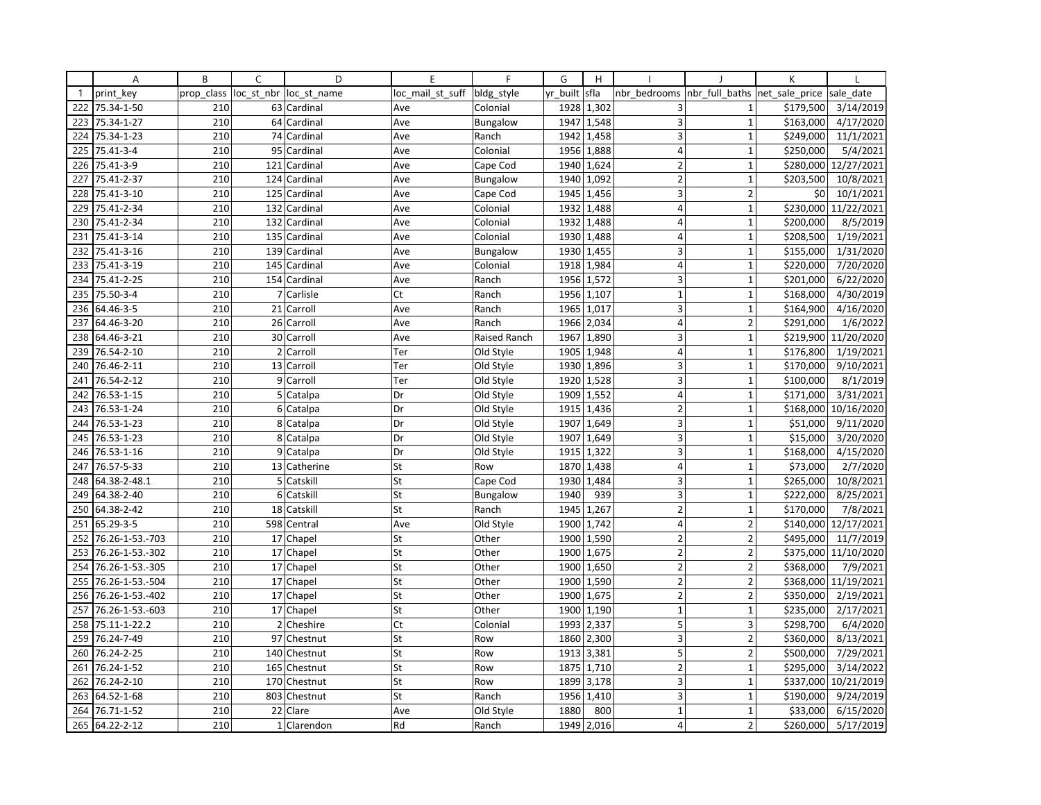| | A | B | C | D | E | F | G | H | I | J | K | L |
|---|---|---|---|---|---|---|---|---|---|---|---|---|
| 1 | print_key | prop_class | loc_st_nbr | loc_st_name | loc_mail_st_suff | bldg_style | yr_built | sfla | nbr_bedrooms | nbr_full_baths | net_sale_price | sale_date |
| 222 | 75.34-1-50 | 210 | 63 | Cardinal | Ave | Colonial | 1928 | 1,302 | 3 | 1 | $179,500 | 3/14/2019 |
| 223 | 75.34-1-27 | 210 | 64 | Cardinal | Ave | Bungalow | 1947 | 1,548 | 3 | 1 | $163,000 | 4/17/2020 |
| 224 | 75.34-1-23 | 210 | 74 | Cardinal | Ave | Ranch | 1942 | 1,458 | 3 | 1 | $249,000 | 11/1/2021 |
| 225 | 75.41-3-4 | 210 | 95 | Cardinal | Ave | Colonial | 1956 | 1,888 | 4 | 1 | $250,000 | 5/4/2021 |
| 226 | 75.41-3-9 | 210 | 121 | Cardinal | Ave | Cape Cod | 1940 | 1,624 | 2 | 1 | $280,000 | 12/27/2021 |
| 227 | 75.41-2-37 | 210 | 124 | Cardinal | Ave | Bungalow | 1940 | 1,092 | 2 | 1 | $203,500 | 10/8/2021 |
| 228 | 75.41-3-10 | 210 | 125 | Cardinal | Ave | Cape Cod | 1945 | 1,456 | 3 | 2 | $0 | 10/1/2021 |
| 229 | 75.41-2-34 | 210 | 132 | Cardinal | Ave | Colonial | 1932 | 1,488 | 4 | 1 | $230,000 | 11/22/2021 |
| 230 | 75.41-2-34 | 210 | 132 | Cardinal | Ave | Colonial | 1932 | 1,488 | 4 | 1 | $200,000 | 8/5/2019 |
| 231 | 75.41-3-14 | 210 | 135 | Cardinal | Ave | Colonial | 1930 | 1,488 | 4 | 1 | $208,500 | 1/19/2021 |
| 232 | 75.41-3-16 | 210 | 139 | Cardinal | Ave | Bungalow | 1930 | 1,455 | 3 | 1 | $155,000 | 1/31/2020 |
| 233 | 75.41-3-19 | 210 | 145 | Cardinal | Ave | Colonial | 1918 | 1,984 | 4 | 1 | $220,000 | 7/20/2020 |
| 234 | 75.41-2-25 | 210 | 154 | Cardinal | Ave | Ranch | 1956 | 1,572 | 3 | 1 | $201,000 | 6/22/2020 |
| 235 | 75.50-3-4 | 210 | 7 | Carlisle | Ct | Ranch | 1956 | 1,107 | 1 | 1 | $168,000 | 4/30/2019 |
| 236 | 64.46-3-5 | 210 | 21 | Carroll | Ave | Ranch | 1965 | 1,017 | 3 | 1 | $164,900 | 4/16/2020 |
| 237 | 64.46-3-20 | 210 | 26 | Carroll | Ave | Ranch | 1966 | 2,034 | 4 | 2 | $291,000 | 1/6/2022 |
| 238 | 64.46-3-21 | 210 | 30 | Carroll | Ave | Raised Ranch | 1967 | 1,890 | 3 | 1 | $219,900 | 11/20/2020 |
| 239 | 76.54-2-10 | 210 | 2 | Carroll | Ter | Old Style | 1905 | 1,948 | 4 | 1 | $176,800 | 1/19/2021 |
| 240 | 76.46-2-11 | 210 | 13 | Carroll | Ter | Old Style | 1930 | 1,896 | 3 | 1 | $170,000 | 9/10/2021 |
| 241 | 76.54-2-12 | 210 | 9 | Carroll | Ter | Old Style | 1920 | 1,528 | 3 | 1 | $100,000 | 8/1/2019 |
| 242 | 76.53-1-15 | 210 | 5 | Catalpa | Dr | Old Style | 1909 | 1,552 | 4 | 1 | $171,000 | 3/31/2021 |
| 243 | 76.53-1-24 | 210 | 6 | Catalpa | Dr | Old Style | 1915 | 1,436 | 2 | 1 | $168,000 | 10/16/2020 |
| 244 | 76.53-1-23 | 210 | 8 | Catalpa | Dr | Old Style | 1907 | 1,649 | 3 | 1 | $51,000 | 9/11/2020 |
| 245 | 76.53-1-23 | 210 | 8 | Catalpa | Dr | Old Style | 1907 | 1,649 | 3 | 1 | $15,000 | 3/20/2020 |
| 246 | 76.53-1-16 | 210 | 9 | Catalpa | Dr | Old Style | 1915 | 1,322 | 3 | 1 | $168,000 | 4/15/2020 |
| 247 | 76.57-5-33 | 210 | 13 | Catherine | St | Row | 1870 | 1,438 | 4 | 1 | $73,000 | 2/7/2020 |
| 248 | 64.38-2-48.1 | 210 | 5 | Catskill | St | Cape Cod | 1930 | 1,484 | 3 | 1 | $265,000 | 10/8/2021 |
| 249 | 64.38-2-40 | 210 | 6 | Catskill | St | Bungalow | 1940 | 939 | 3 | 1 | $222,000 | 8/25/2021 |
| 250 | 64.38-2-42 | 210 | 18 | Catskill | St | Ranch | 1945 | 1,267 | 2 | 1 | $170,000 | 7/8/2021 |
| 251 | 65.29-3-5 | 210 | 598 | Central | Ave | Old Style | 1900 | 1,742 | 4 | 2 | $140,000 | 12/17/2021 |
| 252 | 76.26-1-53.-703 | 210 | 17 | Chapel | St | Other | 1900 | 1,590 | 2 | 2 | $495,000 | 11/7/2019 |
| 253 | 76.26-1-53.-302 | 210 | 17 | Chapel | St | Other | 1900 | 1,675 | 2 | 2 | $375,000 | 11/10/2020 |
| 254 | 76.26-1-53.-305 | 210 | 17 | Chapel | St | Other | 1900 | 1,650 | 2 | 2 | $368,000 | 7/9/2021 |
| 255 | 76.26-1-53.-504 | 210 | 17 | Chapel | St | Other | 1900 | 1,590 | 2 | 2 | $368,000 | 11/19/2021 |
| 256 | 76.26-1-53.-402 | 210 | 17 | Chapel | St | Other | 1900 | 1,675 | 2 | 2 | $350,000 | 2/19/2021 |
| 257 | 76.26-1-53.-603 | 210 | 17 | Chapel | St | Other | 1900 | 1,190 | 1 | 1 | $235,000 | 2/17/2021 |
| 258 | 75.11-1-22.2 | 210 | 2 | Cheshire | Ct | Colonial | 1993 | 2,337 | 5 | 3 | $298,700 | 6/4/2020 |
| 259 | 76.24-7-49 | 210 | 97 | Chestnut | St | Row | 1860 | 2,300 | 3 | 2 | $360,000 | 8/13/2021 |
| 260 | 76.24-2-25 | 210 | 140 | Chestnut | St | Row | 1913 | 3,381 | 5 | 2 | $500,000 | 7/29/2021 |
| 261 | 76.24-1-52 | 210 | 165 | Chestnut | St | Row | 1875 | 1,710 | 2 | 1 | $295,000 | 3/14/2022 |
| 262 | 76.24-2-10 | 210 | 170 | Chestnut | St | Row | 1899 | 3,178 | 3 | 1 | $337,000 | 10/21/2019 |
| 263 | 64.52-1-68 | 210 | 803 | Chestnut | St | Ranch | 1956 | 1,410 | 3 | 1 | $190,000 | 9/24/2019 |
| 264 | 76.71-1-52 | 210 | 22 | Clare | Ave | Old Style | 1880 | 800 | 1 | 1 | $33,000 | 6/15/2020 |
| 265 | 64.22-2-12 | 210 | 1 | Clarendon | Rd | Ranch | 1949 | 2,016 | 4 | 2 | $260,000 | 5/17/2019 |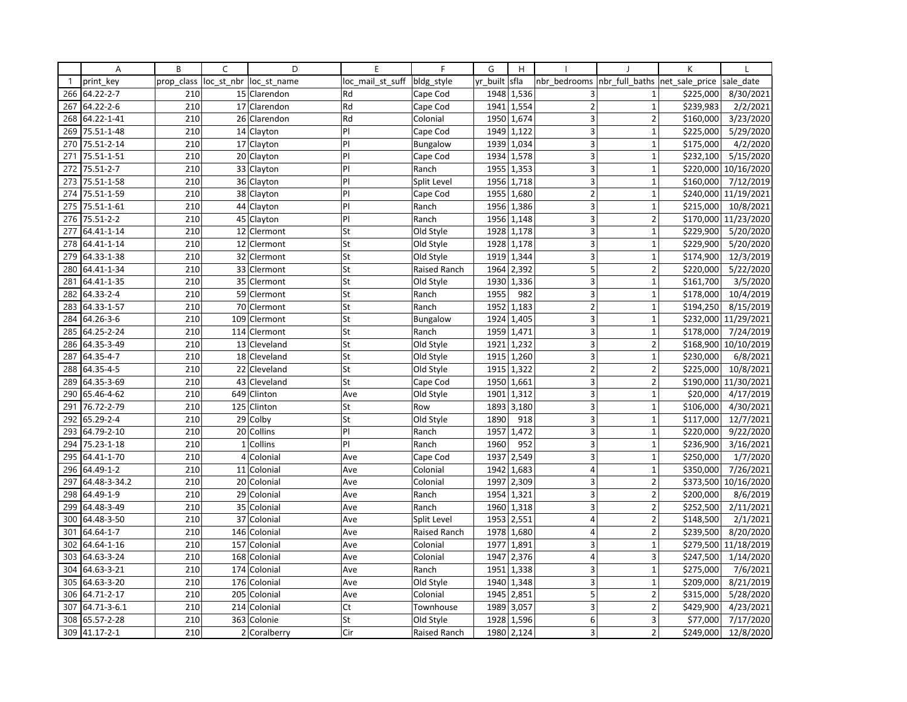| | A | B | C | D | E | F | G | H | I | J | K | L |
|---|---|---|---|---|---|---|---|---|---|---|---|---|
| 1 | print_key | prop_class | loc_st_nbr | loc_st_name | loc_mail_st_suff | bldg_style | yr_built | sfla | nbr_bedrooms | nbr_full_baths | net_sale_price | sale_date |
| 266 | 64.22-2-7 | 210 | 15 | Clarendon | Rd | Cape Cod | 1948 | 1,536 | 3 | 1 | $225,000 | 8/30/2021 |
| 267 | 64.22-2-6 | 210 | 17 | Clarendon | Rd | Cape Cod | 1941 | 1,554 | 2 | 1 | $239,983 | 2/2/2021 |
| 268 | 64.22-1-41 | 210 | 26 | Clarendon | Rd | Colonial | 1950 | 1,674 | 3 | 2 | $160,000 | 3/23/2020 |
| 269 | 75.51-1-48 | 210 | 14 | Clayton | Pl | Cape Cod | 1949 | 1,122 | 3 | 1 | $225,000 | 5/29/2020 |
| 270 | 75.51-2-14 | 210 | 17 | Clayton | Pl | Bungalow | 1939 | 1,034 | 3 | 1 | $175,000 | 4/2/2020 |
| 271 | 75.51-1-51 | 210 | 20 | Clayton | Pl | Cape Cod | 1934 | 1,578 | 3 | 1 | $232,100 | 5/15/2020 |
| 272 | 75.51-2-7 | 210 | 33 | Clayton | Pl | Ranch | 1955 | 1,353 | 3 | 1 | $220,000 | 10/16/2020 |
| 273 | 75.51-1-58 | 210 | 36 | Clayton | Pl | Split Level | 1956 | 1,718 | 3 | 1 | $160,000 | 7/12/2019 |
| 274 | 75.51-1-59 | 210 | 38 | Clayton | Pl | Cape Cod | 1955 | 1,680 | 2 | 1 | $240,000 | 11/19/2021 |
| 275 | 75.51-1-61 | 210 | 44 | Clayton | Pl | Ranch | 1956 | 1,386 | 3 | 1 | $215,000 | 10/8/2021 |
| 276 | 75.51-2-2 | 210 | 45 | Clayton | Pl | Ranch | 1956 | 1,148 | 3 | 2 | $170,000 | 11/23/2020 |
| 277 | 64.41-1-14 | 210 | 12 | Clermont | St | Old Style | 1928 | 1,178 | 3 | 1 | $229,900 | 5/20/2020 |
| 278 | 64.41-1-14 | 210 | 12 | Clermont | St | Old Style | 1928 | 1,178 | 3 | 1 | $229,900 | 5/20/2020 |
| 279 | 64.33-1-38 | 210 | 32 | Clermont | St | Old Style | 1919 | 1,344 | 3 | 1 | $174,900 | 12/3/2019 |
| 280 | 64.41-1-34 | 210 | 33 | Clermont | St | Raised Ranch | 1964 | 2,392 | 5 | 2 | $220,000 | 5/22/2020 |
| 281 | 64.41-1-35 | 210 | 35 | Clermont | St | Old Style | 1930 | 1,336 | 3 | 1 | $161,700 | 3/5/2020 |
| 282 | 64.33-2-4 | 210 | 59 | Clermont | St | Ranch | 1955 | 982 | 3 | 1 | $178,000 | 10/4/2019 |
| 283 | 64.33-1-57 | 210 | 70 | Clermont | St | Ranch | 1952 | 1,183 | 2 | 1 | $194,250 | 8/15/2019 |
| 284 | 64.26-3-6 | 210 | 109 | Clermont | St | Bungalow | 1924 | 1,405 | 3 | 1 | $232,000 | 11/29/2021 |
| 285 | 64.25-2-24 | 210 | 114 | Clermont | St | Ranch | 1959 | 1,471 | 3 | 1 | $178,000 | 7/24/2019 |
| 286 | 64.35-3-49 | 210 | 13 | Cleveland | St | Old Style | 1921 | 1,232 | 3 | 2 | $168,900 | 10/10/2019 |
| 287 | 64.35-4-7 | 210 | 18 | Cleveland | St | Old Style | 1915 | 1,260 | 3 | 1 | $230,000 | 6/8/2021 |
| 288 | 64.35-4-5 | 210 | 22 | Cleveland | St | Old Style | 1915 | 1,322 | 2 | 2 | $225,000 | 10/8/2021 |
| 289 | 64.35-3-69 | 210 | 43 | Cleveland | St | Cape Cod | 1950 | 1,661 | 3 | 2 | $190,000 | 11/30/2021 |
| 290 | 65.46-4-62 | 210 | 649 | Clinton | Ave | Old Style | 1901 | 1,312 | 3 | 1 | $20,000 | 4/17/2019 |
| 291 | 76.72-2-79 | 210 | 125 | Clinton | St | Row | 1893 | 3,180 | 3 | 1 | $106,000 | 4/30/2021 |
| 292 | 65.29-2-4 | 210 | 29 | Colby | St | Old Style | 1890 | 918 | 3 | 1 | $117,000 | 12/7/2021 |
| 293 | 64.79-2-10 | 210 | 20 | Collins | Pl | Ranch | 1957 | 1,472 | 3 | 1 | $220,000 | 9/22/2020 |
| 294 | 75.23-1-18 | 210 | 1 | Collins | Pl | Ranch | 1960 | 952 | 3 | 1 | $236,900 | 3/16/2021 |
| 295 | 64.41-1-70 | 210 | 4 | Colonial | Ave | Cape Cod | 1937 | 2,549 | 3 | 1 | $250,000 | 1/7/2020 |
| 296 | 64.49-1-2 | 210 | 11 | Colonial | Ave | Colonial | 1942 | 1,683 | 4 | 1 | $350,000 | 7/26/2021 |
| 297 | 64.48-3-34.2 | 210 | 20 | Colonial | Ave | Colonial | 1997 | 2,309 | 3 | 2 | $373,500 | 10/16/2020 |
| 298 | 64.49-1-9 | 210 | 29 | Colonial | Ave | Ranch | 1954 | 1,321 | 3 | 2 | $200,000 | 8/6/2019 |
| 299 | 64.48-3-49 | 210 | 35 | Colonial | Ave | Ranch | 1960 | 1,318 | 3 | 2 | $252,500 | 2/11/2021 |
| 300 | 64.48-3-50 | 210 | 37 | Colonial | Ave | Split Level | 1953 | 2,551 | 4 | 2 | $148,500 | 2/1/2021 |
| 301 | 64.64-1-7 | 210 | 146 | Colonial | Ave | Raised Ranch | 1978 | 1,680 | 4 | 2 | $239,500 | 8/20/2020 |
| 302 | 64.64-1-16 | 210 | 157 | Colonial | Ave | Colonial | 1977 | 1,891 | 3 | 1 | $279,500 | 11/18/2019 |
| 303 | 64.63-3-24 | 210 | 168 | Colonial | Ave | Colonial | 1947 | 2,376 | 4 | 3 | $247,500 | 1/14/2020 |
| 304 | 64.63-3-21 | 210 | 174 | Colonial | Ave | Ranch | 1951 | 1,338 | 3 | 1 | $275,000 | 7/6/2021 |
| 305 | 64.63-3-20 | 210 | 176 | Colonial | Ave | Old Style | 1940 | 1,348 | 3 | 1 | $209,000 | 8/21/2019 |
| 306 | 64.71-2-17 | 210 | 205 | Colonial | Ave | Colonial | 1945 | 2,851 | 5 | 2 | $315,000 | 5/28/2020 |
| 307 | 64.71-3-6.1 | 210 | 214 | Colonial | Ct | Townhouse | 1989 | 3,057 | 3 | 2 | $429,900 | 4/23/2021 |
| 308 | 65.57-2-28 | 210 | 363 | Colonie | St | Old Style | 1928 | 1,596 | 6 | 3 | $77,000 | 7/17/2020 |
| 309 | 41.17-2-1 | 210 | 2 | Coralberry | Cir | Raised Ranch | 1980 | 2,124 | 3 | 2 | $249,000 | 12/8/2020 |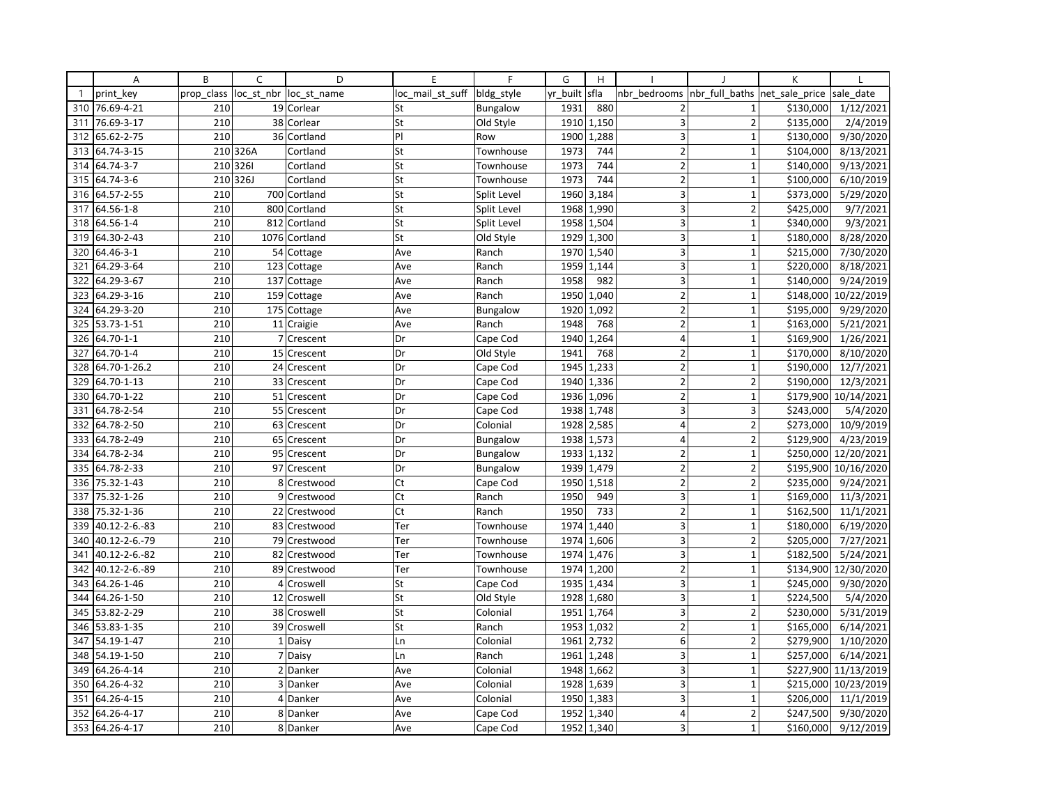| | A | B | C | D | E | F | G | H | I | J | K | L |
|---|---|---|---|---|---|---|---|---|---|---|---|---|
| 1 | print_key | prop_class | loc_st_nbr | loc_st_name | loc_mail_st_suff | bldg_style | yr_built | sfla | nbr_bedrooms | nbr_full_baths | net_sale_price | sale_date |
| 310 | 76.69-4-21 | 210 | 19 | Corlear | St | Bungalow | 1931 | 880 | 2 | 1 | $130,000 | 1/12/2021 |
| 311 | 76.69-3-17 | 210 | 38 | Corlear | St | Old Style | 1910 | 1,150 | 3 | 2 | $135,000 | 2/4/2019 |
| 312 | 65.62-2-75 | 210 | 36 | Cortland | Pl | Row | 1900 | 1,288 | 3 | 1 | $130,000 | 9/30/2020 |
| 313 | 64.74-3-15 | 210 | 326A | Cortland | St | Townhouse | 1973 | 744 | 2 | 1 | $104,000 | 8/13/2021 |
| 314 | 64.74-3-7 | 210 | 326I | Cortland | St | Townhouse | 1973 | 744 | 2 | 1 | $140,000 | 9/13/2021 |
| 315 | 64.74-3-6 | 210 | 326J | Cortland | St | Townhouse | 1973 | 744 | 2 | 1 | $100,000 | 6/10/2019 |
| 316 | 64.57-2-55 | 210 | 700 | Cortland | St | Split Level | 1960 | 3,184 | 3 | 1 | $373,000 | 5/29/2020 |
| 317 | 64.56-1-8 | 210 | 800 | Cortland | St | Split Level | 1968 | 1,990 | 3 | 2 | $425,000 | 9/7/2021 |
| 318 | 64.56-1-4 | 210 | 812 | Cortland | St | Split Level | 1958 | 1,504 | 3 | 1 | $340,000 | 9/3/2021 |
| 319 | 64.30-2-43 | 210 | 1076 | Cortland | St | Old Style | 1929 | 1,300 | 3 | 1 | $180,000 | 8/28/2020 |
| 320 | 64.46-3-1 | 210 | 54 | Cottage | Ave | Ranch | 1970 | 1,540 | 3 | 1 | $215,000 | 7/30/2020 |
| 321 | 64.29-3-64 | 210 | 123 | Cottage | Ave | Ranch | 1959 | 1,144 | 3 | 1 | $220,000 | 8/18/2021 |
| 322 | 64.29-3-67 | 210 | 137 | Cottage | Ave | Ranch | 1958 | 982 | 3 | 1 | $140,000 | 9/24/2019 |
| 323 | 64.29-3-16 | 210 | 159 | Cottage | Ave | Ranch | 1950 | 1,040 | 2 | 1 | $148,000 | 10/22/2019 |
| 324 | 64.29-3-20 | 210 | 175 | Cottage | Ave | Bungalow | 1920 | 1,092 | 2 | 1 | $195,000 | 9/29/2020 |
| 325 | 53.73-1-51 | 210 | 11 | Craigie | Ave | Ranch | 1948 | 768 | 2 | 1 | $163,000 | 5/21/2021 |
| 326 | 64.70-1-1 | 210 | 7 | Crescent | Dr | Cape Cod | 1940 | 1,264 | 4 | 1 | $169,900 | 1/26/2021 |
| 327 | 64.70-1-4 | 210 | 15 | Crescent | Dr | Old Style | 1941 | 768 | 2 | 1 | $170,000 | 8/10/2020 |
| 328 | 64.70-1-26.2 | 210 | 24 | Crescent | Dr | Cape Cod | 1945 | 1,233 | 2 | 1 | $190,000 | 12/7/2021 |
| 329 | 64.70-1-13 | 210 | 33 | Crescent | Dr | Cape Cod | 1940 | 1,336 | 2 | 2 | $190,000 | 12/3/2021 |
| 330 | 64.70-1-22 | 210 | 51 | Crescent | Dr | Cape Cod | 1936 | 1,096 | 2 | 1 | $179,900 | 10/14/2021 |
| 331 | 64.78-2-54 | 210 | 55 | Crescent | Dr | Cape Cod | 1938 | 1,748 | 3 | 3 | $243,000 | 5/4/2020 |
| 332 | 64.78-2-50 | 210 | 63 | Crescent | Dr | Colonial | 1928 | 2,585 | 4 | 2 | $273,000 | 10/9/2019 |
| 333 | 64.78-2-49 | 210 | 65 | Crescent | Dr | Bungalow | 1938 | 1,573 | 4 | 2 | $129,900 | 4/23/2019 |
| 334 | 64.78-2-34 | 210 | 95 | Crescent | Dr | Bungalow | 1933 | 1,132 | 2 | 1 | $250,000 | 12/20/2021 |
| 335 | 64.78-2-33 | 210 | 97 | Crescent | Dr | Bungalow | 1939 | 1,479 | 2 | 2 | $195,900 | 10/16/2020 |
| 336 | 75.32-1-43 | 210 | 8 | Crestwood | Ct | Cape Cod | 1950 | 1,518 | 2 | 2 | $235,000 | 9/24/2021 |
| 337 | 75.32-1-26 | 210 | 9 | Crestwood | Ct | Ranch | 1950 | 949 | 3 | 1 | $169,000 | 11/3/2021 |
| 338 | 75.32-1-36 | 210 | 22 | Crestwood | Ct | Ranch | 1950 | 733 | 2 | 1 | $162,500 | 11/1/2021 |
| 339 | 40.12-2-6.-83 | 210 | 83 | Crestwood | Ter | Townhouse | 1974 | 1,440 | 3 | 1 | $180,000 | 6/19/2020 |
| 340 | 40.12-2-6.-79 | 210 | 79 | Crestwood | Ter | Townhouse | 1974 | 1,606 | 3 | 2 | $205,000 | 7/27/2021 |
| 341 | 40.12-2-6.-82 | 210 | 82 | Crestwood | Ter | Townhouse | 1974 | 1,476 | 3 | 1 | $182,500 | 5/24/2021 |
| 342 | 40.12-2-6.-89 | 210 | 89 | Crestwood | Ter | Townhouse | 1974 | 1,200 | 2 | 1 | $134,900 | 12/30/2020 |
| 343 | 64.26-1-46 | 210 | 4 | Croswell | St | Cape Cod | 1935 | 1,434 | 3 | 1 | $245,000 | 9/30/2020 |
| 344 | 64.26-1-50 | 210 | 12 | Croswell | St | Old Style | 1928 | 1,680 | 3 | 1 | $224,500 | 5/4/2020 |
| 345 | 53.82-2-29 | 210 | 38 | Croswell | St | Colonial | 1951 | 1,764 | 3 | 2 | $230,000 | 5/31/2019 |
| 346 | 53.83-1-35 | 210 | 39 | Croswell | St | Ranch | 1953 | 1,032 | 2 | 1 | $165,000 | 6/14/2021 |
| 347 | 54.19-1-47 | 210 | 1 | Daisy | Ln | Colonial | 1961 | 2,732 | 6 | 2 | $279,900 | 1/10/2020 |
| 348 | 54.19-1-50 | 210 | 7 | Daisy | Ln | Ranch | 1961 | 1,248 | 3 | 1 | $257,000 | 6/14/2021 |
| 349 | 64.26-4-14 | 210 | 2 | Danker | Ave | Colonial | 1948 | 1,662 | 3 | 1 | $227,900 | 11/13/2019 |
| 350 | 64.26-4-32 | 210 | 3 | Danker | Ave | Colonial | 1928 | 1,639 | 3 | 1 | $215,000 | 10/23/2019 |
| 351 | 64.26-4-15 | 210 | 4 | Danker | Ave | Colonial | 1950 | 1,383 | 3 | 1 | $206,000 | 11/1/2019 |
| 352 | 64.26-4-17 | 210 | 8 | Danker | Ave | Cape Cod | 1952 | 1,340 | 4 | 2 | $247,500 | 9/30/2020 |
| 353 | 64.26-4-17 | 210 | 8 | Danker | Ave | Cape Cod | 1952 | 1,340 | 3 | 1 | $160,000 | 9/12/2019 |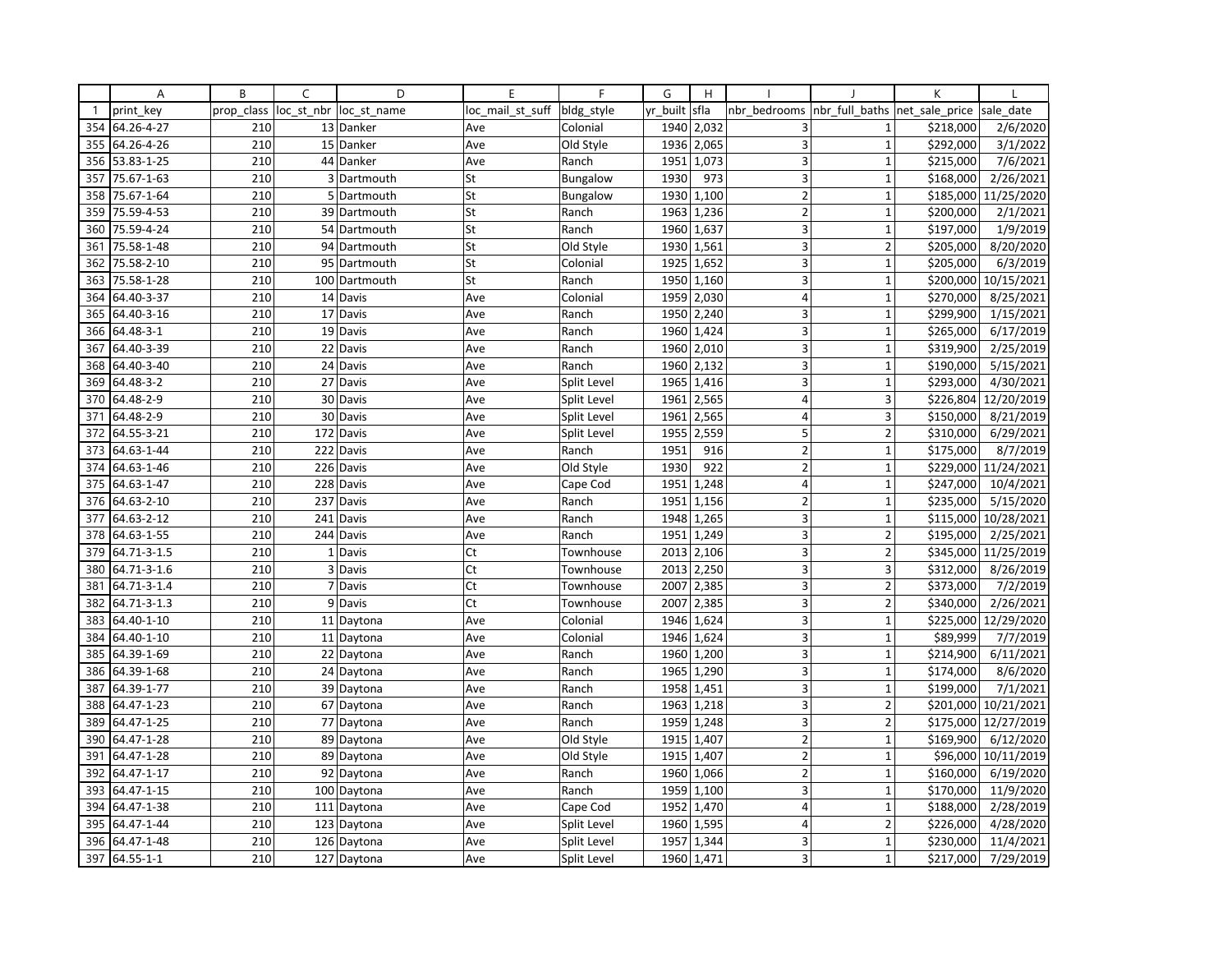| | A | B | C | D | E | F | G | H | I | J | K | L |
|---|---|---|---|---|---|---|---|---|---|---|---|---|
| 1 | print_key | prop_class | loc_st_nbr | loc_st_name | loc_mail_st_suff | bldg_style | yr_built | sfla | nbr_bedrooms | nbr_full_baths | net_sale_price | sale_date |
| 354 | 64.26-4-27 | 210 | 13 | Danker | Ave | Colonial | 1940 | 2,032 | 3 | 1 | $218,000 | 2/6/2020 |
| 355 | 64.26-4-26 | 210 | 15 | Danker | Ave | Old Style | 1936 | 2,065 | 3 | 1 | $292,000 | 3/1/2022 |
| 356 | 53.83-1-25 | 210 | 44 | Danker | Ave | Ranch | 1951 | 1,073 | 3 | 1 | $215,000 | 7/6/2021 |
| 357 | 75.67-1-63 | 210 | 3 | Dartmouth | St | Bungalow | 1930 | 973 | 3 | 1 | $168,000 | 2/26/2021 |
| 358 | 75.67-1-64 | 210 | 5 | Dartmouth | St | Bungalow | 1930 | 1,100 | 2 | 1 | $185,000 | 11/25/2020 |
| 359 | 75.59-4-53 | 210 | 39 | Dartmouth | St | Ranch | 1963 | 1,236 | 2 | 1 | $200,000 | 2/1/2021 |
| 360 | 75.59-4-24 | 210 | 54 | Dartmouth | St | Ranch | 1960 | 1,637 | 3 | 1 | $197,000 | 1/9/2019 |
| 361 | 75.58-1-48 | 210 | 94 | Dartmouth | St | Old Style | 1930 | 1,561 | 3 | 2 | $205,000 | 8/20/2020 |
| 362 | 75.58-2-10 | 210 | 95 | Dartmouth | St | Colonial | 1925 | 1,652 | 3 | 1 | $205,000 | 6/3/2019 |
| 363 | 75.58-1-28 | 210 | 100 | Dartmouth | St | Ranch | 1950 | 1,160 | 3 | 1 | $200,000 | 10/15/2021 |
| 364 | 64.40-3-37 | 210 | 14 | Davis | Ave | Colonial | 1959 | 2,030 | 4 | 1 | $270,000 | 8/25/2021 |
| 365 | 64.40-3-16 | 210 | 17 | Davis | Ave | Ranch | 1950 | 2,240 | 3 | 1 | $299,900 | 1/15/2021 |
| 366 | 64.48-3-1 | 210 | 19 | Davis | Ave | Ranch | 1960 | 1,424 | 3 | 1 | $265,000 | 6/17/2019 |
| 367 | 64.40-3-39 | 210 | 22 | Davis | Ave | Ranch | 1960 | 2,010 | 3 | 1 | $319,900 | 2/25/2019 |
| 368 | 64.40-3-40 | 210 | 24 | Davis | Ave | Ranch | 1960 | 2,132 | 3 | 1 | $190,000 | 5/15/2021 |
| 369 | 64.48-3-2 | 210 | 27 | Davis | Ave | Split Level | 1965 | 1,416 | 3 | 1 | $293,000 | 4/30/2021 |
| 370 | 64.48-2-9 | 210 | 30 | Davis | Ave | Split Level | 1961 | 2,565 | 4 | 3 | $226,804 | 12/20/2019 |
| 371 | 64.48-2-9 | 210 | 30 | Davis | Ave | Split Level | 1961 | 2,565 | 4 | 3 | $150,000 | 8/21/2019 |
| 372 | 64.55-3-21 | 210 | 172 | Davis | Ave | Split Level | 1955 | 2,559 | 5 | 2 | $310,000 | 6/29/2021 |
| 373 | 64.63-1-44 | 210 | 222 | Davis | Ave | Ranch | 1951 | 916 | 2 | 1 | $175,000 | 8/7/2019 |
| 374 | 64.63-1-46 | 210 | 226 | Davis | Ave | Old Style | 1930 | 922 | 2 | 1 | $229,000 | 11/24/2021 |
| 375 | 64.63-1-47 | 210 | 228 | Davis | Ave | Cape Cod | 1951 | 1,248 | 4 | 1 | $247,000 | 10/4/2021 |
| 376 | 64.63-2-10 | 210 | 237 | Davis | Ave | Ranch | 1951 | 1,156 | 2 | 1 | $235,000 | 5/15/2020 |
| 377 | 64.63-2-12 | 210 | 241 | Davis | Ave | Ranch | 1948 | 1,265 | 3 | 1 | $115,000 | 10/28/2021 |
| 378 | 64.63-1-55 | 210 | 244 | Davis | Ave | Ranch | 1951 | 1,249 | 3 | 2 | $195,000 | 2/25/2021 |
| 379 | 64.71-3-1.5 | 210 | 1 | Davis | Ct | Townhouse | 2013 | 2,106 | 3 | 2 | $345,000 | 11/25/2019 |
| 380 | 64.71-3-1.6 | 210 | 3 | Davis | Ct | Townhouse | 2013 | 2,250 | 3 | 3 | $312,000 | 8/26/2019 |
| 381 | 64.71-3-1.4 | 210 | 7 | Davis | Ct | Townhouse | 2007 | 2,385 | 3 | 2 | $373,000 | 7/2/2019 |
| 382 | 64.71-3-1.3 | 210 | 9 | Davis | Ct | Townhouse | 2007 | 2,385 | 3 | 2 | $340,000 | 2/26/2021 |
| 383 | 64.40-1-10 | 210 | 11 | Daytona | Ave | Colonial | 1946 | 1,624 | 3 | 1 | $225,000 | 12/29/2020 |
| 384 | 64.40-1-10 | 210 | 11 | Daytona | Ave | Colonial | 1946 | 1,624 | 3 | 1 | $89,999 | 7/7/2019 |
| 385 | 64.39-1-69 | 210 | 22 | Daytona | Ave | Ranch | 1960 | 1,200 | 3 | 1 | $214,900 | 6/11/2021 |
| 386 | 64.39-1-68 | 210 | 24 | Daytona | Ave | Ranch | 1965 | 1,290 | 3 | 1 | $174,000 | 8/6/2020 |
| 387 | 64.39-1-77 | 210 | 39 | Daytona | Ave | Ranch | 1958 | 1,451 | 3 | 1 | $199,000 | 7/1/2021 |
| 388 | 64.47-1-23 | 210 | 67 | Daytona | Ave | Ranch | 1963 | 1,218 | 3 | 2 | $201,000 | 10/21/2021 |
| 389 | 64.47-1-25 | 210 | 77 | Daytona | Ave | Ranch | 1959 | 1,248 | 3 | 2 | $175,000 | 12/27/2019 |
| 390 | 64.47-1-28 | 210 | 89 | Daytona | Ave | Old Style | 1915 | 1,407 | 2 | 1 | $169,900 | 6/12/2020 |
| 391 | 64.47-1-28 | 210 | 89 | Daytona | Ave | Old Style | 1915 | 1,407 | 2 | 1 | $96,000 | 10/11/2019 |
| 392 | 64.47-1-17 | 210 | 92 | Daytona | Ave | Ranch | 1960 | 1,066 | 2 | 1 | $160,000 | 6/19/2020 |
| 393 | 64.47-1-15 | 210 | 100 | Daytona | Ave | Ranch | 1959 | 1,100 | 3 | 1 | $170,000 | 11/9/2020 |
| 394 | 64.47-1-38 | 210 | 111 | Daytona | Ave | Cape Cod | 1952 | 1,470 | 4 | 1 | $188,000 | 2/28/2019 |
| 395 | 64.47-1-44 | 210 | 123 | Daytona | Ave | Split Level | 1960 | 1,595 | 4 | 2 | $226,000 | 4/28/2020 |
| 396 | 64.47-1-48 | 210 | 126 | Daytona | Ave | Split Level | 1957 | 1,344 | 3 | 1 | $230,000 | 11/4/2021 |
| 397 | 64.55-1-1 | 210 | 127 | Daytona | Ave | Split Level | 1960 | 1,471 | 3 | 1 | $217,000 | 7/29/2019 |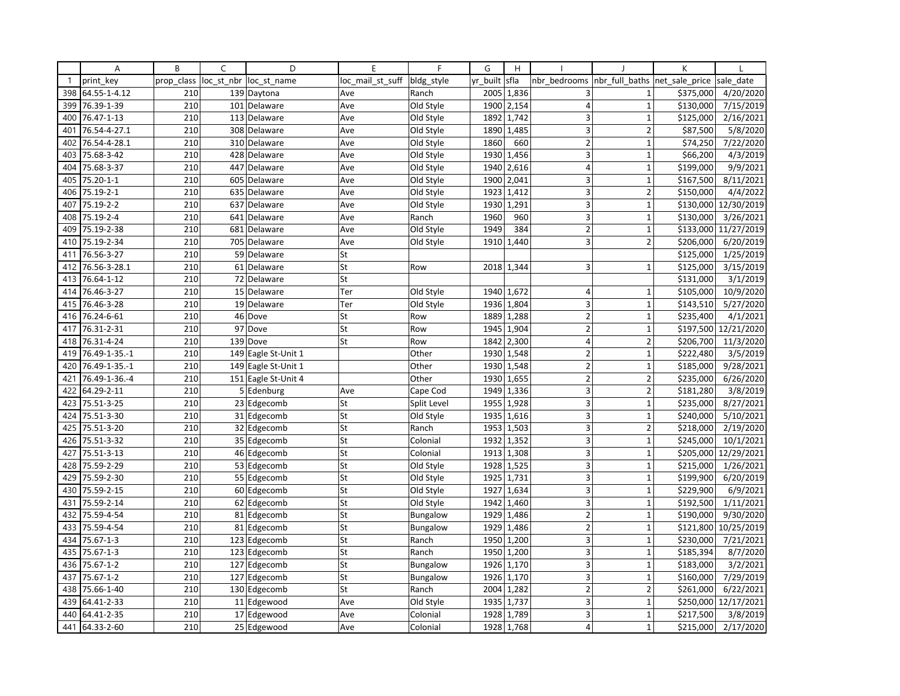| | A | B | C | D | E | F | G | H | I | J | K | L |
|---|---|---|---|---|---|---|---|---|---|---|---|---|
| 1 | print_key | prop_class | loc_st_nbr | loc_st_name | loc_mail_st_suff | bldg_style | yr_built | sfla | nbr_bedrooms | nbr_full_baths | net_sale_price | sale_date |
| 398 | 64.55-1-4.12 | 210 | 139 | Daytona | Ave | Ranch | 2005 | 1,836 | 3 | 1 | $375,000 | 4/20/2020 |
| 399 | 76.39-1-39 | 210 | 101 | Delaware | Ave | Old Style | 1900 | 2,154 | 4 | 1 | $130,000 | 7/15/2019 |
| 400 | 76.47-1-13 | 210 | 113 | Delaware | Ave | Old Style | 1892 | 1,742 | 3 | 1 | $125,000 | 2/16/2021 |
| 401 | 76.54-4-27.1 | 210 | 308 | Delaware | Ave | Old Style | 1890 | 1,485 | 3 | 2 | $87,500 | 5/8/2020 |
| 402 | 76.54-4-28.1 | 210 | 310 | Delaware | Ave | Old Style | 1860 | 660 | 2 | 1 | $74,250 | 7/22/2020 |
| 403 | 75.68-3-42 | 210 | 428 | Delaware | Ave | Old Style | 1930 | 1,456 | 3 | 1 | $66,200 | 4/3/2019 |
| 404 | 75.68-3-37 | 210 | 447 | Delaware | Ave | Old Style | 1940 | 2,616 | 4 | 1 | $199,000 | 9/9/2021 |
| 405 | 75.20-1-1 | 210 | 605 | Delaware | Ave | Old Style | 1900 | 2,041 | 3 | 1 | $167,500 | 8/11/2021 |
| 406 | 75.19-2-1 | 210 | 635 | Delaware | Ave | Old Style | 1923 | 1,412 | 3 | 2 | $150,000 | 4/4/2022 |
| 407 | 75.19-2-2 | 210 | 637 | Delaware | Ave | Old Style | 1930 | 1,291 | 3 | 1 | $130,000 | 12/30/2019 |
| 408 | 75.19-2-4 | 210 | 641 | Delaware | Ave | Ranch | 1960 | 960 | 3 | 1 | $130,000 | 3/26/2021 |
| 409 | 75.19-2-38 | 210 | 681 | Delaware | Ave | Old Style | 1949 | 384 | 2 | 1 | $133,000 | 11/27/2019 |
| 410 | 75.19-2-34 | 210 | 705 | Delaware | Ave | Old Style | 1910 | 1,440 | 3 | 2 | $206,000 | 6/20/2019 |
| 411 | 76.56-3-27 | 210 | 59 | Delaware | St | | | | | | $125,000 | 1/25/2019 |
| 412 | 76.56-3-28.1 | 210 | 61 | Delaware | St | Row | 2018 | 1,344 | 3 | 1 | $125,000 | 3/15/2019 |
| 413 | 76.64-1-12 | 210 | 72 | Delaware | St | | | | | | $131,000 | 3/1/2019 |
| 414 | 76.46-3-27 | 210 | 15 | Delaware | Ter | Old Style | 1940 | 1,672 | 4 | 1 | $105,000 | 10/9/2020 |
| 415 | 76.46-3-28 | 210 | 19 | Delaware | Ter | Old Style | 1936 | 1,804 | 3 | 1 | $143,510 | 5/27/2020 |
| 416 | 76.24-6-61 | 210 | 46 | Dove | St | Row | 1889 | 1,288 | 2 | 1 | $235,400 | 4/1/2021 |
| 417 | 76.31-2-31 | 210 | 97 | Dove | St | Row | 1945 | 1,904 | 2 | 1 | $197,500 | 12/21/2020 |
| 418 | 76.31-4-24 | 210 | 139 | Dove | St | Row | 1842 | 2,300 | 4 | 2 | $206,700 | 11/3/2020 |
| 419 | 76.49-1-35.-1 | 210 | 149 | Eagle St-Unit 1 | | Other | 1930 | 1,548 | 2 | 1 | $222,480 | 3/5/2019 |
| 420 | 76.49-1-35.-1 | 210 | 149 | Eagle St-Unit 1 | | Other | 1930 | 1,548 | 2 | 1 | $185,000 | 9/28/2021 |
| 421 | 76.49-1-36.-4 | 210 | 151 | Eagle St-Unit 4 | | Other | 1930 | 1,655 | 2 | 2 | $235,000 | 6/26/2020 |
| 422 | 64.29-2-11 | 210 | 5 | Edenburg | Ave | Cape Cod | 1949 | 1,336 | 3 | 2 | $181,280 | 3/8/2019 |
| 423 | 75.51-3-25 | 210 | 23 | Edgecomb | St | Split Level | 1955 | 1,928 | 3 | 1 | $235,000 | 8/27/2021 |
| 424 | 75.51-3-30 | 210 | 31 | Edgecomb | St | Old Style | 1935 | 1,616 | 3 | 1 | $240,000 | 5/10/2021 |
| 425 | 75.51-3-20 | 210 | 32 | Edgecomb | St | Ranch | 1953 | 1,503 | 3 | 2 | $218,000 | 2/19/2020 |
| 426 | 75.51-3-32 | 210 | 35 | Edgecomb | St | Colonial | 1932 | 1,352 | 3 | 1 | $245,000 | 10/1/2021 |
| 427 | 75.51-3-13 | 210 | 46 | Edgecomb | St | Colonial | 1913 | 1,308 | 3 | 1 | $205,000 | 12/29/2021 |
| 428 | 75.59-2-29 | 210 | 53 | Edgecomb | St | Old Style | 1928 | 1,525 | 3 | 1 | $215,000 | 1/26/2021 |
| 429 | 75.59-2-30 | 210 | 55 | Edgecomb | St | Old Style | 1925 | 1,731 | 3 | 1 | $199,900 | 6/20/2019 |
| 430 | 75.59-2-15 | 210 | 60 | Edgecomb | St | Old Style | 1927 | 1,634 | 3 | 1 | $229,900 | 6/9/2021 |
| 431 | 75.59-2-14 | 210 | 62 | Edgecomb | St | Old Style | 1942 | 1,460 | 3 | 1 | $192,500 | 1/11/2021 |
| 432 | 75.59-4-54 | 210 | 81 | Edgecomb | St | Bungalow | 1929 | 1,486 | 2 | 1 | $190,000 | 9/30/2020 |
| 433 | 75.59-4-54 | 210 | 81 | Edgecomb | St | Bungalow | 1929 | 1,486 | 2 | 1 | $121,800 | 10/25/2019 |
| 434 | 75.67-1-3 | 210 | 123 | Edgecomb | St | Ranch | 1950 | 1,200 | 3 | 1 | $230,000 | 7/21/2021 |
| 435 | 75.67-1-3 | 210 | 123 | Edgecomb | St | Ranch | 1950 | 1,200 | 3 | 1 | $185,394 | 8/7/2020 |
| 436 | 75.67-1-2 | 210 | 127 | Edgecomb | St | Bungalow | 1926 | 1,170 | 3 | 1 | $183,000 | 3/2/2021 |
| 437 | 75.67-1-2 | 210 | 127 | Edgecomb | St | Bungalow | 1926 | 1,170 | 3 | 1 | $160,000 | 7/29/2019 |
| 438 | 75.66-1-40 | 210 | 130 | Edgecomb | St | Ranch | 2004 | 1,282 | 2 | 2 | $261,000 | 6/22/2021 |
| 439 | 64.41-2-33 | 210 | 11 | Edgewood | Ave | Old Style | 1935 | 1,737 | 3 | 1 | $250,000 | 12/17/2021 |
| 440 | 64.41-2-35 | 210 | 17 | Edgewood | Ave | Colonial | 1928 | 1,789 | 3 | 1 | $217,500 | 3/8/2019 |
| 441 | 64.33-2-60 | 210 | 25 | Edgewood | Ave | Colonial | 1928 | 1,768 | 4 | 1 | $215,000 | 2/17/2020 |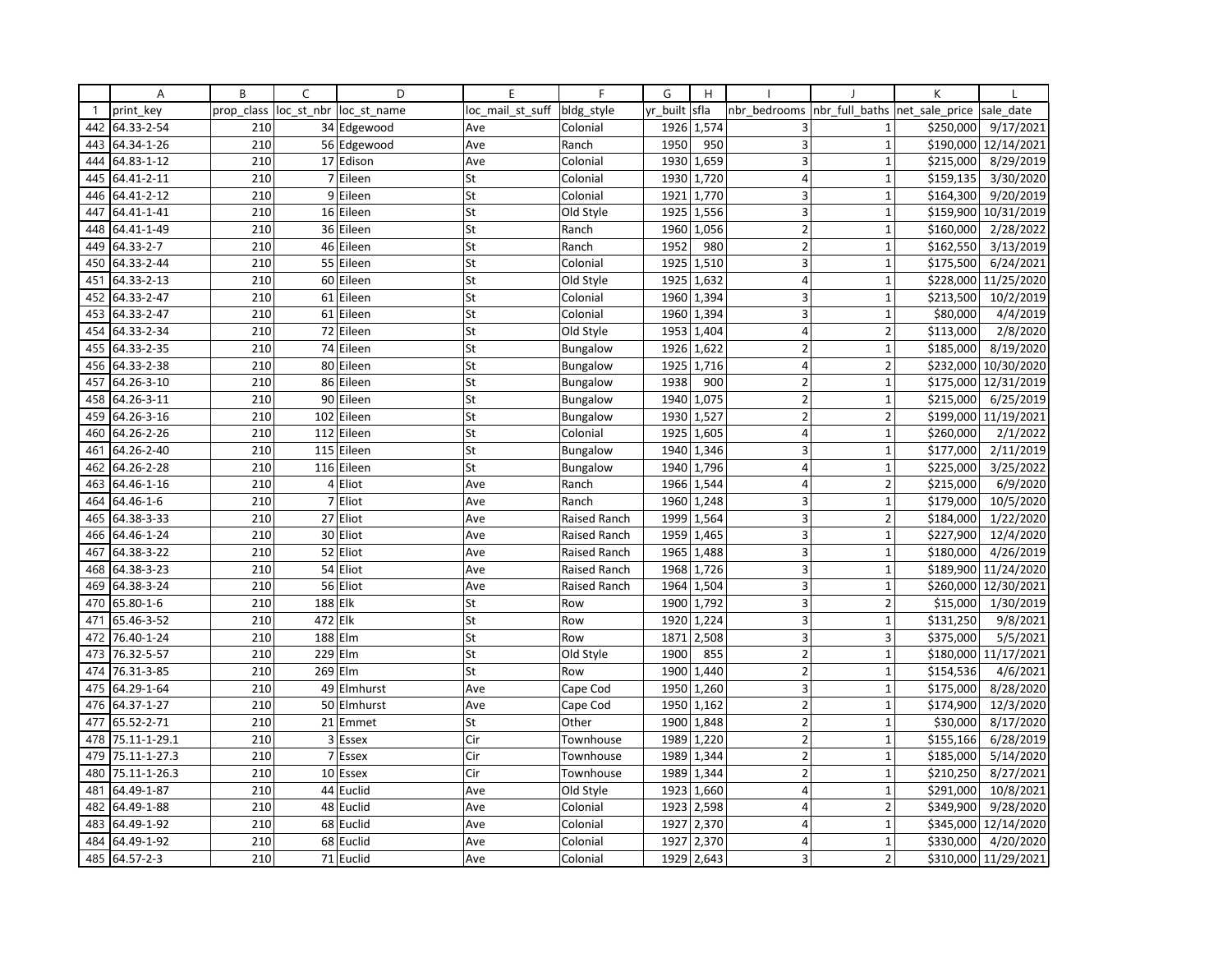| | A | B | C | D | E | F | G | H | I | J | K | L |
|---|---|---|---|---|---|---|---|---|---|---|---|---|
| 1 | print_key | prop_class | loc_st_nbr | loc_st_name | loc_mail_st_suff | bldg_style | yr_built | sfla | nbr_bedrooms | nbr_full_baths | net_sale_price | sale_date |
| 442 | 64.33-2-54 | 210 | 34 | Edgewood | Ave | Colonial | 1926 | 1,574 | 3 | 1 | $250,000 | 9/17/2021 |
| 443 | 64.34-1-26 | 210 | 56 | Edgewood | Ave | Ranch | 1950 | 950 | 3 | 1 | $190,000 | 12/14/2021 |
| 444 | 64.83-1-12 | 210 | 17 | Edison | Ave | Colonial | 1930 | 1,659 | 3 | 1 | $215,000 | 8/29/2019 |
| 445 | 64.41-2-11 | 210 | 7 | Eileen | St | Colonial | 1930 | 1,720 | 4 | 1 | $159,135 | 3/30/2020 |
| 446 | 64.41-2-12 | 210 | 9 | Eileen | St | Colonial | 1921 | 1,770 | 3 | 1 | $164,300 | 9/20/2019 |
| 447 | 64.41-1-41 | 210 | 16 | Eileen | St | Old Style | 1925 | 1,556 | 3 | 1 | $159,900 | 10/31/2019 |
| 448 | 64.41-1-49 | 210 | 36 | Eileen | St | Ranch | 1960 | 1,056 | 2 | 1 | $160,000 | 2/28/2022 |
| 449 | 64.33-2-7 | 210 | 46 | Eileen | St | Ranch | 1952 | 980 | 2 | 1 | $162,550 | 3/13/2019 |
| 450 | 64.33-2-44 | 210 | 55 | Eileen | St | Colonial | 1925 | 1,510 | 3 | 1 | $175,500 | 6/24/2021 |
| 451 | 64.33-2-13 | 210 | 60 | Eileen | St | Old Style | 1925 | 1,632 | 4 | 1 | $228,000 | 11/25/2020 |
| 452 | 64.33-2-47 | 210 | 61 | Eileen | St | Colonial | 1960 | 1,394 | 3 | 1 | $213,500 | 10/2/2019 |
| 453 | 64.33-2-47 | 210 | 61 | Eileen | St | Colonial | 1960 | 1,394 | 3 | 1 | $80,000 | 4/4/2019 |
| 454 | 64.33-2-34 | 210 | 72 | Eileen | St | Old Style | 1953 | 1,404 | 4 | 2 | $113,000 | 2/8/2020 |
| 455 | 64.33-2-35 | 210 | 74 | Eileen | St | Bungalow | 1926 | 1,622 | 2 | 1 | $185,000 | 8/19/2020 |
| 456 | 64.33-2-38 | 210 | 80 | Eileen | St | Bungalow | 1925 | 1,716 | 4 | 2 | $232,000 | 10/30/2020 |
| 457 | 64.26-3-10 | 210 | 86 | Eileen | St | Bungalow | 1938 | 900 | 2 | 1 | $175,000 | 12/31/2019 |
| 458 | 64.26-3-11 | 210 | 90 | Eileen | St | Bungalow | 1940 | 1,075 | 2 | 1 | $215,000 | 6/25/2019 |
| 459 | 64.26-3-16 | 210 | 102 | Eileen | St | Bungalow | 1930 | 1,527 | 2 | 2 | $199,000 | 11/19/2021 |
| 460 | 64.26-2-26 | 210 | 112 | Eileen | St | Colonial | 1925 | 1,605 | 4 | 1 | $260,000 | 2/1/2022 |
| 461 | 64.26-2-40 | 210 | 115 | Eileen | St | Bungalow | 1940 | 1,346 | 3 | 1 | $177,000 | 2/11/2019 |
| 462 | 64.26-2-28 | 210 | 116 | Eileen | St | Bungalow | 1940 | 1,796 | 4 | 1 | $225,000 | 3/25/2022 |
| 463 | 64.46-1-16 | 210 | 4 | Eliot | Ave | Ranch | 1966 | 1,544 | 4 | 2 | $215,000 | 6/9/2020 |
| 464 | 64.46-1-6 | 210 | 7 | Eliot | Ave | Ranch | 1960 | 1,248 | 3 | 1 | $179,000 | 10/5/2020 |
| 465 | 64.38-3-33 | 210 | 27 | Eliot | Ave | Raised Ranch | 1999 | 1,564 | 3 | 2 | $184,000 | 1/22/2020 |
| 466 | 64.46-1-24 | 210 | 30 | Eliot | Ave | Raised Ranch | 1959 | 1,465 | 3 | 1 | $227,900 | 12/4/2020 |
| 467 | 64.38-3-22 | 210 | 52 | Eliot | Ave | Raised Ranch | 1965 | 1,488 | 3 | 1 | $180,000 | 4/26/2019 |
| 468 | 64.38-3-23 | 210 | 54 | Eliot | Ave | Raised Ranch | 1968 | 1,726 | 3 | 1 | $189,900 | 11/24/2020 |
| 469 | 64.38-3-24 | 210 | 56 | Eliot | Ave | Raised Ranch | 1964 | 1,504 | 3 | 1 | $260,000 | 12/30/2021 |
| 470 | 65.80-1-6 | 210 | 188 | Elk | St | Row | 1900 | 1,792 | 3 | 2 | $15,000 | 1/30/2019 |
| 471 | 65.46-3-52 | 210 | 472 | Elk | St | Row | 1920 | 1,224 | 3 | 1 | $131,250 | 9/8/2021 |
| 472 | 76.40-1-24 | 210 | 188 | Elm | St | Row | 1871 | 2,508 | 3 | 3 | $375,000 | 5/5/2021 |
| 473 | 76.32-5-57 | 210 | 229 | Elm | St | Old Style | 1900 | 855 | 2 | 1 | $180,000 | 11/17/2021 |
| 474 | 76.31-3-85 | 210 | 269 | Elm | St | Row | 1900 | 1,440 | 2 | 1 | $154,536 | 4/6/2021 |
| 475 | 64.29-1-64 | 210 | 49 | Elmhurst | Ave | Cape Cod | 1950 | 1,260 | 3 | 1 | $175,000 | 8/28/2020 |
| 476 | 64.37-1-27 | 210 | 50 | Elmhurst | Ave | Cape Cod | 1950 | 1,162 | 2 | 1 | $174,900 | 12/3/2020 |
| 477 | 65.52-2-71 | 210 | 21 | Emmet | St | Other | 1900 | 1,848 | 2 | 1 | $30,000 | 8/17/2020 |
| 478 | 75.11-1-29.1 | 210 | 3 | Essex | Cir | Townhouse | 1989 | 1,220 | 2 | 1 | $155,166 | 6/28/2019 |
| 479 | 75.11-1-27.3 | 210 | 7 | Essex | Cir | Townhouse | 1989 | 1,344 | 2 | 1 | $185,000 | 5/14/2020 |
| 480 | 75.11-1-26.3 | 210 | 10 | Essex | Cir | Townhouse | 1989 | 1,344 | 2 | 1 | $210,250 | 8/27/2021 |
| 481 | 64.49-1-87 | 210 | 44 | Euclid | Ave | Old Style | 1923 | 1,660 | 4 | 1 | $291,000 | 10/8/2021 |
| 482 | 64.49-1-88 | 210 | 48 | Euclid | Ave | Colonial | 1923 | 2,598 | 4 | 2 | $349,900 | 9/28/2020 |
| 483 | 64.49-1-92 | 210 | 68 | Euclid | Ave | Colonial | 1927 | 2,370 | 4 | 1 | $345,000 | 12/14/2020 |
| 484 | 64.49-1-92 | 210 | 68 | Euclid | Ave | Colonial | 1927 | 2,370 | 4 | 1 | $330,000 | 4/20/2020 |
| 485 | 64.57-2-3 | 210 | 71 | Euclid | Ave | Colonial | 1929 | 2,643 | 3 | 2 | $310,000 | 11/29/2021 |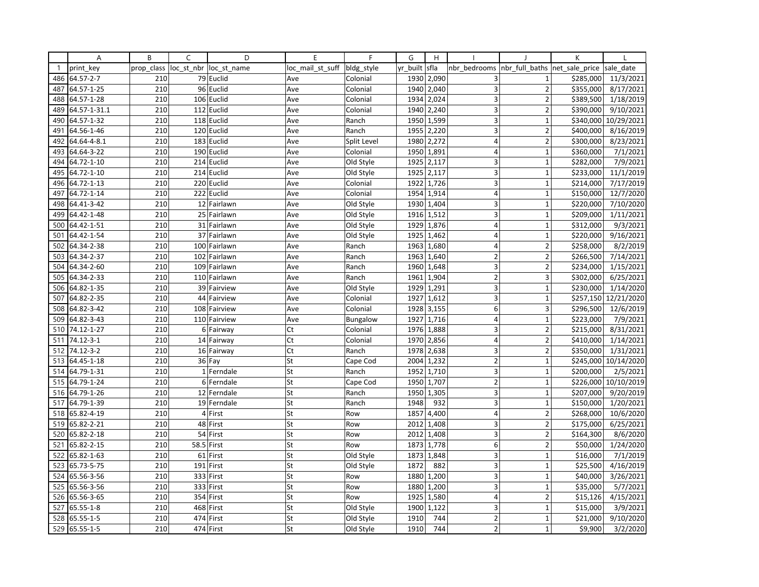| | A | B | C | D | E | F | G | H | I | J | K | L |
|---|---|---|---|---|---|---|---|---|---|---|---|---|
| 1 | print_key | prop_class | loc_st_nbr | loc_st_name | loc_mail_st_suff | bldg_style | yr_built | sfla | nbr_bedrooms | nbr_full_baths | net_sale_price | sale_date |
| 486 | 64.57-2-7 | 210 | 79 | Euclid | Ave | Colonial | 1930 | 2,090 | 3 | 1 | $285,000 | 11/3/2021 |
| 487 | 64.57-1-25 | 210 | 96 | Euclid | Ave | Colonial | 1940 | 2,040 | 3 | 2 | $355,000 | 8/17/2021 |
| 488 | 64.57-1-28 | 210 | 106 | Euclid | Ave | Colonial | 1934 | 2,024 | 3 | 2 | $389,500 | 1/18/2019 |
| 489 | 64.57-1-31.1 | 210 | 112 | Euclid | Ave | Colonial | 1940 | 2,240 | 3 | 2 | $390,000 | 9/10/2021 |
| 490 | 64.57-1-32 | 210 | 118 | Euclid | Ave | Ranch | 1950 | 1,599 | 3 | 1 | $340,000 | 10/29/2021 |
| 491 | 64.56-1-46 | 210 | 120 | Euclid | Ave | Ranch | 1955 | 2,220 | 3 | 2 | $400,000 | 8/16/2019 |
| 492 | 64.64-4-8.1 | 210 | 183 | Euclid | Ave | Split Level | 1980 | 2,272 | 4 | 2 | $300,000 | 8/23/2021 |
| 493 | 64.64-3-22 | 210 | 190 | Euclid | Ave | Colonial | 1950 | 1,891 | 4 | 1 | $360,000 | 7/1/2021 |
| 494 | 64.72-1-10 | 210 | 214 | Euclid | Ave | Old Style | 1925 | 2,117 | 3 | 1 | $282,000 | 7/9/2021 |
| 495 | 64.72-1-10 | 210 | 214 | Euclid | Ave | Old Style | 1925 | 2,117 | 3 | 1 | $233,000 | 11/1/2019 |
| 496 | 64.72-1-13 | 210 | 220 | Euclid | Ave | Colonial | 1922 | 1,726 | 3 | 1 | $214,000 | 7/17/2019 |
| 497 | 64.72-1-14 | 210 | 222 | Euclid | Ave | Colonial | 1954 | 1,914 | 4 | 1 | $150,000 | 12/7/2020 |
| 498 | 64.41-3-42 | 210 | 12 | Fairlawn | Ave | Old Style | 1930 | 1,404 | 3 | 1 | $220,000 | 7/10/2020 |
| 499 | 64.42-1-48 | 210 | 25 | Fairlawn | Ave | Old Style | 1916 | 1,512 | 3 | 1 | $209,000 | 1/11/2021 |
| 500 | 64.42-1-51 | 210 | 31 | Fairlawn | Ave | Old Style | 1929 | 1,876 | 4 | 1 | $312,000 | 9/3/2021 |
| 501 | 64.42-1-54 | 210 | 37 | Fairlawn | Ave | Old Style | 1925 | 1,462 | 4 | 1 | $220,000 | 9/16/2021 |
| 502 | 64.34-2-38 | 210 | 100 | Fairlawn | Ave | Ranch | 1963 | 1,680 | 4 | 2 | $258,000 | 8/2/2019 |
| 503 | 64.34-2-37 | 210 | 102 | Fairlawn | Ave | Ranch | 1963 | 1,640 | 2 | 2 | $266,500 | 7/14/2021 |
| 504 | 64.34-2-60 | 210 | 109 | Fairlawn | Ave | Ranch | 1960 | 1,648 | 3 | 2 | $234,000 | 1/15/2021 |
| 505 | 64.34-2-33 | 210 | 110 | Fairlawn | Ave | Ranch | 1961 | 1,904 | 2 | 3 | $302,000 | 6/25/2021 |
| 506 | 64.82-1-35 | 210 | 39 | Fairview | Ave | Old Style | 1929 | 1,291 | 3 | 1 | $230,000 | 1/14/2020 |
| 507 | 64.82-2-35 | 210 | 44 | Fairview | Ave | Colonial | 1927 | 1,612 | 3 | 1 | $257,150 | 12/21/2020 |
| 508 | 64.82-3-42 | 210 | 108 | Fairview | Ave | Colonial | 1928 | 3,155 | 6 | 3 | $296,500 | 12/6/2019 |
| 509 | 64.82-3-43 | 210 | 110 | Fairview | Ave | Bungalow | 1927 | 1,716 | 4 | 1 | $223,000 | 7/9/2021 |
| 510 | 74.12-1-27 | 210 | 6 | Fairway | Ct | Colonial | 1976 | 1,888 | 3 | 2 | $215,000 | 8/31/2021 |
| 511 | 74.12-3-1 | 210 | 14 | Fairway | Ct | Colonial | 1970 | 2,856 | 4 | 2 | $410,000 | 1/14/2021 |
| 512 | 74.12-3-2 | 210 | 16 | Fairway | Ct | Ranch | 1978 | 2,638 | 3 | 2 | $350,000 | 1/31/2021 |
| 513 | 64.45-1-18 | 210 | 36 | Fay | St | Cape Cod | 2004 | 1,232 | 2 | 1 | $245,000 | 10/14/2020 |
| 514 | 64.79-1-31 | 210 | 1 | Ferndale | St | Ranch | 1952 | 1,710 | 3 | 1 | $200,000 | 2/5/2021 |
| 515 | 64.79-1-24 | 210 | 6 | Ferndale | St | Cape Cod | 1950 | 1,707 | 2 | 1 | $226,000 | 10/10/2019 |
| 516 | 64.79-1-26 | 210 | 12 | Ferndale | St | Ranch | 1950 | 1,305 | 3 | 1 | $207,000 | 9/20/2019 |
| 517 | 64.79-1-39 | 210 | 19 | Ferndale | St | Ranch | 1948 | 932 | 3 | 1 | $150,000 | 1/20/2021 |
| 518 | 65.82-4-19 | 210 | 4 | First | St | Row | 1857 | 4,400 | 4 | 2 | $268,000 | 10/6/2020 |
| 519 | 65.82-2-21 | 210 | 48 | First | St | Row | 2012 | 1,408 | 3 | 2 | $175,000 | 6/25/2021 |
| 520 | 65.82-2-18 | 210 | 54 | First | St | Row | 2012 | 1,408 | 3 | 2 | $164,300 | 8/6/2020 |
| 521 | 65.82-2-15 | 210 | 58.5 | First | St | Row | 1873 | 1,778 | 6 | 2 | $50,000 | 1/24/2020 |
| 522 | 65.82-1-63 | 210 | 61 | First | St | Old Style | 1873 | 1,848 | 3 | 1 | $16,000 | 7/1/2019 |
| 523 | 65.73-5-75 | 210 | 191 | First | St | Old Style | 1872 | 882 | 3 | 1 | $25,500 | 4/16/2019 |
| 524 | 65.56-3-56 | 210 | 333 | First | St | Row | 1880 | 1,200 | 3 | 1 | $40,000 | 3/26/2021 |
| 525 | 65.56-3-56 | 210 | 333 | First | St | Row | 1880 | 1,200 | 3 | 1 | $35,000 | 5/7/2021 |
| 526 | 65.56-3-65 | 210 | 354 | First | St | Row | 1925 | 1,580 | 4 | 2 | $15,126 | 4/15/2021 |
| 527 | 65.55-1-8 | 210 | 468 | First | St | Old Style | 1900 | 1,122 | 3 | 1 | $15,000 | 3/9/2021 |
| 528 | 65.55-1-5 | 210 | 474 | First | St | Old Style | 1910 | 744 | 2 | 1 | $21,000 | 9/10/2020 |
| 529 | 65.55-1-5 | 210 | 474 | First | St | Old Style | 1910 | 744 | 2 | 1 | $9,900 | 3/2/2020 |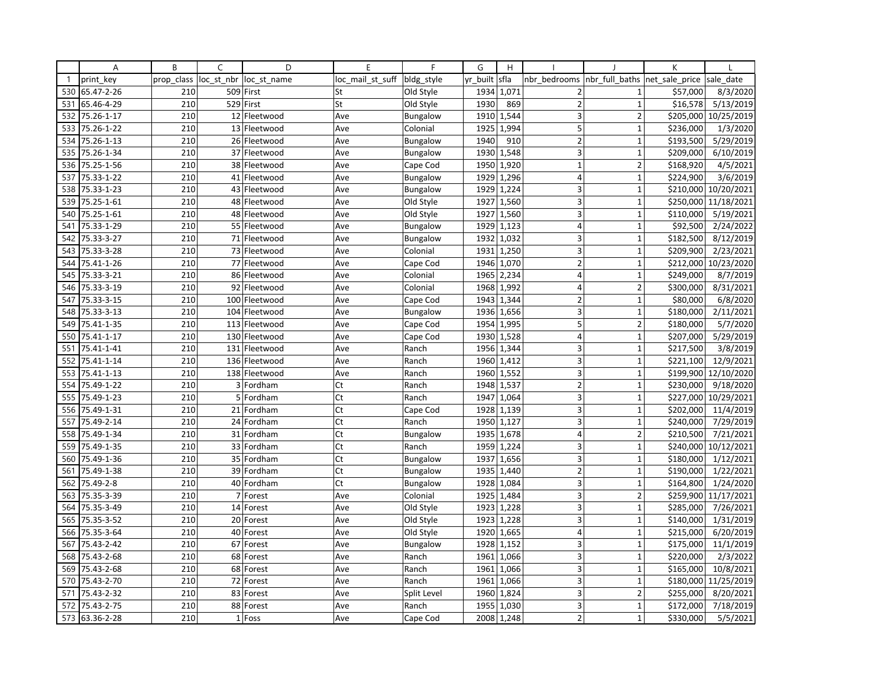| | A | B | C | D | E | F | G | H | I | J | K | L |
|---|---|---|---|---|---|---|---|---|---|---|---|---|
| 1 | print_key | prop_class | loc_st_nbr | loc_st_name | loc_mail_st_suff | bldg_style | yr_built | sfla | nbr_bedrooms | nbr_full_baths | net_sale_price | sale_date |
| 530 | 65.47-2-26 | 210 | 509 | First | St | Old Style | 1934 | 1,071 | 2 | 1 | $57,000 | 8/3/2020 |
| 531 | 65.46-4-29 | 210 | 529 | First | St | Old Style | 1930 | 869 | 2 | 1 | $16,578 | 5/13/2019 |
| 532 | 75.26-1-17 | 210 | 12 | Fleetwood | Ave | Bungalow | 1910 | 1,544 | 3 | 2 | $205,000 | 10/25/2019 |
| 533 | 75.26-1-22 | 210 | 13 | Fleetwood | Ave | Colonial | 1925 | 1,994 | 5 | 1 | $236,000 | 1/3/2020 |
| 534 | 75.26-1-13 | 210 | 26 | Fleetwood | Ave | Bungalow | 1940 | 910 | 2 | 1 | $193,500 | 5/29/2019 |
| 535 | 75.26-1-34 | 210 | 37 | Fleetwood | Ave | Bungalow | 1930 | 1,548 | 3 | 1 | $209,000 | 6/10/2019 |
| 536 | 75.25-1-56 | 210 | 38 | Fleetwood | Ave | Cape Cod | 1950 | 1,920 | 1 | 2 | $168,920 | 4/5/2021 |
| 537 | 75.33-1-22 | 210 | 41 | Fleetwood | Ave | Bungalow | 1929 | 1,296 | 4 | 1 | $224,900 | 3/6/2019 |
| 538 | 75.33-1-23 | 210 | 43 | Fleetwood | Ave | Bungalow | 1929 | 1,224 | 3 | 1 | $210,000 | 10/20/2021 |
| 539 | 75.25-1-61 | 210 | 48 | Fleetwood | Ave | Old Style | 1927 | 1,560 | 3 | 1 | $250,000 | 11/18/2021 |
| 540 | 75.25-1-61 | 210 | 48 | Fleetwood | Ave | Old Style | 1927 | 1,560 | 3 | 1 | $110,000 | 5/19/2021 |
| 541 | 75.33-1-29 | 210 | 55 | Fleetwood | Ave | Bungalow | 1929 | 1,123 | 4 | 1 | $92,500 | 2/24/2022 |
| 542 | 75.33-3-27 | 210 | 71 | Fleetwood | Ave | Bungalow | 1932 | 1,032 | 3 | 1 | $182,500 | 8/12/2019 |
| 543 | 75.33-3-28 | 210 | 73 | Fleetwood | Ave | Colonial | 1931 | 1,250 | 3 | 1 | $209,900 | 2/23/2021 |
| 544 | 75.41-1-26 | 210 | 77 | Fleetwood | Ave | Cape Cod | 1946 | 1,070 | 2 | 1 | $212,000 | 10/23/2020 |
| 545 | 75.33-3-21 | 210 | 86 | Fleetwood | Ave | Colonial | 1965 | 2,234 | 4 | 1 | $249,000 | 8/7/2019 |
| 546 | 75.33-3-19 | 210 | 92 | Fleetwood | Ave | Colonial | 1968 | 1,992 | 4 | 2 | $300,000 | 8/31/2021 |
| 547 | 75.33-3-15 | 210 | 100 | Fleetwood | Ave | Cape Cod | 1943 | 1,344 | 2 | 1 | $80,000 | 6/8/2020 |
| 548 | 75.33-3-13 | 210 | 104 | Fleetwood | Ave | Bungalow | 1936 | 1,656 | 3 | 1 | $180,000 | 2/11/2021 |
| 549 | 75.41-1-35 | 210 | 113 | Fleetwood | Ave | Cape Cod | 1954 | 1,995 | 5 | 2 | $180,000 | 5/7/2020 |
| 550 | 75.41-1-17 | 210 | 130 | Fleetwood | Ave | Cape Cod | 1930 | 1,528 | 4 | 1 | $207,000 | 5/29/2019 |
| 551 | 75.41-1-41 | 210 | 131 | Fleetwood | Ave | Ranch | 1956 | 1,344 | 3 | 1 | $217,500 | 3/8/2019 |
| 552 | 75.41-1-14 | 210 | 136 | Fleetwood | Ave | Ranch | 1960 | 1,412 | 3 | 1 | $221,100 | 12/9/2021 |
| 553 | 75.41-1-13 | 210 | 138 | Fleetwood | Ave | Ranch | 1960 | 1,552 | 3 | 1 | $199,900 | 12/10/2020 |
| 554 | 75.49-1-22 | 210 | 3 | Fordham | Ct | Ranch | 1948 | 1,537 | 2 | 1 | $230,000 | 9/18/2020 |
| 555 | 75.49-1-23 | 210 | 5 | Fordham | Ct | Ranch | 1947 | 1,064 | 3 | 1 | $227,000 | 10/29/2021 |
| 556 | 75.49-1-31 | 210 | 21 | Fordham | Ct | Cape Cod | 1928 | 1,139 | 3 | 1 | $202,000 | 11/4/2019 |
| 557 | 75.49-2-14 | 210 | 24 | Fordham | Ct | Ranch | 1950 | 1,127 | 3 | 1 | $240,000 | 7/29/2019 |
| 558 | 75.49-1-34 | 210 | 31 | Fordham | Ct | Bungalow | 1935 | 1,678 | 4 | 2 | $210,500 | 7/21/2021 |
| 559 | 75.49-1-35 | 210 | 33 | Fordham | Ct | Ranch | 1959 | 1,224 | 3 | 1 | $240,000 | 10/12/2021 |
| 560 | 75.49-1-36 | 210 | 35 | Fordham | Ct | Bungalow | 1937 | 1,656 | 3 | 1 | $180,000 | 1/12/2021 |
| 561 | 75.49-1-38 | 210 | 39 | Fordham | Ct | Bungalow | 1935 | 1,440 | 2 | 1 | $190,000 | 1/22/2021 |
| 562 | 75.49-2-8 | 210 | 40 | Fordham | Ct | Bungalow | 1928 | 1,084 | 3 | 1 | $164,800 | 1/24/2020 |
| 563 | 75.35-3-39 | 210 | 7 | Forest | Ave | Colonial | 1925 | 1,484 | 3 | 2 | $259,900 | 11/17/2021 |
| 564 | 75.35-3-49 | 210 | 14 | Forest | Ave | Old Style | 1923 | 1,228 | 3 | 1 | $285,000 | 7/26/2021 |
| 565 | 75.35-3-52 | 210 | 20 | Forest | Ave | Old Style | 1923 | 1,228 | 3 | 1 | $140,000 | 1/31/2019 |
| 566 | 75.35-3-64 | 210 | 40 | Forest | Ave | Old Style | 1920 | 1,665 | 4 | 1 | $215,000 | 6/20/2019 |
| 567 | 75.43-2-42 | 210 | 67 | Forest | Ave | Bungalow | 1928 | 1,152 | 3 | 1 | $175,000 | 11/1/2019 |
| 568 | 75.43-2-68 | 210 | 68 | Forest | Ave | Ranch | 1961 | 1,066 | 3 | 1 | $220,000 | 2/3/2022 |
| 569 | 75.43-2-68 | 210 | 68 | Forest | Ave | Ranch | 1961 | 1,066 | 3 | 1 | $165,000 | 10/8/2021 |
| 570 | 75.43-2-70 | 210 | 72 | Forest | Ave | Ranch | 1961 | 1,066 | 3 | 1 | $180,000 | 11/25/2019 |
| 571 | 75.43-2-32 | 210 | 83 | Forest | Ave | Split Level | 1960 | 1,824 | 3 | 2 | $255,000 | 8/20/2021 |
| 572 | 75.43-2-75 | 210 | 88 | Forest | Ave | Ranch | 1955 | 1,030 | 3 | 1 | $172,000 | 7/18/2019 |
| 573 | 63.36-2-28 | 210 | 1 | Foss | Ave | Cape Cod | 2008 | 1,248 | 2 | 1 | $330,000 | 5/5/2021 |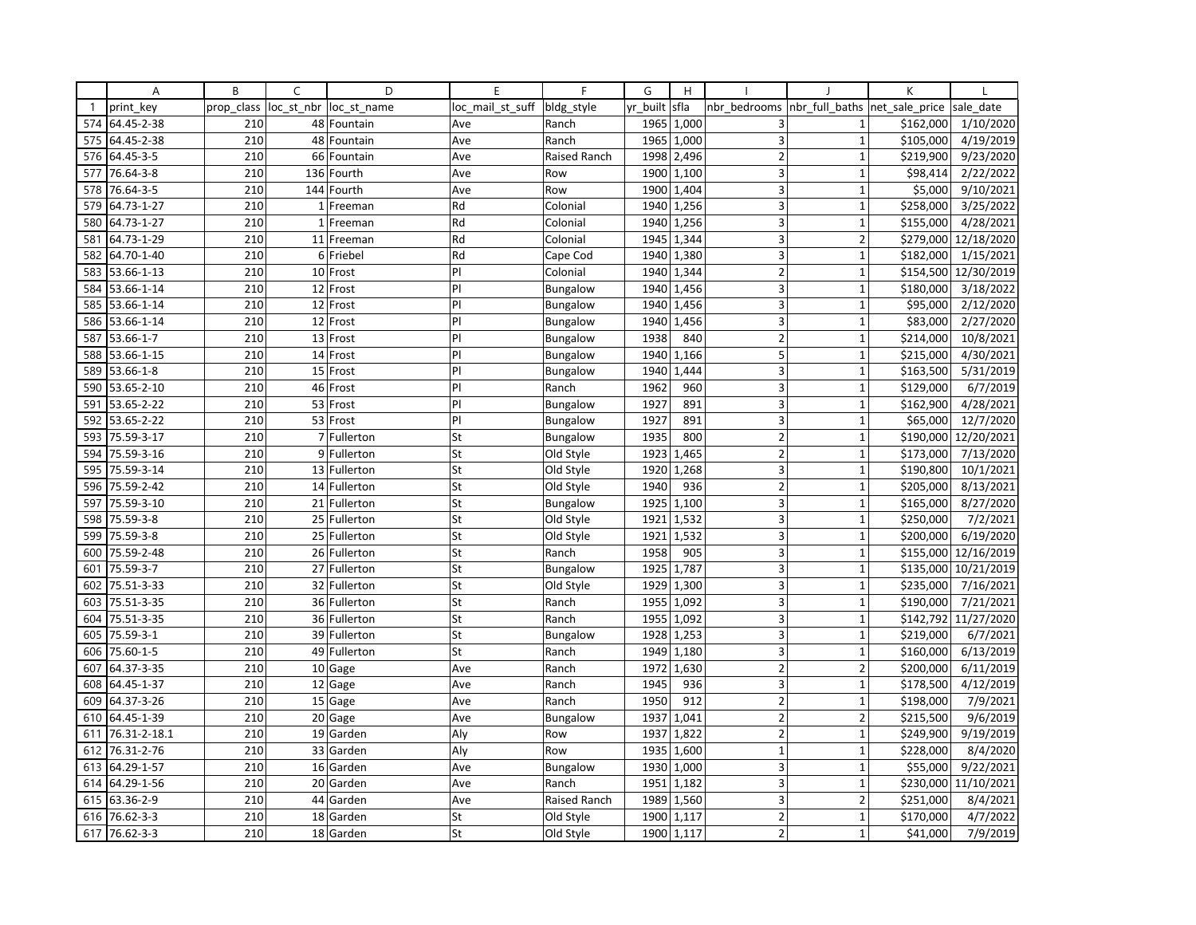| | A | B | C | D | E | F | G | H | I | J | K | L |
|---|---|---|---|---|---|---|---|---|---|---|---|---|
| 1 | print_key | prop_class | loc_st_nbr | loc_st_name | loc_mail_st_suff | bldg_style | yr_built | sfla | nbr_bedrooms | nbr_full_baths | net_sale_price | sale_date |
| 574 | 64.45-2-38 | 210 | 48 | Fountain | Ave | Ranch | 1965 | 1,000 | 3 | 1 | $162,000 | 1/10/2020 |
| 575 | 64.45-2-38 | 210 | 48 | Fountain | Ave | Ranch | 1965 | 1,000 | 3 | 1 | $105,000 | 4/19/2019 |
| 576 | 64.45-3-5 | 210 | 66 | Fountain | Ave | Raised Ranch | 1998 | 2,496 | 2 | 1 | $219,900 | 9/23/2020 |
| 577 | 76.64-3-8 | 210 | 136 | Fourth | Ave | Row | 1900 | 1,100 | 3 | 1 | $98,414 | 2/22/2022 |
| 578 | 76.64-3-5 | 210 | 144 | Fourth | Ave | Row | 1900 | 1,404 | 3 | 1 | $5,000 | 9/10/2021 |
| 579 | 64.73-1-27 | 210 | 1 | Freeman | Rd | Colonial | 1940 | 1,256 | 3 | 1 | $258,000 | 3/25/2022 |
| 580 | 64.73-1-27 | 210 | 1 | Freeman | Rd | Colonial | 1940 | 1,256 | 3 | 1 | $155,000 | 4/28/2021 |
| 581 | 64.73-1-29 | 210 | 11 | Freeman | Rd | Colonial | 1945 | 1,344 | 3 | 2 | $279,000 | 12/18/2020 |
| 582 | 64.70-1-40 | 210 | 6 | Friebel | Rd | Cape Cod | 1940 | 1,380 | 3 | 1 | $182,000 | 1/15/2021 |
| 583 | 53.66-1-13 | 210 | 10 | Frost | Pl | Colonial | 1940 | 1,344 | 2 | 1 | $154,500 | 12/30/2019 |
| 584 | 53.66-1-14 | 210 | 12 | Frost | Pl | Bungalow | 1940 | 1,456 | 3 | 1 | $180,000 | 3/18/2022 |
| 585 | 53.66-1-14 | 210 | 12 | Frost | Pl | Bungalow | 1940 | 1,456 | 3 | 1 | $95,000 | 2/12/2020 |
| 586 | 53.66-1-14 | 210 | 12 | Frost | Pl | Bungalow | 1940 | 1,456 | 3 | 1 | $83,000 | 2/27/2020 |
| 587 | 53.66-1-7 | 210 | 13 | Frost | Pl | Bungalow | 1938 | 840 | 2 | 1 | $214,000 | 10/8/2021 |
| 588 | 53.66-1-15 | 210 | 14 | Frost | Pl | Bungalow | 1940 | 1,166 | 5 | 1 | $215,000 | 4/30/2021 |
| 589 | 53.66-1-8 | 210 | 15 | Frost | Pl | Bungalow | 1940 | 1,444 | 3 | 1 | $163,500 | 5/31/2019 |
| 590 | 53.65-2-10 | 210 | 46 | Frost | Pl | Ranch | 1962 | 960 | 3 | 1 | $129,000 | 6/7/2019 |
| 591 | 53.65-2-22 | 210 | 53 | Frost | Pl | Bungalow | 1927 | 891 | 3 | 1 | $162,900 | 4/28/2021 |
| 592 | 53.65-2-22 | 210 | 53 | Frost | Pl | Bungalow | 1927 | 891 | 3 | 1 | $65,000 | 12/7/2020 |
| 593 | 75.59-3-17 | 210 | 7 | Fullerton | St | Bungalow | 1935 | 800 | 2 | 1 | $190,000 | 12/20/2021 |
| 594 | 75.59-3-16 | 210 | 9 | Fullerton | St | Old Style | 1923 | 1,465 | 2 | 1 | $173,000 | 7/13/2020 |
| 595 | 75.59-3-14 | 210 | 13 | Fullerton | St | Old Style | 1920 | 1,268 | 3 | 1 | $190,800 | 10/1/2021 |
| 596 | 75.59-2-42 | 210 | 14 | Fullerton | St | Old Style | 1940 | 936 | 2 | 1 | $205,000 | 8/13/2021 |
| 597 | 75.59-3-10 | 210 | 21 | Fullerton | St | Bungalow | 1925 | 1,100 | 3 | 1 | $165,000 | 8/27/2020 |
| 598 | 75.59-3-8 | 210 | 25 | Fullerton | St | Old Style | 1921 | 1,532 | 3 | 1 | $250,000 | 7/2/2021 |
| 599 | 75.59-3-8 | 210 | 25 | Fullerton | St | Old Style | 1921 | 1,532 | 3 | 1 | $200,000 | 6/19/2020 |
| 600 | 75.59-2-48 | 210 | 26 | Fullerton | St | Ranch | 1958 | 905 | 3 | 1 | $155,000 | 12/16/2019 |
| 601 | 75.59-3-7 | 210 | 27 | Fullerton | St | Bungalow | 1925 | 1,787 | 3 | 1 | $135,000 | 10/21/2019 |
| 602 | 75.51-3-33 | 210 | 32 | Fullerton | St | Old Style | 1929 | 1,300 | 3 | 1 | $235,000 | 7/16/2021 |
| 603 | 75.51-3-35 | 210 | 36 | Fullerton | St | Ranch | 1955 | 1,092 | 3 | 1 | $190,000 | 7/21/2021 |
| 604 | 75.51-3-35 | 210 | 36 | Fullerton | St | Ranch | 1955 | 1,092 | 3 | 1 | $142,792 | 11/27/2020 |
| 605 | 75.59-3-1 | 210 | 39 | Fullerton | St | Bungalow | 1928 | 1,253 | 3 | 1 | $219,000 | 6/7/2021 |
| 606 | 75.60-1-5 | 210 | 49 | Fullerton | St | Ranch | 1949 | 1,180 | 3 | 1 | $160,000 | 6/13/2019 |
| 607 | 64.37-3-35 | 210 | 10 | Gage | Ave | Ranch | 1972 | 1,630 | 2 | 2 | $200,000 | 6/11/2019 |
| 608 | 64.45-1-37 | 210 | 12 | Gage | Ave | Ranch | 1945 | 936 | 3 | 1 | $178,500 | 4/12/2019 |
| 609 | 64.37-3-26 | 210 | 15 | Gage | Ave | Ranch | 1950 | 912 | 2 | 1 | $198,000 | 7/9/2021 |
| 610 | 64.45-1-39 | 210 | 20 | Gage | Ave | Bungalow | 1937 | 1,041 | 2 | 2 | $215,500 | 9/6/2019 |
| 611 | 76.31-2-18.1 | 210 | 19 | Garden | Aly | Row | 1937 | 1,822 | 2 | 1 | $249,900 | 9/19/2019 |
| 612 | 76.31-2-76 | 210 | 33 | Garden | Aly | Row | 1935 | 1,600 | 1 | 1 | $228,000 | 8/4/2020 |
| 613 | 64.29-1-57 | 210 | 16 | Garden | Ave | Bungalow | 1930 | 1,000 | 3 | 1 | $55,000 | 9/22/2021 |
| 614 | 64.29-1-56 | 210 | 20 | Garden | Ave | Ranch | 1951 | 1,182 | 3 | 1 | $230,000 | 11/10/2021 |
| 615 | 63.36-2-9 | 210 | 44 | Garden | Ave | Raised Ranch | 1989 | 1,560 | 3 | 2 | $251,000 | 8/4/2021 |
| 616 | 76.62-3-3 | 210 | 18 | Garden | St | Old Style | 1900 | 1,117 | 2 | 1 | $170,000 | 4/7/2022 |
| 617 | 76.62-3-3 | 210 | 18 | Garden | St | Old Style | 1900 | 1,117 | 2 | 1 | $41,000 | 7/9/2019 |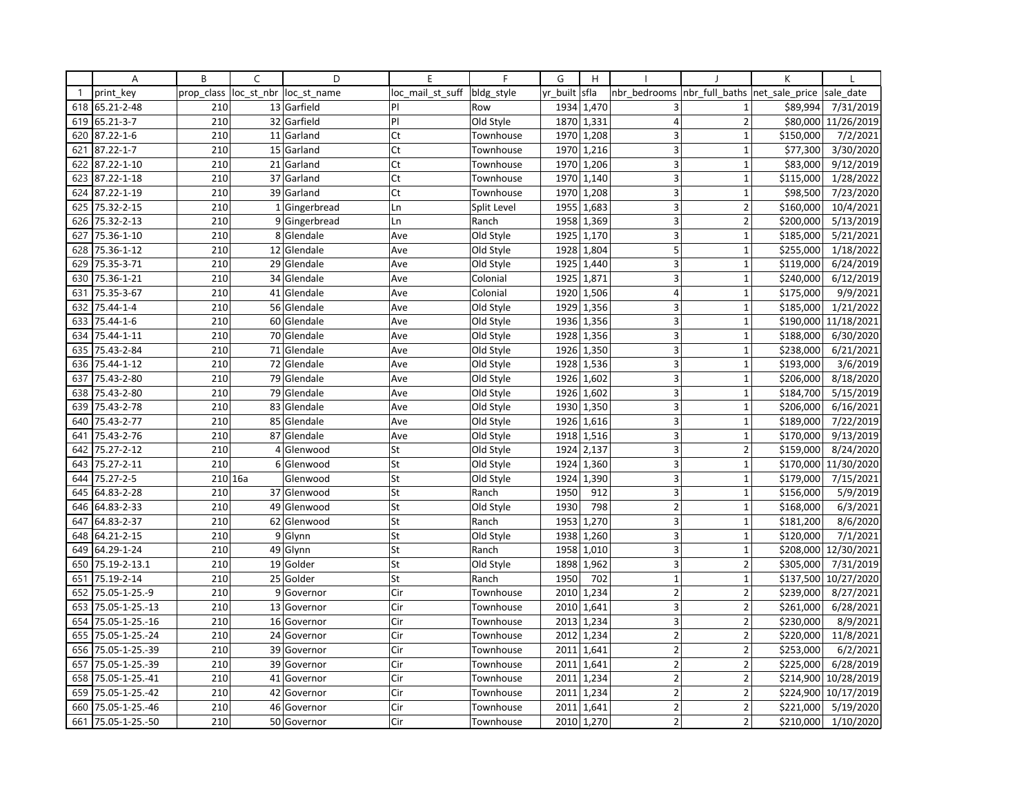| | A | B | C | D | E | F | G | H | I | J | K | L |
|---|---|---|---|---|---|---|---|---|---|---|---|---|
| 1 | print_key | prop_class | loc_st_nbr | loc_st_name | loc_mail_st_suff | bldg_style | yr_built | sfla | nbr_bedrooms | nbr_full_baths | net_sale_price | sale_date |
| 618 | 65.21-2-48 | 210 | 13 | Garfield | Pl | Row | 1934 | 1,470 | 3 | 1 | $89,994 | 7/31/2019 |
| 619 | 65.21-3-7 | 210 | 32 | Garfield | Pl | Old Style | 1870 | 1,331 | 4 | 2 | $80,000 | 11/26/2019 |
| 620 | 87.22-1-6 | 210 | 11 | Garland | Ct | Townhouse | 1970 | 1,208 | 3 | 1 | $150,000 | 7/2/2021 |
| 621 | 87.22-1-7 | 210 | 15 | Garland | Ct | Townhouse | 1970 | 1,216 | 3 | 1 | $77,300 | 3/30/2020 |
| 622 | 87.22-1-10 | 210 | 21 | Garland | Ct | Townhouse | 1970 | 1,206 | 3 | 1 | $83,000 | 9/12/2019 |
| 623 | 87.22-1-18 | 210 | 37 | Garland | Ct | Townhouse | 1970 | 1,140 | 3 | 1 | $115,000 | 1/28/2022 |
| 624 | 87.22-1-19 | 210 | 39 | Garland | Ct | Townhouse | 1970 | 1,208 | 3 | 1 | $98,500 | 7/23/2020 |
| 625 | 75.32-2-15 | 210 | 1 | Gingerbread | Ln | Split Level | 1955 | 1,683 | 3 | 2 | $160,000 | 10/4/2021 |
| 626 | 75.32-2-13 | 210 | 9 | Gingerbread | Ln | Ranch | 1958 | 1,369 | 3 | 2 | $200,000 | 5/13/2019 |
| 627 | 75.36-1-10 | 210 | 8 | Glendale | Ave | Old Style | 1925 | 1,170 | 3 | 1 | $185,000 | 5/21/2021 |
| 628 | 75.36-1-12 | 210 | 12 | Glendale | Ave | Old Style | 1928 | 1,804 | 5 | 1 | $255,000 | 1/18/2022 |
| 629 | 75.35-3-71 | 210 | 29 | Glendale | Ave | Old Style | 1925 | 1,440 | 3 | 1 | $119,000 | 6/24/2019 |
| 630 | 75.36-1-21 | 210 | 34 | Glendale | Ave | Colonial | 1925 | 1,871 | 3 | 1 | $240,000 | 6/12/2019 |
| 631 | 75.35-3-67 | 210 | 41 | Glendale | Ave | Colonial | 1920 | 1,506 | 4 | 1 | $175,000 | 9/9/2021 |
| 632 | 75.44-1-4 | 210 | 56 | Glendale | Ave | Old Style | 1929 | 1,356 | 3 | 1 | $185,000 | 1/21/2022 |
| 633 | 75.44-1-6 | 210 | 60 | Glendale | Ave | Old Style | 1936 | 1,356 | 3 | 1 | $190,000 | 11/18/2021 |
| 634 | 75.44-1-11 | 210 | 70 | Glendale | Ave | Old Style | 1928 | 1,356 | 3 | 1 | $188,000 | 6/30/2020 |
| 635 | 75.43-2-84 | 210 | 71 | Glendale | Ave | Old Style | 1926 | 1,350 | 3 | 1 | $238,000 | 6/21/2021 |
| 636 | 75.44-1-12 | 210 | 72 | Glendale | Ave | Old Style | 1928 | 1,536 | 3 | 1 | $193,000 | 3/6/2019 |
| 637 | 75.43-2-80 | 210 | 79 | Glendale | Ave | Old Style | 1926 | 1,602 | 3 | 1 | $206,000 | 8/18/2020 |
| 638 | 75.43-2-80 | 210 | 79 | Glendale | Ave | Old Style | 1926 | 1,602 | 3 | 1 | $184,700 | 5/15/2019 |
| 639 | 75.43-2-78 | 210 | 83 | Glendale | Ave | Old Style | 1930 | 1,350 | 3 | 1 | $206,000 | 6/16/2021 |
| 640 | 75.43-2-77 | 210 | 85 | Glendale | Ave | Old Style | 1926 | 1,616 | 3 | 1 | $189,000 | 7/22/2019 |
| 641 | 75.43-2-76 | 210 | 87 | Glendale | Ave | Old Style | 1918 | 1,516 | 3 | 1 | $170,000 | 9/13/2019 |
| 642 | 75.27-2-12 | 210 | 4 | Glenwood | St | Old Style | 1924 | 2,137 | 3 | 2 | $159,000 | 8/24/2020 |
| 643 | 75.27-2-11 | 210 | 6 | Glenwood | St | Old Style | 1924 | 1,360 | 3 | 1 | $170,000 | 11/30/2020 |
| 644 | 75.27-2-5 | 210 | 16a | Glenwood | St | Old Style | 1924 | 1,390 | 3 | 1 | $179,000 | 7/15/2021 |
| 645 | 64.83-2-28 | 210 | 37 | Glenwood | St | Ranch | 1950 | 912 | 3 | 1 | $156,000 | 5/9/2019 |
| 646 | 64.83-2-33 | 210 | 49 | Glenwood | St | Old Style | 1930 | 798 | 2 | 1 | $168,000 | 6/3/2021 |
| 647 | 64.83-2-37 | 210 | 62 | Glenwood | St | Ranch | 1953 | 1,270 | 3 | 1 | $181,200 | 8/6/2020 |
| 648 | 64.21-2-15 | 210 | 9 | Glynn | St | Old Style | 1938 | 1,260 | 3 | 1 | $120,000 | 7/1/2021 |
| 649 | 64.29-1-24 | 210 | 49 | Glynn | St | Ranch | 1958 | 1,010 | 3 | 1 | $208,000 | 12/30/2021 |
| 650 | 75.19-2-13.1 | 210 | 19 | Golder | St | Old Style | 1898 | 1,962 | 3 | 2 | $305,000 | 7/31/2019 |
| 651 | 75.19-2-14 | 210 | 25 | Golder | St | Ranch | 1950 | 702 | 1 | 1 | $137,500 | 10/27/2020 |
| 652 | 75.05-1-25.-9 | 210 | 9 | Governor | Cir | Townhouse | 2010 | 1,234 | 2 | 2 | $239,000 | 8/27/2021 |
| 653 | 75.05-1-25.-13 | 210 | 13 | Governor | Cir | Townhouse | 2010 | 1,641 | 3 | 2 | $261,000 | 6/28/2021 |
| 654 | 75.05-1-25.-16 | 210 | 16 | Governor | Cir | Townhouse | 2013 | 1,234 | 3 | 2 | $230,000 | 8/9/2021 |
| 655 | 75.05-1-25.-24 | 210 | 24 | Governor | Cir | Townhouse | 2012 | 1,234 | 2 | 2 | $220,000 | 11/8/2021 |
| 656 | 75.05-1-25.-39 | 210 | 39 | Governor | Cir | Townhouse | 2011 | 1,641 | 2 | 2 | $253,000 | 6/2/2021 |
| 657 | 75.05-1-25.-39 | 210 | 39 | Governor | Cir | Townhouse | 2011 | 1,641 | 2 | 2 | $225,000 | 6/28/2019 |
| 658 | 75.05-1-25.-41 | 210 | 41 | Governor | Cir | Townhouse | 2011 | 1,234 | 2 | 2 | $214,900 | 10/28/2019 |
| 659 | 75.05-1-25.-42 | 210 | 42 | Governor | Cir | Townhouse | 2011 | 1,234 | 2 | 2 | $224,900 | 10/17/2019 |
| 660 | 75.05-1-25.-46 | 210 | 46 | Governor | Cir | Townhouse | 2011 | 1,641 | 2 | 2 | $221,000 | 5/19/2020 |
| 661 | 75.05-1-25.-50 | 210 | 50 | Governor | Cir | Townhouse | 2010 | 1,270 | 2 | 2 | $210,000 | 1/10/2020 |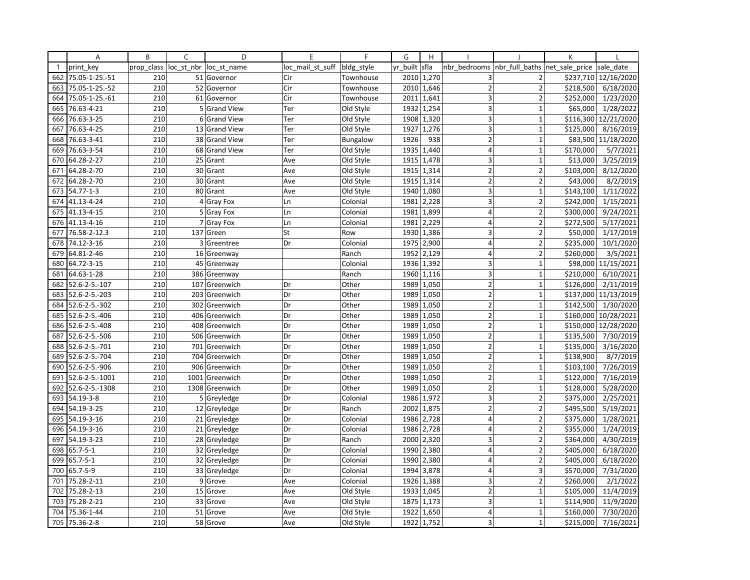| | A | B | C | D | E | F | G | H | I | J | K | L |
|---|---|---|---|---|---|---|---|---|---|---|---|---|
| 1 | print_key | prop_class | loc_st_nbr | loc_st_name | loc_mail_st_suff | bldg_style | yr_built | sfla | nbr_bedrooms | nbr_full_baths | net_sale_price | sale_date |
| 662 | 75.05-1-25.-51 | 210 | 51 | Governor | Cir | Townhouse | 2010 | 1,270 | 3 | 2 | $237,710 | 12/16/2020 |
| 663 | 75.05-1-25.-52 | 210 | 52 | Governor | Cir | Townhouse | 2010 | 1,646 | 2 | 2 | $218,500 | 6/18/2020 |
| 664 | 75.05-1-25.-61 | 210 | 61 | Governor | Cir | Townhouse | 2011 | 1,641 | 3 | 2 | $252,000 | 1/23/2020 |
| 665 | 76.63-4-21 | 210 | 5 | Grand View | Ter | Old Style | 1932 | 1,254 | 3 | 1 | $65,000 | 1/28/2022 |
| 666 | 76.63-3-25 | 210 | 6 | Grand View | Ter | Old Style | 1908 | 1,320 | 3 | 1 | $116,300 | 12/21/2020 |
| 667 | 76.63-4-25 | 210 | 13 | Grand View | Ter | Old Style | 1927 | 1,276 | 3 | 1 | $125,000 | 8/16/2019 |
| 668 | 76.63-3-41 | 210 | 38 | Grand View | Ter | Bungalow | 1926 | 938 | 2 | 1 | $83,500 | 11/18/2020 |
| 669 | 76.63-3-54 | 210 | 68 | Grand View | Ter | Old Style | 1935 | 1,440 | 4 | 1 | $170,000 | 5/7/2021 |
| 670 | 64.28-2-27 | 210 | 25 | Grant | Ave | Old Style | 1915 | 1,478 | 3 | 1 | $13,000 | 3/25/2019 |
| 671 | 64.28-2-70 | 210 | 30 | Grant | Ave | Old Style | 1915 | 1,314 | 2 | 2 | $103,000 | 8/12/2020 |
| 672 | 64.28-2-70 | 210 | 30 | Grant | Ave | Old Style | 1915 | 1,314 | 2 | 2 | $43,000 | 8/2/2019 |
| 673 | 54.77-1-3 | 210 | 80 | Grant | Ave | Old Style | 1940 | 1,080 | 3 | 1 | $143,100 | 1/11/2022 |
| 674 | 41.13-4-24 | 210 | 4 | Gray Fox | Ln | Colonial | 1981 | 2,228 | 3 | 2 | $242,000 | 1/15/2021 |
| 675 | 41.13-4-15 | 210 | 5 | Gray Fox | Ln | Colonial | 1981 | 1,899 | 4 | 2 | $300,000 | 9/24/2021 |
| 676 | 41.13-4-16 | 210 | 7 | Gray Fox | Ln | Colonial | 1981 | 2,229 | 4 | 2 | $272,500 | 5/17/2021 |
| 677 | 76.58-2-12.3 | 210 | 137 | Green | St | Row | 1930 | 1,386 | 3 | 2 | $50,000 | 1/17/2019 |
| 678 | 74.12-3-16 | 210 | 3 | Greentree | Dr | Colonial | 1975 | 2,900 | 4 | 2 | $235,000 | 10/1/2020 |
| 679 | 64.81-2-46 | 210 | 16 | Greenway | | Ranch | 1952 | 2,129 | 4 | 2 | $260,000 | 3/5/2021 |
| 680 | 64.72-3-15 | 210 | 45 | Greenway | | Colonial | 1936 | 1,392 | 3 | 1 | $98,000 | 11/15/2021 |
| 681 | 64.63-1-28 | 210 | 386 | Greenway | | Ranch | 1960 | 1,116 | 3 | 1 | $210,000 | 6/10/2021 |
| 682 | 52.6-2-5.-107 | 210 | 107 | Greenwich | Dr | Other | 1989 | 1,050 | 2 | 1 | $126,000 | 2/11/2019 |
| 683 | 52.6-2-5.-203 | 210 | 203 | Greenwich | Dr | Other | 1989 | 1,050 | 2 | 1 | $137,000 | 11/13/2019 |
| 684 | 52.6-2-5.-302 | 210 | 302 | Greenwich | Dr | Other | 1989 | 1,050 | 2 | 1 | $142,500 | 1/30/2020 |
| 685 | 52.6-2-5.-406 | 210 | 406 | Greenwich | Dr | Other | 1989 | 1,050 | 2 | 1 | $160,000 | 10/28/2021 |
| 686 | 52.6-2-5.-408 | 210 | 408 | Greenwich | Dr | Other | 1989 | 1,050 | 2 | 1 | $150,000 | 12/28/2020 |
| 687 | 52.6-2-5.-506 | 210 | 506 | Greenwich | Dr | Other | 1989 | 1,050 | 2 | 1 | $135,500 | 7/30/2019 |
| 688 | 52.6-2-5.-701 | 210 | 701 | Greenwich | Dr | Other | 1989 | 1,050 | 2 | 1 | $135,000 | 3/16/2020 |
| 689 | 52.6-2-5.-704 | 210 | 704 | Greenwich | Dr | Other | 1989 | 1,050 | 2 | 1 | $138,900 | 8/7/2019 |
| 690 | 52.6-2-5.-906 | 210 | 906 | Greenwich | Dr | Other | 1989 | 1,050 | 2 | 1 | $103,100 | 7/26/2019 |
| 691 | 52.6-2-5.-1001 | 210 | 1001 | Greenwich | Dr | Other | 1989 | 1,050 | 2 | 1 | $122,000 | 7/16/2019 |
| 692 | 52.6-2-5.-1308 | 210 | 1308 | Greenwich | Dr | Other | 1989 | 1,050 | 2 | 1 | $128,000 | 5/28/2020 |
| 693 | 54.19-3-8 | 210 | 5 | Greyledge | Dr | Colonial | 1986 | 1,972 | 3 | 2 | $375,000 | 2/25/2021 |
| 694 | 54.19-3-25 | 210 | 12 | Greyledge | Dr | Ranch | 2002 | 1,875 | 2 | 2 | $495,500 | 5/19/2021 |
| 695 | 54.19-3-16 | 210 | 21 | Greyledge | Dr | Colonial | 1986 | 2,728 | 4 | 2 | $375,000 | 1/28/2021 |
| 696 | 54.19-3-16 | 210 | 21 | Greyledge | Dr | Colonial | 1986 | 2,728 | 4 | 2 | $355,000 | 1/24/2019 |
| 697 | 54.19-3-23 | 210 | 28 | Greyledge | Dr | Ranch | 2000 | 2,320 | 3 | 2 | $364,000 | 4/30/2019 |
| 698 | 65.7-5-1 | 210 | 32 | Greyledge | Dr | Colonial | 1990 | 2,380 | 4 | 2 | $405,000 | 6/18/2020 |
| 699 | 65.7-5-1 | 210 | 32 | Greyledge | Dr | Colonial | 1990 | 2,380 | 4 | 2 | $405,000 | 6/18/2020 |
| 700 | 65.7-5-9 | 210 | 33 | Greyledge | Dr | Colonial | 1994 | 3,878 | 4 | 3 | $570,000 | 7/31/2020 |
| 701 | 75.28-2-11 | 210 | 9 | Grove | Ave | Colonial | 1926 | 1,388 | 3 | 2 | $260,000 | 2/1/2022 |
| 702 | 75.28-2-13 | 210 | 15 | Grove | Ave | Old Style | 1933 | 1,045 | 2 | 1 | $105,000 | 11/4/2019 |
| 703 | 75.28-2-21 | 210 | 33 | Grove | Ave | Old Style | 1875 | 1,173 | 3 | 1 | $114,900 | 11/9/2020 |
| 704 | 75.36-1-44 | 210 | 51 | Grove | Ave | Old Style | 1922 | 1,650 | 4 | 1 | $160,000 | 7/30/2020 |
| 705 | 75.36-2-8 | 210 | 58 | Grove | Ave | Old Style | 1922 | 1,752 | 3 | 1 | $215,000 | 7/16/2021 |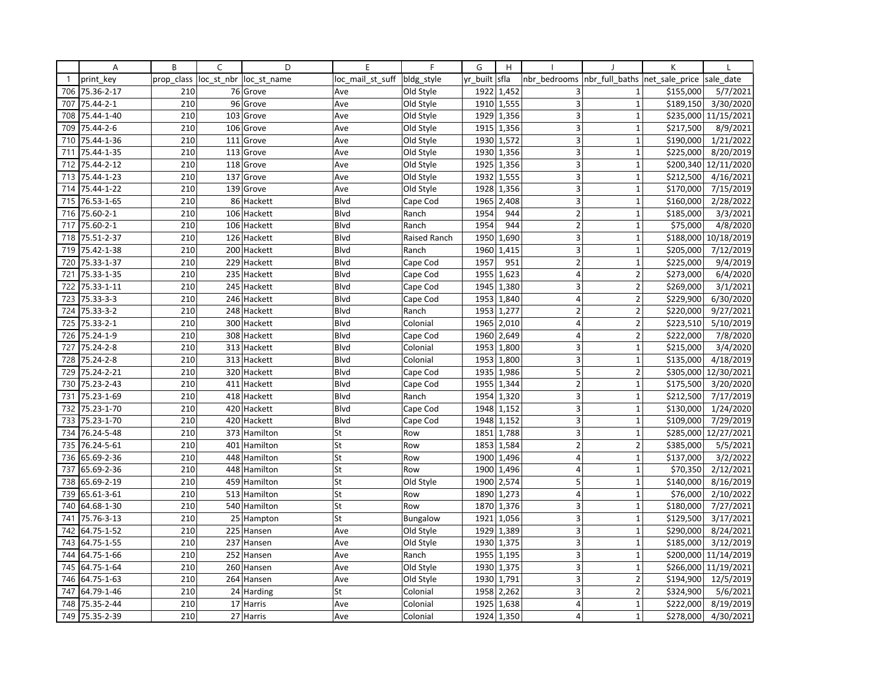| | A | B | C | D | E | F | G | H | I | J | K | L |
|---|---|---|---|---|---|---|---|---|---|---|---|---|
| 1 | print_key | prop_class | loc_st_nbr | loc_st_name | loc_mail_st_suff | bldg_style | yr_built | sfla | nbr_bedrooms | nbr_full_baths | net_sale_price | sale_date |
| 706 | 75.36-2-17 | 210 | 76 | Grove | Ave | Old Style | 1922 | 1,452 | 3 | 1 | $155,000 | 5/7/2021 |
| 707 | 75.44-2-1 | 210 | 96 | Grove | Ave | Old Style | 1910 | 1,555 | 3 | 1 | $189,150 | 3/30/2020 |
| 708 | 75.44-1-40 | 210 | 103 | Grove | Ave | Old Style | 1929 | 1,356 | 3 | 1 | $235,000 | 11/15/2021 |
| 709 | 75.44-2-6 | 210 | 106 | Grove | Ave | Old Style | 1915 | 1,356 | 3 | 1 | $217,500 | 8/9/2021 |
| 710 | 75.44-1-36 | 210 | 111 | Grove | Ave | Old Style | 1930 | 1,572 | 3 | 1 | $190,000 | 1/21/2022 |
| 711 | 75.44-1-35 | 210 | 113 | Grove | Ave | Old Style | 1930 | 1,356 | 3 | 1 | $225,000 | 8/20/2019 |
| 712 | 75.44-2-12 | 210 | 118 | Grove | Ave | Old Style | 1925 | 1,356 | 3 | 1 | $200,340 | 12/11/2020 |
| 713 | 75.44-1-23 | 210 | 137 | Grove | Ave | Old Style | 1932 | 1,555 | 3 | 1 | $212,500 | 4/16/2021 |
| 714 | 75.44-1-22 | 210 | 139 | Grove | Ave | Old Style | 1928 | 1,356 | 3 | 1 | $170,000 | 7/15/2019 |
| 715 | 76.53-1-65 | 210 | 86 | Hackett | Blvd | Cape Cod | 1965 | 2,408 | 3 | 1 | $160,000 | 2/28/2022 |
| 716 | 75.60-2-1 | 210 | 106 | Hackett | Blvd | Ranch | 1954 | 944 | 2 | 1 | $185,000 | 3/3/2021 |
| 717 | 75.60-2-1 | 210 | 106 | Hackett | Blvd | Ranch | 1954 | 944 | 2 | 1 | $75,000 | 4/8/2020 |
| 718 | 75.51-2-37 | 210 | 126 | Hackett | Blvd | Raised Ranch | 1950 | 1,690 | 3 | 1 | $188,000 | 10/18/2019 |
| 719 | 75.42-1-38 | 210 | 200 | Hackett | Blvd | Ranch | 1960 | 1,415 | 3 | 1 | $205,000 | 7/12/2019 |
| 720 | 75.33-1-37 | 210 | 229 | Hackett | Blvd | Cape Cod | 1957 | 951 | 2 | 1 | $225,000 | 9/4/2019 |
| 721 | 75.33-1-35 | 210 | 235 | Hackett | Blvd | Cape Cod | 1955 | 1,623 | 4 | 2 | $273,000 | 6/4/2020 |
| 722 | 75.33-1-11 | 210 | 245 | Hackett | Blvd | Cape Cod | 1945 | 1,380 | 3 | 2 | $269,000 | 3/1/2021 |
| 723 | 75.33-3-3 | 210 | 246 | Hackett | Blvd | Cape Cod | 1953 | 1,840 | 4 | 2 | $229,900 | 6/30/2020 |
| 724 | 75.33-3-2 | 210 | 248 | Hackett | Blvd | Ranch | 1953 | 1,277 | 2 | 2 | $220,000 | 9/27/2021 |
| 725 | 75.33-2-1 | 210 | 300 | Hackett | Blvd | Colonial | 1965 | 2,010 | 4 | 2 | $223,510 | 5/10/2019 |
| 726 | 75.24-1-9 | 210 | 308 | Hackett | Blvd | Cape Cod | 1960 | 2,649 | 4 | 2 | $222,000 | 7/8/2020 |
| 727 | 75.24-2-8 | 210 | 313 | Hackett | Blvd | Colonial | 1953 | 1,800 | 3 | 1 | $215,000 | 3/4/2020 |
| 728 | 75.24-2-8 | 210 | 313 | Hackett | Blvd | Colonial | 1953 | 1,800 | 3 | 1 | $135,000 | 4/18/2019 |
| 729 | 75.24-2-21 | 210 | 320 | Hackett | Blvd | Cape Cod | 1935 | 1,986 | 5 | 2 | $305,000 | 12/30/2021 |
| 730 | 75.23-2-43 | 210 | 411 | Hackett | Blvd | Cape Cod | 1955 | 1,344 | 2 | 1 | $175,500 | 3/20/2020 |
| 731 | 75.23-1-69 | 210 | 418 | Hackett | Blvd | Ranch | 1954 | 1,320 | 3 | 1 | $212,500 | 7/17/2019 |
| 732 | 75.23-1-70 | 210 | 420 | Hackett | Blvd | Cape Cod | 1948 | 1,152 | 3 | 1 | $130,000 | 1/24/2020 |
| 733 | 75.23-1-70 | 210 | 420 | Hackett | Blvd | Cape Cod | 1948 | 1,152 | 3 | 1 | $109,000 | 7/29/2019 |
| 734 | 76.24-5-48 | 210 | 373 | Hamilton | St | Row | 1851 | 1,788 | 3 | 1 | $285,000 | 12/27/2021 |
| 735 | 76.24-5-61 | 210 | 401 | Hamilton | St | Row | 1853 | 1,584 | 2 | 2 | $385,000 | 5/5/2021 |
| 736 | 65.69-2-36 | 210 | 448 | Hamilton | St | Row | 1900 | 1,496 | 4 | 1 | $137,000 | 3/2/2022 |
| 737 | 65.69-2-36 | 210 | 448 | Hamilton | St | Row | 1900 | 1,496 | 4 | 1 | $70,350 | 2/12/2021 |
| 738 | 65.69-2-19 | 210 | 459 | Hamilton | St | Old Style | 1900 | 2,574 | 5 | 1 | $140,000 | 8/16/2019 |
| 739 | 65.61-3-61 | 210 | 513 | Hamilton | St | Row | 1890 | 1,273 | 4 | 1 | $76,000 | 2/10/2022 |
| 740 | 64.68-1-30 | 210 | 540 | Hamilton | St | Row | 1870 | 1,376 | 3 | 1 | $180,000 | 7/27/2021 |
| 741 | 75.76-3-13 | 210 | 25 | Hampton | St | Bungalow | 1921 | 1,056 | 3 | 1 | $129,500 | 3/17/2021 |
| 742 | 64.75-1-52 | 210 | 225 | Hansen | Ave | Old Style | 1929 | 1,389 | 3 | 1 | $290,000 | 8/24/2021 |
| 743 | 64.75-1-55 | 210 | 237 | Hansen | Ave | Old Style | 1930 | 1,375 | 3 | 1 | $185,000 | 3/12/2019 |
| 744 | 64.75-1-66 | 210 | 252 | Hansen | Ave | Ranch | 1955 | 1,195 | 3 | 1 | $200,000 | 11/14/2019 |
| 745 | 64.75-1-64 | 210 | 260 | Hansen | Ave | Old Style | 1930 | 1,375 | 3 | 1 | $266,000 | 11/19/2021 |
| 746 | 64.75-1-63 | 210 | 264 | Hansen | Ave | Old Style | 1930 | 1,791 | 3 | 2 | $194,900 | 12/5/2019 |
| 747 | 64.79-1-46 | 210 | 24 | Harding | St | Colonial | 1958 | 2,262 | 3 | 2 | $324,900 | 5/6/2021 |
| 748 | 75.35-2-44 | 210 | 17 | Harris | Ave | Colonial | 1925 | 1,638 | 4 | 1 | $222,000 | 8/19/2019 |
| 749 | 75.35-2-39 | 210 | 27 | Harris | Ave | Colonial | 1924 | 1,350 | 4 | 1 | $278,000 | 4/30/2021 |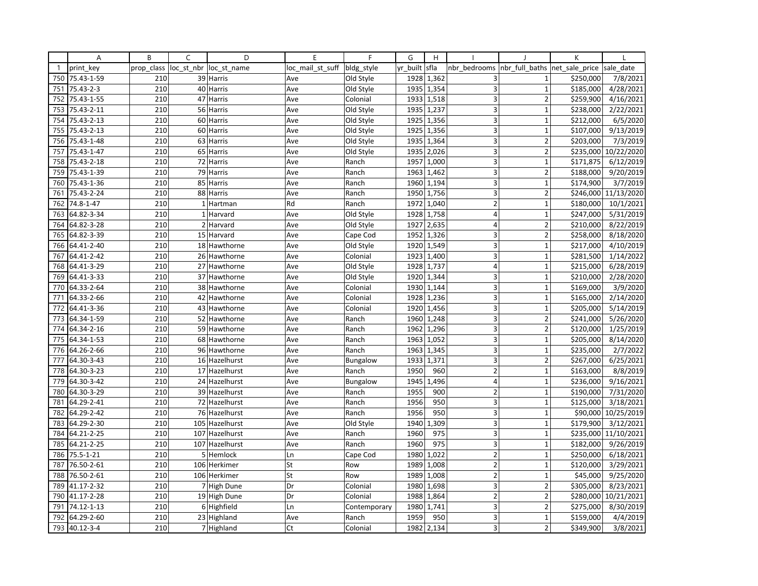| | A | B | C | D | E | F | G | H | I | J | K | L |
|---|---|---|---|---|---|---|---|---|---|---|---|---|
| 1 | print_key | prop_class | loc_st_nbr | loc_st_name | loc_mail_st_suff | bldg_style | yr_built | sfla | nbr_bedrooms | nbr_full_baths | net_sale_price | sale_date |
| 750 | 75.43-1-59 | 210 | 39 | Harris | Ave | Old Style | 1928 | 1,362 | 3 | 1 | $250,000 | 7/8/2021 |
| 751 | 75.43-2-3 | 210 | 40 | Harris | Ave | Old Style | 1935 | 1,354 | 3 | 1 | $185,000 | 4/28/2021 |
| 752 | 75.43-1-55 | 210 | 47 | Harris | Ave | Colonial | 1933 | 1,518 | 3 | 2 | $259,900 | 4/16/2021 |
| 753 | 75.43-2-11 | 210 | 56 | Harris | Ave | Old Style | 1935 | 1,237 | 3 | 1 | $238,000 | 2/22/2021 |
| 754 | 75.43-2-13 | 210 | 60 | Harris | Ave | Old Style | 1925 | 1,356 | 3 | 1 | $212,000 | 6/5/2020 |
| 755 | 75.43-2-13 | 210 | 60 | Harris | Ave | Old Style | 1925 | 1,356 | 3 | 1 | $107,000 | 9/13/2019 |
| 756 | 75.43-1-48 | 210 | 63 | Harris | Ave | Old Style | 1935 | 1,364 | 3 | 2 | $203,000 | 7/3/2019 |
| 757 | 75.43-1-47 | 210 | 65 | Harris | Ave | Old Style | 1935 | 2,026 | 3 | 2 | $235,000 | 10/22/2020 |
| 758 | 75.43-2-18 | 210 | 72 | Harris | Ave | Ranch | 1957 | 1,000 | 3 | 1 | $171,875 | 6/12/2019 |
| 759 | 75.43-1-39 | 210 | 79 | Harris | Ave | Ranch | 1963 | 1,462 | 3 | 2 | $188,000 | 9/20/2019 |
| 760 | 75.43-1-36 | 210 | 85 | Harris | Ave | Ranch | 1960 | 1,194 | 3 | 1 | $174,900 | 3/7/2019 |
| 761 | 75.43-2-24 | 210 | 88 | Harris | Ave | Ranch | 1950 | 1,756 | 3 | 2 | $246,000 | 11/13/2020 |
| 762 | 74.8-1-47 | 210 | 1 | Hartman | Rd | Ranch | 1972 | 1,040 | 2 | 1 | $180,000 | 10/1/2021 |
| 763 | 64.82-3-34 | 210 | 1 | Harvard | Ave | Old Style | 1928 | 1,758 | 4 | 1 | $247,000 | 5/31/2019 |
| 764 | 64.82-3-28 | 210 | 2 | Harvard | Ave | Old Style | 1927 | 2,635 | 4 | 2 | $210,000 | 8/22/2019 |
| 765 | 64.82-3-39 | 210 | 15 | Harvard | Ave | Cape Cod | 1952 | 1,326 | 3 | 2 | $258,000 | 8/18/2020 |
| 766 | 64.41-2-40 | 210 | 18 | Hawthorne | Ave | Old Style | 1920 | 1,549 | 3 | 1 | $217,000 | 4/10/2019 |
| 767 | 64.41-2-42 | 210 | 26 | Hawthorne | Ave | Colonial | 1923 | 1,400 | 3 | 1 | $281,500 | 1/14/2022 |
| 768 | 64.41-3-29 | 210 | 27 | Hawthorne | Ave | Old Style | 1928 | 1,737 | 4 | 1 | $215,000 | 6/28/2019 |
| 769 | 64.41-3-33 | 210 | 37 | Hawthorne | Ave | Old Style | 1920 | 1,344 | 3 | 1 | $210,000 | 2/28/2020 |
| 770 | 64.33-2-64 | 210 | 38 | Hawthorne | Ave | Colonial | 1930 | 1,144 | 3 | 1 | $169,000 | 3/9/2020 |
| 771 | 64.33-2-66 | 210 | 42 | Hawthorne | Ave | Colonial | 1928 | 1,236 | 3 | 1 | $165,000 | 2/14/2020 |
| 772 | 64.41-3-36 | 210 | 43 | Hawthorne | Ave | Colonial | 1920 | 1,456 | 3 | 1 | $205,000 | 5/14/2019 |
| 773 | 64.34-1-59 | 210 | 52 | Hawthorne | Ave | Ranch | 1960 | 1,248 | 3 | 2 | $241,000 | 5/26/2020 |
| 774 | 64.34-2-16 | 210 | 59 | Hawthorne | Ave | Ranch | 1962 | 1,296 | 3 | 2 | $120,000 | 1/25/2019 |
| 775 | 64.34-1-53 | 210 | 68 | Hawthorne | Ave | Ranch | 1963 | 1,052 | 3 | 1 | $205,000 | 8/14/2020 |
| 776 | 64.26-2-66 | 210 | 96 | Hawthorne | Ave | Ranch | 1963 | 1,345 | 3 | 1 | $235,000 | 2/7/2022 |
| 777 | 64.30-3-43 | 210 | 16 | Hazelhurst | Ave | Bungalow | 1933 | 1,371 | 3 | 2 | $267,000 | 6/25/2021 |
| 778 | 64.30-3-23 | 210 | 17 | Hazelhurst | Ave | Ranch | 1950 | 960 | 2 | 1 | $163,000 | 8/8/2019 |
| 779 | 64.30-3-42 | 210 | 24 | Hazelhurst | Ave | Bungalow | 1945 | 1,496 | 4 | 1 | $236,000 | 9/16/2021 |
| 780 | 64.30-3-29 | 210 | 39 | Hazelhurst | Ave | Ranch | 1955 | 900 | 2 | 1 | $190,000 | 7/31/2020 |
| 781 | 64.29-2-41 | 210 | 72 | Hazelhurst | Ave | Ranch | 1956 | 950 | 3 | 1 | $125,000 | 3/18/2021 |
| 782 | 64.29-2-42 | 210 | 76 | Hazelhurst | Ave | Ranch | 1956 | 950 | 3 | 1 | $90,000 | 10/25/2019 |
| 783 | 64.29-2-30 | 210 | 105 | Hazelhurst | Ave | Old Style | 1940 | 1,309 | 3 | 1 | $179,900 | 3/12/2021 |
| 784 | 64.21-2-25 | 210 | 107 | Hazelhurst | Ave | Ranch | 1960 | 975 | 3 | 1 | $235,000 | 11/10/2021 |
| 785 | 64.21-2-25 | 210 | 107 | Hazelhurst | Ave | Ranch | 1960 | 975 | 3 | 1 | $182,000 | 9/26/2019 |
| 786 | 75.5-1-21 | 210 | 5 | Hemlock | Ln | Cape Cod | 1980 | 1,022 | 2 | 1 | $250,000 | 6/18/2021 |
| 787 | 76.50-2-61 | 210 | 106 | Herkimer | St | Row | 1989 | 1,008 | 2 | 1 | $120,000 | 3/29/2021 |
| 788 | 76.50-2-61 | 210 | 106 | Herkimer | St | Row | 1989 | 1,008 | 2 | 1 | $45,000 | 9/25/2020 |
| 789 | 41.17-2-32 | 210 | 7 | High Dune | Dr | Colonial | 1980 | 1,698 | 3 | 2 | $305,000 | 8/23/2021 |
| 790 | 41.17-2-28 | 210 | 19 | High Dune | Dr | Colonial | 1988 | 1,864 | 2 | 2 | $280,000 | 10/21/2021 |
| 791 | 74.12-1-13 | 210 | 6 | Highfield | Ln | Contemporary | 1980 | 1,741 | 3 | 2 | $275,000 | 8/30/2019 |
| 792 | 64.29-2-60 | 210 | 23 | Highland | Ave | Ranch | 1959 | 950 | 3 | 1 | $159,000 | 4/4/2019 |
| 793 | 40.12-3-4 | 210 | 7 | Highland | Ct | Colonial | 1982 | 2,134 | 3 | 2 | $349,900 | 3/8/2021 |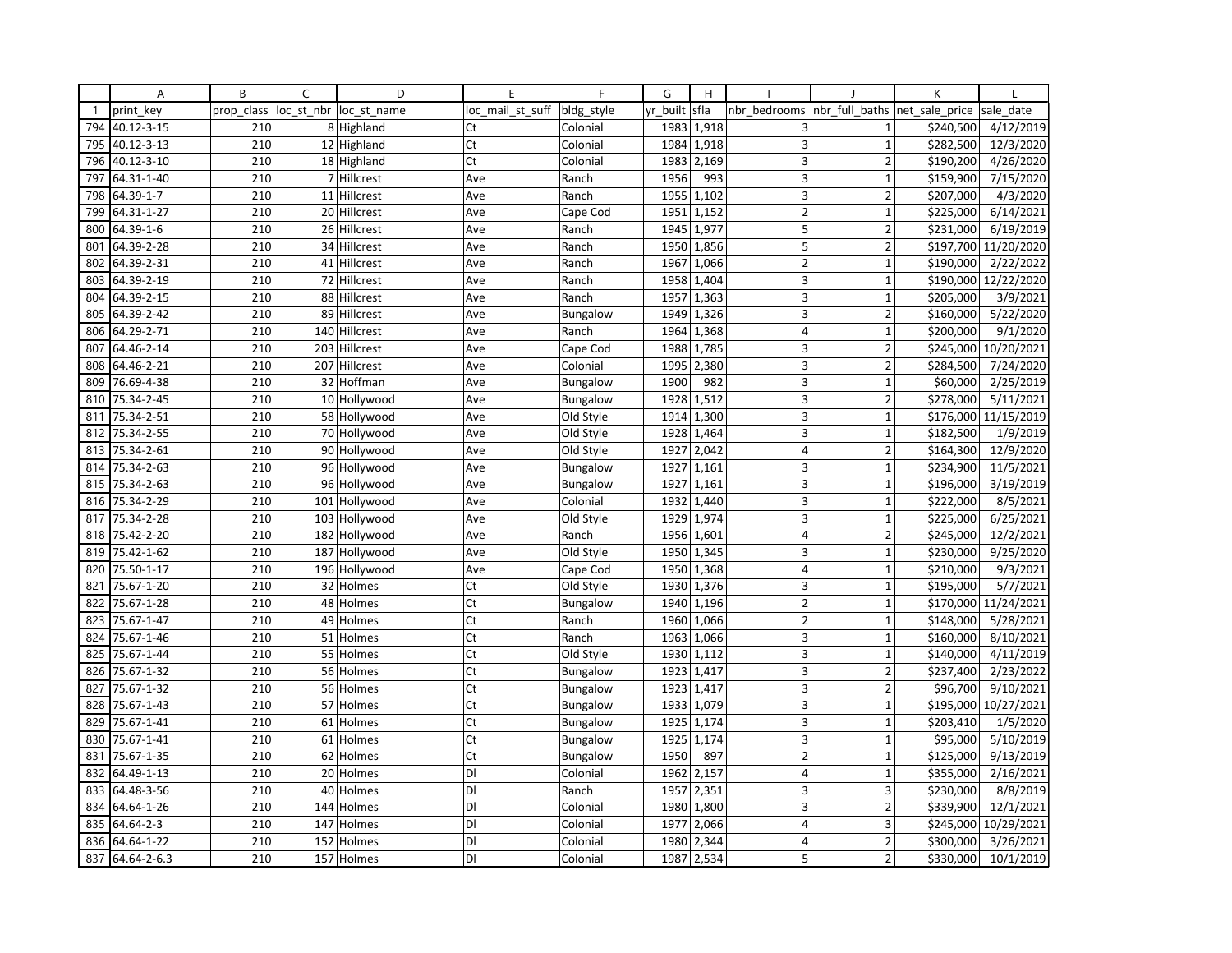| | A | B | C | D | E | F | G | H | I | J | K | L |
|---|---|---|---|---|---|---|---|---|---|---|---|---|
| 1 | print_key | prop_class | loc_st_nbr | loc_st_name | loc_mail_st_suff | bldg_style | yr_built | sfla | nbr_bedrooms | nbr_full_baths | net_sale_price | sale_date |
| 794 | 40.12-3-15 | 210 | 8 | Highland | Ct | Colonial | 1983 | 1,918 | 3 | 1 | $240,500 | 4/12/2019 |
| 795 | 40.12-3-13 | 210 | 12 | Highland | Ct | Colonial | 1984 | 1,918 | 3 | 1 | $282,500 | 12/3/2020 |
| 796 | 40.12-3-10 | 210 | 18 | Highland | Ct | Colonial | 1983 | 2,169 | 3 | 2 | $190,200 | 4/26/2020 |
| 797 | 64.31-1-40 | 210 | 7 | Hillcrest | Ave | Ranch | 1956 | 993 | 3 | 1 | $159,900 | 7/15/2020 |
| 798 | 64.39-1-7 | 210 | 11 | Hillcrest | Ave | Ranch | 1955 | 1,102 | 3 | 2 | $207,000 | 4/3/2020 |
| 799 | 64.31-1-27 | 210 | 20 | Hillcrest | Ave | Cape Cod | 1951 | 1,152 | 2 | 1 | $225,000 | 6/14/2021 |
| 800 | 64.39-1-6 | 210 | 26 | Hillcrest | Ave | Ranch | 1945 | 1,977 | 5 | 2 | $231,000 | 6/19/2019 |
| 801 | 64.39-2-28 | 210 | 34 | Hillcrest | Ave | Ranch | 1950 | 1,856 | 5 | 2 | $197,700 | 11/20/2020 |
| 802 | 64.39-2-31 | 210 | 41 | Hillcrest | Ave | Ranch | 1967 | 1,066 | 2 | 1 | $190,000 | 2/22/2022 |
| 803 | 64.39-2-19 | 210 | 72 | Hillcrest | Ave | Ranch | 1958 | 1,404 | 3 | 1 | $190,000 | 12/22/2020 |
| 804 | 64.39-2-15 | 210 | 88 | Hillcrest | Ave | Ranch | 1957 | 1,363 | 3 | 1 | $205,000 | 3/9/2021 |
| 805 | 64.39-2-42 | 210 | 89 | Hillcrest | Ave | Bungalow | 1949 | 1,326 | 3 | 2 | $160,000 | 5/22/2020 |
| 806 | 64.29-2-71 | 210 | 140 | Hillcrest | Ave | Ranch | 1964 | 1,368 | 4 | 1 | $200,000 | 9/1/2020 |
| 807 | 64.46-2-14 | 210 | 203 | Hillcrest | Ave | Cape Cod | 1988 | 1,785 | 3 | 2 | $245,000 | 10/20/2021 |
| 808 | 64.46-2-21 | 210 | 207 | Hillcrest | Ave | Colonial | 1995 | 2,380 | 3 | 2 | $284,500 | 7/24/2020 |
| 809 | 76.69-4-38 | 210 | 32 | Hoffman | Ave | Bungalow | 1900 | 982 | 3 | 1 | $60,000 | 2/25/2019 |
| 810 | 75.34-2-45 | 210 | 10 | Hollywood | Ave | Bungalow | 1928 | 1,512 | 3 | 2 | $278,000 | 5/11/2021 |
| 811 | 75.34-2-51 | 210 | 58 | Hollywood | Ave | Old Style | 1914 | 1,300 | 3 | 1 | $176,000 | 11/15/2019 |
| 812 | 75.34-2-55 | 210 | 70 | Hollywood | Ave | Old Style | 1928 | 1,464 | 3 | 1 | $182,500 | 1/9/2019 |
| 813 | 75.34-2-61 | 210 | 90 | Hollywood | Ave | Old Style | 1927 | 2,042 | 4 | 2 | $164,300 | 12/9/2020 |
| 814 | 75.34-2-63 | 210 | 96 | Hollywood | Ave | Bungalow | 1927 | 1,161 | 3 | 1 | $234,900 | 11/5/2021 |
| 815 | 75.34-2-63 | 210 | 96 | Hollywood | Ave | Bungalow | 1927 | 1,161 | 3 | 1 | $196,000 | 3/19/2019 |
| 816 | 75.34-2-29 | 210 | 101 | Hollywood | Ave | Colonial | 1932 | 1,440 | 3 | 1 | $222,000 | 8/5/2021 |
| 817 | 75.34-2-28 | 210 | 103 | Hollywood | Ave | Old Style | 1929 | 1,974 | 3 | 1 | $225,000 | 6/25/2021 |
| 818 | 75.42-2-20 | 210 | 182 | Hollywood | Ave | Ranch | 1956 | 1,601 | 4 | 2 | $245,000 | 12/2/2021 |
| 819 | 75.42-1-62 | 210 | 187 | Hollywood | Ave | Old Style | 1950 | 1,345 | 3 | 1 | $230,000 | 9/25/2020 |
| 820 | 75.50-1-17 | 210 | 196 | Hollywood | Ave | Cape Cod | 1950 | 1,368 | 4 | 1 | $210,000 | 9/3/2021 |
| 821 | 75.67-1-20 | 210 | 32 | Holmes | Ct | Old Style | 1930 | 1,376 | 3 | 1 | $195,000 | 5/7/2021 |
| 822 | 75.67-1-28 | 210 | 48 | Holmes | Ct | Bungalow | 1940 | 1,196 | 2 | 1 | $170,000 | 11/24/2021 |
| 823 | 75.67-1-47 | 210 | 49 | Holmes | Ct | Ranch | 1960 | 1,066 | 2 | 1 | $148,000 | 5/28/2021 |
| 824 | 75.67-1-46 | 210 | 51 | Holmes | Ct | Ranch | 1963 | 1,066 | 3 | 1 | $160,000 | 8/10/2021 |
| 825 | 75.67-1-44 | 210 | 55 | Holmes | Ct | Old Style | 1930 | 1,112 | 3 | 1 | $140,000 | 4/11/2019 |
| 826 | 75.67-1-32 | 210 | 56 | Holmes | Ct | Bungalow | 1923 | 1,417 | 3 | 2 | $237,400 | 2/23/2022 |
| 827 | 75.67-1-32 | 210 | 56 | Holmes | Ct | Bungalow | 1923 | 1,417 | 3 | 2 | $96,700 | 9/10/2021 |
| 828 | 75.67-1-43 | 210 | 57 | Holmes | Ct | Bungalow | 1933 | 1,079 | 3 | 1 | $195,000 | 10/27/2021 |
| 829 | 75.67-1-41 | 210 | 61 | Holmes | Ct | Bungalow | 1925 | 1,174 | 3 | 1 | $203,410 | 1/5/2020 |
| 830 | 75.67-1-41 | 210 | 61 | Holmes | Ct | Bungalow | 1925 | 1,174 | 3 | 1 | $95,000 | 5/10/2019 |
| 831 | 75.67-1-35 | 210 | 62 | Holmes | Ct | Bungalow | 1950 | 897 | 2 | 1 | $125,000 | 9/13/2019 |
| 832 | 64.49-1-13 | 210 | 20 | Holmes | Dl | Colonial | 1962 | 2,157 | 4 | 1 | $355,000 | 2/16/2021 |
| 833 | 64.48-3-56 | 210 | 40 | Holmes | Dl | Ranch | 1957 | 2,351 | 3 | 3 | $230,000 | 8/8/2019 |
| 834 | 64.64-1-26 | 210 | 144 | Holmes | Dl | Colonial | 1980 | 1,800 | 3 | 2 | $339,900 | 12/1/2021 |
| 835 | 64.64-2-3 | 210 | 147 | Holmes | Dl | Colonial | 1977 | 2,066 | 4 | 3 | $245,000 | 10/29/2021 |
| 836 | 64.64-1-22 | 210 | 152 | Holmes | Dl | Colonial | 1980 | 2,344 | 4 | 2 | $300,000 | 3/26/2021 |
| 837 | 64.64-2-6.3 | 210 | 157 | Holmes | Dl | Colonial | 1987 | 2,534 | 5 | 2 | $330,000 | 10/1/2019 |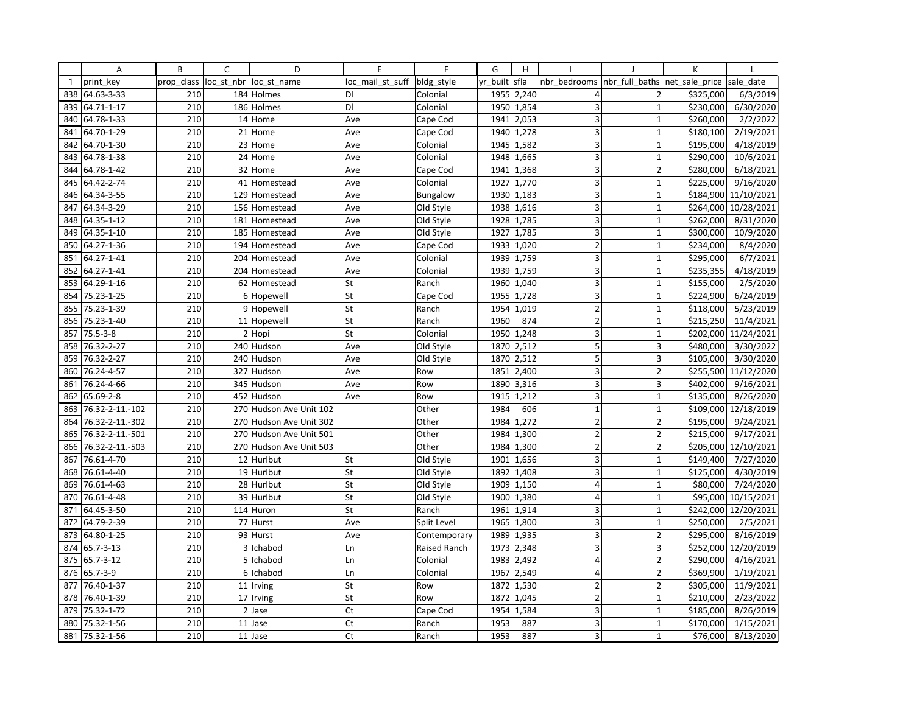| | A | B | C | D | E | F | G | H | I | J | K | L |
|---|---|---|---|---|---|---|---|---|---|---|---|---|
| 1 | print_key | prop_class | loc_st_nbr | loc_st_name | loc_mail_st_suff | bldg_style | yr_built | sfla | nbr_bedrooms | nbr_full_baths | net_sale_price | sale_date |
| 838 | 64.63-3-33 | 210 | 184 | Holmes | Dl | Colonial | 1955 | 2,240 | 4 | 2 | $325,000 | 6/3/2019 |
| 839 | 64.71-1-17 | 210 | 186 | Holmes | Dl | Colonial | 1950 | 1,854 | 3 | 1 | $230,000 | 6/30/2020 |
| 840 | 64.78-1-33 | 210 | 14 | Home | Ave | Cape Cod | 1941 | 2,053 | 3 | 1 | $260,000 | 2/2/2022 |
| 841 | 64.70-1-29 | 210 | 21 | Home | Ave | Cape Cod | 1940 | 1,278 | 3 | 1 | $180,100 | 2/19/2021 |
| 842 | 64.70-1-30 | 210 | 23 | Home | Ave | Colonial | 1945 | 1,582 | 3 | 1 | $195,000 | 4/18/2019 |
| 843 | 64.78-1-38 | 210 | 24 | Home | Ave | Colonial | 1948 | 1,665 | 3 | 1 | $290,000 | 10/6/2021 |
| 844 | 64.78-1-42 | 210 | 32 | Home | Ave | Cape Cod | 1941 | 1,368 | 3 | 2 | $280,000 | 6/18/2021 |
| 845 | 64.42-2-74 | 210 | 41 | Homestead | Ave | Colonial | 1927 | 1,770 | 3 | 1 | $225,000 | 9/16/2020 |
| 846 | 64.34-3-55 | 210 | 129 | Homestead | Ave | Bungalow | 1930 | 1,183 | 3 | 1 | $184,900 | 11/10/2021 |
| 847 | 64.34-3-29 | 210 | 156 | Homestead | Ave | Old Style | 1938 | 1,616 | 3 | 1 | $264,000 | 10/28/2021 |
| 848 | 64.35-1-12 | 210 | 181 | Homestead | Ave | Old Style | 1928 | 1,785 | 3 | 1 | $262,000 | 8/31/2020 |
| 849 | 64.35-1-10 | 210 | 185 | Homestead | Ave | Old Style | 1927 | 1,785 | 3 | 1 | $300,000 | 10/9/2020 |
| 850 | 64.27-1-36 | 210 | 194 | Homestead | Ave | Cape Cod | 1933 | 1,020 | 2 | 1 | $234,000 | 8/4/2020 |
| 851 | 64.27-1-41 | 210 | 204 | Homestead | Ave | Colonial | 1939 | 1,759 | 3 | 1 | $295,000 | 6/7/2021 |
| 852 | 64.27-1-41 | 210 | 204 | Homestead | Ave | Colonial | 1939 | 1,759 | 3 | 1 | $235,355 | 4/18/2019 |
| 853 | 64.29-1-16 | 210 | 62 | Homestead | St | Ranch | 1960 | 1,040 | 3 | 1 | $155,000 | 2/5/2020 |
| 854 | 75.23-1-25 | 210 | 6 | Hopewell | St | Cape Cod | 1955 | 1,728 | 3 | 1 | $224,900 | 6/24/2019 |
| 855 | 75.23-1-39 | 210 | 9 | Hopewell | St | Ranch | 1954 | 1,019 | 2 | 1 | $118,000 | 5/23/2019 |
| 856 | 75.23-1-40 | 210 | 11 | Hopewell | St | Ranch | 1960 | 874 | 2 | 1 | $215,250 | 11/4/2021 |
| 857 | 75.5-3-8 | 210 | 2 | Hopi | St | Colonial | 1950 | 1,248 | 3 | 1 | $202,000 | 11/24/2021 |
| 858 | 76.32-2-27 | 210 | 240 | Hudson | Ave | Old Style | 1870 | 2,512 | 5 | 3 | $480,000 | 3/30/2022 |
| 859 | 76.32-2-27 | 210 | 240 | Hudson | Ave | Old Style | 1870 | 2,512 | 5 | 3 | $105,000 | 3/30/2020 |
| 860 | 76.24-4-57 | 210 | 327 | Hudson | Ave | Row | 1851 | 2,400 | 3 | 2 | $255,500 | 11/12/2020 |
| 861 | 76.24-4-66 | 210 | 345 | Hudson | Ave | Row | 1890 | 3,316 | 3 | 3 | $402,000 | 9/16/2021 |
| 862 | 65.69-2-8 | 210 | 452 | Hudson | Ave | Row | 1915 | 1,212 | 3 | 1 | $135,000 | 8/26/2020 |
| 863 | 76.32-2-11.-102 | 210 | 270 | Hudson Ave Unit 102 | | Other | 1984 | 606 | 1 | 1 | $109,000 | 12/18/2019 |
| 864 | 76.32-2-11.-302 | 210 | 270 | Hudson Ave Unit 302 | | Other | 1984 | 1,272 | 2 | 2 | $195,000 | 9/24/2021 |
| 865 | 76.32-2-11.-501 | 210 | 270 | Hudson Ave Unit 501 | | Other | 1984 | 1,300 | 2 | 2 | $215,000 | 9/17/2021 |
| 866 | 76.32-2-11.-503 | 210 | 270 | Hudson Ave Unit 503 | | Other | 1984 | 1,300 | 2 | 2 | $205,000 | 12/10/2021 |
| 867 | 76.61-4-70 | 210 | 12 | Hurlbut | St | Old Style | 1901 | 1,656 | 3 | 1 | $149,400 | 7/27/2020 |
| 868 | 76.61-4-40 | 210 | 19 | Hurlbut | St | Old Style | 1892 | 1,408 | 3 | 1 | $125,000 | 4/30/2019 |
| 869 | 76.61-4-63 | 210 | 28 | Hurlbut | St | Old Style | 1909 | 1,150 | 4 | 1 | $80,000 | 7/24/2020 |
| 870 | 76.61-4-48 | 210 | 39 | Hurlbut | St | Old Style | 1900 | 1,380 | 4 | 1 | $95,000 | 10/15/2021 |
| 871 | 64.45-3-50 | 210 | 114 | Huron | St | Ranch | 1961 | 1,914 | 3 | 1 | $242,000 | 12/20/2021 |
| 872 | 64.79-2-39 | 210 | 77 | Hurst | Ave | Split Level | 1965 | 1,800 | 3 | 1 | $250,000 | 2/5/2021 |
| 873 | 64.80-1-25 | 210 | 93 | Hurst | Ave | Contemporary | 1989 | 1,935 | 3 | 2 | $295,000 | 8/16/2019 |
| 874 | 65.7-3-13 | 210 | 3 | Ichabod | Ln | Raised Ranch | 1973 | 2,348 | 3 | 3 | $252,000 | 12/20/2019 |
| 875 | 65.7-3-12 | 210 | 5 | Ichabod | Ln | Colonial | 1983 | 2,492 | 4 | 2 | $290,000 | 4/16/2021 |
| 876 | 65.7-3-9 | 210 | 6 | Ichabod | Ln | Colonial | 1967 | 2,549 | 4 | 2 | $369,900 | 1/19/2021 |
| 877 | 76.40-1-37 | 210 | 11 | Irving | St | Row | 1872 | 1,530 | 2 | 2 | $305,000 | 11/9/2021 |
| 878 | 76.40-1-39 | 210 | 17 | Irving | St | Row | 1872 | 1,045 | 2 | 1 | $210,000 | 2/23/2022 |
| 879 | 75.32-1-72 | 210 | 2 | Jase | Ct | Cape Cod | 1954 | 1,584 | 3 | 1 | $185,000 | 8/26/2019 |
| 880 | 75.32-1-56 | 210 | 11 | Jase | Ct | Ranch | 1953 | 887 | 3 | 1 | $170,000 | 1/15/2021 |
| 881 | 75.32-1-56 | 210 | 11 | Jase | Ct | Ranch | 1953 | 887 | 3 | 1 | $76,000 | 8/13/2020 |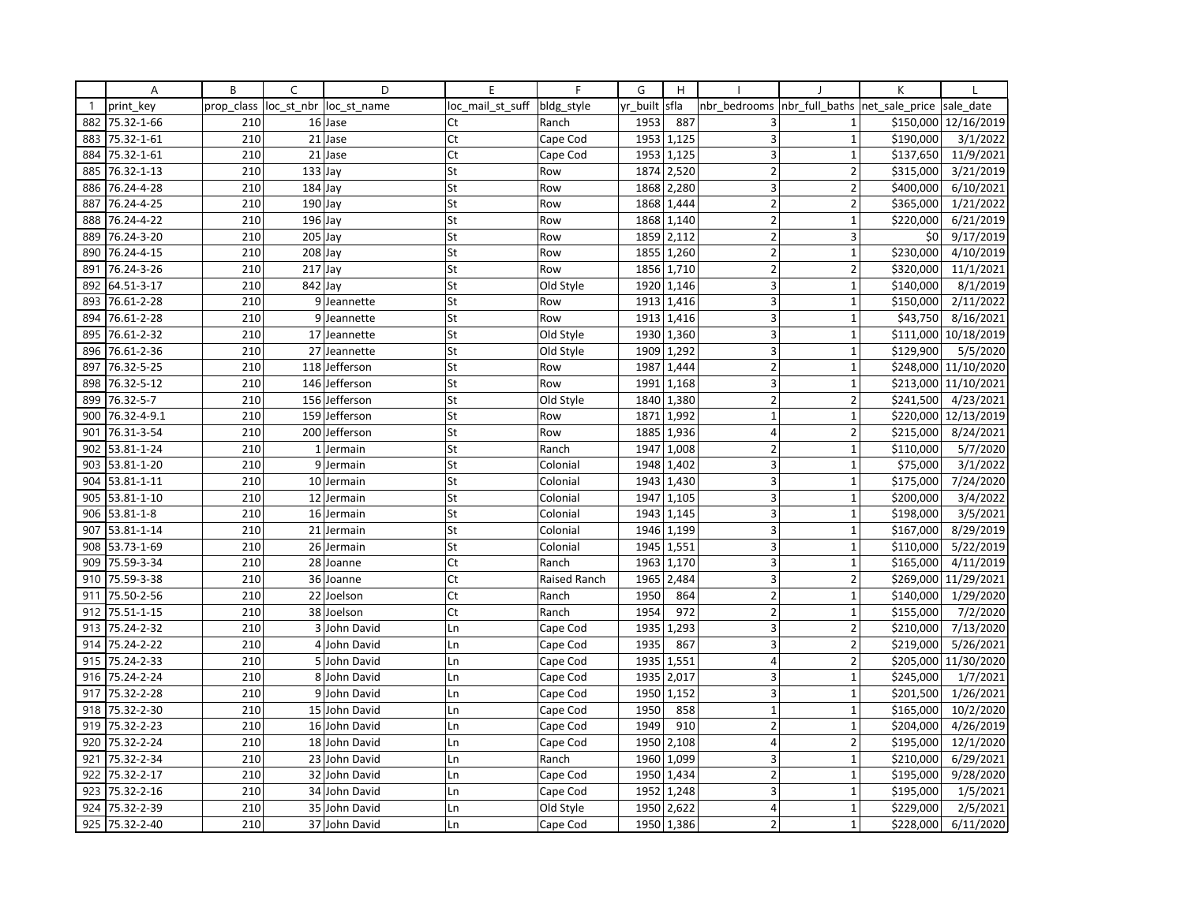| | A | B | C | D | E | F | G | H | I | J | K | L |
|---|---|---|---|---|---|---|---|---|---|---|---|---|
| 1 | print_key | prop_class | loc_st_nbr | loc_st_name | loc_mail_st_suff | bldg_style | yr_built | sfla | nbr_bedrooms | nbr_full_baths | net_sale_price | sale_date |
| 882 | 75.32-1-66 | 210 | 16 | Jase | Ct | Ranch | 1953 | 887 | 3 | 1 | $150,000 | 12/16/2019 |
| 883 | 75.32-1-61 | 210 | 21 | Jase | Ct | Cape Cod | 1953 | 1,125 | 3 | 1 | $190,000 | 3/1/2022 |
| 884 | 75.32-1-61 | 210 | 21 | Jase | Ct | Cape Cod | 1953 | 1,125 | 3 | 1 | $137,650 | 11/9/2021 |
| 885 | 76.32-1-13 | 210 | 133 | Jay | St | Row | 1874 | 2,520 | 2 | 2 | $315,000 | 3/21/2019 |
| 886 | 76.24-4-28 | 210 | 184 | Jay | St | Row | 1868 | 2,280 | 3 | 2 | $400,000 | 6/10/2021 |
| 887 | 76.24-4-25 | 210 | 190 | Jay | St | Row | 1868 | 1,444 | 2 | 2 | $365,000 | 1/21/2022 |
| 888 | 76.24-4-22 | 210 | 196 | Jay | St | Row | 1868 | 1,140 | 2 | 1 | $220,000 | 6/21/2019 |
| 889 | 76.24-3-20 | 210 | 205 | Jay | St | Row | 1859 | 2,112 | 2 | 3 | $0 | 9/17/2019 |
| 890 | 76.24-4-15 | 210 | 208 | Jay | St | Row | 1855 | 1,260 | 2 | 1 | $230,000 | 4/10/2019 |
| 891 | 76.24-3-26 | 210 | 217 | Jay | St | Row | 1856 | 1,710 | 2 | 2 | $320,000 | 11/1/2021 |
| 892 | 64.51-3-17 | 210 | 842 | Jay | St | Old Style | 1920 | 1,146 | 3 | 1 | $140,000 | 8/1/2019 |
| 893 | 76.61-2-28 | 210 | 9 | Jeannette | St | Row | 1913 | 1,416 | 3 | 1 | $150,000 | 2/11/2022 |
| 894 | 76.61-2-28 | 210 | 9 | Jeannette | St | Row | 1913 | 1,416 | 3 | 1 | $43,750 | 8/16/2021 |
| 895 | 76.61-2-32 | 210 | 17 | Jeannette | St | Old Style | 1930 | 1,360 | 3 | 1 | $111,000 | 10/18/2019 |
| 896 | 76.61-2-36 | 210 | 27 | Jeannette | St | Old Style | 1909 | 1,292 | 3 | 1 | $129,900 | 5/5/2020 |
| 897 | 76.32-5-25 | 210 | 118 | Jefferson | St | Row | 1987 | 1,444 | 2 | 1 | $248,000 | 11/10/2020 |
| 898 | 76.32-5-12 | 210 | 146 | Jefferson | St | Row | 1991 | 1,168 | 3 | 1 | $213,000 | 11/10/2021 |
| 899 | 76.32-5-7 | 210 | 156 | Jefferson | St | Old Style | 1840 | 1,380 | 2 | 2 | $241,500 | 4/23/2021 |
| 900 | 76.32-4-9.1 | 210 | 159 | Jefferson | St | Row | 1871 | 1,992 | 1 | 1 | $220,000 | 12/13/2019 |
| 901 | 76.31-3-54 | 210 | 200 | Jefferson | St | Row | 1885 | 1,936 | 4 | 2 | $215,000 | 8/24/2021 |
| 902 | 53.81-1-24 | 210 | 1 | Jermain | St | Ranch | 1947 | 1,008 | 2 | 1 | $110,000 | 5/7/2020 |
| 903 | 53.81-1-20 | 210 | 9 | Jermain | St | Colonial | 1948 | 1,402 | 3 | 1 | $75,000 | 3/1/2022 |
| 904 | 53.81-1-11 | 210 | 10 | Jermain | St | Colonial | 1943 | 1,430 | 3 | 1 | $175,000 | 7/24/2020 |
| 905 | 53.81-1-10 | 210 | 12 | Jermain | St | Colonial | 1947 | 1,105 | 3 | 1 | $200,000 | 3/4/2022 |
| 906 | 53.81-1-8 | 210 | 16 | Jermain | St | Colonial | 1943 | 1,145 | 3 | 1 | $198,000 | 3/5/2021 |
| 907 | 53.81-1-14 | 210 | 21 | Jermain | St | Colonial | 1946 | 1,199 | 3 | 1 | $167,000 | 8/29/2019 |
| 908 | 53.73-1-69 | 210 | 26 | Jermain | St | Colonial | 1945 | 1,551 | 3 | 1 | $110,000 | 5/22/2019 |
| 909 | 75.59-3-34 | 210 | 28 | Joanne | Ct | Ranch | 1963 | 1,170 | 3 | 1 | $165,000 | 4/11/2019 |
| 910 | 75.59-3-38 | 210 | 36 | Joanne | Ct | Raised Ranch | 1965 | 2,484 | 3 | 2 | $269,000 | 11/29/2021 |
| 911 | 75.50-2-56 | 210 | 22 | Joelson | Ct | Ranch | 1950 | 864 | 2 | 1 | $140,000 | 1/29/2020 |
| 912 | 75.51-1-15 | 210 | 38 | Joelson | Ct | Ranch | 1954 | 972 | 2 | 1 | $155,000 | 7/2/2020 |
| 913 | 75.24-2-32 | 210 | 3 | John David | Ln | Cape Cod | 1935 | 1,293 | 3 | 2 | $210,000 | 7/13/2020 |
| 914 | 75.24-2-22 | 210 | 4 | John David | Ln | Cape Cod | 1935 | 867 | 3 | 2 | $219,000 | 5/26/2021 |
| 915 | 75.24-2-33 | 210 | 5 | John David | Ln | Cape Cod | 1935 | 1,551 | 4 | 2 | $205,000 | 11/30/2020 |
| 916 | 75.24-2-24 | 210 | 8 | John David | Ln | Cape Cod | 1935 | 2,017 | 3 | 1 | $245,000 | 1/7/2021 |
| 917 | 75.32-2-28 | 210 | 9 | John David | Ln | Cape Cod | 1950 | 1,152 | 3 | 1 | $201,500 | 1/26/2021 |
| 918 | 75.32-2-30 | 210 | 15 | John David | Ln | Cape Cod | 1950 | 858 | 1 | 1 | $165,000 | 10/2/2020 |
| 919 | 75.32-2-23 | 210 | 16 | John David | Ln | Cape Cod | 1949 | 910 | 2 | 1 | $204,000 | 4/26/2019 |
| 920 | 75.32-2-24 | 210 | 18 | John David | Ln | Cape Cod | 1950 | 2,108 | 4 | 2 | $195,000 | 12/1/2020 |
| 921 | 75.32-2-34 | 210 | 23 | John David | Ln | Ranch | 1960 | 1,099 | 3 | 1 | $210,000 | 6/29/2021 |
| 922 | 75.32-2-17 | 210 | 32 | John David | Ln | Cape Cod | 1950 | 1,434 | 2 | 1 | $195,000 | 9/28/2020 |
| 923 | 75.32-2-16 | 210 | 34 | John David | Ln | Cape Cod | 1952 | 1,248 | 3 | 1 | $195,000 | 1/5/2021 |
| 924 | 75.32-2-39 | 210 | 35 | John David | Ln | Old Style | 1950 | 2,622 | 4 | 1 | $229,000 | 2/5/2021 |
| 925 | 75.32-2-40 | 210 | 37 | John David | Ln | Cape Cod | 1950 | 1,386 | 2 | 1 | $228,000 | 6/11/2020 |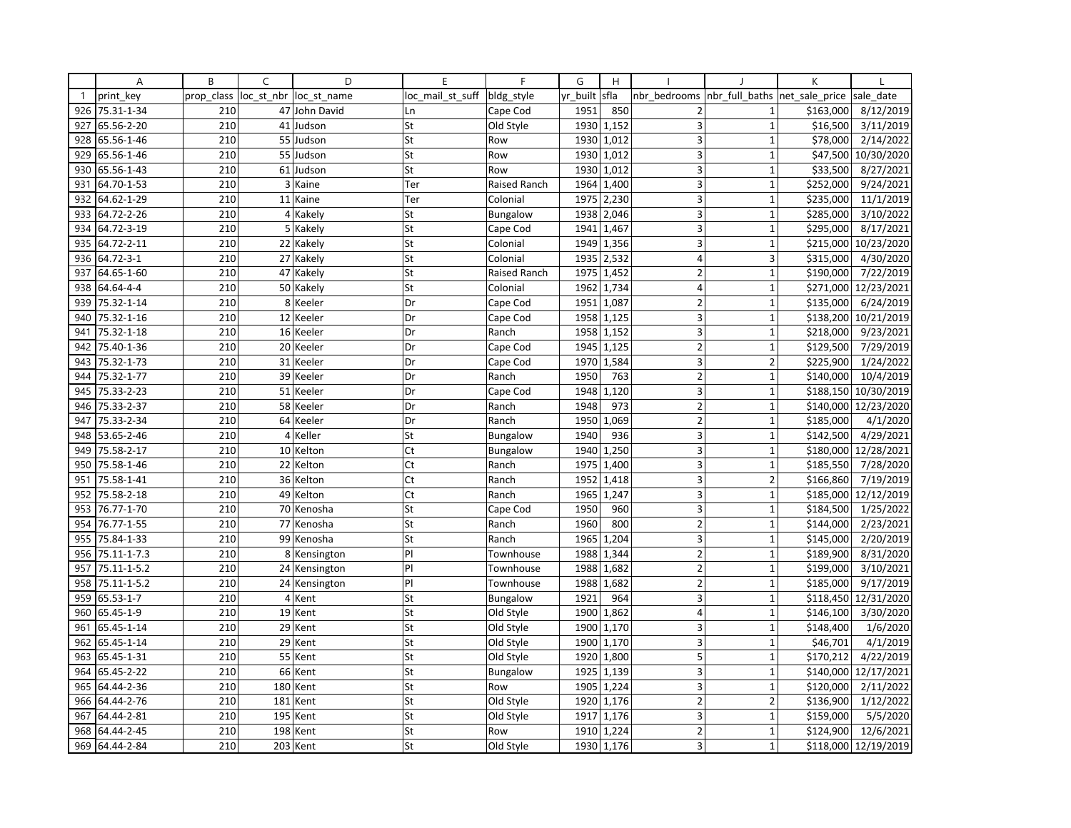| | A | B | C | D | E | F | G | H | I | J | K | L |
|---|---|---|---|---|---|---|---|---|---|---|---|---|
| 1 | print_key | prop_class | loc_st_nbr | loc_st_name | loc_mail_st_suff | bldg_style | yr_built | sfla | nbr_bedrooms | nbr_full_baths | net_sale_price | sale_date |
| 926 | 75.31-1-34 | 210 | 47 | John David | Ln | Cape Cod | 1951 | 850 | 2 | 1 | $163,000 | 8/12/2019 |
| 927 | 65.56-2-20 | 210 | 41 | Judson | St | Old Style | 1930 | 1,152 | 3 | 1 | $16,500 | 3/11/2019 |
| 928 | 65.56-1-46 | 210 | 55 | Judson | St | Row | 1930 | 1,012 | 3 | 1 | $78,000 | 2/14/2022 |
| 929 | 65.56-1-46 | 210 | 55 | Judson | St | Row | 1930 | 1,012 | 3 | 1 | $47,500 | 10/30/2020 |
| 930 | 65.56-1-43 | 210 | 61 | Judson | St | Row | 1930 | 1,012 | 3 | 1 | $33,500 | 8/27/2021 |
| 931 | 64.70-1-53 | 210 | 3 | Kaine | Ter | Raised Ranch | 1964 | 1,400 | 3 | 1 | $252,000 | 9/24/2021 |
| 932 | 64.62-1-29 | 210 | 11 | Kaine | Ter | Colonial | 1975 | 2,230 | 3 | 1 | $235,000 | 11/1/2019 |
| 933 | 64.72-2-26 | 210 | 4 | Kakely | St | Bungalow | 1938 | 2,046 | 3 | 1 | $285,000 | 3/10/2022 |
| 934 | 64.72-3-19 | 210 | 5 | Kakely | St | Cape Cod | 1941 | 1,467 | 3 | 1 | $295,000 | 8/17/2021 |
| 935 | 64.72-2-11 | 210 | 22 | Kakely | St | Colonial | 1949 | 1,356 | 3 | 1 | $215,000 | 10/23/2020 |
| 936 | 64.72-3-1 | 210 | 27 | Kakely | St | Colonial | 1935 | 2,532 | 4 | 3 | $315,000 | 4/30/2020 |
| 937 | 64.65-1-60 | 210 | 47 | Kakely | St | Raised Ranch | 1975 | 1,452 | 2 | 1 | $190,000 | 7/22/2019 |
| 938 | 64.64-4-4 | 210 | 50 | Kakely | St | Colonial | 1962 | 1,734 | 4 | 1 | $271,000 | 12/23/2021 |
| 939 | 75.32-1-14 | 210 | 8 | Keeler | Dr | Cape Cod | 1951 | 1,087 | 2 | 1 | $135,000 | 6/24/2019 |
| 940 | 75.32-1-16 | 210 | 12 | Keeler | Dr | Cape Cod | 1958 | 1,125 | 3 | 1 | $138,200 | 10/21/2019 |
| 941 | 75.32-1-18 | 210 | 16 | Keeler | Dr | Ranch | 1958 | 1,152 | 3 | 1 | $218,000 | 9/23/2021 |
| 942 | 75.40-1-36 | 210 | 20 | Keeler | Dr | Cape Cod | 1945 | 1,125 | 2 | 1 | $129,500 | 7/29/2019 |
| 943 | 75.32-1-73 | 210 | 31 | Keeler | Dr | Cape Cod | 1970 | 1,584 | 3 | 2 | $225,900 | 1/24/2022 |
| 944 | 75.32-1-77 | 210 | 39 | Keeler | Dr | Ranch | 1950 | 763 | 2 | 1 | $140,000 | 10/4/2019 |
| 945 | 75.33-2-23 | 210 | 51 | Keeler | Dr | Cape Cod | 1948 | 1,120 | 3 | 1 | $188,150 | 10/30/2019 |
| 946 | 75.33-2-37 | 210 | 58 | Keeler | Dr | Ranch | 1948 | 973 | 2 | 1 | $140,000 | 12/23/2020 |
| 947 | 75.33-2-34 | 210 | 64 | Keeler | Dr | Ranch | 1950 | 1,069 | 2 | 1 | $185,000 | 4/1/2020 |
| 948 | 53.65-2-46 | 210 | 4 | Keller | St | Bungalow | 1940 | 936 | 3 | 1 | $142,500 | 4/29/2021 |
| 949 | 75.58-2-17 | 210 | 10 | Kelton | Ct | Bungalow | 1940 | 1,250 | 3 | 1 | $180,000 | 12/28/2021 |
| 950 | 75.58-1-46 | 210 | 22 | Kelton | Ct | Ranch | 1975 | 1,400 | 3 | 1 | $185,550 | 7/28/2020 |
| 951 | 75.58-1-41 | 210 | 36 | Kelton | Ct | Ranch | 1952 | 1,418 | 3 | 2 | $166,860 | 7/19/2019 |
| 952 | 75.58-2-18 | 210 | 49 | Kelton | Ct | Ranch | 1965 | 1,247 | 3 | 1 | $185,000 | 12/12/2019 |
| 953 | 76.77-1-70 | 210 | 70 | Kenosha | St | Cape Cod | 1950 | 960 | 3 | 1 | $184,500 | 1/25/2022 |
| 954 | 76.77-1-55 | 210 | 77 | Kenosha | St | Ranch | 1960 | 800 | 2 | 1 | $144,000 | 2/23/2021 |
| 955 | 75.84-1-33 | 210 | 99 | Kenosha | St | Ranch | 1965 | 1,204 | 3 | 1 | $145,000 | 2/20/2019 |
| 956 | 75.11-1-7.3 | 210 | 8 | Kensington | Pl | Townhouse | 1988 | 1,344 | 2 | 1 | $189,900 | 8/31/2020 |
| 957 | 75.11-1-5.2 | 210 | 24 | Kensington | Pl | Townhouse | 1988 | 1,682 | 2 | 1 | $199,000 | 3/10/2021 |
| 958 | 75.11-1-5.2 | 210 | 24 | Kensington | Pl | Townhouse | 1988 | 1,682 | 2 | 1 | $185,000 | 9/17/2019 |
| 959 | 65.53-1-7 | 210 | 4 | Kent | St | Bungalow | 1921 | 964 | 3 | 1 | $118,450 | 12/31/2020 |
| 960 | 65.45-1-9 | 210 | 19 | Kent | St | Old Style | 1900 | 1,862 | 4 | 1 | $146,100 | 3/30/2020 |
| 961 | 65.45-1-14 | 210 | 29 | Kent | St | Old Style | 1900 | 1,170 | 3 | 1 | $148,400 | 1/6/2020 |
| 962 | 65.45-1-14 | 210 | 29 | Kent | St | Old Style | 1900 | 1,170 | 3 | 1 | $46,701 | 4/1/2019 |
| 963 | 65.45-1-31 | 210 | 55 | Kent | St | Old Style | 1920 | 1,800 | 5 | 1 | $170,212 | 4/22/2019 |
| 964 | 65.45-2-22 | 210 | 66 | Kent | St | Bungalow | 1925 | 1,139 | 3 | 1 | $140,000 | 12/17/2021 |
| 965 | 64.44-2-36 | 210 | 180 | Kent | St | Row | 1905 | 1,224 | 3 | 1 | $120,000 | 2/11/2022 |
| 966 | 64.44-2-76 | 210 | 181 | Kent | St | Old Style | 1920 | 1,176 | 2 | 2 | $136,900 | 1/12/2022 |
| 967 | 64.44-2-81 | 210 | 195 | Kent | St | Old Style | 1917 | 1,176 | 3 | 1 | $159,000 | 5/5/2020 |
| 968 | 64.44-2-45 | 210 | 198 | Kent | St | Row | 1910 | 1,224 | 2 | 1 | $124,900 | 12/6/2021 |
| 969 | 64.44-2-84 | 210 | 203 | Kent | St | Old Style | 1930 | 1,176 | 3 | 1 | $118,000 | 12/19/2019 |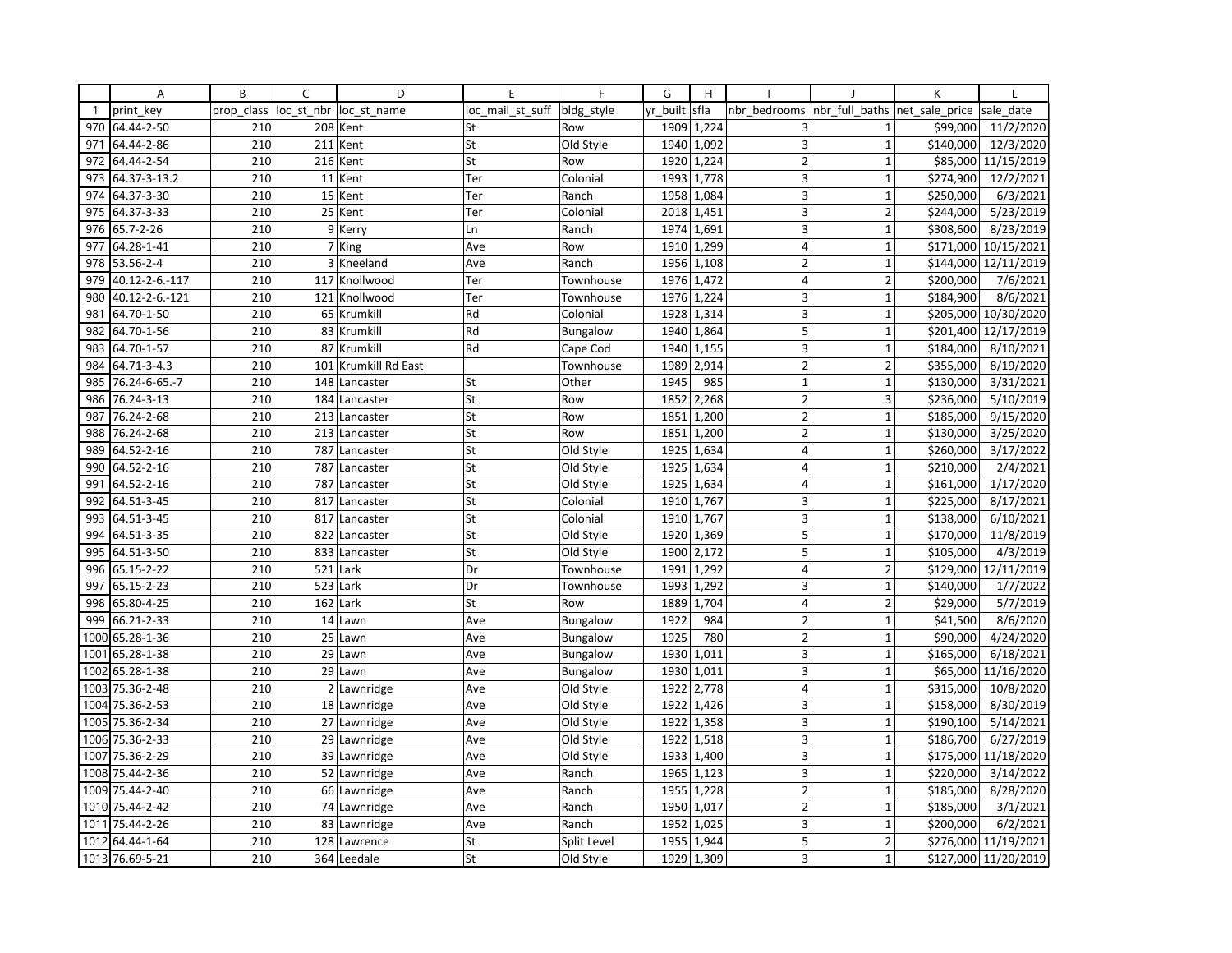| | A | B | C | D | E | F | G | H | I | J | K | L |
|---|---|---|---|---|---|---|---|---|---|---|---|---|
| 1 | print_key | prop_class | loc_st_nbr | loc_st_name | loc_mail_st_suff | bldg_style | yr_built | sfla | nbr_bedrooms | nbr_full_baths | net_sale_price | sale_date |
| 970 | 64.44-2-50 | 210 | 208 | Kent | St | Row | 1909 | 1,224 | 3 | 1 | $99,000 | 11/2/2020 |
| 971 | 64.44-2-86 | 210 | 211 | Kent | St | Old Style | 1940 | 1,092 | 3 | 1 | $140,000 | 12/3/2020 |
| 972 | 64.44-2-54 | 210 | 216 | Kent | St | Row | 1920 | 1,224 | 2 | 1 | $85,000 | 11/15/2019 |
| 973 | 64.37-3-13.2 | 210 | 11 | Kent | Ter | Colonial | 1993 | 1,778 | 3 | 1 | $274,900 | 12/2/2021 |
| 974 | 64.37-3-30 | 210 | 15 | Kent | Ter | Ranch | 1958 | 1,084 | 3 | 1 | $250,000 | 6/3/2021 |
| 975 | 64.37-3-33 | 210 | 25 | Kent | Ter | Colonial | 2018 | 1,451 | 3 | 2 | $244,000 | 5/23/2019 |
| 976 | 65.7-2-26 | 210 | 9 | Kerry | Ln | Ranch | 1974 | 1,691 | 3 | 1 | $308,600 | 8/23/2019 |
| 977 | 64.28-1-41 | 210 | 7 | King | Ave | Row | 1910 | 1,299 | 4 | 1 | $171,000 | 10/15/2021 |
| 978 | 53.56-2-4 | 210 | 3 | Kneeland | Ave | Ranch | 1956 | 1,108 | 2 | 1 | $144,000 | 12/11/2019 |
| 979 | 40.12-2-6.-117 | 210 | 117 | Knollwood | Ter | Townhouse | 1976 | 1,472 | 4 | 2 | $200,000 | 7/6/2021 |
| 980 | 40.12-2-6.-121 | 210 | 121 | Knollwood | Ter | Townhouse | 1976 | 1,224 | 3 | 1 | $184,900 | 8/6/2021 |
| 981 | 64.70-1-50 | 210 | 65 | Krumkill | Rd | Colonial | 1928 | 1,314 | 3 | 1 | $205,000 | 10/30/2020 |
| 982 | 64.70-1-56 | 210 | 83 | Krumkill | Rd | Bungalow | 1940 | 1,864 | 5 | 1 | $201,400 | 12/17/2019 |
| 983 | 64.70-1-57 | 210 | 87 | Krumkill | Rd | Cape Cod | 1940 | 1,155 | 3 | 1 | $184,000 | 8/10/2021 |
| 984 | 64.71-3-4.3 | 210 | 101 | Krumkill Rd East | | Townhouse | 1989 | 2,914 | 2 | 2 | $355,000 | 8/19/2020 |
| 985 | 76.24-6-65.-7 | 210 | 148 | Lancaster | St | Other | 1945 | 985 | 1 | 1 | $130,000 | 3/31/2021 |
| 986 | 76.24-3-13 | 210 | 184 | Lancaster | St | Row | 1852 | 2,268 | 2 | 3 | $236,000 | 5/10/2019 |
| 987 | 76.24-2-68 | 210 | 213 | Lancaster | St | Row | 1851 | 1,200 | 2 | 1 | $185,000 | 9/15/2020 |
| 988 | 76.24-2-68 | 210 | 213 | Lancaster | St | Row | 1851 | 1,200 | 2 | 1 | $130,000 | 3/25/2020 |
| 989 | 64.52-2-16 | 210 | 787 | Lancaster | St | Old Style | 1925 | 1,634 | 4 | 1 | $260,000 | 3/17/2022 |
| 990 | 64.52-2-16 | 210 | 787 | Lancaster | St | Old Style | 1925 | 1,634 | 4 | 1 | $210,000 | 2/4/2021 |
| 991 | 64.52-2-16 | 210 | 787 | Lancaster | St | Old Style | 1925 | 1,634 | 4 | 1 | $161,000 | 1/17/2020 |
| 992 | 64.51-3-45 | 210 | 817 | Lancaster | St | Colonial | 1910 | 1,767 | 3 | 1 | $225,000 | 8/17/2021 |
| 993 | 64.51-3-45 | 210 | 817 | Lancaster | St | Colonial | 1910 | 1,767 | 3 | 1 | $138,000 | 6/10/2021 |
| 994 | 64.51-3-35 | 210 | 822 | Lancaster | St | Old Style | 1920 | 1,369 | 5 | 1 | $170,000 | 11/8/2019 |
| 995 | 64.51-3-50 | 210 | 833 | Lancaster | St | Old Style | 1900 | 2,172 | 5 | 1 | $105,000 | 4/3/2019 |
| 996 | 65.15-2-22 | 210 | 521 | Lark | Dr | Townhouse | 1991 | 1,292 | 4 | 2 | $129,000 | 12/11/2019 |
| 997 | 65.15-2-23 | 210 | 523 | Lark | Dr | Townhouse | 1993 | 1,292 | 3 | 1 | $140,000 | 1/7/2022 |
| 998 | 65.80-4-25 | 210 | 162 | Lark | St | Row | 1889 | 1,704 | 4 | 2 | $29,000 | 5/7/2019 |
| 999 | 66.21-2-33 | 210 | 14 | Lawn | Ave | Bungalow | 1922 | 984 | 2 | 1 | $41,500 | 8/6/2020 |
| 1000 | 65.28-1-36 | 210 | 25 | Lawn | Ave | Bungalow | 1925 | 780 | 2 | 1 | $90,000 | 4/24/2020 |
| 1001 | 65.28-1-38 | 210 | 29 | Lawn | Ave | Bungalow | 1930 | 1,011 | 3 | 1 | $165,000 | 6/18/2021 |
| 1002 | 65.28-1-38 | 210 | 29 | Lawn | Ave | Bungalow | 1930 | 1,011 | 3 | 1 | $65,000 | 11/16/2020 |
| 1003 | 75.36-2-48 | 210 | 2 | Lawnridge | Ave | Old Style | 1922 | 2,778 | 4 | 1 | $315,000 | 10/8/2020 |
| 1004 | 75.36-2-53 | 210 | 18 | Lawnridge | Ave | Old Style | 1922 | 1,426 | 3 | 1 | $158,000 | 8/30/2019 |
| 1005 | 75.36-2-34 | 210 | 27 | Lawnridge | Ave | Old Style | 1922 | 1,358 | 3 | 1 | $190,100 | 5/14/2021 |
| 1006 | 75.36-2-33 | 210 | 29 | Lawnridge | Ave | Old Style | 1922 | 1,518 | 3 | 1 | $186,700 | 6/27/2019 |
| 1007 | 75.36-2-29 | 210 | 39 | Lawnridge | Ave | Old Style | 1933 | 1,400 | 3 | 1 | $175,000 | 11/18/2020 |
| 1008 | 75.44-2-36 | 210 | 52 | Lawnridge | Ave | Ranch | 1965 | 1,123 | 3 | 1 | $220,000 | 3/14/2022 |
| 1009 | 75.44-2-40 | 210 | 66 | Lawnridge | Ave | Ranch | 1955 | 1,228 | 2 | 1 | $185,000 | 8/28/2020 |
| 1010 | 75.44-2-42 | 210 | 74 | Lawnridge | Ave | Ranch | 1950 | 1,017 | 2 | 1 | $185,000 | 3/1/2021 |
| 1011 | 75.44-2-26 | 210 | 83 | Lawnridge | Ave | Ranch | 1952 | 1,025 | 3 | 1 | $200,000 | 6/2/2021 |
| 1012 | 64.44-1-64 | 210 | 128 | Lawrence | St | Split Level | 1955 | 1,944 | 5 | 2 | $276,000 | 11/19/2021 |
| 1013 | 76.69-5-21 | 210 | 364 | Leedale | St | Old Style | 1929 | 1,309 | 3 | 1 | $127,000 | 11/20/2019 |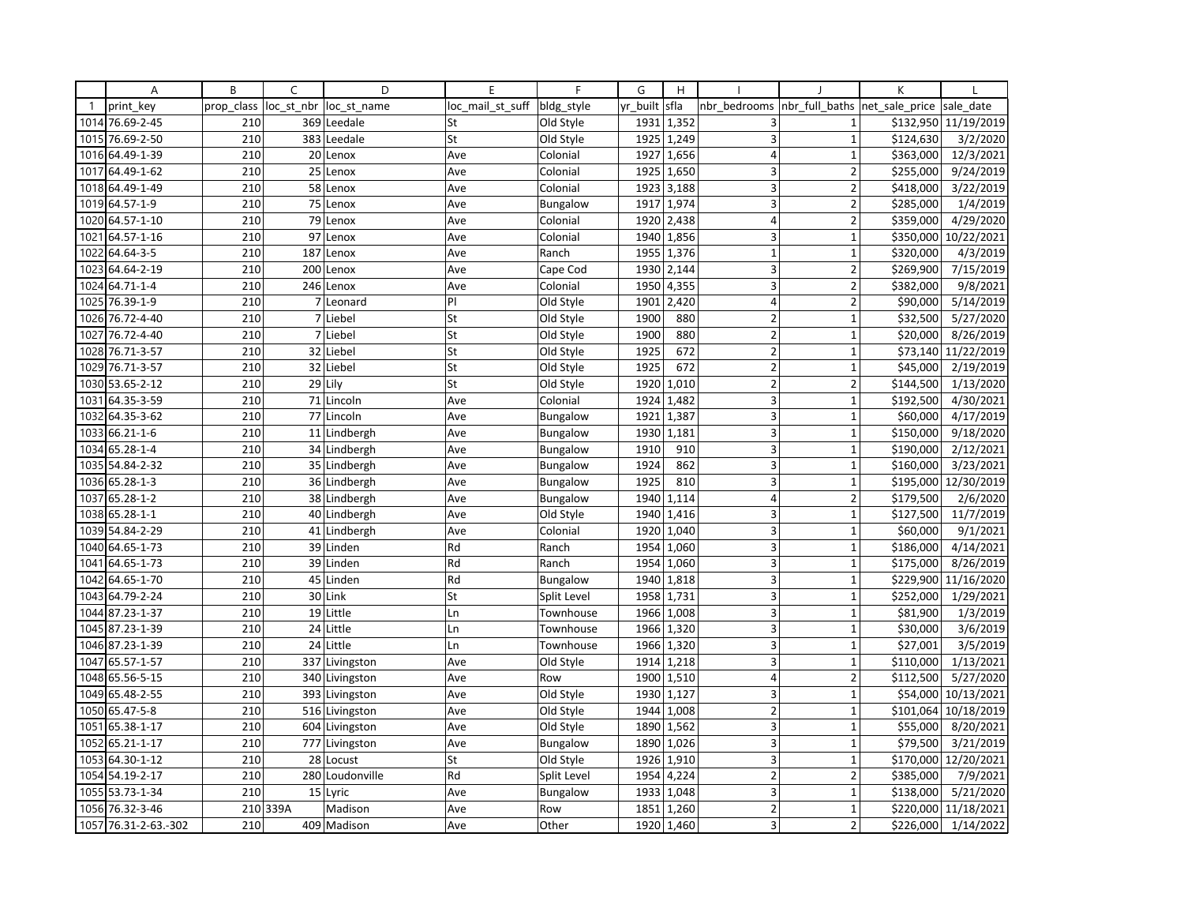| | A | B | C | D | E | F | G | H | I | J | K | L |
|---|---|---|---|---|---|---|---|---|---|---|---|---|
| 1 | print_key | prop_class | loc_st_nbr | loc_st_name | loc_mail_st_suff | bldg_style | yr_built | sfla | nbr_bedrooms | nbr_full_baths | net_sale_price | sale_date |
| 1014 | 76.69-2-45 | 210 | 369 | Leedale | St | Old Style | 1931 | 1,352 | 3 | 1 | $132,950 | 11/19/2019 |
| 1015 | 76.69-2-50 | 210 | 383 | Leedale | St | Old Style | 1925 | 1,249 | 3 | 1 | $124,630 | 3/2/2020 |
| 1016 | 64.49-1-39 | 210 | 20 | Lenox | Ave | Colonial | 1927 | 1,656 | 4 | 1 | $363,000 | 12/3/2021 |
| 1017 | 64.49-1-62 | 210 | 25 | Lenox | Ave | Colonial | 1925 | 1,650 | 3 | 2 | $255,000 | 9/24/2019 |
| 1018 | 64.49-1-49 | 210 | 58 | Lenox | Ave | Colonial | 1923 | 3,188 | 3 | 2 | $418,000 | 3/22/2019 |
| 1019 | 64.57-1-9 | 210 | 75 | Lenox | Ave | Bungalow | 1917 | 1,974 | 3 | 2 | $285,000 | 1/4/2019 |
| 1020 | 64.57-1-10 | 210 | 79 | Lenox | Ave | Colonial | 1920 | 2,438 | 4 | 2 | $359,000 | 4/29/2020 |
| 1021 | 64.57-1-16 | 210 | 97 | Lenox | Ave | Colonial | 1940 | 1,856 | 3 | 1 | $350,000 | 10/22/2021 |
| 1022 | 64.64-3-5 | 210 | 187 | Lenox | Ave | Ranch | 1955 | 1,376 | 1 | 1 | $320,000 | 4/3/2019 |
| 1023 | 64.64-2-19 | 210 | 200 | Lenox | Ave | Cape Cod | 1930 | 2,144 | 3 | 2 | $269,900 | 7/15/2019 |
| 1024 | 64.71-1-4 | 210 | 246 | Lenox | Ave | Colonial | 1950 | 4,355 | 3 | 2 | $382,000 | 9/8/2021 |
| 1025 | 76.39-1-9 | 210 | 7 | Leonard | Pl | Old Style | 1901 | 2,420 | 4 | 2 | $90,000 | 5/14/2019 |
| 1026 | 76.72-4-40 | 210 | 7 | Liebel | St | Old Style | 1900 | 880 | 2 | 1 | $32,500 | 5/27/2020 |
| 1027 | 76.72-4-40 | 210 | 7 | Liebel | St | Old Style | 1900 | 880 | 2 | 1 | $20,000 | 8/26/2019 |
| 1028 | 76.71-3-57 | 210 | 32 | Liebel | St | Old Style | 1925 | 672 | 2 | 1 | $73,140 | 11/22/2019 |
| 1029 | 76.71-3-57 | 210 | 32 | Liebel | St | Old Style | 1925 | 672 | 2 | 1 | $45,000 | 2/19/2019 |
| 1030 | 53.65-2-12 | 210 | 29 | Lily | St | Old Style | 1920 | 1,010 | 2 | 2 | $144,500 | 1/13/2020 |
| 1031 | 64.35-3-59 | 210 | 71 | Lincoln | Ave | Colonial | 1924 | 1,482 | 3 | 1 | $192,500 | 4/30/2021 |
| 1032 | 64.35-3-62 | 210 | 77 | Lincoln | Ave | Bungalow | 1921 | 1,387 | 3 | 1 | $60,000 | 4/17/2019 |
| 1033 | 66.21-1-6 | 210 | 11 | Lindbergh | Ave | Bungalow | 1930 | 1,181 | 3 | 1 | $150,000 | 9/18/2020 |
| 1034 | 65.28-1-4 | 210 | 34 | Lindbergh | Ave | Bungalow | 1910 | 910 | 3 | 1 | $190,000 | 2/12/2021 |
| 1035 | 54.84-2-32 | 210 | 35 | Lindbergh | Ave | Bungalow | 1924 | 862 | 3 | 1 | $160,000 | 3/23/2021 |
| 1036 | 65.28-1-3 | 210 | 36 | Lindbergh | Ave | Bungalow | 1925 | 810 | 3 | 1 | $195,000 | 12/30/2019 |
| 1037 | 65.28-1-2 | 210 | 38 | Lindbergh | Ave | Bungalow | 1940 | 1,114 | 4 | 2 | $179,500 | 2/6/2020 |
| 1038 | 65.28-1-1 | 210 | 40 | Lindbergh | Ave | Old Style | 1940 | 1,416 | 3 | 1 | $127,500 | 11/7/2019 |
| 1039 | 54.84-2-29 | 210 | 41 | Lindbergh | Ave | Colonial | 1920 | 1,040 | 3 | 1 | $60,000 | 9/1/2021 |
| 1040 | 64.65-1-73 | 210 | 39 | Linden | Rd | Ranch | 1954 | 1,060 | 3 | 1 | $186,000 | 4/14/2021 |
| 1041 | 64.65-1-73 | 210 | 39 | Linden | Rd | Ranch | 1954 | 1,060 | 3 | 1 | $175,000 | 8/26/2019 |
| 1042 | 64.65-1-70 | 210 | 45 | Linden | Rd | Bungalow | 1940 | 1,818 | 3 | 1 | $229,900 | 11/16/2020 |
| 1043 | 64.79-2-24 | 210 | 30 | Link | St | Split Level | 1958 | 1,731 | 3 | 1 | $252,000 | 1/29/2021 |
| 1044 | 87.23-1-37 | 210 | 19 | Little | Ln | Townhouse | 1966 | 1,008 | 3 | 1 | $81,900 | 1/3/2019 |
| 1045 | 87.23-1-39 | 210 | 24 | Little | Ln | Townhouse | 1966 | 1,320 | 3 | 1 | $30,000 | 3/6/2019 |
| 1046 | 87.23-1-39 | 210 | 24 | Little | Ln | Townhouse | 1966 | 1,320 | 3 | 1 | $27,001 | 3/5/2019 |
| 1047 | 65.57-1-57 | 210 | 337 | Livingston | Ave | Old Style | 1914 | 1,218 | 3 | 1 | $110,000 | 1/13/2021 |
| 1048 | 65.56-5-15 | 210 | 340 | Livingston | Ave | Row | 1900 | 1,510 | 4 | 2 | $112,500 | 5/27/2020 |
| 1049 | 65.48-2-55 | 210 | 393 | Livingston | Ave | Old Style | 1930 | 1,127 | 3 | 1 | $54,000 | 10/13/2021 |
| 1050 | 65.47-5-8 | 210 | 516 | Livingston | Ave | Old Style | 1944 | 1,008 | 2 | 1 | $101,064 | 10/18/2019 |
| 1051 | 65.38-1-17 | 210 | 604 | Livingston | Ave | Old Style | 1890 | 1,562 | 3 | 1 | $55,000 | 8/20/2021 |
| 1052 | 65.21-1-17 | 210 | 777 | Livingston | Ave | Bungalow | 1890 | 1,026 | 3 | 1 | $79,500 | 3/21/2019 |
| 1053 | 64.30-1-12 | 210 | 28 | Locust | St | Old Style | 1926 | 1,910 | 3 | 1 | $170,000 | 12/20/2021 |
| 1054 | 54.19-2-17 | 210 | 280 | Loudonville | Rd | Split Level | 1954 | 4,224 | 2 | 2 | $385,000 | 7/9/2021 |
| 1055 | 53.73-1-34 | 210 | 15 | Lyric | Ave | Bungalow | 1933 | 1,048 | 3 | 1 | $138,000 | 5/21/2020 |
| 1056 | 76.32-3-46 | 210 | 339A | Madison | Ave | Row | 1851 | 1,260 | 2 | 1 | $220,000 | 11/18/2021 |
| 1057 | 76.31-2-63.-302 | 210 | 409 | Madison | Ave | Other | 1920 | 1,460 | 3 | 2 | $226,000 | 1/14/2022 |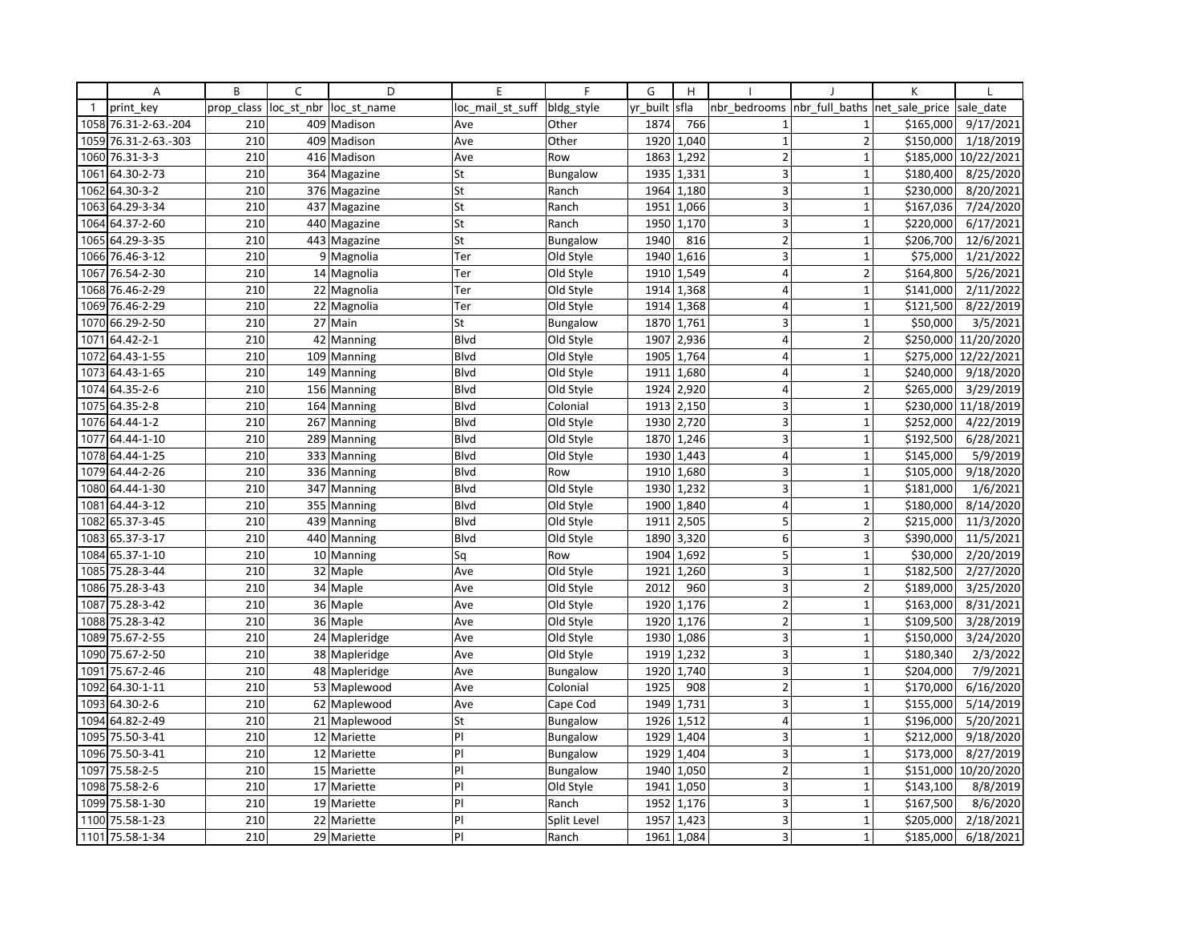| | A | B | C | D | E | F | G | H | I | J | K | L |
|---|---|---|---|---|---|---|---|---|---|---|---|---|
| 1 | print_key | prop_class | loc_st_nbr | loc_st_name | loc_mail_st_suff | bldg_style | yr_built | sfla | nbr_bedrooms | nbr_full_baths | net_sale_price | sale_date |
| 1058 | 76.31-2-63.-204 | 210 | 409 | Madison | Ave | Other | 1874 | 766 | 1 | 1 | $165,000 | 9/17/2021 |
| 1059 | 76.31-2-63.-303 | 210 | 409 | Madison | Ave | Other | 1920 | 1,040 | 1 | 2 | $150,000 | 1/18/2019 |
| 1060 | 76.31-3-3 | 210 | 416 | Madison | Ave | Row | 1863 | 1,292 | 2 | 1 | $185,000 | 10/22/2021 |
| 1061 | 64.30-2-73 | 210 | 364 | Magazine | St | Bungalow | 1935 | 1,331 | 3 | 1 | $180,400 | 8/25/2020 |
| 1062 | 64.30-3-2 | 210 | 376 | Magazine | St | Ranch | 1964 | 1,180 | 3 | 1 | $230,000 | 8/20/2021 |
| 1063 | 64.29-3-34 | 210 | 437 | Magazine | St | Ranch | 1951 | 1,066 | 3 | 1 | $167,036 | 7/24/2020 |
| 1064 | 64.37-2-60 | 210 | 440 | Magazine | St | Ranch | 1950 | 1,170 | 3 | 1 | $220,000 | 6/17/2021 |
| 1065 | 64.29-3-35 | 210 | 443 | Magazine | St | Bungalow | 1940 | 816 | 2 | 1 | $206,700 | 12/6/2021 |
| 1066 | 76.46-3-12 | 210 | 9 | Magnolia | Ter | Old Style | 1940 | 1,616 | 3 | 1 | $75,000 | 1/21/2022 |
| 1067 | 76.54-2-30 | 210 | 14 | Magnolia | Ter | Old Style | 1910 | 1,549 | 4 | 2 | $164,800 | 5/26/2021 |
| 1068 | 76.46-2-29 | 210 | 22 | Magnolia | Ter | Old Style | 1914 | 1,368 | 4 | 1 | $141,000 | 2/11/2022 |
| 1069 | 76.46-2-29 | 210 | 22 | Magnolia | Ter | Old Style | 1914 | 1,368 | 4 | 1 | $121,500 | 8/22/2019 |
| 1070 | 66.29-2-50 | 210 | 27 | Main | St | Bungalow | 1870 | 1,761 | 3 | 1 | $50,000 | 3/5/2021 |
| 1071 | 64.42-2-1 | 210 | 42 | Manning | Blvd | Old Style | 1907 | 2,936 | 4 | 2 | $250,000 | 11/20/2020 |
| 1072 | 64.43-1-55 | 210 | 109 | Manning | Blvd | Old Style | 1905 | 1,764 | 4 | 1 | $275,000 | 12/22/2021 |
| 1073 | 64.43-1-65 | 210 | 149 | Manning | Blvd | Old Style | 1911 | 1,680 | 4 | 1 | $240,000 | 9/18/2020 |
| 1074 | 64.35-2-6 | 210 | 156 | Manning | Blvd | Old Style | 1924 | 2,920 | 4 | 2 | $265,000 | 3/29/2019 |
| 1075 | 64.35-2-8 | 210 | 164 | Manning | Blvd | Colonial | 1913 | 2,150 | 3 | 1 | $230,000 | 11/18/2019 |
| 1076 | 64.44-1-2 | 210 | 267 | Manning | Blvd | Old Style | 1930 | 2,720 | 3 | 1 | $252,000 | 4/22/2019 |
| 1077 | 64.44-1-10 | 210 | 289 | Manning | Blvd | Old Style | 1870 | 1,246 | 3 | 1 | $192,500 | 6/28/2021 |
| 1078 | 64.44-1-25 | 210 | 333 | Manning | Blvd | Old Style | 1930 | 1,443 | 4 | 1 | $145,000 | 5/9/2019 |
| 1079 | 64.44-2-26 | 210 | 336 | Manning | Blvd | Row | 1910 | 1,680 | 3 | 1 | $105,000 | 9/18/2020 |
| 1080 | 64.44-1-30 | 210 | 347 | Manning | Blvd | Old Style | 1930 | 1,232 | 3 | 1 | $181,000 | 1/6/2021 |
| 1081 | 64.44-3-12 | 210 | 355 | Manning | Blvd | Old Style | 1900 | 1,840 | 4 | 1 | $180,000 | 8/14/2020 |
| 1082 | 65.37-3-45 | 210 | 439 | Manning | Blvd | Old Style | 1911 | 2,505 | 5 | 2 | $215,000 | 11/3/2020 |
| 1083 | 65.37-3-17 | 210 | 440 | Manning | Blvd | Old Style | 1890 | 3,320 | 6 | 3 | $390,000 | 11/5/2021 |
| 1084 | 65.37-1-10 | 210 | 10 | Manning | Sq | Row | 1904 | 1,692 | 5 | 1 | $30,000 | 2/20/2019 |
| 1085 | 75.28-3-44 | 210 | 32 | Maple | Ave | Old Style | 1921 | 1,260 | 3 | 1 | $182,500 | 2/27/2020 |
| 1086 | 75.28-3-43 | 210 | 34 | Maple | Ave | Old Style | 2012 | 960 | 3 | 2 | $189,000 | 3/25/2020 |
| 1087 | 75.28-3-42 | 210 | 36 | Maple | Ave | Old Style | 1920 | 1,176 | 2 | 1 | $163,000 | 8/31/2021 |
| 1088 | 75.28-3-42 | 210 | 36 | Maple | Ave | Old Style | 1920 | 1,176 | 2 | 1 | $109,500 | 3/28/2019 |
| 1089 | 75.67-2-55 | 210 | 24 | Mapleridge | Ave | Old Style | 1930 | 1,086 | 3 | 1 | $150,000 | 3/24/2020 |
| 1090 | 75.67-2-50 | 210 | 38 | Mapleridge | Ave | Old Style | 1919 | 1,232 | 3 | 1 | $180,340 | 2/3/2022 |
| 1091 | 75.67-2-46 | 210 | 48 | Mapleridge | Ave | Bungalow | 1920 | 1,740 | 3 | 1 | $204,000 | 7/9/2021 |
| 1092 | 64.30-1-11 | 210 | 53 | Maplewood | Ave | Colonial | 1925 | 908 | 2 | 1 | $170,000 | 6/16/2020 |
| 1093 | 64.30-2-6 | 210 | 62 | Maplewood | Ave | Cape Cod | 1949 | 1,731 | 3 | 1 | $155,000 | 5/14/2019 |
| 1094 | 64.82-2-49 | 210 | 21 | Maplewood | St | Bungalow | 1926 | 1,512 | 4 | 1 | $196,000 | 5/20/2021 |
| 1095 | 75.50-3-41 | 210 | 12 | Mariette | Pl | Bungalow | 1929 | 1,404 | 3 | 1 | $212,000 | 9/18/2020 |
| 1096 | 75.50-3-41 | 210 | 12 | Mariette | Pl | Bungalow | 1929 | 1,404 | 3 | 1 | $173,000 | 8/27/2019 |
| 1097 | 75.58-2-5 | 210 | 15 | Mariette | Pl | Bungalow | 1940 | 1,050 | 2 | 1 | $151,000 | 10/20/2020 |
| 1098 | 75.58-2-6 | 210 | 17 | Mariette | Pl | Old Style | 1941 | 1,050 | 3 | 1 | $143,100 | 8/8/2019 |
| 1099 | 75.58-1-30 | 210 | 19 | Mariette | Pl | Ranch | 1952 | 1,176 | 3 | 1 | $167,500 | 8/6/2020 |
| 1100 | 75.58-1-23 | 210 | 22 | Mariette | Pl | Split Level | 1957 | 1,423 | 3 | 1 | $205,000 | 2/18/2021 |
| 1101 | 75.58-1-34 | 210 | 29 | Mariette | Pl | Ranch | 1961 | 1,084 | 3 | 1 | $185,000 | 6/18/2021 |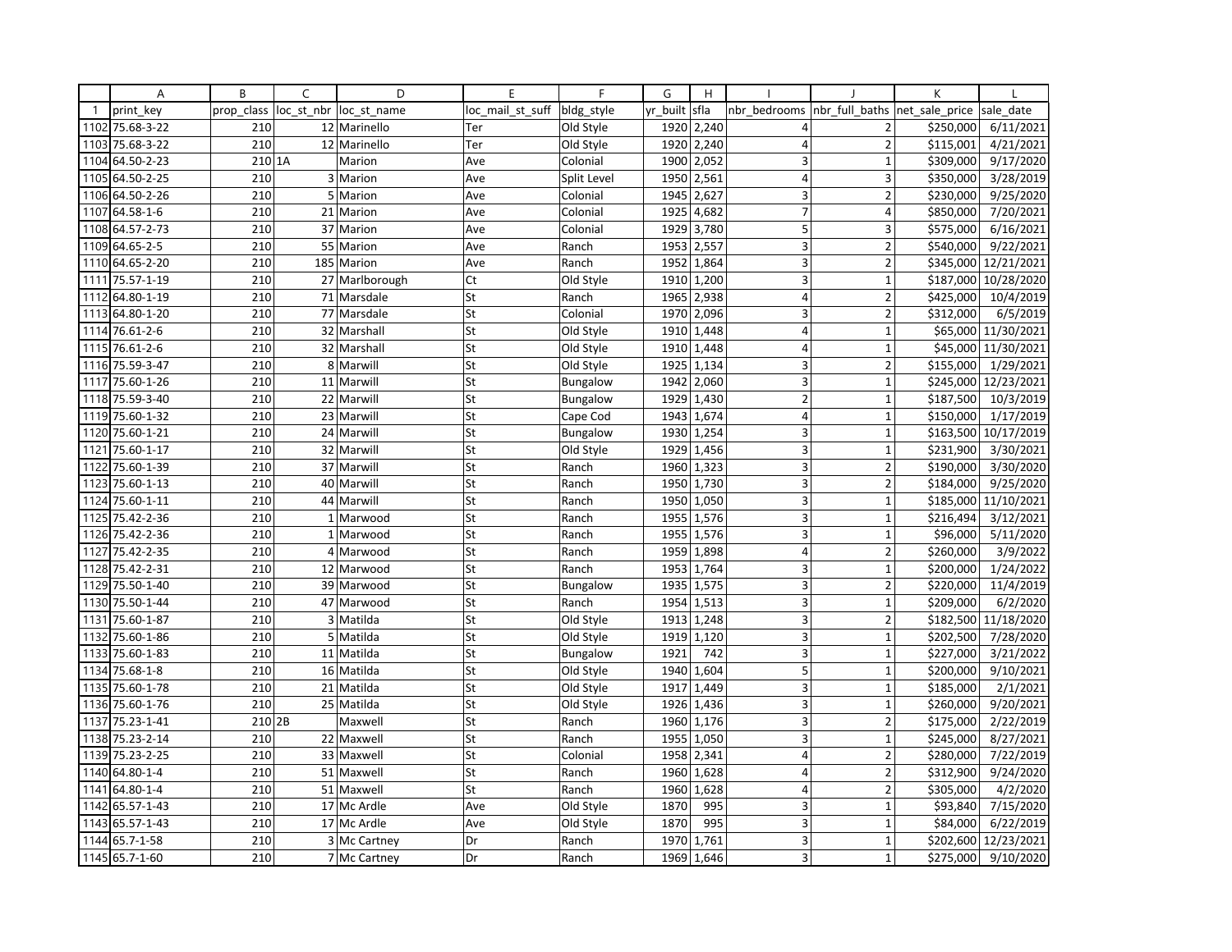| | A | B | C | D | E | F | G | H | I | J | K | L |
|---|---|---|---|---|---|---|---|---|---|---|---|---|
| 1 | print_key | prop_class | loc_st_nbr | loc_st_name | loc_mail_st_suff | bldg_style | yr_built | sfla | nbr_bedrooms | nbr_full_baths | net_sale_price | sale_date |
| 1102 | 75.68-3-22 | 210 | 12 | Marinello | Ter | Old Style | 1920 | 2,240 | 4 | 2 | $250,000 | 6/11/2021 |
| 1103 | 75.68-3-22 | 210 | 12 | Marinello | Ter | Old Style | 1920 | 2,240 | 4 | 2 | $115,001 | 4/21/2021 |
| 1104 | 64.50-2-23 | 210 | 1A | Marion | Ave | Colonial | 1900 | 2,052 | 3 | 1 | $309,000 | 9/17/2020 |
| 1105 | 64.50-2-25 | 210 | 3 | Marion | Ave | Split Level | 1950 | 2,561 | 4 | 3 | $350,000 | 3/28/2019 |
| 1106 | 64.50-2-26 | 210 | 5 | Marion | Ave | Colonial | 1945 | 2,627 | 3 | 2 | $230,000 | 9/25/2020 |
| 1107 | 64.58-1-6 | 210 | 21 | Marion | Ave | Colonial | 1925 | 4,682 | 7 | 4 | $850,000 | 7/20/2021 |
| 1108 | 64.57-2-73 | 210 | 37 | Marion | Ave | Colonial | 1929 | 3,780 | 5 | 3 | $575,000 | 6/16/2021 |
| 1109 | 64.65-2-5 | 210 | 55 | Marion | Ave | Ranch | 1953 | 2,557 | 3 | 2 | $540,000 | 9/22/2021 |
| 1110 | 64.65-2-20 | 210 | 185 | Marion | Ave | Ranch | 1952 | 1,864 | 3 | 2 | $345,000 | 12/21/2021 |
| 1111 | 75.57-1-19 | 210 | 27 | Marlborough | Ct | Old Style | 1910 | 1,200 | 3 | 1 | $187,000 | 10/28/2020 |
| 1112 | 64.80-1-19 | 210 | 71 | Marsdale | St | Ranch | 1965 | 2,938 | 4 | 2 | $425,000 | 10/4/2019 |
| 1113 | 64.80-1-20 | 210 | 77 | Marsdale | St | Colonial | 1970 | 2,096 | 3 | 2 | $312,000 | 6/5/2019 |
| 1114 | 76.61-2-6 | 210 | 32 | Marshall | St | Old Style | 1910 | 1,448 | 4 | 1 | $65,000 | 11/30/2021 |
| 1115 | 76.61-2-6 | 210 | 32 | Marshall | St | Old Style | 1910 | 1,448 | 4 | 1 | $45,000 | 11/30/2021 |
| 1116 | 75.59-3-47 | 210 | 8 | Marwill | St | Old Style | 1925 | 1,134 | 3 | 2 | $155,000 | 1/29/2021 |
| 1117 | 75.60-1-26 | 210 | 11 | Marwill | St | Bungalow | 1942 | 2,060 | 3 | 1 | $245,000 | 12/23/2021 |
| 1118 | 75.59-3-40 | 210 | 22 | Marwill | St | Bungalow | 1929 | 1,430 | 2 | 1 | $187,500 | 10/3/2019 |
| 1119 | 75.60-1-32 | 210 | 23 | Marwill | St | Cape Cod | 1943 | 1,674 | 4 | 1 | $150,000 | 1/17/2019 |
| 1120 | 75.60-1-21 | 210 | 24 | Marwill | St | Bungalow | 1930 | 1,254 | 3 | 1 | $163,500 | 10/17/2019 |
| 1121 | 75.60-1-17 | 210 | 32 | Marwill | St | Old Style | 1929 | 1,456 | 3 | 1 | $231,900 | 3/30/2021 |
| 1122 | 75.60-1-39 | 210 | 37 | Marwill | St | Ranch | 1960 | 1,323 | 3 | 2 | $190,000 | 3/30/2020 |
| 1123 | 75.60-1-13 | 210 | 40 | Marwill | St | Ranch | 1950 | 1,730 | 3 | 2 | $184,000 | 9/25/2020 |
| 1124 | 75.60-1-11 | 210 | 44 | Marwill | St | Ranch | 1950 | 1,050 | 3 | 1 | $185,000 | 11/10/2021 |
| 1125 | 75.42-2-36 | 210 | 1 | Marwood | St | Ranch | 1955 | 1,576 | 3 | 1 | $216,494 | 3/12/2021 |
| 1126 | 75.42-2-36 | 210 | 1 | Marwood | St | Ranch | 1955 | 1,576 | 3 | 1 | $96,000 | 5/11/2020 |
| 1127 | 75.42-2-35 | 210 | 4 | Marwood | St | Ranch | 1959 | 1,898 | 4 | 2 | $260,000 | 3/9/2022 |
| 1128 | 75.42-2-31 | 210 | 12 | Marwood | St | Ranch | 1953 | 1,764 | 3 | 1 | $200,000 | 1/24/2022 |
| 1129 | 75.50-1-40 | 210 | 39 | Marwood | St | Bungalow | 1935 | 1,575 | 3 | 2 | $220,000 | 11/4/2019 |
| 1130 | 75.50-1-44 | 210 | 47 | Marwood | St | Ranch | 1954 | 1,513 | 3 | 1 | $209,000 | 6/2/2020 |
| 1131 | 75.60-1-87 | 210 | 3 | Matilda | St | Old Style | 1913 | 1,248 | 3 | 2 | $182,500 | 11/18/2020 |
| 1132 | 75.60-1-86 | 210 | 5 | Matilda | St | Old Style | 1919 | 1,120 | 3 | 1 | $202,500 | 7/28/2020 |
| 1133 | 75.60-1-83 | 210 | 11 | Matilda | St | Bungalow | 1921 | 742 | 3 | 1 | $227,000 | 3/21/2022 |
| 1134 | 75.68-1-8 | 210 | 16 | Matilda | St | Old Style | 1940 | 1,604 | 5 | 1 | $200,000 | 9/10/2021 |
| 1135 | 75.60-1-78 | 210 | 21 | Matilda | St | Old Style | 1917 | 1,449 | 3 | 1 | $185,000 | 2/1/2021 |
| 1136 | 75.60-1-76 | 210 | 25 | Matilda | St | Old Style | 1926 | 1,436 | 3 | 1 | $260,000 | 9/20/2021 |
| 1137 | 75.23-1-41 | 210 | 2B | Maxwell | St | Ranch | 1960 | 1,176 | 3 | 2 | $175,000 | 2/22/2019 |
| 1138 | 75.23-2-14 | 210 | 22 | Maxwell | St | Ranch | 1955 | 1,050 | 3 | 1 | $245,000 | 8/27/2021 |
| 1139 | 75.23-2-25 | 210 | 33 | Maxwell | St | Colonial | 1958 | 2,341 | 4 | 2 | $280,000 | 7/22/2019 |
| 1140 | 64.80-1-4 | 210 | 51 | Maxwell | St | Ranch | 1960 | 1,628 | 4 | 2 | $312,900 | 9/24/2020 |
| 1141 | 64.80-1-4 | 210 | 51 | Maxwell | St | Ranch | 1960 | 1,628 | 4 | 2 | $305,000 | 4/2/2020 |
| 1142 | 65.57-1-43 | 210 | 17 | Mc Ardle | Ave | Old Style | 1870 | 995 | 3 | 1 | $93,840 | 7/15/2020 |
| 1143 | 65.57-1-43 | 210 | 17 | Mc Ardle | Ave | Old Style | 1870 | 995 | 3 | 1 | $84,000 | 6/22/2019 |
| 1144 | 65.7-1-58 | 210 | 3 | Mc Cartney | Dr | Ranch | 1970 | 1,761 | 3 | 1 | $202,600 | 12/23/2021 |
| 1145 | 65.7-1-60 | 210 | 7 | Mc Cartney | Dr | Ranch | 1969 | 1,646 | 3 | 1 | $275,000 | 9/10/2020 |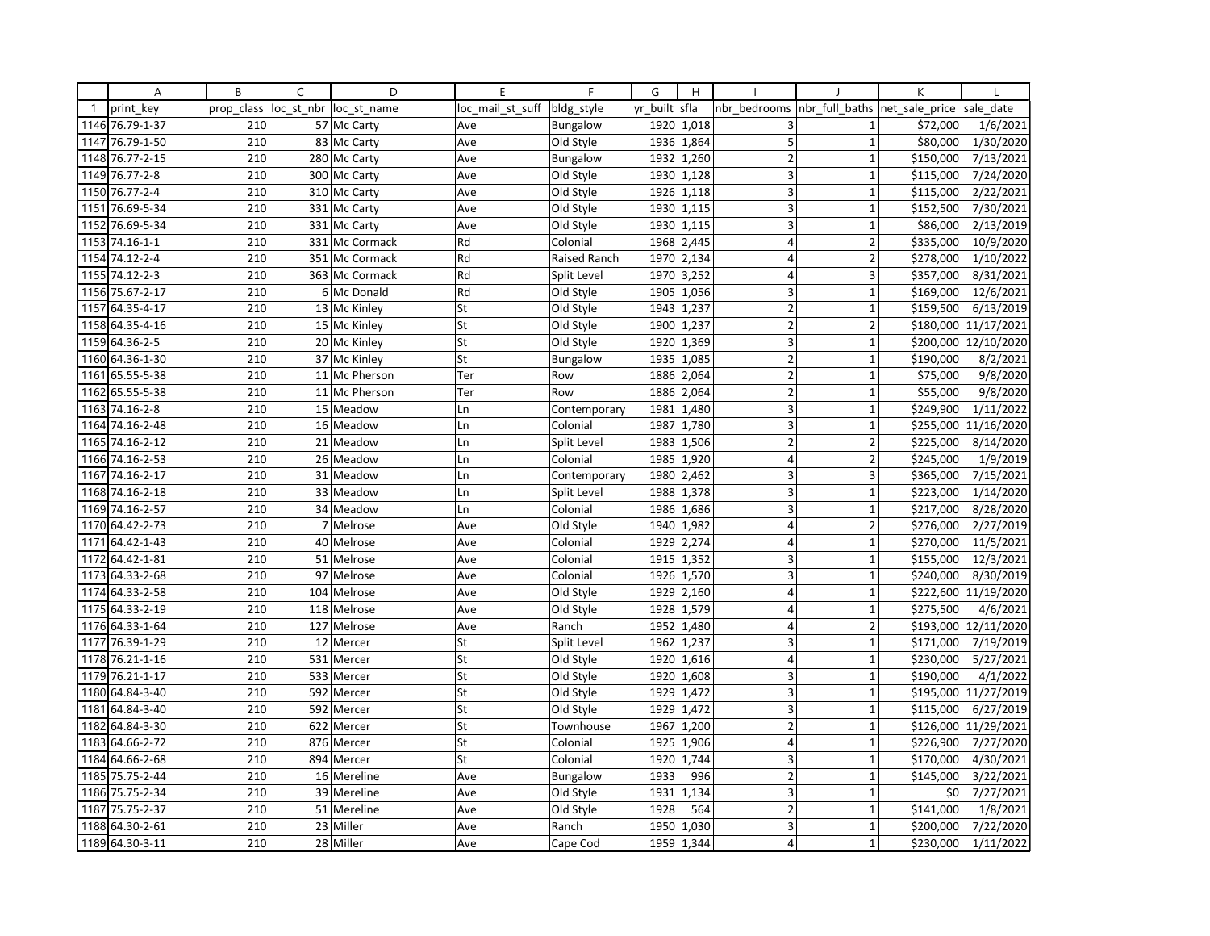| | A | B | C | D | E | F | G | H | I | J | K | L |
|---|---|---|---|---|---|---|---|---|---|---|---|---|
| 1 | print_key | prop_class | loc_st_nbr | loc_st_name | loc_mail_st_suff | bldg_style | yr_built | sfla | nbr_bedrooms | nbr_full_baths | net_sale_price | sale_date |
| 1146 | 76.79-1-37 | 210 | 57 | Mc Carty | Ave | Bungalow | 1920 | 1,018 | 3 | 1 | $72,000 | 1/6/2021 |
| 1147 | 76.79-1-50 | 210 | 83 | Mc Carty | Ave | Old Style | 1936 | 1,864 | 5 | 1 | $80,000 | 1/30/2020 |
| 1148 | 76.77-2-15 | 210 | 280 | Mc Carty | Ave | Bungalow | 1932 | 1,260 | 2 | 1 | $150,000 | 7/13/2021 |
| 1149 | 76.77-2-8 | 210 | 300 | Mc Carty | Ave | Old Style | 1930 | 1,128 | 3 | 1 | $115,000 | 7/24/2020 |
| 1150 | 76.77-2-4 | 210 | 310 | Mc Carty | Ave | Old Style | 1926 | 1,118 | 3 | 1 | $115,000 | 2/22/2021 |
| 1151 | 76.69-5-34 | 210 | 331 | Mc Carty | Ave | Old Style | 1930 | 1,115 | 3 | 1 | $152,500 | 7/30/2021 |
| 1152 | 76.69-5-34 | 210 | 331 | Mc Carty | Ave | Old Style | 1930 | 1,115 | 3 | 1 | $86,000 | 2/13/2019 |
| 1153 | 74.16-1-1 | 210 | 331 | Mc Cormack | Rd | Colonial | 1968 | 2,445 | 4 | 2 | $335,000 | 10/9/2020 |
| 1154 | 74.12-2-4 | 210 | 351 | Mc Cormack | Rd | Raised Ranch | 1970 | 2,134 | 4 | 2 | $278,000 | 1/10/2022 |
| 1155 | 74.12-2-3 | 210 | 363 | Mc Cormack | Rd | Split Level | 1970 | 3,252 | 4 | 3 | $357,000 | 8/31/2021 |
| 1156 | 75.67-2-17 | 210 | 6 | Mc Donald | Rd | Old Style | 1905 | 1,056 | 3 | 1 | $169,000 | 12/6/2021 |
| 1157 | 64.35-4-17 | 210 | 13 | Mc Kinley | St | Old Style | 1943 | 1,237 | 2 | 1 | $159,500 | 6/13/2019 |
| 1158 | 64.35-4-16 | 210 | 15 | Mc Kinley | St | Old Style | 1900 | 1,237 | 2 | 2 | $180,000 | 11/17/2021 |
| 1159 | 64.36-2-5 | 210 | 20 | Mc Kinley | St | Old Style | 1920 | 1,369 | 3 | 1 | $200,000 | 12/10/2020 |
| 1160 | 64.36-1-30 | 210 | 37 | Mc Kinley | St | Bungalow | 1935 | 1,085 | 2 | 1 | $190,000 | 8/2/2021 |
| 1161 | 65.55-5-38 | 210 | 11 | Mc Pherson | Ter | Row | 1886 | 2,064 | 2 | 1 | $75,000 | 9/8/2020 |
| 1162 | 65.55-5-38 | 210 | 11 | Mc Pherson | Ter | Row | 1886 | 2,064 | 2 | 1 | $55,000 | 9/8/2020 |
| 1163 | 74.16-2-8 | 210 | 15 | Meadow | Ln | Contemporary | 1981 | 1,480 | 3 | 1 | $249,900 | 1/11/2022 |
| 1164 | 74.16-2-48 | 210 | 16 | Meadow | Ln | Colonial | 1987 | 1,780 | 3 | 1 | $255,000 | 11/16/2020 |
| 1165 | 74.16-2-12 | 210 | 21 | Meadow | Ln | Split Level | 1983 | 1,506 | 2 | 2 | $225,000 | 8/14/2020 |
| 1166 | 74.16-2-53 | 210 | 26 | Meadow | Ln | Colonial | 1985 | 1,920 | 4 | 2 | $245,000 | 1/9/2019 |
| 1167 | 74.16-2-17 | 210 | 31 | Meadow | Ln | Contemporary | 1980 | 2,462 | 3 | 3 | $365,000 | 7/15/2021 |
| 1168 | 74.16-2-18 | 210 | 33 | Meadow | Ln | Split Level | 1988 | 1,378 | 3 | 1 | $223,000 | 1/14/2020 |
| 1169 | 74.16-2-57 | 210 | 34 | Meadow | Ln | Colonial | 1986 | 1,686 | 3 | 1 | $217,000 | 8/28/2020 |
| 1170 | 64.42-2-73 | 210 | 7 | Melrose | Ave | Old Style | 1940 | 1,982 | 4 | 2 | $276,000 | 2/27/2019 |
| 1171 | 64.42-1-43 | 210 | 40 | Melrose | Ave | Colonial | 1929 | 2,274 | 4 | 1 | $270,000 | 11/5/2021 |
| 1172 | 64.42-1-81 | 210 | 51 | Melrose | Ave | Colonial | 1915 | 1,352 | 3 | 1 | $155,000 | 12/3/2021 |
| 1173 | 64.33-2-68 | 210 | 97 | Melrose | Ave | Colonial | 1926 | 1,570 | 3 | 1 | $240,000 | 8/30/2019 |
| 1174 | 64.33-2-58 | 210 | 104 | Melrose | Ave | Old Style | 1929 | 2,160 | 4 | 1 | $222,600 | 11/19/2020 |
| 1175 | 64.33-2-19 | 210 | 118 | Melrose | Ave | Old Style | 1928 | 1,579 | 4 | 1 | $275,500 | 4/6/2021 |
| 1176 | 64.33-1-64 | 210 | 127 | Melrose | Ave | Ranch | 1952 | 1,480 | 4 | 2 | $193,000 | 12/11/2020 |
| 1177 | 76.39-1-29 | 210 | 12 | Mercer | St | Split Level | 1962 | 1,237 | 3 | 1 | $171,000 | 7/19/2019 |
| 1178 | 76.21-1-16 | 210 | 531 | Mercer | St | Old Style | 1920 | 1,616 | 4 | 1 | $230,000 | 5/27/2021 |
| 1179 | 76.21-1-17 | 210 | 533 | Mercer | St | Old Style | 1920 | 1,608 | 3 | 1 | $190,000 | 4/1/2022 |
| 1180 | 64.84-3-40 | 210 | 592 | Mercer | St | Old Style | 1929 | 1,472 | 3 | 1 | $195,000 | 11/27/2019 |
| 1181 | 64.84-3-40 | 210 | 592 | Mercer | St | Old Style | 1929 | 1,472 | 3 | 1 | $115,000 | 6/27/2019 |
| 1182 | 64.84-3-30 | 210 | 622 | Mercer | St | Townhouse | 1967 | 1,200 | 2 | 1 | $126,000 | 11/29/2021 |
| 1183 | 64.66-2-72 | 210 | 876 | Mercer | St | Colonial | 1925 | 1,906 | 4 | 1 | $226,900 | 7/27/2020 |
| 1184 | 64.66-2-68 | 210 | 894 | Mercer | St | Colonial | 1920 | 1,744 | 3 | 1 | $170,000 | 4/30/2021 |
| 1185 | 75.75-2-44 | 210 | 16 | Mereline | Ave | Bungalow | 1933 | 996 | 2 | 1 | $145,000 | 3/22/2021 |
| 1186 | 75.75-2-34 | 210 | 39 | Mereline | Ave | Old Style | 1931 | 1,134 | 3 | 1 | $0 | 7/27/2021 |
| 1187 | 75.75-2-37 | 210 | 51 | Mereline | Ave | Old Style | 1928 | 564 | 2 | 1 | $141,000 | 1/8/2021 |
| 1188 | 64.30-2-61 | 210 | 23 | Miller | Ave | Ranch | 1950 | 1,030 | 3 | 1 | $200,000 | 7/22/2020 |
| 1189 | 64.30-3-11 | 210 | 28 | Miller | Ave | Cape Cod | 1959 | 1,344 | 4 | 1 | $230,000 | 1/11/2022 |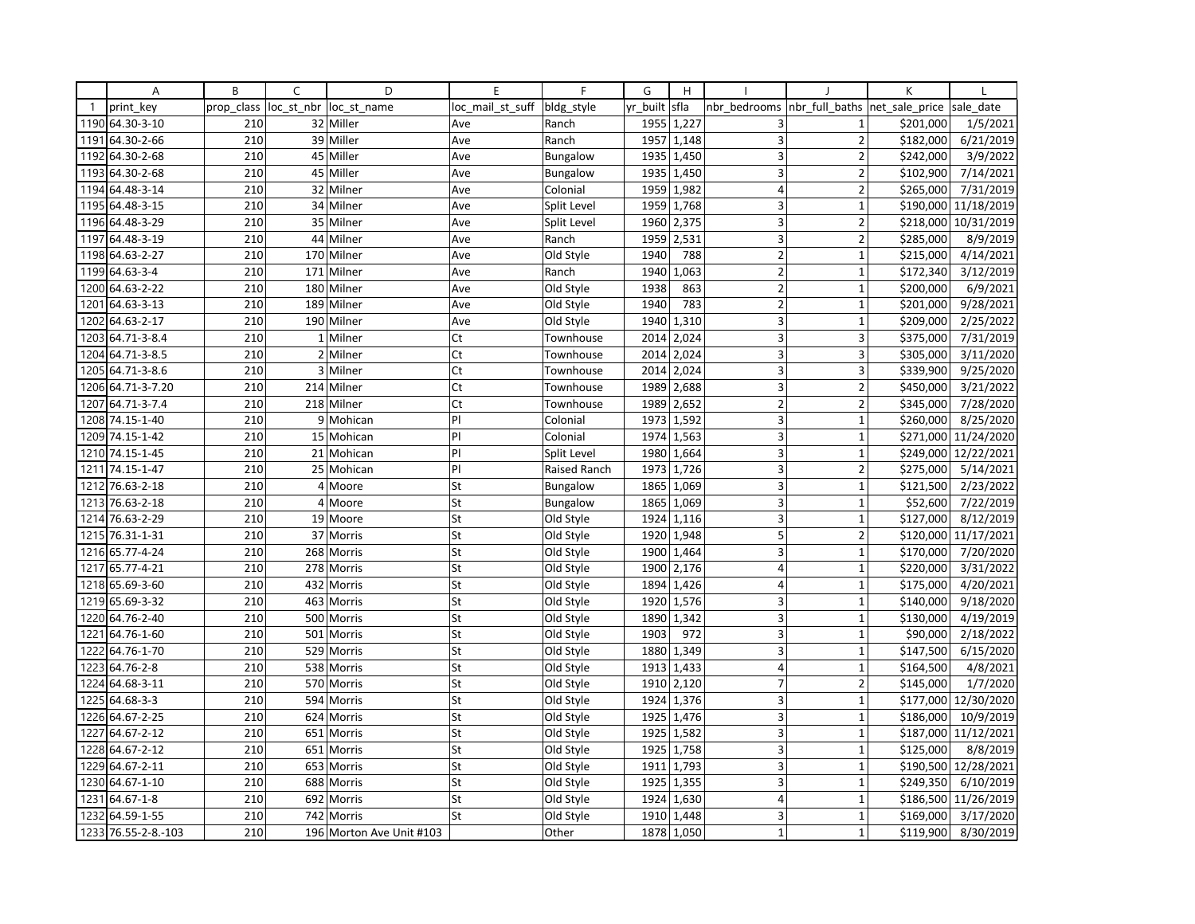| | A | B | C | D | E | F | G | H | I | J | K | L |
|---|---|---|---|---|---|---|---|---|---|---|---|---|
| 1 | print_key | prop_class | loc_st_nbr | loc_st_name | loc_mail_st_suff | bldg_style | yr_built | sfla | nbr_bedrooms | nbr_full_baths | net_sale_price | sale_date |
| 1190 | 64.30-3-10 | 210 | 32 | Miller | Ave | Ranch | 1955 | 1,227 | 3 | 1 | $201,000 | 1/5/2021 |
| 1191 | 64.30-2-66 | 210 | 39 | Miller | Ave | Ranch | 1957 | 1,148 | 3 | 2 | $182,000 | 6/21/2019 |
| 1192 | 64.30-2-68 | 210 | 45 | Miller | Ave | Bungalow | 1935 | 1,450 | 3 | 2 | $242,000 | 3/9/2022 |
| 1193 | 64.30-2-68 | 210 | 45 | Miller | Ave | Bungalow | 1935 | 1,450 | 3 | 2 | $102,900 | 7/14/2021 |
| 1194 | 64.48-3-14 | 210 | 32 | Milner | Ave | Colonial | 1959 | 1,982 | 4 | 2 | $265,000 | 7/31/2019 |
| 1195 | 64.48-3-15 | 210 | 34 | Milner | Ave | Split Level | 1959 | 1,768 | 3 | 1 | $190,000 | 11/18/2019 |
| 1196 | 64.48-3-29 | 210 | 35 | Milner | Ave | Split Level | 1960 | 2,375 | 3 | 2 | $218,000 | 10/31/2019 |
| 1197 | 64.48-3-19 | 210 | 44 | Milner | Ave | Ranch | 1959 | 2,531 | 3 | 2 | $285,000 | 8/9/2019 |
| 1198 | 64.63-2-27 | 210 | 170 | Milner | Ave | Old Style | 1940 | 788 | 2 | 1 | $215,000 | 4/14/2021 |
| 1199 | 64.63-3-4 | 210 | 171 | Milner | Ave | Ranch | 1940 | 1,063 | 2 | 1 | $172,340 | 3/12/2019 |
| 1200 | 64.63-2-22 | 210 | 180 | Milner | Ave | Old Style | 1938 | 863 | 2 | 1 | $200,000 | 6/9/2021 |
| 1201 | 64.63-3-13 | 210 | 189 | Milner | Ave | Old Style | 1940 | 783 | 2 | 1 | $201,000 | 9/28/2021 |
| 1202 | 64.63-2-17 | 210 | 190 | Milner | Ave | Old Style | 1940 | 1,310 | 3 | 1 | $209,000 | 2/25/2022 |
| 1203 | 64.71-3-8.4 | 210 | 1 | Milner | Ct | Townhouse | 2014 | 2,024 | 3 | 3 | $375,000 | 7/31/2019 |
| 1204 | 64.71-3-8.5 | 210 | 2 | Milner | Ct | Townhouse | 2014 | 2,024 | 3 | 3 | $305,000 | 3/11/2020 |
| 1205 | 64.71-3-8.6 | 210 | 3 | Milner | Ct | Townhouse | 2014 | 2,024 | 3 | 3 | $339,900 | 9/25/2020 |
| 1206 | 64.71-3-7.20 | 210 | 214 | Milner | Ct | Townhouse | 1989 | 2,688 | 3 | 2 | $450,000 | 3/21/2022 |
| 1207 | 64.71-3-7.4 | 210 | 218 | Milner | Ct | Townhouse | 1989 | 2,652 | 2 | 2 | $345,000 | 7/28/2020 |
| 1208 | 74.15-1-40 | 210 | 9 | Mohican | Pl | Colonial | 1973 | 1,592 | 3 | 1 | $260,000 | 8/25/2020 |
| 1209 | 74.15-1-42 | 210 | 15 | Mohican | Pl | Colonial | 1974 | 1,563 | 3 | 1 | $271,000 | 11/24/2020 |
| 1210 | 74.15-1-45 | 210 | 21 | Mohican | Pl | Split Level | 1980 | 1,664 | 3 | 1 | $249,000 | 12/22/2021 |
| 1211 | 74.15-1-47 | 210 | 25 | Mohican | Pl | Raised Ranch | 1973 | 1,726 | 3 | 2 | $275,000 | 5/14/2021 |
| 1212 | 76.63-2-18 | 210 | 4 | Moore | St | Bungalow | 1865 | 1,069 | 3 | 1 | $121,500 | 2/23/2022 |
| 1213 | 76.63-2-18 | 210 | 4 | Moore | St | Bungalow | 1865 | 1,069 | 3 | 1 | $52,600 | 7/22/2019 |
| 1214 | 76.63-2-29 | 210 | 19 | Moore | St | Old Style | 1924 | 1,116 | 3 | 1 | $127,000 | 8/12/2019 |
| 1215 | 76.31-1-31 | 210 | 37 | Morris | St | Old Style | 1920 | 1,948 | 5 | 2 | $120,000 | 11/17/2021 |
| 1216 | 65.77-4-24 | 210 | 268 | Morris | St | Old Style | 1900 | 1,464 | 3 | 1 | $170,000 | 7/20/2020 |
| 1217 | 65.77-4-21 | 210 | 278 | Morris | St | Old Style | 1900 | 2,176 | 4 | 1 | $220,000 | 3/31/2022 |
| 1218 | 65.69-3-60 | 210 | 432 | Morris | St | Old Style | 1894 | 1,426 | 4 | 1 | $175,000 | 4/20/2021 |
| 1219 | 65.69-3-32 | 210 | 463 | Morris | St | Old Style | 1920 | 1,576 | 3 | 1 | $140,000 | 9/18/2020 |
| 1220 | 64.76-2-40 | 210 | 500 | Morris | St | Old Style | 1890 | 1,342 | 3 | 1 | $130,000 | 4/19/2019 |
| 1221 | 64.76-1-60 | 210 | 501 | Morris | St | Old Style | 1903 | 972 | 3 | 1 | $90,000 | 2/18/2022 |
| 1222 | 64.76-1-70 | 210 | 529 | Morris | St | Old Style | 1880 | 1,349 | 3 | 1 | $147,500 | 6/15/2020 |
| 1223 | 64.76-2-8 | 210 | 538 | Morris | St | Old Style | 1913 | 1,433 | 4 | 1 | $164,500 | 4/8/2021 |
| 1224 | 64.68-3-11 | 210 | 570 | Morris | St | Old Style | 1910 | 2,120 | 7 | 2 | $145,000 | 1/7/2020 |
| 1225 | 64.68-3-3 | 210 | 594 | Morris | St | Old Style | 1924 | 1,376 | 3 | 1 | $177,000 | 12/30/2020 |
| 1226 | 64.67-2-25 | 210 | 624 | Morris | St | Old Style | 1925 | 1,476 | 3 | 1 | $186,000 | 10/9/2019 |
| 1227 | 64.67-2-12 | 210 | 651 | Morris | St | Old Style | 1925 | 1,582 | 3 | 1 | $187,000 | 11/12/2021 |
| 1228 | 64.67-2-12 | 210 | 651 | Morris | St | Old Style | 1925 | 1,758 | 3 | 1 | $125,000 | 8/8/2019 |
| 1229 | 64.67-2-11 | 210 | 653 | Morris | St | Old Style | 1911 | 1,793 | 3 | 1 | $190,500 | 12/28/2021 |
| 1230 | 64.67-1-10 | 210 | 688 | Morris | St | Old Style | 1925 | 1,355 | 3 | 1 | $249,350 | 6/10/2019 |
| 1231 | 64.67-1-8 | 210 | 692 | Morris | St | Old Style | 1924 | 1,630 | 4 | 1 | $186,500 | 11/26/2019 |
| 1232 | 64.59-1-55 | 210 | 742 | Morris | St | Old Style | 1910 | 1,448 | 3 | 1 | $169,000 | 3/17/2020 |
| 1233 | 76.55-2-8.-103 | 210 | 196 | Morton Ave Unit #103 | | Other | 1878 | 1,050 | 1 | 1 | $119,900 | 8/30/2019 |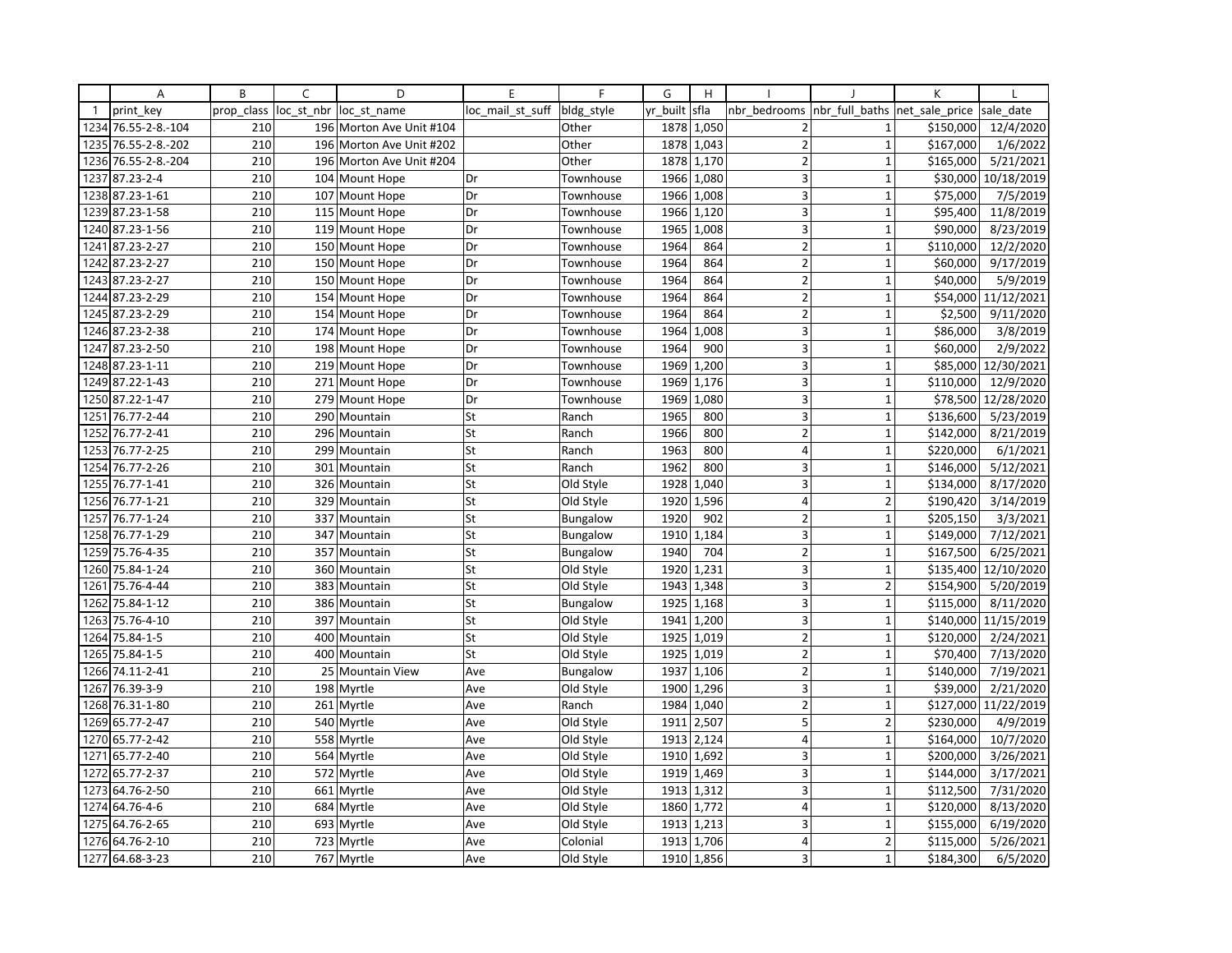| | A | B | C | D | E | F | G | H | I | J | K | L |
|---|---|---|---|---|---|---|---|---|---|---|---|---|
| 1 | print_key | prop_class | loc_st_nbr | loc_st_name | loc_mail_st_suff | bldg_style | yr_built | sfla | nbr_bedrooms | nbr_full_baths | net_sale_price | sale_date |
| 1234 | 76.55-2-8.-104 | 210 | 196 | Morton Ave Unit #104 | | Other | 1878 | 1,050 | 2 | 1 | $150,000 | 12/4/2020 |
| 1235 | 76.55-2-8.-202 | 210 | 196 | Morton Ave Unit #202 | | Other | 1878 | 1,043 | 2 | 1 | $167,000 | 1/6/2022 |
| 1236 | 76.55-2-8.-204 | 210 | 196 | Morton Ave Unit #204 | | Other | 1878 | 1,170 | 2 | 1 | $165,000 | 5/21/2021 |
| 1237 | 87.23-2-4 | 210 | 104 | Mount Hope | Dr | Townhouse | 1966 | 1,080 | 3 | 1 | $30,000 | 10/18/2019 |
| 1238 | 87.23-1-61 | 210 | 107 | Mount Hope | Dr | Townhouse | 1966 | 1,008 | 3 | 1 | $75,000 | 7/5/2019 |
| 1239 | 87.23-1-58 | 210 | 115 | Mount Hope | Dr | Townhouse | 1966 | 1,120 | 3 | 1 | $95,400 | 11/8/2019 |
| 1240 | 87.23-1-56 | 210 | 119 | Mount Hope | Dr | Townhouse | 1965 | 1,008 | 3 | 1 | $90,000 | 8/23/2019 |
| 1241 | 87.23-2-27 | 210 | 150 | Mount Hope | Dr | Townhouse | 1964 | 864 | 2 | 1 | $110,000 | 12/2/2020 |
| 1242 | 87.23-2-27 | 210 | 150 | Mount Hope | Dr | Townhouse | 1964 | 864 | 2 | 1 | $60,000 | 9/17/2019 |
| 1243 | 87.23-2-27 | 210 | 150 | Mount Hope | Dr | Townhouse | 1964 | 864 | 2 | 1 | $40,000 | 5/9/2019 |
| 1244 | 87.23-2-29 | 210 | 154 | Mount Hope | Dr | Townhouse | 1964 | 864 | 2 | 1 | $54,000 | 11/12/2021 |
| 1245 | 87.23-2-29 | 210 | 154 | Mount Hope | Dr | Townhouse | 1964 | 864 | 2 | 1 | $2,500 | 9/11/2020 |
| 1246 | 87.23-2-38 | 210 | 174 | Mount Hope | Dr | Townhouse | 1964 | 1,008 | 3 | 1 | $86,000 | 3/8/2019 |
| 1247 | 87.23-2-50 | 210 | 198 | Mount Hope | Dr | Townhouse | 1964 | 900 | 3 | 1 | $60,000 | 2/9/2022 |
| 1248 | 87.23-1-11 | 210 | 219 | Mount Hope | Dr | Townhouse | 1969 | 1,200 | 3 | 1 | $85,000 | 12/30/2021 |
| 1249 | 87.22-1-43 | 210 | 271 | Mount Hope | Dr | Townhouse | 1969 | 1,176 | 3 | 1 | $110,000 | 12/9/2020 |
| 1250 | 87.22-1-47 | 210 | 279 | Mount Hope | Dr | Townhouse | 1969 | 1,080 | 3 | 1 | $78,500 | 12/28/2020 |
| 1251 | 76.77-2-44 | 210 | 290 | Mountain | St | Ranch | 1965 | 800 | 3 | 1 | $136,600 | 5/23/2019 |
| 1252 | 76.77-2-41 | 210 | 296 | Mountain | St | Ranch | 1966 | 800 | 2 | 1 | $142,000 | 8/21/2019 |
| 1253 | 76.77-2-25 | 210 | 299 | Mountain | St | Ranch | 1963 | 800 | 4 | 1 | $220,000 | 6/1/2021 |
| 1254 | 76.77-2-26 | 210 | 301 | Mountain | St | Ranch | 1962 | 800 | 3 | 1 | $146,000 | 5/12/2021 |
| 1255 | 76.77-1-41 | 210 | 326 | Mountain | St | Old Style | 1928 | 1,040 | 3 | 1 | $134,000 | 8/17/2020 |
| 1256 | 76.77-1-21 | 210 | 329 | Mountain | St | Old Style | 1920 | 1,596 | 4 | 2 | $190,420 | 3/14/2019 |
| 1257 | 76.77-1-24 | 210 | 337 | Mountain | St | Bungalow | 1920 | 902 | 2 | 1 | $205,150 | 3/3/2021 |
| 1258 | 76.77-1-29 | 210 | 347 | Mountain | St | Bungalow | 1910 | 1,184 | 3 | 1 | $149,000 | 7/12/2021 |
| 1259 | 75.76-4-35 | 210 | 357 | Mountain | St | Bungalow | 1940 | 704 | 2 | 1 | $167,500 | 6/25/2021 |
| 1260 | 75.84-1-24 | 210 | 360 | Mountain | St | Old Style | 1920 | 1,231 | 3 | 1 | $135,400 | 12/10/2020 |
| 1261 | 75.76-4-44 | 210 | 383 | Mountain | St | Old Style | 1943 | 1,348 | 3 | 2 | $154,900 | 5/20/2019 |
| 1262 | 75.84-1-12 | 210 | 386 | Mountain | St | Bungalow | 1925 | 1,168 | 3 | 1 | $115,000 | 8/11/2020 |
| 1263 | 75.76-4-10 | 210 | 397 | Mountain | St | Old Style | 1941 | 1,200 | 3 | 1 | $140,000 | 11/15/2019 |
| 1264 | 75.84-1-5 | 210 | 400 | Mountain | St | Old Style | 1925 | 1,019 | 2 | 1 | $120,000 | 2/24/2021 |
| 1265 | 75.84-1-5 | 210 | 400 | Mountain | St | Old Style | 1925 | 1,019 | 2 | 1 | $70,400 | 7/13/2020 |
| 1266 | 74.11-2-41 | 210 | 25 | Mountain View | Ave | Bungalow | 1937 | 1,106 | 2 | 1 | $140,000 | 7/19/2021 |
| 1267 | 76.39-3-9 | 210 | 198 | Myrtle | Ave | Old Style | 1900 | 1,296 | 3 | 1 | $39,000 | 2/21/2020 |
| 1268 | 76.31-1-80 | 210 | 261 | Myrtle | Ave | Ranch | 1984 | 1,040 | 2 | 1 | $127,000 | 11/22/2019 |
| 1269 | 65.77-2-47 | 210 | 540 | Myrtle | Ave | Old Style | 1911 | 2,507 | 5 | 2 | $230,000 | 4/9/2019 |
| 1270 | 65.77-2-42 | 210 | 558 | Myrtle | Ave | Old Style | 1913 | 2,124 | 4 | 1 | $164,000 | 10/7/2020 |
| 1271 | 65.77-2-40 | 210 | 564 | Myrtle | Ave | Old Style | 1910 | 1,692 | 3 | 1 | $200,000 | 3/26/2021 |
| 1272 | 65.77-2-37 | 210 | 572 | Myrtle | Ave | Old Style | 1919 | 1,469 | 3 | 1 | $144,000 | 3/17/2021 |
| 1273 | 64.76-2-50 | 210 | 661 | Myrtle | Ave | Old Style | 1913 | 1,312 | 3 | 1 | $112,500 | 7/31/2020 |
| 1274 | 64.76-4-6 | 210 | 684 | Myrtle | Ave | Old Style | 1860 | 1,772 | 4 | 1 | $120,000 | 8/13/2020 |
| 1275 | 64.76-2-65 | 210 | 693 | Myrtle | Ave | Old Style | 1913 | 1,213 | 3 | 1 | $155,000 | 6/19/2020 |
| 1276 | 64.76-2-10 | 210 | 723 | Myrtle | Ave | Colonial | 1913 | 1,706 | 4 | 2 | $115,000 | 5/26/2021 |
| 1277 | 64.68-3-23 | 210 | 767 | Myrtle | Ave | Old Style | 1910 | 1,856 | 3 | 1 | $184,300 | 6/5/2020 |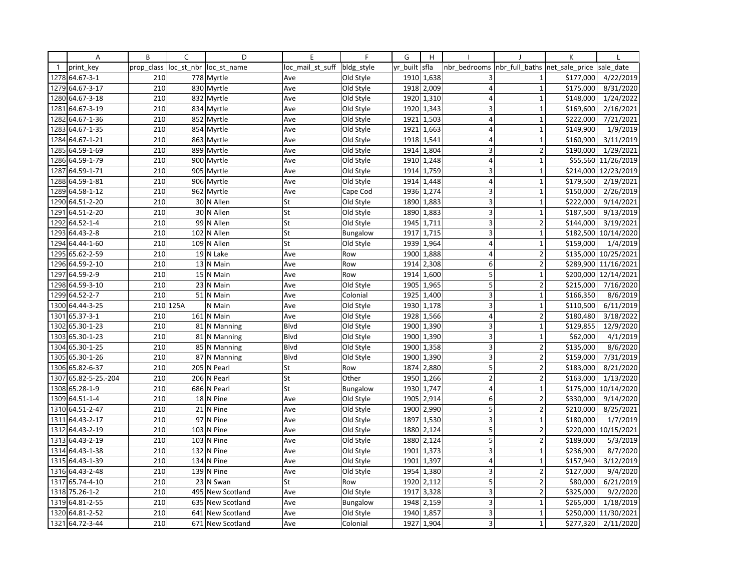| | A | B | C | D | E | F | G | H | I | J | K | L |
|---|---|---|---|---|---|---|---|---|---|---|---|---|
| 1 | print_key | prop_class | loc_st_nbr | loc_st_name | loc_mail_st_suff | bldg_style | yr_built | sfla | nbr_bedrooms | nbr_full_baths | net_sale_price | sale_date |
| 1278 | 64.67-3-1 | 210 | 778 | Myrtle | Ave | Old Style | 1910 | 1,638 | 3 | 1 | $177,000 | 4/22/2019 |
| 1279 | 64.67-3-17 | 210 | 830 | Myrtle | Ave | Old Style | 1918 | 2,009 | 4 | 1 | $175,000 | 8/31/2020 |
| 1280 | 64.67-3-18 | 210 | 832 | Myrtle | Ave | Old Style | 1920 | 1,310 | 4 | 1 | $148,000 | 1/24/2022 |
| 1281 | 64.67-3-19 | 210 | 834 | Myrtle | Ave | Old Style | 1920 | 1,343 | 3 | 1 | $169,600 | 2/16/2021 |
| 1282 | 64.67-1-36 | 210 | 852 | Myrtle | Ave | Old Style | 1921 | 1,503 | 4 | 1 | $222,000 | 7/21/2021 |
| 1283 | 64.67-1-35 | 210 | 854 | Myrtle | Ave | Old Style | 1921 | 1,663 | 4 | 1 | $149,900 | 1/9/2019 |
| 1284 | 64.67-1-21 | 210 | 863 | Myrtle | Ave | Old Style | 1918 | 1,541 | 4 | 1 | $160,900 | 3/11/2019 |
| 1285 | 64.59-1-69 | 210 | 899 | Myrtle | Ave | Old Style | 1914 | 1,804 | 3 | 2 | $190,000 | 1/29/2021 |
| 1286 | 64.59-1-79 | 210 | 900 | Myrtle | Ave | Old Style | 1910 | 1,248 | 4 | 1 | $55,560 | 11/26/2019 |
| 1287 | 64.59-1-71 | 210 | 905 | Myrtle | Ave | Old Style | 1914 | 1,759 | 3 | 1 | $214,000 | 12/23/2019 |
| 1288 | 64.59-1-81 | 210 | 906 | Myrtle | Ave | Old Style | 1914 | 1,448 | 4 | 1 | $179,500 | 2/19/2021 |
| 1289 | 64.58-1-12 | 210 | 962 | Myrtle | Ave | Cape Cod | 1936 | 1,274 | 3 | 1 | $150,000 | 2/26/2019 |
| 1290 | 64.51-2-20 | 210 | 30 | N Allen | St | Old Style | 1890 | 1,883 | 3 | 1 | $222,000 | 9/14/2021 |
| 1291 | 64.51-2-20 | 210 | 30 | N Allen | St | Old Style | 1890 | 1,883 | 3 | 1 | $187,500 | 9/13/2019 |
| 1292 | 64.52-1-4 | 210 | 99 | N Allen | St | Old Style | 1945 | 1,711 | 3 | 2 | $144,000 | 3/19/2021 |
| 1293 | 64.43-2-8 | 210 | 102 | N Allen | St | Bungalow | 1917 | 1,715 | 3 | 1 | $182,500 | 10/14/2020 |
| 1294 | 64.44-1-60 | 210 | 109 | N Allen | St | Old Style | 1939 | 1,964 | 4 | 1 | $159,000 | 1/4/2019 |
| 1295 | 65.62-2-59 | 210 | 19 | N Lake | Ave | Row | 1900 | 1,888 | 4 | 2 | $135,000 | 10/25/2021 |
| 1296 | 64.59-2-10 | 210 | 13 | N Main | Ave | Row | 1914 | 2,308 | 6 | 2 | $289,900 | 11/16/2021 |
| 1297 | 64.59-2-9 | 210 | 15 | N Main | Ave | Row | 1914 | 1,600 | 5 | 1 | $200,000 | 12/14/2021 |
| 1298 | 64.59-3-10 | 210 | 23 | N Main | Ave | Old Style | 1905 | 1,965 | 5 | 2 | $215,000 | 7/16/2020 |
| 1299 | 64.52-2-7 | 210 | 51 | N Main | Ave | Colonial | 1925 | 1,400 | 3 | 1 | $166,350 | 8/6/2019 |
| 1300 | 64.44-3-25 | 210 | 125A | N Main | Ave | Old Style | 1930 | 1,178 | 3 | 1 | $110,500 | 6/11/2019 |
| 1301 | 65.37-3-1 | 210 | 161 | N Main | Ave | Old Style | 1928 | 1,566 | 4 | 2 | $180,480 | 3/18/2022 |
| 1302 | 65.30-1-23 | 210 | 81 | N Manning | Blvd | Old Style | 1900 | 1,390 | 3 | 1 | $129,855 | 12/9/2020 |
| 1303 | 65.30-1-23 | 210 | 81 | N Manning | Blvd | Old Style | 1900 | 1,390 | 3 | 1 | $62,000 | 4/1/2019 |
| 1304 | 65.30-1-25 | 210 | 85 | N Manning | Blvd | Old Style | 1900 | 1,358 | 3 | 2 | $135,000 | 8/6/2020 |
| 1305 | 65.30-1-26 | 210 | 87 | N Manning | Blvd | Old Style | 1900 | 1,390 | 3 | 2 | $159,000 | 7/31/2019 |
| 1306 | 65.82-6-37 | 210 | 205 | N Pearl | St | Row | 1874 | 2,880 | 5 | 2 | $183,000 | 8/21/2020 |
| 1307 | 65.82-5-25.-204 | 210 | 206 | N Pearl | St | Other | 1950 | 1,266 | 2 | 2 | $163,000 | 1/13/2020 |
| 1308 | 65.28-1-9 | 210 | 686 | N Pearl | St | Bungalow | 1930 | 1,747 | 4 | 1 | $175,000 | 10/14/2020 |
| 1309 | 64.51-1-4 | 210 | 18 | N Pine | Ave | Old Style | 1905 | 2,914 | 6 | 2 | $330,000 | 9/14/2020 |
| 1310 | 64.51-2-47 | 210 | 21 | N Pine | Ave | Old Style | 1900 | 2,990 | 5 | 2 | $210,000 | 8/25/2021 |
| 1311 | 64.43-2-17 | 210 | 97 | N Pine | Ave | Old Style | 1897 | 1,530 | 3 | 1 | $180,000 | 1/7/2019 |
| 1312 | 64.43-2-19 | 210 | 103 | N Pine | Ave | Old Style | 1880 | 2,124 | 5 | 2 | $220,000 | 10/15/2021 |
| 1313 | 64.43-2-19 | 210 | 103 | N Pine | Ave | Old Style | 1880 | 2,124 | 5 | 2 | $189,000 | 5/3/2019 |
| 1314 | 64.43-1-38 | 210 | 132 | N Pine | Ave | Old Style | 1901 | 1,373 | 3 | 1 | $236,900 | 8/7/2020 |
| 1315 | 64.43-1-39 | 210 | 134 | N Pine | Ave | Old Style | 1901 | 1,397 | 4 | 1 | $157,940 | 3/12/2019 |
| 1316 | 64.43-2-48 | 210 | 139 | N Pine | Ave | Old Style | 1954 | 1,380 | 3 | 2 | $127,000 | 9/4/2020 |
| 1317 | 65.74-4-10 | 210 | 23 | N Swan | St | Row | 1920 | 2,112 | 5 | 2 | $80,000 | 6/21/2019 |
| 1318 | 75.26-1-2 | 210 | 495 | New Scotland | Ave | Old Style | 1917 | 3,328 | 3 | 2 | $325,000 | 9/2/2020 |
| 1319 | 64.81-2-55 | 210 | 635 | New Scotland | Ave | Bungalow | 1948 | 2,159 | 3 | 1 | $265,000 | 1/18/2019 |
| 1320 | 64.81-2-52 | 210 | 641 | New Scotland | Ave | Old Style | 1940 | 1,857 | 3 | 1 | $250,000 | 11/30/2021 |
| 1321 | 64.72-3-44 | 210 | 671 | New Scotland | Ave | Colonial | 1927 | 1,904 | 3 | 1 | $277,320 | 2/11/2020 |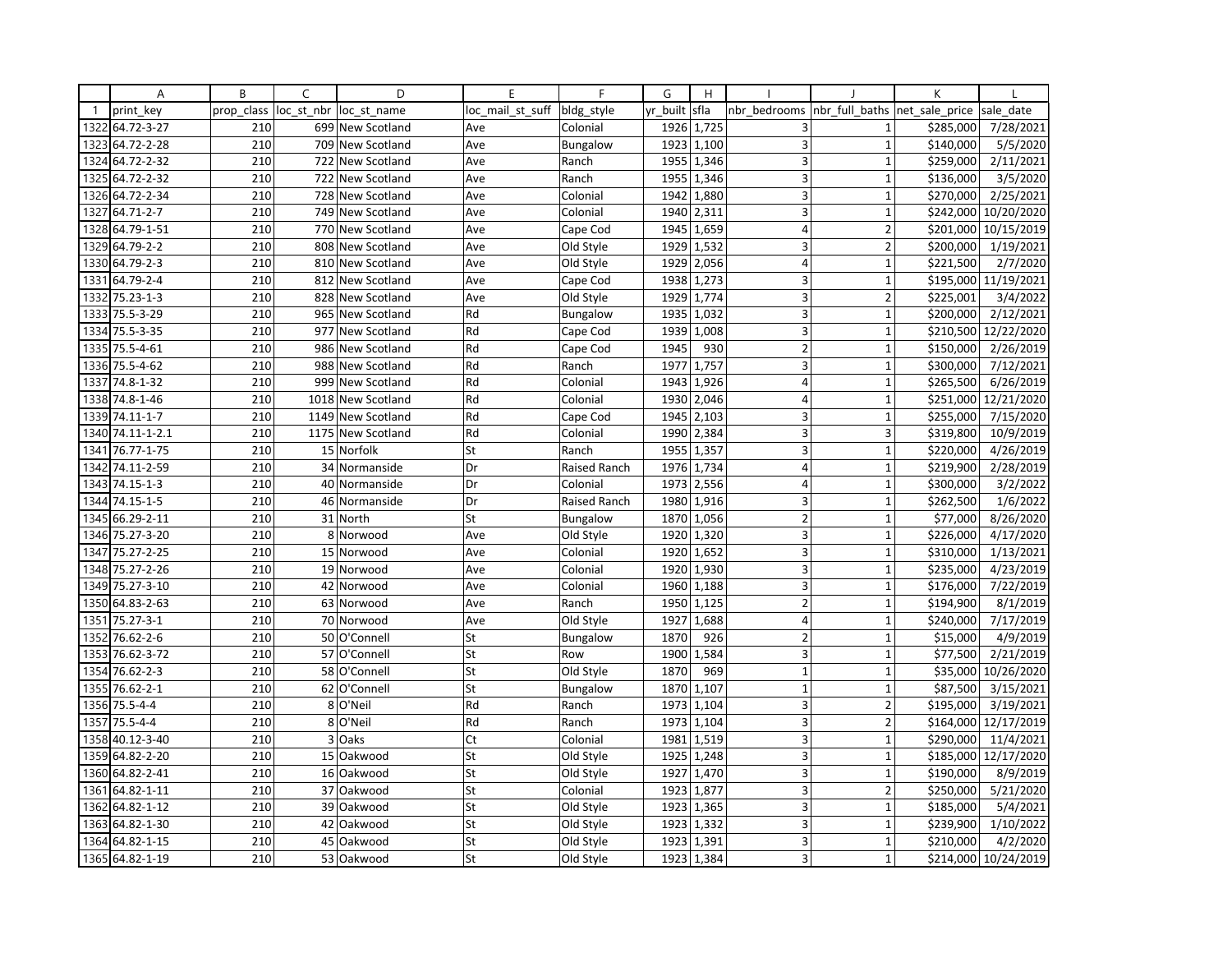| | A | B | C | D | E | F | G | H | I | J | K | L |
|---|---|---|---|---|---|---|---|---|---|---|---|---|
| 1 | print_key | prop_class | loc_st_nbr | loc_st_name | loc_mail_st_suff | bldg_style | yr_built | sfla | nbr_bedrooms | nbr_full_baths | net_sale_price | sale_date |
| 1322 | 64.72-3-27 | 210 | 699 | New Scotland | Ave | Colonial | 1926 | 1,725 | 3 | 1 | $285,000 | 7/28/2021 |
| 1323 | 64.72-2-28 | 210 | 709 | New Scotland | Ave | Bungalow | 1923 | 1,100 | 3 | 1 | $140,000 | 5/5/2020 |
| 1324 | 64.72-2-32 | 210 | 722 | New Scotland | Ave | Ranch | 1955 | 1,346 | 3 | 1 | $259,000 | 2/11/2021 |
| 1325 | 64.72-2-32 | 210 | 722 | New Scotland | Ave | Ranch | 1955 | 1,346 | 3 | 1 | $136,000 | 3/5/2020 |
| 1326 | 64.72-2-34 | 210 | 728 | New Scotland | Ave | Colonial | 1942 | 1,880 | 3 | 1 | $270,000 | 2/25/2021 |
| 1327 | 64.71-2-7 | 210 | 749 | New Scotland | Ave | Colonial | 1940 | 2,311 | 3 | 1 | $242,000 | 10/20/2020 |
| 1328 | 64.79-1-51 | 210 | 770 | New Scotland | Ave | Cape Cod | 1945 | 1,659 | 4 | 2 | $201,000 | 10/15/2019 |
| 1329 | 64.79-2-2 | 210 | 808 | New Scotland | Ave | Old Style | 1929 | 1,532 | 3 | 2 | $200,000 | 1/19/2021 |
| 1330 | 64.79-2-3 | 210 | 810 | New Scotland | Ave | Old Style | 1929 | 2,056 | 4 | 1 | $221,500 | 2/7/2020 |
| 1331 | 64.79-2-4 | 210 | 812 | New Scotland | Ave | Cape Cod | 1938 | 1,273 | 3 | 1 | $195,000 | 11/19/2021 |
| 1332 | 75.23-1-3 | 210 | 828 | New Scotland | Ave | Old Style | 1929 | 1,774 | 3 | 2 | $225,001 | 3/4/2022 |
| 1333 | 75.5-3-29 | 210 | 965 | New Scotland | Rd | Bungalow | 1935 | 1,032 | 3 | 1 | $200,000 | 2/12/2021 |
| 1334 | 75.5-3-35 | 210 | 977 | New Scotland | Rd | Cape Cod | 1939 | 1,008 | 3 | 1 | $210,500 | 12/22/2020 |
| 1335 | 75.5-4-61 | 210 | 986 | New Scotland | Rd | Cape Cod | 1945 | 930 | 2 | 1 | $150,000 | 2/26/2019 |
| 1336 | 75.5-4-62 | 210 | 988 | New Scotland | Rd | Ranch | 1977 | 1,757 | 3 | 1 | $300,000 | 7/12/2021 |
| 1337 | 74.8-1-32 | 210 | 999 | New Scotland | Rd | Colonial | 1943 | 1,926 | 4 | 1 | $265,500 | 6/26/2019 |
| 1338 | 74.8-1-46 | 210 | 1018 | New Scotland | Rd | Colonial | 1930 | 2,046 | 4 | 1 | $251,000 | 12/21/2020 |
| 1339 | 74.11-1-7 | 210 | 1149 | New Scotland | Rd | Cape Cod | 1945 | 2,103 | 3 | 1 | $255,000 | 7/15/2020 |
| 1340 | 74.11-1-2.1 | 210 | 1175 | New Scotland | Rd | Colonial | 1990 | 2,384 | 3 | 3 | $319,800 | 10/9/2019 |
| 1341 | 76.77-1-75 | 210 | 15 | Norfolk | St | Ranch | 1955 | 1,357 | 3 | 1 | $220,000 | 4/26/2019 |
| 1342 | 74.11-2-59 | 210 | 34 | Normanside | Dr | Raised Ranch | 1976 | 1,734 | 4 | 1 | $219,900 | 2/28/2019 |
| 1343 | 74.15-1-3 | 210 | 40 | Normanside | Dr | Colonial | 1973 | 2,556 | 4 | 1 | $300,000 | 3/2/2022 |
| 1344 | 74.15-1-5 | 210 | 46 | Normanside | Dr | Raised Ranch | 1980 | 1,916 | 3 | 1 | $262,500 | 1/6/2022 |
| 1345 | 66.29-2-11 | 210 | 31 | North | St | Bungalow | 1870 | 1,056 | 2 | 1 | $77,000 | 8/26/2020 |
| 1346 | 75.27-3-20 | 210 | 8 | Norwood | Ave | Old Style | 1920 | 1,320 | 3 | 1 | $226,000 | 4/17/2020 |
| 1347 | 75.27-2-25 | 210 | 15 | Norwood | Ave | Colonial | 1920 | 1,652 | 3 | 1 | $310,000 | 1/13/2021 |
| 1348 | 75.27-2-26 | 210 | 19 | Norwood | Ave | Colonial | 1920 | 1,930 | 3 | 1 | $235,000 | 4/23/2019 |
| 1349 | 75.27-3-10 | 210 | 42 | Norwood | Ave | Colonial | 1960 | 1,188 | 3 | 1 | $176,000 | 7/22/2019 |
| 1350 | 64.83-2-63 | 210 | 63 | Norwood | Ave | Ranch | 1950 | 1,125 | 2 | 1 | $194,900 | 8/1/2019 |
| 1351 | 75.27-3-1 | 210 | 70 | Norwood | Ave | Old Style | 1927 | 1,688 | 4 | 1 | $240,000 | 7/17/2019 |
| 1352 | 76.62-2-6 | 210 | 50 | O'Connell | St | Bungalow | 1870 | 926 | 2 | 1 | $15,000 | 4/9/2019 |
| 1353 | 76.62-3-72 | 210 | 57 | O'Connell | St | Row | 1900 | 1,584 | 3 | 1 | $77,500 | 2/21/2019 |
| 1354 | 76.62-2-3 | 210 | 58 | O'Connell | St | Old Style | 1870 | 969 | 1 | 1 | $35,000 | 10/26/2020 |
| 1355 | 76.62-2-1 | 210 | 62 | O'Connell | St | Bungalow | 1870 | 1,107 | 1 | 1 | $87,500 | 3/15/2021 |
| 1356 | 75.5-4-4 | 210 | 8 | O'Neil | Rd | Ranch | 1973 | 1,104 | 3 | 2 | $195,000 | 3/19/2021 |
| 1357 | 75.5-4-4 | 210 | 8 | O'Neil | Rd | Ranch | 1973 | 1,104 | 3 | 2 | $164,000 | 12/17/2019 |
| 1358 | 40.12-3-40 | 210 | 3 | Oaks | Ct | Colonial | 1981 | 1,519 | 3 | 1 | $290,000 | 11/4/2021 |
| 1359 | 64.82-2-20 | 210 | 15 | Oakwood | St | Old Style | 1925 | 1,248 | 3 | 1 | $185,000 | 12/17/2020 |
| 1360 | 64.82-2-41 | 210 | 16 | Oakwood | St | Old Style | 1927 | 1,470 | 3 | 1 | $190,000 | 8/9/2019 |
| 1361 | 64.82-1-11 | 210 | 37 | Oakwood | St | Colonial | 1923 | 1,877 | 3 | 2 | $250,000 | 5/21/2020 |
| 1362 | 64.82-1-12 | 210 | 39 | Oakwood | St | Old Style | 1923 | 1,365 | 3 | 1 | $185,000 | 5/4/2021 |
| 1363 | 64.82-1-30 | 210 | 42 | Oakwood | St | Old Style | 1923 | 1,332 | 3 | 1 | $239,900 | 1/10/2022 |
| 1364 | 64.82-1-15 | 210 | 45 | Oakwood | St | Old Style | 1923 | 1,391 | 3 | 1 | $210,000 | 4/2/2020 |
| 1365 | 64.82-1-19 | 210 | 53 | Oakwood | St | Old Style | 1923 | 1,384 | 3 | 1 | $214,000 | 10/24/2019 |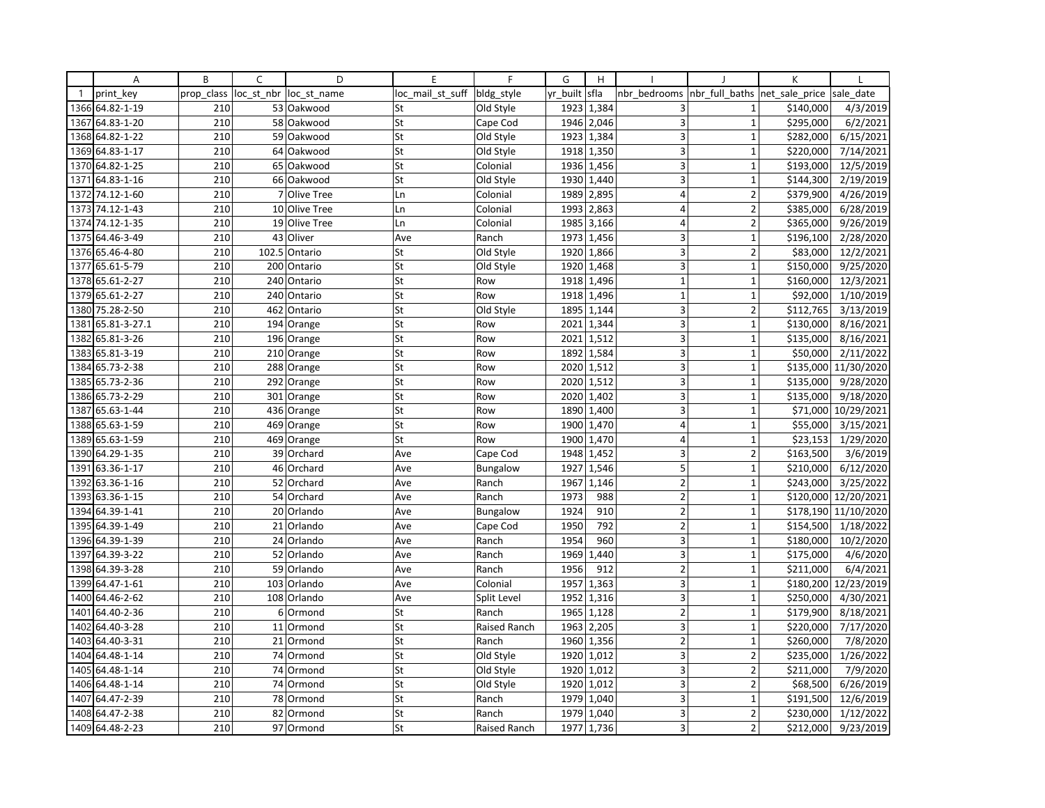| | A | B | C | D | E | F | G | H | I | J | K | L |
|---|---|---|---|---|---|---|---|---|---|---|---|---|
| 1 | print_key | prop_class | loc_st_nbr | loc_st_name | loc_mail_st_suff | bldg_style | yr_built | sfla | nbr_bedrooms | nbr_full_baths | net_sale_price | sale_date |
| 1366 | 64.82-1-19 | 210 | 53 | Oakwood | St | Old Style | 1923 | 1,384 | 3 | 1 | $140,000 | 4/3/2019 |
| 1367 | 64.83-1-20 | 210 | 58 | Oakwood | St | Cape Cod | 1946 | 2,046 | 3 | 1 | $295,000 | 6/2/2021 |
| 1368 | 64.82-1-22 | 210 | 59 | Oakwood | St | Old Style | 1923 | 1,384 | 3 | 1 | $282,000 | 6/15/2021 |
| 1369 | 64.83-1-17 | 210 | 64 | Oakwood | St | Old Style | 1918 | 1,350 | 3 | 1 | $220,000 | 7/14/2021 |
| 1370 | 64.82-1-25 | 210 | 65 | Oakwood | St | Colonial | 1936 | 1,456 | 3 | 1 | $193,000 | 12/5/2019 |
| 1371 | 64.83-1-16 | 210 | 66 | Oakwood | St | Old Style | 1930 | 1,440 | 3 | 1 | $144,300 | 2/19/2019 |
| 1372 | 74.12-1-60 | 210 | 7 | Olive Tree | Ln | Colonial | 1989 | 2,895 | 4 | 2 | $379,900 | 4/26/2019 |
| 1373 | 74.12-1-43 | 210 | 10 | Olive Tree | Ln | Colonial | 1993 | 2,863 | 4 | 2 | $385,000 | 6/28/2019 |
| 1374 | 74.12-1-35 | 210 | 19 | Olive Tree | Ln | Colonial | 1985 | 3,166 | 4 | 2 | $365,000 | 9/26/2019 |
| 1375 | 64.46-3-49 | 210 | 43 | Oliver | Ave | Ranch | 1973 | 1,456 | 3 | 1 | $196,100 | 2/28/2020 |
| 1376 | 65.46-4-80 | 210 | 102.5 | Ontario | St | Old Style | 1920 | 1,866 | 3 | 2 | $83,000 | 12/2/2021 |
| 1377 | 65.61-5-79 | 210 | 200 | Ontario | St | Old Style | 1920 | 1,468 | 3 | 1 | $150,000 | 9/25/2020 |
| 1378 | 65.61-2-27 | 210 | 240 | Ontario | St | Row | 1918 | 1,496 | 1 | 1 | $160,000 | 12/3/2021 |
| 1379 | 65.61-2-27 | 210 | 240 | Ontario | St | Row | 1918 | 1,496 | 1 | 1 | $92,000 | 1/10/2019 |
| 1380 | 75.28-2-50 | 210 | 462 | Ontario | St | Old Style | 1895 | 1,144 | 3 | 2 | $112,765 | 3/13/2019 |
| 1381 | 65.81-3-27.1 | 210 | 194 | Orange | St | Row | 2021 | 1,344 | 3 | 1 | $130,000 | 8/16/2021 |
| 1382 | 65.81-3-26 | 210 | 196 | Orange | St | Row | 2021 | 1,512 | 3 | 1 | $135,000 | 8/16/2021 |
| 1383 | 65.81-3-19 | 210 | 210 | Orange | St | Row | 1892 | 1,584 | 3 | 1 | $50,000 | 2/11/2022 |
| 1384 | 65.73-2-38 | 210 | 288 | Orange | St | Row | 2020 | 1,512 | 3 | 1 | $135,000 | 11/30/2020 |
| 1385 | 65.73-2-36 | 210 | 292 | Orange | St | Row | 2020 | 1,512 | 3 | 1 | $135,000 | 9/28/2020 |
| 1386 | 65.73-2-29 | 210 | 301 | Orange | St | Row | 2020 | 1,402 | 3 | 1 | $135,000 | 9/18/2020 |
| 1387 | 65.63-1-44 | 210 | 436 | Orange | St | Row | 1890 | 1,400 | 3 | 1 | $71,000 | 10/29/2021 |
| 1388 | 65.63-1-59 | 210 | 469 | Orange | St | Row | 1900 | 1,470 | 4 | 1 | $55,000 | 3/15/2021 |
| 1389 | 65.63-1-59 | 210 | 469 | Orange | St | Row | 1900 | 1,470 | 4 | 1 | $23,153 | 1/29/2020 |
| 1390 | 64.29-1-35 | 210 | 39 | Orchard | Ave | Cape Cod | 1948 | 1,452 | 3 | 2 | $163,500 | 3/6/2019 |
| 1391 | 63.36-1-17 | 210 | 46 | Orchard | Ave | Bungalow | 1927 | 1,546 | 5 | 1 | $210,000 | 6/12/2020 |
| 1392 | 63.36-1-16 | 210 | 52 | Orchard | Ave | Ranch | 1967 | 1,146 | 2 | 1 | $243,000 | 3/25/2022 |
| 1393 | 63.36-1-15 | 210 | 54 | Orchard | Ave | Ranch | 1973 | 988 | 2 | 1 | $120,000 | 12/20/2021 |
| 1394 | 64.39-1-41 | 210 | 20 | Orlando | Ave | Bungalow | 1924 | 910 | 2 | 1 | $178,190 | 11/10/2020 |
| 1395 | 64.39-1-49 | 210 | 21 | Orlando | Ave | Cape Cod | 1950 | 792 | 2 | 1 | $154,500 | 1/18/2022 |
| 1396 | 64.39-1-39 | 210 | 24 | Orlando | Ave | Ranch | 1954 | 960 | 3 | 1 | $180,000 | 10/2/2020 |
| 1397 | 64.39-3-22 | 210 | 52 | Orlando | Ave | Ranch | 1969 | 1,440 | 3 | 1 | $175,000 | 4/6/2020 |
| 1398 | 64.39-3-28 | 210 | 59 | Orlando | Ave | Ranch | 1956 | 912 | 2 | 1 | $211,000 | 6/4/2021 |
| 1399 | 64.47-1-61 | 210 | 103 | Orlando | Ave | Colonial | 1957 | 1,363 | 3 | 1 | $180,200 | 12/23/2019 |
| 1400 | 64.46-2-62 | 210 | 108 | Orlando | Ave | Split Level | 1952 | 1,316 | 3 | 1 | $250,000 | 4/30/2021 |
| 1401 | 64.40-2-36 | 210 | 6 | Ormond | St | Ranch | 1965 | 1,128 | 2 | 1 | $179,900 | 8/18/2021 |
| 1402 | 64.40-3-28 | 210 | 11 | Ormond | St | Raised Ranch | 1963 | 2,205 | 3 | 1 | $220,000 | 7/17/2020 |
| 1403 | 64.40-3-31 | 210 | 21 | Ormond | St | Ranch | 1960 | 1,356 | 2 | 1 | $260,000 | 7/8/2020 |
| 1404 | 64.48-1-14 | 210 | 74 | Ormond | St | Old Style | 1920 | 1,012 | 3 | 2 | $235,000 | 1/26/2022 |
| 1405 | 64.48-1-14 | 210 | 74 | Ormond | St | Old Style | 1920 | 1,012 | 3 | 2 | $211,000 | 7/9/2020 |
| 1406 | 64.48-1-14 | 210 | 74 | Ormond | St | Old Style | 1920 | 1,012 | 3 | 2 | $68,500 | 6/26/2019 |
| 1407 | 64.47-2-39 | 210 | 78 | Ormond | St | Ranch | 1979 | 1,040 | 3 | 1 | $191,500 | 12/6/2019 |
| 1408 | 64.47-2-38 | 210 | 82 | Ormond | St | Ranch | 1979 | 1,040 | 3 | 2 | $230,000 | 1/12/2022 |
| 1409 | 64.48-2-23 | 210 | 97 | Ormond | St | Raised Ranch | 1977 | 1,736 | 3 | 2 | $212,000 | 9/23/2019 |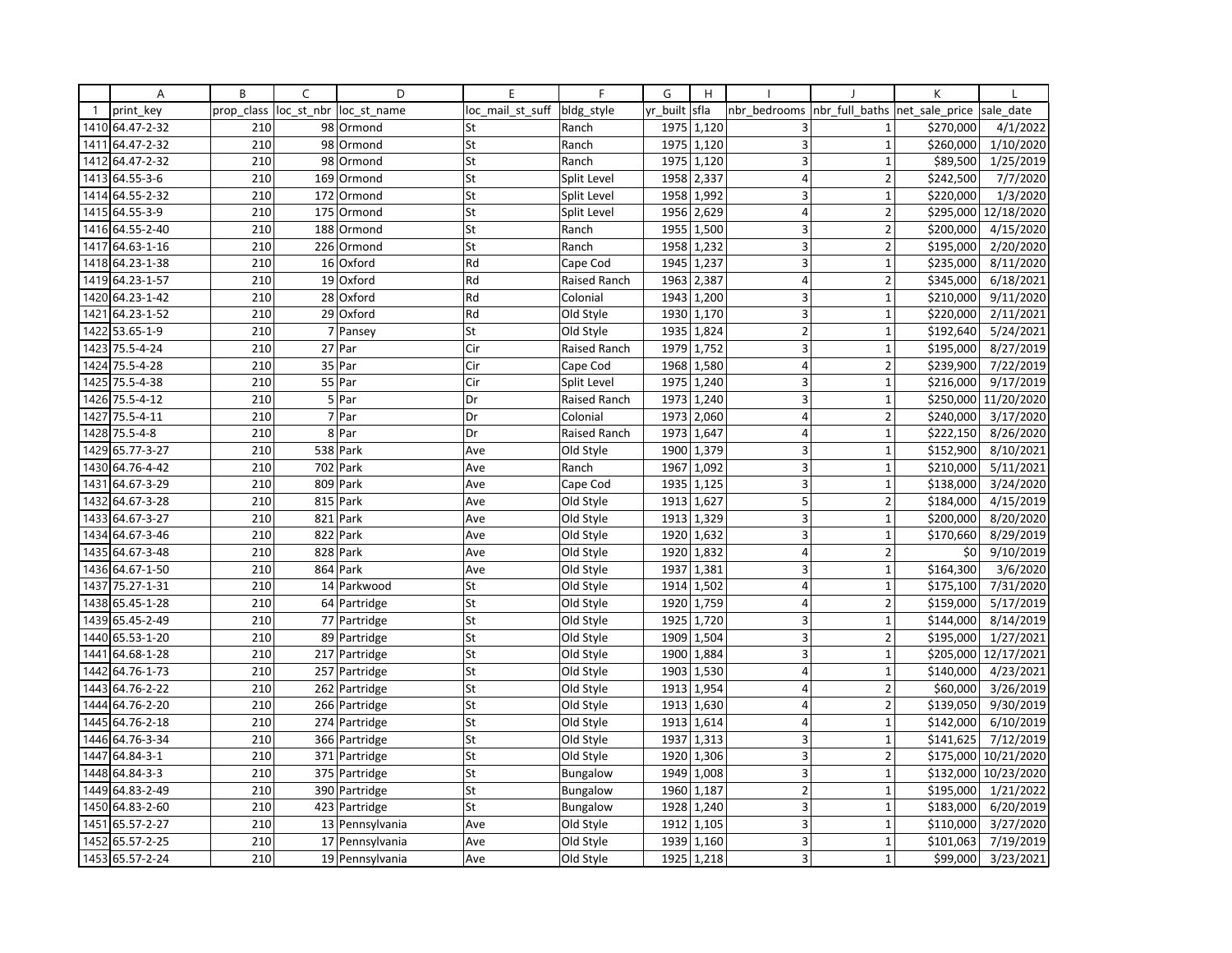| | A | B | C | D | E | F | G | H | I | J | K | L |
|---|---|---|---|---|---|---|---|---|---|---|---|---|
| 1 | print_key | prop_class | loc_st_nbr | loc_st_name | loc_mail_st_suff | bldg_style | yr_built | sfla | nbr_bedrooms | nbr_full_baths | net_sale_price | sale_date |
| 1410 | 64.47-2-32 | 210 | 98 | Ormond | St | Ranch | 1975 | 1,120 | 3 | 1 | $270,000 | 4/1/2022 |
| 1411 | 64.47-2-32 | 210 | 98 | Ormond | St | Ranch | 1975 | 1,120 | 3 | 1 | $260,000 | 1/10/2020 |
| 1412 | 64.47-2-32 | 210 | 98 | Ormond | St | Ranch | 1975 | 1,120 | 3 | 1 | $89,500 | 1/25/2019 |
| 1413 | 64.55-3-6 | 210 | 169 | Ormond | St | Split Level | 1958 | 2,337 | 4 | 2 | $242,500 | 7/7/2020 |
| 1414 | 64.55-2-32 | 210 | 172 | Ormond | St | Split Level | 1958 | 1,992 | 3 | 1 | $220,000 | 1/3/2020 |
| 1415 | 64.55-3-9 | 210 | 175 | Ormond | St | Split Level | 1956 | 2,629 | 4 | 2 | $295,000 | 12/18/2020 |
| 1416 | 64.55-2-40 | 210 | 188 | Ormond | St | Ranch | 1955 | 1,500 | 3 | 2 | $200,000 | 4/15/2020 |
| 1417 | 64.63-1-16 | 210 | 226 | Ormond | St | Ranch | 1958 | 1,232 | 3 | 2 | $195,000 | 2/20/2020 |
| 1418 | 64.23-1-38 | 210 | 16 | Oxford | Rd | Cape Cod | 1945 | 1,237 | 3 | 1 | $235,000 | 8/11/2020 |
| 1419 | 64.23-1-57 | 210 | 19 | Oxford | Rd | Raised Ranch | 1963 | 2,387 | 4 | 2 | $345,000 | 6/18/2021 |
| 1420 | 64.23-1-42 | 210 | 28 | Oxford | Rd | Colonial | 1943 | 1,200 | 3 | 1 | $210,000 | 9/11/2020 |
| 1421 | 64.23-1-52 | 210 | 29 | Oxford | Rd | Old Style | 1930 | 1,170 | 3 | 1 | $220,000 | 2/11/2021 |
| 1422 | 53.65-1-9 | 210 | 7 | Pansey | St | Old Style | 1935 | 1,824 | 2 | 1 | $192,640 | 5/24/2021 |
| 1423 | 75.5-4-24 | 210 | 27 | Par | Cir | Raised Ranch | 1979 | 1,752 | 3 | 1 | $195,000 | 8/27/2019 |
| 1424 | 75.5-4-28 | 210 | 35 | Par | Cir | Cape Cod | 1968 | 1,580 | 4 | 2 | $239,900 | 7/22/2019 |
| 1425 | 75.5-4-38 | 210 | 55 | Par | Cir | Split Level | 1975 | 1,240 | 3 | 1 | $216,000 | 9/17/2019 |
| 1426 | 75.5-4-12 | 210 | 5 | Par | Dr | Raised Ranch | 1973 | 1,240 | 3 | 1 | $250,000 | 11/20/2020 |
| 1427 | 75.5-4-11 | 210 | 7 | Par | Dr | Colonial | 1973 | 2,060 | 4 | 2 | $240,000 | 3/17/2020 |
| 1428 | 75.5-4-8 | 210 | 8 | Par | Dr | Raised Ranch | 1973 | 1,647 | 4 | 1 | $222,150 | 8/26/2020 |
| 1429 | 65.77-3-27 | 210 | 538 | Park | Ave | Old Style | 1900 | 1,379 | 3 | 1 | $152,900 | 8/10/2021 |
| 1430 | 64.76-4-42 | 210 | 702 | Park | Ave | Ranch | 1967 | 1,092 | 3 | 1 | $210,000 | 5/11/2021 |
| 1431 | 64.67-3-29 | 210 | 809 | Park | Ave | Cape Cod | 1935 | 1,125 | 3 | 1 | $138,000 | 3/24/2020 |
| 1432 | 64.67-3-28 | 210 | 815 | Park | Ave | Old Style | 1913 | 1,627 | 5 | 2 | $184,000 | 4/15/2019 |
| 1433 | 64.67-3-27 | 210 | 821 | Park | Ave | Old Style | 1913 | 1,329 | 3 | 1 | $200,000 | 8/20/2020 |
| 1434 | 64.67-3-46 | 210 | 822 | Park | Ave | Old Style | 1920 | 1,632 | 3 | 1 | $170,660 | 8/29/2019 |
| 1435 | 64.67-3-48 | 210 | 828 | Park | Ave | Old Style | 1920 | 1,832 | 4 | 2 | $0 | 9/10/2019 |
| 1436 | 64.67-1-50 | 210 | 864 | Park | Ave | Old Style | 1937 | 1,381 | 3 | 1 | $164,300 | 3/6/2020 |
| 1437 | 75.27-1-31 | 210 | 14 | Parkwood | St | Old Style | 1914 | 1,502 | 4 | 1 | $175,100 | 7/31/2020 |
| 1438 | 65.45-1-28 | 210 | 64 | Partridge | St | Old Style | 1920 | 1,759 | 4 | 2 | $159,000 | 5/17/2019 |
| 1439 | 65.45-2-49 | 210 | 77 | Partridge | St | Old Style | 1925 | 1,720 | 3 | 1 | $144,000 | 8/14/2019 |
| 1440 | 65.53-1-20 | 210 | 89 | Partridge | St | Old Style | 1909 | 1,504 | 3 | 2 | $195,000 | 1/27/2021 |
| 1441 | 64.68-1-28 | 210 | 217 | Partridge | St | Old Style | 1900 | 1,884 | 3 | 1 | $205,000 | 12/17/2021 |
| 1442 | 64.76-1-73 | 210 | 257 | Partridge | St | Old Style | 1903 | 1,530 | 4 | 1 | $140,000 | 4/23/2021 |
| 1443 | 64.76-2-22 | 210 | 262 | Partridge | St | Old Style | 1913 | 1,954 | 4 | 2 | $60,000 | 3/26/2019 |
| 1444 | 64.76-2-20 | 210 | 266 | Partridge | St | Old Style | 1913 | 1,630 | 4 | 2 | $139,050 | 9/30/2019 |
| 1445 | 64.76-2-18 | 210 | 274 | Partridge | St | Old Style | 1913 | 1,614 | 4 | 1 | $142,000 | 6/10/2019 |
| 1446 | 64.76-3-34 | 210 | 366 | Partridge | St | Old Style | 1937 | 1,313 | 3 | 1 | $141,625 | 7/12/2019 |
| 1447 | 64.84-3-1 | 210 | 371 | Partridge | St | Old Style | 1920 | 1,306 | 3 | 2 | $175,000 | 10/21/2020 |
| 1448 | 64.84-3-3 | 210 | 375 | Partridge | St | Bungalow | 1949 | 1,008 | 3 | 1 | $132,000 | 10/23/2020 |
| 1449 | 64.83-2-49 | 210 | 390 | Partridge | St | Bungalow | 1960 | 1,187 | 2 | 1 | $195,000 | 1/21/2022 |
| 1450 | 64.83-2-60 | 210 | 423 | Partridge | St | Bungalow | 1928 | 1,240 | 3 | 1 | $183,000 | 6/20/2019 |
| 1451 | 65.57-2-27 | 210 | 13 | Pennsylvania | Ave | Old Style | 1912 | 1,105 | 3 | 1 | $110,000 | 3/27/2020 |
| 1452 | 65.57-2-25 | 210 | 17 | Pennsylvania | Ave | Old Style | 1939 | 1,160 | 3 | 1 | $101,063 | 7/19/2019 |
| 1453 | 65.57-2-24 | 210 | 19 | Pennsylvania | Ave | Old Style | 1925 | 1,218 | 3 | 1 | $99,000 | 3/23/2021 |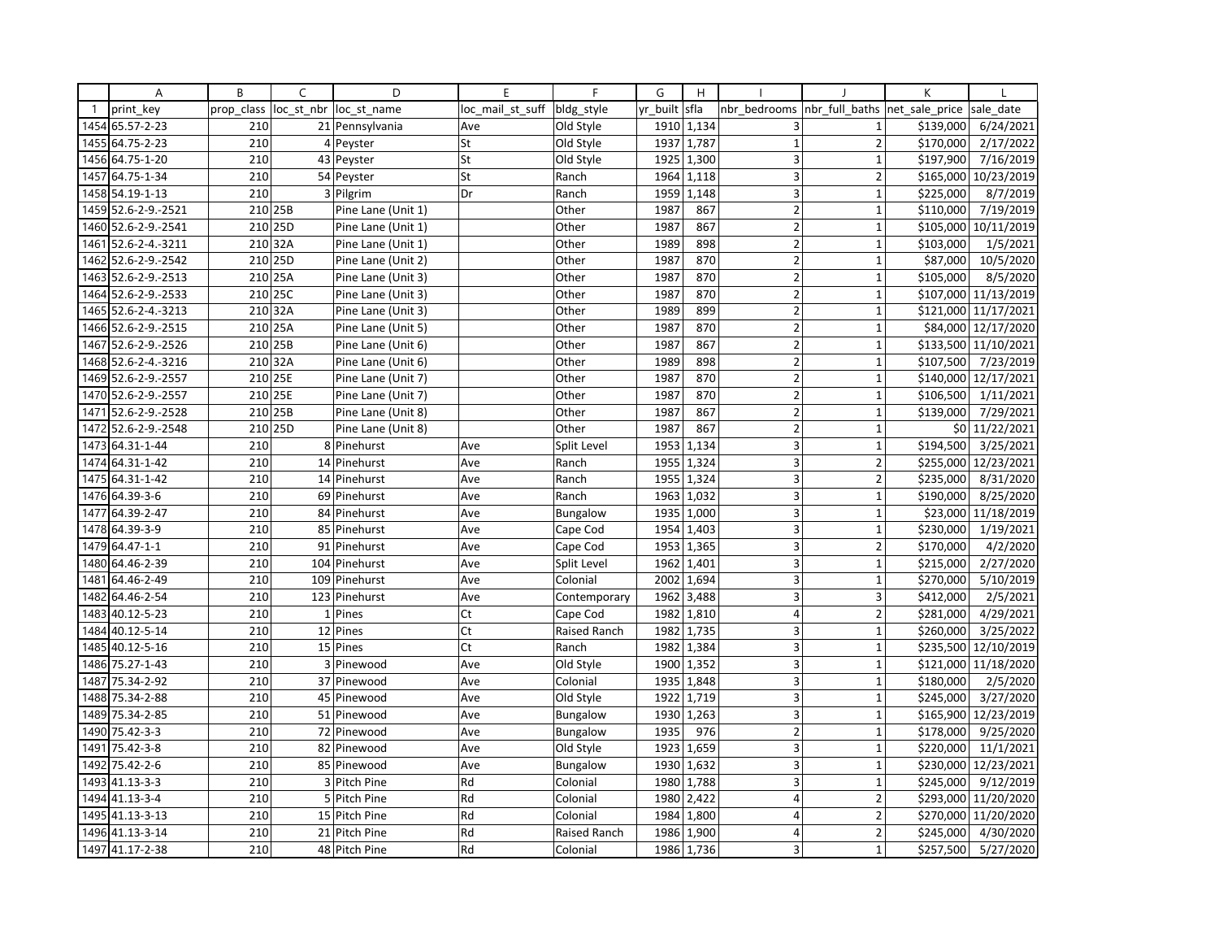| | A | B | C | D | E | F | G | H | I | J | K | L |
|---|---|---|---|---|---|---|---|---|---|---|---|---|
| 1 | print_key | prop_class | loc_st_nbr | loc_st_name | loc_mail_st_suff | bldg_style | yr_built | sfla | nbr_bedrooms | nbr_full_baths | net_sale_price | sale_date |
| 1454 | 65.57-2-23 | 210 | 21 | Pennsylvania | Ave | Old Style | 1910 | 1,134 | 3 | 1 | $139,000 | 6/24/2021 |
| 1455 | 64.75-2-23 | 210 | 4 | Peyster | St | Old Style | 1937 | 1,787 | 1 | 2 | $170,000 | 2/17/2022 |
| 1456 | 64.75-1-20 | 210 | 43 | Peyster | St | Old Style | 1925 | 1,300 | 3 | 1 | $197,900 | 7/16/2019 |
| 1457 | 64.75-1-34 | 210 | 54 | Peyster | St | Ranch | 1964 | 1,118 | 3 | 2 | $165,000 | 10/23/2019 |
| 1458 | 54.19-1-13 | 210 | 3 | Pilgrim | Dr | Ranch | 1959 | 1,148 | 3 | 1 | $225,000 | 8/7/2019 |
| 1459 | 52.6-2-9.-2521 | 210 | 25B | Pine Lane (Unit 1) | | Other | 1987 | 867 | 2 | 1 | $110,000 | 7/19/2019 |
| 1460 | 52.6-2-9.-2541 | 210 | 25D | Pine Lane (Unit 1) | | Other | 1987 | 867 | 2 | 1 | $105,000 | 10/11/2019 |
| 1461 | 52.6-2-4.-3211 | 210 | 32A | Pine Lane (Unit 1) | | Other | 1989 | 898 | 2 | 1 | $103,000 | 1/5/2021 |
| 1462 | 52.6-2-9.-2542 | 210 | 25D | Pine Lane (Unit 2) | | Other | 1987 | 870 | 2 | 1 | $87,000 | 10/5/2020 |
| 1463 | 52.6-2-9.-2513 | 210 | 25A | Pine Lane (Unit 3) | | Other | 1987 | 870 | 2 | 1 | $105,000 | 8/5/2020 |
| 1464 | 52.6-2-9.-2533 | 210 | 25C | Pine Lane (Unit 3) | | Other | 1987 | 870 | 2 | 1 | $107,000 | 11/13/2019 |
| 1465 | 52.6-2-4.-3213 | 210 | 32A | Pine Lane (Unit 3) | | Other | 1989 | 899 | 2 | 1 | $121,000 | 11/17/2021 |
| 1466 | 52.6-2-9.-2515 | 210 | 25A | Pine Lane (Unit 5) | | Other | 1987 | 870 | 2 | 1 | $84,000 | 12/17/2020 |
| 1467 | 52.6-2-9.-2526 | 210 | 25B | Pine Lane (Unit 6) | | Other | 1987 | 867 | 2 | 1 | $133,500 | 11/10/2021 |
| 1468 | 52.6-2-4.-3216 | 210 | 32A | Pine Lane (Unit 6) | | Other | 1989 | 898 | 2 | 1 | $107,500 | 7/23/2019 |
| 1469 | 52.6-2-9.-2557 | 210 | 25E | Pine Lane (Unit 7) | | Other | 1987 | 870 | 2 | 1 | $140,000 | 12/17/2021 |
| 1470 | 52.6-2-9.-2557 | 210 | 25E | Pine Lane (Unit 7) | | Other | 1987 | 870 | 2 | 1 | $106,500 | 1/11/2021 |
| 1471 | 52.6-2-9.-2528 | 210 | 25B | Pine Lane (Unit 8) | | Other | 1987 | 867 | 2 | 1 | $139,000 | 7/29/2021 |
| 1472 | 52.6-2-9.-2548 | 210 | 25D | Pine Lane (Unit 8) | | Other | 1987 | 867 | 2 | 1 | $0 | 11/22/2021 |
| 1473 | 64.31-1-44 | 210 | 8 | Pinehurst | Ave | Split Level | 1953 | 1,134 | 3 | 1 | $194,500 | 3/25/2021 |
| 1474 | 64.31-1-42 | 210 | 14 | Pinehurst | Ave | Ranch | 1955 | 1,324 | 3 | 2 | $255,000 | 12/23/2021 |
| 1475 | 64.31-1-42 | 210 | 14 | Pinehurst | Ave | Ranch | 1955 | 1,324 | 3 | 2 | $235,000 | 8/31/2020 |
| 1476 | 64.39-3-6 | 210 | 69 | Pinehurst | Ave | Ranch | 1963 | 1,032 | 3 | 1 | $190,000 | 8/25/2020 |
| 1477 | 64.39-2-47 | 210 | 84 | Pinehurst | Ave | Bungalow | 1935 | 1,000 | 3 | 1 | $23,000 | 11/18/2019 |
| 1478 | 64.39-3-9 | 210 | 85 | Pinehurst | Ave | Cape Cod | 1954 | 1,403 | 3 | 1 | $230,000 | 1/19/2021 |
| 1479 | 64.47-1-1 | 210 | 91 | Pinehurst | Ave | Cape Cod | 1953 | 1,365 | 3 | 2 | $170,000 | 4/2/2020 |
| 1480 | 64.46-2-39 | 210 | 104 | Pinehurst | Ave | Split Level | 1962 | 1,401 | 3 | 1 | $215,000 | 2/27/2020 |
| 1481 | 64.46-2-49 | 210 | 109 | Pinehurst | Ave | Colonial | 2002 | 1,694 | 3 | 1 | $270,000 | 5/10/2019 |
| 1482 | 64.46-2-54 | 210 | 123 | Pinehurst | Ave | Contemporary | 1962 | 3,488 | 3 | 3 | $412,000 | 2/5/2021 |
| 1483 | 40.12-5-23 | 210 | 1 | Pines | Ct | Cape Cod | 1982 | 1,810 | 4 | 2 | $281,000 | 4/29/2021 |
| 1484 | 40.12-5-14 | 210 | 12 | Pines | Ct | Raised Ranch | 1982 | 1,735 | 3 | 1 | $260,000 | 3/25/2022 |
| 1485 | 40.12-5-16 | 210 | 15 | Pines | Ct | Ranch | 1982 | 1,384 | 3 | 1 | $235,500 | 12/10/2019 |
| 1486 | 75.27-1-43 | 210 | 3 | Pinewood | Ave | Old Style | 1900 | 1,352 | 3 | 1 | $121,000 | 11/18/2020 |
| 1487 | 75.34-2-92 | 210 | 37 | Pinewood | Ave | Colonial | 1935 | 1,848 | 3 | 1 | $180,000 | 2/5/2020 |
| 1488 | 75.34-2-88 | 210 | 45 | Pinewood | Ave | Old Style | 1922 | 1,719 | 3 | 1 | $245,000 | 3/27/2020 |
| 1489 | 75.34-2-85 | 210 | 51 | Pinewood | Ave | Bungalow | 1930 | 1,263 | 3 | 1 | $165,900 | 12/23/2019 |
| 1490 | 75.42-3-3 | 210 | 72 | Pinewood | Ave | Bungalow | 1935 | 976 | 2 | 1 | $178,000 | 9/25/2020 |
| 1491 | 75.42-3-8 | 210 | 82 | Pinewood | Ave | Old Style | 1923 | 1,659 | 3 | 1 | $220,000 | 11/1/2021 |
| 1492 | 75.42-2-6 | 210 | 85 | Pinewood | Ave | Bungalow | 1930 | 1,632 | 3 | 1 | $230,000 | 12/23/2021 |
| 1493 | 41.13-3-3 | 210 | 3 | Pitch Pine | Rd | Colonial | 1980 | 1,788 | 3 | 1 | $245,000 | 9/12/2019 |
| 1494 | 41.13-3-4 | 210 | 5 | Pitch Pine | Rd | Colonial | 1980 | 2,422 | 4 | 2 | $293,000 | 11/20/2020 |
| 1495 | 41.13-3-13 | 210 | 15 | Pitch Pine | Rd | Colonial | 1984 | 1,800 | 4 | 2 | $270,000 | 11/20/2020 |
| 1496 | 41.13-3-14 | 210 | 21 | Pitch Pine | Rd | Raised Ranch | 1986 | 1,900 | 4 | 2 | $245,000 | 4/30/2020 |
| 1497 | 41.17-2-38 | 210 | 48 | Pitch Pine | Rd | Colonial | 1986 | 1,736 | 3 | 1 | $257,500 | 5/27/2020 |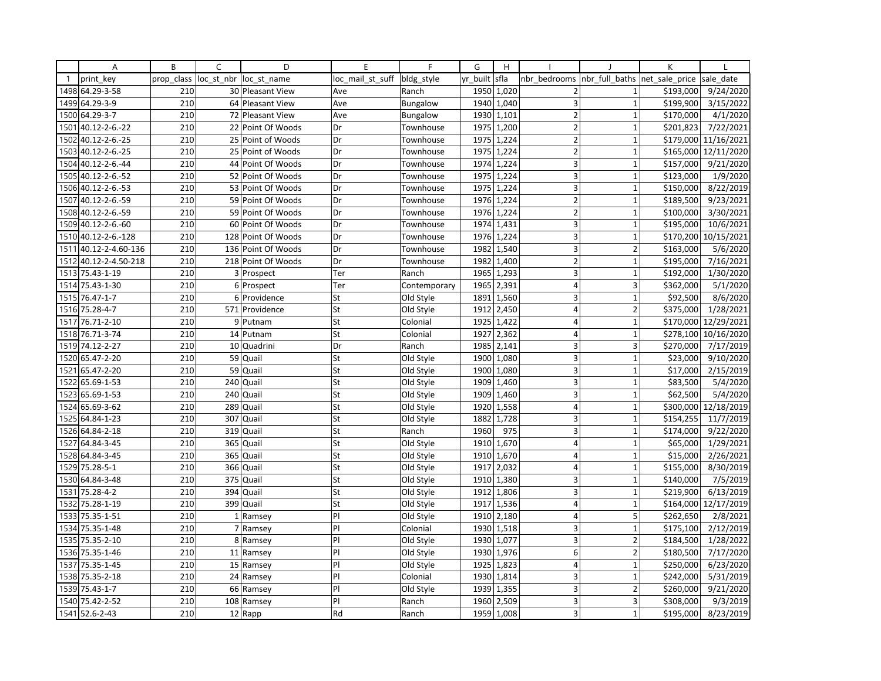| | A | B | C | D | E | F | G | H | I | J | K | L |
|---|---|---|---|---|---|---|---|---|---|---|---|---|
| 1 | print_key | prop_class | loc_st_nbr | loc_st_name | loc_mail_st_suff | bldg_style | yr_built | sfla | nbr_bedrooms | nbr_full_baths | net_sale_price | sale_date |
| 1498 | 64.29-3-58 | 210 | 30 | Pleasant View | Ave | Ranch | 1950 | 1,020 | 2 | 1 | $193,000 | 9/24/2020 |
| 1499 | 64.29-3-9 | 210 | 64 | Pleasant View | Ave | Bungalow | 1940 | 1,040 | 3 | 1 | $199,900 | 3/15/2022 |
| 1500 | 64.29-3-7 | 210 | 72 | Pleasant View | Ave | Bungalow | 1930 | 1,101 | 2 | 1 | $170,000 | 4/1/2020 |
| 1501 | 40.12-2-6.-22 | 210 | 22 | Point Of Woods | Dr | Townhouse | 1975 | 1,200 | 2 | 1 | $201,823 | 7/22/2021 |
| 1502 | 40.12-2-6.-25 | 210 | 25 | Point of Woods | Dr | Townhouse | 1975 | 1,224 | 2 | 1 | $179,000 | 11/16/2021 |
| 1503 | 40.12-2-6.-25 | 210 | 25 | Point of Woods | Dr | Townhouse | 1975 | 1,224 | 2 | 1 | $165,000 | 12/11/2020 |
| 1504 | 40.12-2-6.-44 | 210 | 44 | Point Of Woods | Dr | Townhouse | 1974 | 1,224 | 3 | 1 | $157,000 | 9/21/2020 |
| 1505 | 40.12-2-6.-52 | 210 | 52 | Point Of Woods | Dr | Townhouse | 1975 | 1,224 | 3 | 1 | $123,000 | 1/9/2020 |
| 1506 | 40.12-2-6.-53 | 210 | 53 | Point Of Woods | Dr | Townhouse | 1975 | 1,224 | 3 | 1 | $150,000 | 8/22/2019 |
| 1507 | 40.12-2-6.-59 | 210 | 59 | Point Of Woods | Dr | Townhouse | 1976 | 1,224 | 2 | 1 | $189,500 | 9/23/2021 |
| 1508 | 40.12-2-6.-59 | 210 | 59 | Point Of Woods | Dr | Townhouse | 1976 | 1,224 | 2 | 1 | $100,000 | 3/30/2021 |
| 1509 | 40.12-2-6.-60 | 210 | 60 | Point Of Woods | Dr | Townhouse | 1974 | 1,431 | 3 | 1 | $195,000 | 10/6/2021 |
| 1510 | 40.12-2-6.-128 | 210 | 128 | Point Of Woods | Dr | Townhouse | 1976 | 1,224 | 3 | 1 | $170,200 | 10/15/2021 |
| 1511 | 40.12-2-4.60-136 | 210 | 136 | Point Of Woods | Dr | Townhouse | 1982 | 1,540 | 3 | 2 | $163,000 | 5/6/2020 |
| 1512 | 40.12-2-4.50-218 | 210 | 218 | Point Of Woods | Dr | Townhouse | 1982 | 1,400 | 2 | 1 | $195,000 | 7/16/2021 |
| 1513 | 75.43-1-19 | 210 | 3 | Prospect | Ter | Ranch | 1965 | 1,293 | 3 | 1 | $192,000 | 1/30/2020 |
| 1514 | 75.43-1-30 | 210 | 6 | Prospect | Ter | Contemporary | 1965 | 2,391 | 4 | 3 | $362,000 | 5/1/2020 |
| 1515 | 76.47-1-7 | 210 | 6 | Providence | St | Old Style | 1891 | 1,560 | 3 | 1 | $92,500 | 8/6/2020 |
| 1516 | 75.28-4-7 | 210 | 571 | Providence | St | Old Style | 1912 | 2,450 | 4 | 2 | $375,000 | 1/28/2021 |
| 1517 | 76.71-2-10 | 210 | 9 | Putnam | St | Colonial | 1925 | 1,422 | 4 | 1 | $170,000 | 12/29/2021 |
| 1518 | 76.71-3-74 | 210 | 14 | Putnam | St | Colonial | 1927 | 2,362 | 4 | 1 | $278,100 | 10/16/2020 |
| 1519 | 74.12-2-27 | 210 | 10 | Quadrini | Dr | Ranch | 1985 | 2,141 | 3 | 3 | $270,000 | 7/17/2019 |
| 1520 | 65.47-2-20 | 210 | 59 | Quail | St | Old Style | 1900 | 1,080 | 3 | 1 | $23,000 | 9/10/2020 |
| 1521 | 65.47-2-20 | 210 | 59 | Quail | St | Old Style | 1900 | 1,080 | 3 | 1 | $17,000 | 2/15/2019 |
| 1522 | 65.69-1-53 | 210 | 240 | Quail | St | Old Style | 1909 | 1,460 | 3 | 1 | $83,500 | 5/4/2020 |
| 1523 | 65.69-1-53 | 210 | 240 | Quail | St | Old Style | 1909 | 1,460 | 3 | 1 | $62,500 | 5/4/2020 |
| 1524 | 65.69-3-62 | 210 | 289 | Quail | St | Old Style | 1920 | 1,558 | 4 | 1 | $300,000 | 12/18/2019 |
| 1525 | 64.84-1-23 | 210 | 307 | Quail | St | Old Style | 1882 | 1,728 | 3 | 1 | $154,255 | 11/7/2019 |
| 1526 | 64.84-2-18 | 210 | 319 | Quail | St | Ranch | 1960 | 975 | 3 | 1 | $174,000 | 9/22/2020 |
| 1527 | 64.84-3-45 | 210 | 365 | Quail | St | Old Style | 1910 | 1,670 | 4 | 1 | $65,000 | 1/29/2021 |
| 1528 | 64.84-3-45 | 210 | 365 | Quail | St | Old Style | 1910 | 1,670 | 4 | 1 | $15,000 | 2/26/2021 |
| 1529 | 75.28-5-1 | 210 | 366 | Quail | St | Old Style | 1917 | 2,032 | 4 | 1 | $155,000 | 8/30/2019 |
| 1530 | 64.84-3-48 | 210 | 375 | Quail | St | Old Style | 1910 | 1,380 | 3 | 1 | $140,000 | 7/5/2019 |
| 1531 | 75.28-4-2 | 210 | 394 | Quail | St | Old Style | 1912 | 1,806 | 3 | 1 | $219,900 | 6/13/2019 |
| 1532 | 75.28-1-19 | 210 | 399 | Quail | St | Old Style | 1917 | 1,536 | 4 | 1 | $164,000 | 12/17/2019 |
| 1533 | 75.35-1-51 | 210 | 1 | Ramsey | Pl | Old Style | 1910 | 2,180 | 4 | 5 | $262,650 | 2/8/2021 |
| 1534 | 75.35-1-48 | 210 | 7 | Ramsey | Pl | Colonial | 1930 | 1,518 | 3 | 1 | $175,100 | 2/12/2019 |
| 1535 | 75.35-2-10 | 210 | 8 | Ramsey | Pl | Old Style | 1930 | 1,077 | 3 | 2 | $184,500 | 1/28/2022 |
| 1536 | 75.35-1-46 | 210 | 11 | Ramsey | Pl | Old Style | 1930 | 1,976 | 6 | 2 | $180,500 | 7/17/2020 |
| 1537 | 75.35-1-45 | 210 | 15 | Ramsey | Pl | Old Style | 1925 | 1,823 | 4 | 1 | $250,000 | 6/23/2020 |
| 1538 | 75.35-2-18 | 210 | 24 | Ramsey | Pl | Colonial | 1930 | 1,814 | 3 | 1 | $242,000 | 5/31/2019 |
| 1539 | 75.43-1-7 | 210 | 66 | Ramsey | Pl | Old Style | 1939 | 1,355 | 3 | 2 | $260,000 | 9/21/2020 |
| 1540 | 75.42-2-52 | 210 | 108 | Ramsey | Pl | Ranch | 1960 | 2,509 | 3 | 3 | $308,000 | 9/3/2019 |
| 1541 | 52.6-2-43 | 210 | 12 | Rapp | Rd | Ranch | 1959 | 1,008 | 3 | 1 | $195,000 | 8/23/2019 |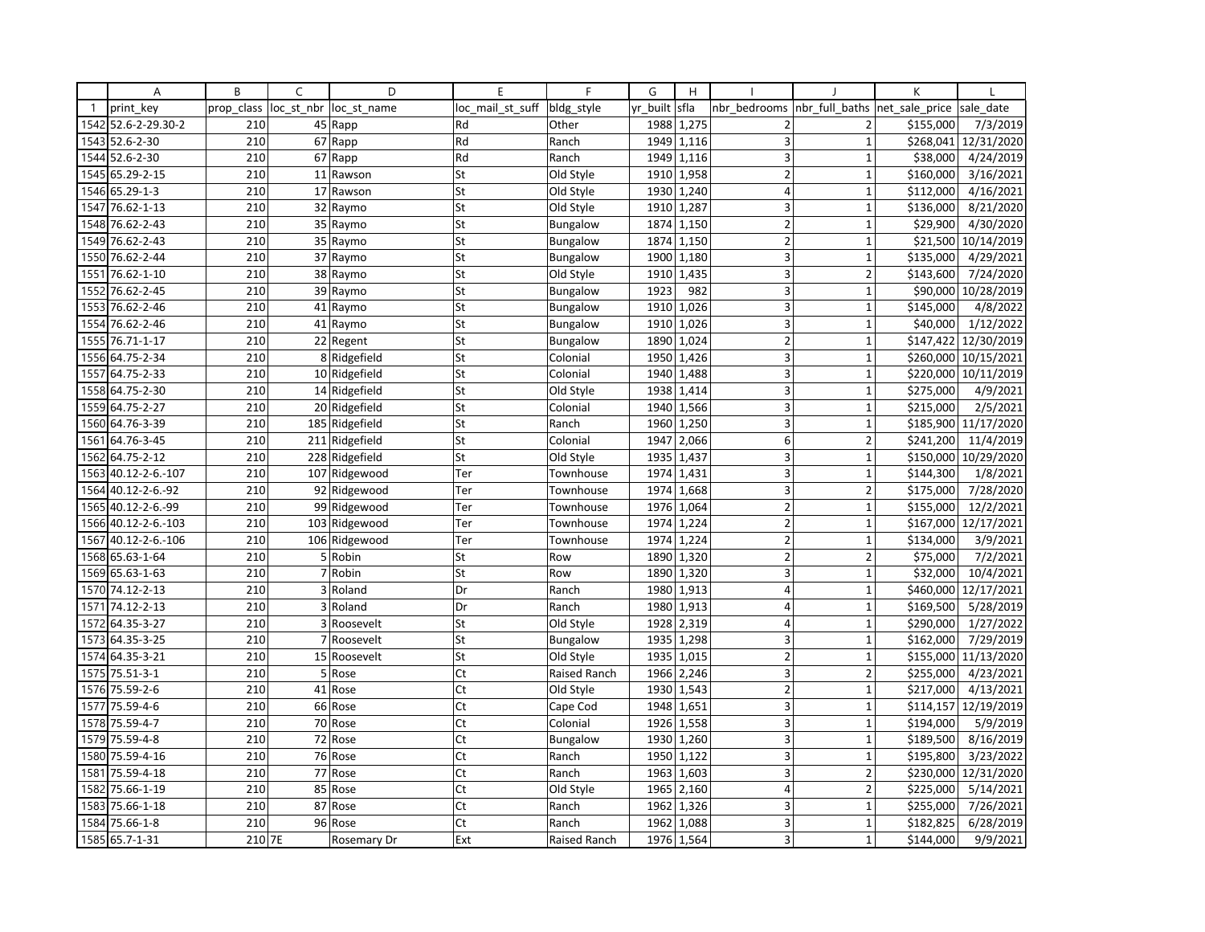| | A | B | C | D | E | F | G | H | I | J | K | L |
|---|---|---|---|---|---|---|---|---|---|---|---|---|
| 1 | print_key | prop_class | loc_st_nbr | loc_st_name | loc_mail_st_suff | bldg_style | yr_built | sfla | nbr_bedrooms | nbr_full_baths | net_sale_price | sale_date |
| 1542 | 52.6-2-29.30-2 | 210 | 45 | Rapp | Rd | Other | 1988 | 1,275 | 2 | 2 | $155,000 | 7/3/2019 |
| 1543 | 52.6-2-30 | 210 | 67 | Rapp | Rd | Ranch | 1949 | 1,116 | 3 | 1 | $268,041 | 12/31/2020 |
| 1544 | 52.6-2-30 | 210 | 67 | Rapp | Rd | Ranch | 1949 | 1,116 | 3 | 1 | $38,000 | 4/24/2019 |
| 1545 | 65.29-2-15 | 210 | 11 | Rawson | St | Old Style | 1910 | 1,958 | 2 | 1 | $160,000 | 3/16/2021 |
| 1546 | 65.29-1-3 | 210 | 17 | Rawson | St | Old Style | 1930 | 1,240 | 4 | 1 | $112,000 | 4/16/2021 |
| 1547 | 76.62-1-13 | 210 | 32 | Raymo | St | Old Style | 1910 | 1,287 | 3 | 1 | $136,000 | 8/21/2020 |
| 1548 | 76.62-2-43 | 210 | 35 | Raymo | St | Bungalow | 1874 | 1,150 | 2 | 1 | $29,900 | 4/30/2020 |
| 1549 | 76.62-2-43 | 210 | 35 | Raymo | St | Bungalow | 1874 | 1,150 | 2 | 1 | $21,500 | 10/14/2019 |
| 1550 | 76.62-2-44 | 210 | 37 | Raymo | St | Bungalow | 1900 | 1,180 | 3 | 1 | $135,000 | 4/29/2021 |
| 1551 | 76.62-1-10 | 210 | 38 | Raymo | St | Old Style | 1910 | 1,435 | 3 | 2 | $143,600 | 7/24/2020 |
| 1552 | 76.62-2-45 | 210 | 39 | Raymo | St | Bungalow | 1923 | 982 | 3 | 1 | $90,000 | 10/28/2019 |
| 1553 | 76.62-2-46 | 210 | 41 | Raymo | St | Bungalow | 1910 | 1,026 | 3 | 1 | $145,000 | 4/8/2022 |
| 1554 | 76.62-2-46 | 210 | 41 | Raymo | St | Bungalow | 1910 | 1,026 | 3 | 1 | $40,000 | 1/12/2022 |
| 1555 | 76.71-1-17 | 210 | 22 | Regent | St | Bungalow | 1890 | 1,024 | 2 | 1 | $147,422 | 12/30/2019 |
| 1556 | 64.75-2-34 | 210 | 8 | Ridgefield | St | Colonial | 1950 | 1,426 | 3 | 1 | $260,000 | 10/15/2021 |
| 1557 | 64.75-2-33 | 210 | 10 | Ridgefield | St | Colonial | 1940 | 1,488 | 3 | 1 | $220,000 | 10/11/2019 |
| 1558 | 64.75-2-30 | 210 | 14 | Ridgefield | St | Old Style | 1938 | 1,414 | 3 | 1 | $275,000 | 4/9/2021 |
| 1559 | 64.75-2-27 | 210 | 20 | Ridgefield | St | Colonial | 1940 | 1,566 | 3 | 1 | $215,000 | 2/5/2021 |
| 1560 | 64.76-3-39 | 210 | 185 | Ridgefield | St | Ranch | 1960 | 1,250 | 3 | 1 | $185,900 | 11/17/2020 |
| 1561 | 64.76-3-45 | 210 | 211 | Ridgefield | St | Colonial | 1947 | 2,066 | 6 | 2 | $241,200 | 11/4/2019 |
| 1562 | 64.75-2-12 | 210 | 228 | Ridgefield | St | Old Style | 1935 | 1,437 | 3 | 1 | $150,000 | 10/29/2020 |
| 1563 | 40.12-2-6.-107 | 210 | 107 | Ridgewood | Ter | Townhouse | 1974 | 1,431 | 3 | 1 | $144,300 | 1/8/2021 |
| 1564 | 40.12-2-6.-92 | 210 | 92 | Ridgewood | Ter | Townhouse | 1974 | 1,668 | 3 | 2 | $175,000 | 7/28/2020 |
| 1565 | 40.12-2-6.-99 | 210 | 99 | Ridgewood | Ter | Townhouse | 1976 | 1,064 | 2 | 1 | $155,000 | 12/2/2021 |
| 1566 | 40.12-2-6.-103 | 210 | 103 | Ridgewood | Ter | Townhouse | 1974 | 1,224 | 2 | 1 | $167,000 | 12/17/2021 |
| 1567 | 40.12-2-6.-106 | 210 | 106 | Ridgewood | Ter | Townhouse | 1974 | 1,224 | 2 | 1 | $134,000 | 3/9/2021 |
| 1568 | 65.63-1-64 | 210 | 5 | Robin | St | Row | 1890 | 1,320 | 2 | 2 | $75,000 | 7/2/2021 |
| 1569 | 65.63-1-63 | 210 | 7 | Robin | St | Row | 1890 | 1,320 | 3 | 1 | $32,000 | 10/4/2021 |
| 1570 | 74.12-2-13 | 210 | 3 | Roland | Dr | Ranch | 1980 | 1,913 | 4 | 1 | $460,000 | 12/17/2021 |
| 1571 | 74.12-2-13 | 210 | 3 | Roland | Dr | Ranch | 1980 | 1,913 | 4 | 1 | $169,500 | 5/28/2019 |
| 1572 | 64.35-3-27 | 210 | 3 | Roosevelt | St | Old Style | 1928 | 2,319 | 4 | 1 | $290,000 | 1/27/2022 |
| 1573 | 64.35-3-25 | 210 | 7 | Roosevelt | St | Bungalow | 1935 | 1,298 | 3 | 1 | $162,000 | 7/29/2019 |
| 1574 | 64.35-3-21 | 210 | 15 | Roosevelt | St | Old Style | 1935 | 1,015 | 2 | 1 | $155,000 | 11/13/2020 |
| 1575 | 75.51-3-1 | 210 | 5 | Rose | Ct | Raised Ranch | 1966 | 2,246 | 3 | 2 | $255,000 | 4/23/2021 |
| 1576 | 75.59-2-6 | 210 | 41 | Rose | Ct | Old Style | 1930 | 1,543 | 2 | 1 | $217,000 | 4/13/2021 |
| 1577 | 75.59-4-6 | 210 | 66 | Rose | Ct | Cape Cod | 1948 | 1,651 | 3 | 1 | $114,157 | 12/19/2019 |
| 1578 | 75.59-4-7 | 210 | 70 | Rose | Ct | Colonial | 1926 | 1,558 | 3 | 1 | $194,000 | 5/9/2019 |
| 1579 | 75.59-4-8 | 210 | 72 | Rose | Ct | Bungalow | 1930 | 1,260 | 3 | 1 | $189,500 | 8/16/2019 |
| 1580 | 75.59-4-16 | 210 | 76 | Rose | Ct | Ranch | 1950 | 1,122 | 3 | 1 | $195,800 | 3/23/2022 |
| 1581 | 75.59-4-18 | 210 | 77 | Rose | Ct | Ranch | 1963 | 1,603 | 3 | 2 | $230,000 | 12/31/2020 |
| 1582 | 75.66-1-19 | 210 | 85 | Rose | Ct | Old Style | 1965 | 2,160 | 4 | 2 | $225,000 | 5/14/2021 |
| 1583 | 75.66-1-18 | 210 | 87 | Rose | Ct | Ranch | 1962 | 1,326 | 3 | 1 | $255,000 | 7/26/2021 |
| 1584 | 75.66-1-8 | 210 | 96 | Rose | Ct | Ranch | 1962 | 1,088 | 3 | 1 | $182,825 | 6/28/2019 |
| 1585 | 65.7-1-31 | 210 | 7E | Rosemary Dr | Ext | Raised Ranch | 1976 | 1,564 | 3 | 1 | $144,000 | 9/9/2021 |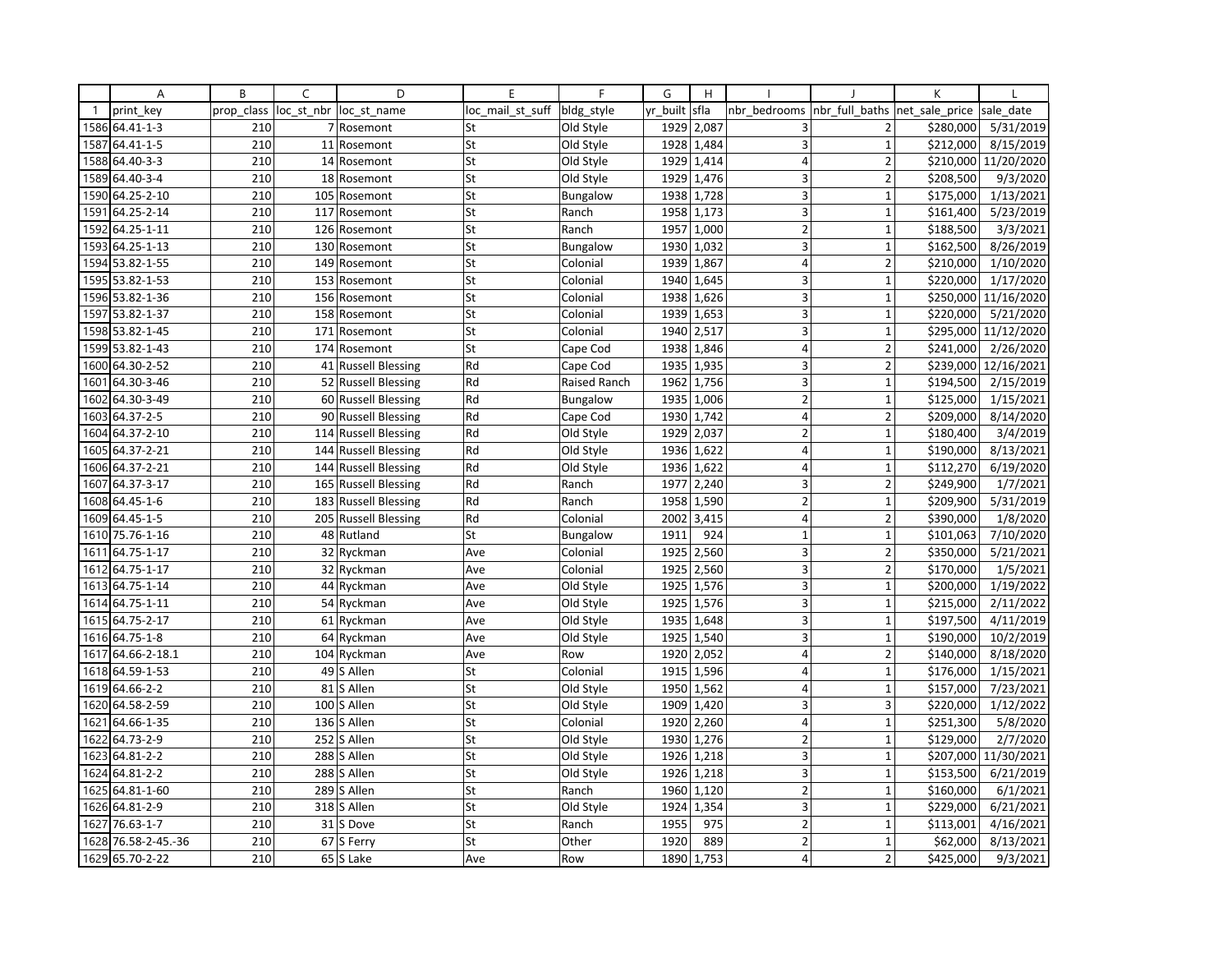| | A | B | C | D | E | F | G | H | I | J | K | L |
|---|---|---|---|---|---|---|---|---|---|---|---|---|
| 1 | print_key | prop_class | loc_st_nbr | loc_st_name | loc_mail_st_suff | bldg_style | yr_built | sfla | nbr_bedrooms | nbr_full_baths | net_sale_price | sale_date |
| 1586 | 64.41-1-3 | 210 | 7 | Rosemont | St | Old Style | 1929 | 2,087 | 3 | 2 | $280,000 | 5/31/2019 |
| 1587 | 64.41-1-5 | 210 | 11 | Rosemont | St | Old Style | 1928 | 1,484 | 3 | 1 | $212,000 | 8/15/2019 |
| 1588 | 64.40-3-3 | 210 | 14 | Rosemont | St | Old Style | 1929 | 1,414 | 4 | 2 | $210,000 | 11/20/2020 |
| 1589 | 64.40-3-4 | 210 | 18 | Rosemont | St | Old Style | 1929 | 1,476 | 3 | 2 | $208,500 | 9/3/2020 |
| 1590 | 64.25-2-10 | 210 | 105 | Rosemont | St | Bungalow | 1938 | 1,728 | 3 | 1 | $175,000 | 1/13/2021 |
| 1591 | 64.25-2-14 | 210 | 117 | Rosemont | St | Ranch | 1958 | 1,173 | 3 | 1 | $161,400 | 5/23/2019 |
| 1592 | 64.25-1-11 | 210 | 126 | Rosemont | St | Ranch | 1957 | 1,000 | 2 | 1 | $188,500 | 3/3/2021 |
| 1593 | 64.25-1-13 | 210 | 130 | Rosemont | St | Bungalow | 1930 | 1,032 | 3 | 1 | $162,500 | 8/26/2019 |
| 1594 | 53.82-1-55 | 210 | 149 | Rosemont | St | Colonial | 1939 | 1,867 | 4 | 2 | $210,000 | 1/10/2020 |
| 1595 | 53.82-1-53 | 210 | 153 | Rosemont | St | Colonial | 1940 | 1,645 | 3 | 1 | $220,000 | 1/17/2020 |
| 1596 | 53.82-1-36 | 210 | 156 | Rosemont | St | Colonial | 1938 | 1,626 | 3 | 1 | $250,000 | 11/16/2020 |
| 1597 | 53.82-1-37 | 210 | 158 | Rosemont | St | Colonial | 1939 | 1,653 | 3 | 1 | $220,000 | 5/21/2020 |
| 1598 | 53.82-1-45 | 210 | 171 | Rosemont | St | Colonial | 1940 | 2,517 | 3 | 1 | $295,000 | 11/12/2020 |
| 1599 | 53.82-1-43 | 210 | 174 | Rosemont | St | Cape Cod | 1938 | 1,846 | 4 | 2 | $241,000 | 2/26/2020 |
| 1600 | 64.30-2-52 | 210 | 41 | Russell Blessing | Rd | Cape Cod | 1935 | 1,935 | 3 | 2 | $239,000 | 12/16/2021 |
| 1601 | 64.30-3-46 | 210 | 52 | Russell Blessing | Rd | Raised Ranch | 1962 | 1,756 | 3 | 1 | $194,500 | 2/15/2019 |
| 1602 | 64.30-3-49 | 210 | 60 | Russell Blessing | Rd | Bungalow | 1935 | 1,006 | 2 | 1 | $125,000 | 1/15/2021 |
| 1603 | 64.37-2-5 | 210 | 90 | Russell Blessing | Rd | Cape Cod | 1930 | 1,742 | 4 | 2 | $209,000 | 8/14/2020 |
| 1604 | 64.37-2-10 | 210 | 114 | Russell Blessing | Rd | Old Style | 1929 | 2,037 | 2 | 1 | $180,400 | 3/4/2019 |
| 1605 | 64.37-2-21 | 210 | 144 | Russell Blessing | Rd | Old Style | 1936 | 1,622 | 4 | 1 | $190,000 | 8/13/2021 |
| 1606 | 64.37-2-21 | 210 | 144 | Russell Blessing | Rd | Old Style | 1936 | 1,622 | 4 | 1 | $112,270 | 6/19/2020 |
| 1607 | 64.37-3-17 | 210 | 165 | Russell Blessing | Rd | Ranch | 1977 | 2,240 | 3 | 2 | $249,900 | 1/7/2021 |
| 1608 | 64.45-1-6 | 210 | 183 | Russell Blessing | Rd | Ranch | 1958 | 1,590 | 2 | 1 | $209,900 | 5/31/2019 |
| 1609 | 64.45-1-5 | 210 | 205 | Russell Blessing | Rd | Colonial | 2002 | 3,415 | 4 | 2 | $390,000 | 1/8/2020 |
| 1610 | 75.76-1-16 | 210 | 48 | Rutland | St | Bungalow | 1911 | 924 | 1 | 1 | $101,063 | 7/10/2020 |
| 1611 | 64.75-1-17 | 210 | 32 | Ryckman | Ave | Colonial | 1925 | 2,560 | 3 | 2 | $350,000 | 5/21/2021 |
| 1612 | 64.75-1-17 | 210 | 32 | Ryckman | Ave | Colonial | 1925 | 2,560 | 3 | 2 | $170,000 | 1/5/2021 |
| 1613 | 64.75-1-14 | 210 | 44 | Ryckman | Ave | Old Style | 1925 | 1,576 | 3 | 1 | $200,000 | 1/19/2022 |
| 1614 | 64.75-1-11 | 210 | 54 | Ryckman | Ave | Old Style | 1925 | 1,576 | 3 | 1 | $215,000 | 2/11/2022 |
| 1615 | 64.75-2-17 | 210 | 61 | Ryckman | Ave | Old Style | 1935 | 1,648 | 3 | 1 | $197,500 | 4/11/2019 |
| 1616 | 64.75-1-8 | 210 | 64 | Ryckman | Ave | Old Style | 1925 | 1,540 | 3 | 1 | $190,000 | 10/2/2019 |
| 1617 | 64.66-2-18.1 | 210 | 104 | Ryckman | Ave | Row | 1920 | 2,052 | 4 | 2 | $140,000 | 8/18/2020 |
| 1618 | 64.59-1-53 | 210 | 49 | S Allen | St | Colonial | 1915 | 1,596 | 4 | 1 | $176,000 | 1/15/2021 |
| 1619 | 64.66-2-2 | 210 | 81 | S Allen | St | Old Style | 1950 | 1,562 | 4 | 1 | $157,000 | 7/23/2021 |
| 1620 | 64.58-2-59 | 210 | 100 | S Allen | St | Old Style | 1909 | 1,420 | 3 | 3 | $220,000 | 1/12/2022 |
| 1621 | 64.66-1-35 | 210 | 136 | S Allen | St | Colonial | 1920 | 2,260 | 4 | 1 | $251,300 | 5/8/2020 |
| 1622 | 64.73-2-9 | 210 | 252 | S Allen | St | Old Style | 1930 | 1,276 | 2 | 1 | $129,000 | 2/7/2020 |
| 1623 | 64.81-2-2 | 210 | 288 | S Allen | St | Old Style | 1926 | 1,218 | 3 | 1 | $207,000 | 11/30/2021 |
| 1624 | 64.81-2-2 | 210 | 288 | S Allen | St | Old Style | 1926 | 1,218 | 3 | 1 | $153,500 | 6/21/2019 |
| 1625 | 64.81-1-60 | 210 | 289 | S Allen | St | Ranch | 1960 | 1,120 | 2 | 1 | $160,000 | 6/1/2021 |
| 1626 | 64.81-2-9 | 210 | 318 | S Allen | St | Old Style | 1924 | 1,354 | 3 | 1 | $229,000 | 6/21/2021 |
| 1627 | 76.63-1-7 | 210 | 31 | S Dove | St | Ranch | 1955 | 975 | 2 | 1 | $113,001 | 4/16/2021 |
| 1628 | 76.58-2-45.-36 | 210 | 67 | S Ferry | St | Other | 1920 | 889 | 2 | 1 | $62,000 | 8/13/2021 |
| 1629 | 65.70-2-22 | 210 | 65 | S Lake | Ave | Row | 1890 | 1,753 | 4 | 2 | $425,000 | 9/3/2021 |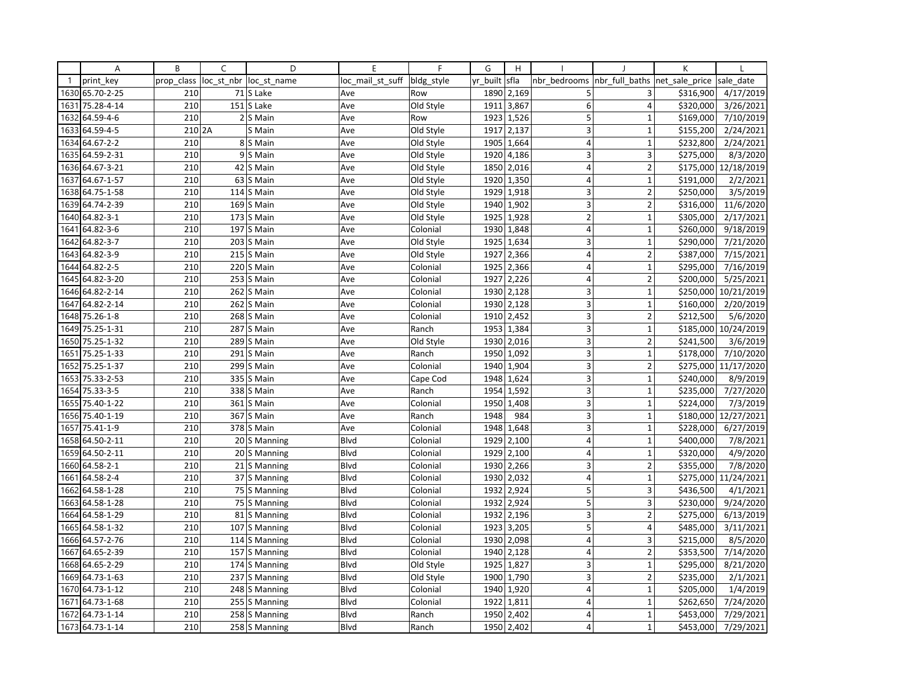| | A | B | C | D | E | F | G | H | I | J | K | L |
|---|---|---|---|---|---|---|---|---|---|---|---|---|
| 1 | print_key | prop_class | loc_st_nbr | loc_st_name | loc_mail_st_suff | bldg_style | yr_built | sfla | nbr_bedrooms | nbr_full_baths | net_sale_price | sale_date |
| 1630 | 65.70-2-25 | 210 | 71 | S Lake | Ave | Row | 1890 | 2,169 | 5 | 3 | $316,900 | 4/17/2019 |
| 1631 | 75.28-4-14 | 210 | 151 | S Lake | Ave | Old Style | 1911 | 3,867 | 6 | 4 | $320,000 | 3/26/2021 |
| 1632 | 64.59-4-6 | 210 | 2 | S Main | Ave | Row | 1923 | 1,526 | 5 | 1 | $169,000 | 7/10/2019 |
| 1633 | 64.59-4-5 | 210 | 2A | S Main | Ave | Old Style | 1917 | 2,137 | 3 | 1 | $155,200 | 2/24/2021 |
| 1634 | 64.67-2-2 | 210 | 8 | S Main | Ave | Old Style | 1905 | 1,664 | 4 | 1 | $232,800 | 2/24/2021 |
| 1635 | 64.59-2-31 | 210 | 9 | S Main | Ave | Old Style | 1920 | 4,186 | 3 | 3 | $275,000 | 8/3/2020 |
| 1636 | 64.67-3-21 | 210 | 42 | S Main | Ave | Old Style | 1850 | 2,016 | 4 | 2 | $175,000 | 12/18/2019 |
| 1637 | 64.67-1-57 | 210 | 63 | S Main | Ave | Old Style | 1920 | 1,350 | 4 | 1 | $191,000 | 2/2/2021 |
| 1638 | 64.75-1-58 | 210 | 114 | S Main | Ave | Old Style | 1929 | 1,918 | 3 | 2 | $250,000 | 3/5/2019 |
| 1639 | 64.74-2-39 | 210 | 169 | S Main | Ave | Old Style | 1940 | 1,902 | 3 | 2 | $316,000 | 11/6/2020 |
| 1640 | 64.82-3-1 | 210 | 173 | S Main | Ave | Old Style | 1925 | 1,928 | 2 | 1 | $305,000 | 2/17/2021 |
| 1641 | 64.82-3-6 | 210 | 197 | S Main | Ave | Colonial | 1930 | 1,848 | 4 | 1 | $260,000 | 9/18/2019 |
| 1642 | 64.82-3-7 | 210 | 203 | S Main | Ave | Old Style | 1925 | 1,634 | 3 | 1 | $290,000 | 7/21/2020 |
| 1643 | 64.82-3-9 | 210 | 215 | S Main | Ave | Old Style | 1927 | 2,366 | 4 | 2 | $387,000 | 7/15/2021 |
| 1644 | 64.82-2-5 | 210 | 220 | S Main | Ave | Colonial | 1925 | 2,366 | 4 | 1 | $295,000 | 7/16/2019 |
| 1645 | 64.82-3-20 | 210 | 253 | S Main | Ave | Colonial | 1927 | 2,226 | 4 | 2 | $200,000 | 5/25/2021 |
| 1646 | 64.82-2-14 | 210 | 262 | S Main | Ave | Colonial | 1930 | 2,128 | 3 | 1 | $250,000 | 10/21/2019 |
| 1647 | 64.82-2-14 | 210 | 262 | S Main | Ave | Colonial | 1930 | 2,128 | 3 | 1 | $160,000 | 2/20/2019 |
| 1648 | 75.26-1-8 | 210 | 268 | S Main | Ave | Colonial | 1910 | 2,452 | 3 | 2 | $212,500 | 5/6/2020 |
| 1649 | 75.25-1-31 | 210 | 287 | S Main | Ave | Ranch | 1953 | 1,384 | 3 | 1 | $185,000 | 10/24/2019 |
| 1650 | 75.25-1-32 | 210 | 289 | S Main | Ave | Old Style | 1930 | 2,016 | 3 | 2 | $241,500 | 3/6/2019 |
| 1651 | 75.25-1-33 | 210 | 291 | S Main | Ave | Ranch | 1950 | 1,092 | 3 | 1 | $178,000 | 7/10/2020 |
| 1652 | 75.25-1-37 | 210 | 299 | S Main | Ave | Colonial | 1940 | 1,904 | 3 | 2 | $275,000 | 11/17/2020 |
| 1653 | 75.33-2-53 | 210 | 335 | S Main | Ave | Cape Cod | 1948 | 1,624 | 3 | 1 | $240,000 | 8/9/2019 |
| 1654 | 75.33-3-5 | 210 | 338 | S Main | Ave | Ranch | 1954 | 1,592 | 3 | 1 | $235,000 | 7/27/2020 |
| 1655 | 75.40-1-22 | 210 | 361 | S Main | Ave | Colonial | 1950 | 1,408 | 3 | 1 | $224,000 | 7/3/2019 |
| 1656 | 75.40-1-19 | 210 | 367 | S Main | Ave | Ranch | 1948 | 984 | 3 | 1 | $180,000 | 12/27/2021 |
| 1657 | 75.41-1-9 | 210 | 378 | S Main | Ave | Colonial | 1948 | 1,648 | 3 | 1 | $228,000 | 6/27/2019 |
| 1658 | 64.50-2-11 | 210 | 20 | S Manning | Blvd | Colonial | 1929 | 2,100 | 4 | 1 | $400,000 | 7/8/2021 |
| 1659 | 64.50-2-11 | 210 | 20 | S Manning | Blvd | Colonial | 1929 | 2,100 | 4 | 1 | $320,000 | 4/9/2020 |
| 1660 | 64.58-2-1 | 210 | 21 | S Manning | Blvd | Colonial | 1930 | 2,266 | 3 | 2 | $355,000 | 7/8/2020 |
| 1661 | 64.58-2-4 | 210 | 37 | S Manning | Blvd | Colonial | 1930 | 2,032 | 4 | 1 | $275,000 | 11/24/2021 |
| 1662 | 64.58-1-28 | 210 | 75 | S Manning | Blvd | Colonial | 1932 | 2,924 | 5 | 3 | $436,500 | 4/1/2021 |
| 1663 | 64.58-1-28 | 210 | 75 | S Manning | Blvd | Colonial | 1932 | 2,924 | 5 | 3 | $230,000 | 9/24/2020 |
| 1664 | 64.58-1-29 | 210 | 81 | S Manning | Blvd | Colonial | 1932 | 2,196 | 3 | 2 | $275,000 | 6/13/2019 |
| 1665 | 64.58-1-32 | 210 | 107 | S Manning | Blvd | Colonial | 1923 | 3,205 | 5 | 4 | $485,000 | 3/11/2021 |
| 1666 | 64.57-2-76 | 210 | 114 | S Manning | Blvd | Colonial | 1930 | 2,098 | 4 | 3 | $215,000 | 8/5/2020 |
| 1667 | 64.65-2-39 | 210 | 157 | S Manning | Blvd | Colonial | 1940 | 2,128 | 4 | 2 | $353,500 | 7/14/2020 |
| 1668 | 64.65-2-29 | 210 | 174 | S Manning | Blvd | Old Style | 1925 | 1,827 | 3 | 1 | $295,000 | 8/21/2020 |
| 1669 | 64.73-1-63 | 210 | 237 | S Manning | Blvd | Old Style | 1900 | 1,790 | 3 | 2 | $235,000 | 2/1/2021 |
| 1670 | 64.73-1-12 | 210 | 248 | S Manning | Blvd | Colonial | 1940 | 1,920 | 4 | 1 | $205,000 | 1/4/2019 |
| 1671 | 64.73-1-68 | 210 | 255 | S Manning | Blvd | Colonial | 1922 | 1,811 | 4 | 1 | $262,650 | 7/24/2020 |
| 1672 | 64.73-1-14 | 210 | 258 | S Manning | Blvd | Ranch | 1950 | 2,402 | 4 | 1 | $453,000 | 7/29/2021 |
| 1673 | 64.73-1-14 | 210 | 258 | S Manning | Blvd | Ranch | 1950 | 2,402 | 4 | 1 | $453,000 | 7/29/2021 |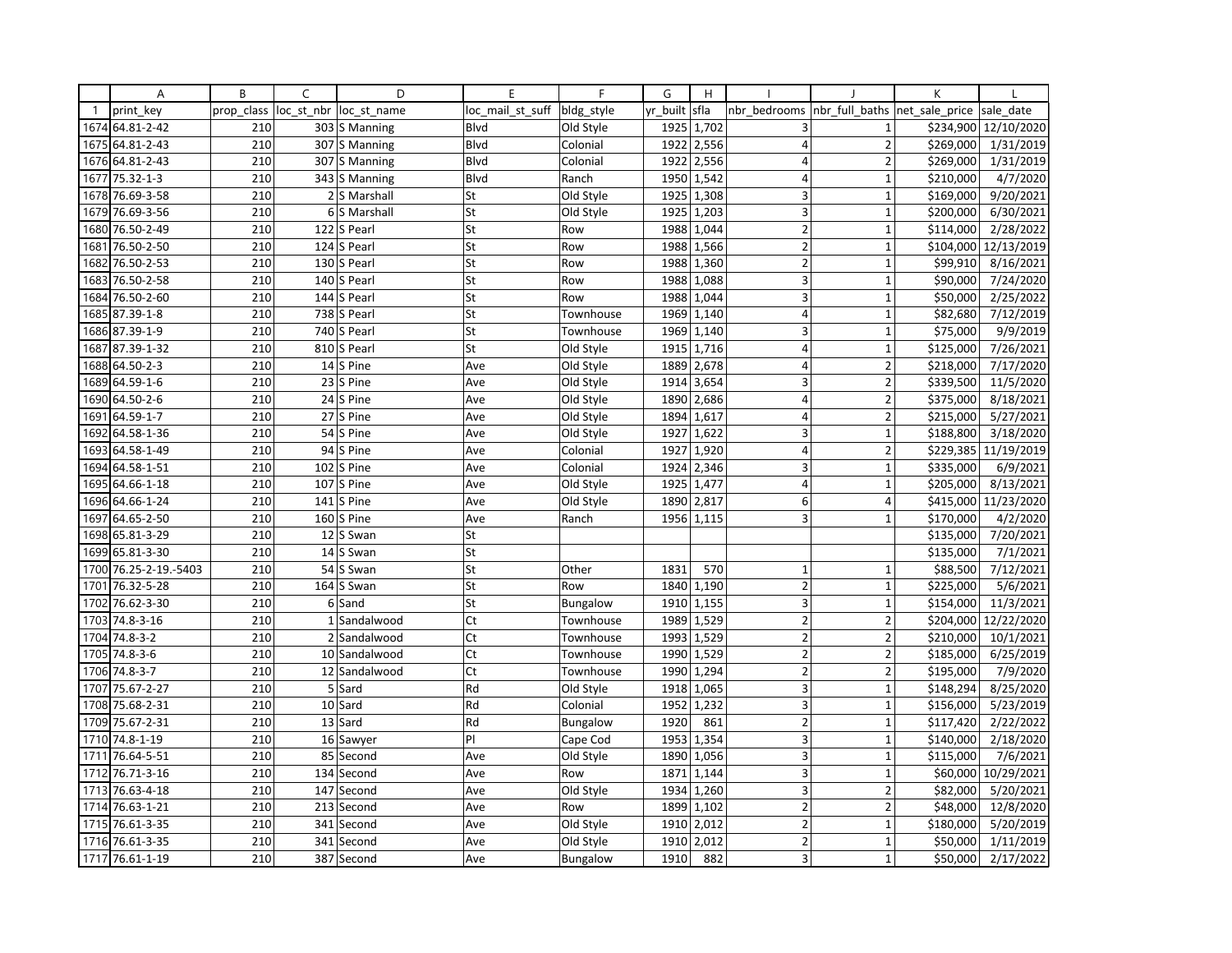| | A | B | C | D | E | F | G | H | I | J | K | L |
|---|---|---|---|---|---|---|---|---|---|---|---|---|
| 1 | print_key | prop_class | loc_st_nbr | loc_st_name | loc_mail_st_suff | bldg_style | yr_built | sfla | nbr_bedrooms | nbr_full_baths | net_sale_price | sale_date |
| 1674 | 64.81-2-42 | 210 | 303 | S Manning | Blvd | Old Style | 1925 | 1,702 | 3 | 1 | $234,900 | 12/10/2020 |
| 1675 | 64.81-2-43 | 210 | 307 | S Manning | Blvd | Colonial | 1922 | 2,556 | 4 | 2 | $269,000 | 1/31/2019 |
| 1676 | 64.81-2-43 | 210 | 307 | S Manning | Blvd | Colonial | 1922 | 2,556 | 4 | 2 | $269,000 | 1/31/2019 |
| 1677 | 75.32-1-3 | 210 | 343 | S Manning | Blvd | Ranch | 1950 | 1,542 | 4 | 1 | $210,000 | 4/7/2020 |
| 1678 | 76.69-3-58 | 210 | 2 | S Marshall | St | Old Style | 1925 | 1,308 | 3 | 1 | $169,000 | 9/20/2021 |
| 1679 | 76.69-3-56 | 210 | 6 | S Marshall | St | Old Style | 1925 | 1,203 | 3 | 1 | $200,000 | 6/30/2021 |
| 1680 | 76.50-2-49 | 210 | 122 | S Pearl | St | Row | 1988 | 1,044 | 2 | 1 | $114,000 | 2/28/2022 |
| 1681 | 76.50-2-50 | 210 | 124 | S Pearl | St | Row | 1988 | 1,566 | 2 | 1 | $104,000 | 12/13/2019 |
| 1682 | 76.50-2-53 | 210 | 130 | S Pearl | St | Row | 1988 | 1,360 | 2 | 1 | $99,910 | 8/16/2021 |
| 1683 | 76.50-2-58 | 210 | 140 | S Pearl | St | Row | 1988 | 1,088 | 3 | 1 | $90,000 | 7/24/2020 |
| 1684 | 76.50-2-60 | 210 | 144 | S Pearl | St | Row | 1988 | 1,044 | 3 | 1 | $50,000 | 2/25/2022 |
| 1685 | 87.39-1-8 | 210 | 738 | S Pearl | St | Townhouse | 1969 | 1,140 | 4 | 1 | $82,680 | 7/12/2019 |
| 1686 | 87.39-1-9 | 210 | 740 | S Pearl | St | Townhouse | 1969 | 1,140 | 3 | 1 | $75,000 | 9/9/2019 |
| 1687 | 87.39-1-32 | 210 | 810 | S Pearl | St | Old Style | 1915 | 1,716 | 4 | 1 | $125,000 | 7/26/2021 |
| 1688 | 64.50-2-3 | 210 | 14 | S Pine | Ave | Old Style | 1889 | 2,678 | 4 | 2 | $218,000 | 7/17/2020 |
| 1689 | 64.59-1-6 | 210 | 23 | S Pine | Ave | Old Style | 1914 | 3,654 | 3 | 2 | $339,500 | 11/5/2020 |
| 1690 | 64.50-2-6 | 210 | 24 | S Pine | Ave | Old Style | 1890 | 2,686 | 4 | 2 | $375,000 | 8/18/2021 |
| 1691 | 64.59-1-7 | 210 | 27 | S Pine | Ave | Old Style | 1894 | 1,617 | 4 | 2 | $215,000 | 5/27/2021 |
| 1692 | 64.58-1-36 | 210 | 54 | S Pine | Ave | Old Style | 1927 | 1,622 | 3 | 1 | $188,800 | 3/18/2020 |
| 1693 | 64.58-1-49 | 210 | 94 | S Pine | Ave | Colonial | 1927 | 1,920 | 4 | 2 | $229,385 | 11/19/2019 |
| 1694 | 64.58-1-51 | 210 | 102 | S Pine | Ave | Colonial | 1924 | 2,346 | 3 | 1 | $335,000 | 6/9/2021 |
| 1695 | 64.66-1-18 | 210 | 107 | S Pine | Ave | Old Style | 1925 | 1,477 | 4 | 1 | $205,000 | 8/13/2021 |
| 1696 | 64.66-1-24 | 210 | 141 | S Pine | Ave | Old Style | 1890 | 2,817 | 6 | 4 | $415,000 | 11/23/2020 |
| 1697 | 64.65-2-50 | 210 | 160 | S Pine | Ave | Ranch | 1956 | 1,115 | 3 | 1 | $170,000 | 4/2/2020 |
| 1698 | 65.81-3-29 | 210 | 12 | S Swan | St | | | | | | $135,000 | 7/20/2021 |
| 1699 | 65.81-3-30 | 210 | 14 | S Swan | St | | | | | | $135,000 | 7/1/2021 |
| 1700 | 76.25-2-19.-5403 | 210 | 54 | S Swan | St | Other | 1831 | 570 | 1 | 1 | $88,500 | 7/12/2021 |
| 1701 | 76.32-5-28 | 210 | 164 | S Swan | St | Row | 1840 | 1,190 | 2 | 1 | $225,000 | 5/6/2021 |
| 1702 | 76.62-3-30 | 210 | 6 | Sand | St | Bungalow | 1910 | 1,155 | 3 | 1 | $154,000 | 11/3/2021 |
| 1703 | 74.8-3-16 | 210 | 1 | Sandalwood | Ct | Townhouse | 1989 | 1,529 | 2 | 2 | $204,000 | 12/22/2020 |
| 1704 | 74.8-3-2 | 210 | 2 | Sandalwood | Ct | Townhouse | 1993 | 1,529 | 2 | 2 | $210,000 | 10/1/2021 |
| 1705 | 74.8-3-6 | 210 | 10 | Sandalwood | Ct | Townhouse | 1990 | 1,529 | 2 | 2 | $185,000 | 6/25/2019 |
| 1706 | 74.8-3-7 | 210 | 12 | Sandalwood | Ct | Townhouse | 1990 | 1,294 | 2 | 2 | $195,000 | 7/9/2020 |
| 1707 | 75.67-2-27 | 210 | 5 | Sard | Rd | Old Style | 1918 | 1,065 | 3 | 1 | $148,294 | 8/25/2020 |
| 1708 | 75.68-2-31 | 210 | 10 | Sard | Rd | Colonial | 1952 | 1,232 | 3 | 1 | $156,000 | 5/23/2019 |
| 1709 | 75.67-2-31 | 210 | 13 | Sard | Rd | Bungalow | 1920 | 861 | 2 | 1 | $117,420 | 2/22/2022 |
| 1710 | 74.8-1-19 | 210 | 16 | Sawyer | Pl | Cape Cod | 1953 | 1,354 | 3 | 1 | $140,000 | 2/18/2020 |
| 1711 | 76.64-5-51 | 210 | 85 | Second | Ave | Old Style | 1890 | 1,056 | 3 | 1 | $115,000 | 7/6/2021 |
| 1712 | 76.71-3-16 | 210 | 134 | Second | Ave | Row | 1871 | 1,144 | 3 | 1 | $60,000 | 10/29/2021 |
| 1713 | 76.63-4-18 | 210 | 147 | Second | Ave | Old Style | 1934 | 1,260 | 3 | 2 | $82,000 | 5/20/2021 |
| 1714 | 76.63-1-21 | 210 | 213 | Second | Ave | Row | 1899 | 1,102 | 2 | 2 | $48,000 | 12/8/2020 |
| 1715 | 76.61-3-35 | 210 | 341 | Second | Ave | Old Style | 1910 | 2,012 | 2 | 1 | $180,000 | 5/20/2019 |
| 1716 | 76.61-3-35 | 210 | 341 | Second | Ave | Old Style | 1910 | 2,012 | 2 | 1 | $50,000 | 1/11/2019 |
| 1717 | 76.61-1-19 | 210 | 387 | Second | Ave | Bungalow | 1910 | 882 | 3 | 1 | $50,000 | 2/17/2022 |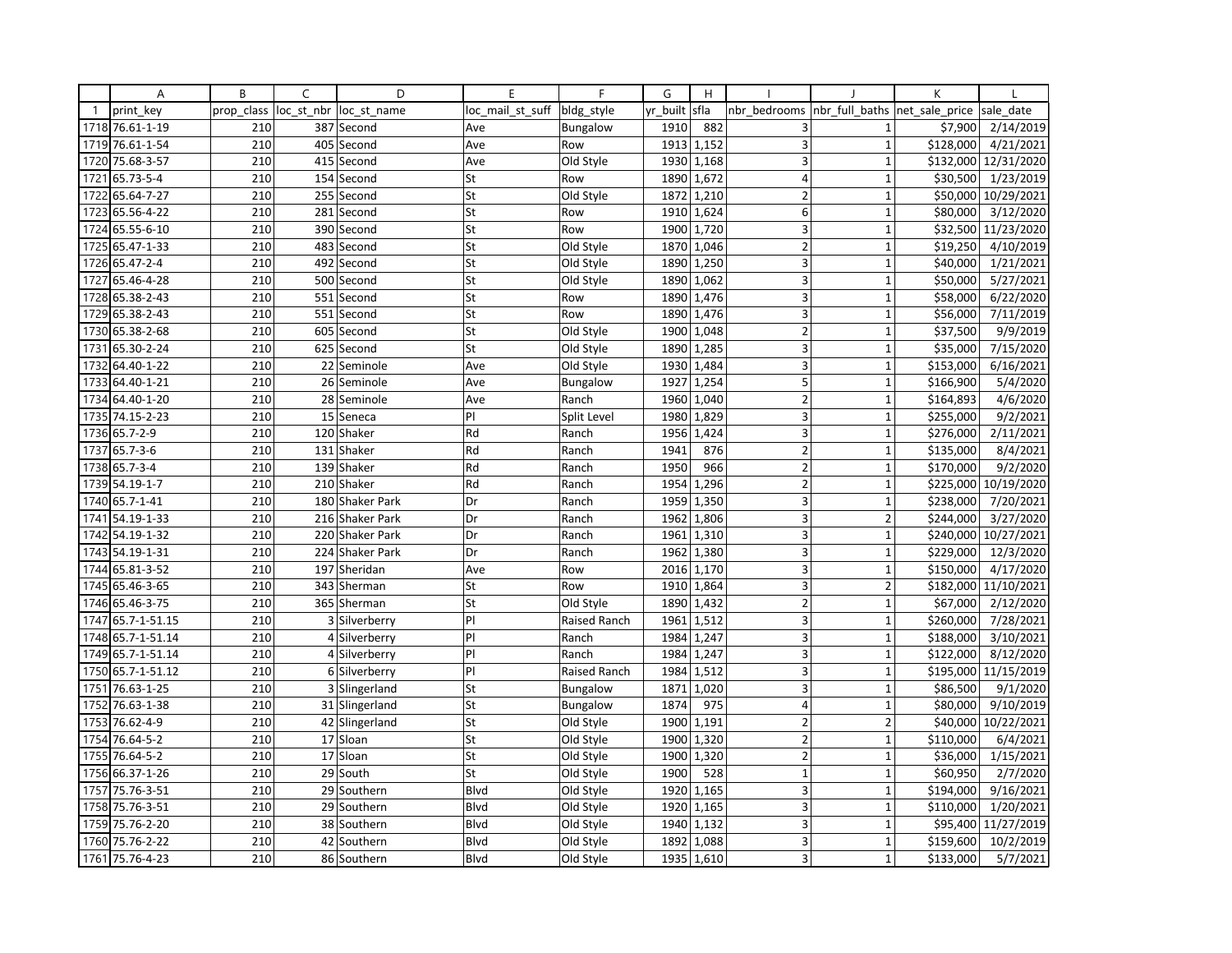| | A | B | C | D | E | F | G | H | I | J | K | L |
|---|---|---|---|---|---|---|---|---|---|---|---|---|
| 1 | print_key | prop_class | loc_st_nbr | loc_st_name | loc_mail_st_suff | bldg_style | yr_built | sfla | nbr_bedrooms | nbr_full_baths | net_sale_price | sale_date |
| 1718 | 76.61-1-19 | 210 | 387 | Second | Ave | Bungalow | 1910 | 882 | 3 | 1 | $7,900 | 2/14/2019 |
| 1719 | 76.61-1-54 | 210 | 405 | Second | Ave | Row | 1913 | 1,152 | 3 | 1 | $128,000 | 4/21/2021 |
| 1720 | 75.68-3-57 | 210 | 415 | Second | Ave | Old Style | 1930 | 1,168 | 3 | 1 | $132,000 | 12/31/2020 |
| 1721 | 65.73-5-4 | 210 | 154 | Second | St | Row | 1890 | 1,672 | 4 | 1 | $30,500 | 1/23/2019 |
| 1722 | 65.64-7-27 | 210 | 255 | Second | St | Old Style | 1872 | 1,210 | 2 | 1 | $50,000 | 10/29/2021 |
| 1723 | 65.56-4-22 | 210 | 281 | Second | St | Row | 1910 | 1,624 | 6 | 1 | $80,000 | 3/12/2020 |
| 1724 | 65.55-6-10 | 210 | 390 | Second | St | Row | 1900 | 1,720 | 3 | 1 | $32,500 | 11/23/2020 |
| 1725 | 65.47-1-33 | 210 | 483 | Second | St | Old Style | 1870 | 1,046 | 2 | 1 | $19,250 | 4/10/2019 |
| 1726 | 65.47-2-4 | 210 | 492 | Second | St | Old Style | 1890 | 1,250 | 3 | 1 | $40,000 | 1/21/2021 |
| 1727 | 65.46-4-28 | 210 | 500 | Second | St | Old Style | 1890 | 1,062 | 3 | 1 | $50,000 | 5/27/2021 |
| 1728 | 65.38-2-43 | 210 | 551 | Second | St | Row | 1890 | 1,476 | 3 | 1 | $58,000 | 6/22/2020 |
| 1729 | 65.38-2-43 | 210 | 551 | Second | St | Row | 1890 | 1,476 | 3 | 1 | $56,000 | 7/11/2019 |
| 1730 | 65.38-2-68 | 210 | 605 | Second | St | Old Style | 1900 | 1,048 | 2 | 1 | $37,500 | 9/9/2019 |
| 1731 | 65.30-2-24 | 210 | 625 | Second | St | Old Style | 1890 | 1,285 | 3 | 1 | $35,000 | 7/15/2020 |
| 1732 | 64.40-1-22 | 210 | 22 | Seminole | Ave | Old Style | 1930 | 1,484 | 3 | 1 | $153,000 | 6/16/2021 |
| 1733 | 64.40-1-21 | 210 | 26 | Seminole | Ave | Bungalow | 1927 | 1,254 | 5 | 1 | $166,900 | 5/4/2020 |
| 1734 | 64.40-1-20 | 210 | 28 | Seminole | Ave | Ranch | 1960 | 1,040 | 2 | 1 | $164,893 | 4/6/2020 |
| 1735 | 74.15-2-23 | 210 | 15 | Seneca | Pl | Split Level | 1980 | 1,829 | 3 | 1 | $255,000 | 9/2/2021 |
| 1736 | 65.7-2-9 | 210 | 120 | Shaker | Rd | Ranch | 1956 | 1,424 | 3 | 1 | $276,000 | 2/11/2021 |
| 1737 | 65.7-3-6 | 210 | 131 | Shaker | Rd | Ranch | 1941 | 876 | 2 | 1 | $135,000 | 8/4/2021 |
| 1738 | 65.7-3-4 | 210 | 139 | Shaker | Rd | Ranch | 1950 | 966 | 2 | 1 | $170,000 | 9/2/2020 |
| 1739 | 54.19-1-7 | 210 | 210 | Shaker | Rd | Ranch | 1954 | 1,296 | 2 | 1 | $225,000 | 10/19/2020 |
| 1740 | 65.7-1-41 | 210 | 180 | Shaker Park | Dr | Ranch | 1959 | 1,350 | 3 | 1 | $238,000 | 7/20/2021 |
| 1741 | 54.19-1-33 | 210 | 216 | Shaker Park | Dr | Ranch | 1962 | 1,806 | 3 | 2 | $244,000 | 3/27/2020 |
| 1742 | 54.19-1-32 | 210 | 220 | Shaker Park | Dr | Ranch | 1961 | 1,310 | 3 | 1 | $240,000 | 10/27/2021 |
| 1743 | 54.19-1-31 | 210 | 224 | Shaker Park | Dr | Ranch | 1962 | 1,380 | 3 | 1 | $229,000 | 12/3/2020 |
| 1744 | 65.81-3-52 | 210 | 197 | Sheridan | Ave | Row | 2016 | 1,170 | 3 | 1 | $150,000 | 4/17/2020 |
| 1745 | 65.46-3-65 | 210 | 343 | Sherman | St | Row | 1910 | 1,864 | 3 | 2 | $182,000 | 11/10/2021 |
| 1746 | 65.46-3-75 | 210 | 365 | Sherman | St | Old Style | 1890 | 1,432 | 2 | 1 | $67,000 | 2/12/2020 |
| 1747 | 65.7-1-51.15 | 210 | 3 | Silverberry | Pl | Raised Ranch | 1961 | 1,512 | 3 | 1 | $260,000 | 7/28/2021 |
| 1748 | 65.7-1-51.14 | 210 | 4 | Silverberry | Pl | Ranch | 1984 | 1,247 | 3 | 1 | $188,000 | 3/10/2021 |
| 1749 | 65.7-1-51.14 | 210 | 4 | Silverberry | Pl | Ranch | 1984 | 1,247 | 3 | 1 | $122,000 | 8/12/2020 |
| 1750 | 65.7-1-51.12 | 210 | 6 | Silverberry | Pl | Raised Ranch | 1984 | 1,512 | 3 | 1 | $195,000 | 11/15/2019 |
| 1751 | 76.63-1-25 | 210 | 3 | Slingerland | St | Bungalow | 1871 | 1,020 | 3 | 1 | $86,500 | 9/1/2020 |
| 1752 | 76.63-1-38 | 210 | 31 | Slingerland | St | Bungalow | 1874 | 975 | 4 | 1 | $80,000 | 9/10/2019 |
| 1753 | 76.62-4-9 | 210 | 42 | Slingerland | St | Old Style | 1900 | 1,191 | 2 | 2 | $40,000 | 10/22/2021 |
| 1754 | 76.64-5-2 | 210 | 17 | Sloan | St | Old Style | 1900 | 1,320 | 2 | 1 | $110,000 | 6/4/2021 |
| 1755 | 76.64-5-2 | 210 | 17 | Sloan | St | Old Style | 1900 | 1,320 | 2 | 1 | $36,000 | 1/15/2021 |
| 1756 | 66.37-1-26 | 210 | 29 | South | St | Old Style | 1900 | 528 | 1 | 1 | $60,950 | 2/7/2020 |
| 1757 | 75.76-3-51 | 210 | 29 | Southern | Blvd | Old Style | 1920 | 1,165 | 3 | 1 | $194,000 | 9/16/2021 |
| 1758 | 75.76-3-51 | 210 | 29 | Southern | Blvd | Old Style | 1920 | 1,165 | 3 | 1 | $110,000 | 1/20/2021 |
| 1759 | 75.76-2-20 | 210 | 38 | Southern | Blvd | Old Style | 1940 | 1,132 | 3 | 1 | $95,400 | 11/27/2019 |
| 1760 | 75.76-2-22 | 210 | 42 | Southern | Blvd | Old Style | 1892 | 1,088 | 3 | 1 | $159,600 | 10/2/2019 |
| 1761 | 75.76-4-23 | 210 | 86 | Southern | Blvd | Old Style | 1935 | 1,610 | 3 | 1 | $133,000 | 5/7/2021 |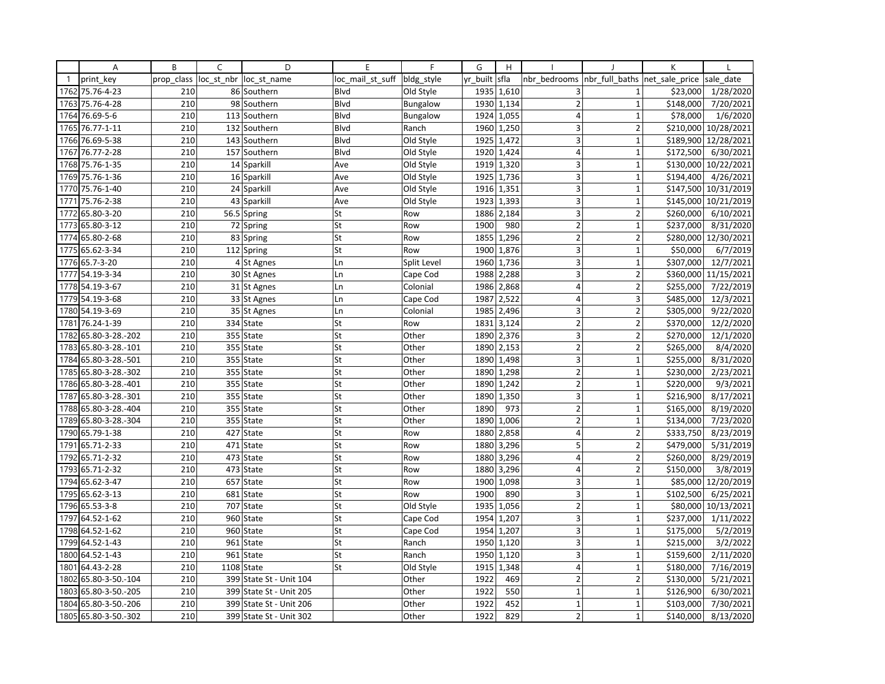| | A | B | C | D | E | F | G | H | I | J | K | L |
|---|---|---|---|---|---|---|---|---|---|---|---|---|
| 1 | print_key | prop_class | loc_st_nbr | loc_st_name | loc_mail_st_suff | bldg_style | yr_built | sfla | nbr_bedrooms | nbr_full_baths | net_sale_price | sale_date |
| 1762 | 75.76-4-23 | 210 | 86 | Southern | Blvd | Old Style | 1935 | 1,610 | 3 | 1 | $23,000 | 1/28/2020 |
| 1763 | 75.76-4-28 | 210 | 98 | Southern | Blvd | Bungalow | 1930 | 1,134 | 2 | 1 | $148,000 | 7/20/2021 |
| 1764 | 76.69-5-6 | 210 | 113 | Southern | Blvd | Bungalow | 1924 | 1,055 | 4 | 1 | $78,000 | 1/6/2020 |
| 1765 | 76.77-1-11 | 210 | 132 | Southern | Blvd | Ranch | 1960 | 1,250 | 3 | 2 | $210,000 | 10/28/2021 |
| 1766 | 76.69-5-38 | 210 | 143 | Southern | Blvd | Old Style | 1925 | 1,472 | 3 | 1 | $189,900 | 12/28/2021 |
| 1767 | 76.77-2-28 | 210 | 157 | Southern | Blvd | Old Style | 1920 | 1,424 | 4 | 1 | $172,500 | 6/30/2021 |
| 1768 | 75.76-1-35 | 210 | 14 | Sparkill | Ave | Old Style | 1919 | 1,320 | 3 | 1 | $130,000 | 10/22/2021 |
| 1769 | 75.76-1-36 | 210 | 16 | Sparkill | Ave | Old Style | 1925 | 1,736 | 3 | 1 | $194,400 | 4/26/2021 |
| 1770 | 75.76-1-40 | 210 | 24 | Sparkill | Ave | Old Style | 1916 | 1,351 | 3 | 1 | $147,500 | 10/31/2019 |
| 1771 | 75.76-2-38 | 210 | 43 | Sparkill | Ave | Old Style | 1923 | 1,393 | 3 | 1 | $145,000 | 10/21/2019 |
| 1772 | 65.80-3-20 | 210 | 56.5 | Spring | St | Row | 1886 | 2,184 | 3 | 2 | $260,000 | 6/10/2021 |
| 1773 | 65.80-3-12 | 210 | 72 | Spring | St | Row | 1900 | 980 | 2 | 1 | $237,000 | 8/31/2020 |
| 1774 | 65.80-2-68 | 210 | 83 | Spring | St | Row | 1855 | 1,296 | 2 | 2 | $280,000 | 12/30/2021 |
| 1775 | 65.62-3-34 | 210 | 112 | Spring | St | Row | 1900 | 1,876 | 3 | 1 | $50,000 | 6/7/2019 |
| 1776 | 65.7-3-20 | 210 | 4 | St Agnes | Ln | Split Level | 1960 | 1,736 | 3 | 1 | $307,000 | 12/7/2021 |
| 1777 | 54.19-3-34 | 210 | 30 | St Agnes | Ln | Cape Cod | 1988 | 2,288 | 3 | 2 | $360,000 | 11/15/2021 |
| 1778 | 54.19-3-67 | 210 | 31 | St Agnes | Ln | Colonial | 1986 | 2,868 | 4 | 2 | $255,000 | 7/22/2019 |
| 1779 | 54.19-3-68 | 210 | 33 | St Agnes | Ln | Cape Cod | 1987 | 2,522 | 4 | 3 | $485,000 | 12/3/2021 |
| 1780 | 54.19-3-69 | 210 | 35 | St Agnes | Ln | Colonial | 1985 | 2,496 | 3 | 2 | $305,000 | 9/22/2020 |
| 1781 | 76.24-1-39 | 210 | 334 | State | St | Row | 1831 | 3,124 | 2 | 2 | $370,000 | 12/2/2020 |
| 1782 | 65.80-3-28.-202 | 210 | 355 | State | St | Other | 1890 | 2,376 | 3 | 2 | $270,000 | 12/1/2020 |
| 1783 | 65.80-3-28.-101 | 210 | 355 | State | St | Other | 1890 | 2,153 | 2 | 2 | $265,000 | 8/4/2020 |
| 1784 | 65.80-3-28.-501 | 210 | 355 | State | St | Other | 1890 | 1,498 | 3 | 1 | $255,000 | 8/31/2020 |
| 1785 | 65.80-3-28.-302 | 210 | 355 | State | St | Other | 1890 | 1,298 | 2 | 1 | $230,000 | 2/23/2021 |
| 1786 | 65.80-3-28.-401 | 210 | 355 | State | St | Other | 1890 | 1,242 | 2 | 1 | $220,000 | 9/3/2021 |
| 1787 | 65.80-3-28.-301 | 210 | 355 | State | St | Other | 1890 | 1,350 | 3 | 1 | $216,900 | 8/17/2021 |
| 1788 | 65.80-3-28.-404 | 210 | 355 | State | St | Other | 1890 | 973 | 2 | 1 | $165,000 | 8/19/2020 |
| 1789 | 65.80-3-28.-304 | 210 | 355 | State | St | Other | 1890 | 1,006 | 2 | 1 | $134,000 | 7/23/2020 |
| 1790 | 65.79-1-38 | 210 | 427 | State | St | Row | 1880 | 2,858 | 4 | 2 | $333,750 | 8/23/2019 |
| 1791 | 65.71-2-33 | 210 | 471 | State | St | Row | 1880 | 3,296 | 5 | 2 | $479,000 | 5/31/2019 |
| 1792 | 65.71-2-32 | 210 | 473 | State | St | Row | 1880 | 3,296 | 4 | 2 | $260,000 | 8/29/2019 |
| 1793 | 65.71-2-32 | 210 | 473 | State | St | Row | 1880 | 3,296 | 4 | 2 | $150,000 | 3/8/2019 |
| 1794 | 65.62-3-47 | 210 | 657 | State | St | Row | 1900 | 1,098 | 3 | 1 | $85,000 | 12/20/2019 |
| 1795 | 65.62-3-13 | 210 | 681 | State | St | Row | 1900 | 890 | 3 | 1 | $102,500 | 6/25/2021 |
| 1796 | 65.53-3-8 | 210 | 707 | State | St | Old Style | 1935 | 1,056 | 2 | 1 | $80,000 | 10/13/2021 |
| 1797 | 64.52-1-62 | 210 | 960 | State | St | Cape Cod | 1954 | 1,207 | 3 | 1 | $237,000 | 1/11/2022 |
| 1798 | 64.52-1-62 | 210 | 960 | State | St | Cape Cod | 1954 | 1,207 | 3 | 1 | $175,000 | 5/2/2019 |
| 1799 | 64.52-1-43 | 210 | 961 | State | St | Ranch | 1950 | 1,120 | 3 | 1 | $215,000 | 3/2/2022 |
| 1800 | 64.52-1-43 | 210 | 961 | State | St | Ranch | 1950 | 1,120 | 3 | 1 | $159,600 | 2/11/2020 |
| 1801 | 64.43-2-28 | 210 | 1108 | State | St | Old Style | 1915 | 1,348 | 4 | 1 | $180,000 | 7/16/2019 |
| 1802 | 65.80-3-50.-104 | 210 | 399 | State St - Unit 104 | | Other | 1922 | 469 | 2 | 2 | $130,000 | 5/21/2021 |
| 1803 | 65.80-3-50.-205 | 210 | 399 | State St - Unit 205 | | Other | 1922 | 550 | 1 | 1 | $126,900 | 6/30/2021 |
| 1804 | 65.80-3-50.-206 | 210 | 399 | State St - Unit 206 | | Other | 1922 | 452 | 1 | 1 | $103,000 | 7/30/2021 |
| 1805 | 65.80-3-50.-302 | 210 | 399 | State St - Unit 302 | | Other | 1922 | 829 | 2 | 1 | $140,000 | 8/13/2020 |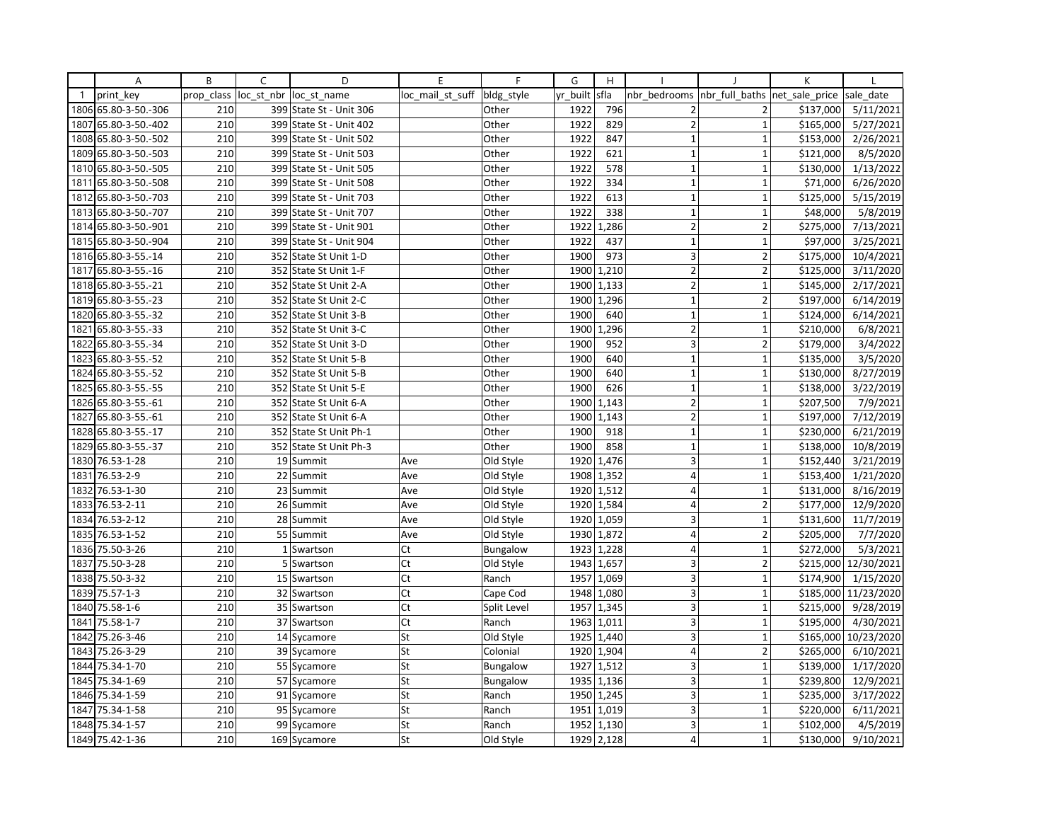| | A | B | C | D | E | F | G | H | I | J | K | L |
|---|---|---|---|---|---|---|---|---|---|---|---|---|
| 1 | print_key | prop_class | loc_st_nbr | loc_st_name | loc_mail_st_suff | bldg_style | yr_built | sfla | nbr_bedrooms | nbr_full_baths | net_sale_price | sale_date |
| 1806 | 65.80-3-50.-306 | 210 | 399 | State St - Unit 306 | | Other | 1922 | 796 | 2 | 2 | $137,000 | 5/11/2021 |
| 1807 | 65.80-3-50.-402 | 210 | 399 | State St - Unit 402 | | Other | 1922 | 829 | 2 | 1 | $165,000 | 5/27/2021 |
| 1808 | 65.80-3-50.-502 | 210 | 399 | State St - Unit 502 | | Other | 1922 | 847 | 1 | 1 | $153,000 | 2/26/2021 |
| 1809 | 65.80-3-50.-503 | 210 | 399 | State St - Unit 503 | | Other | 1922 | 621 | 1 | 1 | $121,000 | 8/5/2020 |
| 1810 | 65.80-3-50.-505 | 210 | 399 | State St - Unit 505 | | Other | 1922 | 578 | 1 | 1 | $130,000 | 1/13/2022 |
| 1811 | 65.80-3-50.-508 | 210 | 399 | State St - Unit 508 | | Other | 1922 | 334 | 1 | 1 | $71,000 | 6/26/2020 |
| 1812 | 65.80-3-50.-703 | 210 | 399 | State St - Unit 703 | | Other | 1922 | 613 | 1 | 1 | $125,000 | 5/15/2019 |
| 1813 | 65.80-3-50.-707 | 210 | 399 | State St - Unit 707 | | Other | 1922 | 338 | 1 | 1 | $48,000 | 5/8/2019 |
| 1814 | 65.80-3-50.-901 | 210 | 399 | State St - Unit 901 | | Other | 1922 | 1,286 | 2 | 2 | $275,000 | 7/13/2021 |
| 1815 | 65.80-3-50.-904 | 210 | 399 | State St - Unit 904 | | Other | 1922 | 437 | 1 | 1 | $97,000 | 3/25/2021 |
| 1816 | 65.80-3-55.-14 | 210 | 352 | State St Unit 1-D | | Other | 1900 | 973 | 3 | 2 | $175,000 | 10/4/2021 |
| 1817 | 65.80-3-55.-16 | 210 | 352 | State St Unit 1-F | | Other | 1900 | 1,210 | 2 | 2 | $125,000 | 3/11/2020 |
| 1818 | 65.80-3-55.-21 | 210 | 352 | State St Unit 2-A | | Other | 1900 | 1,133 | 2 | 1 | $145,000 | 2/17/2021 |
| 1819 | 65.80-3-55.-23 | 210 | 352 | State St Unit 2-C | | Other | 1900 | 1,296 | 1 | 2 | $197,000 | 6/14/2019 |
| 1820 | 65.80-3-55.-32 | 210 | 352 | State St Unit 3-B | | Other | 1900 | 640 | 1 | 1 | $124,000 | 6/14/2021 |
| 1821 | 65.80-3-55.-33 | 210 | 352 | State St Unit 3-C | | Other | 1900 | 1,296 | 2 | 1 | $210,000 | 6/8/2021 |
| 1822 | 65.80-3-55.-34 | 210 | 352 | State St Unit 3-D | | Other | 1900 | 952 | 3 | 2 | $179,000 | 3/4/2022 |
| 1823 | 65.80-3-55.-52 | 210 | 352 | State St Unit 5-B | | Other | 1900 | 640 | 1 | 1 | $135,000 | 3/5/2020 |
| 1824 | 65.80-3-55.-52 | 210 | 352 | State St Unit 5-B | | Other | 1900 | 640 | 1 | 1 | $130,000 | 8/27/2019 |
| 1825 | 65.80-3-55.-55 | 210 | 352 | State St Unit 5-E | | Other | 1900 | 626 | 1 | 1 | $138,000 | 3/22/2019 |
| 1826 | 65.80-3-55.-61 | 210 | 352 | State St Unit 6-A | | Other | 1900 | 1,143 | 2 | 1 | $207,500 | 7/9/2021 |
| 1827 | 65.80-3-55.-61 | 210 | 352 | State St Unit 6-A | | Other | 1900 | 1,143 | 2 | 1 | $197,000 | 7/12/2019 |
| 1828 | 65.80-3-55.-17 | 210 | 352 | State St Unit Ph-1 | | Other | 1900 | 918 | 1 | 1 | $230,000 | 6/21/2019 |
| 1829 | 65.80-3-55.-37 | 210 | 352 | State St Unit Ph-3 | | Other | 1900 | 858 | 1 | 1 | $138,000 | 10/8/2019 |
| 1830 | 76.53-1-28 | 210 | 19 | Summit | Ave | Old Style | 1920 | 1,476 | 3 | 1 | $152,440 | 3/21/2019 |
| 1831 | 76.53-2-9 | 210 | 22 | Summit | Ave | Old Style | 1908 | 1,352 | 4 | 1 | $153,400 | 1/21/2020 |
| 1832 | 76.53-1-30 | 210 | 23 | Summit | Ave | Old Style | 1920 | 1,512 | 4 | 1 | $131,000 | 8/16/2019 |
| 1833 | 76.53-2-11 | 210 | 26 | Summit | Ave | Old Style | 1920 | 1,584 | 4 | 2 | $177,000 | 12/9/2020 |
| 1834 | 76.53-2-12 | 210 | 28 | Summit | Ave | Old Style | 1920 | 1,059 | 3 | 1 | $131,600 | 11/7/2019 |
| 1835 | 76.53-1-52 | 210 | 55 | Summit | Ave | Old Style | 1930 | 1,872 | 4 | 2 | $205,000 | 7/7/2020 |
| 1836 | 75.50-3-26 | 210 | 1 | Swartson | Ct | Bungalow | 1923 | 1,228 | 4 | 1 | $272,000 | 5/3/2021 |
| 1837 | 75.50-3-28 | 210 | 5 | Swartson | Ct | Old Style | 1943 | 1,657 | 3 | 2 | $215,000 | 12/30/2021 |
| 1838 | 75.50-3-32 | 210 | 15 | Swartson | Ct | Ranch | 1957 | 1,069 | 3 | 1 | $174,900 | 1/15/2020 |
| 1839 | 75.57-1-3 | 210 | 32 | Swartson | Ct | Cape Cod | 1948 | 1,080 | 3 | 1 | $185,000 | 11/23/2020 |
| 1840 | 75.58-1-6 | 210 | 35 | Swartson | Ct | Split Level | 1957 | 1,345 | 3 | 1 | $215,000 | 9/28/2019 |
| 1841 | 75.58-1-7 | 210 | 37 | Swartson | Ct | Ranch | 1963 | 1,011 | 3 | 1 | $195,000 | 4/30/2021 |
| 1842 | 75.26-3-46 | 210 | 14 | Sycamore | St | Old Style | 1925 | 1,440 | 3 | 1 | $165,000 | 10/23/2020 |
| 1843 | 75.26-3-29 | 210 | 39 | Sycamore | St | Colonial | 1920 | 1,904 | 4 | 2 | $265,000 | 6/10/2021 |
| 1844 | 75.34-1-70 | 210 | 55 | Sycamore | St | Bungalow | 1927 | 1,512 | 3 | 1 | $139,000 | 1/17/2020 |
| 1845 | 75.34-1-69 | 210 | 57 | Sycamore | St | Bungalow | 1935 | 1,136 | 3 | 1 | $239,800 | 12/9/2021 |
| 1846 | 75.34-1-59 | 210 | 91 | Sycamore | St | Ranch | 1950 | 1,245 | 3 | 1 | $235,000 | 3/17/2022 |
| 1847 | 75.34-1-58 | 210 | 95 | Sycamore | St | Ranch | 1951 | 1,019 | 3 | 1 | $220,000 | 6/11/2021 |
| 1848 | 75.34-1-57 | 210 | 99 | Sycamore | St | Ranch | 1952 | 1,130 | 3 | 1 | $102,000 | 4/5/2019 |
| 1849 | 75.42-1-36 | 210 | 169 | Sycamore | St | Old Style | 1929 | 2,128 | 4 | 1 | $130,000 | 9/10/2021 |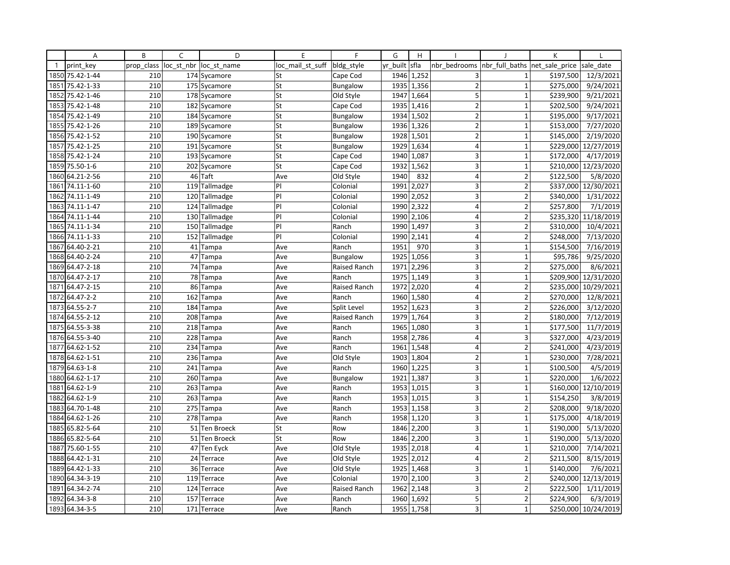| | A | B | C | D | E | F | G | H | I | J | K | L |
|---|---|---|---|---|---|---|---|---|---|---|---|---|
| 1 | print_key | prop_class | loc_st_nbr | loc_st_name | loc_mail_st_suff | bldg_style | yr_built | sfla | nbr_bedrooms | nbr_full_baths | net_sale_price | sale_date |
| 1850 | 75.42-1-44 | 210 | 174 | Sycamore | St | Cape Cod | 1946 | 1,252 | 3 | 1 | $197,500 | 12/3/2021 |
| 1851 | 75.42-1-33 | 210 | 175 | Sycamore | St | Bungalow | 1935 | 1,356 | 2 | 1 | $275,000 | 9/24/2021 |
| 1852 | 75.42-1-46 | 210 | 178 | Sycamore | St | Old Style | 1947 | 1,664 | 5 | 1 | $239,900 | 9/21/2021 |
| 1853 | 75.42-1-48 | 210 | 182 | Sycamore | St | Cape Cod | 1935 | 1,416 | 2 | 1 | $202,500 | 9/24/2021 |
| 1854 | 75.42-1-49 | 210 | 184 | Sycamore | St | Bungalow | 1934 | 1,502 | 2 | 1 | $195,000 | 9/17/2021 |
| 1855 | 75.42-1-26 | 210 | 189 | Sycamore | St | Bungalow | 1936 | 1,326 | 2 | 1 | $153,000 | 7/27/2020 |
| 1856 | 75.42-1-52 | 210 | 190 | Sycamore | St | Bungalow | 1928 | 1,501 | 2 | 1 | $145,000 | 2/19/2020 |
| 1857 | 75.42-1-25 | 210 | 191 | Sycamore | St | Bungalow | 1929 | 1,634 | 4 | 1 | $229,000 | 12/27/2019 |
| 1858 | 75.42-1-24 | 210 | 193 | Sycamore | St | Cape Cod | 1940 | 1,087 | 3 | 1 | $172,000 | 4/17/2019 |
| 1859 | 75.50-1-6 | 210 | 202 | Sycamore | St | Cape Cod | 1932 | 1,562 | 3 | 1 | $210,000 | 12/23/2020 |
| 1860 | 64.21-2-56 | 210 | 46 | Taft | Ave | Old Style | 1940 | 832 | 4 | 2 | $122,500 | 5/8/2020 |
| 1861 | 74.11-1-60 | 210 | 119 | Tallmadge | Pl | Colonial | 1991 | 2,027 | 3 | 2 | $337,000 | 12/30/2021 |
| 1862 | 74.11-1-49 | 210 | 120 | Tallmadge | Pl | Colonial | 1990 | 2,052 | 3 | 2 | $340,000 | 1/31/2022 |
| 1863 | 74.11-1-47 | 210 | 124 | Tallmadge | Pl | Colonial | 1990 | 2,322 | 4 | 2 | $257,800 | 7/1/2019 |
| 1864 | 74.11-1-44 | 210 | 130 | Tallmadge | Pl | Colonial | 1990 | 2,106 | 4 | 2 | $235,320 | 11/18/2019 |
| 1865 | 74.11-1-34 | 210 | 150 | Tallmadge | Pl | Ranch | 1990 | 1,497 | 3 | 2 | $310,000 | 10/4/2021 |
| 1866 | 74.11-1-33 | 210 | 152 | Tallmadge | Pl | Colonial | 1990 | 2,141 | 4 | 2 | $248,000 | 7/13/2020 |
| 1867 | 64.40-2-21 | 210 | 41 | Tampa | Ave | Ranch | 1951 | 970 | 3 | 1 | $154,500 | 7/16/2019 |
| 1868 | 64.40-2-24 | 210 | 47 | Tampa | Ave | Bungalow | 1925 | 1,056 | 3 | 1 | $95,786 | 9/25/2020 |
| 1869 | 64.47-2-18 | 210 | 74 | Tampa | Ave | Raised Ranch | 1971 | 2,296 | 3 | 2 | $275,000 | 8/6/2021 |
| 1870 | 64.47-2-17 | 210 | 78 | Tampa | Ave | Ranch | 1975 | 1,149 | 3 | 1 | $209,900 | 12/31/2020 |
| 1871 | 64.47-2-15 | 210 | 86 | Tampa | Ave | Raised Ranch | 1972 | 2,020 | 4 | 2 | $235,000 | 10/29/2021 |
| 1872 | 64.47-2-2 | 210 | 162 | Tampa | Ave | Ranch | 1960 | 1,580 | 4 | 2 | $270,000 | 12/8/2021 |
| 1873 | 64.55-2-7 | 210 | 184 | Tampa | Ave | Split Level | 1952 | 1,623 | 3 | 2 | $226,000 | 3/12/2020 |
| 1874 | 64.55-2-12 | 210 | 208 | Tampa | Ave | Raised Ranch | 1979 | 1,764 | 3 | 2 | $180,000 | 7/12/2019 |
| 1875 | 64.55-3-38 | 210 | 218 | Tampa | Ave | Ranch | 1965 | 1,080 | 3 | 1 | $177,500 | 11/7/2019 |
| 1876 | 64.55-3-40 | 210 | 228 | Tampa | Ave | Ranch | 1958 | 2,786 | 4 | 3 | $327,000 | 4/23/2019 |
| 1877 | 64.62-1-52 | 210 | 234 | Tampa | Ave | Ranch | 1961 | 1,548 | 4 | 2 | $241,000 | 4/23/2019 |
| 1878 | 64.62-1-51 | 210 | 236 | Tampa | Ave | Old Style | 1903 | 1,804 | 2 | 1 | $230,000 | 7/28/2021 |
| 1879 | 64.63-1-8 | 210 | 241 | Tampa | Ave | Ranch | 1960 | 1,225 | 3 | 1 | $100,500 | 4/5/2019 |
| 1880 | 64.62-1-17 | 210 | 260 | Tampa | Ave | Bungalow | 1921 | 1,387 | 3 | 1 | $220,000 | 1/6/2022 |
| 1881 | 64.62-1-9 | 210 | 263 | Tampa | Ave | Ranch | 1953 | 1,015 | 3 | 1 | $160,000 | 12/10/2019 |
| 1882 | 64.62-1-9 | 210 | 263 | Tampa | Ave | Ranch | 1953 | 1,015 | 3 | 1 | $154,250 | 3/8/2019 |
| 1883 | 64.70-1-48 | 210 | 275 | Tampa | Ave | Ranch | 1953 | 1,158 | 3 | 2 | $208,000 | 9/18/2020 |
| 1884 | 64.62-1-26 | 210 | 278 | Tampa | Ave | Ranch | 1958 | 1,120 | 3 | 1 | $175,000 | 4/18/2019 |
| 1885 | 65.82-5-64 | 210 | 51 | Ten Broeck | St | Row | 1846 | 2,200 | 3 | 1 | $190,000 | 5/13/2020 |
| 1886 | 65.82-5-64 | 210 | 51 | Ten Broeck | St | Row | 1846 | 2,200 | 3 | 1 | $190,000 | 5/13/2020 |
| 1887 | 75.60-1-55 | 210 | 47 | Ten Eyck | Ave | Old Style | 1935 | 2,018 | 4 | 1 | $210,000 | 7/14/2021 |
| 1888 | 64.42-1-31 | 210 | 24 | Terrace | Ave | Old Style | 1925 | 2,012 | 4 | 2 | $211,500 | 8/15/2019 |
| 1889 | 64.42-1-33 | 210 | 36 | Terrace | Ave | Old Style | 1925 | 1,468 | 3 | 1 | $140,000 | 7/6/2021 |
| 1890 | 64.34-3-19 | 210 | 119 | Terrace | Ave | Colonial | 1970 | 2,100 | 3 | 2 | $240,000 | 12/13/2019 |
| 1891 | 64.34-2-74 | 210 | 124 | Terrace | Ave | Raised Ranch | 1962 | 2,148 | 3 | 2 | $222,500 | 1/11/2019 |
| 1892 | 64.34-3-8 | 210 | 157 | Terrace | Ave | Ranch | 1960 | 1,692 | 5 | 2 | $224,900 | 6/3/2019 |
| 1893 | 64.34-3-5 | 210 | 171 | Terrace | Ave | Ranch | 1955 | 1,758 | 3 | 1 | $250,000 | 10/24/2019 |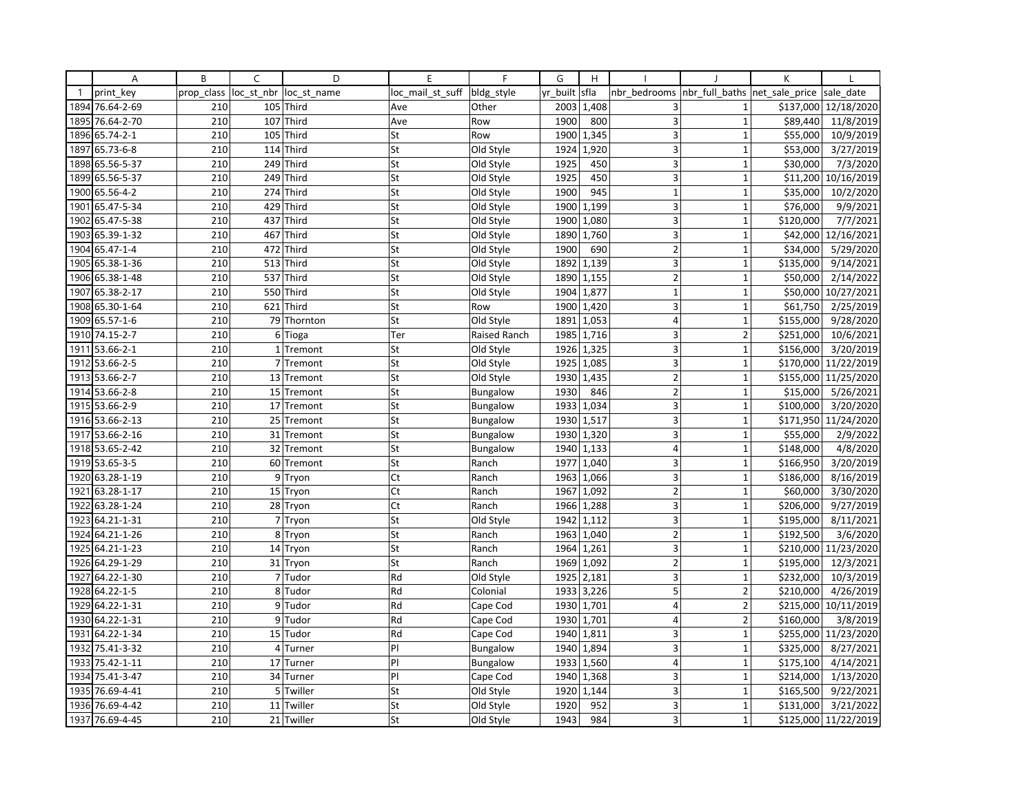| | A | B | C | D | E | F | G | H | I | J | K | L |
|---|---|---|---|---|---|---|---|---|---|---|---|---|
| 1 | print_key | prop_class | loc_st_nbr | loc_st_name | loc_mail_st_suff | bldg_style | yr_built | sfla | nbr_bedrooms | nbr_full_baths | net_sale_price | sale_date |
| 1894 | 76.64-2-69 | 210 | 105 | Third | Ave | Other | 2003 | 1,408 | 3 | 1 | $137,000 | 12/18/2020 |
| 1895 | 76.64-2-70 | 210 | 107 | Third | Ave | Row | 1900 | 800 | 3 | 1 | $89,440 | 11/8/2019 |
| 1896 | 65.74-2-1 | 210 | 105 | Third | St | Row | 1900 | 1,345 | 3 | 1 | $55,000 | 10/9/2019 |
| 1897 | 65.73-6-8 | 210 | 114 | Third | St | Old Style | 1924 | 1,920 | 3 | 1 | $53,000 | 3/27/2019 |
| 1898 | 65.56-5-37 | 210 | 249 | Third | St | Old Style | 1925 | 450 | 3 | 1 | $30,000 | 7/3/2020 |
| 1899 | 65.56-5-37 | 210 | 249 | Third | St | Old Style | 1925 | 450 | 3 | 1 | $11,200 | 10/16/2019 |
| 1900 | 65.56-4-2 | 210 | 274 | Third | St | Old Style | 1900 | 945 | 1 | 1 | $35,000 | 10/2/2020 |
| 1901 | 65.47-5-34 | 210 | 429 | Third | St | Old Style | 1900 | 1,199 | 3 | 1 | $76,000 | 9/9/2021 |
| 1902 | 65.47-5-38 | 210 | 437 | Third | St | Old Style | 1900 | 1,080 | 3 | 1 | $120,000 | 7/7/2021 |
| 1903 | 65.39-1-32 | 210 | 467 | Third | St | Old Style | 1890 | 1,760 | 3 | 1 | $42,000 | 12/16/2021 |
| 1904 | 65.47-1-4 | 210 | 472 | Third | St | Old Style | 1900 | 690 | 2 | 1 | $34,000 | 5/29/2020 |
| 1905 | 65.38-1-36 | 210 | 513 | Third | St | Old Style | 1892 | 1,139 | 3 | 1 | $135,000 | 9/14/2021 |
| 1906 | 65.38-1-48 | 210 | 537 | Third | St | Old Style | 1890 | 1,155 | 2 | 1 | $50,000 | 2/14/2022 |
| 1907 | 65.38-2-17 | 210 | 550 | Third | St | Old Style | 1904 | 1,877 | 1 | 1 | $50,000 | 10/27/2021 |
| 1908 | 65.30-1-64 | 210 | 621 | Third | St | Row | 1900 | 1,420 | 3 | 1 | $61,750 | 2/25/2019 |
| 1909 | 65.57-1-6 | 210 | 79 | Thornton | St | Old Style | 1891 | 1,053 | 4 | 1 | $155,000 | 9/28/2020 |
| 1910 | 74.15-2-7 | 210 | 6 | Tioga | Ter | Raised Ranch | 1985 | 1,716 | 3 | 2 | $251,000 | 10/6/2021 |
| 1911 | 53.66-2-1 | 210 | 1 | Tremont | St | Old Style | 1926 | 1,325 | 3 | 1 | $156,000 | 3/20/2019 |
| 1912 | 53.66-2-5 | 210 | 7 | Tremont | St | Old Style | 1925 | 1,085 | 3 | 1 | $170,000 | 11/22/2019 |
| 1913 | 53.66-2-7 | 210 | 13 | Tremont | St | Old Style | 1930 | 1,435 | 2 | 1 | $155,000 | 11/25/2020 |
| 1914 | 53.66-2-8 | 210 | 15 | Tremont | St | Bungalow | 1930 | 846 | 2 | 1 | $15,000 | 5/26/2021 |
| 1915 | 53.66-2-9 | 210 | 17 | Tremont | St | Bungalow | 1933 | 1,034 | 3 | 1 | $100,000 | 3/20/2020 |
| 1916 | 53.66-2-13 | 210 | 25 | Tremont | St | Bungalow | 1930 | 1,517 | 3 | 1 | $171,950 | 11/24/2020 |
| 1917 | 53.66-2-16 | 210 | 31 | Tremont | St | Bungalow | 1930 | 1,320 | 3 | 1 | $55,000 | 2/9/2022 |
| 1918 | 53.65-2-42 | 210 | 32 | Tremont | St | Bungalow | 1940 | 1,133 | 4 | 1 | $148,000 | 4/8/2020 |
| 1919 | 53.65-3-5 | 210 | 60 | Tremont | St | Ranch | 1977 | 1,040 | 3 | 1 | $166,950 | 3/20/2019 |
| 1920 | 63.28-1-19 | 210 | 9 | Tryon | Ct | Ranch | 1963 | 1,066 | 3 | 1 | $186,000 | 8/16/2019 |
| 1921 | 63.28-1-17 | 210 | 15 | Tryon | Ct | Ranch | 1967 | 1,092 | 2 | 1 | $60,000 | 3/30/2020 |
| 1922 | 63.28-1-24 | 210 | 28 | Tryon | Ct | Ranch | 1966 | 1,288 | 3 | 1 | $206,000 | 9/27/2019 |
| 1923 | 64.21-1-31 | 210 | 7 | Tryon | St | Old Style | 1942 | 1,112 | 3 | 1 | $195,000 | 8/11/2021 |
| 1924 | 64.21-1-26 | 210 | 8 | Tryon | St | Ranch | 1963 | 1,040 | 2 | 1 | $192,500 | 3/6/2020 |
| 1925 | 64.21-1-23 | 210 | 14 | Tryon | St | Ranch | 1964 | 1,261 | 3 | 1 | $210,000 | 11/23/2020 |
| 1926 | 64.29-1-29 | 210 | 31 | Tryon | St | Ranch | 1969 | 1,092 | 2 | 1 | $195,000 | 12/3/2021 |
| 1927 | 64.22-1-30 | 210 | 7 | Tudor | Rd | Old Style | 1925 | 2,181 | 3 | 1 | $232,000 | 10/3/2019 |
| 1928 | 64.22-1-5 | 210 | 8 | Tudor | Rd | Colonial | 1933 | 3,226 | 5 | 2 | $210,000 | 4/26/2019 |
| 1929 | 64.22-1-31 | 210 | 9 | Tudor | Rd | Cape Cod | 1930 | 1,701 | 4 | 2 | $215,000 | 10/11/2019 |
| 1930 | 64.22-1-31 | 210 | 9 | Tudor | Rd | Cape Cod | 1930 | 1,701 | 4 | 2 | $160,000 | 3/8/2019 |
| 1931 | 64.22-1-34 | 210 | 15 | Tudor | Rd | Cape Cod | 1940 | 1,811 | 3 | 1 | $255,000 | 11/23/2020 |
| 1932 | 75.41-3-32 | 210 | 4 | Turner | Pl | Bungalow | 1940 | 1,894 | 3 | 1 | $325,000 | 8/27/2021 |
| 1933 | 75.42-1-11 | 210 | 17 | Turner | Pl | Bungalow | 1933 | 1,560 | 4 | 1 | $175,100 | 4/14/2021 |
| 1934 | 75.41-3-47 | 210 | 34 | Turner | Pl | Cape Cod | 1940 | 1,368 | 3 | 1 | $214,000 | 1/13/2020 |
| 1935 | 76.69-4-41 | 210 | 5 | Twiller | St | Old Style | 1920 | 1,144 | 3 | 1 | $165,500 | 9/22/2021 |
| 1936 | 76.69-4-42 | 210 | 11 | Twiller | St | Old Style | 1920 | 952 | 3 | 1 | $131,000 | 3/21/2022 |
| 1937 | 76.69-4-45 | 210 | 21 | Twiller | St | Old Style | 1943 | 984 | 3 | 1 | $125,000 | 11/22/2019 |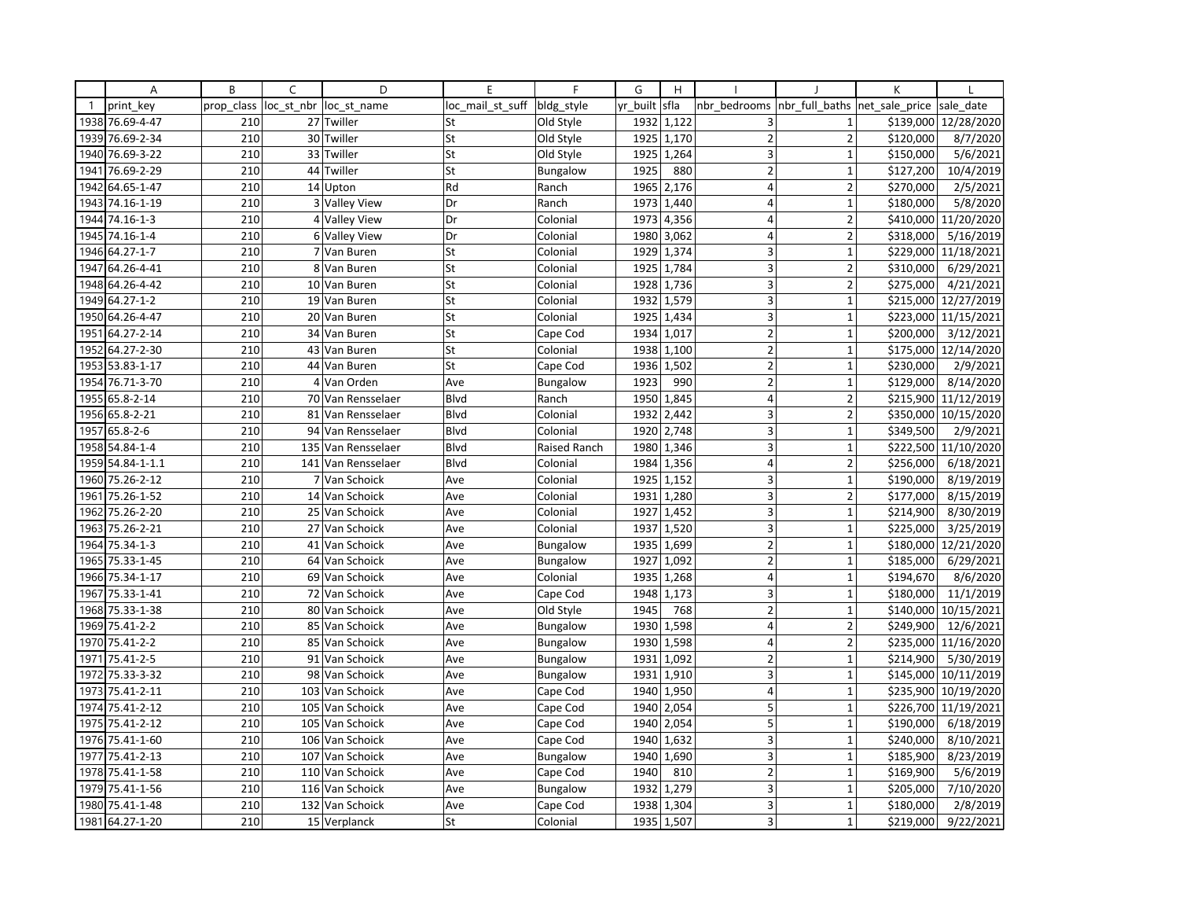| | A | B | C | D | E | F | G | H | I | J | K | L |
|---|---|---|---|---|---|---|---|---|---|---|---|---|
| 1 | print_key | prop_class | loc_st_nbr | loc_st_name | loc_mail_st_suff | bldg_style | yr_built | sfla | nbr_bedrooms | nbr_full_baths | net_sale_price | sale_date |
| 1938 | 76.69-4-47 | 210 | 27 | Twiller | St | Old Style | 1932 | 1,122 | 3 | 1 | $139,000 | 12/28/2020 |
| 1939 | 76.69-2-34 | 210 | 30 | Twiller | St | Old Style | 1925 | 1,170 | 2 | 2 | $120,000 | 8/7/2020 |
| 1940 | 76.69-3-22 | 210 | 33 | Twiller | St | Old Style | 1925 | 1,264 | 3 | 1 | $150,000 | 5/6/2021 |
| 1941 | 76.69-2-29 | 210 | 44 | Twiller | St | Bungalow | 1925 | 880 | 2 | 1 | $127,200 | 10/4/2019 |
| 1942 | 64.65-1-47 | 210 | 14 | Upton | Rd | Ranch | 1965 | 2,176 | 4 | 2 | $270,000 | 2/5/2021 |
| 1943 | 74.16-1-19 | 210 | 3 | Valley View | Dr | Ranch | 1973 | 1,440 | 4 | 1 | $180,000 | 5/8/2020 |
| 1944 | 74.16-1-3 | 210 | 4 | Valley View | Dr | Colonial | 1973 | 4,356 | 4 | 2 | $410,000 | 11/20/2020 |
| 1945 | 74.16-1-4 | 210 | 6 | Valley View | Dr | Colonial | 1980 | 3,062 | 4 | 2 | $318,000 | 5/16/2019 |
| 1946 | 64.27-1-7 | 210 | 7 | Van Buren | St | Colonial | 1929 | 1,374 | 3 | 1 | $229,000 | 11/18/2021 |
| 1947 | 64.26-4-41 | 210 | 8 | Van Buren | St | Colonial | 1925 | 1,784 | 3 | 2 | $310,000 | 6/29/2021 |
| 1948 | 64.26-4-42 | 210 | 10 | Van Buren | St | Colonial | 1928 | 1,736 | 3 | 2 | $275,000 | 4/21/2021 |
| 1949 | 64.27-1-2 | 210 | 19 | Van Buren | St | Colonial | 1932 | 1,579 | 3 | 1 | $215,000 | 12/27/2019 |
| 1950 | 64.26-4-47 | 210 | 20 | Van Buren | St | Colonial | 1925 | 1,434 | 3 | 1 | $223,000 | 11/15/2021 |
| 1951 | 64.27-2-14 | 210 | 34 | Van Buren | St | Cape Cod | 1934 | 1,017 | 2 | 1 | $200,000 | 3/12/2021 |
| 1952 | 64.27-2-30 | 210 | 43 | Van Buren | St | Colonial | 1938 | 1,100 | 2 | 1 | $175,000 | 12/14/2020 |
| 1953 | 53.83-1-17 | 210 | 44 | Van Buren | St | Cape Cod | 1936 | 1,502 | 2 | 1 | $230,000 | 2/9/2021 |
| 1954 | 76.71-3-70 | 210 | 4 | Van Orden | Ave | Bungalow | 1923 | 990 | 2 | 1 | $129,000 | 8/14/2020 |
| 1955 | 65.8-2-14 | 210 | 70 | Van Rensselaer | Blvd | Ranch | 1950 | 1,845 | 4 | 2 | $215,900 | 11/12/2019 |
| 1956 | 65.8-2-21 | 210 | 81 | Van Rensselaer | Blvd | Colonial | 1932 | 2,442 | 3 | 2 | $350,000 | 10/15/2020 |
| 1957 | 65.8-2-6 | 210 | 94 | Van Rensselaer | Blvd | Colonial | 1920 | 2,748 | 3 | 1 | $349,500 | 2/9/2021 |
| 1958 | 54.84-1-4 | 210 | 135 | Van Rensselaer | Blvd | Raised Ranch | 1980 | 1,346 | 3 | 1 | $222,500 | 11/10/2020 |
| 1959 | 54.84-1-1.1 | 210 | 141 | Van Rensselaer | Blvd | Colonial | 1984 | 1,356 | 4 | 2 | $256,000 | 6/18/2021 |
| 1960 | 75.26-2-12 | 210 | 7 | Van Schoick | Ave | Colonial | 1925 | 1,152 | 3 | 1 | $190,000 | 8/19/2019 |
| 1961 | 75.26-1-52 | 210 | 14 | Van Schoick | Ave | Colonial | 1931 | 1,280 | 3 | 2 | $177,000 | 8/15/2019 |
| 1962 | 75.26-2-20 | 210 | 25 | Van Schoick | Ave | Colonial | 1927 | 1,452 | 3 | 1 | $214,900 | 8/30/2019 |
| 1963 | 75.26-2-21 | 210 | 27 | Van Schoick | Ave | Colonial | 1937 | 1,520 | 3 | 1 | $225,000 | 3/25/2019 |
| 1964 | 75.34-1-3 | 210 | 41 | Van Schoick | Ave | Bungalow | 1935 | 1,699 | 2 | 1 | $180,000 | 12/21/2020 |
| 1965 | 75.33-1-45 | 210 | 64 | Van Schoick | Ave | Bungalow | 1927 | 1,092 | 2 | 1 | $185,000 | 6/29/2021 |
| 1966 | 75.34-1-17 | 210 | 69 | Van Schoick | Ave | Colonial | 1935 | 1,268 | 4 | 1 | $194,670 | 8/6/2020 |
| 1967 | 75.33-1-41 | 210 | 72 | Van Schoick | Ave | Cape Cod | 1948 | 1,173 | 3 | 1 | $180,000 | 11/1/2019 |
| 1968 | 75.33-1-38 | 210 | 80 | Van Schoick | Ave | Old Style | 1945 | 768 | 2 | 1 | $140,000 | 10/15/2021 |
| 1969 | 75.41-2-2 | 210 | 85 | Van Schoick | Ave | Bungalow | 1930 | 1,598 | 4 | 2 | $249,900 | 12/6/2021 |
| 1970 | 75.41-2-2 | 210 | 85 | Van Schoick | Ave | Bungalow | 1930 | 1,598 | 4 | 2 | $235,000 | 11/16/2020 |
| 1971 | 75.41-2-5 | 210 | 91 | Van Schoick | Ave | Bungalow | 1931 | 1,092 | 2 | 1 | $214,900 | 5/30/2019 |
| 1972 | 75.33-3-32 | 210 | 98 | Van Schoick | Ave | Bungalow | 1931 | 1,910 | 3 | 1 | $145,000 | 10/11/2019 |
| 1973 | 75.41-2-11 | 210 | 103 | Van Schoick | Ave | Cape Cod | 1940 | 1,950 | 4 | 1 | $235,900 | 10/19/2020 |
| 1974 | 75.41-2-12 | 210 | 105 | Van Schoick | Ave | Cape Cod | 1940 | 2,054 | 5 | 1 | $226,700 | 11/19/2021 |
| 1975 | 75.41-2-12 | 210 | 105 | Van Schoick | Ave | Cape Cod | 1940 | 2,054 | 5 | 1 | $190,000 | 6/18/2019 |
| 1976 | 75.41-1-60 | 210 | 106 | Van Schoick | Ave | Cape Cod | 1940 | 1,632 | 3 | 1 | $240,000 | 8/10/2021 |
| 1977 | 75.41-2-13 | 210 | 107 | Van Schoick | Ave | Bungalow | 1940 | 1,690 | 3 | 1 | $185,900 | 8/23/2019 |
| 1978 | 75.41-1-58 | 210 | 110 | Van Schoick | Ave | Cape Cod | 1940 | 810 | 2 | 1 | $169,900 | 5/6/2019 |
| 1979 | 75.41-1-56 | 210 | 116 | Van Schoick | Ave | Bungalow | 1932 | 1,279 | 3 | 1 | $205,000 | 7/10/2020 |
| 1980 | 75.41-1-48 | 210 | 132 | Van Schoick | Ave | Cape Cod | 1938 | 1,304 | 3 | 1 | $180,000 | 2/8/2019 |
| 1981 | 64.27-1-20 | 210 | 15 | Verplanck | St | Colonial | 1935 | 1,507 | 3 | 1 | $219,000 | 9/22/2021 |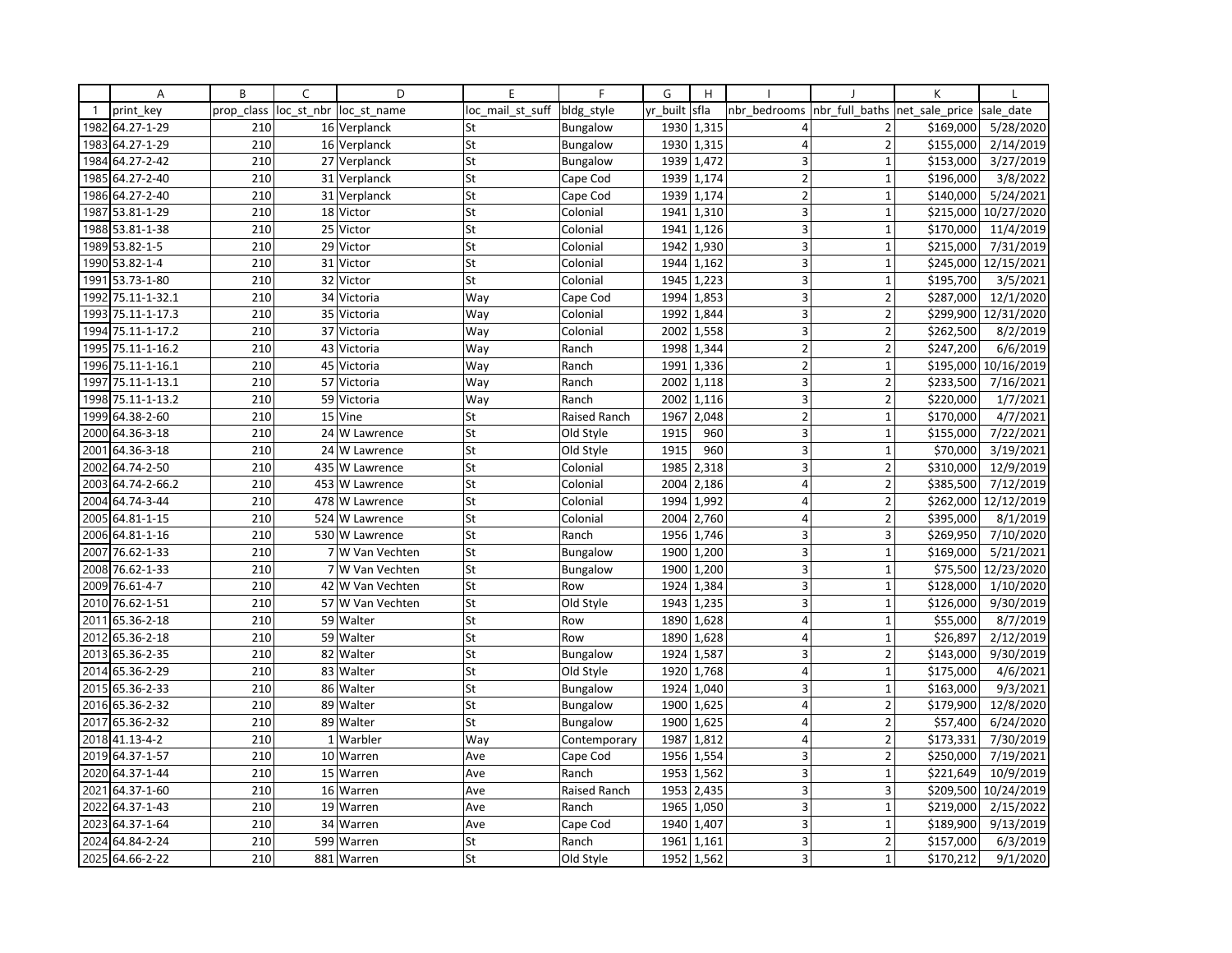| | A | B | C | D | E | F | G | H | I | J | K | L |
|---|---|---|---|---|---|---|---|---|---|---|---|---|
| 1 | print_key | prop_class | loc_st_nbr | loc_st_name | loc_mail_st_suff | bldg_style | yr_built | sfla | nbr_bedrooms | nbr_full_baths | net_sale_price | sale_date |
| 1982 | 64.27-1-29 | 210 | 16 | Verplanck | St | Bungalow | 1930 | 1,315 | 4 | 2 | $169,000 | 5/28/2020 |
| 1983 | 64.27-1-29 | 210 | 16 | Verplanck | St | Bungalow | 1930 | 1,315 | 4 | 2 | $155,000 | 2/14/2019 |
| 1984 | 64.27-2-42 | 210 | 27 | Verplanck | St | Bungalow | 1939 | 1,472 | 3 | 1 | $153,000 | 3/27/2019 |
| 1985 | 64.27-2-40 | 210 | 31 | Verplanck | St | Cape Cod | 1939 | 1,174 | 2 | 1 | $196,000 | 3/8/2022 |
| 1986 | 64.27-2-40 | 210 | 31 | Verplanck | St | Cape Cod | 1939 | 1,174 | 2 | 1 | $140,000 | 5/24/2021 |
| 1987 | 53.81-1-29 | 210 | 18 | Victor | St | Colonial | 1941 | 1,310 | 3 | 1 | $215,000 | 10/27/2020 |
| 1988 | 53.81-1-38 | 210 | 25 | Victor | St | Colonial | 1941 | 1,126 | 3 | 1 | $170,000 | 11/4/2019 |
| 1989 | 53.82-1-5 | 210 | 29 | Victor | St | Colonial | 1942 | 1,930 | 3 | 1 | $215,000 | 7/31/2019 |
| 1990 | 53.82-1-4 | 210 | 31 | Victor | St | Colonial | 1944 | 1,162 | 3 | 1 | $245,000 | 12/15/2021 |
| 1991 | 53.73-1-80 | 210 | 32 | Victor | St | Colonial | 1945 | 1,223 | 3 | 1 | $195,700 | 3/5/2021 |
| 1992 | 75.11-1-32.1 | 210 | 34 | Victoria | Way | Cape Cod | 1994 | 1,853 | 3 | 2 | $287,000 | 12/1/2020 |
| 1993 | 75.11-1-17.3 | 210 | 35 | Victoria | Way | Colonial | 1992 | 1,844 | 3 | 2 | $299,900 | 12/31/2020 |
| 1994 | 75.11-1-17.2 | 210 | 37 | Victoria | Way | Colonial | 2002 | 1,558 | 3 | 2 | $262,500 | 8/2/2019 |
| 1995 | 75.11-1-16.2 | 210 | 43 | Victoria | Way | Ranch | 1998 | 1,344 | 2 | 2 | $247,200 | 6/6/2019 |
| 1996 | 75.11-1-16.1 | 210 | 45 | Victoria | Way | Ranch | 1991 | 1,336 | 2 | 1 | $195,000 | 10/16/2019 |
| 1997 | 75.11-1-13.1 | 210 | 57 | Victoria | Way | Ranch | 2002 | 1,118 | 3 | 2 | $233,500 | 7/16/2021 |
| 1998 | 75.11-1-13.2 | 210 | 59 | Victoria | Way | Ranch | 2002 | 1,116 | 3 | 2 | $220,000 | 1/7/2021 |
| 1999 | 64.38-2-60 | 210 | 15 | Vine | St | Raised Ranch | 1967 | 2,048 | 2 | 1 | $170,000 | 4/7/2021 |
| 2000 | 64.36-3-18 | 210 | 24 | W Lawrence | St | Old Style | 1915 | 960 | 3 | 1 | $155,000 | 7/22/2021 |
| 2001 | 64.36-3-18 | 210 | 24 | W Lawrence | St | Old Style | 1915 | 960 | 3 | 1 | $70,000 | 3/19/2021 |
| 2002 | 64.74-2-50 | 210 | 435 | W Lawrence | St | Colonial | 1985 | 2,318 | 3 | 2 | $310,000 | 12/9/2019 |
| 2003 | 64.74-2-66.2 | 210 | 453 | W Lawrence | St | Colonial | 2004 | 2,186 | 4 | 2 | $385,500 | 7/12/2019 |
| 2004 | 64.74-3-44 | 210 | 478 | W Lawrence | St | Colonial | 1994 | 1,992 | 4 | 2 | $262,000 | 12/12/2019 |
| 2005 | 64.81-1-15 | 210 | 524 | W Lawrence | St | Colonial | 2004 | 2,760 | 4 | 2 | $395,000 | 8/1/2019 |
| 2006 | 64.81-1-16 | 210 | 530 | W Lawrence | St | Ranch | 1956 | 1,746 | 3 | 3 | $269,950 | 7/10/2020 |
| 2007 | 76.62-1-33 | 210 | 7 | W Van Vechten | St | Bungalow | 1900 | 1,200 | 3 | 1 | $169,000 | 5/21/2021 |
| 2008 | 76.62-1-33 | 210 | 7 | W Van Vechten | St | Bungalow | 1900 | 1,200 | 3 | 1 | $75,500 | 12/23/2020 |
| 2009 | 76.61-4-7 | 210 | 42 | W Van Vechten | St | Row | 1924 | 1,384 | 3 | 1 | $128,000 | 1/10/2020 |
| 2010 | 76.62-1-51 | 210 | 57 | W Van Vechten | St | Old Style | 1943 | 1,235 | 3 | 1 | $126,000 | 9/30/2019 |
| 2011 | 65.36-2-18 | 210 | 59 | Walter | St | Row | 1890 | 1,628 | 4 | 1 | $55,000 | 8/7/2019 |
| 2012 | 65.36-2-18 | 210 | 59 | Walter | St | Row | 1890 | 1,628 | 4 | 1 | $26,897 | 2/12/2019 |
| 2013 | 65.36-2-35 | 210 | 82 | Walter | St | Bungalow | 1924 | 1,587 | 3 | 2 | $143,000 | 9/30/2019 |
| 2014 | 65.36-2-29 | 210 | 83 | Walter | St | Old Style | 1920 | 1,768 | 4 | 1 | $175,000 | 4/6/2021 |
| 2015 | 65.36-2-33 | 210 | 86 | Walter | St | Bungalow | 1924 | 1,040 | 3 | 1 | $163,000 | 9/3/2021 |
| 2016 | 65.36-2-32 | 210 | 89 | Walter | St | Bungalow | 1900 | 1,625 | 4 | 2 | $179,900 | 12/8/2020 |
| 2017 | 65.36-2-32 | 210 | 89 | Walter | St | Bungalow | 1900 | 1,625 | 4 | 2 | $57,400 | 6/24/2020 |
| 2018 | 41.13-4-2 | 210 | 1 | Warbler | Way | Contemporary | 1987 | 1,812 | 4 | 2 | $173,331 | 7/30/2019 |
| 2019 | 64.37-1-57 | 210 | 10 | Warren | Ave | Cape Cod | 1956 | 1,554 | 3 | 2 | $250,000 | 7/19/2021 |
| 2020 | 64.37-1-44 | 210 | 15 | Warren | Ave | Ranch | 1953 | 1,562 | 3 | 1 | $221,649 | 10/9/2019 |
| 2021 | 64.37-1-60 | 210 | 16 | Warren | Ave | Raised Ranch | 1953 | 2,435 | 3 | 3 | $209,500 | 10/24/2019 |
| 2022 | 64.37-1-43 | 210 | 19 | Warren | Ave | Ranch | 1965 | 1,050 | 3 | 1 | $219,000 | 2/15/2022 |
| 2023 | 64.37-1-64 | 210 | 34 | Warren | Ave | Cape Cod | 1940 | 1,407 | 3 | 1 | $189,900 | 9/13/2019 |
| 2024 | 64.84-2-24 | 210 | 599 | Warren | St | Ranch | 1961 | 1,161 | 3 | 2 | $157,000 | 6/3/2019 |
| 2025 | 64.66-2-22 | 210 | 881 | Warren | St | Old Style | 1952 | 1,562 | 3 | 1 | $170,212 | 9/1/2020 |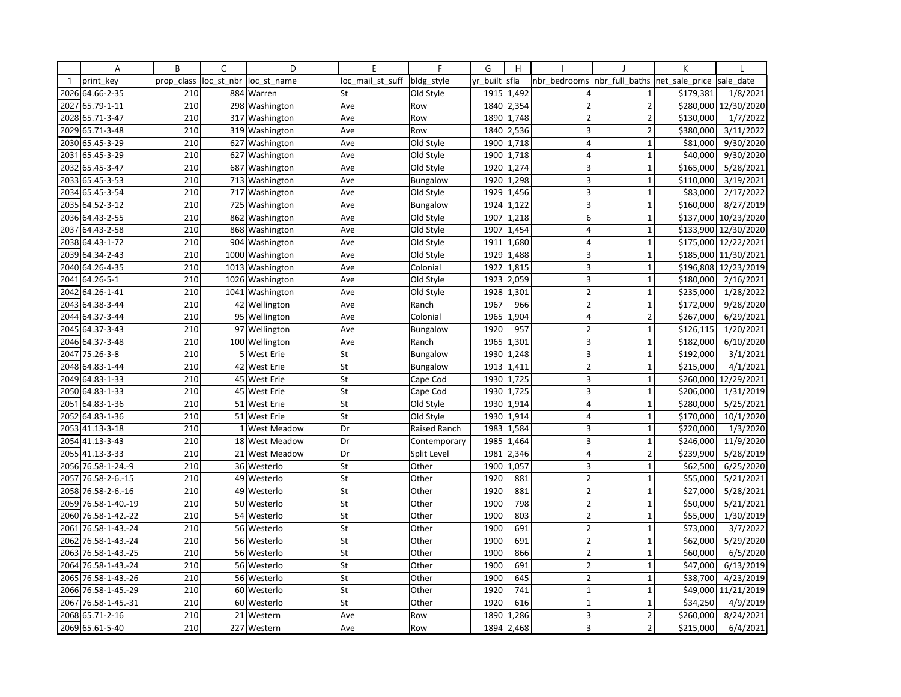| | A | B | C | D | E | F | G | H | I | J | K | L |
|---|---|---|---|---|---|---|---|---|---|---|---|---|
| 1 | print_key | prop_class | loc_st_nbr | loc_st_name | loc_mail_st_suff | bldg_style | yr_built | sfla | nbr_bedrooms | nbr_full_baths | net_sale_price | sale_date |
| 2026 | 64.66-2-35 | 210 | 884 | Warren | St | Old Style | 1915 | 1,492 | 4 | 1 | $179,381 | 1/8/2021 |
| 2027 | 65.79-1-11 | 210 | 298 | Washington | Ave | Row | 1840 | 2,354 | 2 | 2 | $280,000 | 12/30/2020 |
| 2028 | 65.71-3-47 | 210 | 317 | Washington | Ave | Row | 1890 | 1,748 | 2 | 2 | $130,000 | 1/7/2022 |
| 2029 | 65.71-3-48 | 210 | 319 | Washington | Ave | Row | 1840 | 2,536 | 3 | 2 | $380,000 | 3/11/2022 |
| 2030 | 65.45-3-29 | 210 | 627 | Washington | Ave | Old Style | 1900 | 1,718 | 4 | 1 | $81,000 | 9/30/2020 |
| 2031 | 65.45-3-29 | 210 | 627 | Washington | Ave | Old Style | 1900 | 1,718 | 4 | 1 | $40,000 | 9/30/2020 |
| 2032 | 65.45-3-47 | 210 | 687 | Washington | Ave | Old Style | 1920 | 1,274 | 3 | 1 | $165,000 | 5/28/2021 |
| 2033 | 65.45-3-53 | 210 | 713 | Washington | Ave | Bungalow | 1920 | 1,298 | 3 | 1 | $110,000 | 3/19/2021 |
| 2034 | 65.45-3-54 | 210 | 717 | Washington | Ave | Old Style | 1929 | 1,456 | 3 | 1 | $83,000 | 2/17/2022 |
| 2035 | 64.52-3-12 | 210 | 725 | Washington | Ave | Bungalow | 1924 | 1,122 | 3 | 1 | $160,000 | 8/27/2019 |
| 2036 | 64.43-2-55 | 210 | 862 | Washington | Ave | Old Style | 1907 | 1,218 | 6 | 1 | $137,000 | 10/23/2020 |
| 2037 | 64.43-2-58 | 210 | 868 | Washington | Ave | Old Style | 1907 | 1,454 | 4 | 1 | $133,900 | 12/30/2020 |
| 2038 | 64.43-1-72 | 210 | 904 | Washington | Ave | Old Style | 1911 | 1,680 | 4 | 1 | $175,000 | 12/22/2021 |
| 2039 | 64.34-2-43 | 210 | 1000 | Washington | Ave | Old Style | 1929 | 1,488 | 3 | 1 | $185,000 | 11/30/2021 |
| 2040 | 64.26-4-35 | 210 | 1013 | Washington | Ave | Colonial | 1922 | 1,815 | 3 | 1 | $196,808 | 12/23/2019 |
| 2041 | 64.26-5-1 | 210 | 1026 | Washington | Ave | Old Style | 1923 | 2,059 | 3 | 1 | $180,000 | 2/16/2021 |
| 2042 | 64.26-1-41 | 210 | 1041 | Washington | Ave | Old Style | 1928 | 1,301 | 2 | 1 | $235,000 | 1/28/2022 |
| 2043 | 64.38-3-44 | 210 | 42 | Wellington | Ave | Ranch | 1967 | 966 | 2 | 1 | $172,000 | 9/28/2020 |
| 2044 | 64.37-3-44 | 210 | 95 | Wellington | Ave | Colonial | 1965 | 1,904 | 4 | 2 | $267,000 | 6/29/2021 |
| 2045 | 64.37-3-43 | 210 | 97 | Wellington | Ave | Bungalow | 1920 | 957 | 2 | 1 | $126,115 | 1/20/2021 |
| 2046 | 64.37-3-48 | 210 | 100 | Wellington | Ave | Ranch | 1965 | 1,301 | 3 | 1 | $182,000 | 6/10/2020 |
| 2047 | 75.26-3-8 | 210 | 5 | West Erie | St | Bungalow | 1930 | 1,248 | 3 | 1 | $192,000 | 3/1/2021 |
| 2048 | 64.83-1-44 | 210 | 42 | West Erie | St | Bungalow | 1913 | 1,411 | 2 | 1 | $215,000 | 4/1/2021 |
| 2049 | 64.83-1-33 | 210 | 45 | West Erie | St | Cape Cod | 1930 | 1,725 | 3 | 1 | $260,000 | 12/29/2021 |
| 2050 | 64.83-1-33 | 210 | 45 | West Erie | St | Cape Cod | 1930 | 1,725 | 3 | 1 | $206,000 | 1/31/2019 |
| 2051 | 64.83-1-36 | 210 | 51 | West Erie | St | Old Style | 1930 | 1,914 | 4 | 1 | $280,000 | 5/25/2021 |
| 2052 | 64.83-1-36 | 210 | 51 | West Erie | St | Old Style | 1930 | 1,914 | 4 | 1 | $170,000 | 10/1/2020 |
| 2053 | 41.13-3-18 | 210 | 1 | West Meadow | Dr | Raised Ranch | 1983 | 1,584 | 3 | 1 | $220,000 | 1/3/2020 |
| 2054 | 41.13-3-43 | 210 | 18 | West Meadow | Dr | Contemporary | 1985 | 1,464 | 3 | 1 | $246,000 | 11/9/2020 |
| 2055 | 41.13-3-33 | 210 | 21 | West Meadow | Dr | Split Level | 1981 | 2,346 | 4 | 2 | $239,900 | 5/28/2019 |
| 2056 | 76.58-1-24.-9 | 210 | 36 | Westerlo | St | Other | 1900 | 1,057 | 3 | 1 | $62,500 | 6/25/2020 |
| 2057 | 76.58-2-6.-15 | 210 | 49 | Westerlo | St | Other | 1920 | 881 | 2 | 1 | $55,000 | 5/21/2021 |
| 2058 | 76.58-2-6.-16 | 210 | 49 | Westerlo | St | Other | 1920 | 881 | 2 | 1 | $27,000 | 5/28/2021 |
| 2059 | 76.58-1-40.-19 | 210 | 50 | Westerlo | St | Other | 1900 | 798 | 2 | 1 | $50,000 | 5/21/2021 |
| 2060 | 76.58-1-42.-22 | 210 | 54 | Westerlo | St | Other | 1900 | 803 | 2 | 1 | $55,000 | 1/30/2019 |
| 2061 | 76.58-1-43.-24 | 210 | 56 | Westerlo | St | Other | 1900 | 691 | 2 | 1 | $73,000 | 3/7/2022 |
| 2062 | 76.58-1-43.-24 | 210 | 56 | Westerlo | St | Other | 1900 | 691 | 2 | 1 | $62,000 | 5/29/2020 |
| 2063 | 76.58-1-43.-25 | 210 | 56 | Westerlo | St | Other | 1900 | 866 | 2 | 1 | $60,000 | 6/5/2020 |
| 2064 | 76.58-1-43.-24 | 210 | 56 | Westerlo | St | Other | 1900 | 691 | 2 | 1 | $47,000 | 6/13/2019 |
| 2065 | 76.58-1-43.-26 | 210 | 56 | Westerlo | St | Other | 1900 | 645 | 2 | 1 | $38,700 | 4/23/2019 |
| 2066 | 76.58-1-45.-29 | 210 | 60 | Westerlo | St | Other | 1920 | 741 | 1 | 1 | $49,000 | 11/21/2019 |
| 2067 | 76.58-1-45.-31 | 210 | 60 | Westerlo | St | Other | 1920 | 616 | 1 | 1 | $34,250 | 4/9/2019 |
| 2068 | 65.71-2-16 | 210 | 21 | Western | Ave | Row | 1890 | 1,286 | 3 | 2 | $260,000 | 8/24/2021 |
| 2069 | 65.61-5-40 | 210 | 227 | Western | Ave | Row | 1894 | 2,468 | 3 | 2 | $215,000 | 6/4/2021 |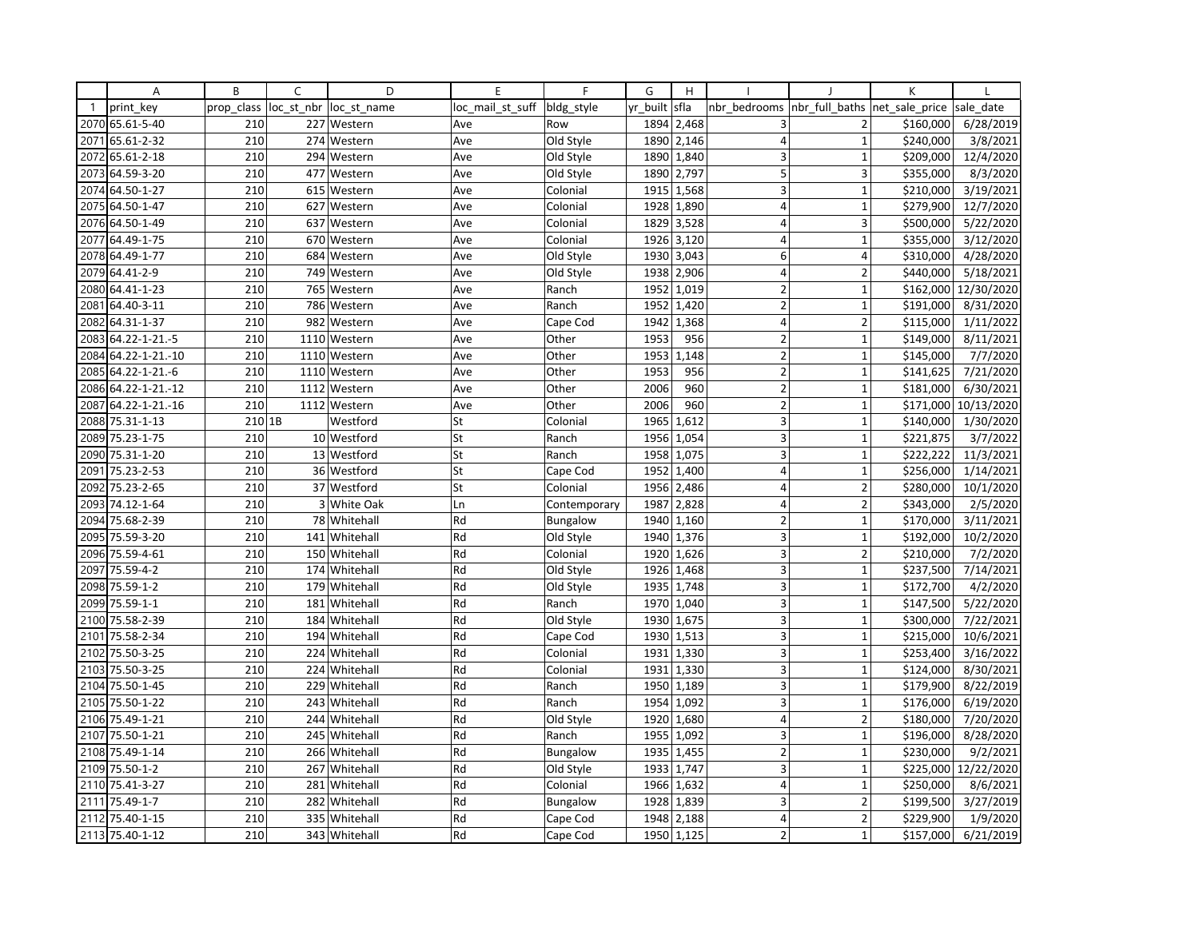| | A | B | C | D | E | F | G | H | I | J | K | L |
|---|---|---|---|---|---|---|---|---|---|---|---|---|
| 1 | print_key | prop_class | loc_st_nbr | loc_st_name | loc_mail_st_suff | bldg_style | yr_built | sfla | nbr_bedrooms | nbr_full_baths | net_sale_price | sale_date |
| 2070 | 65.61-5-40 | 210 | 227 | Western | Ave | Row | 1894 | 2,468 | 3 | 2 | $160,000 | 6/28/2019 |
| 2071 | 65.61-2-32 | 210 | 274 | Western | Ave | Old Style | 1890 | 2,146 | 4 | 1 | $240,000 | 3/8/2021 |
| 2072 | 65.61-2-18 | 210 | 294 | Western | Ave | Old Style | 1890 | 1,840 | 3 | 1 | $209,000 | 12/4/2020 |
| 2073 | 64.59-3-20 | 210 | 477 | Western | Ave | Old Style | 1890 | 2,797 | 5 | 3 | $355,000 | 8/3/2020 |
| 2074 | 64.50-1-27 | 210 | 615 | Western | Ave | Colonial | 1915 | 1,568 | 3 | 1 | $210,000 | 3/19/2021 |
| 2075 | 64.50-1-47 | 210 | 627 | Western | Ave | Colonial | 1928 | 1,890 | 4 | 1 | $279,900 | 12/7/2020 |
| 2076 | 64.50-1-49 | 210 | 637 | Western | Ave | Colonial | 1829 | 3,528 | 4 | 3 | $500,000 | 5/22/2020 |
| 2077 | 64.49-1-75 | 210 | 670 | Western | Ave | Colonial | 1926 | 3,120 | 4 | 1 | $355,000 | 3/12/2020 |
| 2078 | 64.49-1-77 | 210 | 684 | Western | Ave | Old Style | 1930 | 3,043 | 6 | 4 | $310,000 | 4/28/2020 |
| 2079 | 64.41-2-9 | 210 | 749 | Western | Ave | Old Style | 1938 | 2,906 | 4 | 2 | $440,000 | 5/18/2021 |
| 2080 | 64.41-1-23 | 210 | 765 | Western | Ave | Ranch | 1952 | 1,019 | 2 | 1 | $162,000 | 12/30/2020 |
| 2081 | 64.40-3-11 | 210 | 786 | Western | Ave | Ranch | 1952 | 1,420 | 2 | 1 | $191,000 | 8/31/2020 |
| 2082 | 64.31-1-37 | 210 | 982 | Western | Ave | Cape Cod | 1942 | 1,368 | 4 | 2 | $115,000 | 1/11/2022 |
| 2083 | 64.22-1-21.-5 | 210 | 1110 | Western | Ave | Other | 1953 | 956 | 2 | 1 | $149,000 | 8/11/2021 |
| 2084 | 64.22-1-21.-10 | 210 | 1110 | Western | Ave | Other | 1953 | 1,148 | 2 | 1 | $145,000 | 7/7/2020 |
| 2085 | 64.22-1-21.-6 | 210 | 1110 | Western | Ave | Other | 1953 | 956 | 2 | 1 | $141,625 | 7/21/2020 |
| 2086 | 64.22-1-21.-12 | 210 | 1112 | Western | Ave | Other | 2006 | 960 | 2 | 1 | $181,000 | 6/30/2021 |
| 2087 | 64.22-1-21.-16 | 210 | 1112 | Western | Ave | Other | 2006 | 960 | 2 | 1 | $171,000 | 10/13/2020 |
| 2088 | 75.31-1-13 | 210 | 1B | Westford | St | Colonial | 1965 | 1,612 | 3 | 1 | $140,000 | 1/30/2020 |
| 2089 | 75.23-1-75 | 210 | 10 | Westford | St | Ranch | 1956 | 1,054 | 3 | 1 | $221,875 | 3/7/2022 |
| 2090 | 75.31-1-20 | 210 | 13 | Westford | St | Ranch | 1958 | 1,075 | 3 | 1 | $222,222 | 11/3/2021 |
| 2091 | 75.23-2-53 | 210 | 36 | Westford | St | Cape Cod | 1952 | 1,400 | 4 | 1 | $256,000 | 1/14/2021 |
| 2092 | 75.23-2-65 | 210 | 37 | Westford | St | Colonial | 1956 | 2,486 | 4 | 2 | $280,000 | 10/1/2020 |
| 2093 | 74.12-1-64 | 210 | 3 | White Oak | Ln | Contemporary | 1987 | 2,828 | 4 | 2 | $343,000 | 2/5/2020 |
| 2094 | 75.68-2-39 | 210 | 78 | Whitehall | Rd | Bungalow | 1940 | 1,160 | 2 | 1 | $170,000 | 3/11/2021 |
| 2095 | 75.59-3-20 | 210 | 141 | Whitehall | Rd | Old Style | 1940 | 1,376 | 3 | 1 | $192,000 | 10/2/2020 |
| 2096 | 75.59-4-61 | 210 | 150 | Whitehall | Rd | Colonial | 1920 | 1,626 | 3 | 2 | $210,000 | 7/2/2020 |
| 2097 | 75.59-4-2 | 210 | 174 | Whitehall | Rd | Old Style | 1926 | 1,468 | 3 | 1 | $237,500 | 7/14/2021 |
| 2098 | 75.59-1-2 | 210 | 179 | Whitehall | Rd | Old Style | 1935 | 1,748 | 3 | 1 | $172,700 | 4/2/2020 |
| 2099 | 75.59-1-1 | 210 | 181 | Whitehall | Rd | Ranch | 1970 | 1,040 | 3 | 1 | $147,500 | 5/22/2020 |
| 2100 | 75.58-2-39 | 210 | 184 | Whitehall | Rd | Old Style | 1930 | 1,675 | 3 | 1 | $300,000 | 7/22/2021 |
| 2101 | 75.58-2-34 | 210 | 194 | Whitehall | Rd | Cape Cod | 1930 | 1,513 | 3 | 1 | $215,000 | 10/6/2021 |
| 2102 | 75.50-3-25 | 210 | 224 | Whitehall | Rd | Colonial | 1931 | 1,330 | 3 | 1 | $253,400 | 3/16/2022 |
| 2103 | 75.50-3-25 | 210 | 224 | Whitehall | Rd | Colonial | 1931 | 1,330 | 3 | 1 | $124,000 | 8/30/2021 |
| 2104 | 75.50-1-45 | 210 | 229 | Whitehall | Rd | Ranch | 1950 | 1,189 | 3 | 1 | $179,900 | 8/22/2019 |
| 2105 | 75.50-1-22 | 210 | 243 | Whitehall | Rd | Ranch | 1954 | 1,092 | 3 | 1 | $176,000 | 6/19/2020 |
| 2106 | 75.49-1-21 | 210 | 244 | Whitehall | Rd | Old Style | 1920 | 1,680 | 4 | 2 | $180,000 | 7/20/2020 |
| 2107 | 75.50-1-21 | 210 | 245 | Whitehall | Rd | Ranch | 1955 | 1,092 | 3 | 1 | $196,000 | 8/28/2020 |
| 2108 | 75.49-1-14 | 210 | 266 | Whitehall | Rd | Bungalow | 1935 | 1,455 | 2 | 1 | $230,000 | 9/2/2021 |
| 2109 | 75.50-1-2 | 210 | 267 | Whitehall | Rd | Old Style | 1933 | 1,747 | 3 | 1 | $225,000 | 12/22/2020 |
| 2110 | 75.41-3-27 | 210 | 281 | Whitehall | Rd | Colonial | 1966 | 1,632 | 4 | 1 | $250,000 | 8/6/2021 |
| 2111 | 75.49-1-7 | 210 | 282 | Whitehall | Rd | Bungalow | 1928 | 1,839 | 3 | 2 | $199,500 | 3/27/2019 |
| 2112 | 75.40-1-15 | 210 | 335 | Whitehall | Rd | Cape Cod | 1948 | 2,188 | 4 | 2 | $229,900 | 1/9/2020 |
| 2113 | 75.40-1-12 | 210 | 343 | Whitehall | Rd | Cape Cod | 1950 | 1,125 | 2 | 1 | $157,000 | 6/21/2019 |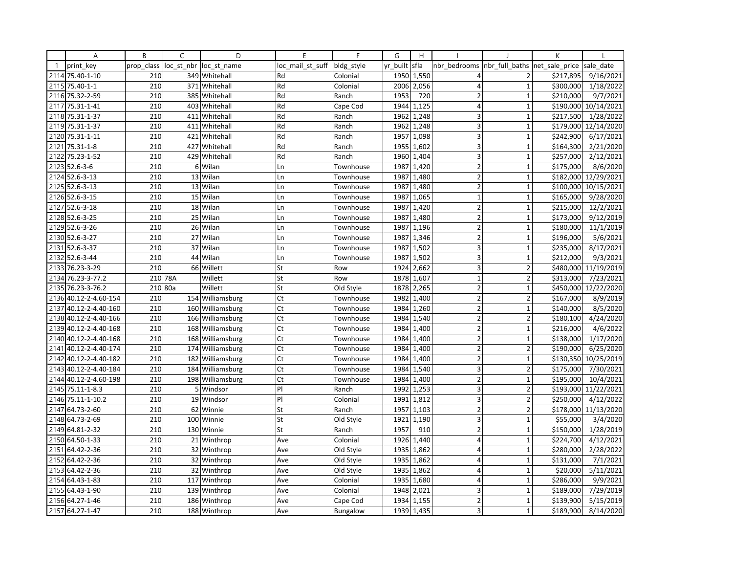| | A | B | C | D | E | F | G | H | I | J | K | L |
|---|---|---|---|---|---|---|---|---|---|---|---|---|
| 1 | print_key | prop_class | loc_st_nbr | loc_st_name | loc_mail_st_suff | bldg_style | yr_built | sfla | nbr_bedrooms | nbr_full_baths | net_sale_price | sale_date |
| 2114 | 75.40-1-10 | 210 | 349 | Whitehall | Rd | Colonial | 1950 | 1,550 | 4 | 2 | $217,895 | 9/16/2021 |
| 2115 | 75.40-1-1 | 210 | 371 | Whitehall | Rd | Colonial | 2006 | 2,056 | 4 | 1 | $300,000 | 1/18/2022 |
| 2116 | 75.32-2-59 | 210 | 385 | Whitehall | Rd | Ranch | 1953 | 720 | 2 | 1 | $210,000 | 9/7/2021 |
| 2117 | 75.31-1-41 | 210 | 403 | Whitehall | Rd | Cape Cod | 1944 | 1,125 | 4 | 1 | $190,000 | 10/14/2021 |
| 2118 | 75.31-1-37 | 210 | 411 | Whitehall | Rd | Ranch | 1962 | 1,248 | 3 | 1 | $217,500 | 1/28/2022 |
| 2119 | 75.31-1-37 | 210 | 411 | Whitehall | Rd | Ranch | 1962 | 1,248 | 3 | 1 | $179,000 | 12/14/2020 |
| 2120 | 75.31-1-11 | 210 | 421 | Whitehall | Rd | Ranch | 1957 | 1,098 | 3 | 1 | $242,900 | 6/17/2021 |
| 2121 | 75.31-1-8 | 210 | 427 | Whitehall | Rd | Ranch | 1955 | 1,602 | 3 | 1 | $164,300 | 2/21/2020 |
| 2122 | 75.23-1-52 | 210 | 429 | Whitehall | Rd | Ranch | 1960 | 1,404 | 3 | 1 | $257,000 | 2/12/2021 |
| 2123 | 52.6-3-6 | 210 | 6 | Wilan | Ln | Townhouse | 1987 | 1,420 | 2 | 1 | $175,000 | 8/6/2020 |
| 2124 | 52.6-3-13 | 210 | 13 | Wilan | Ln | Townhouse | 1987 | 1,480 | 2 | 1 | $182,000 | 12/29/2021 |
| 2125 | 52.6-3-13 | 210 | 13 | Wilan | Ln | Townhouse | 1987 | 1,480 | 2 | 1 | $100,000 | 10/15/2021 |
| 2126 | 52.6-3-15 | 210 | 15 | Wilan | Ln | Townhouse | 1987 | 1,065 | 1 | 1 | $165,000 | 9/28/2020 |
| 2127 | 52.6-3-18 | 210 | 18 | Wilan | Ln | Townhouse | 1987 | 1,420 | 2 | 1 | $215,000 | 12/2/2021 |
| 2128 | 52.6-3-25 | 210 | 25 | Wilan | Ln | Townhouse | 1987 | 1,480 | 2 | 1 | $173,000 | 9/12/2019 |
| 2129 | 52.6-3-26 | 210 | 26 | Wilan | Ln | Townhouse | 1987 | 1,196 | 2 | 1 | $180,000 | 11/1/2019 |
| 2130 | 52.6-3-27 | 210 | 27 | Wilan | Ln | Townhouse | 1987 | 1,346 | 2 | 1 | $196,000 | 5/6/2021 |
| 2131 | 52.6-3-37 | 210 | 37 | Wilan | Ln | Townhouse | 1987 | 1,502 | 3 | 1 | $235,000 | 8/17/2021 |
| 2132 | 52.6-3-44 | 210 | 44 | Wilan | Ln | Townhouse | 1987 | 1,502 | 3 | 1 | $212,000 | 9/3/2021 |
| 2133 | 76.23-3-29 | 210 | 66 | Willett | St | Row | 1924 | 2,662 | 3 | 2 | $480,000 | 11/19/2019 |
| 2134 | 76.23-3-77.2 | 210 | 78A | Willett | St | Row | 1878 | 1,607 | 1 | 2 | $313,000 | 7/23/2021 |
| 2135 | 76.23-3-76.2 | 210 | 80a | Willett | St | Old Style | 1878 | 2,265 | 2 | 1 | $450,000 | 12/22/2020 |
| 2136 | 40.12-2-4.60-154 | 210 | 154 | Williamsburg | Ct | Townhouse | 1982 | 1,400 | 2 | 2 | $167,000 | 8/9/2019 |
| 2137 | 40.12-2-4.40-160 | 210 | 160 | Williamsburg | Ct | Townhouse | 1984 | 1,260 | 2 | 1 | $140,000 | 8/5/2020 |
| 2138 | 40.12-2-4.40-166 | 210 | 166 | Williamsburg | Ct | Townhouse | 1984 | 1,540 | 2 | 2 | $180,100 | 4/24/2020 |
| 2139 | 40.12-2-4.40-168 | 210 | 168 | Williamsburg | Ct | Townhouse | 1984 | 1,400 | 2 | 1 | $216,000 | 4/6/2022 |
| 2140 | 40.12-2-4.40-168 | 210 | 168 | Williamsburg | Ct | Townhouse | 1984 | 1,400 | 2 | 1 | $138,000 | 1/17/2020 |
| 2141 | 40.12-2-4.40-174 | 210 | 174 | Williamsburg | Ct | Townhouse | 1984 | 1,400 | 2 | 2 | $190,000 | 6/25/2020 |
| 2142 | 40.12-2-4.40-182 | 210 | 182 | Williamsburg | Ct | Townhouse | 1984 | 1,400 | 2 | 1 | $130,350 | 10/25/2019 |
| 2143 | 40.12-2-4.40-184 | 210 | 184 | Williamsburg | Ct | Townhouse | 1984 | 1,540 | 3 | 2 | $175,000 | 7/30/2021 |
| 2144 | 40.12-2-4.60-198 | 210 | 198 | Williamsburg | Ct | Townhouse | 1984 | 1,400 | 2 | 1 | $195,000 | 10/4/2021 |
| 2145 | 75.11-1-8.3 | 210 | 5 | Windsor | Pl | Ranch | 1992 | 1,253 | 3 | 2 | $193,000 | 11/22/2021 |
| 2146 | 75.11-1-10.2 | 210 | 19 | Windsor | Pl | Colonial | 1991 | 1,812 | 3 | 2 | $250,000 | 4/12/2022 |
| 2147 | 64.73-2-60 | 210 | 62 | Winnie | St | Ranch | 1957 | 1,103 | 2 | 2 | $178,000 | 11/13/2020 |
| 2148 | 64.73-2-69 | 210 | 100 | Winnie | St | Old Style | 1921 | 1,190 | 3 | 1 | $55,000 | 3/4/2020 |
| 2149 | 64.81-2-32 | 210 | 130 | Winnie | St | Ranch | 1957 | 910 | 2 | 1 | $150,000 | 1/28/2019 |
| 2150 | 64.50-1-33 | 210 | 21 | Winthrop | Ave | Colonial | 1926 | 1,440 | 4 | 1 | $224,700 | 4/12/2021 |
| 2151 | 64.42-2-36 | 210 | 32 | Winthrop | Ave | Old Style | 1935 | 1,862 | 4 | 1 | $280,000 | 2/28/2022 |
| 2152 | 64.42-2-36 | 210 | 32 | Winthrop | Ave | Old Style | 1935 | 1,862 | 4 | 1 | $131,000 | 7/1/2021 |
| 2153 | 64.42-2-36 | 210 | 32 | Winthrop | Ave | Old Style | 1935 | 1,862 | 4 | 1 | $20,000 | 5/11/2021 |
| 2154 | 64.43-1-83 | 210 | 117 | Winthrop | Ave | Colonial | 1935 | 1,680 | 4 | 1 | $286,000 | 9/9/2021 |
| 2155 | 64.43-1-90 | 210 | 139 | Winthrop | Ave | Colonial | 1948 | 2,021 | 3 | 1 | $189,000 | 7/29/2019 |
| 2156 | 64.27-1-46 | 210 | 186 | Winthrop | Ave | Cape Cod | 1934 | 1,155 | 2 | 1 | $139,900 | 5/15/2019 |
| 2157 | 64.27-1-47 | 210 | 188 | Winthrop | Ave | Bungalow | 1939 | 1,435 | 3 | 1 | $189,900 | 8/14/2020 |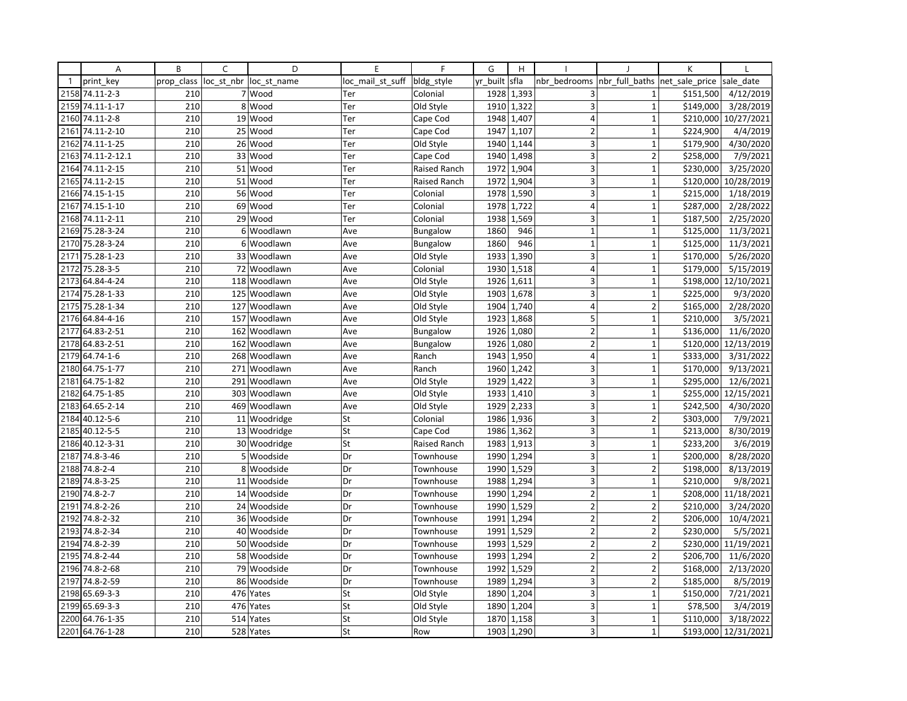| | A | B | C | D | E | F | G | H | I | J | K | L |
|---|---|---|---|---|---|---|---|---|---|---|---|---|
| 1 | print_key | prop_class | loc_st_nbr | loc_st_name | loc_mail_st_suff | bldg_style | yr_built | sfla | nbr_bedrooms | nbr_full_baths | net_sale_price | sale_date |
| 2158 | 74.11-2-3 | 210 | 7 | Wood | Ter | Colonial | 1928 | 1,393 | 3 | 1 | $151,500 | 4/12/2019 |
| 2159 | 74.11-1-17 | 210 | 8 | Wood | Ter | Old Style | 1910 | 1,322 | 3 | 1 | $149,000 | 3/28/2019 |
| 2160 | 74.11-2-8 | 210 | 19 | Wood | Ter | Cape Cod | 1948 | 1,407 | 4 | 1 | $210,000 | 10/27/2021 |
| 2161 | 74.11-2-10 | 210 | 25 | Wood | Ter | Cape Cod | 1947 | 1,107 | 2 | 1 | $224,900 | 4/4/2019 |
| 2162 | 74.11-1-25 | 210 | 26 | Wood | Ter | Old Style | 1940 | 1,144 | 3 | 1 | $179,900 | 4/30/2020 |
| 2163 | 74.11-2-12.1 | 210 | 33 | Wood | Ter | Cape Cod | 1940 | 1,498 | 3 | 2 | $258,000 | 7/9/2021 |
| 2164 | 74.11-2-15 | 210 | 51 | Wood | Ter | Raised Ranch | 1972 | 1,904 | 3 | 1 | $230,000 | 3/25/2020 |
| 2165 | 74.11-2-15 | 210 | 51 | Wood | Ter | Raised Ranch | 1972 | 1,904 | 3 | 1 | $120,000 | 10/28/2019 |
| 2166 | 74.15-1-15 | 210 | 56 | Wood | Ter | Colonial | 1978 | 1,590 | 3 | 1 | $215,000 | 1/18/2019 |
| 2167 | 74.15-1-10 | 210 | 69 | Wood | Ter | Colonial | 1978 | 1,722 | 4 | 1 | $287,000 | 2/28/2022 |
| 2168 | 74.11-2-11 | 210 | 29 | Wood | Ter | Colonial | 1938 | 1,569 | 3 | 1 | $187,500 | 2/25/2020 |
| 2169 | 75.28-3-24 | 210 | 6 | Woodlawn | Ave | Bungalow | 1860 | 946 | 1 | 1 | $125,000 | 11/3/2021 |
| 2170 | 75.28-3-24 | 210 | 6 | Woodlawn | Ave | Bungalow | 1860 | 946 | 1 | 1 | $125,000 | 11/3/2021 |
| 2171 | 75.28-1-23 | 210 | 33 | Woodlawn | Ave | Old Style | 1933 | 1,390 | 3 | 1 | $170,000 | 5/26/2020 |
| 2172 | 75.28-3-5 | 210 | 72 | Woodlawn | Ave | Colonial | 1930 | 1,518 | 4 | 1 | $179,000 | 5/15/2019 |
| 2173 | 64.84-4-24 | 210 | 118 | Woodlawn | Ave | Old Style | 1926 | 1,611 | 3 | 1 | $198,000 | 12/10/2021 |
| 2174 | 75.28-1-33 | 210 | 125 | Woodlawn | Ave | Old Style | 1903 | 1,678 | 3 | 1 | $225,000 | 9/3/2020 |
| 2175 | 75.28-1-34 | 210 | 127 | Woodlawn | Ave | Old Style | 1904 | 1,740 | 4 | 2 | $165,000 | 2/28/2020 |
| 2176 | 64.84-4-16 | 210 | 157 | Woodlawn | Ave | Old Style | 1923 | 1,868 | 5 | 1 | $210,000 | 3/5/2021 |
| 2177 | 64.83-2-51 | 210 | 162 | Woodlawn | Ave | Bungalow | 1926 | 1,080 | 2 | 1 | $136,000 | 11/6/2020 |
| 2178 | 64.83-2-51 | 210 | 162 | Woodlawn | Ave | Bungalow | 1926 | 1,080 | 2 | 1 | $120,000 | 12/13/2019 |
| 2179 | 64.74-1-6 | 210 | 268 | Woodlawn | Ave | Ranch | 1943 | 1,950 | 4 | 1 | $333,000 | 3/31/2022 |
| 2180 | 64.75-1-77 | 210 | 271 | Woodlawn | Ave | Ranch | 1960 | 1,242 | 3 | 1 | $170,000 | 9/13/2021 |
| 2181 | 64.75-1-82 | 210 | 291 | Woodlawn | Ave | Old Style | 1929 | 1,422 | 3 | 1 | $295,000 | 12/6/2021 |
| 2182 | 64.75-1-85 | 210 | 303 | Woodlawn | Ave | Old Style | 1933 | 1,410 | 3 | 1 | $255,000 | 12/15/2021 |
| 2183 | 64.65-2-14 | 210 | 469 | Woodlawn | Ave | Old Style | 1929 | 2,233 | 3 | 1 | $242,500 | 4/30/2020 |
| 2184 | 40.12-5-6 | 210 | 11 | Woodridge | St | Colonial | 1986 | 1,936 | 3 | 2 | $303,000 | 7/9/2021 |
| 2185 | 40.12-5-5 | 210 | 13 | Woodridge | St | Cape Cod | 1986 | 1,362 | 3 | 1 | $213,000 | 8/30/2019 |
| 2186 | 40.12-3-31 | 210 | 30 | Woodridge | St | Raised Ranch | 1983 | 1,913 | 3 | 1 | $233,200 | 3/6/2019 |
| 2187 | 74.8-3-46 | 210 | 5 | Woodside | Dr | Townhouse | 1990 | 1,294 | 3 | 1 | $200,000 | 8/28/2020 |
| 2188 | 74.8-2-4 | 210 | 8 | Woodside | Dr | Townhouse | 1990 | 1,529 | 3 | 2 | $198,000 | 8/13/2019 |
| 2189 | 74.8-3-25 | 210 | 11 | Woodside | Dr | Townhouse | 1988 | 1,294 | 3 | 1 | $210,000 | 9/8/2021 |
| 2190 | 74.8-2-7 | 210 | 14 | Woodside | Dr | Townhouse | 1990 | 1,294 | 2 | 1 | $208,000 | 11/18/2021 |
| 2191 | 74.8-2-26 | 210 | 24 | Woodside | Dr | Townhouse | 1990 | 1,529 | 2 | 2 | $210,000 | 3/24/2020 |
| 2192 | 74.8-2-32 | 210 | 36 | Woodside | Dr | Townhouse | 1991 | 1,294 | 2 | 2 | $206,000 | 10/4/2021 |
| 2193 | 74.8-2-34 | 210 | 40 | Woodside | Dr | Townhouse | 1991 | 1,529 | 2 | 2 | $230,000 | 5/5/2021 |
| 2194 | 74.8-2-39 | 210 | 50 | Woodside | Dr | Townhouse | 1993 | 1,529 | 2 | 2 | $230,000 | 11/19/2021 |
| 2195 | 74.8-2-44 | 210 | 58 | Woodside | Dr | Townhouse | 1993 | 1,294 | 2 | 2 | $206,700 | 11/6/2020 |
| 2196 | 74.8-2-68 | 210 | 79 | Woodside | Dr | Townhouse | 1992 | 1,529 | 2 | 2 | $168,000 | 2/13/2020 |
| 2197 | 74.8-2-59 | 210 | 86 | Woodside | Dr | Townhouse | 1989 | 1,294 | 3 | 2 | $185,000 | 8/5/2019 |
| 2198 | 65.69-3-3 | 210 | 476 | Yates | St | Old Style | 1890 | 1,204 | 3 | 1 | $150,000 | 7/21/2021 |
| 2199 | 65.69-3-3 | 210 | 476 | Yates | St | Old Style | 1890 | 1,204 | 3 | 1 | $78,500 | 3/4/2019 |
| 2200 | 64.76-1-35 | 210 | 514 | Yates | St | Old Style | 1870 | 1,158 | 3 | 1 | $110,000 | 3/18/2022 |
| 2201 | 64.76-1-28 | 210 | 528 | Yates | St | Row | 1903 | 1,290 | 3 | 1 | $193,000 | 12/31/2021 |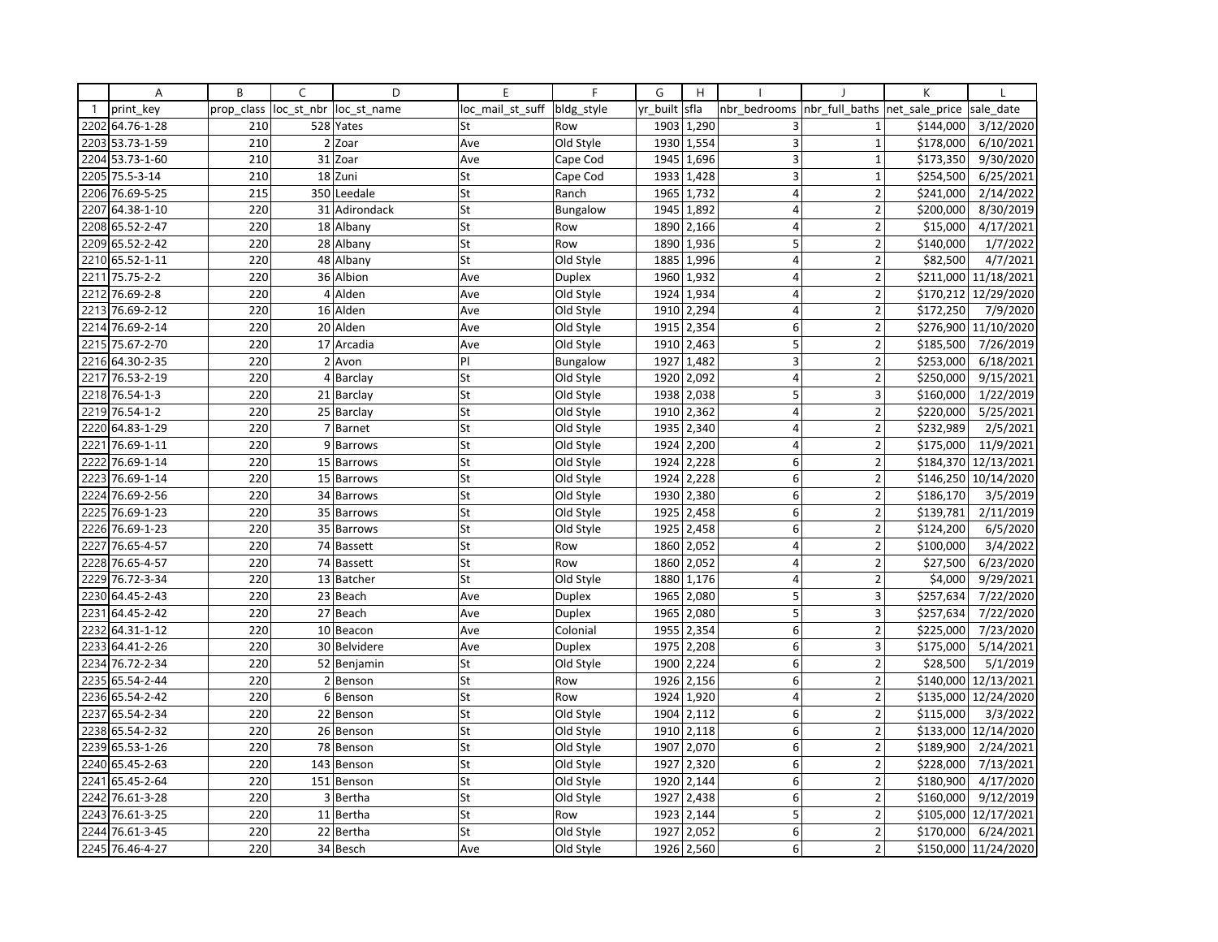| | A | B | C | D | E | F | G | H | I | J | K | L |
|---|---|---|---|---|---|---|---|---|---|---|---|---|
| 1 | print_key | prop_class | loc_st_nbr | loc_st_name | loc_mail_st_suff | bldg_style | yr_built | sfla | nbr_bedrooms | nbr_full_baths | net_sale_price | sale_date |
| 2202 | 64.76-1-28 | 210 | 528 | Yates | St | Row | 1903 | 1,290 | 3 | 1 | $144,000 | 3/12/2020 |
| 2203 | 53.73-1-59 | 210 | 2 | Zoar | Ave | Old Style | 1930 | 1,554 | 3 | 1 | $178,000 | 6/10/2021 |
| 2204 | 53.73-1-60 | 210 | 31 | Zoar | Ave | Cape Cod | 1945 | 1,696 | 3 | 1 | $173,350 | 9/30/2020 |
| 2205 | 75.5-3-14 | 210 | 18 | Zuni | St | Cape Cod | 1933 | 1,428 | 3 | 1 | $254,500 | 6/25/2021 |
| 2206 | 76.69-5-25 | 215 | 350 | Leedale | St | Ranch | 1965 | 1,732 | 4 | 2 | $241,000 | 2/14/2022 |
| 2207 | 64.38-1-10 | 220 | 31 | Adirondack | St | Bungalow | 1945 | 1,892 | 4 | 2 | $200,000 | 8/30/2019 |
| 2208 | 65.52-2-47 | 220 | 18 | Albany | St | Row | 1890 | 2,166 | 4 | 2 | $15,000 | 4/17/2021 |
| 2209 | 65.52-2-42 | 220 | 28 | Albany | St | Row | 1890 | 1,936 | 5 | 2 | $140,000 | 1/7/2022 |
| 2210 | 65.52-1-11 | 220 | 48 | Albany | St | Old Style | 1885 | 1,996 | 4 | 2 | $82,500 | 4/7/2021 |
| 2211 | 75.75-2-2 | 220 | 36 | Albion | Ave | Duplex | 1960 | 1,932 | 4 | 2 | $211,000 | 11/18/2021 |
| 2212 | 76.69-2-8 | 220 | 4 | Alden | Ave | Old Style | 1924 | 1,934 | 4 | 2 | $170,212 | 12/29/2020 |
| 2213 | 76.69-2-12 | 220 | 16 | Alden | Ave | Old Style | 1910 | 2,294 | 4 | 2 | $172,250 | 7/9/2020 |
| 2214 | 76.69-2-14 | 220 | 20 | Alden | Ave | Old Style | 1915 | 2,354 | 6 | 2 | $276,900 | 11/10/2020 |
| 2215 | 75.67-2-70 | 220 | 17 | Arcadia | Ave | Old Style | 1910 | 2,463 | 5 | 2 | $185,500 | 7/26/2019 |
| 2216 | 64.30-2-35 | 220 | 2 | Avon | Pl | Bungalow | 1927 | 1,482 | 3 | 2 | $253,000 | 6/18/2021 |
| 2217 | 76.53-2-19 | 220 | 4 | Barclay | St | Old Style | 1920 | 2,092 | 4 | 2 | $250,000 | 9/15/2021 |
| 2218 | 76.54-1-3 | 220 | 21 | Barclay | St | Old Style | 1938 | 2,038 | 5 | 3 | $160,000 | 1/22/2019 |
| 2219 | 76.54-1-2 | 220 | 25 | Barclay | St | Old Style | 1910 | 2,362 | 4 | 2 | $220,000 | 5/25/2021 |
| 2220 | 64.83-1-29 | 220 | 7 | Barnet | St | Old Style | 1935 | 2,340 | 4 | 2 | $232,989 | 2/5/2021 |
| 2221 | 76.69-1-11 | 220 | 9 | Barrows | St | Old Style | 1924 | 2,200 | 4 | 2 | $175,000 | 11/9/2021 |
| 2222 | 76.69-1-14 | 220 | 15 | Barrows | St | Old Style | 1924 | 2,228 | 6 | 2 | $184,370 | 12/13/2021 |
| 2223 | 76.69-1-14 | 220 | 15 | Barrows | St | Old Style | 1924 | 2,228 | 6 | 2 | $146,250 | 10/14/2020 |
| 2224 | 76.69-2-56 | 220 | 34 | Barrows | St | Old Style | 1930 | 2,380 | 6 | 2 | $186,170 | 3/5/2019 |
| 2225 | 76.69-1-23 | 220 | 35 | Barrows | St | Old Style | 1925 | 2,458 | 6 | 2 | $139,781 | 2/11/2019 |
| 2226 | 76.69-1-23 | 220 | 35 | Barrows | St | Old Style | 1925 | 2,458 | 6 | 2 | $124,200 | 6/5/2020 |
| 2227 | 76.65-4-57 | 220 | 74 | Bassett | St | Row | 1860 | 2,052 | 4 | 2 | $100,000 | 3/4/2022 |
| 2228 | 76.65-4-57 | 220 | 74 | Bassett | St | Row | 1860 | 2,052 | 4 | 2 | $27,500 | 6/23/2020 |
| 2229 | 76.72-3-34 | 220 | 13 | Batcher | St | Old Style | 1880 | 1,176 | 4 | 2 | $4,000 | 9/29/2021 |
| 2230 | 64.45-2-43 | 220 | 23 | Beach | Ave | Duplex | 1965 | 2,080 | 5 | 3 | $257,634 | 7/22/2020 |
| 2231 | 64.45-2-42 | 220 | 27 | Beach | Ave | Duplex | 1965 | 2,080 | 5 | 3 | $257,634 | 7/22/2020 |
| 2232 | 64.31-1-12 | 220 | 10 | Beacon | Ave | Colonial | 1955 | 2,354 | 6 | 2 | $225,000 | 7/23/2020 |
| 2233 | 64.41-2-26 | 220 | 30 | Belvidere | Ave | Duplex | 1975 | 2,208 | 6 | 3 | $175,000 | 5/14/2021 |
| 2234 | 76.72-2-34 | 220 | 52 | Benjamin | St | Old Style | 1900 | 2,224 | 6 | 2 | $28,500 | 5/1/2019 |
| 2235 | 65.54-2-44 | 220 | 2 | Benson | St | Row | 1926 | 2,156 | 6 | 2 | $140,000 | 12/13/2021 |
| 2236 | 65.54-2-42 | 220 | 6 | Benson | St | Row | 1924 | 1,920 | 4 | 2 | $135,000 | 12/24/2020 |
| 2237 | 65.54-2-34 | 220 | 22 | Benson | St | Old Style | 1904 | 2,112 | 6 | 2 | $115,000 | 3/3/2022 |
| 2238 | 65.54-2-32 | 220 | 26 | Benson | St | Old Style | 1910 | 2,118 | 6 | 2 | $133,000 | 12/14/2020 |
| 2239 | 65.53-1-26 | 220 | 78 | Benson | St | Old Style | 1907 | 2,070 | 6 | 2 | $189,900 | 2/24/2021 |
| 2240 | 65.45-2-63 | 220 | 143 | Benson | St | Old Style | 1927 | 2,320 | 6 | 2 | $228,000 | 7/13/2021 |
| 2241 | 65.45-2-64 | 220 | 151 | Benson | St | Old Style | 1920 | 2,144 | 6 | 2 | $180,900 | 4/17/2020 |
| 2242 | 76.61-3-28 | 220 | 3 | Bertha | St | Old Style | 1927 | 2,438 | 6 | 2 | $160,000 | 9/12/2019 |
| 2243 | 76.61-3-25 | 220 | 11 | Bertha | St | Row | 1923 | 2,144 | 5 | 2 | $105,000 | 12/17/2021 |
| 2244 | 76.61-3-45 | 220 | 22 | Bertha | St | Old Style | 1927 | 2,052 | 6 | 2 | $170,000 | 6/24/2021 |
| 2245 | 76.46-4-27 | 220 | 34 | Besch | Ave | Old Style | 1926 | 2,560 | 6 | 2 | $150,000 | 11/24/2020 |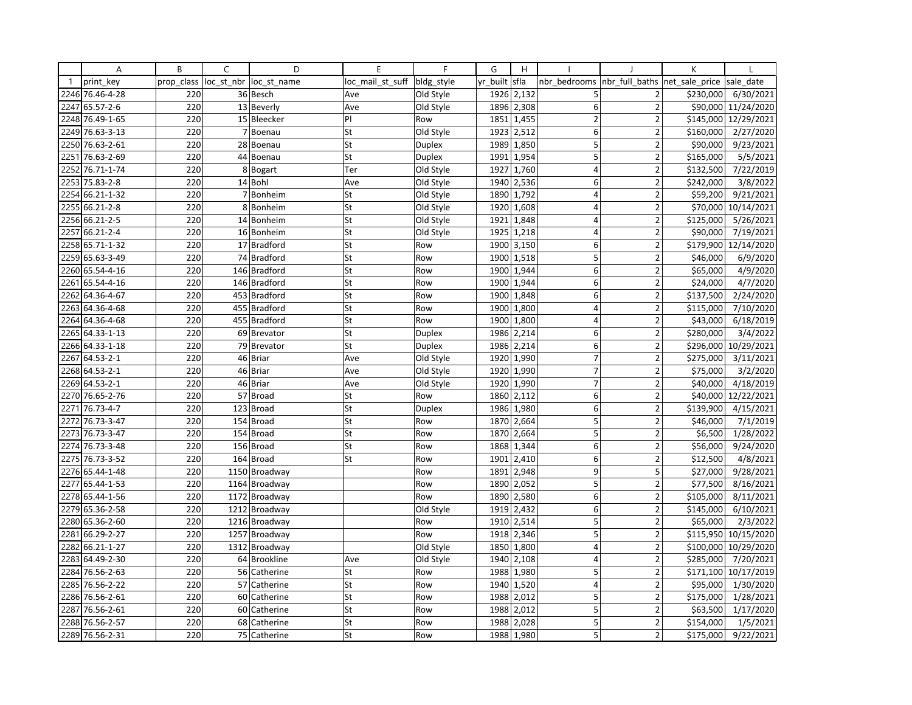| | A | B | C | D | E | F | G | H | I | J | K | L |
|---|---|---|---|---|---|---|---|---|---|---|---|---|
| 1 | print_key | prop_class | loc_st_nbr | loc_st_name | loc_mail_st_suff | bldg_style | yr_built | sfla | nbr_bedrooms | nbr_full_baths | net_sale_price | sale_date |
| 2246 | 76.46-4-28 | 220 | 36 | Besch | Ave | Old Style | 1926 | 2,132 | 5 | 2 | $230,000 | 6/30/2021 |
| 2247 | 65.57-2-6 | 220 | 13 | Beverly | Ave | Old Style | 1896 | 2,308 | 6 | 2 | $90,000 | 11/24/2020 |
| 2248 | 76.49-1-65 | 220 | 15 | Bleecker | Pl | Row | 1851 | 1,455 | 2 | 2 | $145,000 | 12/29/2021 |
| 2249 | 76.63-3-13 | 220 | 7 | Boenau | St | Old Style | 1923 | 2,512 | 6 | 2 | $160,000 | 2/27/2020 |
| 2250 | 76.63-2-61 | 220 | 28 | Boenau | St | Duplex | 1989 | 1,850 | 5 | 2 | $90,000 | 9/23/2021 |
| 2251 | 76.63-2-69 | 220 | 44 | Boenau | St | Duplex | 1991 | 1,954 | 5 | 2 | $165,000 | 5/5/2021 |
| 2252 | 76.71-1-74 | 220 | 8 | Bogart | Ter | Old Style | 1927 | 1,760 | 4 | 2 | $132,500 | 7/22/2019 |
| 2253 | 75.83-2-8 | 220 | 14 | Bohl | Ave | Old Style | 1940 | 2,536 | 6 | 2 | $242,000 | 3/8/2022 |
| 2254 | 66.21-1-32 | 220 | 7 | Bonheim | St | Old Style | 1890 | 1,792 | 4 | 2 | $59,200 | 9/21/2021 |
| 2255 | 66.21-2-8 | 220 | 8 | Bonheim | St | Old Style | 1920 | 1,608 | 4 | 2 | $70,000 | 10/14/2021 |
| 2256 | 66.21-2-5 | 220 | 14 | Bonheim | St | Old Style | 1921 | 1,848 | 4 | 2 | $125,000 | 5/26/2021 |
| 2257 | 66.21-2-4 | 220 | 16 | Bonheim | St | Old Style | 1925 | 1,218 | 4 | 2 | $90,000 | 7/19/2021 |
| 2258 | 65.71-1-32 | 220 | 17 | Bradford | St | Row | 1900 | 3,150 | 6 | 2 | $179,900 | 12/14/2020 |
| 2259 | 65.63-3-49 | 220 | 74 | Bradford | St | Row | 1900 | 1,518 | 5 | 2 | $46,000 | 6/9/2020 |
| 2260 | 65.54-4-16 | 220 | 146 | Bradford | St | Row | 1900 | 1,944 | 6 | 2 | $65,000 | 4/9/2020 |
| 2261 | 65.54-4-16 | 220 | 146 | Bradford | St | Row | 1900 | 1,944 | 6 | 2 | $24,000 | 4/7/2020 |
| 2262 | 64.36-4-67 | 220 | 453 | Bradford | St | Row | 1900 | 1,848 | 6 | 2 | $137,500 | 2/24/2020 |
| 2263 | 64.36-4-68 | 220 | 455 | Bradford | St | Row | 1900 | 1,800 | 4 | 2 | $115,000 | 7/10/2020 |
| 2264 | 64.36-4-68 | 220 | 455 | Bradford | St | Row | 1900 | 1,800 | 4 | 2 | $43,000 | 6/18/2019 |
| 2265 | 64.33-1-13 | 220 | 69 | Brevator | St | Duplex | 1986 | 2,214 | 6 | 2 | $280,000 | 3/4/2022 |
| 2266 | 64.33-1-18 | 220 | 79 | Brevator | St | Duplex | 1986 | 2,214 | 6 | 2 | $296,000 | 10/29/2021 |
| 2267 | 64.53-2-1 | 220 | 46 | Briar | Ave | Old Style | 1920 | 1,990 | 7 | 2 | $275,000 | 3/11/2021 |
| 2268 | 64.53-2-1 | 220 | 46 | Briar | Ave | Old Style | 1920 | 1,990 | 7 | 2 | $75,000 | 3/2/2020 |
| 2269 | 64.53-2-1 | 220 | 46 | Briar | Ave | Old Style | 1920 | 1,990 | 7 | 2 | $40,000 | 4/18/2019 |
| 2270 | 76.65-2-76 | 220 | 57 | Broad | St | Row | 1860 | 2,112 | 6 | 2 | $40,000 | 12/22/2021 |
| 2271 | 76.73-4-7 | 220 | 123 | Broad | St | Duplex | 1986 | 1,980 | 6 | 2 | $139,900 | 4/15/2021 |
| 2272 | 76.73-3-47 | 220 | 154 | Broad | St | Row | 1870 | 2,664 | 5 | 2 | $46,000 | 7/1/2019 |
| 2273 | 76.73-3-47 | 220 | 154 | Broad | St | Row | 1870 | 2,664 | 5 | 2 | $6,500 | 1/28/2022 |
| 2274 | 76.73-3-48 | 220 | 156 | Broad | St | Row | 1868 | 1,344 | 6 | 2 | $56,000 | 9/24/2020 |
| 2275 | 76.73-3-52 | 220 | 164 | Broad | St | Row | 1901 | 2,410 | 6 | 2 | $12,500 | 4/8/2021 |
| 2276 | 65.44-1-48 | 220 | 1150 | Broadway | | Row | 1891 | 2,948 | 9 | 5 | $27,000 | 9/28/2021 |
| 2277 | 65.44-1-53 | 220 | 1164 | Broadway | | Row | 1890 | 2,052 | 5 | 2 | $77,500 | 8/16/2021 |
| 2278 | 65.44-1-56 | 220 | 1172 | Broadway | | Row | 1890 | 2,580 | 6 | 2 | $105,000 | 8/11/2021 |
| 2279 | 65.36-2-58 | 220 | 1212 | Broadway | | Old Style | 1919 | 2,432 | 6 | 2 | $145,000 | 6/10/2021 |
| 2280 | 65.36-2-60 | 220 | 1216 | Broadway | | Row | 1910 | 2,514 | 5 | 2 | $65,000 | 2/3/2022 |
| 2281 | 66.29-2-27 | 220 | 1257 | Broadway | | Row | 1918 | 2,346 | 5 | 2 | $115,950 | 10/15/2020 |
| 2282 | 66.21-1-27 | 220 | 1312 | Broadway | | Old Style | 1850 | 1,800 | 4 | 2 | $100,000 | 10/29/2020 |
| 2283 | 64.49-2-30 | 220 | 64 | Brookline | Ave | Old Style | 1940 | 2,108 | 4 | 2 | $285,000 | 7/20/2021 |
| 2284 | 76.56-2-63 | 220 | 56 | Catherine | St | Row | 1988 | 1,980 | 5 | 2 | $171,100 | 10/17/2019 |
| 2285 | 76.56-2-22 | 220 | 57 | Catherine | St | Row | 1940 | 1,520 | 4 | 2 | $95,000 | 1/30/2020 |
| 2286 | 76.56-2-61 | 220 | 60 | Catherine | St | Row | 1988 | 2,012 | 5 | 2 | $175,000 | 1/28/2021 |
| 2287 | 76.56-2-61 | 220 | 60 | Catherine | St | Row | 1988 | 2,012 | 5 | 2 | $63,500 | 1/17/2020 |
| 2288 | 76.56-2-57 | 220 | 68 | Catherine | St | Row | 1988 | 2,028 | 5 | 2 | $154,000 | 1/5/2021 |
| 2289 | 76.56-2-31 | 220 | 75 | Catherine | St | Row | 1988 | 1,980 | 5 | 2 | $175,000 | 9/22/2021 |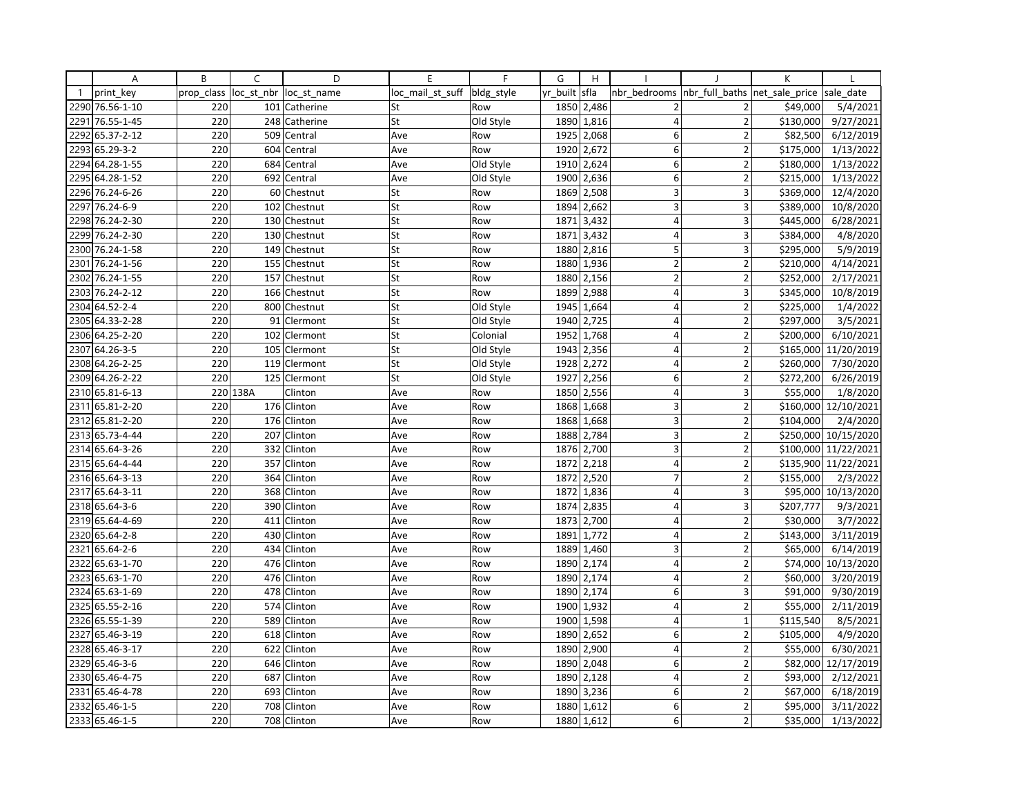| | A | B | C | D | E | F | G | H | I | J | K | L |
|---|---|---|---|---|---|---|---|---|---|---|---|---|
| 1 | print_key | prop_class | loc_st_nbr | loc_st_name | loc_mail_st_suff | bldg_style | yr_built | sfla | nbr_bedrooms | nbr_full_baths | net_sale_price | sale_date |
| 2290 | 76.56-1-10 | 220 | 101 | Catherine | St | Row | 1850 | 2,486 | 2 | 2 | $49,000 | 5/4/2021 |
| 2291 | 76.55-1-45 | 220 | 248 | Catherine | St | Old Style | 1890 | 1,816 | 4 | 2 | $130,000 | 9/27/2021 |
| 2292 | 65.37-2-12 | 220 | 509 | Central | Ave | Row | 1925 | 2,068 | 6 | 2 | $82,500 | 6/12/2019 |
| 2293 | 65.29-3-2 | 220 | 604 | Central | Ave | Row | 1920 | 2,672 | 6 | 2 | $175,000 | 1/13/2022 |
| 2294 | 64.28-1-55 | 220 | 684 | Central | Ave | Old Style | 1910 | 2,624 | 6 | 2 | $180,000 | 1/13/2022 |
| 2295 | 64.28-1-52 | 220 | 692 | Central | Ave | Old Style | 1900 | 2,636 | 6 | 2 | $215,000 | 1/13/2022 |
| 2296 | 76.24-6-26 | 220 | 60 | Chestnut | St | Row | 1869 | 2,508 | 3 | 3 | $369,000 | 12/4/2020 |
| 2297 | 76.24-6-9 | 220 | 102 | Chestnut | St | Row | 1894 | 2,662 | 3 | 3 | $389,000 | 10/8/2020 |
| 2298 | 76.24-2-30 | 220 | 130 | Chestnut | St | Row | 1871 | 3,432 | 4 | 3 | $445,000 | 6/28/2021 |
| 2299 | 76.24-2-30 | 220 | 130 | Chestnut | St | Row | 1871 | 3,432 | 4 | 3 | $384,000 | 4/8/2020 |
| 2300 | 76.24-1-58 | 220 | 149 | Chestnut | St | Row | 1880 | 2,816 | 5 | 3 | $295,000 | 5/9/2019 |
| 2301 | 76.24-1-56 | 220 | 155 | Chestnut | St | Row | 1880 | 1,936 | 2 | 2 | $210,000 | 4/14/2021 |
| 2302 | 76.24-1-55 | 220 | 157 | Chestnut | St | Row | 1880 | 2,156 | 2 | 2 | $252,000 | 2/17/2021 |
| 2303 | 76.24-2-12 | 220 | 166 | Chestnut | St | Row | 1899 | 2,988 | 4 | 3 | $345,000 | 10/8/2019 |
| 2304 | 64.52-2-4 | 220 | 800 | Chestnut | St | Old Style | 1945 | 1,664 | 4 | 2 | $225,000 | 1/4/2022 |
| 2305 | 64.33-2-28 | 220 | 91 | Clermont | St | Old Style | 1940 | 2,725 | 4 | 2 | $297,000 | 3/5/2021 |
| 2306 | 64.25-2-20 | 220 | 102 | Clermont | St | Colonial | 1952 | 1,768 | 4 | 2 | $200,000 | 6/10/2021 |
| 2307 | 64.26-3-5 | 220 | 105 | Clermont | St | Old Style | 1943 | 2,356 | 4 | 2 | $165,000 | 11/20/2019 |
| 2308 | 64.26-2-25 | 220 | 119 | Clermont | St | Old Style | 1928 | 2,272 | 4 | 2 | $260,000 | 7/30/2020 |
| 2309 | 64.26-2-22 | 220 | 125 | Clermont | St | Old Style | 1927 | 2,256 | 6 | 2 | $272,200 | 6/26/2019 |
| 2310 | 65.81-6-13 | 220 | 138A | Clinton | Ave | Row | 1850 | 2,556 | 4 | 3 | $55,000 | 1/8/2020 |
| 2311 | 65.81-2-20 | 220 | 176 | Clinton | Ave | Row | 1868 | 1,668 | 3 | 2 | $160,000 | 12/10/2021 |
| 2312 | 65.81-2-20 | 220 | 176 | Clinton | Ave | Row | 1868 | 1,668 | 3 | 2 | $104,000 | 2/4/2020 |
| 2313 | 65.73-4-44 | 220 | 207 | Clinton | Ave | Row | 1888 | 2,784 | 3 | 2 | $250,000 | 10/15/2020 |
| 2314 | 65.64-3-26 | 220 | 332 | Clinton | Ave | Row | 1876 | 2,700 | 3 | 2 | $100,000 | 11/22/2021 |
| 2315 | 65.64-4-44 | 220 | 357 | Clinton | Ave | Row | 1872 | 2,218 | 4 | 2 | $135,900 | 11/22/2021 |
| 2316 | 65.64-3-13 | 220 | 364 | Clinton | Ave | Row | 1872 | 2,520 | 7 | 2 | $155,000 | 2/3/2022 |
| 2317 | 65.64-3-11 | 220 | 368 | Clinton | Ave | Row | 1872 | 1,836 | 4 | 3 | $95,000 | 10/13/2020 |
| 2318 | 65.64-3-6 | 220 | 390 | Clinton | Ave | Row | 1874 | 2,835 | 4 | 3 | $207,777 | 9/3/2021 |
| 2319 | 65.64-4-69 | 220 | 411 | Clinton | Ave | Row | 1873 | 2,700 | 4 | 2 | $30,000 | 3/7/2022 |
| 2320 | 65.64-2-8 | 220 | 430 | Clinton | Ave | Row | 1891 | 1,772 | 4 | 2 | $143,000 | 3/11/2019 |
| 2321 | 65.64-2-6 | 220 | 434 | Clinton | Ave | Row | 1889 | 1,460 | 3 | 2 | $65,000 | 6/14/2019 |
| 2322 | 65.63-1-70 | 220 | 476 | Clinton | Ave | Row | 1890 | 2,174 | 4 | 2 | $74,000 | 10/13/2020 |
| 2323 | 65.63-1-70 | 220 | 476 | Clinton | Ave | Row | 1890 | 2,174 | 4 | 2 | $60,000 | 3/20/2019 |
| 2324 | 65.63-1-69 | 220 | 478 | Clinton | Ave | Row | 1890 | 2,174 | 6 | 3 | $91,000 | 9/30/2019 |
| 2325 | 65.55-2-16 | 220 | 574 | Clinton | Ave | Row | 1900 | 1,932 | 4 | 2 | $55,000 | 2/11/2019 |
| 2326 | 65.55-1-39 | 220 | 589 | Clinton | Ave | Row | 1900 | 1,598 | 4 | 1 | $115,540 | 8/5/2021 |
| 2327 | 65.46-3-19 | 220 | 618 | Clinton | Ave | Row | 1890 | 2,652 | 6 | 2 | $105,000 | 4/9/2020 |
| 2328 | 65.46-3-17 | 220 | 622 | Clinton | Ave | Row | 1890 | 2,900 | 4 | 2 | $55,000 | 6/30/2021 |
| 2329 | 65.46-3-6 | 220 | 646 | Clinton | Ave | Row | 1890 | 2,048 | 6 | 2 | $82,000 | 12/17/2019 |
| 2330 | 65.46-4-75 | 220 | 687 | Clinton | Ave | Row | 1890 | 2,128 | 4 | 2 | $93,000 | 2/12/2021 |
| 2331 | 65.46-4-78 | 220 | 693 | Clinton | Ave | Row | 1890 | 3,236 | 6 | 2 | $67,000 | 6/18/2019 |
| 2332 | 65.46-1-5 | 220 | 708 | Clinton | Ave | Row | 1880 | 1,612 | 6 | 2 | $95,000 | 3/11/2022 |
| 2333 | 65.46-1-5 | 220 | 708 | Clinton | Ave | Row | 1880 | 1,612 | 6 | 2 | $35,000 | 1/13/2022 |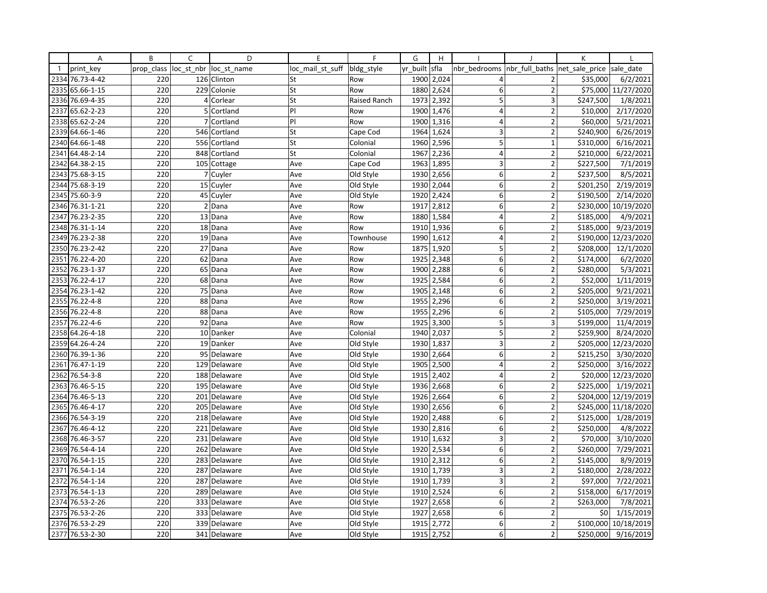| | A | B | C | D | E | F | G | H | I | J | K | L |
|---|---|---|---|---|---|---|---|---|---|---|---|---|
| 1 | print_key | prop_class | loc_st_nbr | loc_st_name | loc_mail_st_suff | bldg_style | yr_built | sfla | nbr_bedrooms | nbr_full_baths | net_sale_price | sale_date |
| 2334 | 76.73-4-42 | 220 | 126 | Clinton | St | Row | 1900 | 2,024 | 4 | 2 | $35,000 | 6/2/2021 |
| 2335 | 65.66-1-15 | 220 | 229 | Colonie | St | Row | 1880 | 2,624 | 6 | 2 | $75,000 | 11/27/2020 |
| 2336 | 76.69-4-35 | 220 | 4 | Corlear | St | Raised Ranch | 1973 | 2,392 | 5 | 3 | $247,500 | 1/8/2021 |
| 2337 | 65.62-2-23 | 220 | 5 | Cortland | Pl | Row | 1900 | 1,476 | 4 | 2 | $10,000 | 2/17/2020 |
| 2338 | 65.62-2-24 | 220 | 7 | Cortland | Pl | Row | 1900 | 1,316 | 4 | 2 | $60,000 | 5/21/2021 |
| 2339 | 64.66-1-46 | 220 | 546 | Cortland | St | Cape Cod | 1964 | 1,624 | 3 | 2 | $240,900 | 6/26/2019 |
| 2340 | 64.66-1-48 | 220 | 556 | Cortland | St | Colonial | 1960 | 2,596 | 5 | 1 | $310,000 | 6/16/2021 |
| 2341 | 64.48-2-14 | 220 | 848 | Cortland | St | Colonial | 1967 | 2,236 | 4 | 2 | $210,000 | 6/22/2021 |
| 2342 | 64.38-2-15 | 220 | 105 | Cottage | Ave | Cape Cod | 1963 | 1,895 | 3 | 2 | $227,500 | 7/1/2019 |
| 2343 | 75.68-3-15 | 220 | 7 | Cuyler | Ave | Old Style | 1930 | 2,656 | 6 | 2 | $237,500 | 8/5/2021 |
| 2344 | 75.68-3-19 | 220 | 15 | Cuyler | Ave | Old Style | 1930 | 2,044 | 6 | 2 | $201,250 | 2/19/2019 |
| 2345 | 75.60-3-9 | 220 | 45 | Cuyler | Ave | Old Style | 1920 | 2,424 | 6 | 2 | $190,500 | 2/14/2020 |
| 2346 | 76.31-1-21 | 220 | 2 | Dana | Ave | Row | 1917 | 2,812 | 6 | 2 | $230,000 | 10/19/2020 |
| 2347 | 76.23-2-35 | 220 | 13 | Dana | Ave | Row | 1880 | 1,584 | 4 | 2 | $185,000 | 4/9/2021 |
| 2348 | 76.31-1-14 | 220 | 18 | Dana | Ave | Row | 1910 | 1,936 | 6 | 2 | $185,000 | 9/23/2019 |
| 2349 | 76.23-2-38 | 220 | 19 | Dana | Ave | Townhouse | 1990 | 1,612 | 4 | 2 | $190,000 | 12/23/2020 |
| 2350 | 76.23-2-42 | 220 | 27 | Dana | Ave | Row | 1875 | 1,920 | 5 | 2 | $208,000 | 12/1/2020 |
| 2351 | 76.22-4-20 | 220 | 62 | Dana | Ave | Row | 1925 | 2,348 | 6 | 2 | $174,000 | 6/2/2020 |
| 2352 | 76.23-1-37 | 220 | 65 | Dana | Ave | Row | 1900 | 2,288 | 6 | 2 | $280,000 | 5/3/2021 |
| 2353 | 76.22-4-17 | 220 | 68 | Dana | Ave | Row | 1925 | 2,584 | 6 | 2 | $52,000 | 1/11/2019 |
| 2354 | 76.23-1-42 | 220 | 75 | Dana | Ave | Row | 1905 | 2,148 | 6 | 2 | $205,000 | 9/21/2021 |
| 2355 | 76.22-4-8 | 220 | 88 | Dana | Ave | Row | 1955 | 2,296 | 6 | 2 | $250,000 | 3/19/2021 |
| 2356 | 76.22-4-8 | 220 | 88 | Dana | Ave | Row | 1955 | 2,296 | 6 | 2 | $105,000 | 7/29/2019 |
| 2357 | 76.22-4-6 | 220 | 92 | Dana | Ave | Row | 1925 | 3,300 | 5 | 3 | $199,000 | 11/4/2019 |
| 2358 | 64.26-4-18 | 220 | 10 | Danker | Ave | Colonial | 1940 | 2,037 | 5 | 2 | $259,900 | 8/24/2020 |
| 2359 | 64.26-4-24 | 220 | 19 | Danker | Ave | Old Style | 1930 | 1,837 | 3 | 2 | $205,000 | 12/23/2020 |
| 2360 | 76.39-1-36 | 220 | 95 | Delaware | Ave | Old Style | 1930 | 2,664 | 6 | 2 | $215,250 | 3/30/2020 |
| 2361 | 76.47-1-19 | 220 | 129 | Delaware | Ave | Old Style | 1905 | 2,500 | 4 | 2 | $250,000 | 3/16/2022 |
| 2362 | 76.54-3-8 | 220 | 188 | Delaware | Ave | Old Style | 1915 | 2,402 | 4 | 2 | $20,000 | 12/23/2020 |
| 2363 | 76.46-5-15 | 220 | 195 | Delaware | Ave | Old Style | 1936 | 2,668 | 6 | 2 | $225,000 | 1/19/2021 |
| 2364 | 76.46-5-13 | 220 | 201 | Delaware | Ave | Old Style | 1926 | 2,664 | 6 | 2 | $204,000 | 12/19/2019 |
| 2365 | 76.46-4-17 | 220 | 205 | Delaware | Ave | Old Style | 1930 | 2,656 | 6 | 2 | $245,000 | 11/18/2020 |
| 2366 | 76.54-3-19 | 220 | 218 | Delaware | Ave | Old Style | 1920 | 2,488 | 6 | 2 | $125,000 | 1/28/2019 |
| 2367 | 76.46-4-12 | 220 | 221 | Delaware | Ave | Old Style | 1930 | 2,816 | 6 | 2 | $250,000 | 4/8/2022 |
| 2368 | 76.46-3-57 | 220 | 231 | Delaware | Ave | Old Style | 1910 | 1,632 | 3 | 2 | $70,000 | 3/10/2020 |
| 2369 | 76.54-4-14 | 220 | 262 | Delaware | Ave | Old Style | 1920 | 2,534 | 6 | 2 | $260,000 | 7/29/2021 |
| 2370 | 76.54-1-15 | 220 | 283 | Delaware | Ave | Old Style | 1910 | 2,312 | 6 | 2 | $145,000 | 8/9/2019 |
| 2371 | 76.54-1-14 | 220 | 287 | Delaware | Ave | Old Style | 1910 | 1,739 | 3 | 2 | $180,000 | 2/28/2022 |
| 2372 | 76.54-1-14 | 220 | 287 | Delaware | Ave | Old Style | 1910 | 1,739 | 3 | 2 | $97,000 | 7/22/2021 |
| 2373 | 76.54-1-13 | 220 | 289 | Delaware | Ave | Old Style | 1910 | 2,524 | 6 | 2 | $158,000 | 6/17/2019 |
| 2374 | 76.53-2-26 | 220 | 333 | Delaware | Ave | Old Style | 1927 | 2,658 | 6 | 2 | $263,000 | 7/8/2021 |
| 2375 | 76.53-2-26 | 220 | 333 | Delaware | Ave | Old Style | 1927 | 2,658 | 6 | 2 | $0 | 1/15/2019 |
| 2376 | 76.53-2-29 | 220 | 339 | Delaware | Ave | Old Style | 1915 | 2,772 | 6 | 2 | $100,000 | 10/18/2019 |
| 2377 | 76.53-2-30 | 220 | 341 | Delaware | Ave | Old Style | 1915 | 2,752 | 6 | 2 | $250,000 | 9/16/2019 |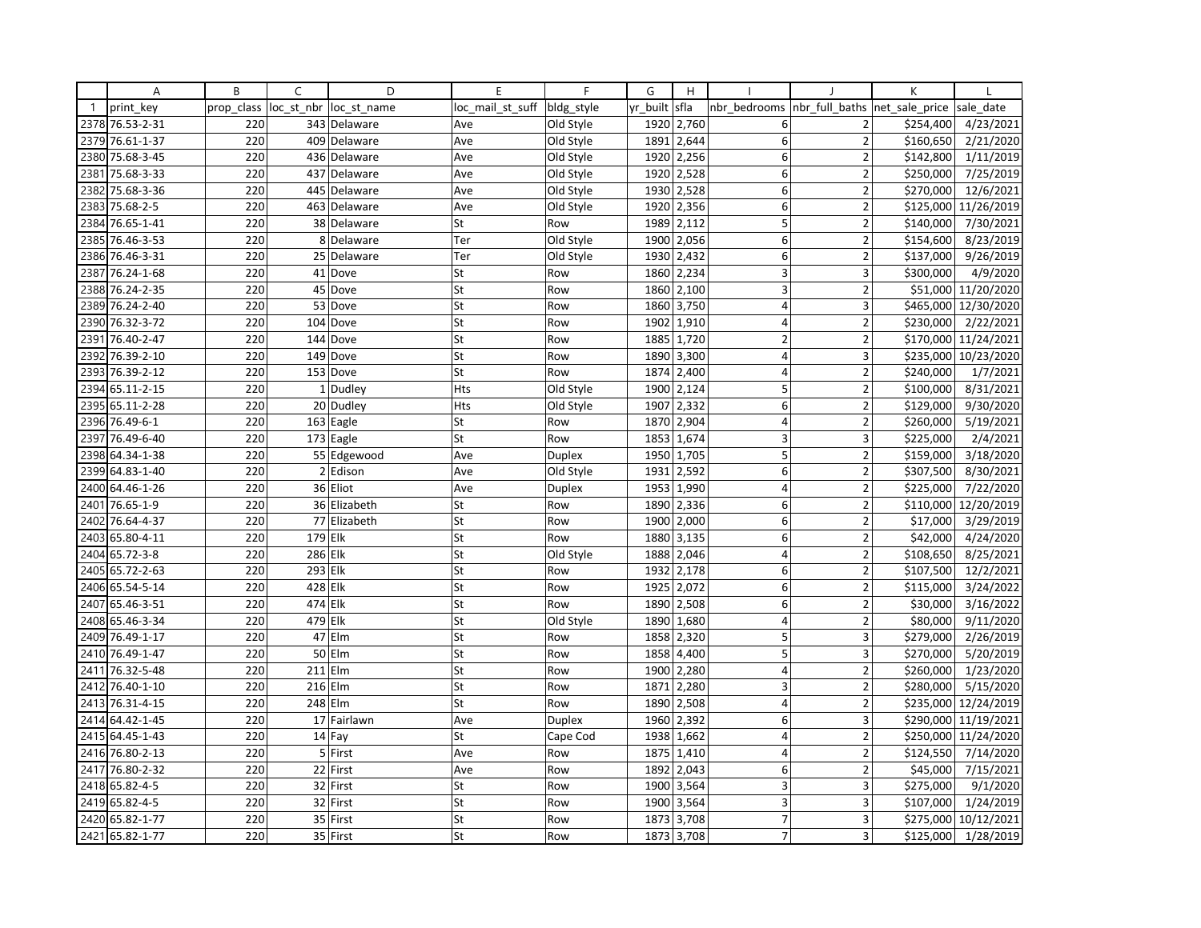| | A | B | C | D | E | F | G | H | I | J | K | L |
|---|---|---|---|---|---|---|---|---|---|---|---|---|
| 1 | print_key | prop_class | loc_st_nbr | loc_st_name | loc_mail_st_suff | bldg_style | yr_built | sfla | nbr_bedrooms | nbr_full_baths | net_sale_price | sale_date |
| 2378 | 76.53-2-31 | 220 | 343 | Delaware | Ave | Old Style | 1920 | 2,760 | 6 | 2 | $254,400 | 4/23/2021 |
| 2379 | 76.61-1-37 | 220 | 409 | Delaware | Ave | Old Style | 1891 | 2,644 | 6 | 2 | $160,650 | 2/21/2020 |
| 2380 | 75.68-3-45 | 220 | 436 | Delaware | Ave | Old Style | 1920 | 2,256 | 6 | 2 | $142,800 | 1/11/2019 |
| 2381 | 75.68-3-33 | 220 | 437 | Delaware | Ave | Old Style | 1920 | 2,528 | 6 | 2 | $250,000 | 7/25/2019 |
| 2382 | 75.68-3-36 | 220 | 445 | Delaware | Ave | Old Style | 1930 | 2,528 | 6 | 2 | $270,000 | 12/6/2021 |
| 2383 | 75.68-2-5 | 220 | 463 | Delaware | Ave | Old Style | 1920 | 2,356 | 6 | 2 | $125,000 | 11/26/2019 |
| 2384 | 76.65-1-41 | 220 | 38 | Delaware | St | Row | 1989 | 2,112 | 5 | 2 | $140,000 | 7/30/2021 |
| 2385 | 76.46-3-53 | 220 | 8 | Delaware | Ter | Old Style | 1900 | 2,056 | 6 | 2 | $154,600 | 8/23/2019 |
| 2386 | 76.46-3-31 | 220 | 25 | Delaware | Ter | Old Style | 1930 | 2,432 | 6 | 2 | $137,000 | 9/26/2019 |
| 2387 | 76.24-1-68 | 220 | 41 | Dove | St | Row | 1860 | 2,234 | 3 | 3 | $300,000 | 4/9/2020 |
| 2388 | 76.24-2-35 | 220 | 45 | Dove | St | Row | 1860 | 2,100 | 3 | 2 | $51,000 | 11/20/2020 |
| 2389 | 76.24-2-40 | 220 | 53 | Dove | St | Row | 1860 | 3,750 | 4 | 3 | $465,000 | 12/30/2020 |
| 2390 | 76.32-3-72 | 220 | 104 | Dove | St | Row | 1902 | 1,910 | 4 | 2 | $230,000 | 2/22/2021 |
| 2391 | 76.40-2-47 | 220 | 144 | Dove | St | Row | 1885 | 1,720 | 2 | 2 | $170,000 | 11/24/2021 |
| 2392 | 76.39-2-10 | 220 | 149 | Dove | St | Row | 1890 | 3,300 | 4 | 3 | $235,000 | 10/23/2020 |
| 2393 | 76.39-2-12 | 220 | 153 | Dove | St | Row | 1874 | 2,400 | 4 | 2 | $240,000 | 1/7/2021 |
| 2394 | 65.11-2-15 | 220 | 1 | Dudley | Hts | Old Style | 1900 | 2,124 | 5 | 2 | $100,000 | 8/31/2021 |
| 2395 | 65.11-2-28 | 220 | 20 | Dudley | Hts | Old Style | 1907 | 2,332 | 6 | 2 | $129,000 | 9/30/2020 |
| 2396 | 76.49-6-1 | 220 | 163 | Eagle | St | Row | 1870 | 2,904 | 4 | 2 | $260,000 | 5/19/2021 |
| 2397 | 76.49-6-40 | 220 | 173 | Eagle | St | Row | 1853 | 1,674 | 3 | 3 | $225,000 | 2/4/2021 |
| 2398 | 64.34-1-38 | 220 | 55 | Edgewood | Ave | Duplex | 1950 | 1,705 | 5 | 2 | $159,000 | 3/18/2020 |
| 2399 | 64.83-1-40 | 220 | 2 | Edison | Ave | Old Style | 1931 | 2,592 | 6 | 2 | $307,500 | 8/30/2021 |
| 2400 | 64.46-1-26 | 220 | 36 | Eliot | Ave | Duplex | 1953 | 1,990 | 4 | 2 | $225,000 | 7/22/2020 |
| 2401 | 76.65-1-9 | 220 | 36 | Elizabeth | St | Row | 1890 | 2,336 | 6 | 2 | $110,000 | 12/20/2019 |
| 2402 | 76.64-4-37 | 220 | 77 | Elizabeth | St | Row | 1900 | 2,000 | 6 | 2 | $17,000 | 3/29/2019 |
| 2403 | 65.80-4-11 | 220 | 179 | Elk | St | Row | 1880 | 3,135 | 6 | 2 | $42,000 | 4/24/2020 |
| 2404 | 65.72-3-8 | 220 | 286 | Elk | St | Old Style | 1888 | 2,046 | 4 | 2 | $108,650 | 8/25/2021 |
| 2405 | 65.72-2-63 | 220 | 293 | Elk | St | Row | 1932 | 2,178 | 6 | 2 | $107,500 | 12/2/2021 |
| 2406 | 65.54-5-14 | 220 | 428 | Elk | St | Row | 1925 | 2,072 | 6 | 2 | $115,000 | 3/24/2022 |
| 2407 | 65.46-3-51 | 220 | 474 | Elk | St | Row | 1890 | 2,508 | 6 | 2 | $30,000 | 3/16/2022 |
| 2408 | 65.46-3-34 | 220 | 479 | Elk | St | Old Style | 1890 | 1,680 | 4 | 2 | $80,000 | 9/11/2020 |
| 2409 | 76.49-1-17 | 220 | 47 | Elm | St | Row | 1858 | 2,320 | 5 | 3 | $279,000 | 2/26/2019 |
| 2410 | 76.49-1-47 | 220 | 50 | Elm | St | Row | 1858 | 4,400 | 5 | 3 | $270,000 | 5/20/2019 |
| 2411 | 76.32-5-48 | 220 | 211 | Elm | St | Row | 1900 | 2,280 | 4 | 2 | $260,000 | 1/23/2020 |
| 2412 | 76.40-1-10 | 220 | 216 | Elm | St | Row | 1871 | 2,280 | 3 | 2 | $280,000 | 5/15/2020 |
| 2413 | 76.31-4-15 | 220 | 248 | Elm | St | Row | 1890 | 2,508 | 4 | 2 | $235,000 | 12/24/2019 |
| 2414 | 64.42-1-45 | 220 | 17 | Fairlawn | Ave | Duplex | 1960 | 2,392 | 6 | 3 | $290,000 | 11/19/2021 |
| 2415 | 64.45-1-43 | 220 | 14 | Fay | St | Cape Cod | 1938 | 1,662 | 4 | 2 | $250,000 | 11/24/2020 |
| 2416 | 76.80-2-13 | 220 | 5 | First | Ave | Row | 1875 | 1,410 | 4 | 2 | $124,550 | 7/14/2020 |
| 2417 | 76.80-2-32 | 220 | 22 | First | Ave | Row | 1892 | 2,043 | 6 | 2 | $45,000 | 7/15/2021 |
| 2418 | 65.82-4-5 | 220 | 32 | First | St | Row | 1900 | 3,564 | 3 | 3 | $275,000 | 9/1/2020 |
| 2419 | 65.82-4-5 | 220 | 32 | First | St | Row | 1900 | 3,564 | 3 | 3 | $107,000 | 1/24/2019 |
| 2420 | 65.82-1-77 | 220 | 35 | First | St | Row | 1873 | 3,708 | 7 | 3 | $275,000 | 10/12/2021 |
| 2421 | 65.82-1-77 | 220 | 35 | First | St | Row | 1873 | 3,708 | 7 | 3 | $125,000 | 1/28/2019 |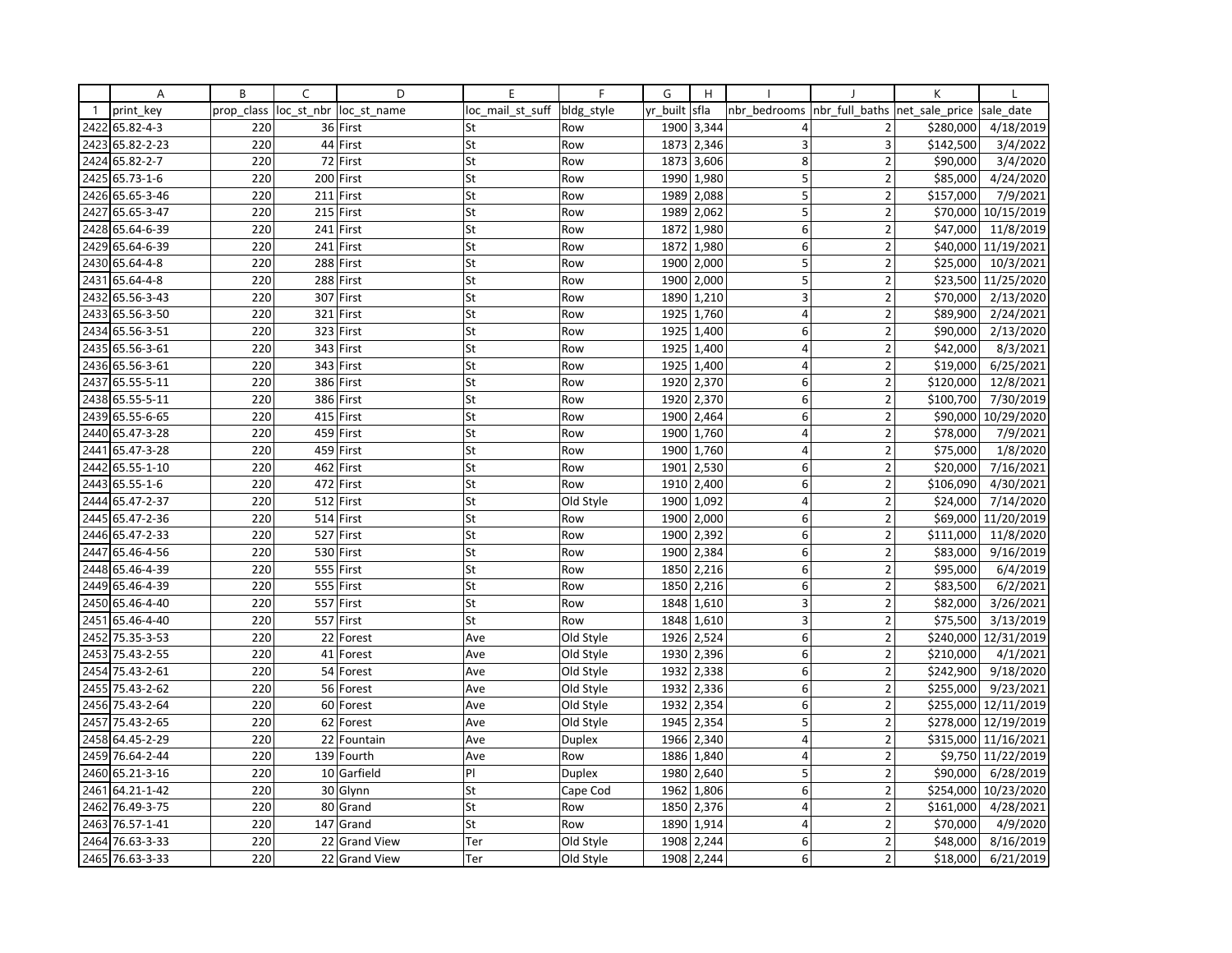| | A | B | C | D | E | F | G | H | I | J | K | L |
|---|---|---|---|---|---|---|---|---|---|---|---|---|
| 1 | print_key | prop_class | loc_st_nbr | loc_st_name | loc_mail_st_suff | bldg_style | yr_built | sfla | nbr_bedrooms | nbr_full_baths | net_sale_price | sale_date |
| 2422 | 65.82-4-3 | 220 | 36 | First | St | Row | 1900 | 3,344 | 4 | 2 | $280,000 | 4/18/2019 |
| 2423 | 65.82-2-23 | 220 | 44 | First | St | Row | 1873 | 2,346 | 3 | 3 | $142,500 | 3/4/2022 |
| 2424 | 65.82-2-7 | 220 | 72 | First | St | Row | 1873 | 3,606 | 8 | 2 | $90,000 | 3/4/2020 |
| 2425 | 65.73-1-6 | 220 | 200 | First | St | Row | 1990 | 1,980 | 5 | 2 | $85,000 | 4/24/2020 |
| 2426 | 65.65-3-46 | 220 | 211 | First | St | Row | 1989 | 2,088 | 5 | 2 | $157,000 | 7/9/2021 |
| 2427 | 65.65-3-47 | 220 | 215 | First | St | Row | 1989 | 2,062 | 5 | 2 | $70,000 | 10/15/2019 |
| 2428 | 65.64-6-39 | 220 | 241 | First | St | Row | 1872 | 1,980 | 6 | 2 | $47,000 | 11/8/2019 |
| 2429 | 65.64-6-39 | 220 | 241 | First | St | Row | 1872 | 1,980 | 6 | 2 | $40,000 | 11/19/2021 |
| 2430 | 65.64-4-8 | 220 | 288 | First | St | Row | 1900 | 2,000 | 5 | 2 | $25,000 | 10/3/2021 |
| 2431 | 65.64-4-8 | 220 | 288 | First | St | Row | 1900 | 2,000 | 5 | 2 | $23,500 | 11/25/2020 |
| 2432 | 65.56-3-43 | 220 | 307 | First | St | Row | 1890 | 1,210 | 3 | 2 | $70,000 | 2/13/2020 |
| 2433 | 65.56-3-50 | 220 | 321 | First | St | Row | 1925 | 1,760 | 4 | 2 | $89,900 | 2/24/2021 |
| 2434 | 65.56-3-51 | 220 | 323 | First | St | Row | 1925 | 1,400 | 6 | 2 | $90,000 | 2/13/2020 |
| 2435 | 65.56-3-61 | 220 | 343 | First | St | Row | 1925 | 1,400 | 4 | 2 | $42,000 | 8/3/2021 |
| 2436 | 65.56-3-61 | 220 | 343 | First | St | Row | 1925 | 1,400 | 4 | 2 | $19,000 | 6/25/2021 |
| 2437 | 65.55-5-11 | 220 | 386 | First | St | Row | 1920 | 2,370 | 6 | 2 | $120,000 | 12/8/2021 |
| 2438 | 65.55-5-11 | 220 | 386 | First | St | Row | 1920 | 2,370 | 6 | 2 | $100,700 | 7/30/2019 |
| 2439 | 65.55-6-65 | 220 | 415 | First | St | Row | 1900 | 2,464 | 6 | 2 | $90,000 | 10/29/2020 |
| 2440 | 65.47-3-28 | 220 | 459 | First | St | Row | 1900 | 1,760 | 4 | 2 | $78,000 | 7/9/2021 |
| 2441 | 65.47-3-28 | 220 | 459 | First | St | Row | 1900 | 1,760 | 4 | 2 | $75,000 | 1/8/2020 |
| 2442 | 65.55-1-10 | 220 | 462 | First | St | Row | 1901 | 2,530 | 6 | 2 | $20,000 | 7/16/2021 |
| 2443 | 65.55-1-6 | 220 | 472 | First | St | Row | 1910 | 2,400 | 6 | 2 | $106,090 | 4/30/2021 |
| 2444 | 65.47-2-37 | 220 | 512 | First | St | Old Style | 1900 | 1,092 | 4 | 2 | $24,000 | 7/14/2020 |
| 2445 | 65.47-2-36 | 220 | 514 | First | St | Row | 1900 | 2,000 | 6 | 2 | $69,000 | 11/20/2019 |
| 2446 | 65.47-2-33 | 220 | 527 | First | St | Row | 1900 | 2,392 | 6 | 2 | $111,000 | 11/8/2020 |
| 2447 | 65.46-4-56 | 220 | 530 | First | St | Row | 1900 | 2,384 | 6 | 2 | $83,000 | 9/16/2019 |
| 2448 | 65.46-4-39 | 220 | 555 | First | St | Row | 1850 | 2,216 | 6 | 2 | $95,000 | 6/4/2019 |
| 2449 | 65.46-4-39 | 220 | 555 | First | St | Row | 1850 | 2,216 | 6 | 2 | $83,500 | 6/2/2021 |
| 2450 | 65.46-4-40 | 220 | 557 | First | St | Row | 1848 | 1,610 | 3 | 2 | $82,000 | 3/26/2021 |
| 2451 | 65.46-4-40 | 220 | 557 | First | St | Row | 1848 | 1,610 | 3 | 2 | $75,500 | 3/13/2019 |
| 2452 | 75.35-3-53 | 220 | 22 | Forest | Ave | Old Style | 1926 | 2,524 | 6 | 2 | $240,000 | 12/31/2019 |
| 2453 | 75.43-2-55 | 220 | 41 | Forest | Ave | Old Style | 1930 | 2,396 | 6 | 2 | $210,000 | 4/1/2021 |
| 2454 | 75.43-2-61 | 220 | 54 | Forest | Ave | Old Style | 1932 | 2,338 | 6 | 2 | $242,900 | 9/18/2020 |
| 2455 | 75.43-2-62 | 220 | 56 | Forest | Ave | Old Style | 1932 | 2,336 | 6 | 2 | $255,000 | 9/23/2021 |
| 2456 | 75.43-2-64 | 220 | 60 | Forest | Ave | Old Style | 1932 | 2,354 | 6 | 2 | $255,000 | 12/11/2019 |
| 2457 | 75.43-2-65 | 220 | 62 | Forest | Ave | Old Style | 1945 | 2,354 | 5 | 2 | $278,000 | 12/19/2019 |
| 2458 | 64.45-2-29 | 220 | 22 | Fountain | Ave | Duplex | 1966 | 2,340 | 4 | 2 | $315,000 | 11/16/2021 |
| 2459 | 76.64-2-44 | 220 | 139 | Fourth | Ave | Row | 1886 | 1,840 | 4 | 2 | $9,750 | 11/22/2019 |
| 2460 | 65.21-3-16 | 220 | 10 | Garfield | Pl | Duplex | 1980 | 2,640 | 5 | 2 | $90,000 | 6/28/2019 |
| 2461 | 64.21-1-42 | 220 | 30 | Glynn | St | Cape Cod | 1962 | 1,806 | 6 | 2 | $254,000 | 10/23/2020 |
| 2462 | 76.49-3-75 | 220 | 80 | Grand | St | Row | 1850 | 2,376 | 4 | 2 | $161,000 | 4/28/2021 |
| 2463 | 76.57-1-41 | 220 | 147 | Grand | St | Row | 1890 | 1,914 | 4 | 2 | $70,000 | 4/9/2020 |
| 2464 | 76.63-3-33 | 220 | 22 | Grand View | Ter | Old Style | 1908 | 2,244 | 6 | 2 | $48,000 | 8/16/2019 |
| 2465 | 76.63-3-33 | 220 | 22 | Grand View | Ter | Old Style | 1908 | 2,244 | 6 | 2 | $18,000 | 6/21/2019 |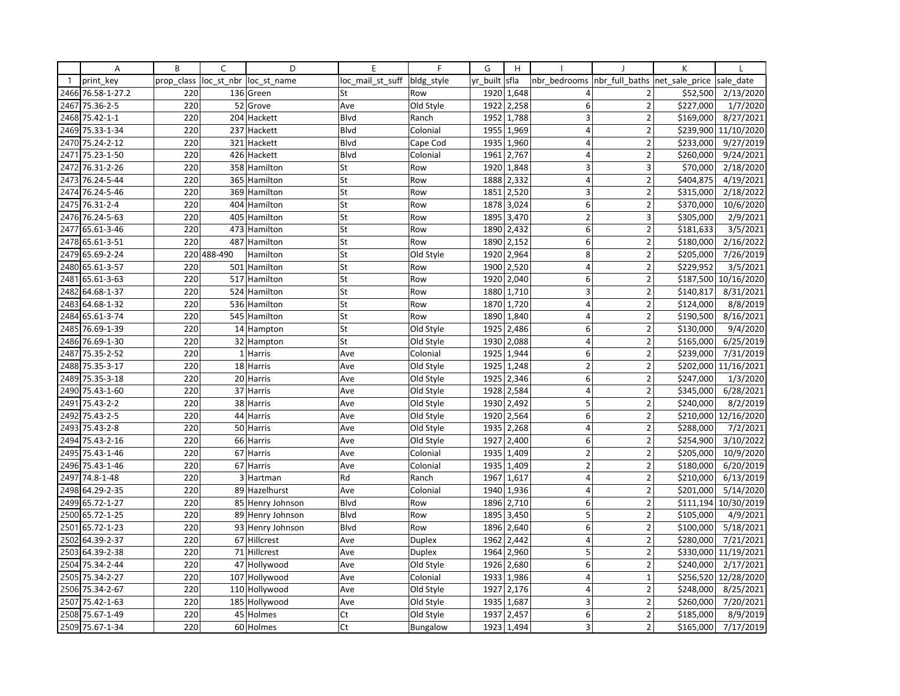| | A | B | C | D | E | F | G | H | I | J | K | L |
|---|---|---|---|---|---|---|---|---|---|---|---|---|
| 1 | print_key | prop_class | loc_st_nbr | loc_st_name | loc_mail_st_suff | bldg_style | yr_built | sfla | nbr_bedrooms | nbr_full_baths | net_sale_price | sale_date |
| 2466 | 76.58-1-27.2 | 220 | 136 | Green | St | Row | 1920 | 1,648 | 4 | 2 | $52,500 | 2/13/2020 |
| 2467 | 75.36-2-5 | 220 | 52 | Grove | Ave | Old Style | 1922 | 2,258 | 6 | 2 | $227,000 | 1/7/2020 |
| 2468 | 75.42-1-1 | 220 | 204 | Hackett | Blvd | Ranch | 1952 | 1,788 | 3 | 2 | $169,000 | 8/27/2021 |
| 2469 | 75.33-1-34 | 220 | 237 | Hackett | Blvd | Colonial | 1955 | 1,969 | 4 | 2 | $239,900 | 11/10/2020 |
| 2470 | 75.24-2-12 | 220 | 321 | Hackett | Blvd | Cape Cod | 1935 | 1,960 | 4 | 2 | $233,000 | 9/27/2019 |
| 2471 | 75.23-1-50 | 220 | 426 | Hackett | Blvd | Colonial | 1961 | 2,767 | 4 | 2 | $260,000 | 9/24/2021 |
| 2472 | 76.31-2-26 | 220 | 358 | Hamilton | St | Row | 1920 | 1,848 | 3 | 3 | $70,000 | 2/18/2020 |
| 2473 | 76.24-5-44 | 220 | 365 | Hamilton | St | Row | 1888 | 2,332 | 4 | 2 | $404,875 | 4/19/2021 |
| 2474 | 76.24-5-46 | 220 | 369 | Hamilton | St | Row | 1851 | 2,520 | 3 | 2 | $315,000 | 2/18/2022 |
| 2475 | 76.31-2-4 | 220 | 404 | Hamilton | St | Row | 1878 | 3,024 | 6 | 2 | $370,000 | 10/6/2020 |
| 2476 | 76.24-5-63 | 220 | 405 | Hamilton | St | Row | 1895 | 3,470 | 2 | 3 | $305,000 | 2/9/2021 |
| 2477 | 65.61-3-46 | 220 | 473 | Hamilton | St | Row | 1890 | 2,432 | 6 | 2 | $181,633 | 3/5/2021 |
| 2478 | 65.61-3-51 | 220 | 487 | Hamilton | St | Row | 1890 | 2,152 | 6 | 2 | $180,000 | 2/16/2022 |
| 2479 | 65.69-2-24 | 220 | 488-490 | Hamilton | St | Old Style | 1920 | 2,964 | 8 | 2 | $205,000 | 7/26/2019 |
| 2480 | 65.61-3-57 | 220 | 501 | Hamilton | St | Row | 1900 | 2,520 | 4 | 2 | $229,952 | 3/5/2021 |
| 2481 | 65.61-3-63 | 220 | 517 | Hamilton | St | Row | 1920 | 2,040 | 6 | 2 | $187,500 | 10/16/2020 |
| 2482 | 64.68-1-37 | 220 | 524 | Hamilton | St | Row | 1880 | 1,710 | 3 | 2 | $140,817 | 8/31/2021 |
| 2483 | 64.68-1-32 | 220 | 536 | Hamilton | St | Row | 1870 | 1,720 | 4 | 2 | $124,000 | 8/8/2019 |
| 2484 | 65.61-3-74 | 220 | 545 | Hamilton | St | Row | 1890 | 1,840 | 4 | 2 | $190,500 | 8/16/2021 |
| 2485 | 76.69-1-39 | 220 | 14 | Hampton | St | Old Style | 1925 | 2,486 | 6 | 2 | $130,000 | 9/4/2020 |
| 2486 | 76.69-1-30 | 220 | 32 | Hampton | St | Old Style | 1930 | 2,088 | 4 | 2 | $165,000 | 6/25/2019 |
| 2487 | 75.35-2-52 | 220 | 1 | Harris | Ave | Colonial | 1925 | 1,944 | 6 | 2 | $239,000 | 7/31/2019 |
| 2488 | 75.35-3-17 | 220 | 18 | Harris | Ave | Old Style | 1925 | 1,248 | 2 | 2 | $202,000 | 11/16/2021 |
| 2489 | 75.35-3-18 | 220 | 20 | Harris | Ave | Old Style | 1925 | 2,346 | 6 | 2 | $247,000 | 1/3/2020 |
| 2490 | 75.43-1-60 | 220 | 37 | Harris | Ave | Old Style | 1928 | 2,584 | 4 | 2 | $345,000 | 6/28/2021 |
| 2491 | 75.43-2-2 | 220 | 38 | Harris | Ave | Old Style | 1930 | 2,492 | 5 | 2 | $240,000 | 8/2/2019 |
| 2492 | 75.43-2-5 | 220 | 44 | Harris | Ave | Old Style | 1920 | 2,564 | 6 | 2 | $210,000 | 12/16/2020 |
| 2493 | 75.43-2-8 | 220 | 50 | Harris | Ave | Old Style | 1935 | 2,268 | 4 | 2 | $288,000 | 7/2/2021 |
| 2494 | 75.43-2-16 | 220 | 66 | Harris | Ave | Old Style | 1927 | 2,400 | 6 | 2 | $254,900 | 3/10/2022 |
| 2495 | 75.43-1-46 | 220 | 67 | Harris | Ave | Colonial | 1935 | 1,409 | 2 | 2 | $205,000 | 10/9/2020 |
| 2496 | 75.43-1-46 | 220 | 67 | Harris | Ave | Colonial | 1935 | 1,409 | 2 | 2 | $180,000 | 6/20/2019 |
| 2497 | 74.8-1-48 | 220 | 3 | Hartman | Rd | Ranch | 1967 | 1,617 | 4 | 2 | $210,000 | 6/13/2019 |
| 2498 | 64.29-2-35 | 220 | 89 | Hazelhurst | Ave | Colonial | 1940 | 1,936 | 4 | 2 | $201,000 | 5/14/2020 |
| 2499 | 65.72-1-27 | 220 | 85 | Henry Johnson | Blvd | Row | 1896 | 2,710 | 6 | 2 | $111,194 | 10/30/2019 |
| 2500 | 65.72-1-25 | 220 | 89 | Henry Johnson | Blvd | Row | 1895 | 3,450 | 5 | 2 | $105,000 | 4/9/2021 |
| 2501 | 65.72-1-23 | 220 | 93 | Henry Johnson | Blvd | Row | 1896 | 2,640 | 6 | 2 | $100,000 | 5/18/2021 |
| 2502 | 64.39-2-37 | 220 | 67 | Hillcrest | Ave | Duplex | 1962 | 2,442 | 4 | 2 | $280,000 | 7/21/2021 |
| 2503 | 64.39-2-38 | 220 | 71 | Hillcrest | Ave | Duplex | 1964 | 2,960 | 5 | 2 | $330,000 | 11/19/2021 |
| 2504 | 75.34-2-44 | 220 | 47 | Hollywood | Ave | Old Style | 1926 | 2,680 | 6 | 2 | $240,000 | 2/17/2021 |
| 2505 | 75.34-2-27 | 220 | 107 | Hollywood | Ave | Colonial | 1933 | 1,986 | 4 | 1 | $256,520 | 12/28/2020 |
| 2506 | 75.34-2-67 | 220 | 110 | Hollywood | Ave | Old Style | 1927 | 2,176 | 4 | 2 | $248,000 | 8/25/2021 |
| 2507 | 75.42-1-63 | 220 | 185 | Hollywood | Ave | Old Style | 1935 | 1,687 | 3 | 2 | $260,000 | 7/20/2021 |
| 2508 | 75.67-1-49 | 220 | 45 | Holmes | Ct | Old Style | 1937 | 2,457 | 6 | 2 | $185,000 | 8/9/2019 |
| 2509 | 75.67-1-34 | 220 | 60 | Holmes | Ct | Bungalow | 1923 | 1,494 | 3 | 2 | $165,000 | 7/17/2019 |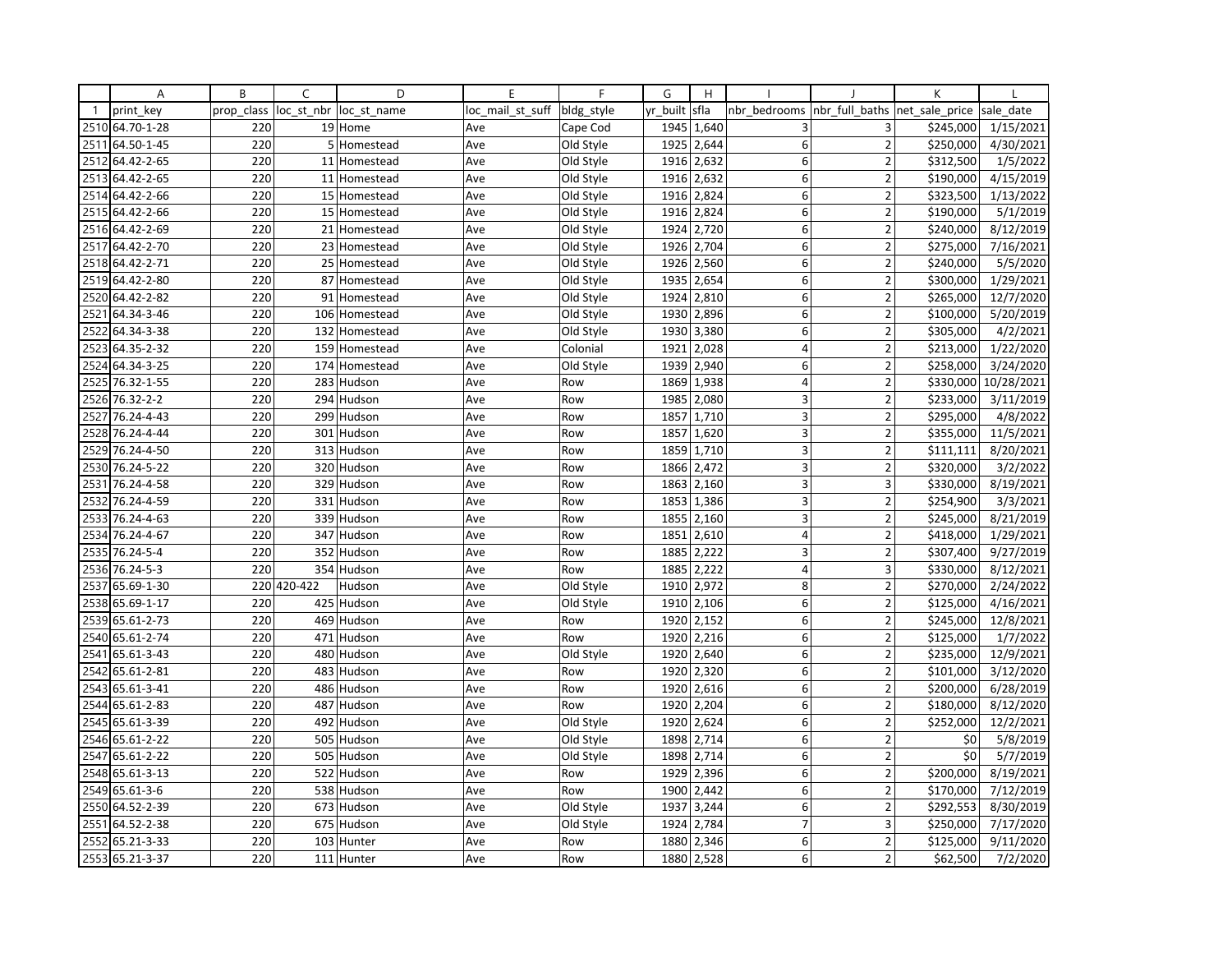| | A | B | C | D | E | F | G | H | I | J | K | L |
|---|---|---|---|---|---|---|---|---|---|---|---|---|
| 1 | print_key | prop_class | loc_st_nbr | loc_st_name | loc_mail_st_suff | bldg_style | yr_built | sfla | nbr_bedrooms | nbr_full_baths | net_sale_price | sale_date |
| 2510 | 64.70-1-28 | 220 | 19 | Home | Ave | Cape Cod | 1945 | 1,640 | 3 | 3 | $245,000 | 1/15/2021 |
| 2511 | 64.50-1-45 | 220 | 5 | Homestead | Ave | Old Style | 1925 | 2,644 | 6 | 2 | $250,000 | 4/30/2021 |
| 2512 | 64.42-2-65 | 220 | 11 | Homestead | Ave | Old Style | 1916 | 2,632 | 6 | 2 | $312,500 | 1/5/2022 |
| 2513 | 64.42-2-65 | 220 | 11 | Homestead | Ave | Old Style | 1916 | 2,632 | 6 | 2 | $190,000 | 4/15/2019 |
| 2514 | 64.42-2-66 | 220 | 15 | Homestead | Ave | Old Style | 1916 | 2,824 | 6 | 2 | $323,500 | 1/13/2022 |
| 2515 | 64.42-2-66 | 220 | 15 | Homestead | Ave | Old Style | 1916 | 2,824 | 6 | 2 | $190,000 | 5/1/2019 |
| 2516 | 64.42-2-69 | 220 | 21 | Homestead | Ave | Old Style | 1924 | 2,720 | 6 | 2 | $240,000 | 8/12/2019 |
| 2517 | 64.42-2-70 | 220 | 23 | Homestead | Ave | Old Style | 1926 | 2,704 | 6 | 2 | $275,000 | 7/16/2021 |
| 2518 | 64.42-2-71 | 220 | 25 | Homestead | Ave | Old Style | 1926 | 2,560 | 6 | 2 | $240,000 | 5/5/2020 |
| 2519 | 64.42-2-80 | 220 | 87 | Homestead | Ave | Old Style | 1935 | 2,654 | 6 | 2 | $300,000 | 1/29/2021 |
| 2520 | 64.42-2-82 | 220 | 91 | Homestead | Ave | Old Style | 1924 | 2,810 | 6 | 2 | $265,000 | 12/7/2020 |
| 2521 | 64.34-3-46 | 220 | 106 | Homestead | Ave | Old Style | 1930 | 2,896 | 6 | 2 | $100,000 | 5/20/2019 |
| 2522 | 64.34-3-38 | 220 | 132 | Homestead | Ave | Old Style | 1930 | 3,380 | 6 | 2 | $305,000 | 4/2/2021 |
| 2523 | 64.35-2-32 | 220 | 159 | Homestead | Ave | Colonial | 1921 | 2,028 | 4 | 2 | $213,000 | 1/22/2020 |
| 2524 | 64.34-3-25 | 220 | 174 | Homestead | Ave | Old Style | 1939 | 2,940 | 6 | 2 | $258,000 | 3/24/2020 |
| 2525 | 76.32-1-55 | 220 | 283 | Hudson | Ave | Row | 1869 | 1,938 | 4 | 2 | $330,000 | 10/28/2021 |
| 2526 | 76.32-2-2 | 220 | 294 | Hudson | Ave | Row | 1985 | 2,080 | 3 | 2 | $233,000 | 3/11/2019 |
| 2527 | 76.24-4-43 | 220 | 299 | Hudson | Ave | Row | 1857 | 1,710 | 3 | 2 | $295,000 | 4/8/2022 |
| 2528 | 76.24-4-44 | 220 | 301 | Hudson | Ave | Row | 1857 | 1,620 | 3 | 2 | $355,000 | 11/5/2021 |
| 2529 | 76.24-4-50 | 220 | 313 | Hudson | Ave | Row | 1859 | 1,710 | 3 | 2 | $111,111 | 8/20/2021 |
| 2530 | 76.24-5-22 | 220 | 320 | Hudson | Ave | Row | 1866 | 2,472 | 3 | 2 | $320,000 | 3/2/2022 |
| 2531 | 76.24-4-58 | 220 | 329 | Hudson | Ave | Row | 1863 | 2,160 | 3 | 3 | $330,000 | 8/19/2021 |
| 2532 | 76.24-4-59 | 220 | 331 | Hudson | Ave | Row | 1853 | 1,386 | 3 | 2 | $254,900 | 3/3/2021 |
| 2533 | 76.24-4-63 | 220 | 339 | Hudson | Ave | Row | 1855 | 2,160 | 3 | 2 | $245,000 | 8/21/2019 |
| 2534 | 76.24-4-67 | 220 | 347 | Hudson | Ave | Row | 1851 | 2,610 | 4 | 2 | $418,000 | 1/29/2021 |
| 2535 | 76.24-5-4 | 220 | 352 | Hudson | Ave | Row | 1885 | 2,222 | 3 | 2 | $307,400 | 9/27/2019 |
| 2536 | 76.24-5-3 | 220 | 354 | Hudson | Ave | Row | 1885 | 2,222 | 4 | 3 | $330,000 | 8/12/2021 |
| 2537 | 65.69-1-30 | 220 | 420-422 | Hudson | Ave | Old Style | 1910 | 2,972 | 8 | 2 | $270,000 | 2/24/2022 |
| 2538 | 65.69-1-17 | 220 | 425 | Hudson | Ave | Old Style | 1910 | 2,106 | 6 | 2 | $125,000 | 4/16/2021 |
| 2539 | 65.61-2-73 | 220 | 469 | Hudson | Ave | Row | 1920 | 2,152 | 6 | 2 | $245,000 | 12/8/2021 |
| 2540 | 65.61-2-74 | 220 | 471 | Hudson | Ave | Row | 1920 | 2,216 | 6 | 2 | $125,000 | 1/7/2022 |
| 2541 | 65.61-3-43 | 220 | 480 | Hudson | Ave | Old Style | 1920 | 2,640 | 6 | 2 | $235,000 | 12/9/2021 |
| 2542 | 65.61-2-81 | 220 | 483 | Hudson | Ave | Row | 1920 | 2,320 | 6 | 2 | $101,000 | 3/12/2020 |
| 2543 | 65.61-3-41 | 220 | 486 | Hudson | Ave | Row | 1920 | 2,616 | 6 | 2 | $200,000 | 6/28/2019 |
| 2544 | 65.61-2-83 | 220 | 487 | Hudson | Ave | Row | 1920 | 2,204 | 6 | 2 | $180,000 | 8/12/2020 |
| 2545 | 65.61-3-39 | 220 | 492 | Hudson | Ave | Old Style | 1920 | 2,624 | 6 | 2 | $252,000 | 12/2/2021 |
| 2546 | 65.61-2-22 | 220 | 505 | Hudson | Ave | Old Style | 1898 | 2,714 | 6 | 2 | $0 | 5/8/2019 |
| 2547 | 65.61-2-22 | 220 | 505 | Hudson | Ave | Old Style | 1898 | 2,714 | 6 | 2 | $0 | 5/7/2019 |
| 2548 | 65.61-3-13 | 220 | 522 | Hudson | Ave | Row | 1929 | 2,396 | 6 | 2 | $200,000 | 8/19/2021 |
| 2549 | 65.61-3-6 | 220 | 538 | Hudson | Ave | Row | 1900 | 2,442 | 6 | 2 | $170,000 | 7/12/2019 |
| 2550 | 64.52-2-39 | 220 | 673 | Hudson | Ave | Old Style | 1937 | 3,244 | 6 | 2 | $292,553 | 8/30/2019 |
| 2551 | 64.52-2-38 | 220 | 675 | Hudson | Ave | Old Style | 1924 | 2,784 | 7 | 3 | $250,000 | 7/17/2020 |
| 2552 | 65.21-3-33 | 220 | 103 | Hunter | Ave | Row | 1880 | 2,346 | 6 | 2 | $125,000 | 9/11/2020 |
| 2553 | 65.21-3-37 | 220 | 111 | Hunter | Ave | Row | 1880 | 2,528 | 6 | 2 | $62,500 | 7/2/2020 |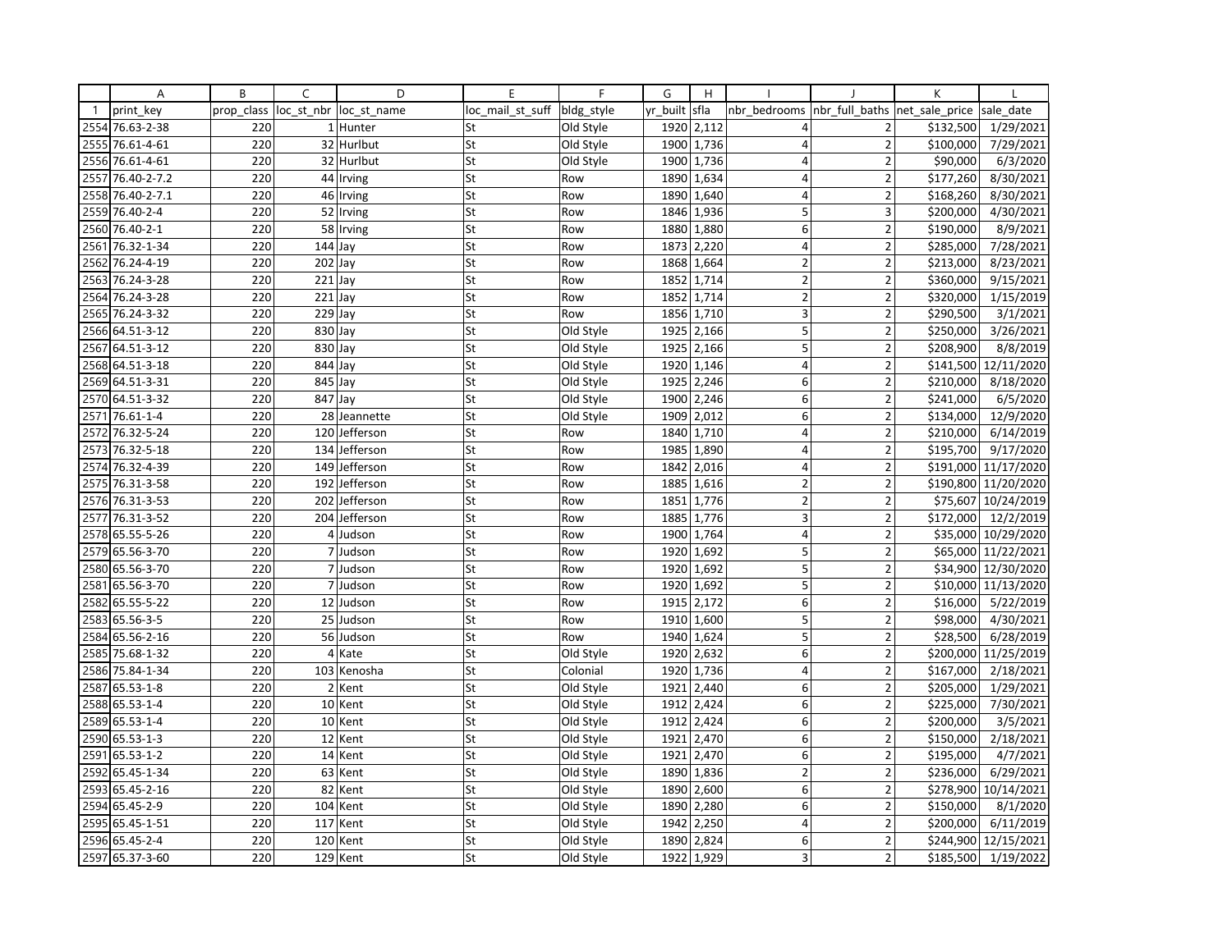| | A | B | C | D | E | F | G | H | I | J | K | L |
|---|---|---|---|---|---|---|---|---|---|---|---|---|
| 1 | print_key | prop_class | loc_st_nbr | loc_st_name | loc_mail_st_suff | bldg_style | yr_built | sfla | nbr_bedrooms | nbr_full_baths | net_sale_price | sale_date |
| 2554 | 76.63-2-38 | 220 | 1 | Hunter | St | Old Style | 1920 | 2,112 | 4 | 2 | $132,500 | 1/29/2021 |
| 2555 | 76.61-4-61 | 220 | 32 | Hurlbut | St | Old Style | 1900 | 1,736 | 4 | 2 | $100,000 | 7/29/2021 |
| 2556 | 76.61-4-61 | 220 | 32 | Hurlbut | St | Old Style | 1900 | 1,736 | 4 | 2 | $90,000 | 6/3/2020 |
| 2557 | 76.40-2-7.2 | 220 | 44 | Irving | St | Row | 1890 | 1,634 | 4 | 2 | $177,260 | 8/30/2021 |
| 2558 | 76.40-2-7.1 | 220 | 46 | Irving | St | Row | 1890 | 1,640 | 4 | 2 | $168,260 | 8/30/2021 |
| 2559 | 76.40-2-4 | 220 | 52 | Irving | St | Row | 1846 | 1,936 | 5 | 3 | $200,000 | 4/30/2021 |
| 2560 | 76.40-2-1 | 220 | 58 | Irving | St | Row | 1880 | 1,880 | 6 | 2 | $190,000 | 8/9/2021 |
| 2561 | 76.32-1-34 | 220 | 144 | Jay | St | Row | 1873 | 2,220 | 4 | 2 | $285,000 | 7/28/2021 |
| 2562 | 76.24-4-19 | 220 | 202 | Jay | St | Row | 1868 | 1,664 | 2 | 2 | $213,000 | 8/23/2021 |
| 2563 | 76.24-3-28 | 220 | 221 | Jay | St | Row | 1852 | 1,714 | 2 | 2 | $360,000 | 9/15/2021 |
| 2564 | 76.24-3-28 | 220 | 221 | Jay | St | Row | 1852 | 1,714 | 2 | 2 | $320,000 | 1/15/2019 |
| 2565 | 76.24-3-32 | 220 | 229 | Jay | St | Row | 1856 | 1,710 | 3 | 2 | $290,500 | 3/1/2021 |
| 2566 | 64.51-3-12 | 220 | 830 | Jay | St | Old Style | 1925 | 2,166 | 5 | 2 | $250,000 | 3/26/2021 |
| 2567 | 64.51-3-12 | 220 | 830 | Jay | St | Old Style | 1925 | 2,166 | 5 | 2 | $208,900 | 8/8/2019 |
| 2568 | 64.51-3-18 | 220 | 844 | Jay | St | Old Style | 1920 | 1,146 | 4 | 2 | $141,500 | 12/11/2020 |
| 2569 | 64.51-3-31 | 220 | 845 | Jay | St | Old Style | 1925 | 2,246 | 6 | 2 | $210,000 | 8/18/2020 |
| 2570 | 64.51-3-32 | 220 | 847 | Jay | St | Old Style | 1900 | 2,246 | 6 | 2 | $241,000 | 6/5/2020 |
| 2571 | 76.61-1-4 | 220 | 28 | Jeannette | St | Old Style | 1909 | 2,012 | 6 | 2 | $134,000 | 12/9/2020 |
| 2572 | 76.32-5-24 | 220 | 120 | Jefferson | St | Row | 1840 | 1,710 | 4 | 2 | $210,000 | 6/14/2019 |
| 2573 | 76.32-5-18 | 220 | 134 | Jefferson | St | Row | 1985 | 1,890 | 4 | 2 | $195,700 | 9/17/2020 |
| 2574 | 76.32-4-39 | 220 | 149 | Jefferson | St | Row | 1842 | 2,016 | 4 | 2 | $191,000 | 11/17/2020 |
| 2575 | 76.31-3-58 | 220 | 192 | Jefferson | St | Row | 1885 | 1,616 | 2 | 2 | $190,800 | 11/20/2020 |
| 2576 | 76.31-3-53 | 220 | 202 | Jefferson | St | Row | 1851 | 1,776 | 2 | 2 | $75,607 | 10/24/2019 |
| 2577 | 76.31-3-52 | 220 | 204 | Jefferson | St | Row | 1885 | 1,776 | 3 | 2 | $172,000 | 12/2/2019 |
| 2578 | 65.55-5-26 | 220 | 4 | Judson | St | Row | 1900 | 1,764 | 4 | 2 | $35,000 | 10/29/2020 |
| 2579 | 65.56-3-70 | 220 | 7 | Judson | St | Row | 1920 | 1,692 | 5 | 2 | $65,000 | 11/22/2021 |
| 2580 | 65.56-3-70 | 220 | 7 | Judson | St | Row | 1920 | 1,692 | 5 | 2 | $34,900 | 12/30/2020 |
| 2581 | 65.56-3-70 | 220 | 7 | Judson | St | Row | 1920 | 1,692 | 5 | 2 | $10,000 | 11/13/2020 |
| 2582 | 65.55-5-22 | 220 | 12 | Judson | St | Row | 1915 | 2,172 | 6 | 2 | $16,000 | 5/22/2019 |
| 2583 | 65.56-3-5 | 220 | 25 | Judson | St | Row | 1910 | 1,600 | 5 | 2 | $98,000 | 4/30/2021 |
| 2584 | 65.56-2-16 | 220 | 56 | Judson | St | Row | 1940 | 1,624 | 5 | 2 | $28,500 | 6/28/2019 |
| 2585 | 75.68-1-32 | 220 | 4 | Kate | St | Old Style | 1920 | 2,632 | 6 | 2 | $200,000 | 11/25/2019 |
| 2586 | 75.84-1-34 | 220 | 103 | Kenosha | St | Colonial | 1920 | 1,736 | 4 | 2 | $167,000 | 2/18/2021 |
| 2587 | 65.53-1-8 | 220 | 2 | Kent | St | Old Style | 1921 | 2,440 | 6 | 2 | $205,000 | 1/29/2021 |
| 2588 | 65.53-1-4 | 220 | 10 | Kent | St | Old Style | 1912 | 2,424 | 6 | 2 | $225,000 | 7/30/2021 |
| 2589 | 65.53-1-4 | 220 | 10 | Kent | St | Old Style | 1912 | 2,424 | 6 | 2 | $200,000 | 3/5/2021 |
| 2590 | 65.53-1-3 | 220 | 12 | Kent | St | Old Style | 1921 | 2,470 | 6 | 2 | $150,000 | 2/18/2021 |
| 2591 | 65.53-1-2 | 220 | 14 | Kent | St | Old Style | 1921 | 2,470 | 6 | 2 | $195,000 | 4/7/2021 |
| 2592 | 65.45-1-34 | 220 | 63 | Kent | St | Old Style | 1890 | 1,836 | 2 | 2 | $236,000 | 6/29/2021 |
| 2593 | 65.45-2-16 | 220 | 82 | Kent | St | Old Style | 1890 | 2,600 | 6 | 2 | $278,900 | 10/14/2021 |
| 2594 | 65.45-2-9 | 220 | 104 | Kent | St | Old Style | 1890 | 2,280 | 6 | 2 | $150,000 | 8/1/2020 |
| 2595 | 65.45-1-51 | 220 | 117 | Kent | St | Old Style | 1942 | 2,250 | 4 | 2 | $200,000 | 6/11/2019 |
| 2596 | 65.45-2-4 | 220 | 120 | Kent | St | Old Style | 1890 | 2,824 | 6 | 2 | $244,900 | 12/15/2021 |
| 2597 | 65.37-3-60 | 220 | 129 | Kent | St | Old Style | 1922 | 1,929 | 3 | 2 | $185,500 | 1/19/2022 |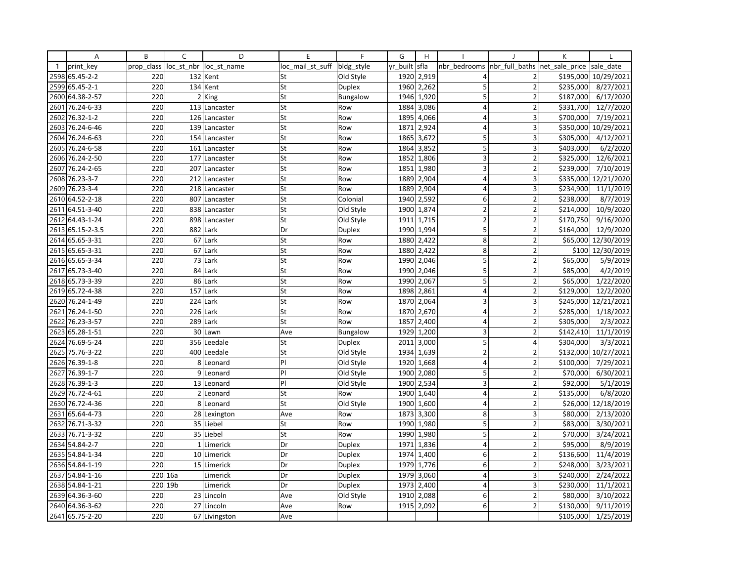| | A | B | C | D | E | F | G | H | I | J | K | L |
|---|---|---|---|---|---|---|---|---|---|---|---|---|
| 1 | print_key | prop_class | loc_st_nbr | loc_st_name | loc_mail_st_suff | bldg_style | yr_built | sfla | nbr_bedrooms | nbr_full_baths | net_sale_price | sale_date |
| 2598 | 65.45-2-2 | 220 | 132 | Kent | St | Old Style | 1920 | 2,919 | 4 | 2 | $195,000 | 10/29/2021 |
| 2599 | 65.45-2-1 | 220 | 134 | Kent | St | Duplex | 1960 | 2,262 | 5 | 2 | $235,000 | 8/27/2021 |
| 2600 | 64.38-2-57 | 220 | 2 | King | St | Bungalow | 1946 | 1,920 | 5 | 2 | $187,000 | 6/17/2020 |
| 2601 | 76.24-6-33 | 220 | 113 | Lancaster | St | Row | 1884 | 3,086 | 4 | 2 | $331,700 | 12/7/2020 |
| 2602 | 76.32-1-2 | 220 | 126 | Lancaster | St | Row | 1895 | 4,066 | 4 | 3 | $700,000 | 7/19/2021 |
| 2603 | 76.24-6-46 | 220 | 139 | Lancaster | St | Row | 1871 | 2,924 | 4 | 3 | $350,000 | 10/29/2021 |
| 2604 | 76.24-6-63 | 220 | 154 | Lancaster | St | Row | 1865 | 3,672 | 5 | 3 | $305,000 | 4/12/2021 |
| 2605 | 76.24-6-58 | 220 | 161 | Lancaster | St | Row | 1864 | 3,852 | 5 | 3 | $403,000 | 6/2/2020 |
| 2606 | 76.24-2-50 | 220 | 177 | Lancaster | St | Row | 1852 | 1,806 | 3 | 2 | $325,000 | 12/6/2021 |
| 2607 | 76.24-2-65 | 220 | 207 | Lancaster | St | Row | 1851 | 1,980 | 3 | 2 | $239,000 | 7/10/2019 |
| 2608 | 76.23-3-7 | 220 | 212 | Lancaster | St | Row | 1889 | 2,904 | 4 | 3 | $335,000 | 12/21/2020 |
| 2609 | 76.23-3-4 | 220 | 218 | Lancaster | St | Row | 1889 | 2,904 | 4 | 3 | $234,900 | 11/1/2019 |
| 2610 | 64.52-2-18 | 220 | 807 | Lancaster | St | Colonial | 1940 | 2,592 | 6 | 2 | $238,000 | 8/7/2019 |
| 2611 | 64.51-3-40 | 220 | 838 | Lancaster | St | Old Style | 1900 | 1,874 | 2 | 2 | $214,000 | 10/9/2020 |
| 2612 | 64.43-1-24 | 220 | 898 | Lancaster | St | Old Style | 1911 | 1,715 | 2 | 2 | $170,750 | 9/16/2020 |
| 2613 | 65.15-2-3.5 | 220 | 882 | Lark | Dr | Duplex | 1990 | 1,994 | 5 | 2 | $164,000 | 12/9/2020 |
| 2614 | 65.65-3-31 | 220 | 67 | Lark | St | Row | 1880 | 2,422 | 8 | 2 | $65,000 | 12/30/2019 |
| 2615 | 65.65-3-31 | 220 | 67 | Lark | St | Row | 1880 | 2,422 | 8 | 2 | $100 | 12/30/2019 |
| 2616 | 65.65-3-34 | 220 | 73 | Lark | St | Row | 1990 | 2,046 | 5 | 2 | $65,000 | 5/9/2019 |
| 2617 | 65.73-3-40 | 220 | 84 | Lark | St | Row | 1990 | 2,046 | 5 | 2 | $85,000 | 4/2/2019 |
| 2618 | 65.73-3-39 | 220 | 86 | Lark | St | Row | 1990 | 2,067 | 5 | 2 | $65,000 | 1/22/2020 |
| 2619 | 65.72-4-38 | 220 | 157 | Lark | St | Row | 1898 | 2,861 | 4 | 2 | $129,000 | 12/2/2020 |
| 2620 | 76.24-1-49 | 220 | 224 | Lark | St | Row | 1870 | 2,064 | 3 | 3 | $245,000 | 12/21/2021 |
| 2621 | 76.24-1-50 | 220 | 226 | Lark | St | Row | 1870 | 2,670 | 4 | 2 | $285,000 | 1/18/2022 |
| 2622 | 76.23-3-57 | 220 | 289 | Lark | St | Row | 1857 | 2,400 | 4 | 2 | $305,000 | 2/3/2022 |
| 2623 | 65.28-1-51 | 220 | 30 | Lawn | Ave | Bungalow | 1929 | 1,200 | 3 | 2 | $142,410 | 11/1/2019 |
| 2624 | 76.69-5-24 | 220 | 356 | Leedale | St | Duplex | 2011 | 3,000 | 5 | 4 | $304,000 | 3/3/2021 |
| 2625 | 75.76-3-22 | 220 | 400 | Leedale | St | Old Style | 1934 | 1,639 | 2 | 2 | $132,000 | 10/27/2021 |
| 2626 | 76.39-1-8 | 220 | 8 | Leonard | Pl | Old Style | 1920 | 1,668 | 4 | 2 | $100,000 | 7/29/2021 |
| 2627 | 76.39-1-7 | 220 | 9 | Leonard | Pl | Old Style | 1900 | 2,080 | 5 | 2 | $70,000 | 6/30/2021 |
| 2628 | 76.39-1-3 | 220 | 13 | Leonard | Pl | Old Style | 1900 | 2,534 | 3 | 2 | $92,000 | 5/1/2019 |
| 2629 | 76.72-4-61 | 220 | 2 | Leonard | St | Row | 1900 | 1,640 | 4 | 2 | $135,000 | 6/8/2020 |
| 2630 | 76.72-4-36 | 220 | 8 | Leonard | St | Old Style | 1900 | 1,600 | 4 | 2 | $26,000 | 12/18/2019 |
| 2631 | 65.64-4-73 | 220 | 28 | Lexington | Ave | Row | 1873 | 3,300 | 8 | 3 | $80,000 | 2/13/2020 |
| 2632 | 76.71-3-32 | 220 | 35 | Liebel | St | Row | 1990 | 1,980 | 5 | 2 | $83,000 | 3/30/2021 |
| 2633 | 76.71-3-32 | 220 | 35 | Liebel | St | Row | 1990 | 1,980 | 5 | 2 | $70,000 | 3/24/2021 |
| 2634 | 54.84-2-7 | 220 | 1 | Limerick | Dr | Duplex | 1971 | 1,836 | 4 | 2 | $95,000 | 8/9/2019 |
| 2635 | 54.84-1-34 | 220 | 10 | Limerick | Dr | Duplex | 1974 | 1,400 | 6 | 2 | $136,600 | 11/4/2019 |
| 2636 | 54.84-1-19 | 220 | 15 | Limerick | Dr | Duplex | 1979 | 1,776 | 6 | 2 | $248,000 | 3/23/2021 |
| 2637 | 54.84-1-16 | 220 | 16a | Limerick | Dr | Duplex | 1979 | 3,060 | 4 | 3 | $240,000 | 2/24/2022 |
| 2638 | 54.84-1-21 | 220 | 19b | Limerick | Dr | Duplex | 1973 | 2,400 | 4 | 3 | $230,000 | 11/1/2021 |
| 2639 | 64.36-3-60 | 220 | 23 | Lincoln | Ave | Old Style | 1910 | 2,088 | 6 | 2 | $80,000 | 3/10/2022 |
| 2640 | 64.36-3-62 | 220 | 27 | Lincoln | Ave | Row | 1915 | 2,092 | 6 | 2 | $130,000 | 9/11/2019 |
| 2641 | 65.75-2-20 | 220 | 67 | Livingston | Ave | | | | | | $105,000 | 1/25/2019 |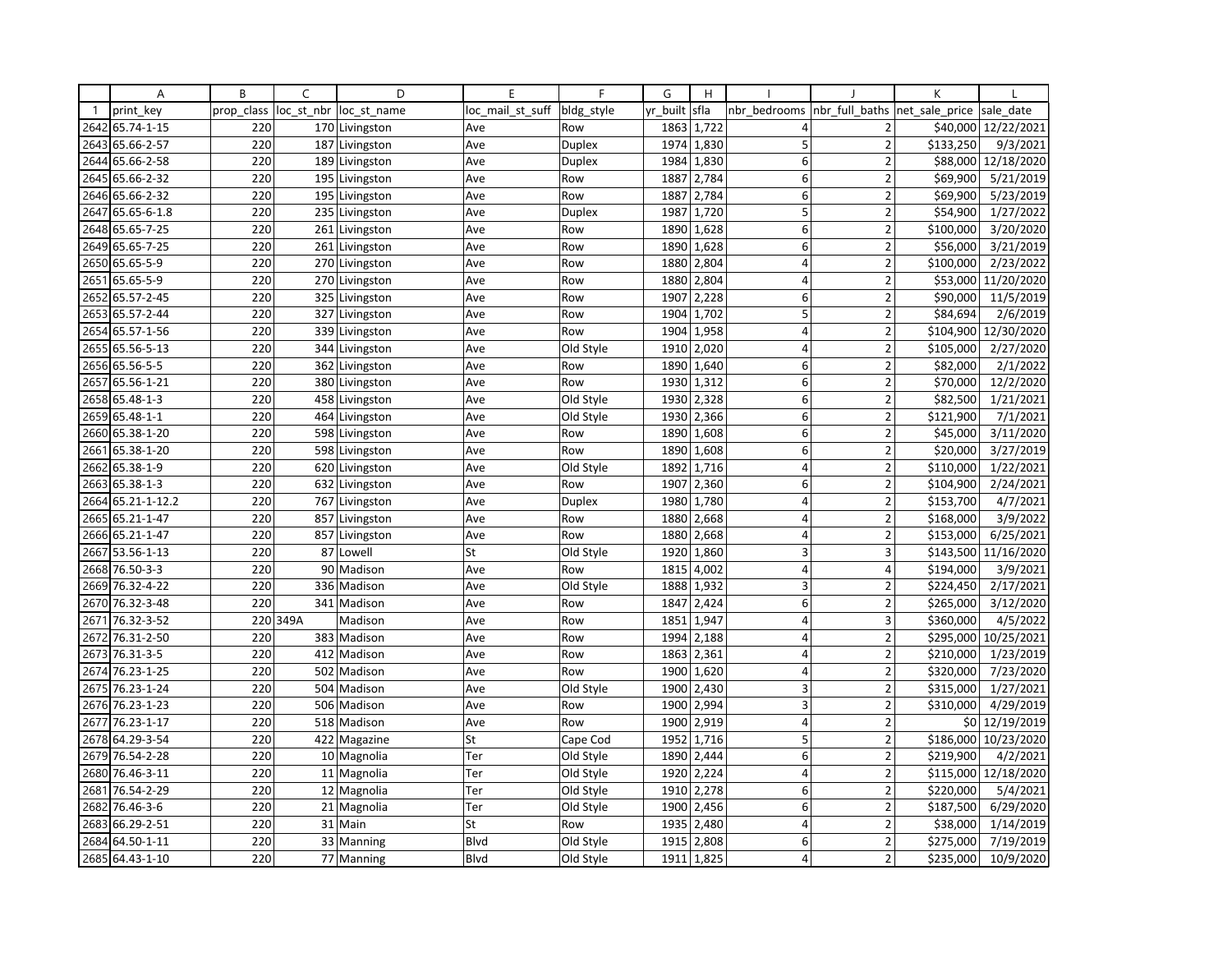| | A | B | C | D | E | F | G | H | I | J | K | L |
|---|---|---|---|---|---|---|---|---|---|---|---|---|
| 1 | print_key | prop_class | loc_st_nbr | loc_st_name | loc_mail_st_suff | bldg_style | yr_built | sfla | nbr_bedrooms | nbr_full_baths | net_sale_price | sale_date |
| 2642 | 65.74-1-15 | 220 | 170 | Livingston | Ave | Row | 1863 | 1,722 | 4 | 2 | $40,000 | 12/22/2021 |
| 2643 | 65.66-2-57 | 220 | 187 | Livingston | Ave | Duplex | 1974 | 1,830 | 5 | 2 | $133,250 | 9/3/2021 |
| 2644 | 65.66-2-58 | 220 | 189 | Livingston | Ave | Duplex | 1984 | 1,830 | 6 | 2 | $88,000 | 12/18/2020 |
| 2645 | 65.66-2-32 | 220 | 195 | Livingston | Ave | Row | 1887 | 2,784 | 6 | 2 | $69,900 | 5/21/2019 |
| 2646 | 65.66-2-32 | 220 | 195 | Livingston | Ave | Row | 1887 | 2,784 | 6 | 2 | $69,900 | 5/23/2019 |
| 2647 | 65.65-6-1.8 | 220 | 235 | Livingston | Ave | Duplex | 1987 | 1,720 | 5 | 2 | $54,900 | 1/27/2022 |
| 2648 | 65.65-7-25 | 220 | 261 | Livingston | Ave | Row | 1890 | 1,628 | 6 | 2 | $100,000 | 3/20/2020 |
| 2649 | 65.65-7-25 | 220 | 261 | Livingston | Ave | Row | 1890 | 1,628 | 6 | 2 | $56,000 | 3/21/2019 |
| 2650 | 65.65-5-9 | 220 | 270 | Livingston | Ave | Row | 1880 | 2,804 | 4 | 2 | $100,000 | 2/23/2022 |
| 2651 | 65.65-5-9 | 220 | 270 | Livingston | Ave | Row | 1880 | 2,804 | 4 | 2 | $53,000 | 11/20/2020 |
| 2652 | 65.57-2-45 | 220 | 325 | Livingston | Ave | Row | 1907 | 2,228 | 6 | 2 | $90,000 | 11/5/2019 |
| 2653 | 65.57-2-44 | 220 | 327 | Livingston | Ave | Row | 1904 | 1,702 | 5 | 2 | $84,694 | 2/6/2019 |
| 2654 | 65.57-1-56 | 220 | 339 | Livingston | Ave | Row | 1904 | 1,958 | 4 | 2 | $104,900 | 12/30/2020 |
| 2655 | 65.56-5-13 | 220 | 344 | Livingston | Ave | Old Style | 1910 | 2,020 | 4 | 2 | $105,000 | 2/27/2020 |
| 2656 | 65.56-5-5 | 220 | 362 | Livingston | Ave | Row | 1890 | 1,640 | 6 | 2 | $82,000 | 2/1/2022 |
| 2657 | 65.56-1-21 | 220 | 380 | Livingston | Ave | Row | 1930 | 1,312 | 6 | 2 | $70,000 | 12/2/2020 |
| 2658 | 65.48-1-3 | 220 | 458 | Livingston | Ave | Old Style | 1930 | 2,328 | 6 | 2 | $82,500 | 1/21/2021 |
| 2659 | 65.48-1-1 | 220 | 464 | Livingston | Ave | Old Style | 1930 | 2,366 | 6 | 2 | $121,900 | 7/1/2021 |
| 2660 | 65.38-1-20 | 220 | 598 | Livingston | Ave | Row | 1890 | 1,608 | 6 | 2 | $45,000 | 3/11/2020 |
| 2661 | 65.38-1-20 | 220 | 598 | Livingston | Ave | Row | 1890 | 1,608 | 6 | 2 | $20,000 | 3/27/2019 |
| 2662 | 65.38-1-9 | 220 | 620 | Livingston | Ave | Old Style | 1892 | 1,716 | 4 | 2 | $110,000 | 1/22/2021 |
| 2663 | 65.38-1-3 | 220 | 632 | Livingston | Ave | Row | 1907 | 2,360 | 6 | 2 | $104,900 | 2/24/2021 |
| 2664 | 65.21-1-12.2 | 220 | 767 | Livingston | Ave | Duplex | 1980 | 1,780 | 4 | 2 | $153,700 | 4/7/2021 |
| 2665 | 65.21-1-47 | 220 | 857 | Livingston | Ave | Row | 1880 | 2,668 | 4 | 2 | $168,000 | 3/9/2022 |
| 2666 | 65.21-1-47 | 220 | 857 | Livingston | Ave | Row | 1880 | 2,668 | 4 | 2 | $153,000 | 6/25/2021 |
| 2667 | 53.56-1-13 | 220 | 87 | Lowell | St | Old Style | 1920 | 1,860 | 3 | 3 | $143,500 | 11/16/2020 |
| 2668 | 76.50-3-3 | 220 | 90 | Madison | Ave | Row | 1815 | 4,002 | 4 | 4 | $194,000 | 3/9/2021 |
| 2669 | 76.32-4-22 | 220 | 336 | Madison | Ave | Old Style | 1888 | 1,932 | 3 | 2 | $224,450 | 2/17/2021 |
| 2670 | 76.32-3-48 | 220 | 341 | Madison | Ave | Row | 1847 | 2,424 | 6 | 2 | $265,000 | 3/12/2020 |
| 2671 | 76.32-3-52 | 220 | 349A | Madison | Ave | Row | 1851 | 1,947 | 4 | 3 | $360,000 | 4/5/2022 |
| 2672 | 76.31-2-50 | 220 | 383 | Madison | Ave | Row | 1994 | 2,188 | 4 | 2 | $295,000 | 10/25/2021 |
| 2673 | 76.31-3-5 | 220 | 412 | Madison | Ave | Row | 1863 | 2,361 | 4 | 2 | $210,000 | 1/23/2019 |
| 2674 | 76.23-1-25 | 220 | 502 | Madison | Ave | Row | 1900 | 1,620 | 4 | 2 | $320,000 | 7/23/2020 |
| 2675 | 76.23-1-24 | 220 | 504 | Madison | Ave | Old Style | 1900 | 2,430 | 3 | 2 | $315,000 | 1/27/2021 |
| 2676 | 76.23-1-23 | 220 | 506 | Madison | Ave | Row | 1900 | 2,994 | 3 | 2 | $310,000 | 4/29/2019 |
| 2677 | 76.23-1-17 | 220 | 518 | Madison | Ave | Row | 1900 | 2,919 | 4 | 2 | $0 | 12/19/2019 |
| 2678 | 64.29-3-54 | 220 | 422 | Magazine | St | Cape Cod | 1952 | 1,716 | 5 | 2 | $186,000 | 10/23/2020 |
| 2679 | 76.54-2-28 | 220 | 10 | Magnolia | Ter | Old Style | 1890 | 2,444 | 6 | 2 | $219,900 | 4/2/2021 |
| 2680 | 76.46-3-11 | 220 | 11 | Magnolia | Ter | Old Style | 1920 | 2,224 | 4 | 2 | $115,000 | 12/18/2020 |
| 2681 | 76.54-2-29 | 220 | 12 | Magnolia | Ter | Old Style | 1910 | 2,278 | 6 | 2 | $220,000 | 5/4/2021 |
| 2682 | 76.46-3-6 | 220 | 21 | Magnolia | Ter | Old Style | 1900 | 2,456 | 6 | 2 | $187,500 | 6/29/2020 |
| 2683 | 66.29-2-51 | 220 | 31 | Main | St | Row | 1935 | 2,480 | 4 | 2 | $38,000 | 1/14/2019 |
| 2684 | 64.50-1-11 | 220 | 33 | Manning | Blvd | Old Style | 1915 | 2,808 | 6 | 2 | $275,000 | 7/19/2019 |
| 2685 | 64.43-1-10 | 220 | 77 | Manning | Blvd | Old Style | 1911 | 1,825 | 4 | 2 | $235,000 | 10/9/2020 |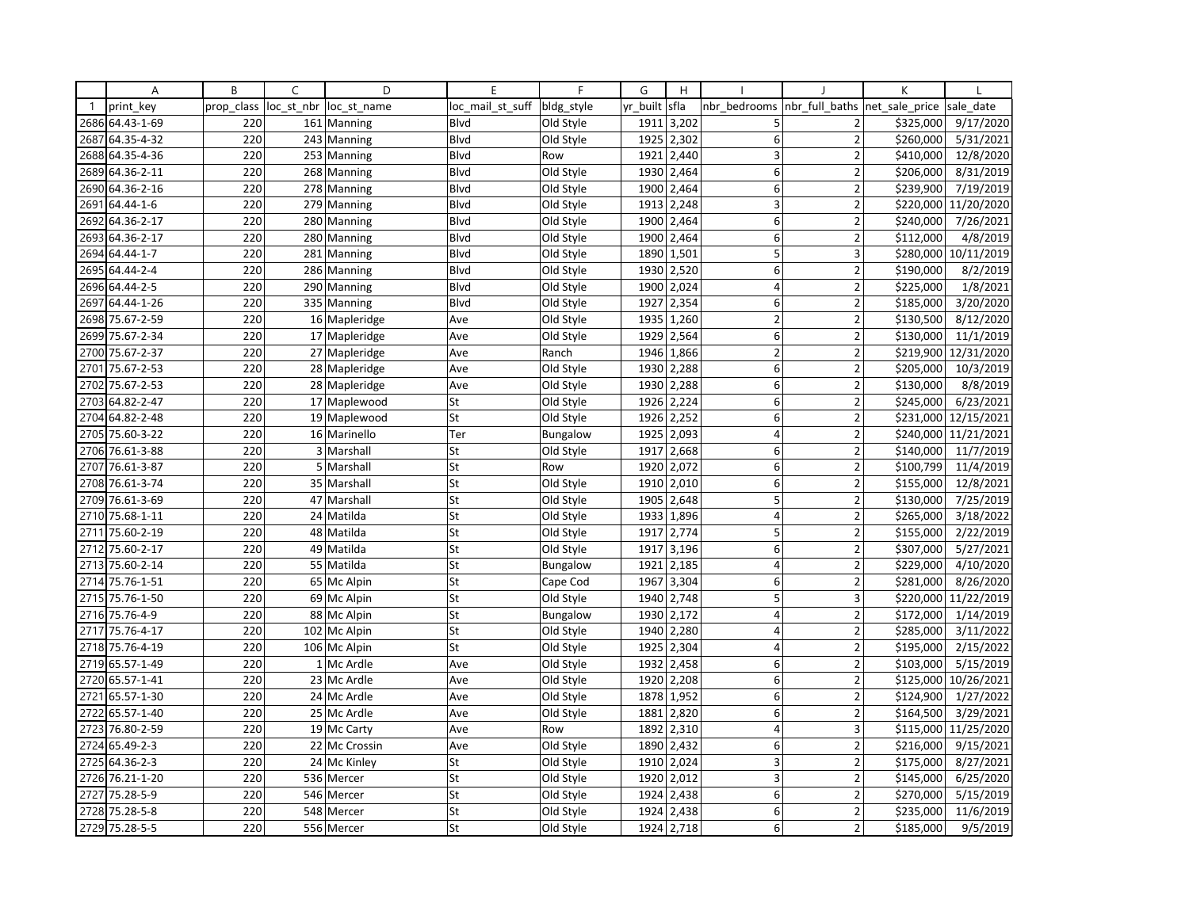| | A | B | C | D | E | F | G | H | I | J | K | L |
|---|---|---|---|---|---|---|---|---|---|---|---|---|
| 1 | print_key | prop_class | loc_st_nbr | loc_st_name | loc_mail_st_suff | bldg_style | yr_built | sfla | nbr_bedrooms | nbr_full_baths | net_sale_price | sale_date |
| 2686 | 64.43-1-69 | 220 | 161 | Manning | Blvd | Old Style | 1911 | 3,202 | 5 | 2 | $325,000 | 9/17/2020 |
| 2687 | 64.35-4-32 | 220 | 243 | Manning | Blvd | Old Style | 1925 | 2,302 | 6 | 2 | $260,000 | 5/31/2021 |
| 2688 | 64.35-4-36 | 220 | 253 | Manning | Blvd | Row | 1921 | 2,440 | 3 | 2 | $410,000 | 12/8/2020 |
| 2689 | 64.36-2-11 | 220 | 268 | Manning | Blvd | Old Style | 1930 | 2,464 | 6 | 2 | $206,000 | 8/31/2019 |
| 2690 | 64.36-2-16 | 220 | 278 | Manning | Blvd | Old Style | 1900 | 2,464 | 6 | 2 | $239,900 | 7/19/2019 |
| 2691 | 64.44-1-6 | 220 | 279 | Manning | Blvd | Old Style | 1913 | 2,248 | 3 | 2 | $220,000 | 11/20/2020 |
| 2692 | 64.36-2-17 | 220 | 280 | Manning | Blvd | Old Style | 1900 | 2,464 | 6 | 2 | $240,000 | 7/26/2021 |
| 2693 | 64.36-2-17 | 220 | 280 | Manning | Blvd | Old Style | 1900 | 2,464 | 6 | 2 | $112,000 | 4/8/2019 |
| 2694 | 64.44-1-7 | 220 | 281 | Manning | Blvd | Old Style | 1890 | 1,501 | 5 | 3 | $280,000 | 10/11/2019 |
| 2695 | 64.44-2-4 | 220 | 286 | Manning | Blvd | Old Style | 1930 | 2,520 | 6 | 2 | $190,000 | 8/2/2019 |
| 2696 | 64.44-2-5 | 220 | 290 | Manning | Blvd | Old Style | 1900 | 2,024 | 4 | 2 | $225,000 | 1/8/2021 |
| 2697 | 64.44-1-26 | 220 | 335 | Manning | Blvd | Old Style | 1927 | 2,354 | 6 | 2 | $185,000 | 3/20/2020 |
| 2698 | 75.67-2-59 | 220 | 16 | Mapleridge | Ave | Old Style | 1935 | 1,260 | 2 | 2 | $130,500 | 8/12/2020 |
| 2699 | 75.67-2-34 | 220 | 17 | Mapleridge | Ave | Old Style | 1929 | 2,564 | 6 | 2 | $130,000 | 11/1/2019 |
| 2700 | 75.67-2-37 | 220 | 27 | Mapleridge | Ave | Ranch | 1946 | 1,866 | 2 | 2 | $219,900 | 12/31/2020 |
| 2701 | 75.67-2-53 | 220 | 28 | Mapleridge | Ave | Old Style | 1930 | 2,288 | 6 | 2 | $205,000 | 10/3/2019 |
| 2702 | 75.67-2-53 | 220 | 28 | Mapleridge | Ave | Old Style | 1930 | 2,288 | 6 | 2 | $130,000 | 8/8/2019 |
| 2703 | 64.82-2-47 | 220 | 17 | Maplewood | St | Old Style | 1926 | 2,224 | 6 | 2 | $245,000 | 6/23/2021 |
| 2704 | 64.82-2-48 | 220 | 19 | Maplewood | St | Old Style | 1926 | 2,252 | 6 | 2 | $231,000 | 12/15/2021 |
| 2705 | 75.60-3-22 | 220 | 16 | Marinello | Ter | Bungalow | 1925 | 2,093 | 4 | 2 | $240,000 | 11/21/2021 |
| 2706 | 76.61-3-88 | 220 | 3 | Marshall | St | Old Style | 1917 | 2,668 | 6 | 2 | $140,000 | 11/7/2019 |
| 2707 | 76.61-3-87 | 220 | 5 | Marshall | St | Row | 1920 | 2,072 | 6 | 2 | $100,799 | 11/4/2019 |
| 2708 | 76.61-3-74 | 220 | 35 | Marshall | St | Old Style | 1910 | 2,010 | 6 | 2 | $155,000 | 12/8/2021 |
| 2709 | 76.61-3-69 | 220 | 47 | Marshall | St | Old Style | 1905 | 2,648 | 5 | 2 | $130,000 | 7/25/2019 |
| 2710 | 75.68-1-11 | 220 | 24 | Matilda | St | Old Style | 1933 | 1,896 | 4 | 2 | $265,000 | 3/18/2022 |
| 2711 | 75.60-2-19 | 220 | 48 | Matilda | St | Old Style | 1917 | 2,774 | 5 | 2 | $155,000 | 2/22/2019 |
| 2712 | 75.60-2-17 | 220 | 49 | Matilda | St | Old Style | 1917 | 3,196 | 6 | 2 | $307,000 | 5/27/2021 |
| 2713 | 75.60-2-14 | 220 | 55 | Matilda | St | Bungalow | 1921 | 2,185 | 4 | 2 | $229,000 | 4/10/2020 |
| 2714 | 75.76-1-51 | 220 | 65 | Mc Alpin | St | Cape Cod | 1967 | 3,304 | 6 | 2 | $281,000 | 8/26/2020 |
| 2715 | 75.76-1-50 | 220 | 69 | Mc Alpin | St | Old Style | 1940 | 2,748 | 5 | 3 | $220,000 | 11/22/2019 |
| 2716 | 75.76-4-9 | 220 | 88 | Mc Alpin | St | Bungalow | 1930 | 2,172 | 4 | 2 | $172,000 | 1/14/2019 |
| 2717 | 75.76-4-17 | 220 | 102 | Mc Alpin | St | Old Style | 1940 | 2,280 | 4 | 2 | $285,000 | 3/11/2022 |
| 2718 | 75.76-4-19 | 220 | 106 | Mc Alpin | St | Old Style | 1925 | 2,304 | 4 | 2 | $195,000 | 2/15/2022 |
| 2719 | 65.57-1-49 | 220 | 1 | Mc Ardle | Ave | Old Style | 1932 | 2,458 | 6 | 2 | $103,000 | 5/15/2019 |
| 2720 | 65.57-1-41 | 220 | 23 | Mc Ardle | Ave | Old Style | 1920 | 2,208 | 6 | 2 | $125,000 | 10/26/2021 |
| 2721 | 65.57-1-30 | 220 | 24 | Mc Ardle | Ave | Old Style | 1878 | 1,952 | 6 | 2 | $124,900 | 1/27/2022 |
| 2722 | 65.57-1-40 | 220 | 25 | Mc Ardle | Ave | Old Style | 1881 | 2,820 | 6 | 2 | $164,500 | 3/29/2021 |
| 2723 | 76.80-2-59 | 220 | 19 | Mc Carty | Ave | Row | 1892 | 2,310 | 4 | 3 | $115,000 | 11/25/2020 |
| 2724 | 65.49-2-3 | 220 | 22 | Mc Crossin | Ave | Old Style | 1890 | 2,432 | 6 | 2 | $216,000 | 9/15/2021 |
| 2725 | 64.36-2-3 | 220 | 24 | Mc Kinley | St | Old Style | 1910 | 2,024 | 3 | 2 | $175,000 | 8/27/2021 |
| 2726 | 76.21-1-20 | 220 | 536 | Mercer | St | Old Style | 1920 | 2,012 | 3 | 2 | $145,000 | 6/25/2020 |
| 2727 | 75.28-5-9 | 220 | 546 | Mercer | St | Old Style | 1924 | 2,438 | 6 | 2 | $270,000 | 5/15/2019 |
| 2728 | 75.28-5-8 | 220 | 548 | Mercer | St | Old Style | 1924 | 2,438 | 6 | 2 | $235,000 | 11/6/2019 |
| 2729 | 75.28-5-5 | 220 | 556 | Mercer | St | Old Style | 1924 | 2,718 | 6 | 2 | $185,000 | 9/5/2019 |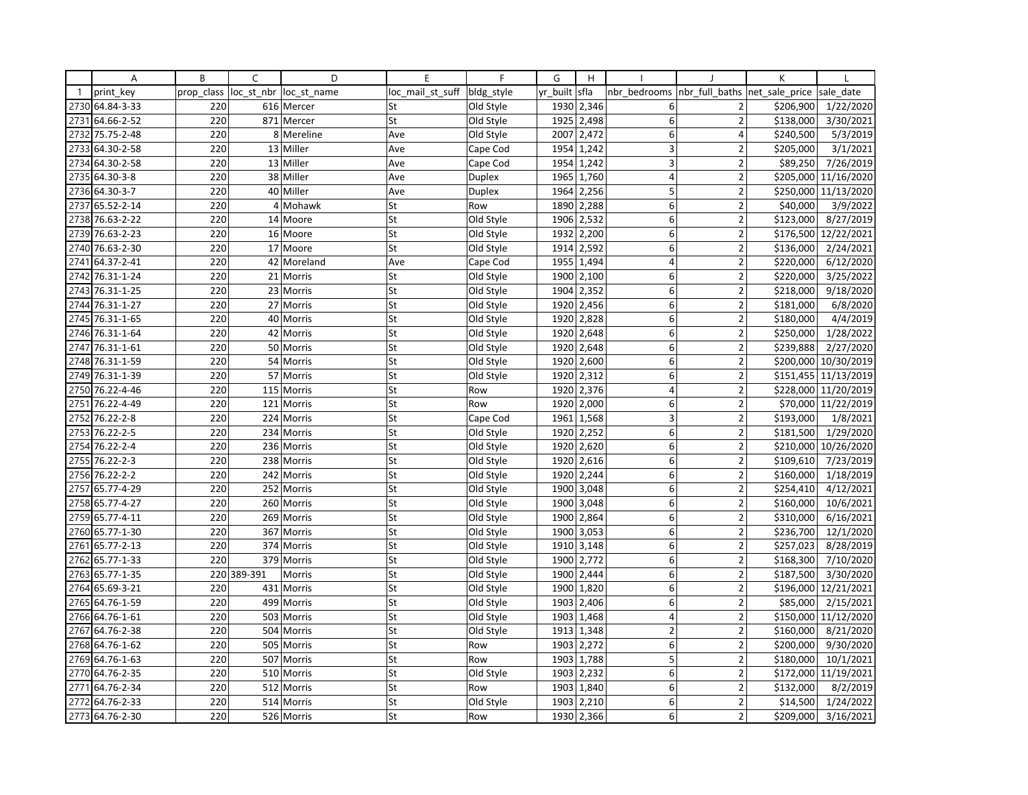| | A | B | C | D | E | F | G | H | I | J | K | L |
|---|---|---|---|---|---|---|---|---|---|---|---|---|
| 1 | print_key | prop_class | loc_st_nbr | loc_st_name | loc_mail_st_suff | bldg_style | yr_built | sfla | nbr_bedrooms | nbr_full_baths | net_sale_price | sale_date |
| 2730 | 64.84-3-33 | 220 | 616 | Mercer | St | Old Style | 1930 | 2,346 | 6 | 2 | $206,900 | 1/22/2020 |
| 2731 | 64.66-2-52 | 220 | 871 | Mercer | St | Old Style | 1925 | 2,498 | 6 | 2 | $138,000 | 3/30/2021 |
| 2732 | 75.75-2-48 | 220 | 8 | Mereline | Ave | Old Style | 2007 | 2,472 | 6 | 4 | $240,500 | 5/3/2019 |
| 2733 | 64.30-2-58 | 220 | 13 | Miller | Ave | Cape Cod | 1954 | 1,242 | 3 | 2 | $205,000 | 3/1/2021 |
| 2734 | 64.30-2-58 | 220 | 13 | Miller | Ave | Cape Cod | 1954 | 1,242 | 3 | 2 | $89,250 | 7/26/2019 |
| 2735 | 64.30-3-8 | 220 | 38 | Miller | Ave | Duplex | 1965 | 1,760 | 4 | 2 | $205,000 | 11/16/2020 |
| 2736 | 64.30-3-7 | 220 | 40 | Miller | Ave | Duplex | 1964 | 2,256 | 5 | 2 | $250,000 | 11/13/2020 |
| 2737 | 65.52-2-14 | 220 | 4 | Mohawk | St | Row | 1890 | 2,288 | 6 | 2 | $40,000 | 3/9/2022 |
| 2738 | 76.63-2-22 | 220 | 14 | Moore | St | Old Style | 1906 | 2,532 | 6 | 2 | $123,000 | 8/27/2019 |
| 2739 | 76.63-2-23 | 220 | 16 | Moore | St | Old Style | 1932 | 2,200 | 6 | 2 | $176,500 | 12/22/2021 |
| 2740 | 76.63-2-30 | 220 | 17 | Moore | St | Old Style | 1914 | 2,592 | 6 | 2 | $136,000 | 2/24/2021 |
| 2741 | 64.37-2-41 | 220 | 42 | Moreland | Ave | Cape Cod | 1955 | 1,494 | 4 | 2 | $220,000 | 6/12/2020 |
| 2742 | 76.31-1-24 | 220 | 21 | Morris | St | Old Style | 1900 | 2,100 | 6 | 2 | $220,000 | 3/25/2022 |
| 2743 | 76.31-1-25 | 220 | 23 | Morris | St | Old Style | 1904 | 2,352 | 6 | 2 | $218,000 | 9/18/2020 |
| 2744 | 76.31-1-27 | 220 | 27 | Morris | St | Old Style | 1920 | 2,456 | 6 | 2 | $181,000 | 6/8/2020 |
| 2745 | 76.31-1-65 | 220 | 40 | Morris | St | Old Style | 1920 | 2,828 | 6 | 2 | $180,000 | 4/4/2019 |
| 2746 | 76.31-1-64 | 220 | 42 | Morris | St | Old Style | 1920 | 2,648 | 6 | 2 | $250,000 | 1/28/2022 |
| 2747 | 76.31-1-61 | 220 | 50 | Morris | St | Old Style | 1920 | 2,648 | 6 | 2 | $239,888 | 2/27/2020 |
| 2748 | 76.31-1-59 | 220 | 54 | Morris | St | Old Style | 1920 | 2,600 | 6 | 2 | $200,000 | 10/30/2019 |
| 2749 | 76.31-1-39 | 220 | 57 | Morris | St | Old Style | 1920 | 2,312 | 6 | 2 | $151,455 | 11/13/2019 |
| 2750 | 76.22-4-46 | 220 | 115 | Morris | St | Row | 1920 | 2,376 | 4 | 2 | $228,000 | 11/20/2019 |
| 2751 | 76.22-4-49 | 220 | 121 | Morris | St | Row | 1920 | 2,000 | 6 | 2 | $70,000 | 11/22/2019 |
| 2752 | 76.22-2-8 | 220 | 224 | Morris | St | Cape Cod | 1961 | 1,568 | 3 | 2 | $193,000 | 1/8/2021 |
| 2753 | 76.22-2-5 | 220 | 234 | Morris | St | Old Style | 1920 | 2,252 | 6 | 2 | $181,500 | 1/29/2020 |
| 2754 | 76.22-2-4 | 220 | 236 | Morris | St | Old Style | 1920 | 2,620 | 6 | 2 | $210,000 | 10/26/2020 |
| 2755 | 76.22-2-3 | 220 | 238 | Morris | St | Old Style | 1920 | 2,616 | 6 | 2 | $109,610 | 7/23/2019 |
| 2756 | 76.22-2-2 | 220 | 242 | Morris | St | Old Style | 1920 | 2,244 | 6 | 2 | $160,000 | 1/18/2019 |
| 2757 | 65.77-4-29 | 220 | 252 | Morris | St | Old Style | 1900 | 3,048 | 6 | 2 | $254,410 | 4/12/2021 |
| 2758 | 65.77-4-27 | 220 | 260 | Morris | St | Old Style | 1900 | 3,048 | 6 | 2 | $160,000 | 10/6/2021 |
| 2759 | 65.77-4-11 | 220 | 269 | Morris | St | Old Style | 1900 | 2,864 | 6 | 2 | $310,000 | 6/16/2021 |
| 2760 | 65.77-1-30 | 220 | 367 | Morris | St | Old Style | 1900 | 3,053 | 6 | 2 | $236,700 | 12/1/2020 |
| 2761 | 65.77-2-13 | 220 | 374 | Morris | St | Old Style | 1910 | 3,148 | 6 | 2 | $257,023 | 8/28/2019 |
| 2762 | 65.77-1-33 | 220 | 379 | Morris | St | Old Style | 1900 | 2,772 | 6 | 2 | $168,300 | 7/10/2020 |
| 2763 | 65.77-1-35 | 220 | 389-391 | Morris | St | Old Style | 1900 | 2,444 | 6 | 2 | $187,500 | 3/30/2020 |
| 2764 | 65.69-3-21 | 220 | 431 | Morris | St | Old Style | 1900 | 1,820 | 6 | 2 | $196,000 | 12/21/2021 |
| 2765 | 64.76-1-59 | 220 | 499 | Morris | St | Old Style | 1903 | 2,406 | 6 | 2 | $85,000 | 2/15/2021 |
| 2766 | 64.76-1-61 | 220 | 503 | Morris | St | Old Style | 1903 | 1,468 | 4 | 2 | $150,000 | 11/12/2020 |
| 2767 | 64.76-2-38 | 220 | 504 | Morris | St | Old Style | 1913 | 1,348 | 2 | 2 | $160,000 | 8/21/2020 |
| 2768 | 64.76-1-62 | 220 | 505 | Morris | St | Row | 1903 | 2,272 | 6 | 2 | $200,000 | 9/30/2020 |
| 2769 | 64.76-1-63 | 220 | 507 | Morris | St | Row | 1903 | 1,788 | 5 | 2 | $180,000 | 10/1/2021 |
| 2770 | 64.76-2-35 | 220 | 510 | Morris | St | Old Style | 1903 | 2,232 | 6 | 2 | $172,000 | 11/19/2021 |
| 2771 | 64.76-2-34 | 220 | 512 | Morris | St | Row | 1903 | 1,840 | 6 | 2 | $132,000 | 8/2/2019 |
| 2772 | 64.76-2-33 | 220 | 514 | Morris | St | Old Style | 1903 | 2,210 | 6 | 2 | $14,500 | 1/24/2022 |
| 2773 | 64.76-2-30 | 220 | 526 | Morris | St | Row | 1930 | 2,366 | 6 | 2 | $209,000 | 3/16/2021 |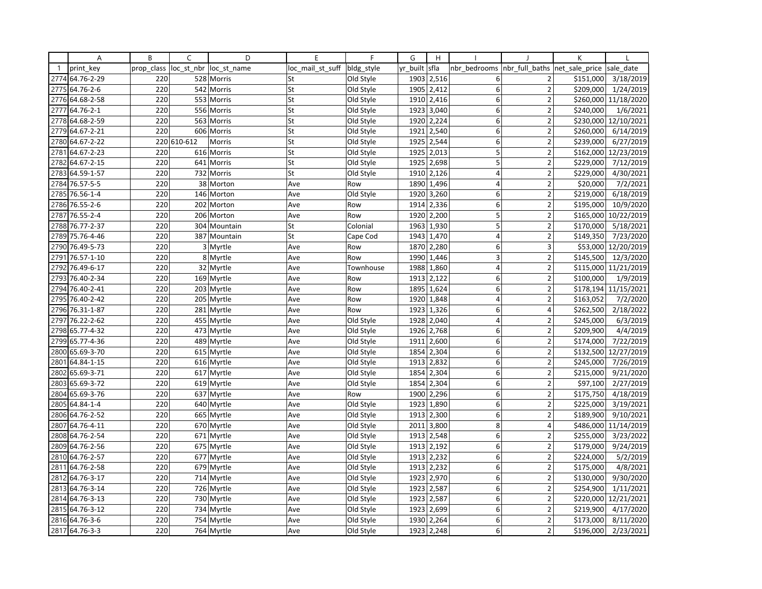| | A | B | C | D | E | F | G | H | I | J | K | L |
|---|---|---|---|---|---|---|---|---|---|---|---|---|
| 1 | print_key | prop_class | loc_st_nbr | loc_st_name | loc_mail_st_suff | bldg_style | yr_built | sfla | nbr_bedrooms | nbr_full_baths | net_sale_price | sale_date |
| 2774 | 64.76-2-29 | 220 | 528 | Morris | St | Old Style | 1903 | 2,516 | 6 | 2 | $151,000 | 3/18/2019 |
| 2775 | 64.76-2-6 | 220 | 542 | Morris | St | Old Style | 1905 | 2,412 | 6 | 2 | $209,000 | 1/24/2019 |
| 2776 | 64.68-2-58 | 220 | 553 | Morris | St | Old Style | 1910 | 2,416 | 6 | 2 | $260,000 | 11/18/2020 |
| 2777 | 64.76-2-1 | 220 | 556 | Morris | St | Old Style | 1923 | 3,040 | 6 | 2 | $240,000 | 1/6/2021 |
| 2778 | 64.68-2-59 | 220 | 563 | Morris | St | Old Style | 1920 | 2,224 | 6 | 2 | $230,000 | 12/10/2021 |
| 2779 | 64.67-2-21 | 220 | 606 | Morris | St | Old Style | 1921 | 2,540 | 6 | 2 | $260,000 | 6/14/2019 |
| 2780 | 64.67-2-22 | 220 | 610-612 | Morris | St | Old Style | 1925 | 2,544 | 6 | 2 | $239,000 | 6/27/2019 |
| 2781 | 64.67-2-23 | 220 | 616 | Morris | St | Old Style | 1925 | 2,013 | 5 | 2 | $162,000 | 12/23/2019 |
| 2782 | 64.67-2-15 | 220 | 641 | Morris | St | Old Style | 1925 | 2,698 | 5 | 2 | $229,000 | 7/12/2019 |
| 2783 | 64.59-1-57 | 220 | 732 | Morris | St | Old Style | 1910 | 2,126 | 4 | 2 | $229,000 | 4/30/2021 |
| 2784 | 76.57-5-5 | 220 | 38 | Morton | Ave | Row | 1890 | 1,496 | 4 | 2 | $20,000 | 7/2/2021 |
| 2785 | 76.56-1-4 | 220 | 146 | Morton | Ave | Old Style | 1920 | 3,260 | 6 | 2 | $219,000 | 6/18/2019 |
| 2786 | 76.55-2-6 | 220 | 202 | Morton | Ave | Row | 1914 | 2,336 | 6 | 2 | $195,000 | 10/9/2020 |
| 2787 | 76.55-2-4 | 220 | 206 | Morton | Ave | Row | 1920 | 2,200 | 5 | 2 | $165,000 | 10/22/2019 |
| 2788 | 76.77-2-37 | 220 | 304 | Mountain | St | Colonial | 1963 | 1,930 | 5 | 2 | $170,000 | 5/18/2021 |
| 2789 | 75.76-4-46 | 220 | 387 | Mountain | St | Cape Cod | 1943 | 1,470 | 4 | 2 | $149,350 | 7/23/2020 |
| 2790 | 76.49-5-73 | 220 | 3 | Myrtle | Ave | Row | 1870 | 2,280 | 6 | 3 | $53,000 | 12/20/2019 |
| 2791 | 76.57-1-10 | 220 | 8 | Myrtle | Ave | Row | 1990 | 1,446 | 3 | 2 | $145,500 | 12/3/2020 |
| 2792 | 76.49-6-17 | 220 | 32 | Myrtle | Ave | Townhouse | 1988 | 1,860 | 4 | 2 | $115,000 | 11/21/2019 |
| 2793 | 76.40-2-34 | 220 | 169 | Myrtle | Ave | Row | 1913 | 2,122 | 6 | 2 | $100,000 | 1/9/2019 |
| 2794 | 76.40-2-41 | 220 | 203 | Myrtle | Ave | Row | 1895 | 1,624 | 6 | 2 | $178,194 | 11/15/2021 |
| 2795 | 76.40-2-42 | 220 | 205 | Myrtle | Ave | Row | 1920 | 1,848 | 4 | 2 | $163,052 | 7/2/2020 |
| 2796 | 76.31-1-87 | 220 | 281 | Myrtle | Ave | Row | 1923 | 1,326 | 6 | 4 | $262,500 | 2/18/2022 |
| 2797 | 76.22-2-62 | 220 | 455 | Myrtle | Ave | Old Style | 1928 | 2,040 | 4 | 2 | $245,000 | 6/3/2019 |
| 2798 | 65.77-4-32 | 220 | 473 | Myrtle | Ave | Old Style | 1926 | 2,768 | 6 | 2 | $209,900 | 4/4/2019 |
| 2799 | 65.77-4-36 | 220 | 489 | Myrtle | Ave | Old Style | 1911 | 2,600 | 6 | 2 | $174,000 | 7/22/2019 |
| 2800 | 65.69-3-70 | 220 | 615 | Myrtle | Ave | Old Style | 1854 | 2,304 | 6 | 2 | $132,500 | 12/27/2019 |
| 2801 | 64.84-1-15 | 220 | 616 | Myrtle | Ave | Old Style | 1913 | 2,832 | 6 | 2 | $245,000 | 7/26/2019 |
| 2802 | 65.69-3-71 | 220 | 617 | Myrtle | Ave | Old Style | 1854 | 2,304 | 6 | 2 | $215,000 | 9/21/2020 |
| 2803 | 65.69-3-72 | 220 | 619 | Myrtle | Ave | Old Style | 1854 | 2,304 | 6 | 2 | $97,100 | 2/27/2019 |
| 2804 | 65.69-3-76 | 220 | 637 | Myrtle | Ave | Row | 1900 | 2,296 | 6 | 2 | $175,750 | 4/18/2019 |
| 2805 | 64.84-1-4 | 220 | 640 | Myrtle | Ave | Old Style | 1923 | 1,890 | 6 | 2 | $225,000 | 3/19/2021 |
| 2806 | 64.76-2-52 | 220 | 665 | Myrtle | Ave | Old Style | 1913 | 2,300 | 6 | 2 | $189,900 | 9/10/2021 |
| 2807 | 64.76-4-11 | 220 | 670 | Myrtle | Ave | Old Style | 2011 | 3,800 | 8 | 4 | $486,000 | 11/14/2019 |
| 2808 | 64.76-2-54 | 220 | 671 | Myrtle | Ave | Old Style | 1913 | 2,548 | 6 | 2 | $255,000 | 3/23/2022 |
| 2809 | 64.76-2-56 | 220 | 675 | Myrtle | Ave | Old Style | 1913 | 2,192 | 6 | 2 | $179,000 | 9/24/2019 |
| 2810 | 64.76-2-57 | 220 | 677 | Myrtle | Ave | Old Style | 1913 | 2,232 | 6 | 2 | $224,000 | 5/2/2019 |
| 2811 | 64.76-2-58 | 220 | 679 | Myrtle | Ave | Old Style | 1913 | 2,232 | 6 | 2 | $175,000 | 4/8/2021 |
| 2812 | 64.76-3-17 | 220 | 714 | Myrtle | Ave | Old Style | 1923 | 2,970 | 6 | 2 | $130,000 | 9/30/2020 |
| 2813 | 64.76-3-14 | 220 | 726 | Myrtle | Ave | Old Style | 1923 | 2,587 | 6 | 2 | $254,900 | 1/11/2021 |
| 2814 | 64.76-3-13 | 220 | 730 | Myrtle | Ave | Old Style | 1923 | 2,587 | 6 | 2 | $220,000 | 12/21/2021 |
| 2815 | 64.76-3-12 | 220 | 734 | Myrtle | Ave | Old Style | 1923 | 2,699 | 6 | 2 | $219,900 | 4/17/2020 |
| 2816 | 64.76-3-6 | 220 | 754 | Myrtle | Ave | Old Style | 1930 | 2,264 | 6 | 2 | $173,000 | 8/11/2020 |
| 2817 | 64.76-3-3 | 220 | 764 | Myrtle | Ave | Old Style | 1923 | 2,248 | 6 | 2 | $196,000 | 2/23/2021 |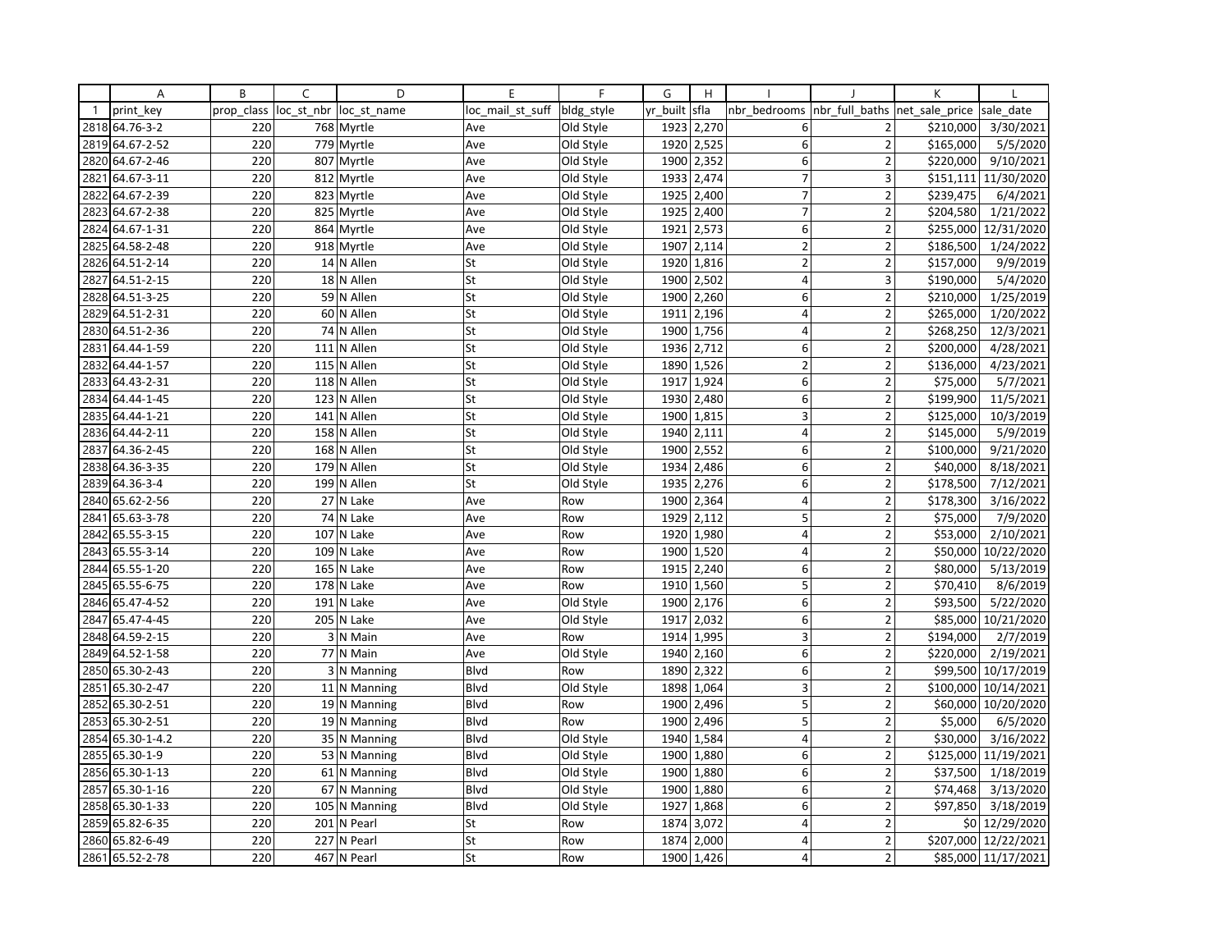| | A | B | C | D | E | F | G | H | I | J | K | L |
|---|---|---|---|---|---|---|---|---|---|---|---|---|
| 1 | print_key | prop_class | loc_st_nbr | loc_st_name | loc_mail_st_suff | bldg_style | yr_built | sfla | nbr_bedrooms | nbr_full_baths | net_sale_price | sale_date |
| 2818 | 64.76-3-2 | 220 | 768 | Myrtle | Ave | Old Style | 1923 | 2,270 | 6 | 2 | $210,000 | 3/30/2021 |
| 2819 | 64.67-2-52 | 220 | 779 | Myrtle | Ave | Old Style | 1920 | 2,525 | 6 | 2 | $165,000 | 5/5/2020 |
| 2820 | 64.67-2-46 | 220 | 807 | Myrtle | Ave | Old Style | 1900 | 2,352 | 6 | 2 | $220,000 | 9/10/2021 |
| 2821 | 64.67-3-11 | 220 | 812 | Myrtle | Ave | Old Style | 1933 | 2,474 | 7 | 3 | $151,111 | 11/30/2020 |
| 2822 | 64.67-2-39 | 220 | 823 | Myrtle | Ave | Old Style | 1925 | 2,400 | 7 | 2 | $239,475 | 6/4/2021 |
| 2823 | 64.67-2-38 | 220 | 825 | Myrtle | Ave | Old Style | 1925 | 2,400 | 7 | 2 | $204,580 | 1/21/2022 |
| 2824 | 64.67-1-31 | 220 | 864 | Myrtle | Ave | Old Style | 1921 | 2,573 | 6 | 2 | $255,000 | 12/31/2020 |
| 2825 | 64.58-2-48 | 220 | 918 | Myrtle | Ave | Old Style | 1907 | 2,114 | 2 | 2 | $186,500 | 1/24/2022 |
| 2826 | 64.51-2-14 | 220 | 14 | N Allen | St | Old Style | 1920 | 1,816 | 2 | 2 | $157,000 | 9/9/2019 |
| 2827 | 64.51-2-15 | 220 | 18 | N Allen | St | Old Style | 1900 | 2,502 | 4 | 3 | $190,000 | 5/4/2020 |
| 2828 | 64.51-3-25 | 220 | 59 | N Allen | St | Old Style | 1900 | 2,260 | 6 | 2 | $210,000 | 1/25/2019 |
| 2829 | 64.51-2-31 | 220 | 60 | N Allen | St | Old Style | 1911 | 2,196 | 4 | 2 | $265,000 | 1/20/2022 |
| 2830 | 64.51-2-36 | 220 | 74 | N Allen | St | Old Style | 1900 | 1,756 | 4 | 2 | $268,250 | 12/3/2021 |
| 2831 | 64.44-1-59 | 220 | 111 | N Allen | St | Old Style | 1936 | 2,712 | 6 | 2 | $200,000 | 4/28/2021 |
| 2832 | 64.44-1-57 | 220 | 115 | N Allen | St | Old Style | 1890 | 1,526 | 2 | 2 | $136,000 | 4/23/2021 |
| 2833 | 64.43-2-31 | 220 | 118 | N Allen | St | Old Style | 1917 | 1,924 | 6 | 2 | $75,000 | 5/7/2021 |
| 2834 | 64.44-1-45 | 220 | 123 | N Allen | St | Old Style | 1930 | 2,480 | 6 | 2 | $199,900 | 11/5/2021 |
| 2835 | 64.44-1-21 | 220 | 141 | N Allen | St | Old Style | 1900 | 1,815 | 3 | 2 | $125,000 | 10/3/2019 |
| 2836 | 64.44-2-11 | 220 | 158 | N Allen | St | Old Style | 1940 | 2,111 | 4 | 2 | $145,000 | 5/9/2019 |
| 2837 | 64.36-2-45 | 220 | 168 | N Allen | St | Old Style | 1900 | 2,552 | 6 | 2 | $100,000 | 9/21/2020 |
| 2838 | 64.36-3-35 | 220 | 179 | N Allen | St | Old Style | 1934 | 2,486 | 6 | 2 | $40,000 | 8/18/2021 |
| 2839 | 64.36-3-4 | 220 | 199 | N Allen | St | Old Style | 1935 | 2,276 | 6 | 2 | $178,500 | 7/12/2021 |
| 2840 | 65.62-2-56 | 220 | 27 | N Lake | Ave | Row | 1900 | 2,364 | 4 | 2 | $178,300 | 3/16/2022 |
| 2841 | 65.63-3-78 | 220 | 74 | N Lake | Ave | Row | 1929 | 2,112 | 5 | 2 | $75,000 | 7/9/2020 |
| 2842 | 65.55-3-15 | 220 | 107 | N Lake | Ave | Row | 1920 | 1,980 | 4 | 2 | $53,000 | 2/10/2021 |
| 2843 | 65.55-3-14 | 220 | 109 | N Lake | Ave | Row | 1900 | 1,520 | 4 | 2 | $50,000 | 10/22/2020 |
| 2844 | 65.55-1-20 | 220 | 165 | N Lake | Ave | Row | 1915 | 2,240 | 6 | 2 | $80,000 | 5/13/2019 |
| 2845 | 65.55-6-75 | 220 | 178 | N Lake | Ave | Row | 1910 | 1,560 | 5 | 2 | $70,410 | 8/6/2019 |
| 2846 | 65.47-4-52 | 220 | 191 | N Lake | Ave | Old Style | 1900 | 2,176 | 6 | 2 | $93,500 | 5/22/2020 |
| 2847 | 65.47-4-45 | 220 | 205 | N Lake | Ave | Old Style | 1917 | 2,032 | 6 | 2 | $85,000 | 10/21/2020 |
| 2848 | 64.59-2-15 | 220 | 3 | N Main | Ave | Row | 1914 | 1,995 | 3 | 2 | $194,000 | 2/7/2019 |
| 2849 | 64.52-1-58 | 220 | 77 | N Main | Ave | Old Style | 1940 | 2,160 | 6 | 2 | $220,000 | 2/19/2021 |
| 2850 | 65.30-2-43 | 220 | 3 | N Manning | Blvd | Row | 1890 | 2,322 | 6 | 2 | $99,500 | 10/17/2019 |
| 2851 | 65.30-2-47 | 220 | 11 | N Manning | Blvd | Old Style | 1898 | 1,064 | 3 | 2 | $100,000 | 10/14/2021 |
| 2852 | 65.30-2-51 | 220 | 19 | N Manning | Blvd | Row | 1900 | 2,496 | 5 | 2 | $60,000 | 10/20/2020 |
| 2853 | 65.30-2-51 | 220 | 19 | N Manning | Blvd | Row | 1900 | 2,496 | 5 | 2 | $5,000 | 6/5/2020 |
| 2854 | 65.30-1-4.2 | 220 | 35 | N Manning | Blvd | Old Style | 1940 | 1,584 | 4 | 2 | $30,000 | 3/16/2022 |
| 2855 | 65.30-1-9 | 220 | 53 | N Manning | Blvd | Old Style | 1900 | 1,880 | 6 | 2 | $125,000 | 11/19/2021 |
| 2856 | 65.30-1-13 | 220 | 61 | N Manning | Blvd | Old Style | 1900 | 1,880 | 6 | 2 | $37,500 | 1/18/2019 |
| 2857 | 65.30-1-16 | 220 | 67 | N Manning | Blvd | Old Style | 1900 | 1,880 | 6 | 2 | $74,468 | 3/13/2020 |
| 2858 | 65.30-1-33 | 220 | 105 | N Manning | Blvd | Old Style | 1927 | 1,868 | 6 | 2 | $97,850 | 3/18/2019 |
| 2859 | 65.82-6-35 | 220 | 201 | N Pearl | St | Row | 1874 | 3,072 | 4 | 2 | $0 | 12/29/2020 |
| 2860 | 65.82-6-49 | 220 | 227 | N Pearl | St | Row | 1874 | 2,000 | 4 | 2 | $207,000 | 12/22/2021 |
| 2861 | 65.52-2-78 | 220 | 467 | N Pearl | St | Row | 1900 | 1,426 | 4 | 2 | $85,000 | 11/17/2021 |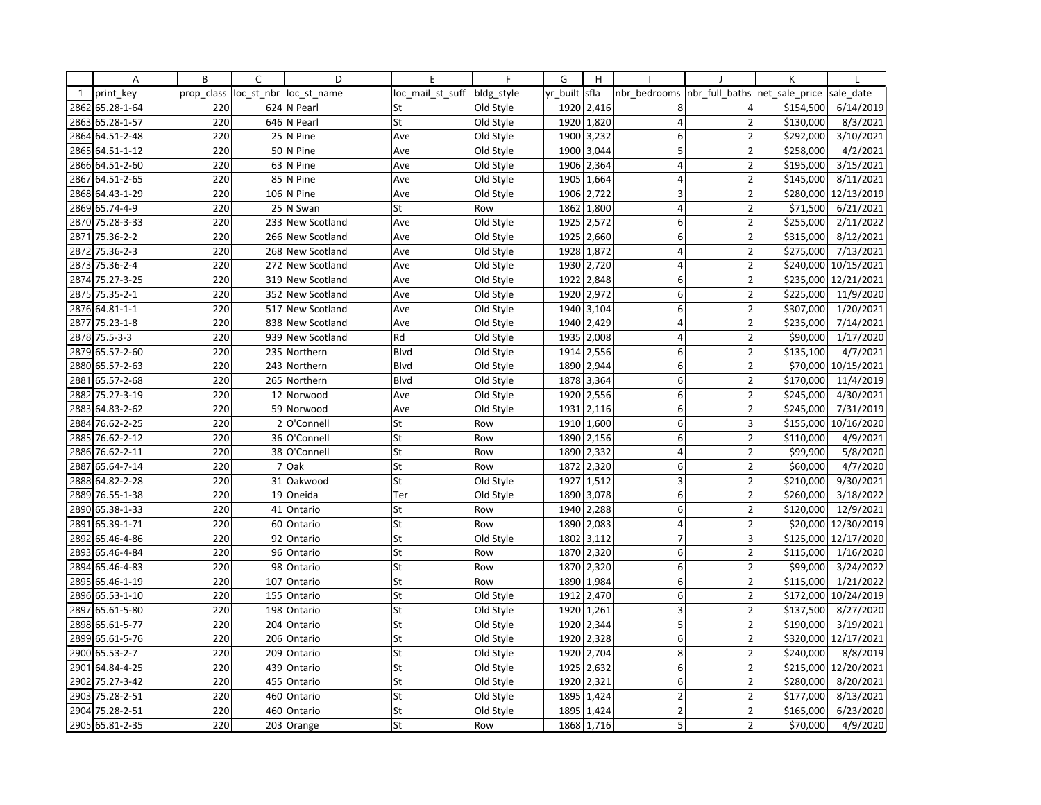| | A | B | C | D | E | F | G | H | I | J | K | L |
|---|---|---|---|---|---|---|---|---|---|---|---|---|
| 1 | print_key | prop_class | loc_st_nbr | loc_st_name | loc_mail_st_suff | bldg_style | yr_built | sfla | nbr_bedrooms | nbr_full_baths | net_sale_price | sale_date |
| 2862 | 65.28-1-64 | 220 | 624 | N Pearl | St | Old Style | 1920 | 2,416 | 8 | 4 | $154,500 | 6/14/2019 |
| 2863 | 65.28-1-57 | 220 | 646 | N Pearl | St | Old Style | 1920 | 1,820 | 4 | 2 | $130,000 | 8/3/2021 |
| 2864 | 64.51-2-48 | 220 | 25 | N Pine | Ave | Old Style | 1900 | 3,232 | 6 | 2 | $292,000 | 3/10/2021 |
| 2865 | 64.51-1-12 | 220 | 50 | N Pine | Ave | Old Style | 1900 | 3,044 | 5 | 2 | $258,000 | 4/2/2021 |
| 2866 | 64.51-2-60 | 220 | 63 | N Pine | Ave | Old Style | 1906 | 2,364 | 4 | 2 | $195,000 | 3/15/2021 |
| 2867 | 64.51-2-65 | 220 | 85 | N Pine | Ave | Old Style | 1905 | 1,664 | 4 | 2 | $145,000 | 8/11/2021 |
| 2868 | 64.43-1-29 | 220 | 106 | N Pine | Ave | Old Style | 1906 | 2,722 | 3 | 2 | $280,000 | 12/13/2019 |
| 2869 | 65.74-4-9 | 220 | 25 | N Swan | St | Row | 1862 | 1,800 | 4 | 2 | $71,500 | 6/21/2021 |
| 2870 | 75.28-3-33 | 220 | 233 | New Scotland | Ave | Old Style | 1925 | 2,572 | 6 | 2 | $255,000 | 2/11/2022 |
| 2871 | 75.36-2-2 | 220 | 266 | New Scotland | Ave | Old Style | 1925 | 2,660 | 6 | 2 | $315,000 | 8/12/2021 |
| 2872 | 75.36-2-3 | 220 | 268 | New Scotland | Ave | Old Style | 1928 | 1,872 | 4 | 2 | $275,000 | 7/13/2021 |
| 2873 | 75.36-2-4 | 220 | 272 | New Scotland | Ave | Old Style | 1930 | 2,720 | 4 | 2 | $240,000 | 10/15/2021 |
| 2874 | 75.27-3-25 | 220 | 319 | New Scotland | Ave | Old Style | 1922 | 2,848 | 6 | 2 | $235,000 | 12/21/2021 |
| 2875 | 75.35-2-1 | 220 | 352 | New Scotland | Ave | Old Style | 1920 | 2,972 | 6 | 2 | $225,000 | 11/9/2020 |
| 2876 | 64.81-1-1 | 220 | 517 | New Scotland | Ave | Old Style | 1940 | 3,104 | 6 | 2 | $307,000 | 1/20/2021 |
| 2877 | 75.23-1-8 | 220 | 838 | New Scotland | Ave | Old Style | 1940 | 2,429 | 4 | 2 | $235,000 | 7/14/2021 |
| 2878 | 75.5-3-3 | 220 | 939 | New Scotland | Rd | Old Style | 1935 | 2,008 | 4 | 2 | $90,000 | 1/17/2020 |
| 2879 | 65.57-2-60 | 220 | 235 | Northern | Blvd | Old Style | 1914 | 2,556 | 6 | 2 | $135,100 | 4/7/2021 |
| 2880 | 65.57-2-63 | 220 | 243 | Northern | Blvd | Old Style | 1890 | 2,944 | 6 | 2 | $70,000 | 10/15/2021 |
| 2881 | 65.57-2-68 | 220 | 265 | Northern | Blvd | Old Style | 1878 | 3,364 | 6 | 2 | $170,000 | 11/4/2019 |
| 2882 | 75.27-3-19 | 220 | 12 | Norwood | Ave | Old Style | 1920 | 2,556 | 6 | 2 | $245,000 | 4/30/2021 |
| 2883 | 64.83-2-62 | 220 | 59 | Norwood | Ave | Old Style | 1931 | 2,116 | 6 | 2 | $245,000 | 7/31/2019 |
| 2884 | 76.62-2-25 | 220 | 2 | O'Connell | St | Row | 1910 | 1,600 | 6 | 3 | $155,000 | 10/16/2020 |
| 2885 | 76.62-2-12 | 220 | 36 | O'Connell | St | Row | 1890 | 2,156 | 6 | 2 | $110,000 | 4/9/2021 |
| 2886 | 76.62-2-11 | 220 | 38 | O'Connell | St | Row | 1890 | 2,332 | 4 | 2 | $99,900 | 5/8/2020 |
| 2887 | 65.64-7-14 | 220 | 7 | Oak | St | Row | 1872 | 2,320 | 6 | 2 | $60,000 | 4/7/2020 |
| 2888 | 64.82-2-28 | 220 | 31 | Oakwood | St | Old Style | 1927 | 1,512 | 3 | 2 | $210,000 | 9/30/2021 |
| 2889 | 76.55-1-38 | 220 | 19 | Oneida | Ter | Old Style | 1890 | 3,078 | 6 | 2 | $260,000 | 3/18/2022 |
| 2890 | 65.38-1-33 | 220 | 41 | Ontario | St | Row | 1940 | 2,288 | 6 | 2 | $120,000 | 12/9/2021 |
| 2891 | 65.39-1-71 | 220 | 60 | Ontario | St | Row | 1890 | 2,083 | 4 | 2 | $20,000 | 12/30/2019 |
| 2892 | 65.46-4-86 | 220 | 92 | Ontario | St | Old Style | 1802 | 3,112 | 7 | 3 | $125,000 | 12/17/2020 |
| 2893 | 65.46-4-84 | 220 | 96 | Ontario | St | Row | 1870 | 2,320 | 6 | 2 | $115,000 | 1/16/2020 |
| 2894 | 65.46-4-83 | 220 | 98 | Ontario | St | Row | 1870 | 2,320 | 6 | 2 | $99,000 | 3/24/2022 |
| 2895 | 65.46-1-19 | 220 | 107 | Ontario | St | Row | 1890 | 1,984 | 6 | 2 | $115,000 | 1/21/2022 |
| 2896 | 65.53-1-10 | 220 | 155 | Ontario | St | Old Style | 1912 | 2,470 | 6 | 2 | $172,000 | 10/24/2019 |
| 2897 | 65.61-5-80 | 220 | 198 | Ontario | St | Old Style | 1920 | 1,261 | 3 | 2 | $137,500 | 8/27/2020 |
| 2898 | 65.61-5-77 | 220 | 204 | Ontario | St | Old Style | 1920 | 2,344 | 5 | 2 | $190,000 | 3/19/2021 |
| 2899 | 65.61-5-76 | 220 | 206 | Ontario | St | Old Style | 1920 | 2,328 | 6 | 2 | $320,000 | 12/17/2021 |
| 2900 | 65.53-2-7 | 220 | 209 | Ontario | St | Old Style | 1920 | 2,704 | 8 | 2 | $240,000 | 8/8/2019 |
| 2901 | 64.84-4-25 | 220 | 439 | Ontario | St | Old Style | 1925 | 2,632 | 6 | 2 | $215,000 | 12/20/2021 |
| 2902 | 75.27-3-42 | 220 | 455 | Ontario | St | Old Style | 1920 | 2,321 | 6 | 2 | $280,000 | 8/20/2021 |
| 2903 | 75.28-2-51 | 220 | 460 | Ontario | St | Old Style | 1895 | 1,424 | 2 | 2 | $177,000 | 8/13/2021 |
| 2904 | 75.28-2-51 | 220 | 460 | Ontario | St | Old Style | 1895 | 1,424 | 2 | 2 | $165,000 | 6/23/2020 |
| 2905 | 65.81-2-35 | 220 | 203 | Orange | St | Row | 1868 | 1,716 | 5 | 2 | $70,000 | 4/9/2020 |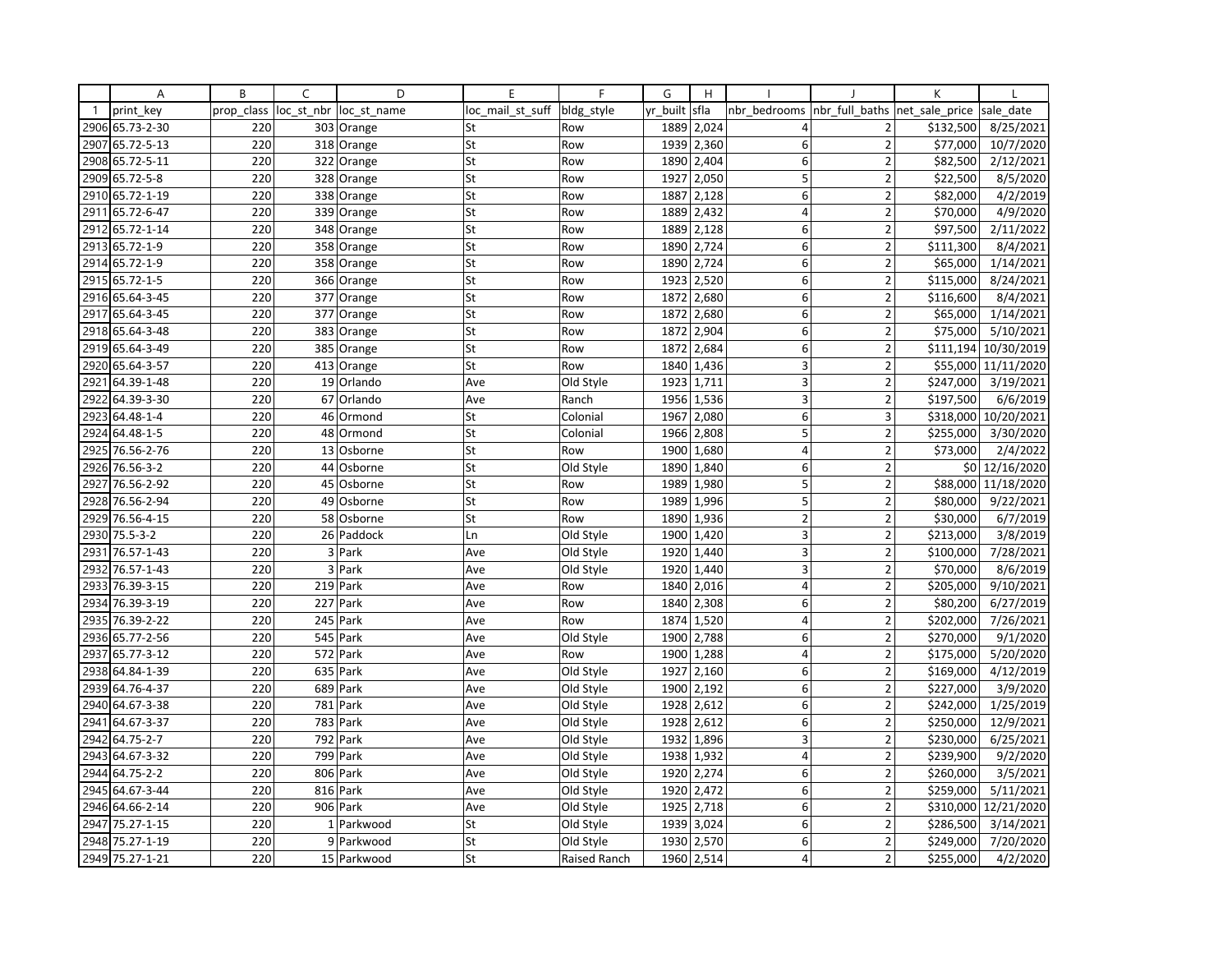| | A | B | C | D | E | F | G | H | I | J | K | L |
|---|---|---|---|---|---|---|---|---|---|---|---|---|
| 1 | print_key | prop_class | loc_st_nbr | loc_st_name | loc_mail_st_suff | bldg_style | yr_built | sfla | nbr_bedrooms | nbr_full_baths | net_sale_price | sale_date |
| 2906 | 65.73-2-30 | 220 | 303 | Orange | St | Row | 1889 | 2,024 | 4 | 2 | $132,500 | 8/25/2021 |
| 2907 | 65.72-5-13 | 220 | 318 | Orange | St | Row | 1939 | 2,360 | 6 | 2 | $77,000 | 10/7/2020 |
| 2908 | 65.72-5-11 | 220 | 322 | Orange | St | Row | 1890 | 2,404 | 6 | 2 | $82,500 | 2/12/2021 |
| 2909 | 65.72-5-8 | 220 | 328 | Orange | St | Row | 1927 | 2,050 | 5 | 2 | $22,500 | 8/5/2020 |
| 2910 | 65.72-1-19 | 220 | 338 | Orange | St | Row | 1887 | 2,128 | 6 | 2 | $82,000 | 4/2/2019 |
| 2911 | 65.72-6-47 | 220 | 339 | Orange | St | Row | 1889 | 2,432 | 4 | 2 | $70,000 | 4/9/2020 |
| 2912 | 65.72-1-14 | 220 | 348 | Orange | St | Row | 1889 | 2,128 | 6 | 2 | $97,500 | 2/11/2022 |
| 2913 | 65.72-1-9 | 220 | 358 | Orange | St | Row | 1890 | 2,724 | 6 | 2 | $111,300 | 8/4/2021 |
| 2914 | 65.72-1-9 | 220 | 358 | Orange | St | Row | 1890 | 2,724 | 6 | 2 | $65,000 | 1/14/2021 |
| 2915 | 65.72-1-5 | 220 | 366 | Orange | St | Row | 1923 | 2,520 | 6 | 2 | $115,000 | 8/24/2021 |
| 2916 | 65.64-3-45 | 220 | 377 | Orange | St | Row | 1872 | 2,680 | 6 | 2 | $116,600 | 8/4/2021 |
| 2917 | 65.64-3-45 | 220 | 377 | Orange | St | Row | 1872 | 2,680 | 6 | 2 | $65,000 | 1/14/2021 |
| 2918 | 65.64-3-48 | 220 | 383 | Orange | St | Row | 1872 | 2,904 | 6 | 2 | $75,000 | 5/10/2021 |
| 2919 | 65.64-3-49 | 220 | 385 | Orange | St | Row | 1872 | 2,684 | 6 | 2 | $111,194 | 10/30/2019 |
| 2920 | 65.64-3-57 | 220 | 413 | Orange | St | Row | 1840 | 1,436 | 3 | 2 | $55,000 | 11/11/2020 |
| 2921 | 64.39-1-48 | 220 | 19 | Orlando | Ave | Old Style | 1923 | 1,711 | 3 | 2 | $247,000 | 3/19/2021 |
| 2922 | 64.39-3-30 | 220 | 67 | Orlando | Ave | Ranch | 1956 | 1,536 | 3 | 2 | $197,500 | 6/6/2019 |
| 2923 | 64.48-1-4 | 220 | 46 | Ormond | St | Colonial | 1967 | 2,080 | 6 | 3 | $318,000 | 10/20/2021 |
| 2924 | 64.48-1-5 | 220 | 48 | Ormond | St | Colonial | 1966 | 2,808 | 5 | 2 | $255,000 | 3/30/2020 |
| 2925 | 76.56-2-76 | 220 | 13 | Osborne | St | Row | 1900 | 1,680 | 4 | 2 | $73,000 | 2/4/2022 |
| 2926 | 76.56-3-2 | 220 | 44 | Osborne | St | Old Style | 1890 | 1,840 | 6 | 2 | $0 | 12/16/2020 |
| 2927 | 76.56-2-92 | 220 | 45 | Osborne | St | Row | 1989 | 1,980 | 5 | 2 | $88,000 | 11/18/2020 |
| 2928 | 76.56-2-94 | 220 | 49 | Osborne | St | Row | 1989 | 1,996 | 5 | 2 | $80,000 | 9/22/2021 |
| 2929 | 76.56-4-15 | 220 | 58 | Osborne | St | Row | 1890 | 1,936 | 2 | 2 | $30,000 | 6/7/2019 |
| 2930 | 75.5-3-2 | 220 | 26 | Paddock | Ln | Old Style | 1900 | 1,420 | 3 | 2 | $213,000 | 3/8/2019 |
| 2931 | 76.57-1-43 | 220 | 3 | Park | Ave | Old Style | 1920 | 1,440 | 3 | 2 | $100,000 | 7/28/2021 |
| 2932 | 76.57-1-43 | 220 | 3 | Park | Ave | Old Style | 1920 | 1,440 | 3 | 2 | $70,000 | 8/6/2019 |
| 2933 | 76.39-3-15 | 220 | 219 | Park | Ave | Row | 1840 | 2,016 | 4 | 2 | $205,000 | 9/10/2021 |
| 2934 | 76.39-3-19 | 220 | 227 | Park | Ave | Row | 1840 | 2,308 | 6 | 2 | $80,200 | 6/27/2019 |
| 2935 | 76.39-2-22 | 220 | 245 | Park | Ave | Row | 1874 | 1,520 | 4 | 2 | $202,000 | 7/26/2021 |
| 2936 | 65.77-2-56 | 220 | 545 | Park | Ave | Old Style | 1900 | 2,788 | 6 | 2 | $270,000 | 9/1/2020 |
| 2937 | 65.77-3-12 | 220 | 572 | Park | Ave | Row | 1900 | 1,288 | 4 | 2 | $175,000 | 5/20/2020 |
| 2938 | 64.84-1-39 | 220 | 635 | Park | Ave | Old Style | 1927 | 2,160 | 6 | 2 | $169,000 | 4/12/2019 |
| 2939 | 64.76-4-37 | 220 | 689 | Park | Ave | Old Style | 1900 | 2,192 | 6 | 2 | $227,000 | 3/9/2020 |
| 2940 | 64.67-3-38 | 220 | 781 | Park | Ave | Old Style | 1928 | 2,612 | 6 | 2 | $242,000 | 1/25/2019 |
| 2941 | 64.67-3-37 | 220 | 783 | Park | Ave | Old Style | 1928 | 2,612 | 6 | 2 | $250,000 | 12/9/2021 |
| 2942 | 64.75-2-7 | 220 | 792 | Park | Ave | Old Style | 1932 | 1,896 | 3 | 2 | $230,000 | 6/25/2021 |
| 2943 | 64.67-3-32 | 220 | 799 | Park | Ave | Old Style | 1938 | 1,932 | 4 | 2 | $239,900 | 9/2/2020 |
| 2944 | 64.75-2-2 | 220 | 806 | Park | Ave | Old Style | 1920 | 2,274 | 6 | 2 | $260,000 | 3/5/2021 |
| 2945 | 64.67-3-44 | 220 | 816 | Park | Ave | Old Style | 1920 | 2,472 | 6 | 2 | $259,000 | 5/11/2021 |
| 2946 | 64.66-2-14 | 220 | 906 | Park | Ave | Old Style | 1925 | 2,718 | 6 | 2 | $310,000 | 12/21/2020 |
| 2947 | 75.27-1-15 | 220 | 1 | Parkwood | St | Old Style | 1939 | 3,024 | 6 | 2 | $286,500 | 3/14/2021 |
| 2948 | 75.27-1-19 | 220 | 9 | Parkwood | St | Old Style | 1930 | 2,570 | 6 | 2 | $249,000 | 7/20/2020 |
| 2949 | 75.27-1-21 | 220 | 15 | Parkwood | St | Raised Ranch | 1960 | 2,514 | 4 | 2 | $255,000 | 4/2/2020 |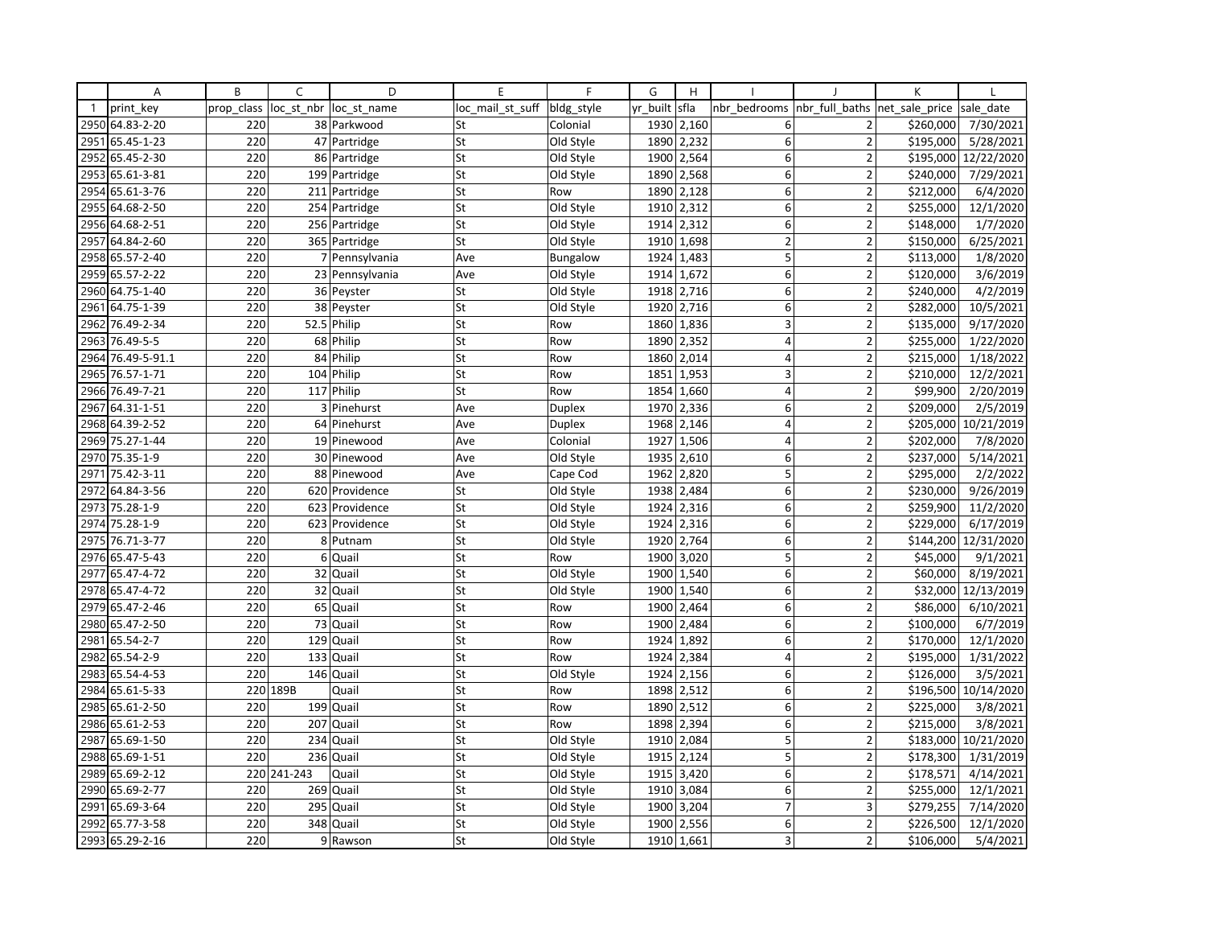| | A | B | C | D | E | F | G | H | I | J | K | L |
|---|---|---|---|---|---|---|---|---|---|---|---|---|
| 1 | print_key | prop_class | loc_st_nbr | loc_st_name | loc_mail_st_suff | bldg_style | yr_built | sfla | nbr_bedrooms | nbr_full_baths | net_sale_price | sale_date |
| 2950 | 64.83-2-20 | 220 | 38 | Parkwood | St | Colonial | 1930 | 2,160 | 6 | 2 | $260,000 | 7/30/2021 |
| 2951 | 65.45-1-23 | 220 | 47 | Partridge | St | Old Style | 1890 | 2,232 | 6 | 2 | $195,000 | 5/28/2021 |
| 2952 | 65.45-2-30 | 220 | 86 | Partridge | St | Old Style | 1900 | 2,564 | 6 | 2 | $195,000 | 12/22/2020 |
| 2953 | 65.61-3-81 | 220 | 199 | Partridge | St | Old Style | 1890 | 2,568 | 6 | 2 | $240,000 | 7/29/2021 |
| 2954 | 65.61-3-76 | 220 | 211 | Partridge | St | Row | 1890 | 2,128 | 6 | 2 | $212,000 | 6/4/2020 |
| 2955 | 64.68-2-50 | 220 | 254 | Partridge | St | Old Style | 1910 | 2,312 | 6 | 2 | $255,000 | 12/1/2020 |
| 2956 | 64.68-2-51 | 220 | 256 | Partridge | St | Old Style | 1914 | 2,312 | 6 | 2 | $148,000 | 1/7/2020 |
| 2957 | 64.84-2-60 | 220 | 365 | Partridge | St | Old Style | 1910 | 1,698 | 2 | 2 | $150,000 | 6/25/2021 |
| 2958 | 65.57-2-40 | 220 | 7 | Pennsylvania | Ave | Bungalow | 1924 | 1,483 | 5 | 2 | $113,000 | 1/8/2020 |
| 2959 | 65.57-2-22 | 220 | 23 | Pennsylvania | Ave | Old Style | 1914 | 1,672 | 6 | 2 | $120,000 | 3/6/2019 |
| 2960 | 64.75-1-40 | 220 | 36 | Peyster | St | Old Style | 1918 | 2,716 | 6 | 2 | $240,000 | 4/2/2019 |
| 2961 | 64.75-1-39 | 220 | 38 | Peyster | St | Old Style | 1920 | 2,716 | 6 | 2 | $282,000 | 10/5/2021 |
| 2962 | 76.49-2-34 | 220 | 52.5 | Philip | St | Row | 1860 | 1,836 | 3 | 2 | $135,000 | 9/17/2020 |
| 2963 | 76.49-5-5 | 220 | 68 | Philip | St | Row | 1890 | 2,352 | 4 | 2 | $255,000 | 1/22/2020 |
| 2964 | 76.49-5-91.1 | 220 | 84 | Philip | St | Row | 1860 | 2,014 | 4 | 2 | $215,000 | 1/18/2022 |
| 2965 | 76.57-1-71 | 220 | 104 | Philip | St | Row | 1851 | 1,953 | 3 | 2 | $210,000 | 12/2/2021 |
| 2966 | 76.49-7-21 | 220 | 117 | Philip | St | Row | 1854 | 1,660 | 4 | 2 | $99,900 | 2/20/2019 |
| 2967 | 64.31-1-51 | 220 | 3 | Pinehurst | Ave | Duplex | 1970 | 2,336 | 6 | 2 | $209,000 | 2/5/2019 |
| 2968 | 64.39-2-52 | 220 | 64 | Pinehurst | Ave | Duplex | 1968 | 2,146 | 4 | 2 | $205,000 | 10/21/2019 |
| 2969 | 75.27-1-44 | 220 | 19 | Pinewood | Ave | Colonial | 1927 | 1,506 | 4 | 2 | $202,000 | 7/8/2020 |
| 2970 | 75.35-1-9 | 220 | 30 | Pinewood | Ave | Old Style | 1935 | 2,610 | 6 | 2 | $237,000 | 5/14/2021 |
| 2971 | 75.42-3-11 | 220 | 88 | Pinewood | Ave | Cape Cod | 1962 | 2,820 | 5 | 2 | $295,000 | 2/2/2022 |
| 2972 | 64.84-3-56 | 220 | 620 | Providence | St | Old Style | 1938 | 2,484 | 6 | 2 | $230,000 | 9/26/2019 |
| 2973 | 75.28-1-9 | 220 | 623 | Providence | St | Old Style | 1924 | 2,316 | 6 | 2 | $259,900 | 11/2/2020 |
| 2974 | 75.28-1-9 | 220 | 623 | Providence | St | Old Style | 1924 | 2,316 | 6 | 2 | $229,000 | 6/17/2019 |
| 2975 | 76.71-3-77 | 220 | 8 | Putnam | St | Old Style | 1920 | 2,764 | 6 | 2 | $144,200 | 12/31/2020 |
| 2976 | 65.47-5-43 | 220 | 6 | Quail | St | Row | 1900 | 3,020 | 5 | 2 | $45,000 | 9/1/2021 |
| 2977 | 65.47-4-72 | 220 | 32 | Quail | St | Old Style | 1900 | 1,540 | 6 | 2 | $60,000 | 8/19/2021 |
| 2978 | 65.47-4-72 | 220 | 32 | Quail | St | Old Style | 1900 | 1,540 | 6 | 2 | $32,000 | 12/13/2019 |
| 2979 | 65.47-2-46 | 220 | 65 | Quail | St | Row | 1900 | 2,464 | 6 | 2 | $86,000 | 6/10/2021 |
| 2980 | 65.47-2-50 | 220 | 73 | Quail | St | Row | 1900 | 2,484 | 6 | 2 | $100,000 | 6/7/2019 |
| 2981 | 65.54-2-7 | 220 | 129 | Quail | St | Row | 1924 | 1,892 | 6 | 2 | $170,000 | 12/1/2020 |
| 2982 | 65.54-2-9 | 220 | 133 | Quail | St | Row | 1924 | 2,384 | 4 | 2 | $195,000 | 1/31/2022 |
| 2983 | 65.54-4-53 | 220 | 146 | Quail | St | Old Style | 1924 | 2,156 | 6 | 2 | $126,000 | 3/5/2021 |
| 2984 | 65.61-5-33 | 220 | 189B | Quail | St | Row | 1898 | 2,512 | 6 | 2 | $196,500 | 10/14/2020 |
| 2985 | 65.61-2-50 | 220 | 199 | Quail | St | Row | 1890 | 2,512 | 6 | 2 | $225,000 | 3/8/2021 |
| 2986 | 65.61-2-53 | 220 | 207 | Quail | St | Row | 1898 | 2,394 | 6 | 2 | $215,000 | 3/8/2021 |
| 2987 | 65.69-1-50 | 220 | 234 | Quail | St | Old Style | 1910 | 2,084 | 5 | 2 | $183,000 | 10/21/2020 |
| 2988 | 65.69-1-51 | 220 | 236 | Quail | St | Old Style | 1915 | 2,124 | 5 | 2 | $178,300 | 1/31/2019 |
| 2989 | 65.69-2-12 | 220 | 241-243 | Quail | St | Old Style | 1915 | 3,420 | 6 | 2 | $178,571 | 4/14/2021 |
| 2990 | 65.69-2-77 | 220 | 269 | Quail | St | Old Style | 1910 | 3,084 | 6 | 2 | $255,000 | 12/1/2021 |
| 2991 | 65.69-3-64 | 220 | 295 | Quail | St | Old Style | 1900 | 3,204 | 7 | 3 | $279,255 | 7/14/2020 |
| 2992 | 65.77-3-58 | 220 | 348 | Quail | St | Old Style | 1900 | 2,556 | 6 | 2 | $226,500 | 12/1/2020 |
| 2993 | 65.29-2-16 | 220 | 9 | Rawson | St | Old Style | 1910 | 1,661 | 3 | 2 | $106,000 | 5/4/2021 |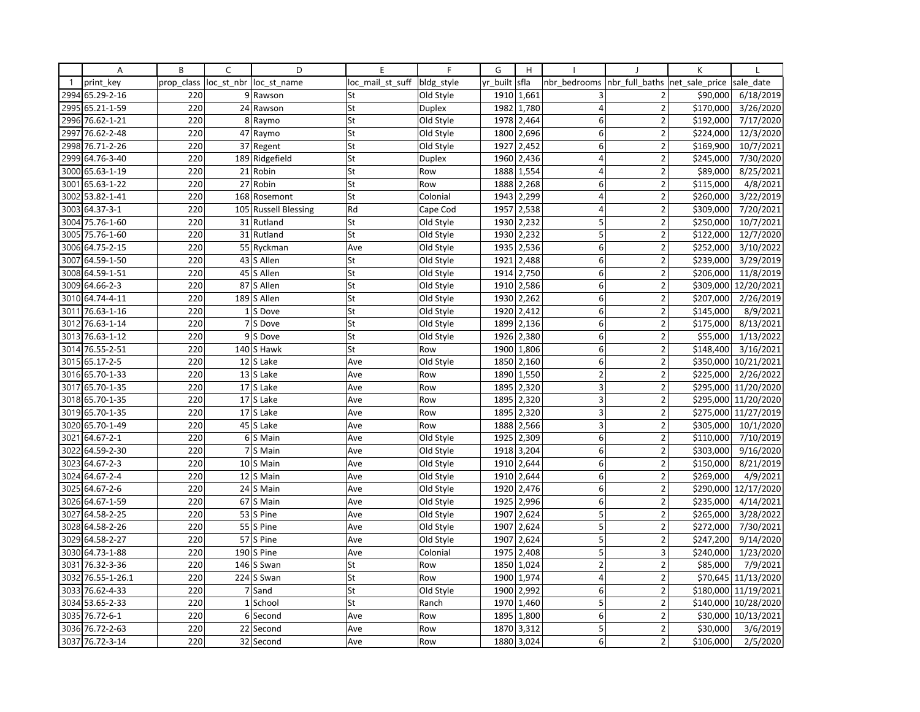| | A | B | C | D | E | F | G | H | I | J | K | L |
|---|---|---|---|---|---|---|---|---|---|---|---|---|
| 1 | print_key | prop_class | loc_st_nbr | loc_st_name | loc_mail_st_suff | bldg_style | yr_built | sfla | nbr_bedrooms | nbr_full_baths | net_sale_price | sale_date |
| 2994 | 65.29-2-16 | 220 | 9 | Rawson | St | Old Style | 1910 | 1,661 | 3 | 2 | $90,000 | 6/18/2019 |
| 2995 | 65.21-1-59 | 220 | 24 | Rawson | St | Duplex | 1982 | 1,780 | 4 | 2 | $170,000 | 3/26/2020 |
| 2996 | 76.62-1-21 | 220 | 8 | Raymo | St | Old Style | 1978 | 2,464 | 6 | 2 | $192,000 | 7/17/2020 |
| 2997 | 76.62-2-48 | 220 | 47 | Raymo | St | Old Style | 1800 | 2,696 | 6 | 2 | $224,000 | 12/3/2020 |
| 2998 | 76.71-2-26 | 220 | 37 | Regent | St | Old Style | 1927 | 2,452 | 6 | 2 | $169,900 | 10/7/2021 |
| 2999 | 64.76-3-40 | 220 | 189 | Ridgefield | St | Duplex | 1960 | 2,436 | 4 | 2 | $245,000 | 7/30/2020 |
| 3000 | 65.63-1-19 | 220 | 21 | Robin | St | Row | 1888 | 1,554 | 4 | 2 | $89,000 | 8/25/2021 |
| 3001 | 65.63-1-22 | 220 | 27 | Robin | St | Row | 1888 | 2,268 | 6 | 2 | $115,000 | 4/8/2021 |
| 3002 | 53.82-1-41 | 220 | 168 | Rosemont | St | Colonial | 1943 | 2,299 | 4 | 2 | $260,000 | 3/22/2019 |
| 3003 | 64.37-3-1 | 220 | 105 | Russell Blessing | Rd | Cape Cod | 1957 | 2,538 | 4 | 2 | $309,000 | 7/20/2021 |
| 3004 | 75.76-1-60 | 220 | 31 | Rutland | St | Old Style | 1930 | 2,232 | 5 | 2 | $250,000 | 10/7/2021 |
| 3005 | 75.76-1-60 | 220 | 31 | Rutland | St | Old Style | 1930 | 2,232 | 5 | 2 | $122,000 | 12/7/2020 |
| 3006 | 64.75-2-15 | 220 | 55 | Ryckman | Ave | Old Style | 1935 | 2,536 | 6 | 2 | $252,000 | 3/10/2022 |
| 3007 | 64.59-1-50 | 220 | 43 | S Allen | St | Old Style | 1921 | 2,488 | 6 | 2 | $239,000 | 3/29/2019 |
| 3008 | 64.59-1-51 | 220 | 45 | S Allen | St | Old Style | 1914 | 2,750 | 6 | 2 | $206,000 | 11/8/2019 |
| 3009 | 64.66-2-3 | 220 | 87 | S Allen | St | Old Style | 1910 | 2,586 | 6 | 2 | $309,000 | 12/20/2021 |
| 3010 | 64.74-4-11 | 220 | 189 | S Allen | St | Old Style | 1930 | 2,262 | 6 | 2 | $207,000 | 2/26/2019 |
| 3011 | 76.63-1-16 | 220 | 1 | S Dove | St | Old Style | 1920 | 2,412 | 6 | 2 | $145,000 | 8/9/2021 |
| 3012 | 76.63-1-14 | 220 | 7 | S Dove | St | Old Style | 1899 | 2,136 | 6 | 2 | $175,000 | 8/13/2021 |
| 3013 | 76.63-1-12 | 220 | 9 | S Dove | St | Old Style | 1926 | 2,380 | 6 | 2 | $55,000 | 1/13/2022 |
| 3014 | 76.55-2-51 | 220 | 140 | S Hawk | St | Row | 1900 | 1,806 | 6 | 2 | $148,400 | 3/16/2021 |
| 3015 | 65.17-2-5 | 220 | 12 | S Lake | Ave | Old Style | 1850 | 2,160 | 6 | 2 | $350,000 | 10/21/2021 |
| 3016 | 65.70-1-33 | 220 | 13 | S Lake | Ave | Row | 1890 | 1,550 | 2 | 2 | $225,000 | 2/26/2022 |
| 3017 | 65.70-1-35 | 220 | 17 | S Lake | Ave | Row | 1895 | 2,320 | 3 | 2 | $295,000 | 11/20/2020 |
| 3018 | 65.70-1-35 | 220 | 17 | S Lake | Ave | Row | 1895 | 2,320 | 3 | 2 | $295,000 | 11/20/2020 |
| 3019 | 65.70-1-35 | 220 | 17 | S Lake | Ave | Row | 1895 | 2,320 | 3 | 2 | $275,000 | 11/27/2019 |
| 3020 | 65.70-1-49 | 220 | 45 | S Lake | Ave | Row | 1888 | 2,566 | 3 | 2 | $305,000 | 10/1/2020 |
| 3021 | 64.67-2-1 | 220 | 6 | S Main | Ave | Old Style | 1925 | 2,309 | 6 | 2 | $110,000 | 7/10/2019 |
| 3022 | 64.59-2-30 | 220 | 7 | S Main | Ave | Old Style | 1918 | 3,204 | 6 | 2 | $303,000 | 9/16/2020 |
| 3023 | 64.67-2-3 | 220 | 10 | S Main | Ave | Old Style | 1910 | 2,644 | 6 | 2 | $150,000 | 8/21/2019 |
| 3024 | 64.67-2-4 | 220 | 12 | S Main | Ave | Old Style | 1910 | 2,644 | 6 | 2 | $269,000 | 4/9/2021 |
| 3025 | 64.67-2-6 | 220 | 24 | S Main | Ave | Old Style | 1920 | 2,476 | 6 | 2 | $290,000 | 12/17/2020 |
| 3026 | 64.67-1-59 | 220 | 67 | S Main | Ave | Old Style | 1925 | 2,996 | 6 | 2 | $235,000 | 4/14/2021 |
| 3027 | 64.58-2-25 | 220 | 53 | S Pine | Ave | Old Style | 1907 | 2,624 | 5 | 2 | $265,000 | 3/28/2022 |
| 3028 | 64.58-2-26 | 220 | 55 | S Pine | Ave | Old Style | 1907 | 2,624 | 5 | 2 | $272,000 | 7/30/2021 |
| 3029 | 64.58-2-27 | 220 | 57 | S Pine | Ave | Old Style | 1907 | 2,624 | 5 | 2 | $247,200 | 9/14/2020 |
| 3030 | 64.73-1-88 | 220 | 190 | S Pine | Ave | Colonial | 1975 | 2,408 | 5 | 3 | $240,000 | 1/23/2020 |
| 3031 | 76.32-3-36 | 220 | 146 | S Swan | St | Row | 1850 | 1,024 | 2 | 2 | $85,000 | 7/9/2021 |
| 3032 | 76.55-1-26.1 | 220 | 224 | S Swan | St | Row | 1900 | 1,974 | 4 | 2 | $70,645 | 11/13/2020 |
| 3033 | 76.62-4-33 | 220 | 7 | Sand | St | Old Style | 1900 | 2,992 | 6 | 2 | $180,000 | 11/19/2021 |
| 3034 | 53.65-2-33 | 220 | 1 | School | St | Ranch | 1970 | 1,460 | 5 | 2 | $140,000 | 10/28/2020 |
| 3035 | 76.72-6-1 | 220 | 6 | Second | Ave | Row | 1895 | 1,800 | 6 | 2 | $30,000 | 10/13/2021 |
| 3036 | 76.72-2-63 | 220 | 22 | Second | Ave | Row | 1870 | 3,312 | 5 | 2 | $30,000 | 3/6/2019 |
| 3037 | 76.72-3-14 | 220 | 32 | Second | Ave | Row | 1880 | 3,024 | 6 | 2 | $106,000 | 2/5/2020 |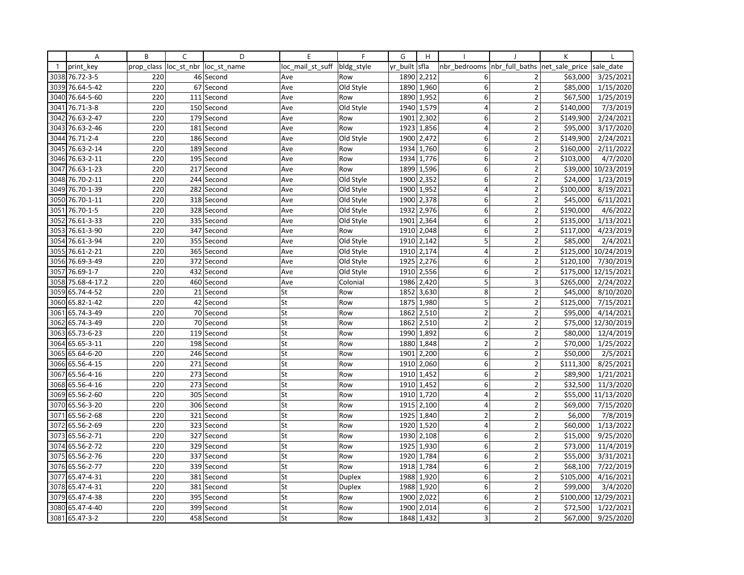| | A | B | C | D | E | F | G | H | I | J | K | L |
|---|---|---|---|---|---|---|---|---|---|---|---|---|
| 1 | print_key | prop_class | loc_st_nbr | loc_st_name | loc_mail_st_suff | bldg_style | yr_built | sfla | nbr_bedrooms | nbr_full_baths | net_sale_price | sale_date |
| 3038 | 76.72-3-5 | 220 | 46 | Second | Ave | Row | 1890 | 2,212 | 6 | 2 | $63,000 | 3/25/2021 |
| 3039 | 76.64-5-42 | 220 | 67 | Second | Ave | Old Style | 1890 | 1,960 | 6 | 2 | $85,000 | 1/15/2020 |
| 3040 | 76.64-5-60 | 220 | 111 | Second | Ave | Row | 1890 | 1,952 | 6 | 2 | $67,500 | 1/25/2019 |
| 3041 | 76.71-3-8 | 220 | 150 | Second | Ave | Old Style | 1940 | 1,579 | 4 | 2 | $140,000 | 7/3/2019 |
| 3042 | 76.63-2-47 | 220 | 179 | Second | Ave | Row | 1901 | 2,302 | 6 | 2 | $149,900 | 2/24/2021 |
| 3043 | 76.63-2-46 | 220 | 181 | Second | Ave | Row | 1923 | 1,856 | 4 | 2 | $95,000 | 3/17/2020 |
| 3044 | 76.71-2-4 | 220 | 186 | Second | Ave | Old Style | 1900 | 2,472 | 6 | 2 | $149,900 | 2/24/2021 |
| 3045 | 76.63-2-14 | 220 | 189 | Second | Ave | Row | 1934 | 1,760 | 6 | 2 | $160,000 | 2/11/2022 |
| 3046 | 76.63-2-11 | 220 | 195 | Second | Ave | Row | 1934 | 1,776 | 6 | 2 | $103,000 | 4/7/2020 |
| 3047 | 76.63-1-23 | 220 | 217 | Second | Ave | Row | 1899 | 1,596 | 6 | 2 | $39,000 | 10/23/2019 |
| 3048 | 76.70-2-11 | 220 | 244 | Second | Ave | Old Style | 1900 | 2,352 | 6 | 2 | $24,000 | 1/23/2019 |
| 3049 | 76.70-1-39 | 220 | 282 | Second | Ave | Old Style | 1900 | 1,952 | 4 | 2 | $100,000 | 8/19/2021 |
| 3050 | 76.70-1-11 | 220 | 318 | Second | Ave | Old Style | 1900 | 2,378 | 6 | 2 | $45,000 | 6/11/2021 |
| 3051 | 76.70-1-5 | 220 | 328 | Second | Ave | Old Style | 1932 | 2,976 | 6 | 2 | $190,000 | 4/6/2022 |
| 3052 | 76.61-3-33 | 220 | 335 | Second | Ave | Old Style | 1901 | 2,364 | 6 | 2 | $135,000 | 1/13/2021 |
| 3053 | 76.61-3-90 | 220 | 347 | Second | Ave | Row | 1910 | 2,048 | 6 | 2 | $117,000 | 4/23/2019 |
| 3054 | 76.61-3-94 | 220 | 355 | Second | Ave | Old Style | 1910 | 2,142 | 5 | 2 | $85,000 | 2/4/2021 |
| 3055 | 76.61-2-21 | 220 | 365 | Second | Ave | Old Style | 1910 | 2,174 | 4 | 2 | $125,000 | 10/24/2019 |
| 3056 | 76.69-3-49 | 220 | 372 | Second | Ave | Old Style | 1925 | 2,276 | 6 | 2 | $120,100 | 7/30/2019 |
| 3057 | 76.69-1-7 | 220 | 432 | Second | Ave | Old Style | 1910 | 2,556 | 6 | 2 | $175,000 | 12/15/2021 |
| 3058 | 75.68-4-17.2 | 220 | 460 | Second | Ave | Colonial | 1986 | 2,420 | 5 | 3 | $265,000 | 2/24/2022 |
| 3059 | 65.74-4-52 | 220 | 21 | Second | St | Row | 1852 | 3,630 | 8 | 2 | $45,000 | 8/10/2020 |
| 3060 | 65.82-1-42 | 220 | 42 | Second | St | Row | 1875 | 1,980 | 5 | 2 | $125,000 | 7/15/2021 |
| 3061 | 65.74-3-49 | 220 | 70 | Second | St | Row | 1862 | 2,510 | 2 | 2 | $95,000 | 4/14/2021 |
| 3062 | 65.74-3-49 | 220 | 70 | Second | St | Row | 1862 | 2,510 | 2 | 2 | $75,000 | 12/30/2019 |
| 3063 | 65.73-6-23 | 220 | 119 | Second | St | Row | 1990 | 1,892 | 6 | 2 | $80,000 | 12/4/2019 |
| 3064 | 65.65-3-11 | 220 | 198 | Second | St | Row | 1880 | 1,848 | 2 | 2 | $70,000 | 1/25/2022 |
| 3065 | 65.64-6-20 | 220 | 246 | Second | St | Row | 1901 | 2,200 | 6 | 2 | $50,000 | 2/5/2021 |
| 3066 | 65.56-4-15 | 220 | 271 | Second | St | Row | 1910 | 2,060 | 6 | 2 | $111,300 | 8/25/2021 |
| 3067 | 65.56-4-16 | 220 | 273 | Second | St | Row | 1910 | 1,452 | 6 | 2 | $89,900 | 1/21/2021 |
| 3068 | 65.56-4-16 | 220 | 273 | Second | St | Row | 1910 | 1,452 | 6 | 2 | $32,500 | 11/3/2020 |
| 3069 | 65.56-2-60 | 220 | 305 | Second | St | Row | 1910 | 1,720 | 4 | 2 | $55,000 | 11/13/2020 |
| 3070 | 65.56-3-20 | 220 | 306 | Second | St | Row | 1915 | 2,100 | 4 | 2 | $69,000 | 7/15/2020 |
| 3071 | 65.56-2-68 | 220 | 321 | Second | St | Row | 1925 | 1,840 | 2 | 2 | $6,000 | 7/8/2019 |
| 3072 | 65.56-2-69 | 220 | 323 | Second | St | Row | 1920 | 1,520 | 4 | 2 | $60,000 | 1/13/2022 |
| 3073 | 65.56-2-71 | 220 | 327 | Second | St | Row | 1930 | 2,108 | 6 | 2 | $15,000 | 9/25/2020 |
| 3074 | 65.56-2-72 | 220 | 329 | Second | St | Row | 1925 | 1,930 | 6 | 2 | $73,000 | 11/4/2019 |
| 3075 | 65.56-2-76 | 220 | 337 | Second | St | Row | 1920 | 1,784 | 6 | 2 | $55,000 | 3/31/2021 |
| 3076 | 65.56-2-77 | 220 | 339 | Second | St | Row | 1918 | 1,784 | 6 | 2 | $68,100 | 7/22/2019 |
| 3077 | 65.47-4-31 | 220 | 381 | Second | St | Duplex | 1988 | 1,920 | 6 | 2 | $105,000 | 4/16/2021 |
| 3078 | 65.47-4-31 | 220 | 381 | Second | St | Duplex | 1988 | 1,920 | 6 | 2 | $99,000 | 3/4/2020 |
| 3079 | 65.47-4-38 | 220 | 395 | Second | St | Row | 1900 | 2,022 | 6 | 2 | $100,000 | 12/29/2021 |
| 3080 | 65.47-4-40 | 220 | 399 | Second | St | Row | 1900 | 2,014 | 6 | 2 | $72,500 | 1/22/2021 |
| 3081 | 65.47-3-2 | 220 | 458 | Second | St | Row | 1848 | 1,432 | 3 | 2 | $67,000 | 9/25/2020 |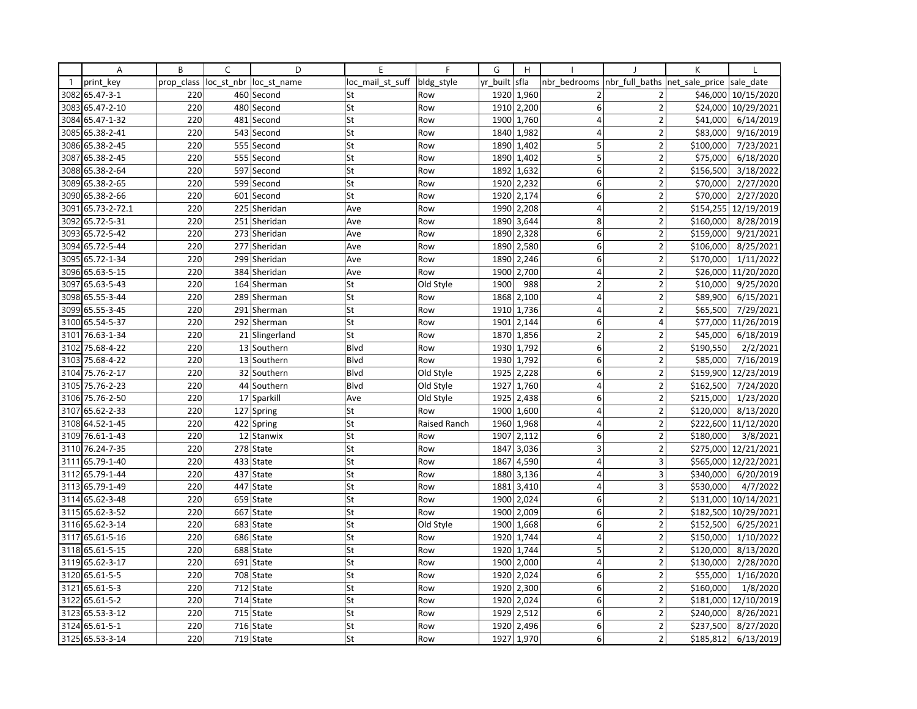| | A | B | C | D | E | F | G | H | I | J | K | L |
|---|---|---|---|---|---|---|---|---|---|---|---|---|
| 1 | print_key | prop_class | loc_st_nbr | loc_st_name | loc_mail_st_suff | bldg_style | yr_built | sfla | nbr_bedrooms | nbr_full_baths | net_sale_price | sale_date |
| 3082 | 65.47-3-1 | 220 | 460 | Second | St | Row | 1920 | 1,960 | 2 | 2 | $46,000 | 10/15/2020 |
| 3083 | 65.47-2-10 | 220 | 480 | Second | St | Row | 1910 | 2,200 | 6 | 2 | $24,000 | 10/29/2021 |
| 3084 | 65.47-1-32 | 220 | 481 | Second | St | Row | 1900 | 1,760 | 4 | 2 | $41,000 | 6/14/2019 |
| 3085 | 65.38-2-41 | 220 | 543 | Second | St | Row | 1840 | 1,982 | 4 | 2 | $83,000 | 9/16/2019 |
| 3086 | 65.38-2-45 | 220 | 555 | Second | St | Row | 1890 | 1,402 | 5 | 2 | $100,000 | 7/23/2021 |
| 3087 | 65.38-2-45 | 220 | 555 | Second | St | Row | 1890 | 1,402 | 5 | 2 | $75,000 | 6/18/2020 |
| 3088 | 65.38-2-64 | 220 | 597 | Second | St | Row | 1892 | 1,632 | 6 | 2 | $156,500 | 3/18/2022 |
| 3089 | 65.38-2-65 | 220 | 599 | Second | St | Row | 1920 | 2,232 | 6 | 2 | $70,000 | 2/27/2020 |
| 3090 | 65.38-2-66 | 220 | 601 | Second | St | Row | 1920 | 2,174 | 6 | 2 | $70,000 | 2/27/2020 |
| 3091 | 65.73-2-72.1 | 220 | 225 | Sheridan | Ave | Row | 1990 | 2,208 | 4 | 2 | $154,255 | 12/19/2019 |
| 3092 | 65.72-5-31 | 220 | 251 | Sheridan | Ave | Row | 1890 | 3,644 | 8 | 2 | $160,000 | 8/28/2019 |
| 3093 | 65.72-5-42 | 220 | 273 | Sheridan | Ave | Row | 1890 | 2,328 | 6 | 2 | $159,000 | 9/21/2021 |
| 3094 | 65.72-5-44 | 220 | 277 | Sheridan | Ave | Row | 1890 | 2,580 | 6 | 2 | $106,000 | 8/25/2021 |
| 3095 | 65.72-1-34 | 220 | 299 | Sheridan | Ave | Row | 1890 | 2,246 | 6 | 2 | $170,000 | 1/11/2022 |
| 3096 | 65.63-5-15 | 220 | 384 | Sheridan | Ave | Row | 1900 | 2,700 | 4 | 2 | $26,000 | 11/20/2020 |
| 3097 | 65.63-5-43 | 220 | 164 | Sherman | St | Old Style | 1900 | 988 | 2 | 2 | $10,000 | 9/25/2020 |
| 3098 | 65.55-3-44 | 220 | 289 | Sherman | St | Row | 1868 | 2,100 | 4 | 2 | $89,900 | 6/15/2021 |
| 3099 | 65.55-3-45 | 220 | 291 | Sherman | St | Row | 1910 | 1,736 | 4 | 2 | $65,500 | 7/29/2021 |
| 3100 | 65.54-5-37 | 220 | 292 | Sherman | St | Row | 1901 | 2,144 | 6 | 4 | $77,000 | 11/26/2019 |
| 3101 | 76.63-1-34 | 220 | 21 | Slingerland | St | Row | 1870 | 1,856 | 2 | 2 | $45,000 | 6/18/2019 |
| 3102 | 75.68-4-22 | 220 | 13 | Southern | Blvd | Row | 1930 | 1,792 | 6 | 2 | $190,550 | 2/2/2021 |
| 3103 | 75.68-4-22 | 220 | 13 | Southern | Blvd | Row | 1930 | 1,792 | 6 | 2 | $85,000 | 7/16/2019 |
| 3104 | 75.76-2-17 | 220 | 32 | Southern | Blvd | Old Style | 1925 | 2,228 | 6 | 2 | $159,900 | 12/23/2019 |
| 3105 | 75.76-2-23 | 220 | 44 | Southern | Blvd | Old Style | 1927 | 1,760 | 4 | 2 | $162,500 | 7/24/2020 |
| 3106 | 75.76-2-50 | 220 | 17 | Sparkill | Ave | Old Style | 1925 | 2,438 | 6 | 2 | $215,000 | 1/23/2020 |
| 3107 | 65.62-2-33 | 220 | 127 | Spring | St | Row | 1900 | 1,600 | 4 | 2 | $120,000 | 8/13/2020 |
| 3108 | 64.52-1-45 | 220 | 422 | Spring | St | Raised Ranch | 1960 | 1,968 | 4 | 2 | $222,600 | 11/12/2020 |
| 3109 | 76.61-1-43 | 220 | 12 | Stanwix | St | Row | 1907 | 2,112 | 6 | 2 | $180,000 | 3/8/2021 |
| 3110 | 76.24-7-35 | 220 | 278 | State | St | Row | 1847 | 3,036 | 3 | 2 | $275,000 | 12/21/2021 |
| 3111 | 65.79-1-40 | 220 | 433 | State | St | Row | 1867 | 4,590 | 4 | 3 | $565,000 | 12/22/2021 |
| 3112 | 65.79-1-44 | 220 | 437 | State | St | Row | 1880 | 3,136 | 4 | 3 | $340,000 | 6/20/2019 |
| 3113 | 65.79-1-49 | 220 | 447 | State | St | Row | 1881 | 3,410 | 4 | 3 | $530,000 | 4/7/2022 |
| 3114 | 65.62-3-48 | 220 | 659 | State | St | Row | 1900 | 2,024 | 6 | 2 | $131,000 | 10/14/2021 |
| 3115 | 65.62-3-52 | 220 | 667 | State | St | Row | 1900 | 2,009 | 6 | 2 | $182,500 | 10/29/2021 |
| 3116 | 65.62-3-14 | 220 | 683 | State | St | Old Style | 1900 | 1,668 | 6 | 2 | $152,500 | 6/25/2021 |
| 3117 | 65.61-5-16 | 220 | 686 | State | St | Row | 1920 | 1,744 | 4 | 2 | $150,000 | 1/10/2022 |
| 3118 | 65.61-5-15 | 220 | 688 | State | St | Row | 1920 | 1,744 | 5 | 2 | $120,000 | 8/13/2020 |
| 3119 | 65.62-3-17 | 220 | 691 | State | St | Row | 1900 | 2,000 | 4 | 2 | $130,000 | 2/28/2020 |
| 3120 | 65.61-5-5 | 220 | 708 | State | St | Row | 1920 | 2,024 | 6 | 2 | $55,000 | 1/16/2020 |
| 3121 | 65.61-5-3 | 220 | 712 | State | St | Row | 1920 | 2,300 | 6 | 2 | $160,000 | 1/8/2020 |
| 3122 | 65.61-5-2 | 220 | 714 | State | St | Row | 1920 | 2,024 | 6 | 2 | $181,000 | 12/10/2019 |
| 3123 | 65.53-3-12 | 220 | 715 | State | St | Row | 1929 | 2,512 | 6 | 2 | $240,000 | 8/26/2021 |
| 3124 | 65.61-5-1 | 220 | 716 | State | St | Row | 1920 | 2,496 | 6 | 2 | $237,500 | 8/27/2020 |
| 3125 | 65.53-3-14 | 220 | 719 | State | St | Row | 1927 | 1,970 | 6 | 2 | $185,812 | 6/13/2019 |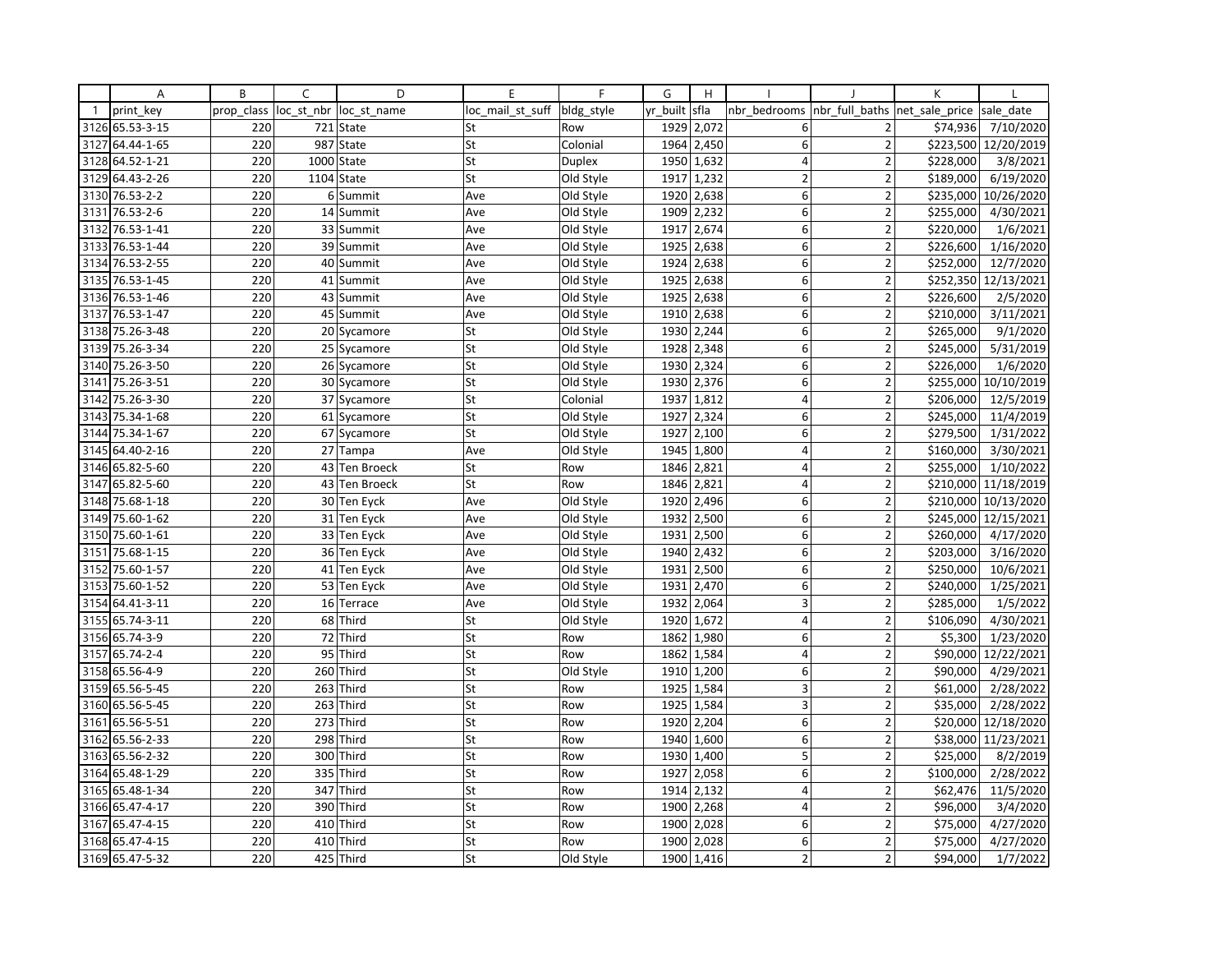| | A | B | C | D | E | F | G | H | I | J | K | L |
|---|---|---|---|---|---|---|---|---|---|---|---|---|
| 1 | print_key | prop_class | loc_st_nbr | loc_st_name | loc_mail_st_suff | bldg_style | yr_built | sfla | nbr_bedrooms | nbr_full_baths | net_sale_price | sale_date |
| 3126 | 65.53-3-15 | 220 | 721 | State | St | Row | 1929 | 2,072 | 6 | 2 | $74,936 | 7/10/2020 |
| 3127 | 64.44-1-65 | 220 | 987 | State | St | Colonial | 1964 | 2,450 | 6 | 2 | $223,500 | 12/20/2019 |
| 3128 | 64.52-1-21 | 220 | 1000 | State | St | Duplex | 1950 | 1,632 | 4 | 2 | $228,000 | 3/8/2021 |
| 3129 | 64.43-2-26 | 220 | 1104 | State | St | Old Style | 1917 | 1,232 | 2 | 2 | $189,000 | 6/19/2020 |
| 3130 | 76.53-2-2 | 220 | 6 | Summit | Ave | Old Style | 1920 | 2,638 | 6 | 2 | $235,000 | 10/26/2020 |
| 3131 | 76.53-2-6 | 220 | 14 | Summit | Ave | Old Style | 1909 | 2,232 | 6 | 2 | $255,000 | 4/30/2021 |
| 3132 | 76.53-1-41 | 220 | 33 | Summit | Ave | Old Style | 1917 | 2,674 | 6 | 2 | $220,000 | 1/6/2021 |
| 3133 | 76.53-1-44 | 220 | 39 | Summit | Ave | Old Style | 1925 | 2,638 | 6 | 2 | $226,600 | 1/16/2020 |
| 3134 | 76.53-2-55 | 220 | 40 | Summit | Ave | Old Style | 1924 | 2,638 | 6 | 2 | $252,000 | 12/7/2020 |
| 3135 | 76.53-1-45 | 220 | 41 | Summit | Ave | Old Style | 1925 | 2,638 | 6 | 2 | $252,350 | 12/13/2021 |
| 3136 | 76.53-1-46 | 220 | 43 | Summit | Ave | Old Style | 1925 | 2,638 | 6 | 2 | $226,600 | 2/5/2020 |
| 3137 | 76.53-1-47 | 220 | 45 | Summit | Ave | Old Style | 1910 | 2,638 | 6 | 2 | $210,000 | 3/11/2021 |
| 3138 | 75.26-3-48 | 220 | 20 | Sycamore | St | Old Style | 1930 | 2,244 | 6 | 2 | $265,000 | 9/1/2020 |
| 3139 | 75.26-3-34 | 220 | 25 | Sycamore | St | Old Style | 1928 | 2,348 | 6 | 2 | $245,000 | 5/31/2019 |
| 3140 | 75.26-3-50 | 220 | 26 | Sycamore | St | Old Style | 1930 | 2,324 | 6 | 2 | $226,000 | 1/6/2020 |
| 3141 | 75.26-3-51 | 220 | 30 | Sycamore | St | Old Style | 1930 | 2,376 | 6 | 2 | $255,000 | 10/10/2019 |
| 3142 | 75.26-3-30 | 220 | 37 | Sycamore | St | Colonial | 1937 | 1,812 | 4 | 2 | $206,000 | 12/5/2019 |
| 3143 | 75.34-1-68 | 220 | 61 | Sycamore | St | Old Style | 1927 | 2,324 | 6 | 2 | $245,000 | 11/4/2019 |
| 3144 | 75.34-1-67 | 220 | 67 | Sycamore | St | Old Style | 1927 | 2,100 | 6 | 2 | $279,500 | 1/31/2022 |
| 3145 | 64.40-2-16 | 220 | 27 | Tampa | Ave | Old Style | 1945 | 1,800 | 4 | 2 | $160,000 | 3/30/2021 |
| 3146 | 65.82-5-60 | 220 | 43 | Ten Broeck | St | Row | 1846 | 2,821 | 4 | 2 | $255,000 | 1/10/2022 |
| 3147 | 65.82-5-60 | 220 | 43 | Ten Broeck | St | Row | 1846 | 2,821 | 4 | 2 | $210,000 | 11/18/2019 |
| 3148 | 75.68-1-18 | 220 | 30 | Ten Eyck | Ave | Old Style | 1920 | 2,496 | 6 | 2 | $210,000 | 10/13/2020 |
| 3149 | 75.60-1-62 | 220 | 31 | Ten Eyck | Ave | Old Style | 1932 | 2,500 | 6 | 2 | $245,000 | 12/15/2021 |
| 3150 | 75.60-1-61 | 220 | 33 | Ten Eyck | Ave | Old Style | 1931 | 2,500 | 6 | 2 | $260,000 | 4/17/2020 |
| 3151 | 75.68-1-15 | 220 | 36 | Ten Eyck | Ave | Old Style | 1940 | 2,432 | 6 | 2 | $203,000 | 3/16/2020 |
| 3152 | 75.60-1-57 | 220 | 41 | Ten Eyck | Ave | Old Style | 1931 | 2,500 | 6 | 2 | $250,000 | 10/6/2021 |
| 3153 | 75.60-1-52 | 220 | 53 | Ten Eyck | Ave | Old Style | 1931 | 2,470 | 6 | 2 | $240,000 | 1/25/2021 |
| 3154 | 64.41-3-11 | 220 | 16 | Terrace | Ave | Old Style | 1932 | 2,064 | 3 | 2 | $285,000 | 1/5/2022 |
| 3155 | 65.74-3-11 | 220 | 68 | Third | St | Old Style | 1920 | 1,672 | 4 | 2 | $106,090 | 4/30/2021 |
| 3156 | 65.74-3-9 | 220 | 72 | Third | St | Row | 1862 | 1,980 | 6 | 2 | $5,300 | 1/23/2020 |
| 3157 | 65.74-2-4 | 220 | 95 | Third | St | Row | 1862 | 1,584 | 4 | 2 | $90,000 | 12/22/2021 |
| 3158 | 65.56-4-9 | 220 | 260 | Third | St | Old Style | 1910 | 1,200 | 6 | 2 | $90,000 | 4/29/2021 |
| 3159 | 65.56-5-45 | 220 | 263 | Third | St | Row | 1925 | 1,584 | 3 | 2 | $61,000 | 2/28/2022 |
| 3160 | 65.56-5-45 | 220 | 263 | Third | St | Row | 1925 | 1,584 | 3 | 2 | $35,000 | 2/28/2022 |
| 3161 | 65.56-5-51 | 220 | 273 | Third | St | Row | 1920 | 2,204 | 6 | 2 | $20,000 | 12/18/2020 |
| 3162 | 65.56-2-33 | 220 | 298 | Third | St | Row | 1940 | 1,600 | 6 | 2 | $38,000 | 11/23/2021 |
| 3163 | 65.56-2-32 | 220 | 300 | Third | St | Row | 1930 | 1,400 | 5 | 2 | $25,000 | 8/2/2019 |
| 3164 | 65.48-1-29 | 220 | 335 | Third | St | Row | 1927 | 2,058 | 6 | 2 | $100,000 | 2/28/2022 |
| 3165 | 65.48-1-34 | 220 | 347 | Third | St | Row | 1914 | 2,132 | 4 | 2 | $62,476 | 11/5/2020 |
| 3166 | 65.47-4-17 | 220 | 390 | Third | St | Row | 1900 | 2,268 | 4 | 2 | $96,000 | 3/4/2020 |
| 3167 | 65.47-4-15 | 220 | 410 | Third | St | Row | 1900 | 2,028 | 6 | 2 | $75,000 | 4/27/2020 |
| 3168 | 65.47-4-15 | 220 | 410 | Third | St | Row | 1900 | 2,028 | 6 | 2 | $75,000 | 4/27/2020 |
| 3169 | 65.47-5-32 | 220 | 425 | Third | St | Old Style | 1900 | 1,416 | 2 | 2 | $94,000 | 1/7/2022 |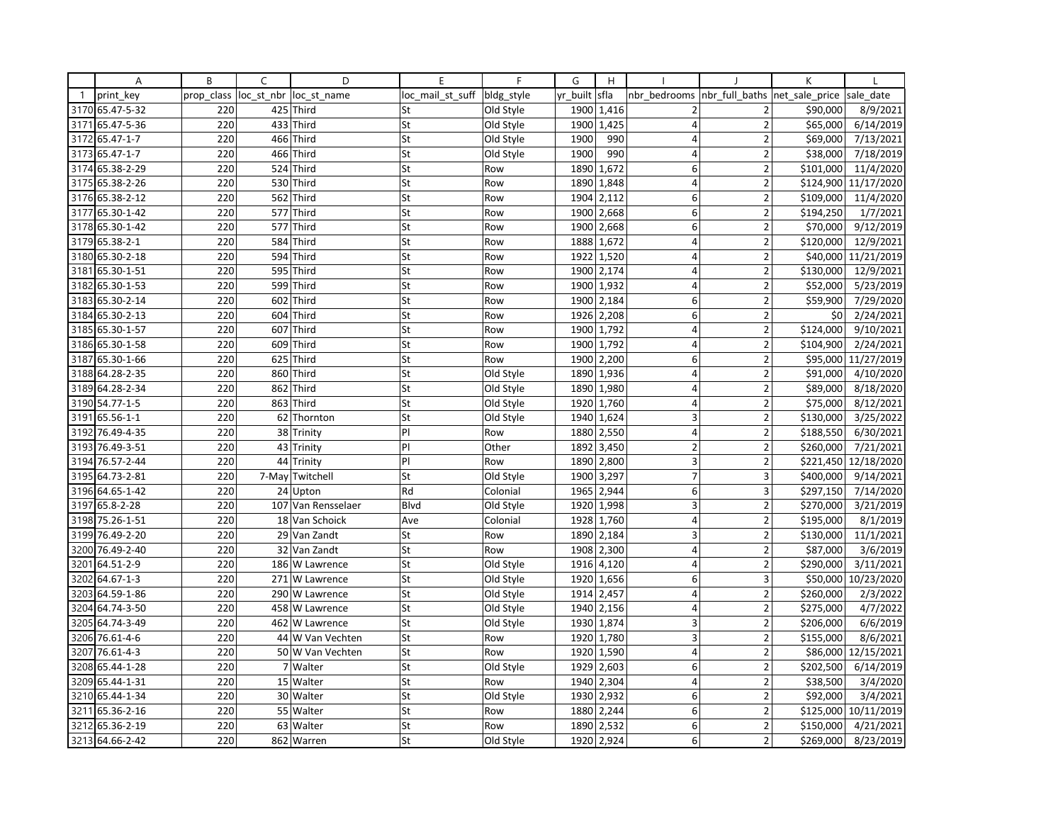| | A | B | C | D | E | F | G | H | I | J | K | L |
|---|---|---|---|---|---|---|---|---|---|---|---|---|
| 1 | print_key | prop_class | loc_st_nbr | loc_st_name | loc_mail_st_suff | bldg_style | yr_built | sfla | nbr_bedrooms | nbr_full_baths | net_sale_price | sale_date |
| 3170 | 65.47-5-32 | 220 | 425 | Third | St | Old Style | 1900 | 1,416 | 2 | 2 | $90,000 | 8/9/2021 |
| 3171 | 65.47-5-36 | 220 | 433 | Third | St | Old Style | 1900 | 1,425 | 4 | 2 | $65,000 | 6/14/2019 |
| 3172 | 65.47-1-7 | 220 | 466 | Third | St | Old Style | 1900 | 990 | 4 | 2 | $69,000 | 7/13/2021 |
| 3173 | 65.47-1-7 | 220 | 466 | Third | St | Old Style | 1900 | 990 | 4 | 2 | $38,000 | 7/18/2019 |
| 3174 | 65.38-2-29 | 220 | 524 | Third | St | Row | 1890 | 1,672 | 6 | 2 | $101,000 | 11/4/2020 |
| 3175 | 65.38-2-26 | 220 | 530 | Third | St | Row | 1890 | 1,848 | 4 | 2 | $124,900 | 11/17/2020 |
| 3176 | 65.38-2-12 | 220 | 562 | Third | St | Row | 1904 | 2,112 | 6 | 2 | $109,000 | 11/4/2020 |
| 3177 | 65.30-1-42 | 220 | 577 | Third | St | Row | 1900 | 2,668 | 6 | 2 | $194,250 | 1/7/2021 |
| 3178 | 65.30-1-42 | 220 | 577 | Third | St | Row | 1900 | 2,668 | 6 | 2 | $70,000 | 9/12/2019 |
| 3179 | 65.38-2-1 | 220 | 584 | Third | St | Row | 1888 | 1,672 | 4 | 2 | $120,000 | 12/9/2021 |
| 3180 | 65.30-2-18 | 220 | 594 | Third | St | Row | 1922 | 1,520 | 4 | 2 | $40,000 | 11/21/2019 |
| 3181 | 65.30-1-51 | 220 | 595 | Third | St | Row | 1900 | 2,174 | 4 | 2 | $130,000 | 12/9/2021 |
| 3182 | 65.30-1-53 | 220 | 599 | Third | St | Row | 1900 | 1,932 | 4 | 2 | $52,000 | 5/23/2019 |
| 3183 | 65.30-2-14 | 220 | 602 | Third | St | Row | 1900 | 2,184 | 6 | 2 | $59,900 | 7/29/2020 |
| 3184 | 65.30-2-13 | 220 | 604 | Third | St | Row | 1926 | 2,208 | 6 | 2 | $0 | 2/24/2021 |
| 3185 | 65.30-1-57 | 220 | 607 | Third | St | Row | 1900 | 1,792 | 4 | 2 | $124,000 | 9/10/2021 |
| 3186 | 65.30-1-58 | 220 | 609 | Third | St | Row | 1900 | 1,792 | 4 | 2 | $104,900 | 2/24/2021 |
| 3187 | 65.30-1-66 | 220 | 625 | Third | St | Row | 1900 | 2,200 | 6 | 2 | $95,000 | 11/27/2019 |
| 3188 | 64.28-2-35 | 220 | 860 | Third | St | Old Style | 1890 | 1,936 | 4 | 2 | $91,000 | 4/10/2020 |
| 3189 | 64.28-2-34 | 220 | 862 | Third | St | Old Style | 1890 | 1,980 | 4 | 2 | $89,000 | 8/18/2020 |
| 3190 | 54.77-1-5 | 220 | 863 | Third | St | Old Style | 1920 | 1,760 | 4 | 2 | $75,000 | 8/12/2021 |
| 3191 | 65.56-1-1 | 220 | 62 | Thornton | St | Old Style | 1940 | 1,624 | 3 | 2 | $130,000 | 3/25/2022 |
| 3192 | 76.49-4-35 | 220 | 38 | Trinity | Pl | Row | 1880 | 2,550 | 4 | 2 | $188,550 | 6/30/2021 |
| 3193 | 76.49-3-51 | 220 | 43 | Trinity | Pl | Other | 1892 | 3,450 | 2 | 2 | $260,000 | 7/21/2021 |
| 3194 | 76.57-2-44 | 220 | 44 | Trinity | Pl | Row | 1890 | 2,800 | 3 | 2 | $221,450 | 12/18/2020 |
| 3195 | 64.73-2-81 | 220 | 7-May | Twitchell | St | Old Style | 1900 | 3,297 | 7 | 3 | $400,000 | 9/14/2021 |
| 3196 | 64.65-1-42 | 220 | 24 | Upton | Rd | Colonial | 1965 | 2,944 | 6 | 3 | $297,150 | 7/14/2020 |
| 3197 | 65.8-2-28 | 220 | 107 | Van Rensselaer | Blvd | Old Style | 1920 | 1,998 | 3 | 2 | $270,000 | 3/21/2019 |
| 3198 | 75.26-1-51 | 220 | 18 | Van Schoick | Ave | Colonial | 1928 | 1,760 | 4 | 2 | $195,000 | 8/1/2019 |
| 3199 | 76.49-2-20 | 220 | 29 | Van Zandt | St | Row | 1890 | 2,184 | 3 | 2 | $130,000 | 11/1/2021 |
| 3200 | 76.49-2-40 | 220 | 32 | Van Zandt | St | Row | 1908 | 2,300 | 4 | 2 | $87,000 | 3/6/2019 |
| 3201 | 64.51-2-9 | 220 | 186 | W Lawrence | St | Old Style | 1916 | 4,120 | 4 | 2 | $290,000 | 3/11/2021 |
| 3202 | 64.67-1-3 | 220 | 271 | W Lawrence | St | Old Style | 1920 | 1,656 | 6 | 3 | $50,000 | 10/23/2020 |
| 3203 | 64.59-1-86 | 220 | 290 | W Lawrence | St | Old Style | 1914 | 2,457 | 4 | 2 | $260,000 | 2/3/2022 |
| 3204 | 64.74-3-50 | 220 | 458 | W Lawrence | St | Old Style | 1940 | 2,156 | 4 | 2 | $275,000 | 4/7/2022 |
| 3205 | 64.74-3-49 | 220 | 462 | W Lawrence | St | Old Style | 1930 | 1,874 | 3 | 2 | $206,000 | 6/6/2019 |
| 3206 | 76.61-4-6 | 220 | 44 | W Van Vechten | St | Row | 1920 | 1,780 | 3 | 2 | $155,000 | 8/6/2021 |
| 3207 | 76.61-4-3 | 220 | 50 | W Van Vechten | St | Row | 1920 | 1,590 | 4 | 2 | $86,000 | 12/15/2021 |
| 3208 | 65.44-1-28 | 220 | 7 | Walter | St | Old Style | 1929 | 2,603 | 6 | 2 | $202,500 | 6/14/2019 |
| 3209 | 65.44-1-31 | 220 | 15 | Walter | St | Row | 1940 | 2,304 | 4 | 2 | $38,500 | 3/4/2020 |
| 3210 | 65.44-1-34 | 220 | 30 | Walter | St | Old Style | 1930 | 2,932 | 6 | 2 | $92,000 | 3/4/2021 |
| 3211 | 65.36-2-16 | 220 | 55 | Walter | St | Row | 1880 | 2,244 | 6 | 2 | $125,000 | 10/11/2019 |
| 3212 | 65.36-2-19 | 220 | 63 | Walter | St | Row | 1890 | 2,532 | 6 | 2 | $150,000 | 4/21/2021 |
| 3213 | 64.66-2-42 | 220 | 862 | Warren | St | Old Style | 1920 | 2,924 | 6 | 2 | $269,000 | 8/23/2019 |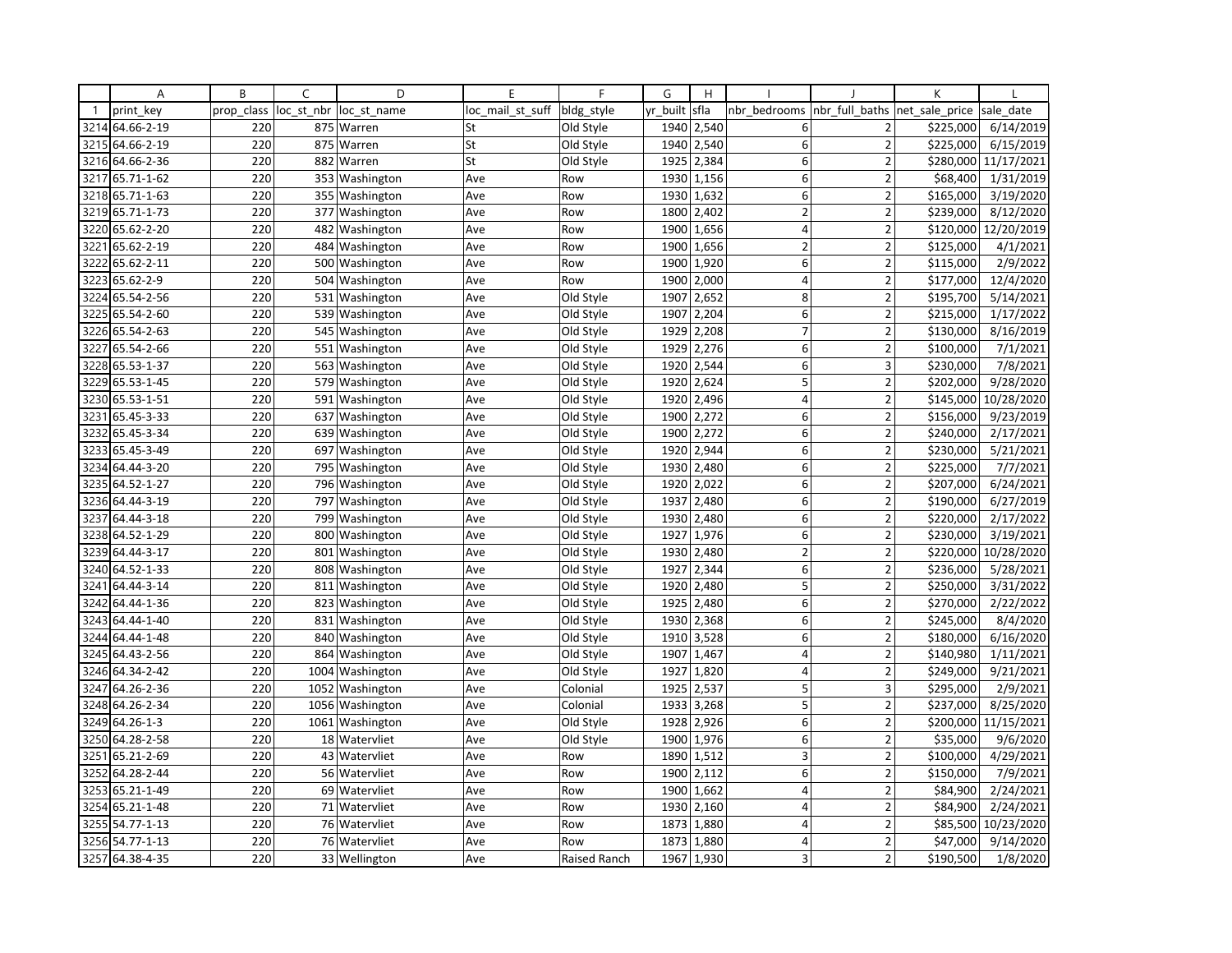| | A | B | C | D | E | F | G | H | I | J | K | L |
|---|---|---|---|---|---|---|---|---|---|---|---|---|
| 1 | print_key | prop_class | loc_st_nbr | loc_st_name | loc_mail_st_suff | bldg_style | yr_built | sfla | nbr_bedrooms | nbr_full_baths | net_sale_price | sale_date |
| 3214 | 64.66-2-19 | 220 | 875 | Warren | St | Old Style | 1940 | 2,540 | 6 | 2 | $225,000 | 6/14/2019 |
| 3215 | 64.66-2-19 | 220 | 875 | Warren | St | Old Style | 1940 | 2,540 | 6 | 2 | $225,000 | 6/15/2019 |
| 3216 | 64.66-2-36 | 220 | 882 | Warren | St | Old Style | 1925 | 2,384 | 6 | 2 | $280,000 | 11/17/2021 |
| 3217 | 65.71-1-62 | 220 | 353 | Washington | Ave | Row | 1930 | 1,156 | 6 | 2 | $68,400 | 1/31/2019 |
| 3218 | 65.71-1-63 | 220 | 355 | Washington | Ave | Row | 1930 | 1,632 | 6 | 2 | $165,000 | 3/19/2020 |
| 3219 | 65.71-1-73 | 220 | 377 | Washington | Ave | Row | 1800 | 2,402 | 2 | 2 | $239,000 | 8/12/2020 |
| 3220 | 65.62-2-20 | 220 | 482 | Washington | Ave | Row | 1900 | 1,656 | 4 | 2 | $120,000 | 12/20/2019 |
| 3221 | 65.62-2-19 | 220 | 484 | Washington | Ave | Row | 1900 | 1,656 | 2 | 2 | $125,000 | 4/1/2021 |
| 3222 | 65.62-2-11 | 220 | 500 | Washington | Ave | Row | 1900 | 1,920 | 6 | 2 | $115,000 | 2/9/2022 |
| 3223 | 65.62-2-9 | 220 | 504 | Washington | Ave | Row | 1900 | 2,000 | 4 | 2 | $177,000 | 12/4/2020 |
| 3224 | 65.54-2-56 | 220 | 531 | Washington | Ave | Old Style | 1907 | 2,652 | 8 | 2 | $195,700 | 5/14/2021 |
| 3225 | 65.54-2-60 | 220 | 539 | Washington | Ave | Old Style | 1907 | 2,204 | 6 | 2 | $215,000 | 1/17/2022 |
| 3226 | 65.54-2-63 | 220 | 545 | Washington | Ave | Old Style | 1929 | 2,208 | 7 | 2 | $130,000 | 8/16/2019 |
| 3227 | 65.54-2-66 | 220 | 551 | Washington | Ave | Old Style | 1929 | 2,276 | 6 | 2 | $100,000 | 7/1/2021 |
| 3228 | 65.53-1-37 | 220 | 563 | Washington | Ave | Old Style | 1920 | 2,544 | 6 | 3 | $230,000 | 7/8/2021 |
| 3229 | 65.53-1-45 | 220 | 579 | Washington | Ave | Old Style | 1920 | 2,624 | 5 | 2 | $202,000 | 9/28/2020 |
| 3230 | 65.53-1-51 | 220 | 591 | Washington | Ave | Old Style | 1920 | 2,496 | 4 | 2 | $145,000 | 10/28/2020 |
| 3231 | 65.45-3-33 | 220 | 637 | Washington | Ave | Old Style | 1900 | 2,272 | 6 | 2 | $156,000 | 9/23/2019 |
| 3232 | 65.45-3-34 | 220 | 639 | Washington | Ave | Old Style | 1900 | 2,272 | 6 | 2 | $240,000 | 2/17/2021 |
| 3233 | 65.45-3-49 | 220 | 697 | Washington | Ave | Old Style | 1920 | 2,944 | 6 | 2 | $230,000 | 5/21/2021 |
| 3234 | 64.44-3-20 | 220 | 795 | Washington | Ave | Old Style | 1930 | 2,480 | 6 | 2 | $225,000 | 7/7/2021 |
| 3235 | 64.52-1-27 | 220 | 796 | Washington | Ave | Old Style | 1920 | 2,022 | 6 | 2 | $207,000 | 6/24/2021 |
| 3236 | 64.44-3-19 | 220 | 797 | Washington | Ave | Old Style | 1937 | 2,480 | 6 | 2 | $190,000 | 6/27/2019 |
| 3237 | 64.44-3-18 | 220 | 799 | Washington | Ave | Old Style | 1930 | 2,480 | 6 | 2 | $220,000 | 2/17/2022 |
| 3238 | 64.52-1-29 | 220 | 800 | Washington | Ave | Old Style | 1927 | 1,976 | 6 | 2 | $230,000 | 3/19/2021 |
| 3239 | 64.44-3-17 | 220 | 801 | Washington | Ave | Old Style | 1930 | 2,480 | 2 | 2 | $220,000 | 10/28/2020 |
| 3240 | 64.52-1-33 | 220 | 808 | Washington | Ave | Old Style | 1927 | 2,344 | 6 | 2 | $236,000 | 5/28/2021 |
| 3241 | 64.44-3-14 | 220 | 811 | Washington | Ave | Old Style | 1920 | 2,480 | 5 | 2 | $250,000 | 3/31/2022 |
| 3242 | 64.44-1-36 | 220 | 823 | Washington | Ave | Old Style | 1925 | 2,480 | 6 | 2 | $270,000 | 2/22/2022 |
| 3243 | 64.44-1-40 | 220 | 831 | Washington | Ave | Old Style | 1930 | 2,368 | 6 | 2 | $245,000 | 8/4/2020 |
| 3244 | 64.44-1-48 | 220 | 840 | Washington | Ave | Old Style | 1910 | 3,528 | 6 | 2 | $180,000 | 6/16/2020 |
| 3245 | 64.43-2-56 | 220 | 864 | Washington | Ave | Old Style | 1907 | 1,467 | 4 | 2 | $140,980 | 1/11/2021 |
| 3246 | 64.34-2-42 | 220 | 1004 | Washington | Ave | Old Style | 1927 | 1,820 | 4 | 2 | $249,000 | 9/21/2021 |
| 3247 | 64.26-2-36 | 220 | 1052 | Washington | Ave | Colonial | 1925 | 2,537 | 5 | 3 | $295,000 | 2/9/2021 |
| 3248 | 64.26-2-34 | 220 | 1056 | Washington | Ave | Colonial | 1933 | 3,268 | 5 | 2 | $237,000 | 8/25/2020 |
| 3249 | 64.26-1-3 | 220 | 1061 | Washington | Ave | Old Style | 1928 | 2,926 | 6 | 2 | $200,000 | 11/15/2021 |
| 3250 | 64.28-2-58 | 220 | 18 | Watervliet | Ave | Old Style | 1900 | 1,976 | 6 | 2 | $35,000 | 9/6/2020 |
| 3251 | 65.21-2-69 | 220 | 43 | Watervliet | Ave | Row | 1890 | 1,512 | 3 | 2 | $100,000 | 4/29/2021 |
| 3252 | 64.28-2-44 | 220 | 56 | Watervliet | Ave | Row | 1900 | 2,112 | 6 | 2 | $150,000 | 7/9/2021 |
| 3253 | 65.21-1-49 | 220 | 69 | Watervliet | Ave | Row | 1900 | 1,662 | 4 | 2 | $84,900 | 2/24/2021 |
| 3254 | 65.21-1-48 | 220 | 71 | Watervliet | Ave | Row | 1930 | 2,160 | 4 | 2 | $84,900 | 2/24/2021 |
| 3255 | 54.77-1-13 | 220 | 76 | Watervliet | Ave | Row | 1873 | 1,880 | 4 | 2 | $85,500 | 10/23/2020 |
| 3256 | 54.77-1-13 | 220 | 76 | Watervliet | Ave | Row | 1873 | 1,880 | 4 | 2 | $47,000 | 9/14/2020 |
| 3257 | 64.38-4-35 | 220 | 33 | Wellington | Ave | Raised Ranch | 1967 | 1,930 | 3 | 2 | $190,500 | 1/8/2020 |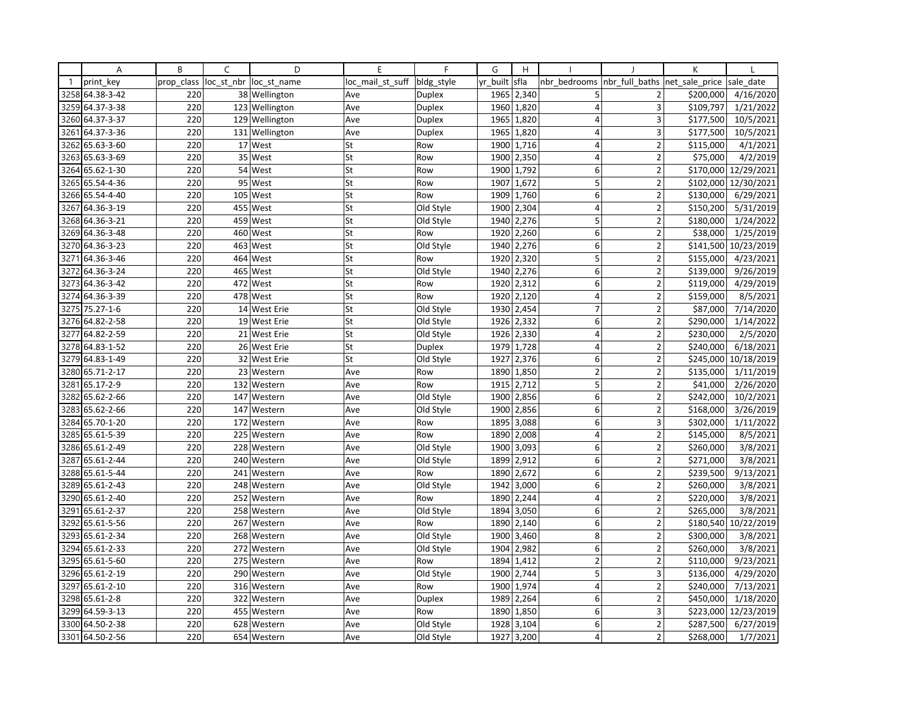| | A | B | C | D | E | F | G | H | I | J | K | L |
|---|---|---|---|---|---|---|---|---|---|---|---|---|
| 1 | print_key | prop_class | loc_st_nbr | loc_st_name | loc_mail_st_suff | bldg_style | yr_built | sfla | nbr_bedrooms | nbr_full_baths | net_sale_price | sale_date |
| 3258 | 64.38-3-42 | 220 | 38 | Wellington | Ave | Duplex | 1965 | 2,340 | 5 | 2 | $200,000 | 4/16/2020 |
| 3259 | 64.37-3-38 | 220 | 123 | Wellington | Ave | Duplex | 1960 | 1,820 | 4 | 3 | $109,797 | 1/21/2022 |
| 3260 | 64.37-3-37 | 220 | 129 | Wellington | Ave | Duplex | 1965 | 1,820 | 4 | 3 | $177,500 | 10/5/2021 |
| 3261 | 64.37-3-36 | 220 | 131 | Wellington | Ave | Duplex | 1965 | 1,820 | 4 | 3 | $177,500 | 10/5/2021 |
| 3262 | 65.63-3-60 | 220 | 17 | West | St | Row | 1900 | 1,716 | 4 | 2 | $115,000 | 4/1/2021 |
| 3263 | 65.63-3-69 | 220 | 35 | West | St | Row | 1900 | 2,350 | 4 | 2 | $75,000 | 4/2/2019 |
| 3264 | 65.62-1-30 | 220 | 54 | West | St | Row | 1900 | 1,792 | 6 | 2 | $170,000 | 12/29/2021 |
| 3265 | 65.54-4-36 | 220 | 95 | West | St | Row | 1907 | 1,672 | 5 | 2 | $102,000 | 12/30/2021 |
| 3266 | 65.54-4-40 | 220 | 105 | West | St | Row | 1909 | 1,760 | 6 | 2 | $130,000 | 6/29/2021 |
| 3267 | 64.36-3-19 | 220 | 455 | West | St | Old Style | 1900 | 2,304 | 4 | 2 | $150,200 | 5/31/2019 |
| 3268 | 64.36-3-21 | 220 | 459 | West | St | Old Style | 1940 | 2,276 | 5 | 2 | $180,000 | 1/24/2022 |
| 3269 | 64.36-3-48 | 220 | 460 | West | St | Row | 1920 | 2,260 | 6 | 2 | $38,000 | 1/25/2019 |
| 3270 | 64.36-3-23 | 220 | 463 | West | St | Old Style | 1940 | 2,276 | 6 | 2 | $141,500 | 10/23/2019 |
| 3271 | 64.36-3-46 | 220 | 464 | West | St | Row | 1920 | 2,320 | 5 | 2 | $155,000 | 4/23/2021 |
| 3272 | 64.36-3-24 | 220 | 465 | West | St | Old Style | 1940 | 2,276 | 6 | 2 | $139,000 | 9/26/2019 |
| 3273 | 64.36-3-42 | 220 | 472 | West | St | Row | 1920 | 2,312 | 6 | 2 | $119,000 | 4/29/2019 |
| 3274 | 64.36-3-39 | 220 | 478 | West | St | Row | 1920 | 2,120 | 4 | 2 | $159,000 | 8/5/2021 |
| 3275 | 75.27-1-6 | 220 | 14 | West Erie | St | Old Style | 1930 | 2,454 | 7 | 2 | $87,000 | 7/14/2020 |
| 3276 | 64.82-2-58 | 220 | 19 | West Erie | St | Old Style | 1926 | 2,332 | 6 | 2 | $290,000 | 1/14/2022 |
| 3277 | 64.82-2-59 | 220 | 21 | West Erie | St | Old Style | 1926 | 2,330 | 4 | 2 | $230,000 | 2/5/2020 |
| 3278 | 64.83-1-52 | 220 | 26 | West Erie | St | Duplex | 1979 | 1,728 | 4 | 2 | $240,000 | 6/18/2021 |
| 3279 | 64.83-1-49 | 220 | 32 | West Erie | St | Old Style | 1927 | 2,376 | 6 | 2 | $245,000 | 10/18/2019 |
| 3280 | 65.71-2-17 | 220 | 23 | Western | Ave | Row | 1890 | 1,850 | 2 | 2 | $135,000 | 1/11/2019 |
| 3281 | 65.17-2-9 | 220 | 132 | Western | Ave | Row | 1915 | 2,712 | 5 | 2 | $41,000 | 2/26/2020 |
| 3282 | 65.62-2-66 | 220 | 147 | Western | Ave | Old Style | 1900 | 2,856 | 6 | 2 | $242,000 | 10/2/2021 |
| 3283 | 65.62-2-66 | 220 | 147 | Western | Ave | Old Style | 1900 | 2,856 | 6 | 2 | $168,000 | 3/26/2019 |
| 3284 | 65.70-1-20 | 220 | 172 | Western | Ave | Row | 1895 | 3,088 | 6 | 3 | $302,000 | 1/11/2022 |
| 3285 | 65.61-5-39 | 220 | 225 | Western | Ave | Row | 1890 | 2,008 | 4 | 2 | $145,000 | 8/5/2021 |
| 3286 | 65.61-2-49 | 220 | 228 | Western | Ave | Old Style | 1900 | 3,093 | 6 | 2 | $260,000 | 3/8/2021 |
| 3287 | 65.61-2-44 | 220 | 240 | Western | Ave | Old Style | 1899 | 2,912 | 6 | 2 | $271,000 | 3/8/2021 |
| 3288 | 65.61-5-44 | 220 | 241 | Western | Ave | Row | 1890 | 2,672 | 6 | 2 | $239,500 | 9/13/2021 |
| 3289 | 65.61-2-43 | 220 | 248 | Western | Ave | Old Style | 1942 | 3,000 | 6 | 2 | $260,000 | 3/8/2021 |
| 3290 | 65.61-2-40 | 220 | 252 | Western | Ave | Row | 1890 | 2,244 | 4 | 2 | $220,000 | 3/8/2021 |
| 3291 | 65.61-2-37 | 220 | 258 | Western | Ave | Old Style | 1894 | 3,050 | 6 | 2 | $265,000 | 3/8/2021 |
| 3292 | 65.61-5-56 | 220 | 267 | Western | Ave | Row | 1890 | 2,140 | 6 | 2 | $180,540 | 10/22/2019 |
| 3293 | 65.61-2-34 | 220 | 268 | Western | Ave | Old Style | 1900 | 3,460 | 8 | 2 | $300,000 | 3/8/2021 |
| 3294 | 65.61-2-33 | 220 | 272 | Western | Ave | Old Style | 1904 | 2,982 | 6 | 2 | $260,000 | 3/8/2021 |
| 3295 | 65.61-5-60 | 220 | 275 | Western | Ave | Row | 1894 | 1,412 | 2 | 2 | $110,000 | 9/23/2021 |
| 3296 | 65.61-2-19 | 220 | 290 | Western | Ave | Old Style | 1900 | 2,744 | 5 | 3 | $136,000 | 4/29/2020 |
| 3297 | 65.61-2-10 | 220 | 316 | Western | Ave | Row | 1900 | 1,974 | 4 | 2 | $240,000 | 7/13/2021 |
| 3298 | 65.61-2-8 | 220 | 322 | Western | Ave | Duplex | 1989 | 2,264 | 6 | 2 | $450,000 | 1/18/2020 |
| 3299 | 64.59-3-13 | 220 | 455 | Western | Ave | Row | 1890 | 1,850 | 6 | 3 | $223,000 | 12/23/2019 |
| 3300 | 64.50-2-38 | 220 | 628 | Western | Ave | Old Style | 1928 | 3,104 | 6 | 2 | $287,500 | 6/27/2019 |
| 3301 | 64.50-2-56 | 220 | 654 | Western | Ave | Old Style | 1927 | 3,200 | 4 | 2 | $268,000 | 1/7/2021 |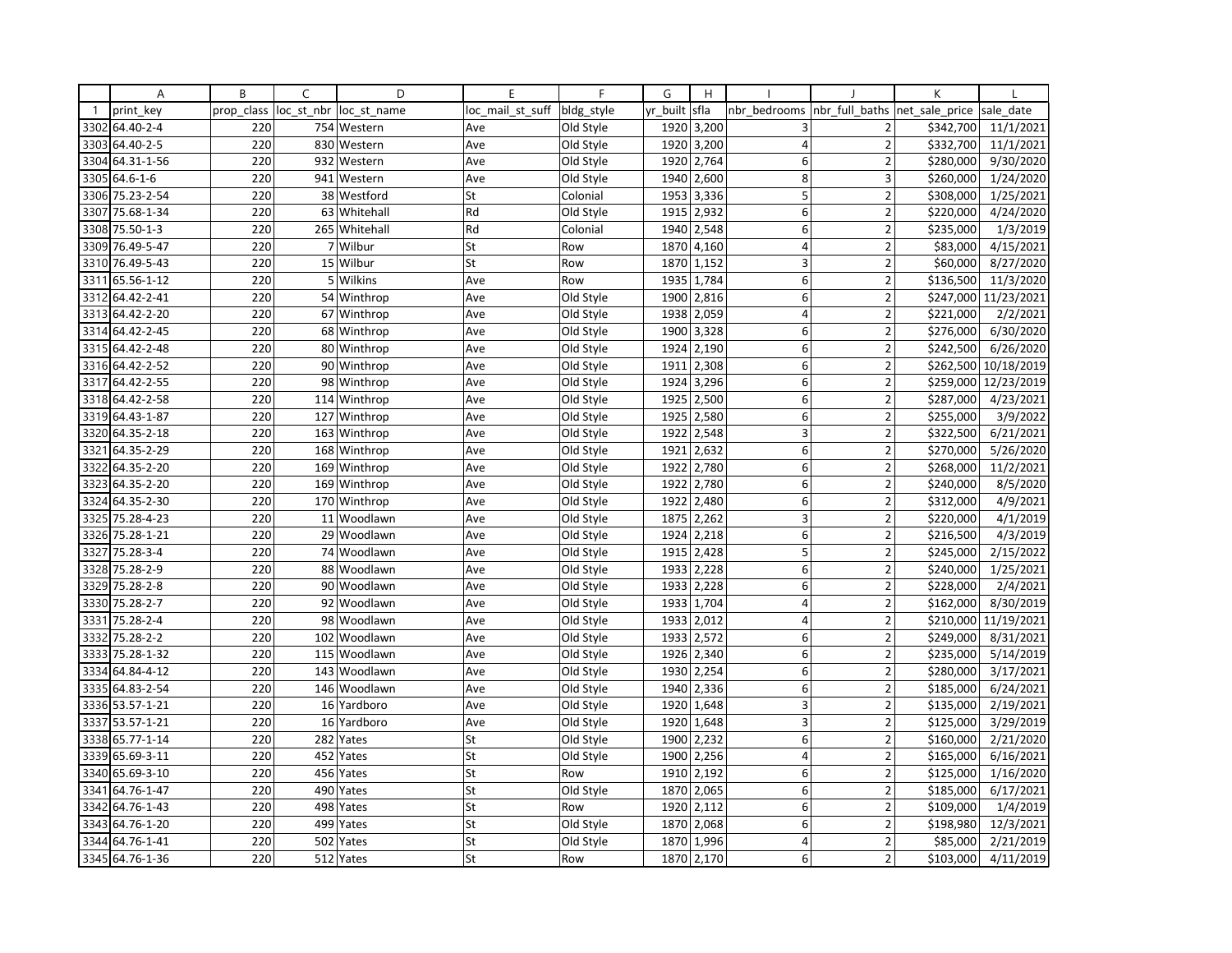| | A | B | C | D | E | F | G | H | I | J | K | L |
|---|---|---|---|---|---|---|---|---|---|---|---|---|
| 1 | print_key | prop_class | loc_st_nbr | loc_st_name | loc_mail_st_suff | bldg_style | yr_built | sfla | nbr_bedrooms | nbr_full_baths | net_sale_price | sale_date |
| 3302 | 64.40-2-4 | 220 | 754 | Western | Ave | Old Style | 1920 | 3,200 | 3 | 2 | $342,700 | 11/1/2021 |
| 3303 | 64.40-2-5 | 220 | 830 | Western | Ave | Old Style | 1920 | 3,200 | 4 | 2 | $332,700 | 11/1/2021 |
| 3304 | 64.31-1-56 | 220 | 932 | Western | Ave | Old Style | 1920 | 2,764 | 6 | 2 | $280,000 | 9/30/2020 |
| 3305 | 64.6-1-6 | 220 | 941 | Western | Ave | Old Style | 1940 | 2,600 | 8 | 3 | $260,000 | 1/24/2020 |
| 3306 | 75.23-2-54 | 220 | 38 | Westford | St | Colonial | 1953 | 3,336 | 5 | 2 | $308,000 | 1/25/2021 |
| 3307 | 75.68-1-34 | 220 | 63 | Whitehall | Rd | Old Style | 1915 | 2,932 | 6 | 2 | $220,000 | 4/24/2020 |
| 3308 | 75.50-1-3 | 220 | 265 | Whitehall | Rd | Colonial | 1940 | 2,548 | 6 | 2 | $235,000 | 1/3/2019 |
| 3309 | 76.49-5-47 | 220 | 7 | Wilbur | St | Row | 1870 | 4,160 | 4 | 2 | $83,000 | 4/15/2021 |
| 3310 | 76.49-5-43 | 220 | 15 | Wilbur | St | Row | 1870 | 1,152 | 3 | 2 | $60,000 | 8/27/2020 |
| 3311 | 65.56-1-12 | 220 | 5 | Wilkins | Ave | Row | 1935 | 1,784 | 6 | 2 | $136,500 | 11/3/2020 |
| 3312 | 64.42-2-41 | 220 | 54 | Winthrop | Ave | Old Style | 1900 | 2,816 | 6 | 2 | $247,000 | 11/23/2021 |
| 3313 | 64.42-2-20 | 220 | 67 | Winthrop | Ave | Old Style | 1938 | 2,059 | 4 | 2 | $221,000 | 2/2/2021 |
| 3314 | 64.42-2-45 | 220 | 68 | Winthrop | Ave | Old Style | 1900 | 3,328 | 6 | 2 | $276,000 | 6/30/2020 |
| 3315 | 64.42-2-48 | 220 | 80 | Winthrop | Ave | Old Style | 1924 | 2,190 | 6 | 2 | $242,500 | 6/26/2020 |
| 3316 | 64.42-2-52 | 220 | 90 | Winthrop | Ave | Old Style | 1911 | 2,308 | 6 | 2 | $262,500 | 10/18/2019 |
| 3317 | 64.42-2-55 | 220 | 98 | Winthrop | Ave | Old Style | 1924 | 3,296 | 6 | 2 | $259,000 | 12/23/2019 |
| 3318 | 64.42-2-58 | 220 | 114 | Winthrop | Ave | Old Style | 1925 | 2,500 | 6 | 2 | $287,000 | 4/23/2021 |
| 3319 | 64.43-1-87 | 220 | 127 | Winthrop | Ave | Old Style | 1925 | 2,580 | 6 | 2 | $255,000 | 3/9/2022 |
| 3320 | 64.35-2-18 | 220 | 163 | Winthrop | Ave | Old Style | 1922 | 2,548 | 3 | 2 | $322,500 | 6/21/2021 |
| 3321 | 64.35-2-29 | 220 | 168 | Winthrop | Ave | Old Style | 1921 | 2,632 | 6 | 2 | $270,000 | 5/26/2020 |
| 3322 | 64.35-2-20 | 220 | 169 | Winthrop | Ave | Old Style | 1922 | 2,780 | 6 | 2 | $268,000 | 11/2/2021 |
| 3323 | 64.35-2-20 | 220 | 169 | Winthrop | Ave | Old Style | 1922 | 2,780 | 6 | 2 | $240,000 | 8/5/2020 |
| 3324 | 64.35-2-30 | 220 | 170 | Winthrop | Ave | Old Style | 1922 | 2,480 | 6 | 2 | $312,000 | 4/9/2021 |
| 3325 | 75.28-4-23 | 220 | 11 | Woodlawn | Ave | Old Style | 1875 | 2,262 | 3 | 2 | $220,000 | 4/1/2019 |
| 3326 | 75.28-1-21 | 220 | 29 | Woodlawn | Ave | Old Style | 1924 | 2,218 | 6 | 2 | $216,500 | 4/3/2019 |
| 3327 | 75.28-3-4 | 220 | 74 | Woodlawn | Ave | Old Style | 1915 | 2,428 | 5 | 2 | $245,000 | 2/15/2022 |
| 3328 | 75.28-2-9 | 220 | 88 | Woodlawn | Ave | Old Style | 1933 | 2,228 | 6 | 2 | $240,000 | 1/25/2021 |
| 3329 | 75.28-2-8 | 220 | 90 | Woodlawn | Ave | Old Style | 1933 | 2,228 | 6 | 2 | $228,000 | 2/4/2021 |
| 3330 | 75.28-2-7 | 220 | 92 | Woodlawn | Ave | Old Style | 1933 | 1,704 | 4 | 2 | $162,000 | 8/30/2019 |
| 3331 | 75.28-2-4 | 220 | 98 | Woodlawn | Ave | Old Style | 1933 | 2,012 | 4 | 2 | $210,000 | 11/19/2021 |
| 3332 | 75.28-2-2 | 220 | 102 | Woodlawn | Ave | Old Style | 1933 | 2,572 | 6 | 2 | $249,000 | 8/31/2021 |
| 3333 | 75.28-1-32 | 220 | 115 | Woodlawn | Ave | Old Style | 1926 | 2,340 | 6 | 2 | $235,000 | 5/14/2019 |
| 3334 | 64.84-4-12 | 220 | 143 | Woodlawn | Ave | Old Style | 1930 | 2,254 | 6 | 2 | $280,000 | 3/17/2021 |
| 3335 | 64.83-2-54 | 220 | 146 | Woodlawn | Ave | Old Style | 1940 | 2,336 | 6 | 2 | $185,000 | 6/24/2021 |
| 3336 | 53.57-1-21 | 220 | 16 | Yardboro | Ave | Old Style | 1920 | 1,648 | 3 | 2 | $135,000 | 2/19/2021 |
| 3337 | 53.57-1-21 | 220 | 16 | Yardboro | Ave | Old Style | 1920 | 1,648 | 3 | 2 | $125,000 | 3/29/2019 |
| 3338 | 65.77-1-14 | 220 | 282 | Yates | St | Old Style | 1900 | 2,232 | 6 | 2 | $160,000 | 2/21/2020 |
| 3339 | 65.69-3-11 | 220 | 452 | Yates | St | Old Style | 1900 | 2,256 | 4 | 2 | $165,000 | 6/16/2021 |
| 3340 | 65.69-3-10 | 220 | 456 | Yates | St | Row | 1910 | 2,192 | 6 | 2 | $125,000 | 1/16/2020 |
| 3341 | 64.76-1-47 | 220 | 490 | Yates | St | Old Style | 1870 | 2,065 | 6 | 2 | $185,000 | 6/17/2021 |
| 3342 | 64.76-1-43 | 220 | 498 | Yates | St | Row | 1920 | 2,112 | 6 | 2 | $109,000 | 1/4/2019 |
| 3343 | 64.76-1-20 | 220 | 499 | Yates | St | Old Style | 1870 | 2,068 | 6 | 2 | $198,980 | 12/3/2021 |
| 3344 | 64.76-1-41 | 220 | 502 | Yates | St | Old Style | 1870 | 1,996 | 4 | 2 | $85,000 | 2/21/2019 |
| 3345 | 64.76-1-36 | 220 | 512 | Yates | St | Row | 1870 | 2,170 | 6 | 2 | $103,000 | 4/11/2019 |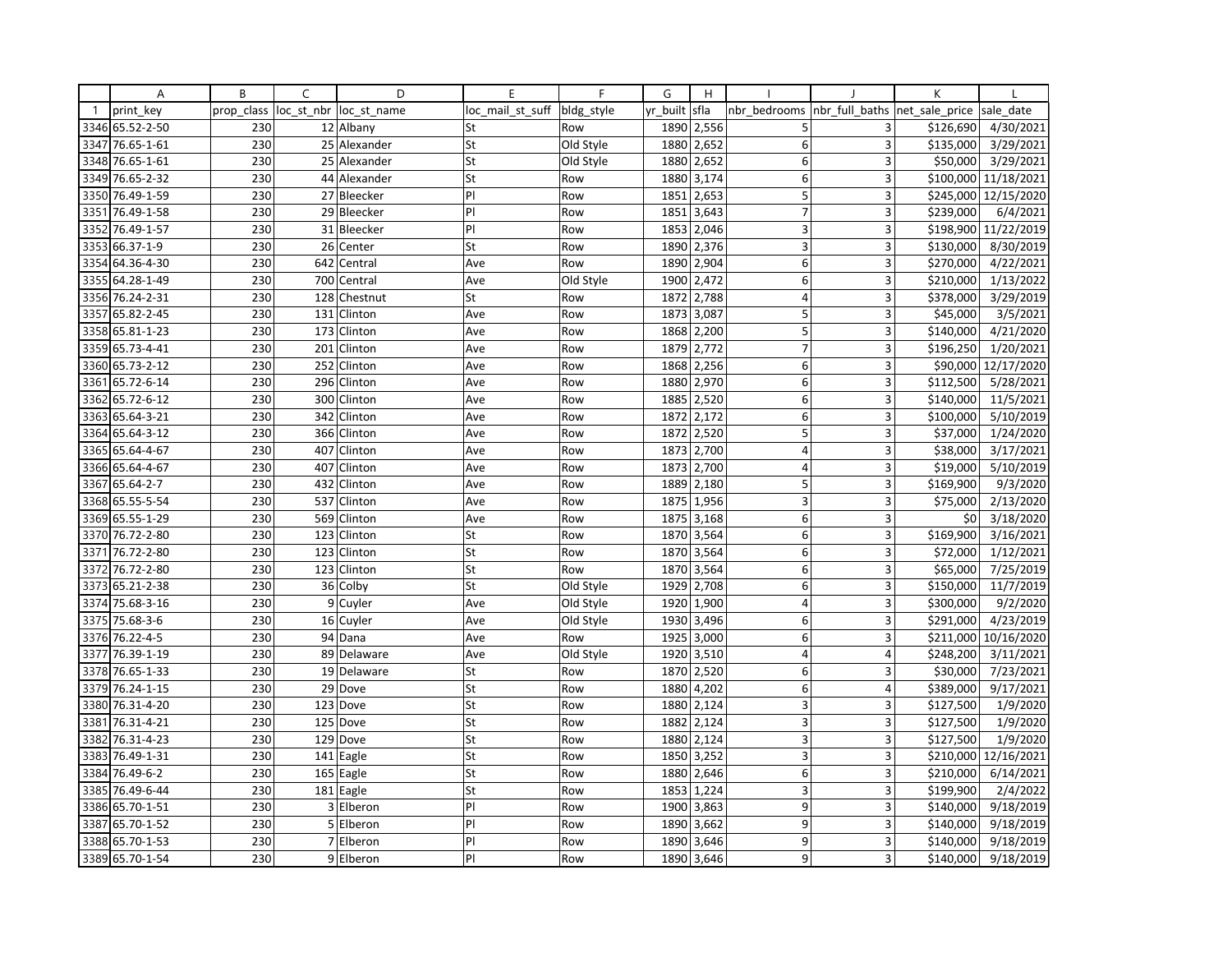| | A | B | C | D | E | F | G | H | I | J | K | L |
|---|---|---|---|---|---|---|---|---|---|---|---|---|
| 1 | print_key | prop_class | loc_st_nbr | loc_st_name | loc_mail_st_suff | bldg_style | yr_built | sfla | nbr_bedrooms | nbr_full_baths | net_sale_price | sale_date |
| 3346 | 65.52-2-50 | 230 | 12 | Albany | St | Row | 1890 | 2,556 | 5 | 3 | $126,690 | 4/30/2021 |
| 3347 | 76.65-1-61 | 230 | 25 | Alexander | St | Old Style | 1880 | 2,652 | 6 | 3 | $135,000 | 3/29/2021 |
| 3348 | 76.65-1-61 | 230 | 25 | Alexander | St | Old Style | 1880 | 2,652 | 6 | 3 | $50,000 | 3/29/2021 |
| 3349 | 76.65-2-32 | 230 | 44 | Alexander | St | Row | 1880 | 3,174 | 6 | 3 | $100,000 | 11/18/2021 |
| 3350 | 76.49-1-59 | 230 | 27 | Bleecker | Pl | Row | 1851 | 2,653 | 5 | 3 | $245,000 | 12/15/2020 |
| 3351 | 76.49-1-58 | 230 | 29 | Bleecker | Pl | Row | 1851 | 3,643 | 7 | 3 | $239,000 | 6/4/2021 |
| 3352 | 76.49-1-57 | 230 | 31 | Bleecker | Pl | Row | 1853 | 2,046 | 3 | 3 | $198,900 | 11/22/2019 |
| 3353 | 66.37-1-9 | 230 | 26 | Center | St | Row | 1890 | 2,376 | 3 | 3 | $130,000 | 8/30/2019 |
| 3354 | 64.36-4-30 | 230 | 642 | Central | Ave | Row | 1890 | 2,904 | 6 | 3 | $270,000 | 4/22/2021 |
| 3355 | 64.28-1-49 | 230 | 700 | Central | Ave | Old Style | 1900 | 2,472 | 6 | 3 | $210,000 | 1/13/2022 |
| 3356 | 76.24-2-31 | 230 | 128 | Chestnut | St | Row | 1872 | 2,788 | 4 | 3 | $378,000 | 3/29/2019 |
| 3357 | 65.82-2-45 | 230 | 131 | Clinton | Ave | Row | 1873 | 3,087 | 5 | 3 | $45,000 | 3/5/2021 |
| 3358 | 65.81-1-23 | 230 | 173 | Clinton | Ave | Row | 1868 | 2,200 | 5 | 3 | $140,000 | 4/21/2020 |
| 3359 | 65.73-4-41 | 230 | 201 | Clinton | Ave | Row | 1879 | 2,772 | 7 | 3 | $196,250 | 1/20/2021 |
| 3360 | 65.73-2-12 | 230 | 252 | Clinton | Ave | Row | 1868 | 2,256 | 6 | 3 | $90,000 | 12/17/2020 |
| 3361 | 65.72-6-14 | 230 | 296 | Clinton | Ave | Row | 1880 | 2,970 | 6 | 3 | $112,500 | 5/28/2021 |
| 3362 | 65.72-6-12 | 230 | 300 | Clinton | Ave | Row | 1885 | 2,520 | 6 | 3 | $140,000 | 11/5/2021 |
| 3363 | 65.64-3-21 | 230 | 342 | Clinton | Ave | Row | 1872 | 2,172 | 6 | 3 | $100,000 | 5/10/2019 |
| 3364 | 65.64-3-12 | 230 | 366 | Clinton | Ave | Row | 1872 | 2,520 | 5 | 3 | $37,000 | 1/24/2020 |
| 3365 | 65.64-4-67 | 230 | 407 | Clinton | Ave | Row | 1873 | 2,700 | 4 | 3 | $38,000 | 3/17/2021 |
| 3366 | 65.64-4-67 | 230 | 407 | Clinton | Ave | Row | 1873 | 2,700 | 4 | 3 | $19,000 | 5/10/2019 |
| 3367 | 65.64-2-7 | 230 | 432 | Clinton | Ave | Row | 1889 | 2,180 | 5 | 3 | $169,900 | 9/3/2020 |
| 3368 | 65.55-5-54 | 230 | 537 | Clinton | Ave | Row | 1875 | 1,956 | 3 | 3 | $75,000 | 2/13/2020 |
| 3369 | 65.55-1-29 | 230 | 569 | Clinton | Ave | Row | 1875 | 3,168 | 6 | 3 | $0 | 3/18/2020 |
| 3370 | 76.72-2-80 | 230 | 123 | Clinton | St | Row | 1870 | 3,564 | 6 | 3 | $169,900 | 3/16/2021 |
| 3371 | 76.72-2-80 | 230 | 123 | Clinton | St | Row | 1870 | 3,564 | 6 | 3 | $72,000 | 1/12/2021 |
| 3372 | 76.72-2-80 | 230 | 123 | Clinton | St | Row | 1870 | 3,564 | 6 | 3 | $65,000 | 7/25/2019 |
| 3373 | 65.21-2-38 | 230 | 36 | Colby | St | Old Style | 1929 | 2,708 | 6 | 3 | $150,000 | 11/7/2019 |
| 3374 | 75.68-3-16 | 230 | 9 | Cuyler | Ave | Old Style | 1920 | 1,900 | 4 | 3 | $300,000 | 9/2/2020 |
| 3375 | 75.68-3-6 | 230 | 16 | Cuyler | Ave | Old Style | 1930 | 3,496 | 6 | 3 | $291,000 | 4/23/2019 |
| 3376 | 76.22-4-5 | 230 | 94 | Dana | Ave | Row | 1925 | 3,000 | 6 | 3 | $211,000 | 10/16/2020 |
| 3377 | 76.39-1-19 | 230 | 89 | Delaware | Ave | Old Style | 1920 | 3,510 | 4 | 4 | $248,200 | 3/11/2021 |
| 3378 | 76.65-1-33 | 230 | 19 | Delaware | St | Row | 1870 | 2,520 | 6 | 3 | $30,000 | 7/23/2021 |
| 3379 | 76.24-1-15 | 230 | 29 | Dove | St | Row | 1880 | 4,202 | 6 | 4 | $389,000 | 9/17/2021 |
| 3380 | 76.31-4-20 | 230 | 123 | Dove | St | Row | 1880 | 2,124 | 3 | 3 | $127,500 | 1/9/2020 |
| 3381 | 76.31-4-21 | 230 | 125 | Dove | St | Row | 1882 | 2,124 | 3 | 3 | $127,500 | 1/9/2020 |
| 3382 | 76.31-4-23 | 230 | 129 | Dove | St | Row | 1880 | 2,124 | 3 | 3 | $127,500 | 1/9/2020 |
| 3383 | 76.49-1-31 | 230 | 141 | Eagle | St | Row | 1850 | 3,252 | 3 | 3 | $210,000 | 12/16/2021 |
| 3384 | 76.49-6-2 | 230 | 165 | Eagle | St | Row | 1880 | 2,646 | 6 | 3 | $210,000 | 6/14/2021 |
| 3385 | 76.49-6-44 | 230 | 181 | Eagle | St | Row | 1853 | 1,224 | 3 | 3 | $199,900 | 2/4/2022 |
| 3386 | 65.70-1-51 | 230 | 3 | Elberon | Pl | Row | 1900 | 3,863 | 9 | 3 | $140,000 | 9/18/2019 |
| 3387 | 65.70-1-52 | 230 | 5 | Elberon | Pl | Row | 1890 | 3,662 | 9 | 3 | $140,000 | 9/18/2019 |
| 3388 | 65.70-1-53 | 230 | 7 | Elberon | Pl | Row | 1890 | 3,646 | 9 | 3 | $140,000 | 9/18/2019 |
| 3389 | 65.70-1-54 | 230 | 9 | Elberon | Pl | Row | 1890 | 3,646 | 9 | 3 | $140,000 | 9/18/2019 |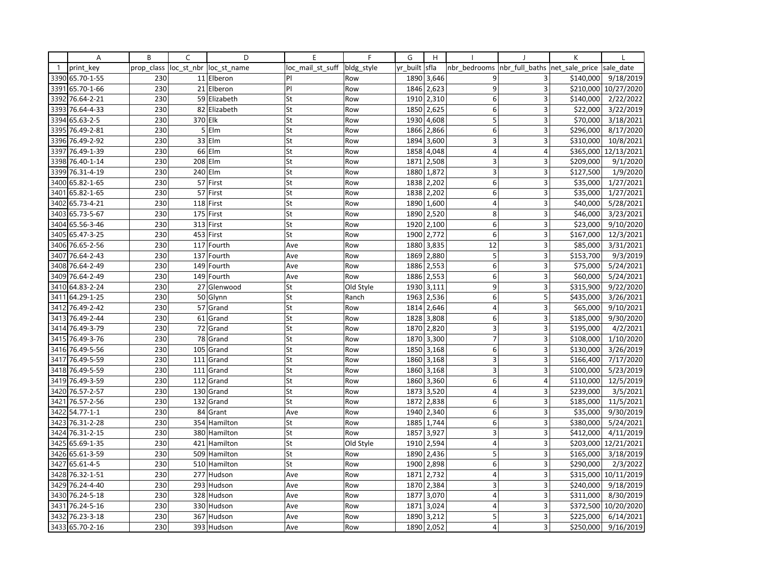| | A | B | C | D | E | F | G | H | I | J | K | L |
|---|---|---|---|---|---|---|---|---|---|---|---|---|
| 1 | print_key | prop_class | loc_st_nbr | loc_st_name | loc_mail_st_suff | bldg_style | yr_built | sfla | nbr_bedrooms | nbr_full_baths | net_sale_price | sale_date |
| 3390 | 65.70-1-55 | 230 | 11 | Elberon | Pl | Row | 1890 | 3,646 | 9 | 3 | $140,000 | 9/18/2019 |
| 3391 | 65.70-1-66 | 230 | 21 | Elberon | Pl | Row | 1846 | 2,623 | 9 | 3 | $210,000 | 10/27/2020 |
| 3392 | 76.64-2-21 | 230 | 59 | Elizabeth | St | Row | 1910 | 2,310 | 6 | 3 | $140,000 | 2/22/2022 |
| 3393 | 76.64-4-33 | 230 | 82 | Elizabeth | St | Row | 1850 | 2,625 | 6 | 3 | $22,000 | 3/22/2019 |
| 3394 | 65.63-2-5 | 230 | 370 | Elk | St | Row | 1930 | 4,608 | 5 | 3 | $70,000 | 3/18/2021 |
| 3395 | 76.49-2-81 | 230 | 5 | Elm | St | Row | 1866 | 2,866 | 6 | 3 | $296,000 | 8/17/2020 |
| 3396 | 76.49-2-92 | 230 | 33 | Elm | St | Row | 1894 | 3,600 | 3 | 3 | $310,000 | 10/8/2021 |
| 3397 | 76.49-1-39 | 230 | 66 | Elm | St | Row | 1858 | 4,048 | 4 | 4 | $365,000 | 12/13/2021 |
| 3398 | 76.40-1-14 | 230 | 208 | Elm | St | Row | 1871 | 2,508 | 3 | 3 | $209,000 | 9/1/2020 |
| 3399 | 76.31-4-19 | 230 | 240 | Elm | St | Row | 1880 | 1,872 | 3 | 3 | $127,500 | 1/9/2020 |
| 3400 | 65.82-1-65 | 230 | 57 | First | St | Row | 1838 | 2,202 | 6 | 3 | $35,000 | 1/27/2021 |
| 3401 | 65.82-1-65 | 230 | 57 | First | St | Row | 1838 | 2,202 | 6 | 3 | $35,000 | 1/27/2021 |
| 3402 | 65.73-4-21 | 230 | 118 | First | St | Row | 1890 | 1,600 | 4 | 3 | $40,000 | 5/28/2021 |
| 3403 | 65.73-5-67 | 230 | 175 | First | St | Row | 1890 | 2,520 | 8 | 3 | $46,000 | 3/23/2021 |
| 3404 | 65.56-3-46 | 230 | 313 | First | St | Row | 1920 | 2,100 | 6 | 3 | $23,000 | 9/10/2020 |
| 3405 | 65.47-3-25 | 230 | 453 | First | St | Row | 1900 | 2,772 | 6 | 3 | $167,000 | 12/3/2021 |
| 3406 | 76.65-2-56 | 230 | 117 | Fourth | Ave | Row | 1880 | 3,835 | 12 | 3 | $85,000 | 3/31/2021 |
| 3407 | 76.64-2-43 | 230 | 137 | Fourth | Ave | Row | 1869 | 2,880 | 5 | 3 | $153,700 | 9/3/2019 |
| 3408 | 76.64-2-49 | 230 | 149 | Fourth | Ave | Row | 1886 | 2,553 | 6 | 3 | $75,000 | 5/24/2021 |
| 3409 | 76.64-2-49 | 230 | 149 | Fourth | Ave | Row | 1886 | 2,553 | 6 | 3 | $60,000 | 5/24/2021 |
| 3410 | 64.83-2-24 | 230 | 27 | Glenwood | St | Old Style | 1930 | 3,111 | 9 | 3 | $315,900 | 9/22/2020 |
| 3411 | 64.29-1-25 | 230 | 50 | Glynn | St | Ranch | 1963 | 2,536 | 6 | 5 | $435,000 | 3/26/2021 |
| 3412 | 76.49-2-42 | 230 | 57 | Grand | St | Row | 1814 | 2,646 | 4 | 3 | $65,000 | 9/10/2021 |
| 3413 | 76.49-2-44 | 230 | 61 | Grand | St | Row | 1828 | 3,808 | 6 | 3 | $185,000 | 9/30/2020 |
| 3414 | 76.49-3-79 | 230 | 72 | Grand | St | Row | 1870 | 2,820 | 3 | 3 | $195,000 | 4/2/2021 |
| 3415 | 76.49-3-76 | 230 | 78 | Grand | St | Row | 1870 | 3,300 | 7 | 3 | $108,000 | 1/10/2020 |
| 3416 | 76.49-5-56 | 230 | 105 | Grand | St | Row | 1850 | 3,168 | 6 | 3 | $130,000 | 3/26/2019 |
| 3417 | 76.49-5-59 | 230 | 111 | Grand | St | Row | 1860 | 3,168 | 3 | 3 | $166,400 | 7/17/2020 |
| 3418 | 76.49-5-59 | 230 | 111 | Grand | St | Row | 1860 | 3,168 | 3 | 3 | $100,000 | 5/23/2019 |
| 3419 | 76.49-3-59 | 230 | 112 | Grand | St | Row | 1860 | 3,360 | 6 | 4 | $110,000 | 12/5/2019 |
| 3420 | 76.57-2-57 | 230 | 130 | Grand | St | Row | 1873 | 3,520 | 4 | 3 | $239,000 | 3/5/2021 |
| 3421 | 76.57-2-56 | 230 | 132 | Grand | St | Row | 1872 | 2,838 | 6 | 3 | $185,000 | 11/5/2021 |
| 3422 | 54.77-1-1 | 230 | 84 | Grant | Ave | Row | 1940 | 2,340 | 6 | 3 | $35,000 | 9/30/2019 |
| 3423 | 76.31-2-28 | 230 | 354 | Hamilton | St | Row | 1885 | 1,744 | 6 | 3 | $380,000 | 5/24/2021 |
| 3424 | 76.31-2-15 | 230 | 380 | Hamilton | St | Row | 1857 | 3,927 | 3 | 3 | $412,000 | 4/11/2019 |
| 3425 | 65.69-1-35 | 230 | 421 | Hamilton | St | Old Style | 1910 | 2,594 | 4 | 3 | $203,000 | 12/21/2021 |
| 3426 | 65.61-3-59 | 230 | 509 | Hamilton | St | Row | 1890 | 2,436 | 5 | 3 | $165,000 | 3/18/2019 |
| 3427 | 65.61-4-5 | 230 | 510 | Hamilton | St | Row | 1900 | 2,898 | 6 | 3 | $290,000 | 2/3/2022 |
| 3428 | 76.32-1-51 | 230 | 277 | Hudson | Ave | Row | 1871 | 2,732 | 4 | 3 | $315,000 | 10/11/2019 |
| 3429 | 76.24-4-40 | 230 | 293 | Hudson | Ave | Row | 1870 | 2,384 | 3 | 3 | $240,000 | 9/18/2019 |
| 3430 | 76.24-5-18 | 230 | 328 | Hudson | Ave | Row | 1877 | 3,070 | 4 | 3 | $311,000 | 8/30/2019 |
| 3431 | 76.24-5-16 | 230 | 330 | Hudson | Ave | Row | 1871 | 3,024 | 4 | 3 | $372,500 | 10/20/2020 |
| 3432 | 76.23-3-18 | 230 | 367 | Hudson | Ave | Row | 1890 | 3,212 | 5 | 3 | $225,000 | 6/14/2021 |
| 3433 | 65.70-2-16 | 230 | 393 | Hudson | Ave | Row | 1890 | 2,052 | 4 | 3 | $250,000 | 9/16/2019 |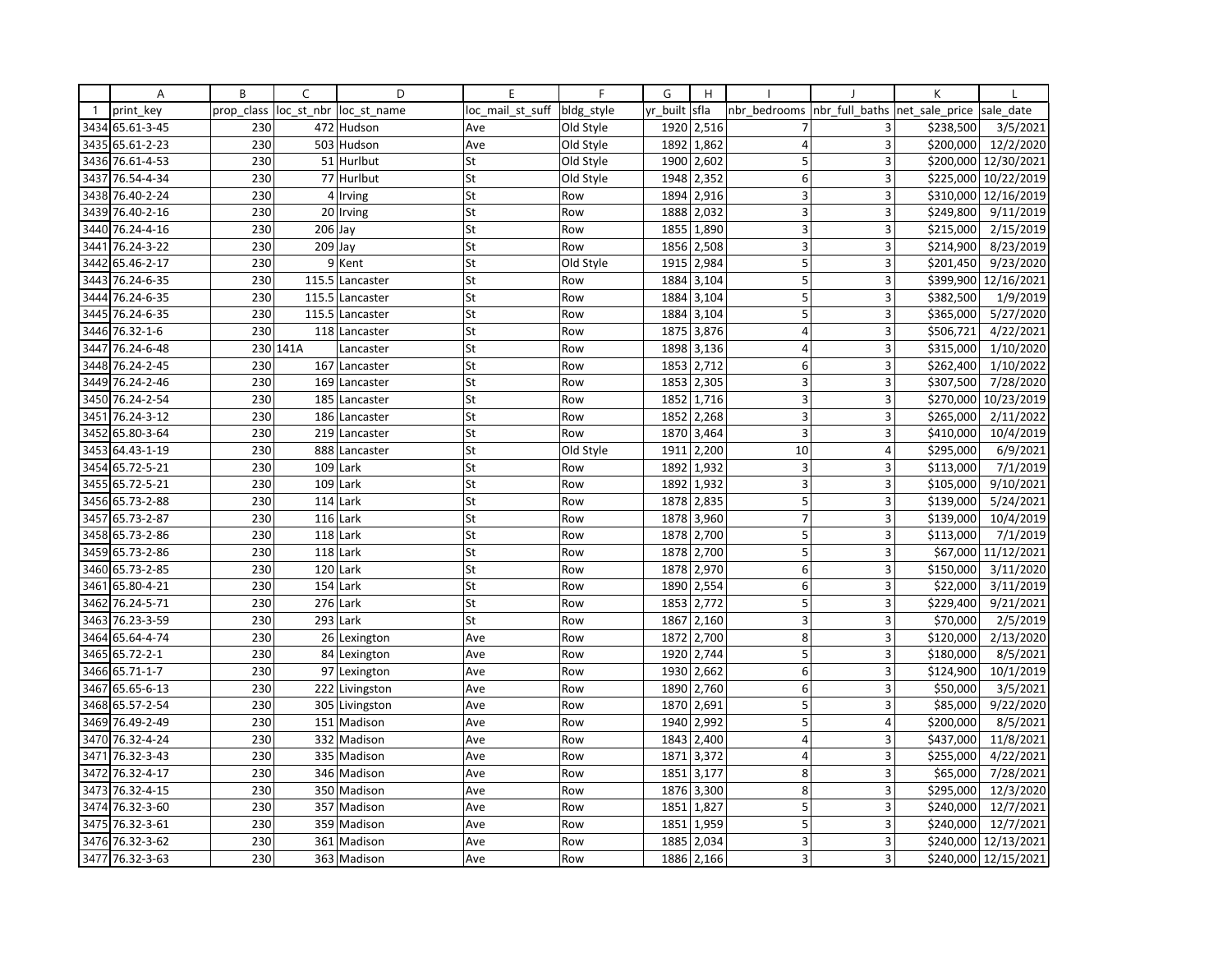| | A | B | C | D | E | F | G | H | I | J | K | L |
|---|---|---|---|---|---|---|---|---|---|---|---|---|
| 1 | print_key | prop_class | loc_st_nbr | loc_st_name | loc_mail_st_suff | bldg_style | yr_built | sfla | nbr_bedrooms | nbr_full_baths | net_sale_price | sale_date |
| 3434 | 65.61-3-45 | 230 | 472 | Hudson | Ave | Old Style | 1920 | 2,516 | 7 | 3 | $238,500 | 3/5/2021 |
| 3435 | 65.61-2-23 | 230 | 503 | Hudson | Ave | Old Style | 1892 | 1,862 | 4 | 3 | $200,000 | 12/2/2020 |
| 3436 | 76.61-4-53 | 230 | 51 | Hurlbut | St | Old Style | 1900 | 2,602 | 5 | 3 | $200,000 | 12/30/2021 |
| 3437 | 76.54-4-34 | 230 | 77 | Hurlbut | St | Old Style | 1948 | 2,352 | 6 | 3 | $225,000 | 10/22/2019 |
| 3438 | 76.40-2-24 | 230 | 4 | Irving | St | Row | 1894 | 2,916 | 3 | 3 | $310,000 | 12/16/2019 |
| 3439 | 76.40-2-16 | 230 | 20 | Irving | St | Row | 1888 | 2,032 | 3 | 3 | $249,800 | 9/11/2019 |
| 3440 | 76.24-4-16 | 230 | 206 | Jay | St | Row | 1855 | 1,890 | 3 | 3 | $215,000 | 2/15/2019 |
| 3441 | 76.24-3-22 | 230 | 209 | Jay | St | Row | 1856 | 2,508 | 3 | 3 | $214,900 | 8/23/2019 |
| 3442 | 65.46-2-17 | 230 | 9 | Kent | St | Old Style | 1915 | 2,984 | 5 | 3 | $201,450 | 9/23/2020 |
| 3443 | 76.24-6-35 | 230 | 115.5 | Lancaster | St | Row | 1884 | 3,104 | 5 | 3 | $399,900 | 12/16/2021 |
| 3444 | 76.24-6-35 | 230 | 115.5 | Lancaster | St | Row | 1884 | 3,104 | 5 | 3 | $382,500 | 1/9/2019 |
| 3445 | 76.24-6-35 | 230 | 115.5 | Lancaster | St | Row | 1884 | 3,104 | 5 | 3 | $365,000 | 5/27/2020 |
| 3446 | 76.32-1-6 | 230 | 118 | Lancaster | St | Row | 1875 | 3,876 | 4 | 3 | $506,721 | 4/22/2021 |
| 3447 | 76.24-6-48 | 230 | 141A | Lancaster | St | Row | 1898 | 3,136 | 4 | 3 | $315,000 | 1/10/2020 |
| 3448 | 76.24-2-45 | 230 | 167 | Lancaster | St | Row | 1853 | 2,712 | 6 | 3 | $262,400 | 1/10/2022 |
| 3449 | 76.24-2-46 | 230 | 169 | Lancaster | St | Row | 1853 | 2,305 | 3 | 3 | $307,500 | 7/28/2020 |
| 3450 | 76.24-2-54 | 230 | 185 | Lancaster | St | Row | 1852 | 1,716 | 3 | 3 | $270,000 | 10/23/2019 |
| 3451 | 76.24-3-12 | 230 | 186 | Lancaster | St | Row | 1852 | 2,268 | 3 | 3 | $265,000 | 2/11/2022 |
| 3452 | 65.80-3-64 | 230 | 219 | Lancaster | St | Row | 1870 | 3,464 | 3 | 3 | $410,000 | 10/4/2019 |
| 3453 | 64.43-1-19 | 230 | 888 | Lancaster | St | Old Style | 1911 | 2,200 | 10 | 4 | $295,000 | 6/9/2021 |
| 3454 | 65.72-5-21 | 230 | 109 | Lark | St | Row | 1892 | 1,932 | 3 | 3 | $113,000 | 7/1/2019 |
| 3455 | 65.72-5-21 | 230 | 109 | Lark | St | Row | 1892 | 1,932 | 3 | 3 | $105,000 | 9/10/2021 |
| 3456 | 65.73-2-88 | 230 | 114 | Lark | St | Row | 1878 | 2,835 | 5 | 3 | $139,000 | 5/24/2021 |
| 3457 | 65.73-2-87 | 230 | 116 | Lark | St | Row | 1878 | 3,960 | 7 | 3 | $139,000 | 10/4/2019 |
| 3458 | 65.73-2-86 | 230 | 118 | Lark | St | Row | 1878 | 2,700 | 5 | 3 | $113,000 | 7/1/2019 |
| 3459 | 65.73-2-86 | 230 | 118 | Lark | St | Row | 1878 | 2,700 | 5 | 3 | $67,000 | 11/12/2021 |
| 3460 | 65.73-2-85 | 230 | 120 | Lark | St | Row | 1878 | 2,970 | 6 | 3 | $150,000 | 3/11/2020 |
| 3461 | 65.80-4-21 | 230 | 154 | Lark | St | Row | 1890 | 2,554 | 6 | 3 | $22,000 | 3/11/2019 |
| 3462 | 76.24-5-71 | 230 | 276 | Lark | St | Row | 1853 | 2,772 | 5 | 3 | $229,400 | 9/21/2021 |
| 3463 | 76.23-3-59 | 230 | 293 | Lark | St | Row | 1867 | 2,160 | 3 | 3 | $70,000 | 2/5/2019 |
| 3464 | 65.64-4-74 | 230 | 26 | Lexington | Ave | Row | 1872 | 2,700 | 8 | 3 | $120,000 | 2/13/2020 |
| 3465 | 65.72-2-1 | 230 | 84 | Lexington | Ave | Row | 1920 | 2,744 | 5 | 3 | $180,000 | 8/5/2021 |
| 3466 | 65.71-1-7 | 230 | 97 | Lexington | Ave | Row | 1930 | 2,662 | 6 | 3 | $124,900 | 10/1/2019 |
| 3467 | 65.65-6-13 | 230 | 222 | Livingston | Ave | Row | 1890 | 2,760 | 6 | 3 | $50,000 | 3/5/2021 |
| 3468 | 65.57-2-54 | 230 | 305 | Livingston | Ave | Row | 1870 | 2,691 | 5 | 3 | $85,000 | 9/22/2020 |
| 3469 | 76.49-2-49 | 230 | 151 | Madison | Ave | Row | 1940 | 2,992 | 5 | 4 | $200,000 | 8/5/2021 |
| 3470 | 76.32-4-24 | 230 | 332 | Madison | Ave | Row | 1843 | 2,400 | 4 | 3 | $437,000 | 11/8/2021 |
| 3471 | 76.32-3-43 | 230 | 335 | Madison | Ave | Row | 1871 | 3,372 | 4 | 3 | $255,000 | 4/22/2021 |
| 3472 | 76.32-4-17 | 230 | 346 | Madison | Ave | Row | 1851 | 3,177 | 8 | 3 | $65,000 | 7/28/2021 |
| 3473 | 76.32-4-15 | 230 | 350 | Madison | Ave | Row | 1876 | 3,300 | 8 | 3 | $295,000 | 12/3/2020 |
| 3474 | 76.32-3-60 | 230 | 357 | Madison | Ave | Row | 1851 | 1,827 | 5 | 3 | $240,000 | 12/7/2021 |
| 3475 | 76.32-3-61 | 230 | 359 | Madison | Ave | Row | 1851 | 1,959 | 5 | 3 | $240,000 | 12/7/2021 |
| 3476 | 76.32-3-62 | 230 | 361 | Madison | Ave | Row | 1885 | 2,034 | 3 | 3 | $240,000 | 12/13/2021 |
| 3477 | 76.32-3-63 | 230 | 363 | Madison | Ave | Row | 1886 | 2,166 | 3 | 3 | $240,000 | 12/15/2021 |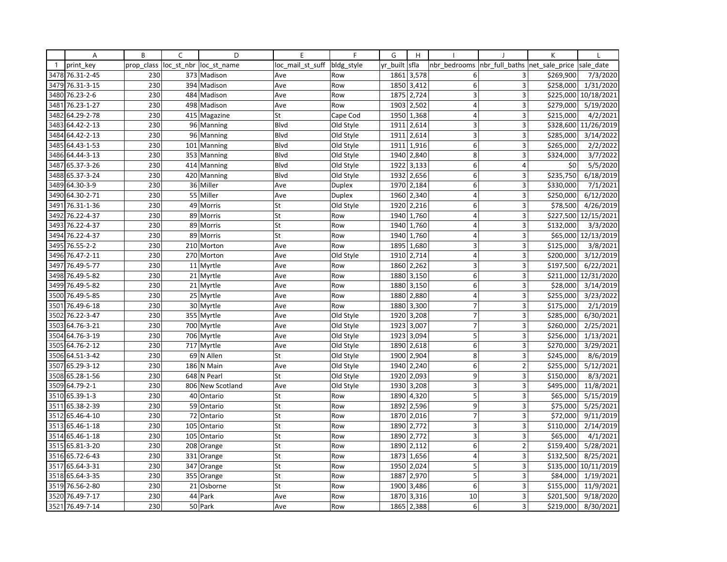| | A | B | C | D | E | F | G | H | I | J | K | L |
|---|---|---|---|---|---|---|---|---|---|---|---|---|
| 1 | print_key | prop_class | loc_st_nbr | loc_st_name | loc_mail_st_suff | bldg_style | yr_built | sfla | nbr_bedrooms | nbr_full_baths | net_sale_price | sale_date |
| 3478 | 76.31-2-45 | 230 | 373 | Madison | Ave | Row | 1861 | 3,578 | 6 | 3 | $269,900 | 7/3/2020 |
| 3479 | 76.31-3-15 | 230 | 394 | Madison | Ave | Row | 1850 | 3,412 | 6 | 3 | $258,000 | 1/31/2020 |
| 3480 | 76.23-2-6 | 230 | 484 | Madison | Ave | Row | 1875 | 2,724 | 3 | 3 | $225,000 | 10/18/2021 |
| 3481 | 76.23-1-27 | 230 | 498 | Madison | Ave | Row | 1903 | 2,502 | 4 | 3 | $279,000 | 5/19/2020 |
| 3482 | 64.29-2-78 | 230 | 415 | Magazine | St | Cape Cod | 1950 | 1,368 | 4 | 3 | $215,000 | 4/2/2021 |
| 3483 | 64.42-2-13 | 230 | 96 | Manning | Blvd | Old Style | 1911 | 2,614 | 3 | 3 | $328,600 | 11/26/2019 |
| 3484 | 64.42-2-13 | 230 | 96 | Manning | Blvd | Old Style | 1911 | 2,614 | 3 | 3 | $285,000 | 3/14/2022 |
| 3485 | 64.43-1-53 | 230 | 101 | Manning | Blvd | Old Style | 1911 | 1,916 | 6 | 3 | $265,000 | 2/2/2022 |
| 3486 | 64.44-3-13 | 230 | 353 | Manning | Blvd | Old Style | 1940 | 2,840 | 8 | 3 | $324,000 | 3/7/2022 |
| 3487 | 65.37-3-26 | 230 | 414 | Manning | Blvd | Old Style | 1922 | 3,133 | 6 | 4 | $0 | 5/5/2020 |
| 3488 | 65.37-3-24 | 230 | 420 | Manning | Blvd | Old Style | 1932 | 2,656 | 6 | 3 | $235,750 | 6/18/2019 |
| 3489 | 64.30-3-9 | 230 | 36 | Miller | Ave | Duplex | 1970 | 2,184 | 6 | 3 | $330,000 | 7/1/2021 |
| 3490 | 64.30-2-71 | 230 | 55 | Miller | Ave | Duplex | 1960 | 2,340 | 4 | 3 | $250,000 | 6/12/2020 |
| 3491 | 76.31-1-36 | 230 | 49 | Morris | St | Old Style | 1920 | 2,216 | 6 | 3 | $78,500 | 4/26/2019 |
| 3492 | 76.22-4-37 | 230 | 89 | Morris | St | Row | 1940 | 1,760 | 4 | 3 | $227,500 | 12/15/2021 |
| 3493 | 76.22-4-37 | 230 | 89 | Morris | St | Row | 1940 | 1,760 | 4 | 3 | $132,000 | 3/3/2020 |
| 3494 | 76.22-4-37 | 230 | 89 | Morris | St | Row | 1940 | 1,760 | 4 | 3 | $65,000 | 12/13/2019 |
| 3495 | 76.55-2-2 | 230 | 210 | Morton | Ave | Row | 1895 | 1,680 | 3 | 3 | $125,000 | 3/8/2021 |
| 3496 | 76.47-2-11 | 230 | 270 | Morton | Ave | Old Style | 1910 | 2,714 | 4 | 3 | $200,000 | 3/12/2019 |
| 3497 | 76.49-5-77 | 230 | 11 | Myrtle | Ave | Row | 1860 | 2,262 | 3 | 3 | $197,500 | 6/22/2021 |
| 3498 | 76.49-5-82 | 230 | 21 | Myrtle | Ave | Row | 1880 | 3,150 | 6 | 3 | $211,000 | 12/31/2020 |
| 3499 | 76.49-5-82 | 230 | 21 | Myrtle | Ave | Row | 1880 | 3,150 | 6 | 3 | $28,000 | 3/14/2019 |
| 3500 | 76.49-5-85 | 230 | 25 | Myrtle | Ave | Row | 1880 | 2,880 | 4 | 3 | $255,000 | 3/23/2022 |
| 3501 | 76.49-6-18 | 230 | 30 | Myrtle | Ave | Row | 1880 | 3,300 | 7 | 3 | $175,000 | 2/1/2019 |
| 3502 | 76.22-3-47 | 230 | 355 | Myrtle | Ave | Old Style | 1920 | 3,208 | 7 | 3 | $285,000 | 6/30/2021 |
| 3503 | 64.76-3-21 | 230 | 700 | Myrtle | Ave | Old Style | 1923 | 3,007 | 7 | 3 | $260,000 | 2/25/2021 |
| 3504 | 64.76-3-19 | 230 | 706 | Myrtle | Ave | Old Style | 1923 | 3,094 | 5 | 3 | $256,000 | 1/13/2021 |
| 3505 | 64.76-2-12 | 230 | 717 | Myrtle | Ave | Old Style | 1890 | 2,618 | 6 | 3 | $270,000 | 3/29/2021 |
| 3506 | 64.51-3-42 | 230 | 69 | N Allen | St | Old Style | 1900 | 2,904 | 8 | 3 | $245,000 | 8/6/2019 |
| 3507 | 65.29-3-12 | 230 | 186 | N Main | Ave | Old Style | 1940 | 2,240 | 6 | 2 | $255,000 | 5/12/2021 |
| 3508 | 65.28-1-56 | 230 | 648 | N Pearl | St | Old Style | 1920 | 2,093 | 9 | 3 | $150,000 | 8/3/2021 |
| 3509 | 64.79-2-1 | 230 | 806 | New Scotland | Ave | Old Style | 1930 | 3,208 | 3 | 3 | $495,000 | 11/8/2021 |
| 3510 | 65.39-1-3 | 230 | 40 | Ontario | St | Row | 1890 | 4,320 | 5 | 3 | $65,000 | 5/15/2019 |
| 3511 | 65.38-2-39 | 230 | 59 | Ontario | St | Row | 1892 | 2,596 | 9 | 3 | $75,000 | 5/25/2021 |
| 3512 | 65.46-4-10 | 230 | 72 | Ontario | St | Row | 1870 | 2,016 | 7 | 3 | $72,000 | 9/11/2019 |
| 3513 | 65.46-1-18 | 230 | 105 | Ontario | St | Row | 1890 | 2,772 | 3 | 3 | $110,000 | 2/14/2019 |
| 3514 | 65.46-1-18 | 230 | 105 | Ontario | St | Row | 1890 | 2,772 | 3 | 3 | $65,000 | 4/1/2021 |
| 3515 | 65.81-3-20 | 230 | 208 | Orange | St | Row | 1890 | 2,112 | 6 | 2 | $159,400 | 5/28/2021 |
| 3516 | 65.72-6-43 | 230 | 331 | Orange | St | Row | 1873 | 1,656 | 4 | 3 | $132,500 | 8/25/2021 |
| 3517 | 65.64-3-31 | 230 | 347 | Orange | St | Row | 1950 | 2,024 | 5 | 3 | $135,000 | 10/11/2019 |
| 3518 | 65.64-3-35 | 230 | 355 | Orange | St | Row | 1887 | 2,970 | 5 | 3 | $84,000 | 1/19/2021 |
| 3519 | 76.56-2-80 | 230 | 21 | Osborne | St | Row | 1900 | 3,486 | 6 | 3 | $155,000 | 11/9/2021 |
| 3520 | 76.49-7-17 | 230 | 44 | Park | Ave | Row | 1870 | 3,316 | 10 | 3 | $201,500 | 9/18/2020 |
| 3521 | 76.49-7-14 | 230 | 50 | Park | Ave | Row | 1865 | 2,388 | 6 | 3 | $219,000 | 8/30/2021 |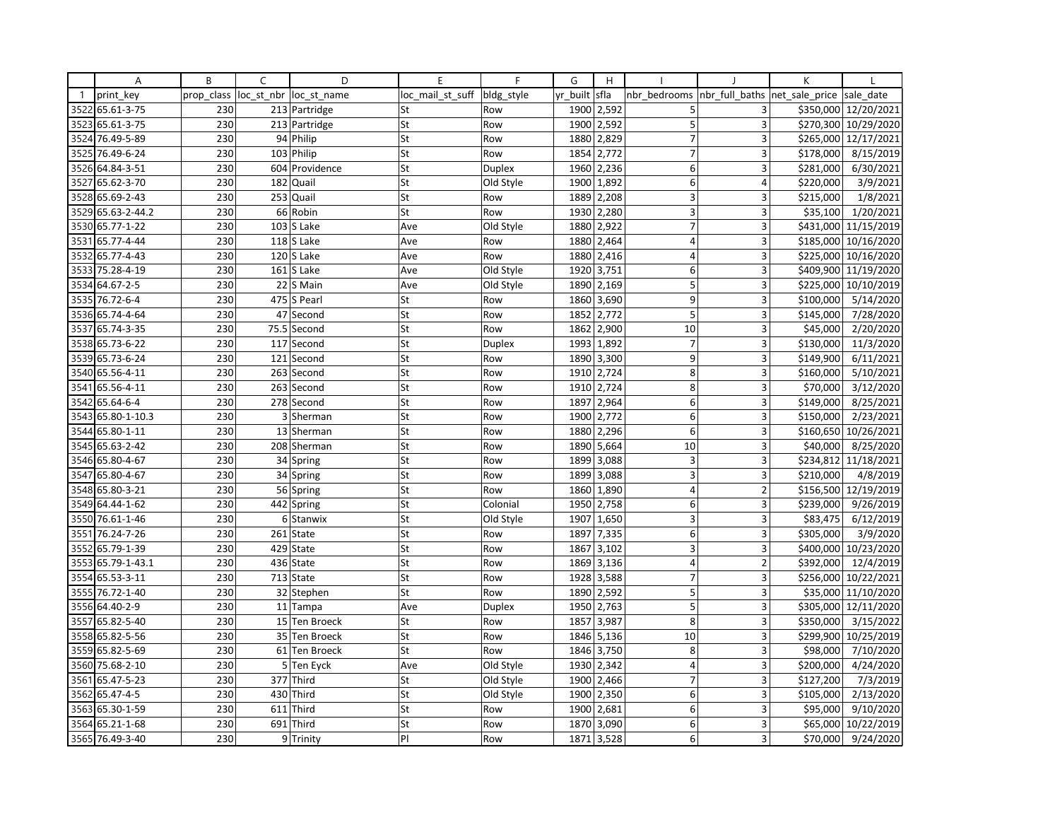| | A | B | C | D | E | F | G | H | I | J | K | L |
|---|---|---|---|---|---|---|---|---|---|---|---|---|
| 1 | print_key | prop_class | loc_st_nbr | loc_st_name | loc_mail_st_suff | bldg_style | yr_built | sfla | nbr_bedrooms | nbr_full_baths | net_sale_price | sale_date |
| 3522 | 65.61-3-75 | 230 | 213 | Partridge | St | Row | 1900 | 2,592 | 5 | 3 | $350,000 | 12/20/2021 |
| 3523 | 65.61-3-75 | 230 | 213 | Partridge | St | Row | 1900 | 2,592 | 5 | 3 | $270,300 | 10/29/2020 |
| 3524 | 76.49-5-89 | 230 | 94 | Philip | St | Row | 1880 | 2,829 | 7 | 3 | $265,000 | 12/17/2021 |
| 3525 | 76.49-6-24 | 230 | 103 | Philip | St | Row | 1854 | 2,772 | 7 | 3 | $178,000 | 8/15/2019 |
| 3526 | 64.84-3-51 | 230 | 604 | Providence | St | Duplex | 1960 | 2,236 | 6 | 3 | $281,000 | 6/30/2021 |
| 3527 | 65.62-3-70 | 230 | 182 | Quail | St | Old Style | 1900 | 1,892 | 6 | 4 | $220,000 | 3/9/2021 |
| 3528 | 65.69-2-43 | 230 | 253 | Quail | St | Row | 1889 | 2,208 | 3 | 3 | $215,000 | 1/8/2021 |
| 3529 | 65.63-2-44.2 | 230 | 66 | Robin | St | Row | 1930 | 2,280 | 3 | 3 | $35,100 | 1/20/2021 |
| 3530 | 65.77-1-22 | 230 | 103 | S Lake | Ave | Old Style | 1880 | 2,922 | 7 | 3 | $431,000 | 11/15/2019 |
| 3531 | 65.77-4-44 | 230 | 118 | S Lake | Ave | Row | 1880 | 2,464 | 4 | 3 | $185,000 | 10/16/2020 |
| 3532 | 65.77-4-43 | 230 | 120 | S Lake | Ave | Row | 1880 | 2,416 | 4 | 3 | $225,000 | 10/16/2020 |
| 3533 | 75.28-4-19 | 230 | 161 | S Lake | Ave | Old Style | 1920 | 3,751 | 6 | 3 | $409,900 | 11/19/2020 |
| 3534 | 64.67-2-5 | 230 | 22 | S Main | Ave | Old Style | 1890 | 2,169 | 5 | 3 | $225,000 | 10/10/2019 |
| 3535 | 76.72-6-4 | 230 | 475 | S Pearl | St | Row | 1860 | 3,690 | 9 | 3 | $100,000 | 5/14/2020 |
| 3536 | 65.74-4-64 | 230 | 47 | Second | St | Row | 1852 | 2,772 | 5 | 3 | $145,000 | 7/28/2020 |
| 3537 | 65.74-3-35 | 230 | 75.5 | Second | St | Row | 1862 | 2,900 | 10 | 3 | $45,000 | 2/20/2020 |
| 3538 | 65.73-6-22 | 230 | 117 | Second | St | Duplex | 1993 | 1,892 | 7 | 3 | $130,000 | 11/3/2020 |
| 3539 | 65.73-6-24 | 230 | 121 | Second | St | Row | 1890 | 3,300 | 9 | 3 | $149,900 | 6/11/2021 |
| 3540 | 65.56-4-11 | 230 | 263 | Second | St | Row | 1910 | 2,724 | 8 | 3 | $160,000 | 5/10/2021 |
| 3541 | 65.56-4-11 | 230 | 263 | Second | St | Row | 1910 | 2,724 | 8 | 3 | $70,000 | 3/12/2020 |
| 3542 | 65.64-6-4 | 230 | 278 | Second | St | Row | 1897 | 2,964 | 6 | 3 | $149,000 | 8/25/2021 |
| 3543 | 65.80-1-10.3 | 230 | 3 | Sherman | St | Row | 1900 | 2,772 | 6 | 3 | $150,000 | 2/23/2021 |
| 3544 | 65.80-1-11 | 230 | 13 | Sherman | St | Row | 1880 | 2,296 | 6 | 3 | $160,650 | 10/26/2021 |
| 3545 | 65.63-2-42 | 230 | 208 | Sherman | St | Row | 1890 | 5,664 | 10 | 3 | $40,000 | 8/25/2020 |
| 3546 | 65.80-4-67 | 230 | 34 | Spring | St | Row | 1899 | 3,088 | 3 | 3 | $234,812 | 11/18/2021 |
| 3547 | 65.80-4-67 | 230 | 34 | Spring | St | Row | 1899 | 3,088 | 3 | 3 | $210,000 | 4/8/2019 |
| 3548 | 65.80-3-21 | 230 | 56 | Spring | St | Row | 1860 | 1,890 | 4 | 2 | $156,500 | 12/19/2019 |
| 3549 | 64.44-1-62 | 230 | 442 | Spring | St | Colonial | 1950 | 2,758 | 6 | 3 | $239,000 | 9/26/2019 |
| 3550 | 76.61-1-46 | 230 | 6 | Stanwix | St | Old Style | 1907 | 1,650 | 3 | 3 | $83,475 | 6/12/2019 |
| 3551 | 76.24-7-26 | 230 | 261 | State | St | Row | 1897 | 7,335 | 6 | 3 | $305,000 | 3/9/2020 |
| 3552 | 65.79-1-39 | 230 | 429 | State | St | Row | 1867 | 3,102 | 3 | 3 | $400,000 | 10/23/2020 |
| 3553 | 65.79-1-43.1 | 230 | 436 | State | St | Row | 1869 | 3,136 | 4 | 2 | $392,000 | 12/4/2019 |
| 3554 | 65.53-3-11 | 230 | 713 | State | St | Row | 1928 | 3,588 | 7 | 3 | $256,000 | 10/22/2021 |
| 3555 | 76.72-1-40 | 230 | 32 | Stephen | St | Row | 1890 | 2,592 | 5 | 3 | $35,000 | 11/10/2020 |
| 3556 | 64.40-2-9 | 230 | 11 | Tampa | Ave | Duplex | 1950 | 2,763 | 5 | 3 | $305,000 | 12/11/2020 |
| 3557 | 65.82-5-40 | 230 | 15 | Ten Broeck | St | Row | 1857 | 3,987 | 8 | 3 | $350,000 | 3/15/2022 |
| 3558 | 65.82-5-56 | 230 | 35 | Ten Broeck | St | Row | 1846 | 5,136 | 10 | 3 | $299,900 | 10/25/2019 |
| 3559 | 65.82-5-69 | 230 | 61 | Ten Broeck | St | Row | 1846 | 3,750 | 8 | 3 | $98,000 | 7/10/2020 |
| 3560 | 75.68-2-10 | 230 | 5 | Ten Eyck | Ave | Old Style | 1930 | 2,342 | 4 | 3 | $200,000 | 4/24/2020 |
| 3561 | 65.47-5-23 | 230 | 377 | Third | St | Old Style | 1900 | 2,466 | 7 | 3 | $127,200 | 7/3/2019 |
| 3562 | 65.47-4-5 | 230 | 430 | Third | St | Old Style | 1900 | 2,350 | 6 | 3 | $105,000 | 2/13/2020 |
| 3563 | 65.30-1-59 | 230 | 611 | Third | St | Row | 1900 | 2,681 | 6 | 3 | $95,000 | 9/10/2020 |
| 3564 | 65.21-1-68 | 230 | 691 | Third | St | Row | 1870 | 3,090 | 6 | 3 | $65,000 | 10/22/2019 |
| 3565 | 76.49-3-40 | 230 | 9 | Trinity | Pl | Row | 1871 | 3,528 | 6 | 3 | $70,000 | 9/24/2020 |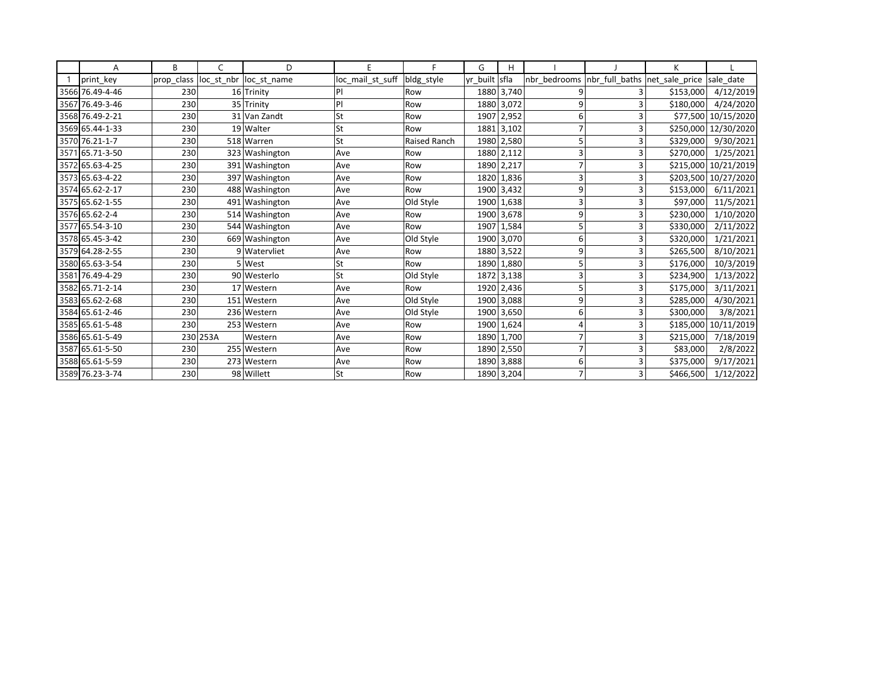| | A | B | C | D | E | F | G | H | I | J | K | L |
|---|---|---|---|---|---|---|---|---|---|---|---|---|
| 1 | print_key | prop_class | loc_st_nbr | loc_st_name | loc_mail_st_suff | bldg_style | yr_built | sfla | nbr_bedrooms | nbr_full_baths | net_sale_price | sale_date |
| 3566 | 76.49-4-46 | 230 | 16 | Trinity | Pl | Row | 1880 | 3,740 | 9 | 3 | $153,000 | 4/12/2019 |
| 3567 | 76.49-3-46 | 230 | 35 | Trinity | Pl | Row | 1880 | 3,072 | 9 | 3 | $180,000 | 4/24/2020 |
| 3568 | 76.49-2-21 | 230 | 31 | Van Zandt | St | Row | 1907 | 2,952 | 6 | 3 | $77,500 | 10/15/2020 |
| 3569 | 65.44-1-33 | 230 | 19 | Walter | St | Row | 1881 | 3,102 | 7 | 3 | $250,000 | 12/30/2020 |
| 3570 | 76.21-1-7 | 230 | 518 | Warren | St | Raised Ranch | 1980 | 2,580 | 5 | 3 | $329,000 | 9/30/2021 |
| 3571 | 65.71-3-50 | 230 | 323 | Washington | Ave | Row | 1880 | 2,112 | 3 | 3 | $270,000 | 1/25/2021 |
| 3572 | 65.63-4-25 | 230 | 391 | Washington | Ave | Row | 1890 | 2,217 | 7 | 3 | $215,000 | 10/21/2019 |
| 3573 | 65.63-4-22 | 230 | 397 | Washington | Ave | Row | 1820 | 1,836 | 3 | 3 | $203,500 | 10/27/2020 |
| 3574 | 65.62-2-17 | 230 | 488 | Washington | Ave | Row | 1900 | 3,432 | 9 | 3 | $153,000 | 6/11/2021 |
| 3575 | 65.62-1-55 | 230 | 491 | Washington | Ave | Old Style | 1900 | 1,638 | 3 | 3 | $97,000 | 11/5/2021 |
| 3576 | 65.62-2-4 | 230 | 514 | Washington | Ave | Row | 1900 | 3,678 | 9 | 3 | $230,000 | 1/10/2020 |
| 3577 | 65.54-3-10 | 230 | 544 | Washington | Ave | Row | 1907 | 1,584 | 5 | 3 | $330,000 | 2/11/2022 |
| 3578 | 65.45-3-42 | 230 | 669 | Washington | Ave | Old Style | 1900 | 3,070 | 6 | 3 | $320,000 | 1/21/2021 |
| 3579 | 64.28-2-55 | 230 | 9 | Watervliet | Ave | Row | 1880 | 3,522 | 9 | 3 | $265,500 | 8/10/2021 |
| 3580 | 65.63-3-54 | 230 | 5 | West | St | Row | 1890 | 1,880 | 5 | 3 | $176,000 | 10/3/2019 |
| 3581 | 76.49-4-29 | 230 | 90 | Westerlo | St | Old Style | 1872 | 3,138 | 3 | 3 | $234,900 | 1/13/2022 |
| 3582 | 65.71-2-14 | 230 | 17 | Western | Ave | Row | 1920 | 2,436 | 5 | 3 | $175,000 | 3/11/2021 |
| 3583 | 65.62-2-68 | 230 | 151 | Western | Ave | Old Style | 1900 | 3,088 | 9 | 3 | $285,000 | 4/30/2021 |
| 3584 | 65.61-2-46 | 230 | 236 | Western | Ave | Old Style | 1900 | 3,650 | 6 | 3 | $300,000 | 3/8/2021 |
| 3585 | 65.61-5-48 | 230 | 253 | Western | Ave | Row | 1900 | 1,624 | 4 | 3 | $185,000 | 10/11/2019 |
| 3586 | 65.61-5-49 | 230 | 253A | Western | Ave | Row | 1890 | 1,700 | 7 | 3 | $215,000 | 7/18/2019 |
| 3587 | 65.61-5-50 | 230 | 255 | Western | Ave | Row | 1890 | 2,550 | 7 | 3 | $83,000 | 2/8/2022 |
| 3588 | 65.61-5-59 | 230 | 273 | Western | Ave | Row | 1890 | 3,888 | 6 | 3 | $375,000 | 9/17/2021 |
| 3589 | 76.23-3-74 | 230 | 98 | Willett | St | Row | 1890 | 3,204 | 7 | 3 | $466,500 | 1/12/2022 |